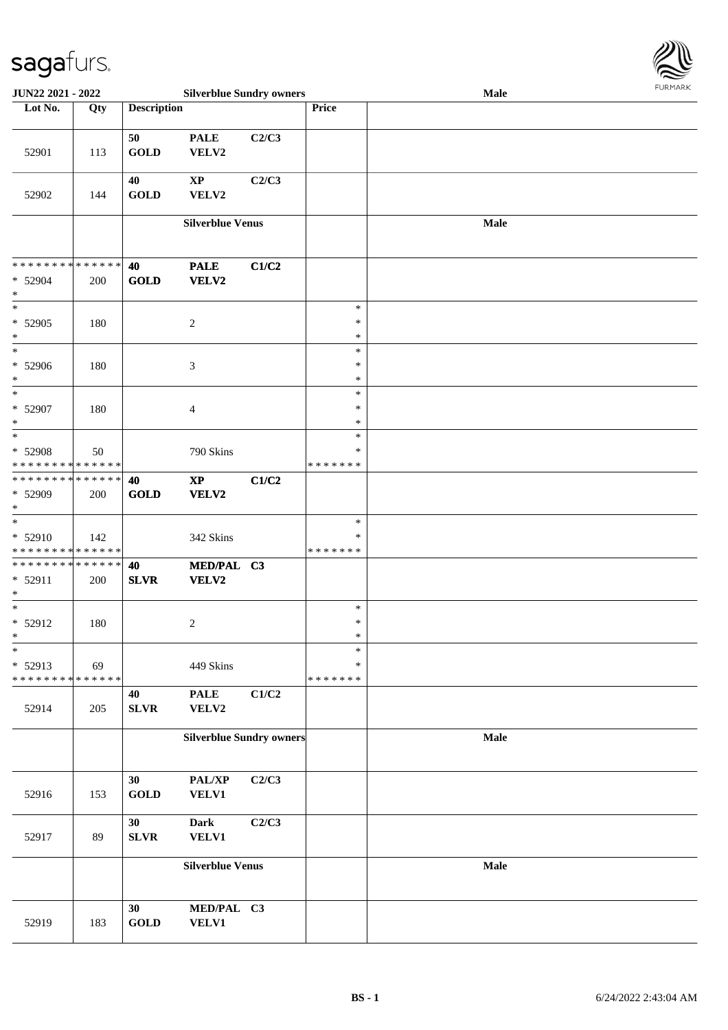| Lot No. | Qty | Description | | | Price | |
|---|---|---|---|---|---|---|
| | | | | | | |
| 52901 | 113 | 50 GOLD | PALE VELV2 | C2/C3 | | |
| 52902 | 144 | 40 GOLD | XP VELV2 | C2/C3 | | |
| | | **Silverblue Venus** | | | | **Male** |
| * * * * * * * * * * * * * * <br> * 52904 <br> * | 200 | 40 GOLD | PALE VELV2 | C1/C2 | | |
| * <br> * 52905 <br> * | 180 | | 2 | | * <br> * <br> * | |
| * <br> * 52906 <br> * | 180 | | 3 | | * <br> * <br> * | |
| * <br> * 52907 <br> * | 180 | | 4 | | * <br> * <br> * | |
| * <br> * 52908 <br> * * * * * * * * * * * * * * | 50 | | 790 Skins | | * <br> * <br> * * * * * * * | |
| * * * * * * * * * * * * * * <br> * 52909 <br> * | 200 | 40 GOLD | XP VELV2 | C1/C2 | | |
| * <br> * 52910 <br> * * * * * * * * * * * * * * | 142 | | 342 Skins | | * <br> * <br> * * * * * * * | |
| * * * * * * * * * * * * * * <br> * 52911 <br> * | 200 | 40 SLVR | MED/PAL VELV2 | C3 | | |
| * <br> * 52912 <br> * | 180 | | 2 | | * <br> * <br> * | |
| * <br> * 52913 <br> * * * * * * * * * * * * * * | 69 | | 449 Skins | | * <br> * <br> * * * * * * * | |
| 52914 | 205 | 40 SLVR | PALE VELV2 | C1/C2 | | |
| | | **Silverblue Sundry owners** | | | | **Male** |
| 52916 | 153 | 30 GOLD | PAL/XP VELV1 | C2/C3 | | |
| 52917 | 89 | 30 SLVR | Dark VELV1 | C2/C3 | | |
| | | **Silverblue Venus** | | | | **Male** |
| 52919 | 183 | 30 GOLD | MED/PAL VELV1 | C3 | | |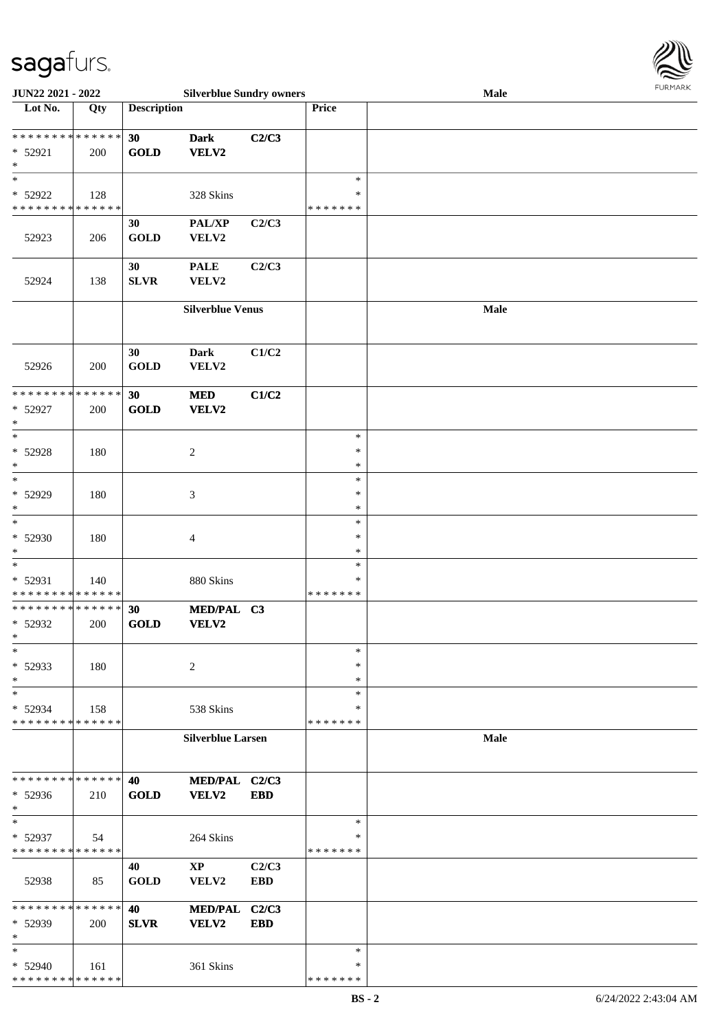| Lot No. | Qty | Description | | | Price | |
|---|---|---|---|---|---|---|
| * * * * * * * * * * * * * * | | 30 | Dark | C2/C3 | | |
| * 52921 | 200 | GOLD | VELV2 | | | |
| * | | | | | | |
| * | | | | | * | |
| * 52922 | 128 | | 328 Skins | | * | |
| * * * * * * * * * * * * * * | | | | | * * * * * * * | |
| | | 30 | PAL/XP | C2/C3 | | |
| 52923 | 206 | GOLD | VELV2 | | | |
| | | 30 | PALE | C2/C3 | | |
| 52924 | 138 | SLVR | VELV2 | | | |
| | | **Silverblue Venus** | | | | **Male** |
| | | 30 | Dark | C1/C2 | | |
| 52926 | 200 | GOLD | VELV2 | | | |
| * * * * * * * * * * * * * * | | 30 | MED | C1/C2 | | |
| * 52927 | 200 | GOLD | VELV2 | | | |
| * | | | | | | |
| * | | | | | * | |
| * 52928 | 180 | | 2 | | * | |
| * | | | | | * | |
| * | | | | | * | |
| * 52929 | 180 | | 3 | | * | |
| * | | | | | * | |
| * | | | | | * | |
| * 52930 | 180 | | 4 | | * | |
| * | | | | | * | |
| * | | | | | * | |
| * 52931 | 140 | | 880 Skins | | * | |
| * * * * * * * * * * * * * * | | | | | * * * * * * * | |
| * * * * * * * * * * * * * * | | 30 | MED/PAL | C3 | | |
| * 52932 | 200 | GOLD | VELV2 | | | |
| * | | | | | | |
| * | | | | | * | |
| * 52933 | 180 | | 2 | | * | |
| * | | | | | * | |
| * | | | | | * | |
| * 52934 | 158 | | 538 Skins | | * | |
| * * * * * * * * * * * * * * | | | | | * * * * * * * | |
| | | **Silverblue Larsen** | | | | **Male** |
| * * * * * * * * * * * * * * | | 40 | MED/PAL | C2/C3 | | |
| * 52936 | 210 | GOLD | VELV2 | EBD | | |
| * | | | | | | |
| * | | | | | * | |
| * 52937 | 54 | | 264 Skins | | * | |
| * * * * * * * * * * * * * * | | | | | * * * * * * * | |
| | | 40 | XP | C2/C3 | | |
| 52938 | 85 | GOLD | VELV2 | EBD | | |
| * * * * * * * * * * * * * * | | 40 | MED/PAL | C2/C3 | | |
| * 52939 | 200 | SLVR | VELV2 | EBD | | |
| * | | | | | | |
| * | | | | | * | |
| * 52940 | 161 | | 361 Skins | | * | |
| * * * * * * * * * * * * * * | | | | | * * * * * * * | |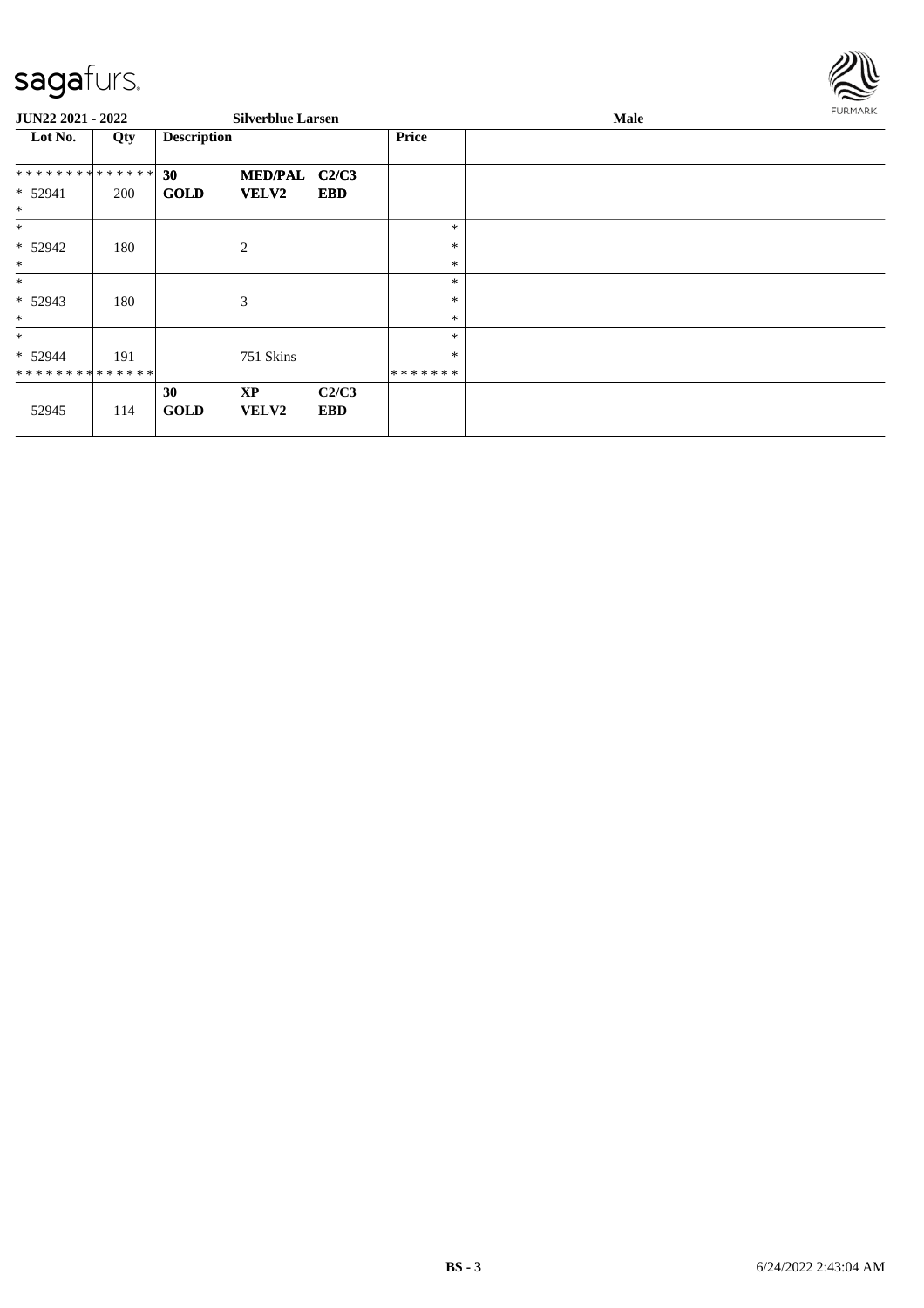JUN22 2021 - 2022 | Silverblue Larsen | Male

| Lot No. | Qty | Description | | | Price | |
|---|---|---|---|---|---|---|
| * * * * * * * * * * * * * * | | 30 | MED/PAL | C2/C3 | | |
| * 52941 | 200 | GOLD | VELV2 | EBD | | |
| * | | | | | | |
| * | | | | | * | |
| * 52942 | 180 | | 2 | | * | |
| * | | | | | * | |
| * | | | | | * | |
| * 52943 | 180 | | 3 | | * | |
| * | | | | | * | |
| * | | | | | * | |
| * 52944 | 191 | | 751 Skins | | * | |
| * * * * * * * * * * * * * * | | | | | * * * * * * * | |
| | | 30 | XP | C2/C3 | | |
| 52945 | 114 | GOLD | VELV2 | EBD | | |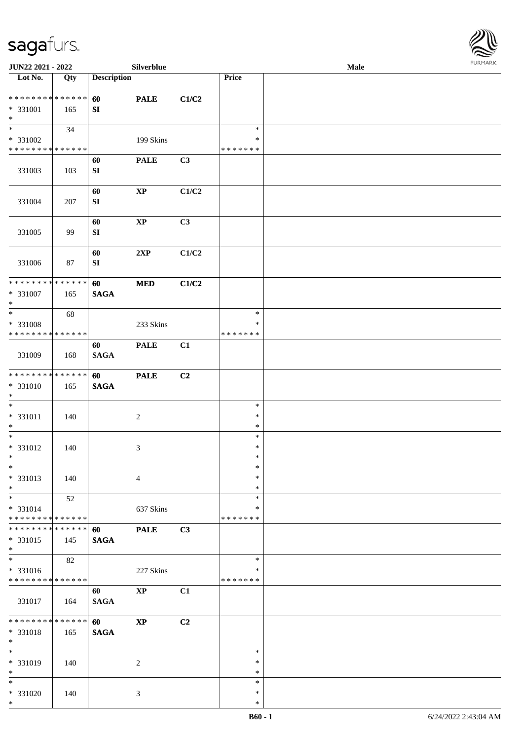JUN22 2021 - 2022 Silverblue Male

| Lot No. | Qty | Description | | | Price | |
|---|---|---|---|---|---|---|
| * * * * * * * * * * * * * * <br>* 331001<br>* | 165 | 60<br>SI | PALE | C1/C2 | | |
| * <br>* 331002<br>* * * * * * * * * * * * * * | 34 | | 199 Skins | | *<br>*<br>* * * * * * * | |
| 331003 | 103 | 60<br>SI | PALE | C3 | | |
| 331004 | 207 | 60<br>SI | XP | C1/C2 | | |
| 331005 | 99 | 60<br>SI | XP | C3 | | |
| 331006 | 87 | 60<br>SI | 2XP | C1/C2 | | |
| * * * * * * * * * * * * * * <br>* 331007<br>* | 165 | 60<br>SAGA | MED | C1/C2 | | |
| * <br>* 331008<br>* * * * * * * * * * * * * * | 68 | | 233 Skins | | *<br>*<br>* * * * * * * | |
| 331009 | 168 | 60<br>SAGA | PALE | C1 | | |
| * * * * * * * * * * * * * * <br>* 331010<br>* | 165 | 60<br>SAGA | PALE | C2 | | |
| * <br>* 331011<br>* | 140 | | 2 | | *<br>*<br>* | |
| * <br>* 331012<br>* | 140 | | 3 | | *<br>*<br>* | |
| * <br>* 331013<br>* | 140 | | 4 | | *<br>*<br>* | |
| * <br>* 331014<br>* * * * * * * * * * * * * * | 52 | | 637 Skins | | *<br>*<br>* * * * * * * | |
| * * * * * * * * * * * * * * <br>* 331015<br>* | 145 | 60<br>SAGA | PALE | C3 | | |
| * <br>* 331016<br>* * * * * * * * * * * * * * | 82 | | 227 Skins | | *<br>*<br>* * * * * * * | |
| 331017 | 164 | 60<br>SAGA | XP | C1 | | |
| * * * * * * * * * * * * * * <br>* 331018<br>* | 165 | 60<br>SAGA | XP | C2 | | |
| * <br>* 331019<br>* | 140 | | 2 | | *<br>*<br>* | |
| * <br>* 331020<br>* | 140 | | 3 | | *<br>*<br>* | |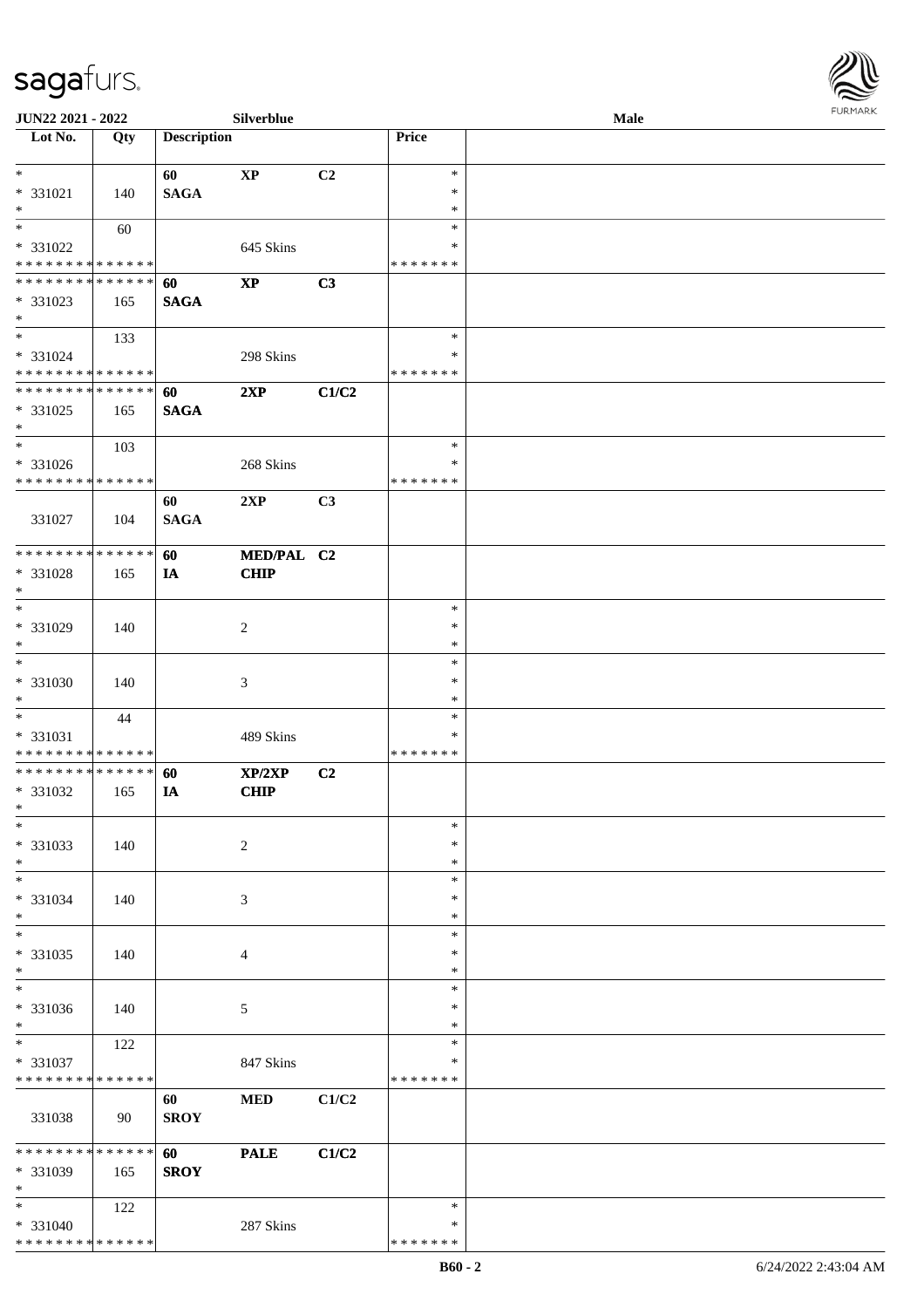**JUN22 2021 - 2022** **Silverblue** **Male**

| Lot No. | Qty | Description | | | Price | |
|---|---|---|---|---|---|---|
| * | | 60 | XP | C2 | * | |
| * 331021 | 140 | SAGA | | | * | |
| * | | | | | * | |
| * | 60 | | | | * | |
| * 331022 | | | 645 Skins | | * | |
| * * * * * * * * * * * * * * | | | | | * * * * * * * | |
| * * * * * * * * * * * * * * | | 60 | XP | C3 | | |
| * 331023 | 165 | SAGA | | | | |
| * | | | | | | |
| * | 133 | | | | * | |
| * 331024 | | | 298 Skins | | * | |
| * * * * * * * * * * * * * * | | | | | * * * * * * * | |
| * * * * * * * * * * * * * * | | 60 | 2XP | C1/C2 | | |
| * 331025 | 165 | SAGA | | | | |
| * | | | | | | |
| * | 103 | | | | * | |
| * 331026 | | | 268 Skins | | * | |
| * * * * * * * * * * * * * * | | | | | * * * * * * * | |
| 331027 | 104 | 60<br>SAGA | 2XP | C3 | | |
| * * * * * * * * * * * * * * | | 60 | MED/PAL | C2 | | |
| * 331028 | 165 | IA | CHIP | | | |
| * | | | | | | |
| * | | | | | * | |
| * 331029 | 140 | | 2 | | * | |
| * | | | | | * | |
| * | | | | | * | |
| * 331030 | 140 | | 3 | | * | |
| * | | | | | * | |
| * | 44 | | | | * | |
| * 331031 | | | 489 Skins | | * | |
| * * * * * * * * * * * * * * | | | | | * * * * * * * | |
| * * * * * * * * * * * * * * | | 60 | XP/2XP | C2 | | |
| * 331032 | 165 | IA | CHIP | | | |
| * | | | | | | |
| * | | | | | * | |
| * 331033 | 140 | | 2 | | * | |
| * | | | | | * | |
| * | | | | | * | |
| * 331034 | 140 | | 3 | | * | |
| * | | | | | * | |
| * | | | | | * | |
| * 331035 | 140 | | 4 | | * | |
| * | | | | | * | |
| * | | | | | * | |
| * 331036 | 140 | | 5 | | * | |
| * | | | | | * | |
| * | 122 | | | | * | |
| * 331037 | | | 847 Skins | | * | |
| * * * * * * * * * * * * * * | | | | | * * * * * * * | |
| 331038 | 90 | 60<br>SROY | MED | C1/C2 | | |
| * * * * * * * * * * * * * * | | 60 | PALE | C1/C2 | | |
| * 331039 | 165 | SROY | | | | |
| * | | | | | | |
| * | 122 | | | | * | |
| * 331040 | | | 287 Skins | | * | |
| * * * * * * * * * * * * * * | | | | | * * * * * * * | |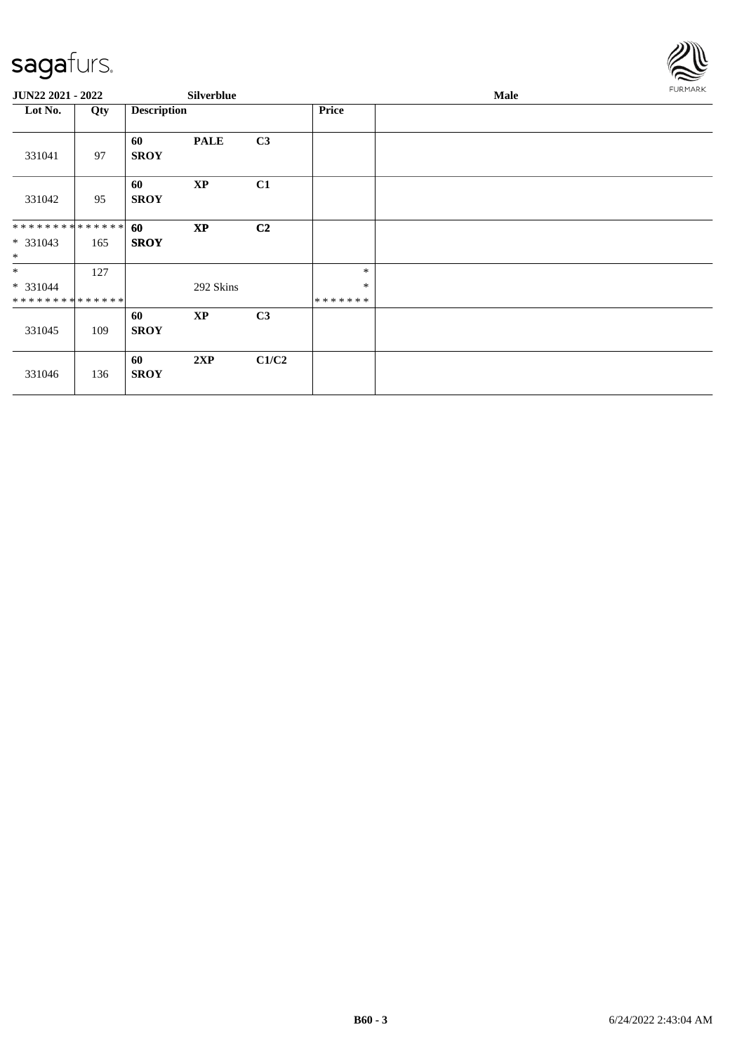| Lot No. | Qty | Description | | | Price | |
|---|---|---|---|---|---|---|
| 331041 | 97 | **60 SROY** | **PALE** | **C3** | | |
| 331042 | 95 | **60 SROY** | **XP** | **C1** | | |
| * * * * * * * * * * * * * * 331043 * | 165 | **60 SROY** | **XP** | **C2** | | |
| * 331044 * * * * * * * * * * * * * * | 127 | | 292 Skins | | * * * * * * * * * | |
| 331045 | 109 | **60 SROY** | **XP** | **C3** | | |
| 331046 | 136 | **60 SROY** | **2XP** | **C1/C2** | | |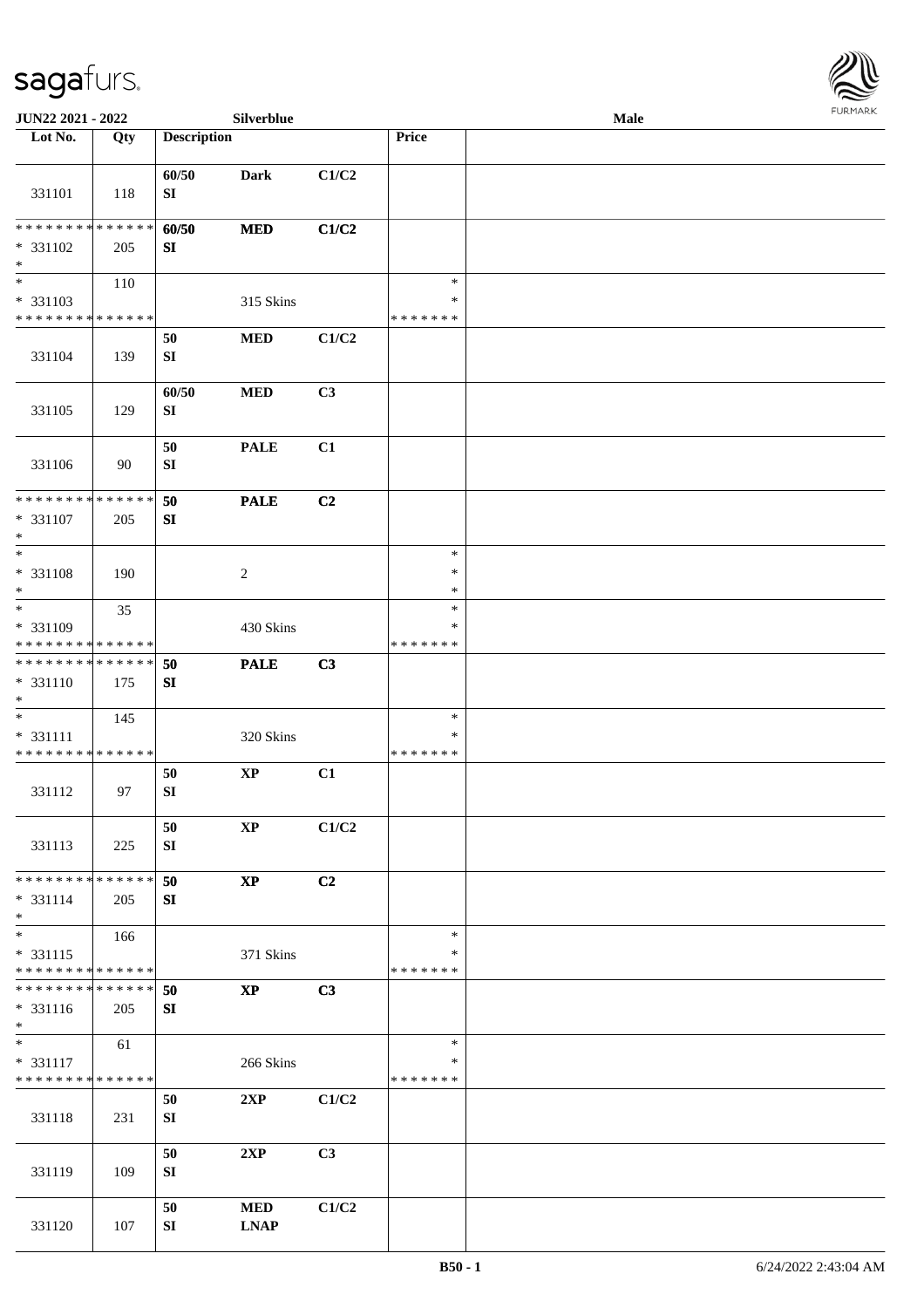| Lot No. | Qty | Description | | | Price | |
|---|---|---|---|---|---|---|
| 331101 | 118 | 60/50 SI | Dark | C1/C2 | | |
| * * * * * * * * * * * * * * * 331102 * | 205 | 60/50 SI | MED | C1/C2 | | |
| * * 331103 * * * * * * * * * * * * * * | 110 | | 315 Skins | | * * * * * * * * * | |
| 331104 | 139 | 50 SI | MED | C1/C2 | | |
| 331105 | 129 | 60/50 SI | MED | C3 | | |
| 331106 | 90 | 50 SI | PALE | C1 | | |
| * * * * * * * * * * * * * * * 331107 * | 205 | 50 SI | PALE | C2 | | |
| * * 331108 * | 190 | | 2 | | * * * | |
| * * 331109 * * * * * * * * * * * * * * | 35 | | 430 Skins | | * * * * * * * * * | |
| * * * * * * * * * * * * * * * 331110 * | 175 | 50 SI | PALE | C3 | | |
| * * 331111 * * * * * * * * * * * * * * | 145 | | 320 Skins | | * * * * * * * * * | |
| 331112 | 97 | 50 SI | XP | C1 | | |
| 331113 | 225 | 50 SI | XP | C1/C2 | | |
| * * * * * * * * * * * * * * * 331114 * | 205 | 50 SI | XP | C2 | | |
| * * 331115 * * * * * * * * * * * * * * | 166 | | 371 Skins | | * * * * * * * * * | |
| * * * * * * * * * * * * * * * 331116 * | 205 | 50 SI | XP | C3 | | |
| * * 331117 * * * * * * * * * * * * * * | 61 | | 266 Skins | | * * * * * * * * * | |
| 331118 | 231 | 50 SI | 2XP | C1/C2 | | |
| 331119 | 109 | 50 SI | 2XP | C3 | | |
| 331120 | 107 | 50 SI | MED LNAP | C1/C2 | | |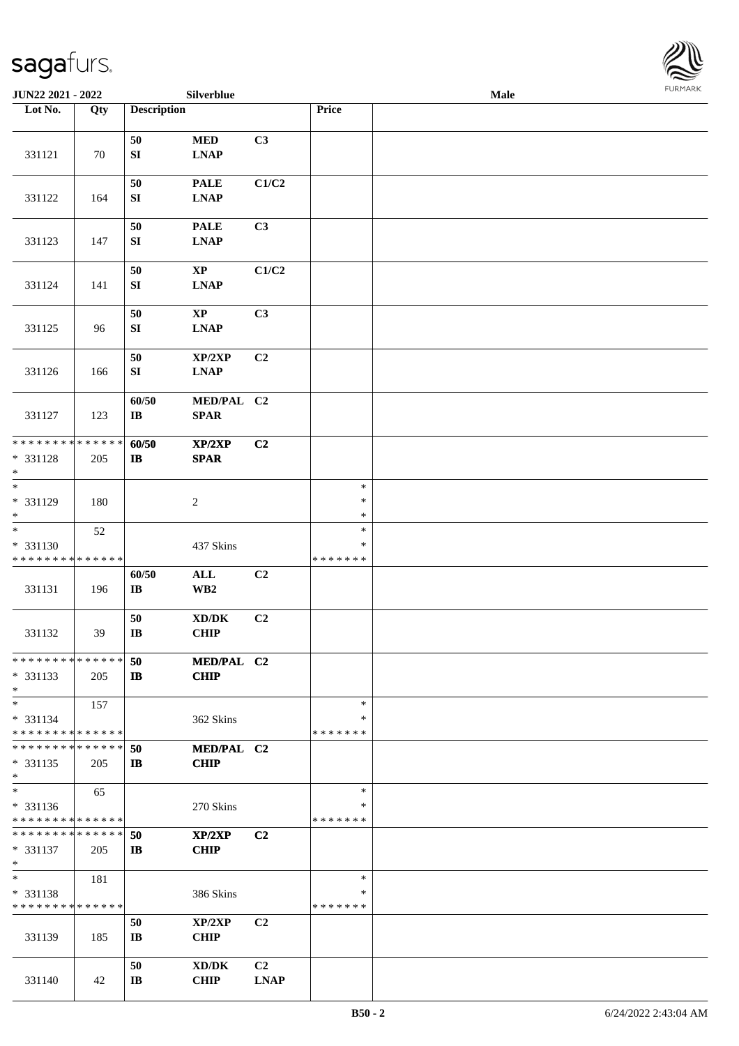| Lot No. | Qty | Description | | | Price | |
|---|---|---|---|---|---|---|
| 331121 | 70 | 50 SI | MED LNAP | C3 | | |
| 331122 | 164 | 50 SI | PALE LNAP | C1/C2 | | |
| 331123 | 147 | 50 SI | PALE LNAP | C3 | | |
| 331124 | 141 | 50 SI | XP LNAP | C1/C2 | | |
| 331125 | 96 | 50 SI | XP LNAP | C3 | | |
| 331126 | 166 | 50 SI | XP/2XP LNAP | C2 | | |
| 331127 | 123 | 60/50 IB | MED/PAL SPAR | C2 | | |
| * * * * * * * * * * * * * * * 331128 * | 205 | 60/50 IB | XP/2XP SPAR | C2 | | |
| * * 331129 * | 180 | | 2 | | * * * | |
| * * 331130 * * * * * * * * * * * * * * | 52 | | 437 Skins | | * * * * * * * * | |
| 331131 | 196 | 60/50 IB | ALL WB2 | C2 | | |
| 331132 | 39 | 50 IB | XD/DK CHIP | C2 | | |
| * * * * * * * * * * * * * * * 331133 * | 205 | 50 IB | MED/PAL CHIP | C2 | | |
| * * 331134 * * * * * * * * * * * * * * | 157 | | 362 Skins | | * * * * * * * * | |
| * * * * * * * * * * * * * * * 331135 * | 205 | 50 IB | MED/PAL CHIP | C2 | | |
| * * 331136 * * * * * * * * * * * * * * | 65 | | 270 Skins | | * * * * * * * * | |
| * * * * * * * * * * * * * * * 331137 * | 205 | 50 IB | XP/2XP CHIP | C2 | | |
| * * 331138 * * * * * * * * * * * * * * | 181 | | 386 Skins | | * * * * * * * * | |
| 331139 | 185 | 50 IB | XP/2XP CHIP | C2 | | |
| 331140 | 42 | 50 IB | XD/DK CHIP | C2 LNAP | | |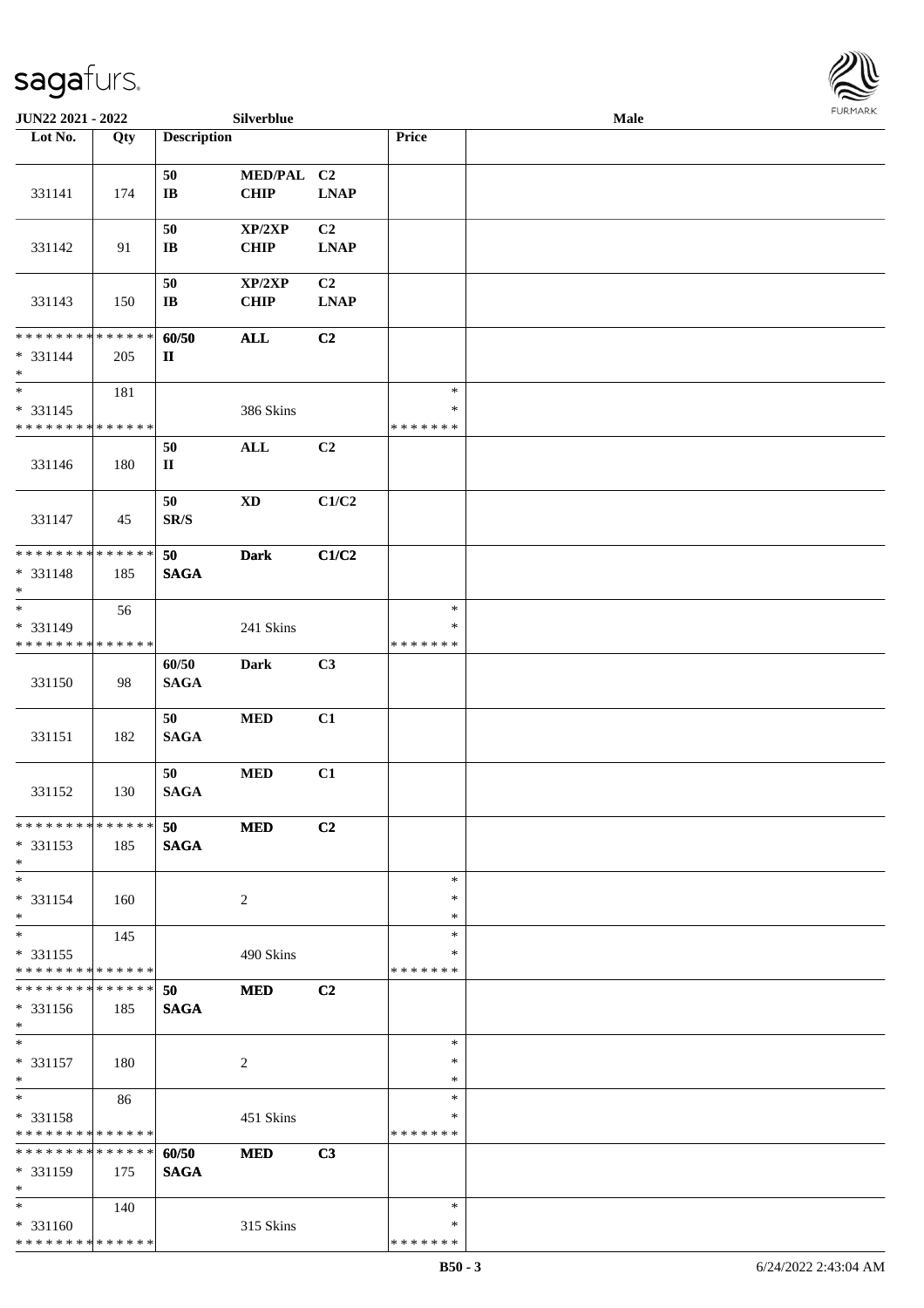| Lot No. | Qty | Description | | | Price | |
|---|---|---|---|---|---|---|
| 331141 | 174 | 50<br>IB | MED/PAL<br>CHIP | C2<br>LNAP | | |
| 331142 | 91 | 50<br>IB | XP/2XP<br>CHIP | C2<br>LNAP | | |
| 331143 | 150 | 50<br>IB | XP/2XP<br>CHIP | C2<br>LNAP | | |
| * * * * * * * * * * * * * *<br>* 331144<br>* | 205 | 60/50<br>II | ALL | C2 | | |
| *<br>* 331145<br>* * * * * * * * * * * * * * | 181 | | 386 Skins | | *<br>*<br>* * * * * * * | |
| 331146 | 180 | 50<br>II | ALL | C2 | | |
| 331147 | 45 | 50<br>SR/S | XD | C1/C2 | | |
| * * * * * * * * * * * * * *<br>* 331148<br>* | 185 | 50<br>SAGA | Dark | C1/C2 | | |
| *<br>* 331149<br>* * * * * * * * * * * * * * | 56 | | 241 Skins | | *<br>*<br>* * * * * * * | |
| 331150 | 98 | 60/50<br>SAGA | Dark | C3 | | |
| 331151 | 182 | 50<br>SAGA | MED | C1 | | |
| 331152 | 130 | 50<br>SAGA | MED | C1 | | |
| * * * * * * * * * * * * * *<br>* 331153<br>* | 185 | 50<br>SAGA | MED | C2 | | |
| *<br>* 331154<br>* | 160 | | 2 | | *<br>*<br>* | |
| *<br>* 331155<br>* * * * * * * * * * * * * * | 145 | | 490 Skins | | *<br>*<br>* * * * * * * | |
| * * * * * * * * * * * * * *<br>* 331156<br>* | 185 | 50<br>SAGA | MED | C2 | | |
| *<br>* 331157<br>* | 180 | | 2 | | *<br>*<br>* | |
| *<br>* 331158<br>* * * * * * * * * * * * * * | 86 | | 451 Skins | | *<br>*<br>* * * * * * * | |
| * * * * * * * * * * * * * *<br>* 331159<br>* | 175 | 60/50<br>SAGA | MED | C3 | | |
| *<br>* 331160<br>* * * * * * * * * * * * * * | 140 | | 315 Skins | | *<br>*<br>* * * * * * * | |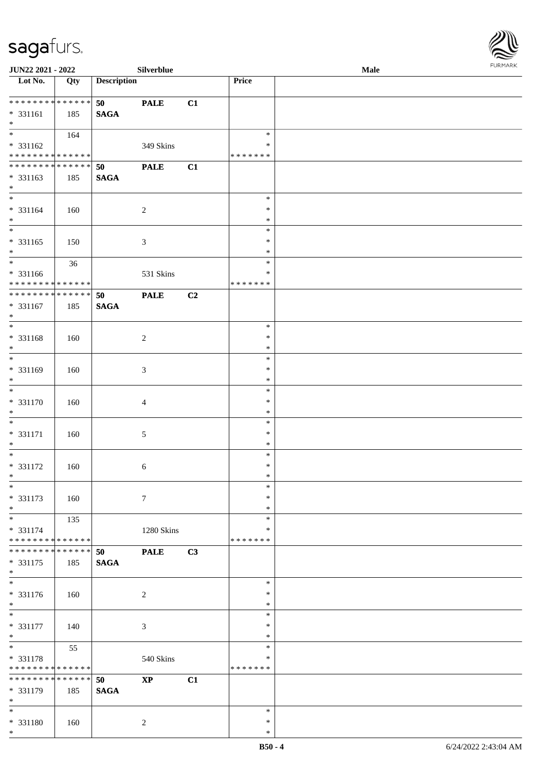| Lot No. | Qty | Description | | | Price | |
|---|---|---|---|---|---|---|
| * * * * * * * * * * * * * * | | 50 | PALE | C1 | | |
| * 331161 | 185 | SAGA | | | | |
| * | | | | | | |
| * | 164 | | | | * | |
| * 331162 | | | 349 Skins | | * | |
| * * * * * * * * * * * * * * | | | | | * * * * * * * | |
| * * * * * * * * * * * * * * | | 50 | PALE | C1 | | |
| * 331163 | 185 | SAGA | | | | |
| * | | | | | | |
| * | | | | | * | |
| * 331164 | 160 | | 2 | | * | |
| * | | | | | * | |
| * | | | | | * | |
| * 331165 | 150 | | 3 | | * | |
| * | | | | | * | |
| * | 36 | | | | * | |
| * 331166 | | | 531 Skins | | * | |
| * * * * * * * * * * * * * * | | | | | * * * * * * * | |
| * * * * * * * * * * * * * * | | 50 | PALE | C2 | | |
| * 331167 | 185 | SAGA | | | | |
| * | | | | | | |
| * | | | | | * | |
| * 331168 | 160 | | 2 | | * | |
| * | | | | | * | |
| * | | | | | * | |
| * 331169 | 160 | | 3 | | * | |
| * | | | | | * | |
| * | | | | | * | |
| * 331170 | 160 | | 4 | | * | |
| * | | | | | * | |
| * | | | | | * | |
| * 331171 | 160 | | 5 | | * | |
| * | | | | | * | |
| * | | | | | * | |
| * 331172 | 160 | | 6 | | * | |
| * | | | | | * | |
| * | | | | | * | |
| * 331173 | 160 | | 7 | | * | |
| * | | | | | * | |
| * | 135 | | | | * | |
| * 331174 | | | 1280 Skins | | * | |
| * * * * * * * * * * * * * * | | | | | * * * * * * * | |
| * * * * * * * * * * * * * * | | 50 | PALE | C3 | | |
| * 331175 | 185 | SAGA | | | | |
| * | | | | | | |
| * | | | | | * | |
| * 331176 | 160 | | 2 | | * | |
| * | | | | | * | |
| * | | | | | * | |
| * 331177 | 140 | | 3 | | * | |
| * | | | | | * | |
| * | 55 | | | | * | |
| * 331178 | | | 540 Skins | | * | |
| * * * * * * * * * * * * * * | | | | | * * * * * * * | |
| * * * * * * * * * * * * * * | | 50 | XP | C1 | | |
| * 331179 | 185 | SAGA | | | | |
| * | | | | | | |
| * | | | | | * | |
| * 331180 | 160 | | 2 | | * | |
| * | | | | | * | |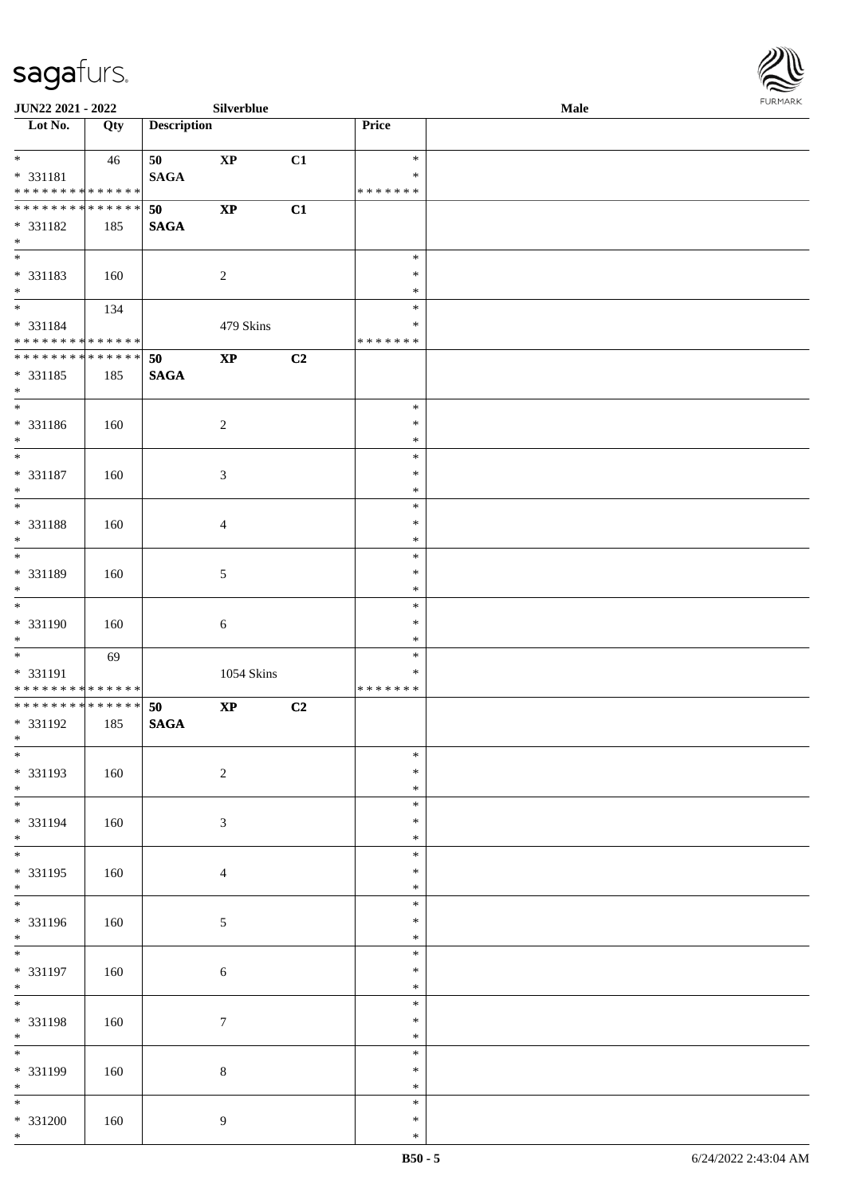JUN22 2021 - 2022 Silverblue Male

| Lot No. | Qty | Description | | | Price | |
|---|---|---|---|---|---|---|
| * | 46 | 50 | **XP** | C1 | * | |
| * 331181 | | **SAGA** | | | * | |
| * * * * * * * * * * * * * * | | | | | * * * * * * * | |
| * * * * * * * * * * * * * * | | 50 | **XP** | C1 | | |
| * 331182 | 185 | **SAGA** | | | | |
| * | | | | | | |
| * | | | | | * | |
| * 331183 | 160 | | 2 | | * | |
| * | | | | | * | |
| * | 134 | | | | * | |
| * 331184 | | | 479 Skins | | * | |
| * * * * * * * * * * * * * * | | | | | * * * * * * * | |
| * * * * * * * * * * * * * * | | 50 | **XP** | C2 | | |
| * 331185 | 185 | **SAGA** | | | | |
| * | | | | | | |
| * | | | | | * | |
| * 331186 | 160 | | 2 | | * | |
| * | | | | | * | |
| * | | | | | * | |
| * 331187 | 160 | | 3 | | * | |
| * | | | | | * | |
| * | | | | | * | |
| * 331188 | 160 | | 4 | | * | |
| * | | | | | * | |
| * | | | | | * | |
| * 331189 | 160 | | 5 | | * | |
| * | | | | | * | |
| * | | | | | * | |
| * 331190 | 160 | | 6 | | * | |
| * | | | | | * | |
| * | 69 | | | | * | |
| * 331191 | | | 1054 Skins | | * | |
| * * * * * * * * * * * * * * | | | | | * * * * * * * | |
| * * * * * * * * * * * * * * | | 50 | **XP** | C2 | | |
| * 331192 | 185 | **SAGA** | | | | |
| * | | | | | | |
| * | | | | | * | |
| * 331193 | 160 | | 2 | | * | |
| * | | | | | * | |
| * | | | | | * | |
| * 331194 | 160 | | 3 | | * | |
| * | | | | | * | |
| * | | | | | * | |
| * 331195 | 160 | | 4 | | * | |
| * | | | | | * | |
| * | | | | | * | |
| * 331196 | 160 | | 5 | | * | |
| * | | | | | * | |
| * | | | | | * | |
| * 331197 | 160 | | 6 | | * | |
| * | | | | | * | |
| * | | | | | * | |
| * 331198 | 160 | | 7 | | * | |
| * | | | | | * | |
| * | | | | | * | |
| * 331199 | 160 | | 8 | | * | |
| * | | | | | * | |
| * | | | | | * | |
| * 331200 | 160 | | 9 | | * | |
| * | | | | | * | |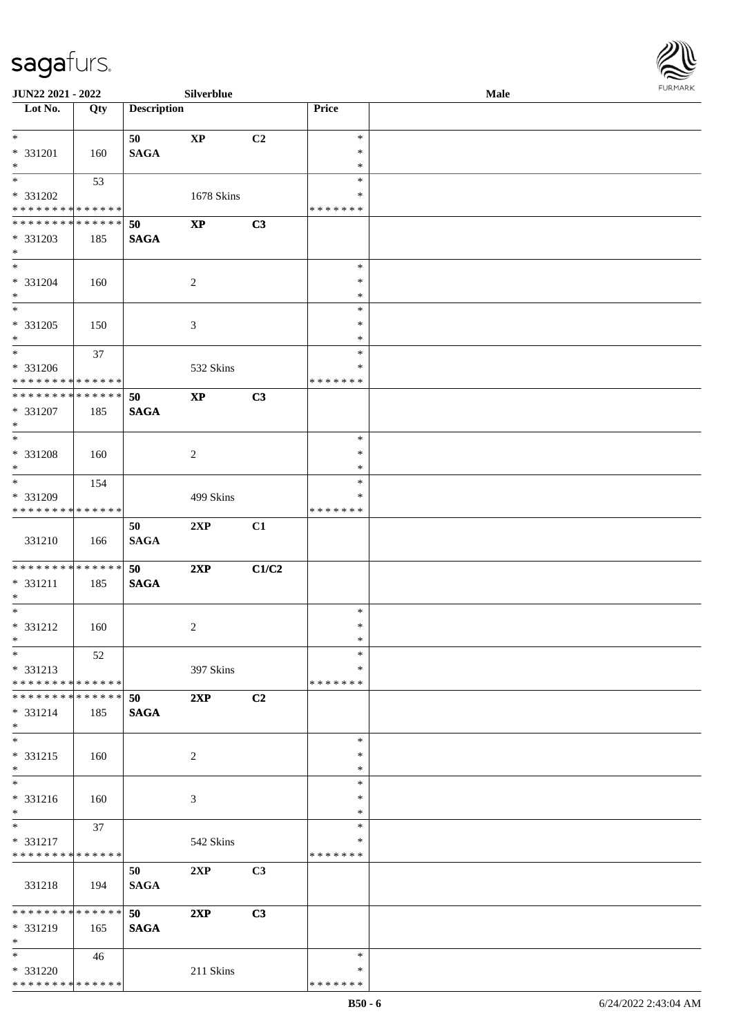| Lot No. | Qty | Description | | | Price | |
|---|---|---|---|---|---|---|
| * | | 50 | XP | C2 | * | |
| * 331201 | 160 | SAGA | | | * | |
| * | | | | | * | |
| * | 53 | | | | * | |
| * 331202 | | | 1678 Skins | | * | |
| * * * * * * * * * * * * * * | | | | | * * * * * * * | |
| * * * * * * * * * * * * * * | | 50 | XP | C3 | | |
| * 331203 | 185 | SAGA | | | | |
| * | | | | | | |
| * | | | | | * | |
| * 331204 | 160 | | 2 | | * | |
| * | | | | | * | |
| * | | | | | * | |
| * 331205 | 150 | | 3 | | * | |
| * | | | | | * | |
| * | 37 | | | | * | |
| * 331206 | | | 532 Skins | | * | |
| * * * * * * * * * * * * * * | | | | | * * * * * * * | |
| * * * * * * * * * * * * * * | | 50 | XP | C3 | | |
| * 331207 | 185 | SAGA | | | | |
| * | | | | | | |
| * | | | | | * | |
| * 331208 | 160 | | 2 | | * | |
| * | | | | | * | |
| * | 154 | | | | * | |
| * 331209 | | | 499 Skins | | * | |
| * * * * * * * * * * * * * * | | | | | * * * * * * * | |
| | | 50 | 2XP | C1 | | |
| 331210 | 166 | SAGA | | | | |
| * * * * * * * * * * * * * * | | 50 | 2XP | C1/C2 | | |
| * 331211 | 185 | SAGA | | | | |
| * | | | | | | |
| * | | | | | * | |
| * 331212 | 160 | | 2 | | * | |
| * | | | | | * | |
| * | 52 | | | | * | |
| * 331213 | | | 397 Skins | | * | |
| * * * * * * * * * * * * * * | | | | | * * * * * * * | |
| * * * * * * * * * * * * * * | | 50 | 2XP | C2 | | |
| * 331214 | 185 | SAGA | | | | |
| * | | | | | | |
| * | | | | | * | |
| * 331215 | 160 | | 2 | | * | |
| * | | | | | * | |
| * | | | | | * | |
| * 331216 | 160 | | 3 | | * | |
| * | | | | | * | |
| * | 37 | | | | * | |
| * 331217 | | | 542 Skins | | * | |
| * * * * * * * * * * * * * * | | | | | * * * * * * * | |
| | | 50 | 2XP | C3 | | |
| 331218 | 194 | SAGA | | | | |
| * * * * * * * * * * * * * * | | 50 | 2XP | C3 | | |
| * 331219 | 165 | SAGA | | | | |
| * | | | | | | |
| * | 46 | | | | * | |
| * 331220 | | | 211 Skins | | * | |
| * * * * * * * * * * * * * * | | | | | * * * * * * * | |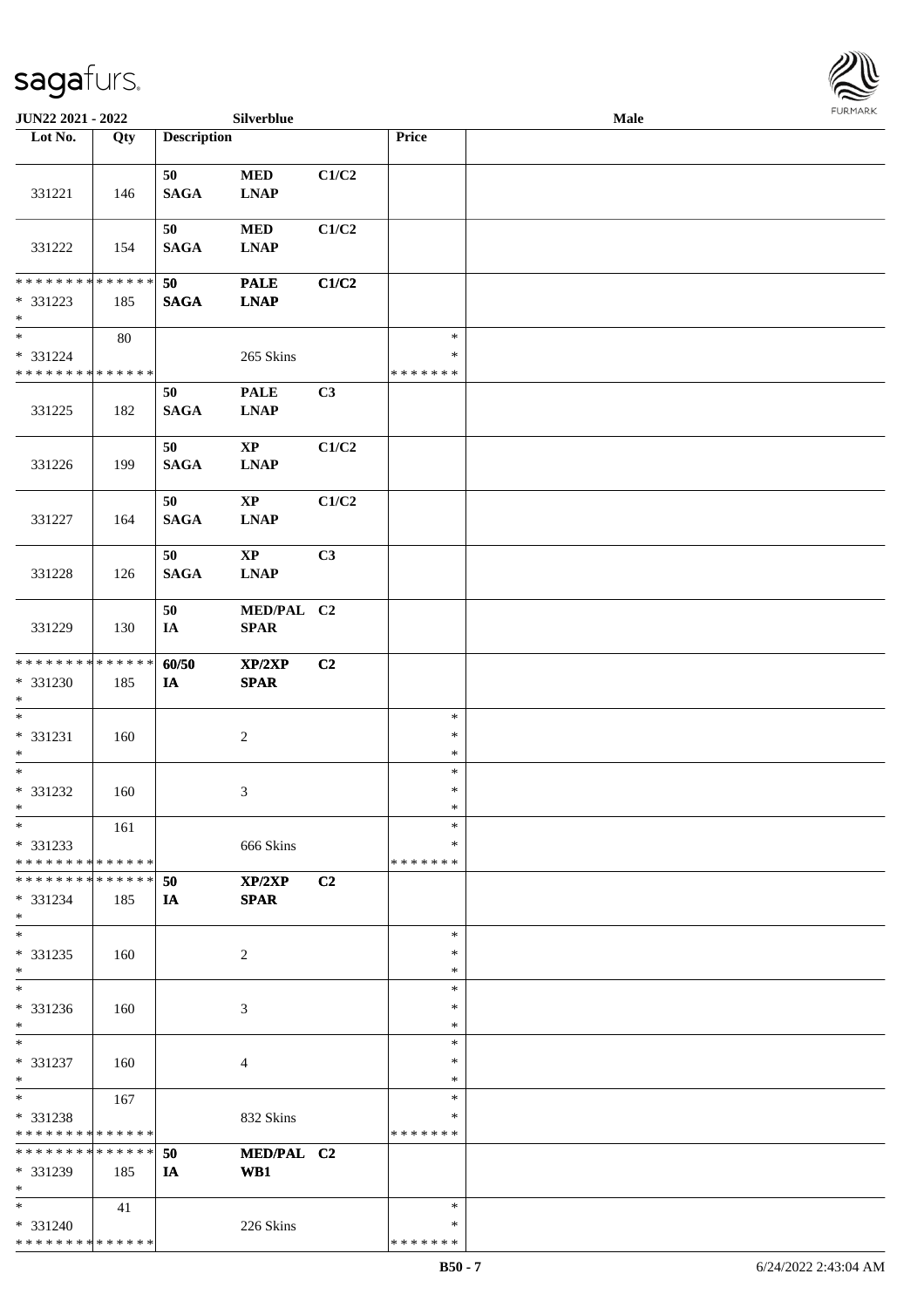**JUN22 2021 - 2022** | **Silverblue** | **Male**

| Lot No. | Qty | Description | | | Price | |
|---|---|---|---|---|---|---|
| 331221 | 146 | 50 SAGA | MED LNAP | C1/C2 | | |
| 331222 | 154 | 50 SAGA | MED LNAP | C1/C2 | | |
| * * * * * * * * * * * * * * * 331223 * | 185 | 50 SAGA | PALE LNAP | C1/C2 | | |
| * * 331224 * * * * * * * * * * * * * * | 80 | | 265 Skins | | * * * * * * * * * | |
| 331225 | 182 | 50 SAGA | PALE LNAP | C3 | | |
| 331226 | 199 | 50 SAGA | XP LNAP | C1/C2 | | |
| 331227 | 164 | 50 SAGA | XP LNAP | C1/C2 | | |
| 331228 | 126 | 50 SAGA | XP LNAP | C3 | | |
| 331229 | 130 | 50 IA | MED/PAL SPAR | C2 | | |
| * * * * * * * * * * * * * * * 331230 * | 185 | 60/50 IA | XP/2XP SPAR | C2 | | |
| * * 331231 * | 160 | | 2 | | * * * | |
| * * 331232 * | 160 | | 3 | | * * * | |
| * * 331233 * * * * * * * * * * * * * * | 161 | | 666 Skins | | * * * * * * * * * | |
| * * * * * * * * * * * * * * * 331234 * | 185 | 50 IA | XP/2XP SPAR | C2 | | |
| * * 331235 * | 160 | | 2 | | * * * | |
| * * 331236 * | 160 | | 3 | | * * * | |
| * * 331237 * | 160 | | 4 | | * * * | |
| * * 331238 * * * * * * * * * * * * * * | 167 | | 832 Skins | | * * * * * * * * * | |
| * * * * * * * * * * * * * * * 331239 * | 185 | 50 IA | MED/PAL WB1 | C2 | | |
| * * 331240 * * * * * * * * * * * * * * | 41 | | 226 Skins | | * * * * * * * * * | |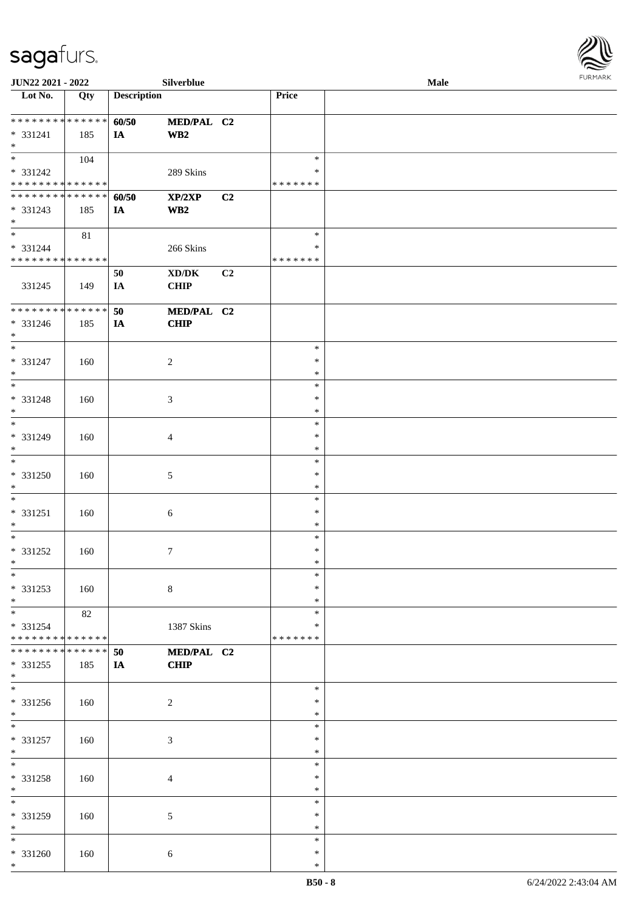| Lot No. | Qty | Description | | | Price | |
|---|---|---|---|---|---|---|
| * * * * * * * * * * * * * * | | 60/50 | MED/PAL | C2 | | |
| * 331241 | 185 | IA | WB2 | | | |
| * | | | | | | |
| * | 104 | | | | * | |
| * 331242 | | | 289 Skins | | * | |
| * * * * * * * * * * * * * * | | | | | * * * * * * * | |
| * * * * * * * * * * * * * * | | 60/50 | XP/2XP | C2 | | |
| * 331243 | 185 | IA | WB2 | | | |
| * | | | | | | |
| * | 81 | | | | * | |
| * 331244 | | | 266 Skins | | * | |
| * * * * * * * * * * * * * * | | | | | * * * * * * * | |
| | | 50 | XD/DK | C2 | | |
| 331245 | 149 | IA | CHIP | | | |
| * * * * * * * * * * * * * * | | 50 | MED/PAL | C2 | | |
| * 331246 | 185 | IA | CHIP | | | |
| * | | | | | | |
| * 331247 | 160 | | 2 | | * | |
| * 331248 | 160 | | 3 | | * | |
| * 331249 | 160 | | 4 | | * | |
| * 331250 | 160 | | 5 | | * | |
| * 331251 | 160 | | 6 | | * | |
| * 331252 | 160 | | 7 | | * | |
| * 331253 | 160 | | 8 | | * | |
| * | 82 | | | | * | |
| * 331254 | | | 1387 Skins | | * | |
| * * * * * * * * * * * * * * | | | | | * * * * * * * | |
| * * * * * * * * * * * * * * | | 50 | MED/PAL | C2 | | |
| * 331255 | 185 | IA | CHIP | | | |
| * | | | | | | |
| * 331256 | 160 | | 2 | | * | |
| * 331257 | 160 | | 3 | | * | |
| * 331258 | 160 | | 4 | | * | |
| * 331259 | 160 | | 5 | | * | |
| * 331260 | 160 | | 6 | | * | |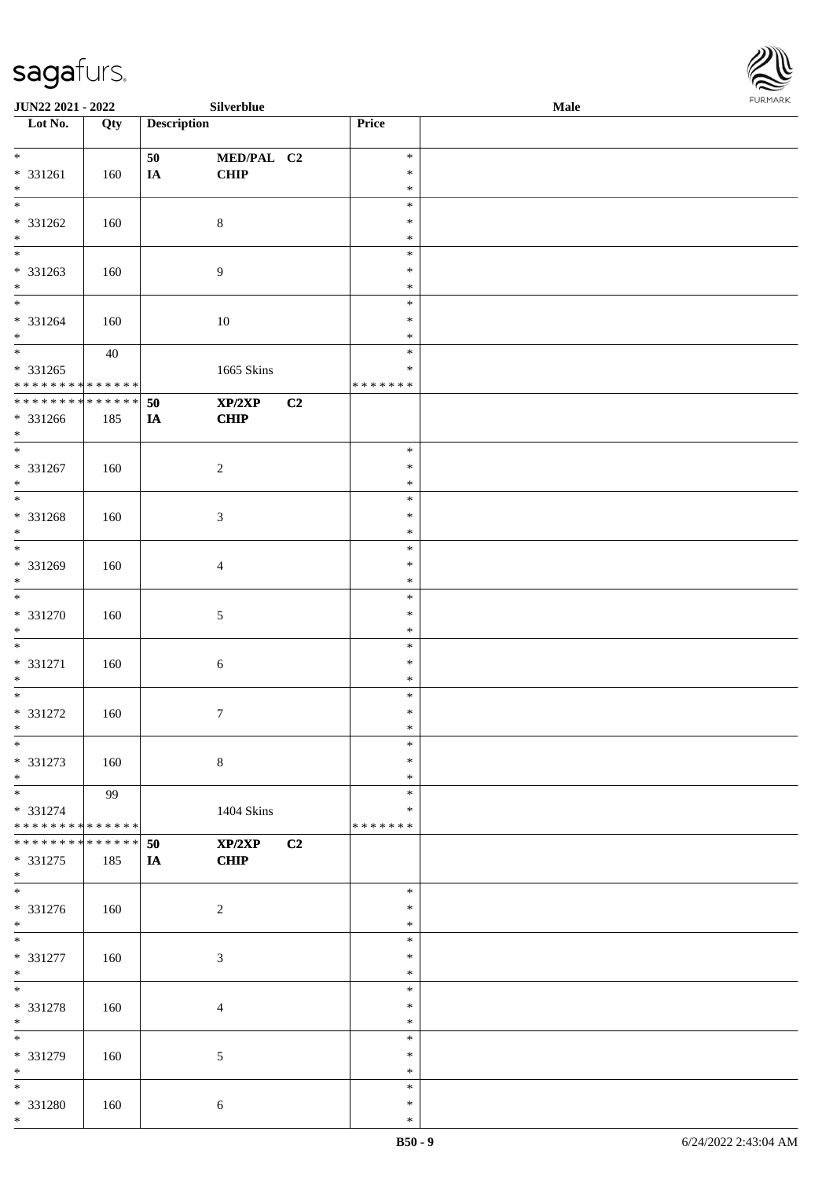| Lot No. | Qty | Description | | | Price | |
|---|---|---|---|---|---|---|
| * <br> * 331261 <br> * | 160 | 50 <br> IA | MED/PAL <br> CHIP | C2 | * <br> * <br> * | |
| * <br> * 331262 <br> * | 160 | | 8 | | * <br> * <br> * | |
| * <br> * 331263 <br> * | 160 | | 9 | | * <br> * <br> * | |
| * <br> * 331264 <br> * | 160 | | 10 | | * <br> * <br> * | |
| * <br> * 331265 <br> * * * * * * * * * * * * * * | 40 | | 1665 Skins | | * <br> * <br> * * * * * * * | |
| * * * * * * * * * * * * * * <br> * 331266 <br> * | 185 | 50 <br> IA | XP/2XP <br> CHIP | C2 | | |
| * <br> * 331267 <br> * | 160 | | 2 | | * <br> * <br> * | |
| * <br> * 331268 <br> * | 160 | | 3 | | * <br> * <br> * | |
| * <br> * 331269 <br> * | 160 | | 4 | | * <br> * <br> * | |
| * <br> * 331270 <br> * | 160 | | 5 | | * <br> * <br> * | |
| * <br> * 331271 <br> * | 160 | | 6 | | * <br> * <br> * | |
| * <br> * 331272 <br> * | 160 | | 7 | | * <br> * <br> * | |
| * <br> * 331273 <br> * | 160 | | 8 | | * <br> * <br> * | |
| * <br> * 331274 <br> * * * * * * * * * * * * * * | 99 | | 1404 Skins | | * <br> * <br> * * * * * * * | |
| * * * * * * * * * * * * * * <br> * 331275 <br> * | 185 | 50 <br> IA | XP/2XP <br> CHIP | C2 | | |
| * <br> * 331276 <br> * | 160 | | 2 | | * <br> * <br> * | |
| * <br> * 331277 <br> * | 160 | | 3 | | * <br> * <br> * | |
| * <br> * 331278 <br> * | 160 | | 4 | | * <br> * <br> * | |
| * <br> * 331279 <br> * | 160 | | 5 | | * <br> * <br> * | |
| * <br> * 331280 <br> * | 160 | | 6 | | * <br> * <br> * | |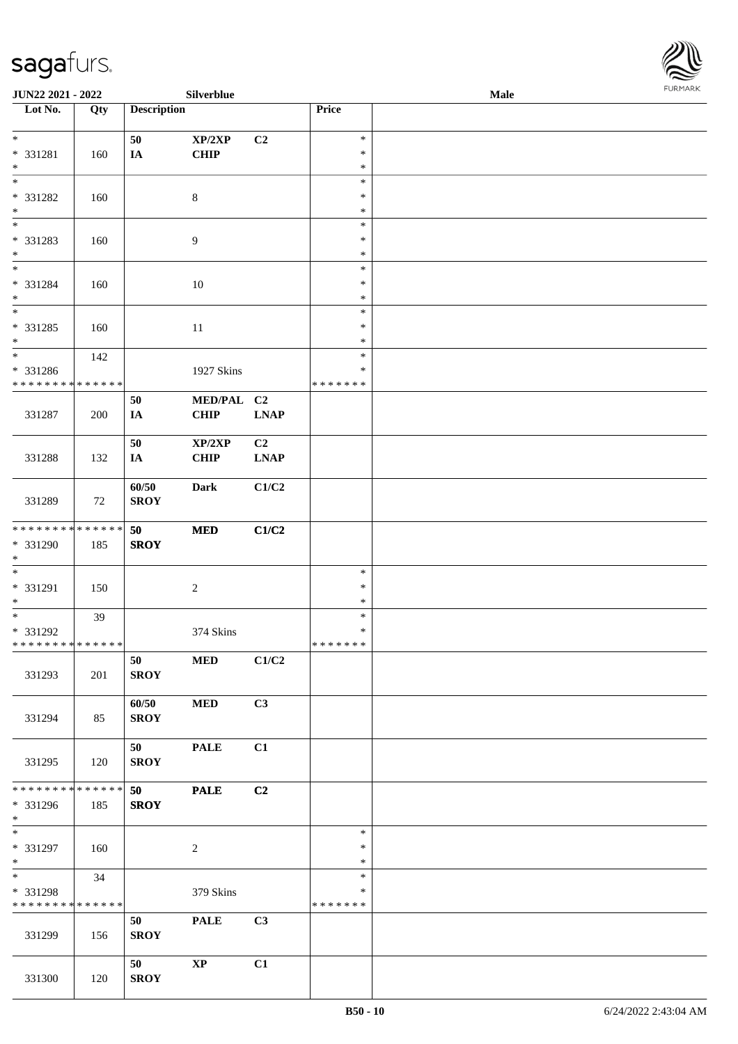| Lot No. | Qty | Description | | | Price |
|---|---|---|---|---|---|
| * | | 50 | XP/2XP | C2 | * |
| * 331281 | 160 | IA | CHIP | | * |
| * | | | | | * |
| * | | | | | * |
| * 331282 | 160 | | 8 | | * |
| * | | | | | * |
| * | | | | | * |
| * 331283 | 160 | | 9 | | * |
| * | | | | | * |
| * | | | | | * |
| * 331284 | 160 | | 10 | | * |
| * | | | | | * |
| * | | | | | * |
| * 331285 | 160 | | 11 | | * |
| * | | | | | * |
| * | 142 | | | | * |
| * 331286 | | | 1927 Skins | | * |
| * * * * * * * * * * * * * * | | | | | * * * * * * * |
| | | 50 | MED/PAL | C2 | |
| 331287 | 200 | IA | CHIP | LNAP | |
| | | 50 | XP/2XP | C2 | |
| 331288 | 132 | IA | CHIP | LNAP | |
| | | 60/50 | Dark | C1/C2 | |
| 331289 | 72 | SROY | | | |
| * * * * * * * * * * * * * * | | 50 | MED | C1/C2 | |
| * 331290 | 185 | SROY | | | |
| * | | | | | |
| * | | | | | * |
| * 331291 | 150 | | 2 | | * |
| * | | | | | * |
| * | 39 | | | | * |
| * 331292 | | | 374 Skins | | * |
| * * * * * * * * * * * * * * | | | | | * * * * * * * |
| | | 50 | MED | C1/C2 | |
| 331293 | 201 | SROY | | | |
| | | 60/50 | MED | C3 | |
| 331294 | 85 | SROY | | | |
| | | 50 | PALE | C1 | |
| 331295 | 120 | SROY | | | |
| * * * * * * * * * * * * * * | | 50 | PALE | C2 | |
| * 331296 | 185 | SROY | | | |
| * | | | | | |
| * | | | | | * |
| * 331297 | 160 | | 2 | | * |
| * | | | | | * |
| * | 34 | | | | * |
| * 331298 | | | 379 Skins | | * |
| * * * * * * * * * * * * * * | | | | | * * * * * * * |
| | | 50 | PALE | C3 | |
| 331299 | 156 | SROY | | | |
| | | 50 | XP | C1 | |
| 331300 | 120 | SROY | | | |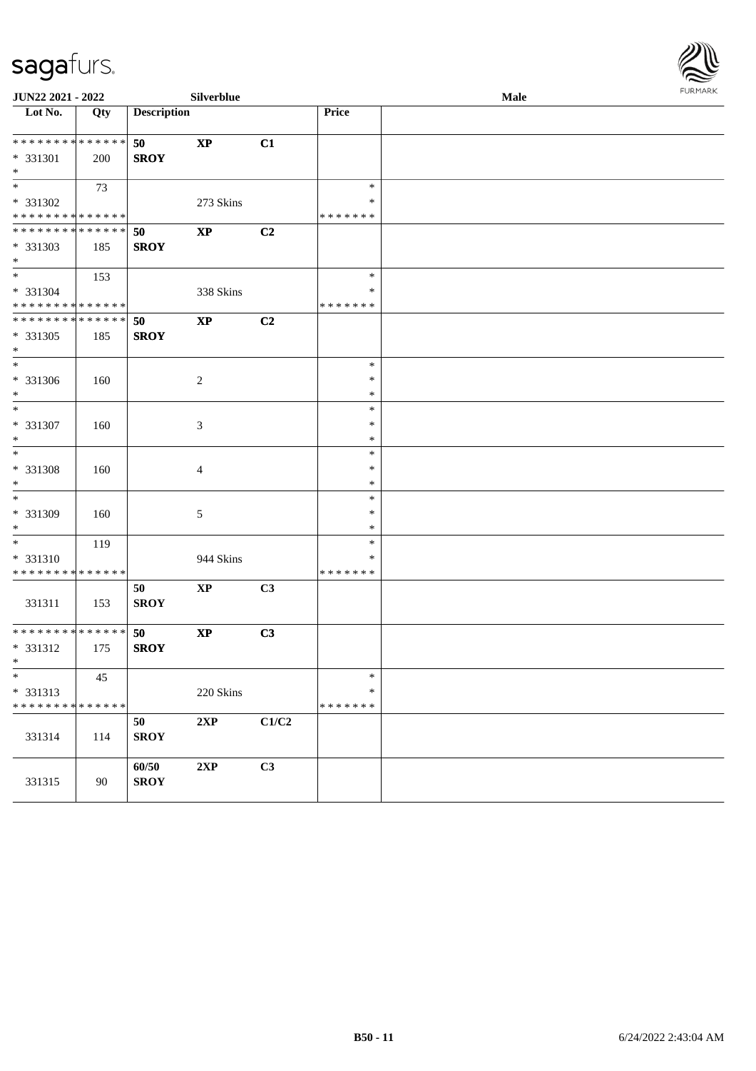| Lot No. | Qty | Description | | | Price | |
|---|---|---|---|---|---|---|
| * * * * * * * * * * * * * * | | **50** | **XP** | **C1** | | |
| * 331301 | 200 | **SROY** | | | | |
| * | | | | | | |
| * | 73 | | | | * | |
| * 331302 | | | 273 Skins | | * | |
| * * * * * * * * * * * * * * | | | | | * * * * * * * | |
| * * * * * * * * * * * * * * | | **50** | **XP** | **C2** | | |
| * 331303 | 185 | **SROY** | | | | |
| * | | | | | | |
| * | 153 | | | | * | |
| * 331304 | | | 338 Skins | | * | |
| * * * * * * * * * * * * * * | | | | | * * * * * * * | |
| * * * * * * * * * * * * * * | | **50** | **XP** | **C2** | | |
| * 331305 | 185 | **SROY** | | | | |
| * | | | | | | |
| * | | | | | * | |
| * 331306 | 160 | | 2 | | * | |
| * | | | | | * | |
| * | | | | | * | |
| * 331307 | 160 | | 3 | | * | |
| * | | | | | * | |
| * | | | | | * | |
| * 331308 | 160 | | 4 | | * | |
| * | | | | | * | |
| * | | | | | * | |
| * 331309 | 160 | | 5 | | * | |
| * | | | | | * | |
| * | 119 | | | | * | |
| * 331310 | | | 944 Skins | | * | |
| * * * * * * * * * * * * * * | | | | | * * * * * * * | |
| 331311 | 153 | **50** **SROY** | **XP** | **C3** | | |
| * * * * * * * * * * * * * * | | **50** | **XP** | **C3** | | |
| * 331312 | 175 | **SROY** | | | | |
| * | | | | | | |
| * | 45 | | | | * | |
| * 331313 | | | 220 Skins | | * | |
| * * * * * * * * * * * * * * | | | | | * * * * * * * | |
| 331314 | 114 | **50** **SROY** | **2XP** | **C1/C2** | | |
| 331315 | 90 | **60/50** **SROY** | **2XP** | **C3** | | |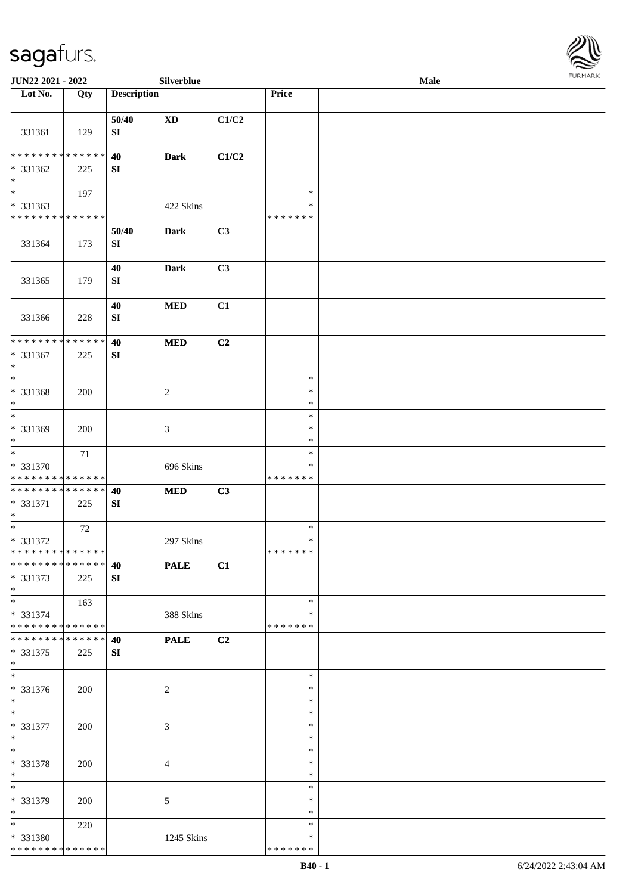| Lot No. | Qty | Description | | | Price | |
|---|---|---|---|---|---|---|
| 331361 | 129 | 50/40 SI | **XD** | **C1/C2** | | |
| * * * * * * * * * * * * * * * 331362 * | 225 | **40** **SI** | **Dark** | **C1/C2** | | |
| * * 331363 * * * * * * * * * * * * * * | 197 | | 422 Skins | | * * * * * * * * * | |
| 331364 | 173 | **50/40** **SI** | **Dark** | **C3** | | |
| 331365 | 179 | **40** **SI** | **Dark** | **C3** | | |
| 331366 | 228 | **40** **SI** | **MED** | **C1** | | |
| * * * * * * * * * * * * * * * 331367 * | 225 | **40** **SI** | **MED** | **C2** | | |
| * * 331368 * | 200 | | 2 | | * * * | |
| * * 331369 * | 200 | | 3 | | * * * | |
| * * 331370 * * * * * * * * * * * * * * | 71 | | 696 Skins | | * * * * * * * * * | |
| * * * * * * * * * * * * * * * 331371 * | 225 | **40** **SI** | **MED** | **C3** | | |
| * * 331372 * * * * * * * * * * * * * * | 72 | | 297 Skins | | * * * * * * * * * | |
| * * * * * * * * * * * * * * * 331373 * | 225 | **40** **SI** | **PALE** | **C1** | | |
| * * 331374 * * * * * * * * * * * * * * | 163 | | 388 Skins | | * * * * * * * * * | |
| * * * * * * * * * * * * * * * 331375 * | 225 | **40** **SI** | **PALE** | **C2** | | |
| * * 331376 * | 200 | | 2 | | * * * | |
| * * 331377 * | 200 | | 3 | | * * * | |
| * * 331378 * | 200 | | 4 | | * * * | |
| * * 331379 * | 200 | | 5 | | * * * | |
| * * 331380 * * * * * * * * * * * * * * | 220 | | 1245 Skins | | * * * * * * * * * | |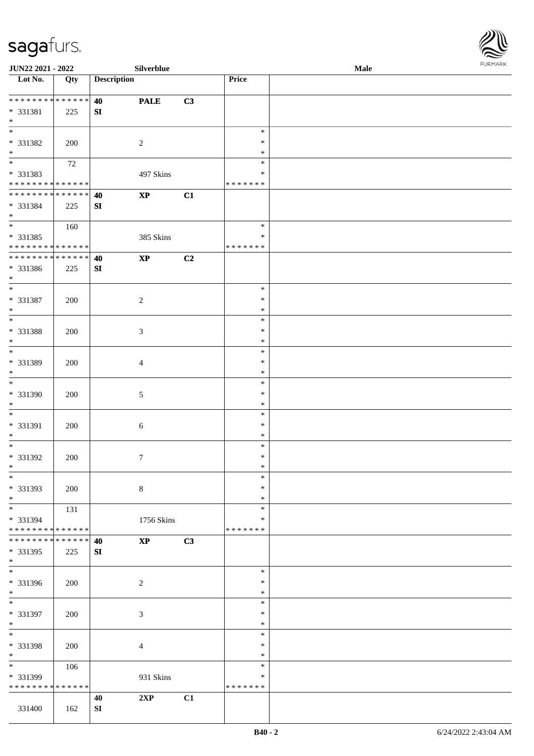| Lot No. | Qty | Description | | | Price | |
|---|---|---|---|---|---|---|
| * * * * * * * * * * * * * * | | 40 | PALE | C3 | | |
| * 331381 | 225 | SI | | | | |
| * | | | | | | |
| * | | | | | * | |
| * 331382 | 200 | | 2 | | * | |
| * | | | | | * | |
| * | 72 | | | | * | |
| * 331383 | | | 497 Skins | | * | |
| * * * * * * * * * * * * * * | | | | | * * * * * * * | |
| * * * * * * * * * * * * * * | | 40 | XP | C1 | | |
| * 331384 | 225 | SI | | | | |
| * | | | | | | |
| * | 160 | | | | * | |
| * 331385 | | | 385 Skins | | * | |
| * * * * * * * * * * * * * * | | | | | * * * * * * * | |
| * * * * * * * * * * * * * * | | 40 | XP | C2 | | |
| * 331386 | 225 | SI | | | | |
| * | | | | | | |
| * | | | | | * | |
| * 331387 | 200 | | 2 | | * | |
| * | | | | | * | |
| * | | | | | * | |
| * 331388 | 200 | | 3 | | * | |
| * | | | | | * | |
| * | | | | | * | |
| * 331389 | 200 | | 4 | | * | |
| * | | | | | * | |
| * | | | | | * | |
| * 331390 | 200 | | 5 | | * | |
| * | | | | | * | |
| * | | | | | * | |
| * 331391 | 200 | | 6 | | * | |
| * | | | | | * | |
| * | | | | | * | |
| * 331392 | 200 | | 7 | | * | |
| * | | | | | * | |
| * | | | | | * | |
| * 331393 | 200 | | 8 | | * | |
| * | | | | | * | |
| * | 131 | | | | * | |
| * 331394 | | | 1756 Skins | | * | |
| * * * * * * * * * * * * * * | | | | | * * * * * * * | |
| * * * * * * * * * * * * * * | | 40 | XP | C3 | | |
| * 331395 | 225 | SI | | | | |
| * | | | | | | |
| * | | | | | * | |
| * 331396 | 200 | | 2 | | * | |
| * | | | | | * | |
| * | | | | | * | |
| * 331397 | 200 | | 3 | | * | |
| * | | | | | * | |
| * | | | | | * | |
| * 331398 | 200 | | 4 | | * | |
| * | | | | | * | |
| * | 106 | | | | * | |
| * 331399 | | | 931 Skins | | * | |
| * * * * * * * * * * * * * * | | | | | * * * * * * * | |
| | | 40 | 2XP | C1 | | |
| 331400 | 162 | SI | | | | |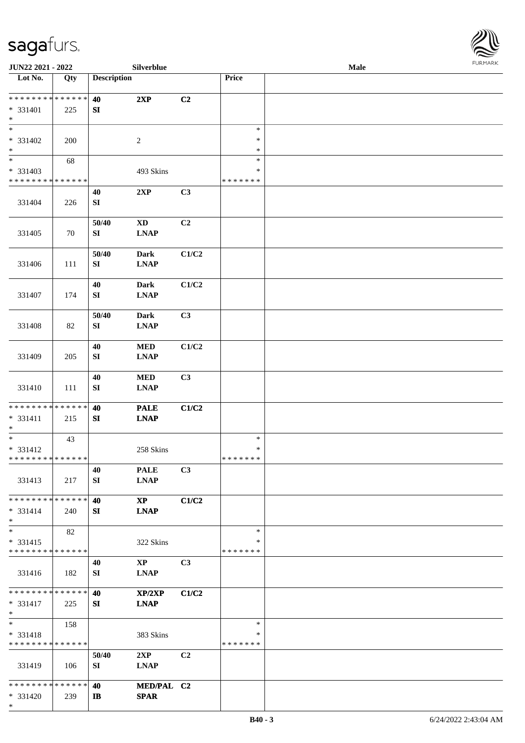JUN22 2021 - 2022 Silverblue Male

| Lot No. | Qty | Description | | | Price | |
|---|---|---|---|---|---|---|
| * * * * * * * * * * * * * *<br>* 331401<br>* | 225 | 40<br>SI | 2XP | C2 | | |
| *<br>* 331402<br>* | 200 | | 2 | | *<br>*<br>* | |
| *<br>* 331403<br>* * * * * * * * * * * * * * | 68 | | 493 Skins | | *<br>*<br>* * * * * * * | |
| 331404 | 226 | 40<br>SI | 2XP | C3 | | |
| 331405 | 70 | 50/40<br>SI | XD<br>LNAP | C2 | | |
| 331406 | 111 | 50/40<br>SI | Dark<br>LNAP | C1/C2 | | |
| 331407 | 174 | 40<br>SI | Dark<br>LNAP | C1/C2 | | |
| 331408 | 82 | 50/40<br>SI | Dark<br>LNAP | C3 | | |
| 331409 | 205 | 40<br>SI | MED<br>LNAP | C1/C2 | | |
| 331410 | 111 | 40<br>SI | MED<br>LNAP | C3 | | |
| * * * * * * * * * * * * * *<br>* 331411<br>* | 215 | 40<br>SI | PALE<br>LNAP | C1/C2 | | |
| *<br>* 331412<br>* * * * * * * * * * * * * * | 43 | | 258 Skins | | *<br>*<br>* * * * * * * | |
| 331413 | 217 | 40<br>SI | PALE<br>LNAP | C3 | | |
| * * * * * * * * * * * * * *<br>* 331414<br>* | 240 | 40<br>SI | XP<br>LNAP | C1/C2 | | |
| *<br>* 331415<br>* * * * * * * * * * * * * * | 82 | | 322 Skins | | *<br>*<br>* * * * * * * | |
| 331416 | 182 | 40<br>SI | XP<br>LNAP | C3 | | |
| * * * * * * * * * * * * * *<br>* 331417<br>* | 225 | 40<br>SI | XP/2XP<br>LNAP | C1/C2 | | |
| *<br>* 331418<br>* * * * * * * * * * * * * * | 158 | | 383 Skins | | *<br>*<br>* * * * * * * | |
| 331419 | 106 | 50/40<br>SI | 2XP<br>LNAP | C2 | | |
| * * * * * * * * * * * * * *<br>* 331420<br>* | 239 | 40<br>IB | MED/PAL<br>SPAR | C2 | | |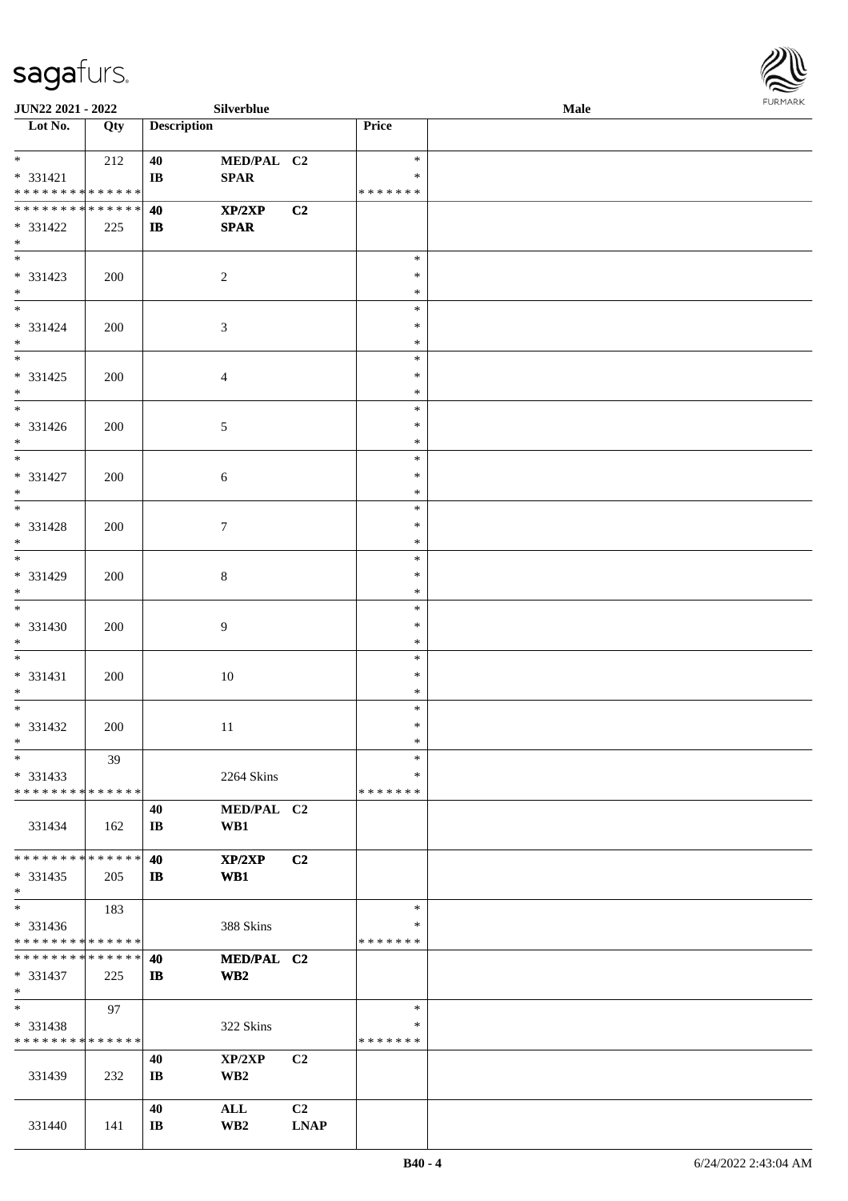| Lot No. | Qty | Description | | | Price | |
|---|---|---|---|---|---|---|
| *<br>* 331421<br>* * * * * * * * * * * * * * | 212 | 40<br>IB | MED/PAL<br>SPAR | C2 | *<br>*<br>* * * * * * * | |
| * * * * * * * * * * * * * *<br>* 331422<br>* | 225 | 40<br>IB | XP/2XP<br>SPAR | C2 | | |
| *<br>* 331423<br>* | 200 | | 2 | | *<br>*<br>* | |
| *<br>* 331424<br>* | 200 | | 3 | | *<br>*<br>* | |
| *<br>* 331425<br>* | 200 | | 4 | | *<br>*<br>* | |
| *<br>* 331426<br>* | 200 | | 5 | | *<br>*<br>* | |
| *<br>* 331427<br>* | 200 | | 6 | | *<br>*<br>* | |
| *<br>* 331428<br>* | 200 | | 7 | | *<br>*<br>* | |
| *<br>* 331429<br>* | 200 | | 8 | | *<br>*<br>* | |
| *<br>* 331430<br>* | 200 | | 9 | | *<br>*<br>* | |
| *<br>* 331431<br>* | 200 | | 10 | | *<br>*<br>* | |
| *<br>* 331432<br>* | 200 | | 11 | | *<br>*<br>* | |
| *<br>* 331433<br>* * * * * * * * * * * * * * | 39 | | 2264 Skins | | *<br>*<br>* * * * * * * | |
| 331434 | 162 | 40<br>IB | MED/PAL<br>WB1 | C2 | | |
| * * * * * * * * * * * * * *<br>* 331435<br>* | 205 | 40<br>IB | XP/2XP<br>WB1 | C2 | | |
| *<br>* 331436<br>* * * * * * * * * * * * * * | 183 | | 388 Skins | | *<br>*<br>* * * * * * * | |
| * * * * * * * * * * * * * *<br>* 331437<br>* | 225 | 40<br>IB | MED/PAL<br>WB2 | C2 | | |
| *<br>* 331438<br>* * * * * * * * * * * * * * | 97 | | 322 Skins | | *<br>*<br>* * * * * * * | |
| 331439 | 232 | 40<br>IB | XP/2XP<br>WB2 | C2 | | |
| 331440 | 141 | 40<br>IB | ALL<br>WB2 | C2<br>LNAP | | |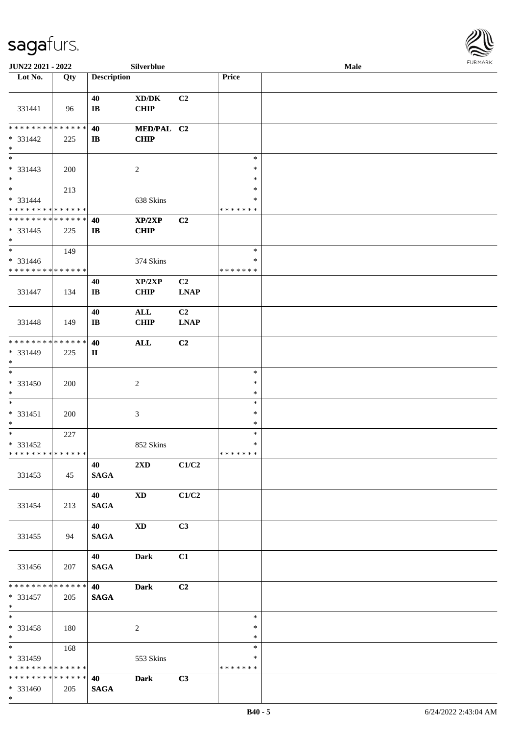| Lot No. | Qty | Description | | | Price | |
|---|---|---|---|---|---|---|
| 331441 | 96 | 40<br>IB | XD/DK<br>CHIP | C2 | | |
| * * * * * * * * * * * * * *<br>* 331442<br>* | 225 | 40<br>IB | MED/PAL<br>CHIP | C2 | | |
| *<br>* 331443<br>* | 200 | | 2 | | *<br>*<br>* | |
| *<br>* 331444<br>* * * * * * * * * * * * * * | 213 | | 638 Skins | | *<br>*<br>* * * * * * * | |
| * * * * * * * * * * * * * *<br>* 331445<br>* | 225 | 40<br>IB | XP/2XP<br>CHIP | C2 | | |
| *<br>* 331446<br>* * * * * * * * * * * * * * | 149 | | 374 Skins | | *<br>*<br>* * * * * * * | |
| 331447 | 134 | 40<br>IB | XP/2XP<br>CHIP | C2<br>LNAP | | |
| 331448 | 149 | 40<br>IB | ALL<br>CHIP | C2<br>LNAP | | |
| * * * * * * * * * * * * * *<br>* 331449<br>* | 225 | 40<br>II | ALL | C2 | | |
| *<br>* 331450<br>* | 200 | | 2 | | *<br>*<br>* | |
| *<br>* 331451<br>* | 200 | | 3 | | *<br>*<br>* | |
| *<br>* 331452<br>* * * * * * * * * * * * * * | 227 | | 852 Skins | | *<br>*<br>* * * * * * * | |
| 331453 | 45 | 40<br>SAGA | 2XD | C1/C2 | | |
| 331454 | 213 | 40<br>SAGA | XD | C1/C2 | | |
| 331455 | 94 | 40<br>SAGA | XD | C3 | | |
| 331456 | 207 | 40<br>SAGA | Dark | C1 | | |
| * * * * * * * * * * * * * *<br>* 331457<br>* | 205 | 40<br>SAGA | Dark | C2 | | |
| *<br>* 331458<br>* | 180 | | 2 | | *<br>*<br>* | |
| *<br>* 331459<br>* * * * * * * * * * * * * * | 168 | | 553 Skins | | *<br>*<br>* * * * * * * | |
| * * * * * * * * * * * * * *<br>* 331460<br>* | 205 | 40<br>SAGA | Dark | C3 | | |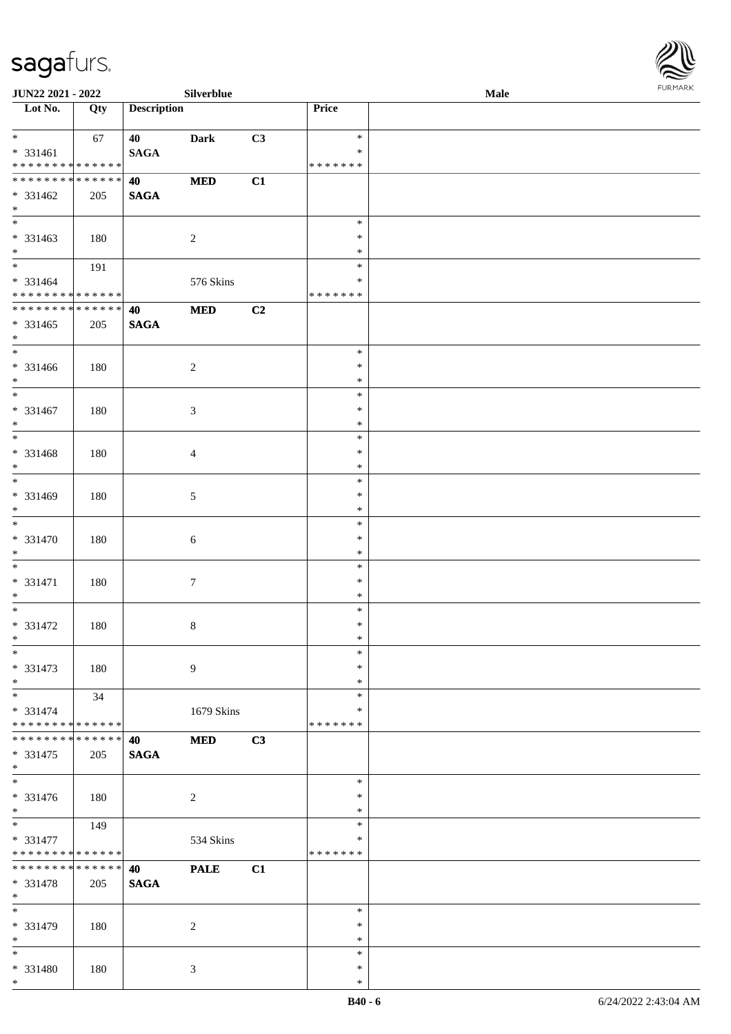| Lot No. | Qty | Description | | | Price | |
|---|---|---|---|---|---|---|
| * | 67 | 40 | Dark | C3 | * | |
| * 331461 | | SAGA | | | * | |
| * * * * * * * * * * * * * * | | | | | * * * * * * * | |
| * * * * * * * * * * * * * * | | 40 | MED | C1 | | |
| * 331462 | 205 | SAGA | | | | |
| * | | | | | | |
| * | | | | | * | |
| * 331463 | 180 | | 2 | | * | |
| * | | | | | * | |
| * | 191 | | | | * | |
| * 331464 | | | 576 Skins | | * | |
| * * * * * * * * * * * * * * | | | | | * * * * * * * | |
| * * * * * * * * * * * * * * | | 40 | MED | C2 | | |
| * 331465 | 205 | SAGA | | | | |
| * | | | | | | |
| * | | | | | * | |
| * 331466 | 180 | | 2 | | * | |
| * | | | | | * | |
| * | | | | | * | |
| * 331467 | 180 | | 3 | | * | |
| * | | | | | * | |
| * | | | | | * | |
| * 331468 | 180 | | 4 | | * | |
| * | | | | | * | |
| * | | | | | * | |
| * 331469 | 180 | | 5 | | * | |
| * | | | | | * | |
| * | | | | | * | |
| * 331470 | 180 | | 6 | | * | |
| * | | | | | * | |
| * | | | | | * | |
| * 331471 | 180 | | 7 | | * | |
| * | | | | | * | |
| * | | | | | * | |
| * 331472 | 180 | | 8 | | * | |
| * | | | | | * | |
| * | | | | | * | |
| * 331473 | 180 | | 9 | | * | |
| * | | | | | * | |
| * | 34 | | | | * | |
| * 331474 | | | 1679 Skins | | * | |
| * * * * * * * * * * * * * * | | | | | * * * * * * * | |
| * * * * * * * * * * * * * * | | 40 | MED | C3 | | |
| * 331475 | 205 | SAGA | | | | |
| * | | | | | | |
| * | | | | | * | |
| * 331476 | 180 | | 2 | | * | |
| * | | | | | * | |
| * | 149 | | | | * | |
| * 331477 | | | 534 Skins | | * | |
| * * * * * * * * * * * * * * | | | | | * * * * * * * | |
| * * * * * * * * * * * * * * | | 40 | PALE | C1 | | |
| * 331478 | 205 | SAGA | | | | |
| * | | | | | | |
| * | | | | | * | |
| * 331479 | 180 | | 2 | | * | |
| * | | | | | * | |
| * | | | | | * | |
| * 331480 | 180 | | 3 | | * | |
| * | | | | | * | |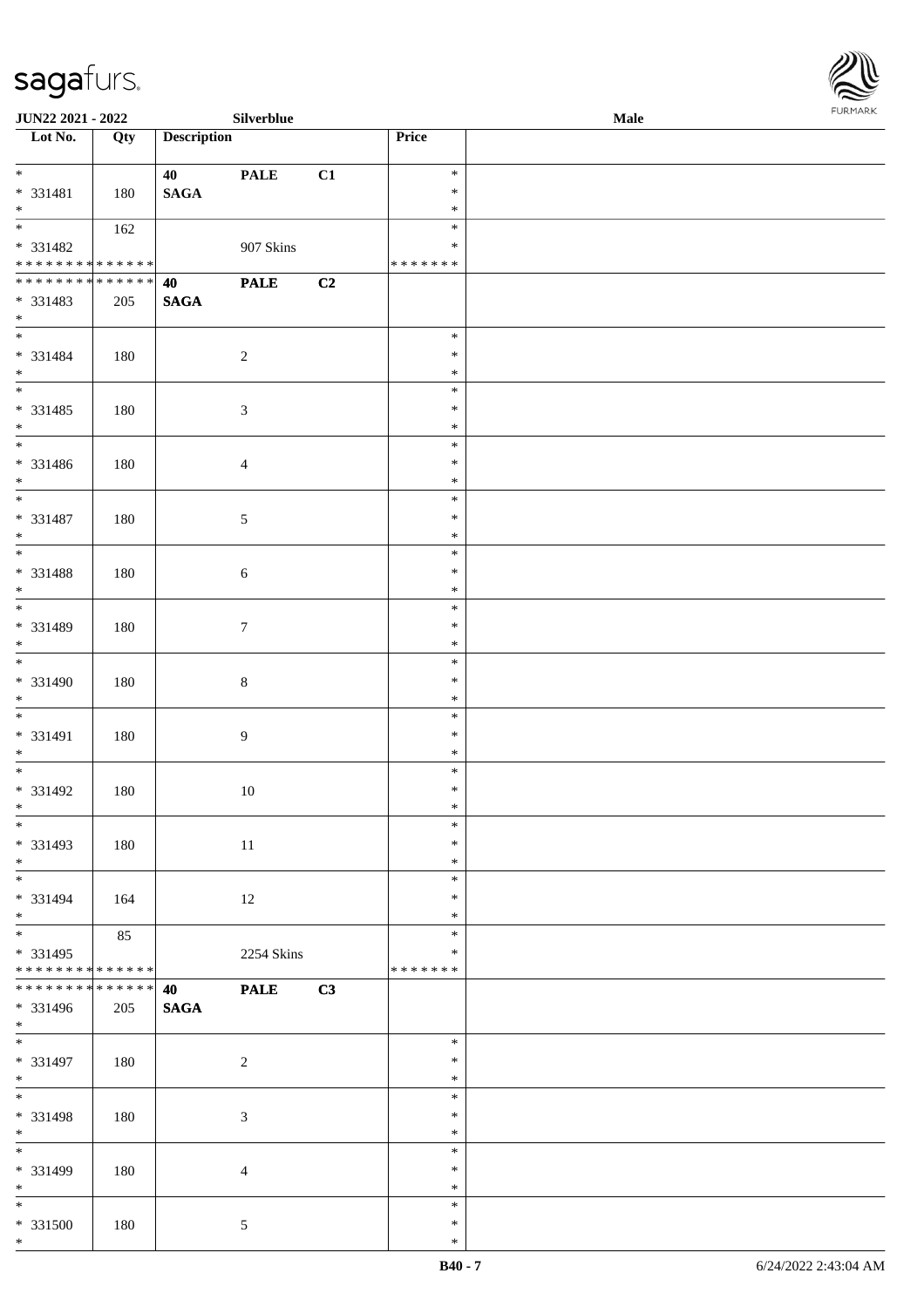**JUN22 2021 - 2022** **Silverblue** **Male**

| Lot No. | Qty | Description | | | Price | |
|---|---|---|---|---|---|---|
| * | | **40** | **PALE** | **C1** | * | |
| * 331481 | 180 | **SAGA** | | | * | |
| * | | | | | * | |
| * | 162 | | | | * | |
| * 331482 | | | 907 Skins | | * | |
| * * * * * * * * * * * * * * | | | | | * * * * * * * | |
| * * * * * * * * * * * * * * | | **40** | **PALE** | **C2** | | |
| * 331483 | 205 | **SAGA** | | | | |
| * | | | | | | |
| * | | | | | * | |
| * 331484 | 180 | | 2 | | * | |
| * | | | | | * | |
| * | | | | | * | |
| * 331485 | 180 | | 3 | | * | |
| * | | | | | * | |
| * | | | | | * | |
| * 331486 | 180 | | 4 | | * | |
| * | | | | | * | |
| * | | | | | * | |
| * 331487 | 180 | | 5 | | * | |
| * | | | | | * | |
| * | | | | | * | |
| * 331488 | 180 | | 6 | | * | |
| * | | | | | * | |
| * | | | | | * | |
| * 331489 | 180 | | 7 | | * | |
| * | | | | | * | |
| * | | | | | * | |
| * 331490 | 180 | | 8 | | * | |
| * | | | | | * | |
| * | | | | | * | |
| * 331491 | 180 | | 9 | | * | |
| * | | | | | * | |
| * | | | | | * | |
| * 331492 | 180 | | 10 | | * | |
| * | | | | | * | |
| * | | | | | * | |
| * 331493 | 180 | | 11 | | * | |
| * | | | | | * | |
| * | | | | | * | |
| * 331494 | 164 | | 12 | | * | |
| * | | | | | * | |
| * | 85 | | | | * | |
| * 331495 | | | 2254 Skins | | * | |
| * * * * * * * * * * * * * * | | | | | * * * * * * * | |
| * * * * * * * * * * * * * * | | **40** | **PALE** | **C3** | | |
| * 331496 | 205 | **SAGA** | | | | |
| * | | | | | | |
| * | | | | | * | |
| * 331497 | 180 | | 2 | | * | |
| * | | | | | * | |
| * | | | | | * | |
| * 331498 | 180 | | 3 | | * | |
| * | | | | | * | |
| * | | | | | * | |
| * 331499 | 180 | | 4 | | * | |
| * | | | | | * | |
| * | | | | | * | |
| * 331500 | 180 | | 5 | | * | |
| * | | | | | * | |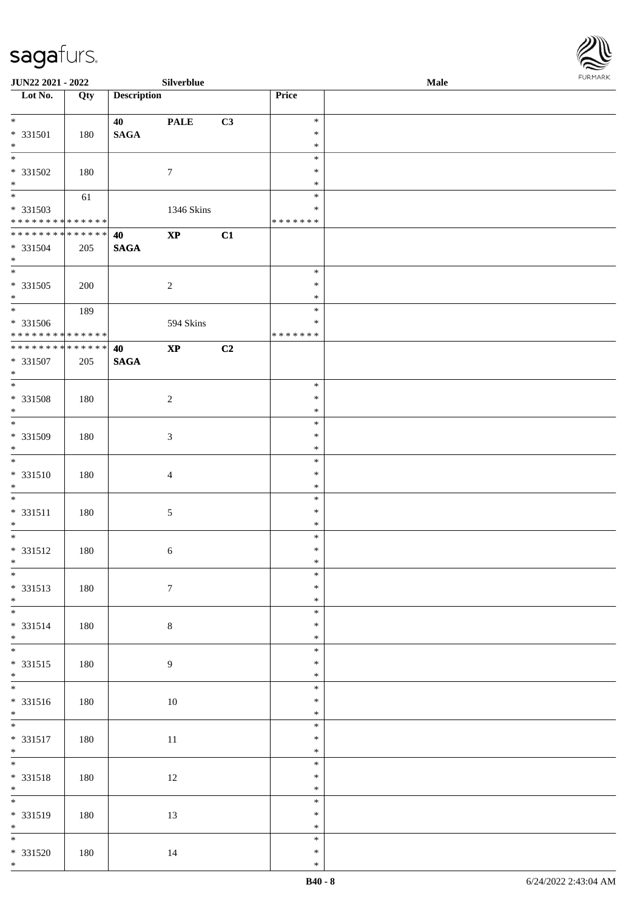| Lot No. | Qty | Description | | | Price | |
|---|---|---|---|---|---|---|
| * 331501 * | 180 | 40 SAGA | PALE | C3 | * * * | |
| * 331502 * | 180 | | 7 | | * * * | |
| * 331503 * * * * * * * * * * * * * * | 61 | | 1346 Skins | | * * * * * * * * | |
| * * * * * * * * * * * * * * 331504 * | 205 | 40 SAGA | XP | C1 | | |
| * 331505 * | 200 | | 2 | | * * * | |
| * 331506 * * * * * * * * * * * * * * | 189 | | 594 Skins | | * * * * * * * * | |
| * * * * * * * * * * * * * * 331507 * | 205 | 40 SAGA | XP | C2 | | |
| * 331508 * | 180 | | 2 | | * * * | |
| * 331509 * | 180 | | 3 | | * * * | |
| * 331510 * | 180 | | 4 | | * * * | |
| * 331511 * | 180 | | 5 | | * * * | |
| * 331512 * | 180 | | 6 | | * * * | |
| * 331513 * | 180 | | 7 | | * * * | |
| * 331514 * | 180 | | 8 | | * * * | |
| * 331515 * | 180 | | 9 | | * * * | |
| * 331516 * | 180 | | 10 | | * * * | |
| * 331517 * | 180 | | 11 | | * * * | |
| * 331518 * | 180 | | 12 | | * * * | |
| * 331519 * | 180 | | 13 | | * * * | |
| * 331520 * | 180 | | 14 | | * * * | |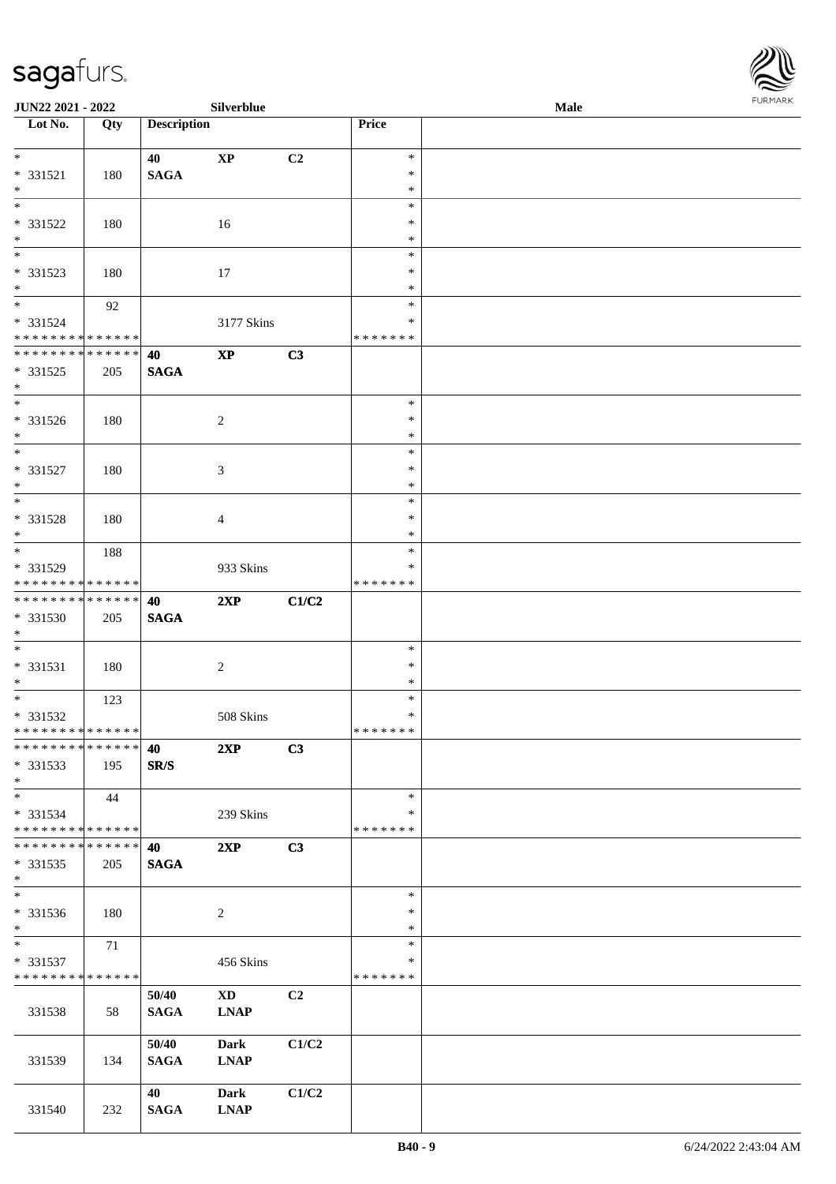| Lot No. | Qty | Description | | | Price | |
|---|---|---|---|---|---|---|
| * | | 40 | XP | C2 | * | |
| * 331521 | 180 | SAGA | | | * | |
| * | | | | | * | |
| * | | | | | * | |
| * 331522 | 180 | | 16 | | * | |
| * | | | | | * | |
| * | | | | | * | |
| * 331523 | 180 | | 17 | | * | |
| * | | | | | * | |
| * | 92 | | | | * | |
| * 331524 | | | 3177 Skins | | * | |
| * * * * * * * * * * * * * * | | | | | * * * * * * * | |
| * * * * * * * * * * * * * * | | 40 | XP | C3 | | |
| * 331525 | 205 | SAGA | | | | |
| * | | | | | | |
| * | | | | | * | |
| * 331526 | 180 | | 2 | | * | |
| * | | | | | * | |
| * | | | | | * | |
| * 331527 | 180 | | 3 | | * | |
| * | | | | | * | |
| * | | | | | * | |
| * 331528 | 180 | | 4 | | * | |
| * | | | | | * | |
| * | 188 | | | | * | |
| * 331529 | | | 933 Skins | | * | |
| * * * * * * * * * * * * * * | | | | | * * * * * * * | |
| * * * * * * * * * * * * * * | | 40 | 2XP | C1/C2 | | |
| * 331530 | 205 | SAGA | | | | |
| * | | | | | | |
| * | | | | | * | |
| * 331531 | 180 | | 2 | | * | |
| * | | | | | * | |
| * | 123 | | | | * | |
| * 331532 | | | 508 Skins | | * | |
| * * * * * * * * * * * * * * | | | | | * * * * * * * | |
| * * * * * * * * * * * * * * | | 40 | 2XP | C3 | | |
| * 331533 | 195 | SR/S | | | | |
| * | | | | | | |
| * | 44 | | | | * | |
| * 331534 | | | 239 Skins | | * | |
| * * * * * * * * * * * * * * | | | | | * * * * * * * | |
| * * * * * * * * * * * * * * | | 40 | 2XP | C3 | | |
| * 331535 | 205 | SAGA | | | | |
| * | | | | | | |
| * | | | | | * | |
| * 331536 | 180 | | 2 | | * | |
| * | | | | | * | |
| * | 71 | | | | * | |
| * 331537 | | | 456 Skins | | * | |
| * * * * * * * * * * * * * * | | | | | * * * * * * * | |
| 331538 | 58 | 50/40 SAGA | XD LNAP | C2 | | |
| 331539 | 134 | 50/40 SAGA | Dark LNAP | C1/C2 | | |
| 331540 | 232 | 40 SAGA | Dark LNAP | C1/C2 | | |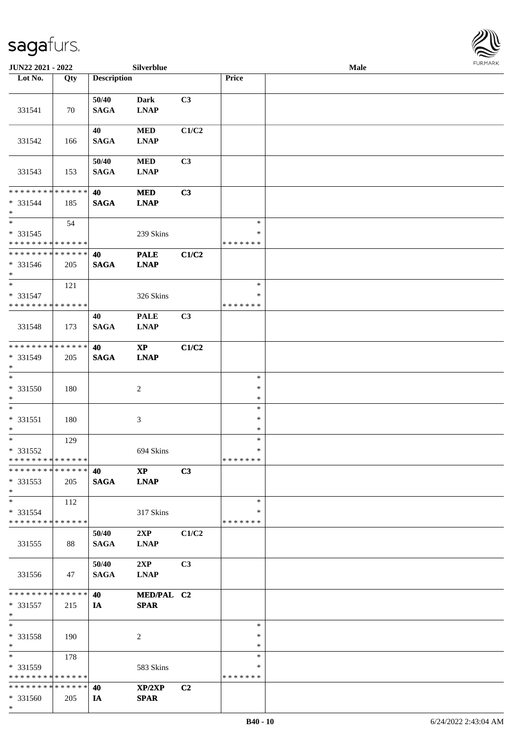| Lot No. | Qty | Description | | | Price | |
|---|---|---|---|---|---|---|
| 331541 | 70 | 50/40 SAGA | Dark LNAP | C3 | | |
| 331542 | 166 | 40 SAGA | MED LNAP | C1/C2 | | |
| 331543 | 153 | 50/40 SAGA | MED LNAP | C3 | | |
| * * * * * * * * * * * * * * * 331544 * | 185 | 40 SAGA | MED LNAP | C3 | | |
| * * 331545 * * * * * * * * * * * * * * | 54 | | 239 Skins | | * * * * * * * * * | |
| * * * * * * * * * * * * * * * 331546 * | 205 | 40 SAGA | PALE LNAP | C1/C2 | | |
| * * 331547 * * * * * * * * * * * * * * | 121 | | 326 Skins | | * * * * * * * * * | |
| 331548 | 173 | 40 SAGA | PALE LNAP | C3 | | |
| * * * * * * * * * * * * * * * 331549 * | 205 | 40 SAGA | XP LNAP | C1/C2 | | |
| * * 331550 * | 180 | | 2 | | * * * | |
| * * 331551 * | 180 | | 3 | | * * * | |
| * * 331552 * * * * * * * * * * * * * * | 129 | | 694 Skins | | * * * * * * * * * | |
| * * * * * * * * * * * * * * * 331553 * | 205 | 40 SAGA | XP LNAP | C3 | | |
| * * 331554 * * * * * * * * * * * * * * | 112 | | 317 Skins | | * * * * * * * * * | |
| 331555 | 88 | 50/40 SAGA | 2XP LNAP | C1/C2 | | |
| 331556 | 47 | 50/40 SAGA | 2XP LNAP | C3 | | |
| * * * * * * * * * * * * * * * 331557 * | 215 | 40 IA | MED/PAL SPAR | C2 | | |
| * * 331558 * | 190 | | 2 | | * * * | |
| * * 331559 * * * * * * * * * * * * * * | 178 | | 583 Skins | | * * * * * * * * * | |
| * * * * * * * * * * * * * * * 331560 * | 205 | 40 IA | XP/2XP SPAR | C2 | | |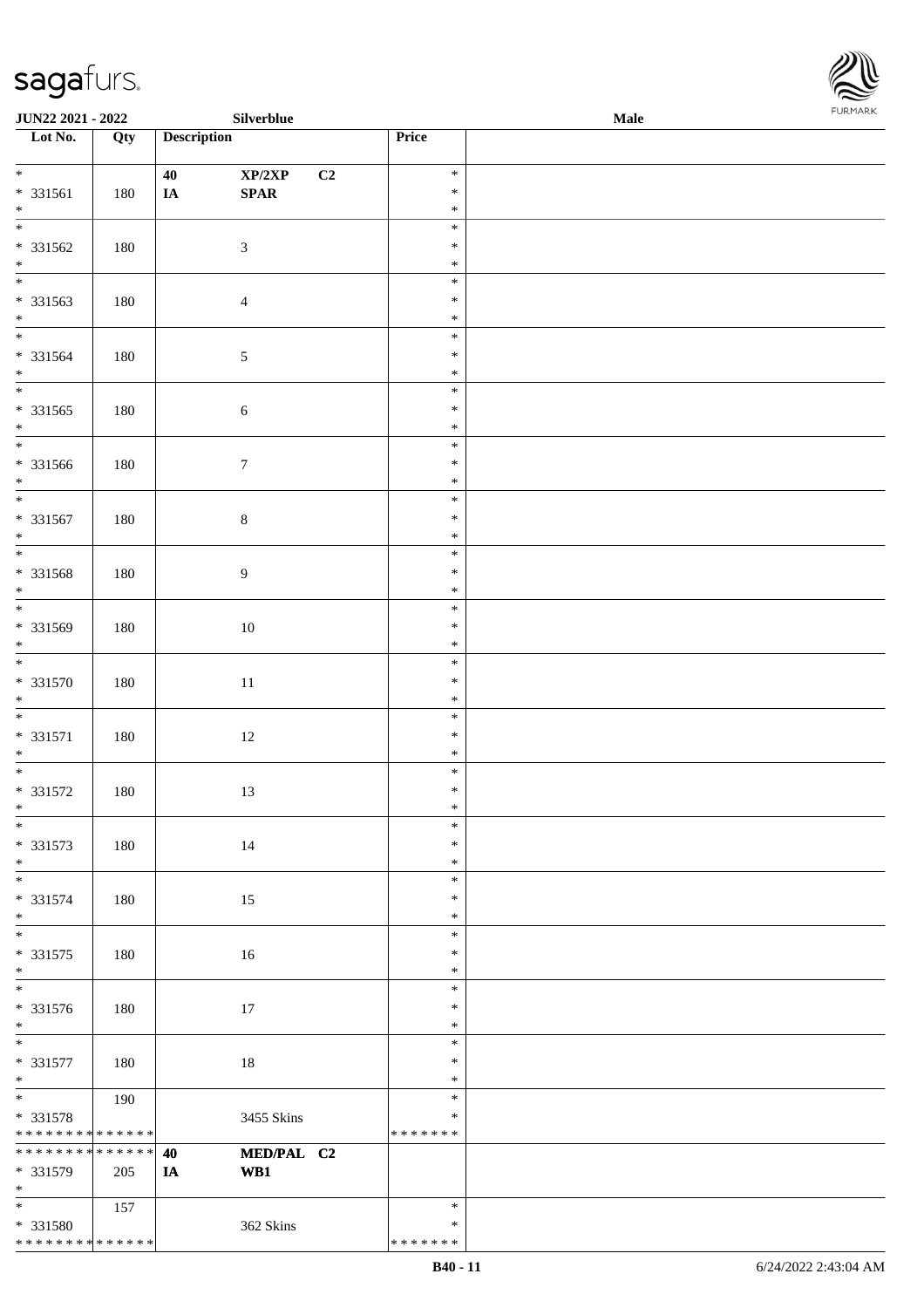| Lot No. | Qty | Description | | Price | |
|---|---|---|---|---|---|
| * | | 40 | XP/2XP C2 | * | |
| * 331561 | 180 | IA | SPAR | * | |
| * | | | | * | |
| * | | | | * | |
| * 331562 | 180 | | 3 | * | |
| * | | | | * | |
| * | | | | * | |
| * 331563 | 180 | | 4 | * | |
| * | | | | * | |
| * | | | | * | |
| * 331564 | 180 | | 5 | * | |
| * | | | | * | |
| * | | | | * | |
| * 331565 | 180 | | 6 | * | |
| * | | | | * | |
| * | | | | * | |
| * 331566 | 180 | | 7 | * | |
| * | | | | * | |
| * | | | | * | |
| * 331567 | 180 | | 8 | * | |
| * | | | | * | |
| * | | | | * | |
| * 331568 | 180 | | 9 | * | |
| * | | | | * | |
| * | | | | * | |
| * 331569 | 180 | | 10 | * | |
| * | | | | * | |
| * | | | | * | |
| * 331570 | 180 | | 11 | * | |
| * | | | | * | |
| * | | | | * | |
| * 331571 | 180 | | 12 | * | |
| * | | | | * | |
| * | | | | * | |
| * 331572 | 180 | | 13 | * | |
| * | | | | * | |
| * | | | | * | |
| * 331573 | 180 | | 14 | * | |
| * | | | | * | |
| * | | | | * | |
| * 331574 | 180 | | 15 | * | |
| * | | | | * | |
| * | | | | * | |
| * 331575 | 180 | | 16 | * | |
| * | | | | * | |
| * | | | | * | |
| * 331576 | 180 | | 17 | * | |
| * | | | | * | |
| * | | | | * | |
| * 331577 | 180 | | 18 | * | |
| * | | | | * | |
| * | 190 | | | * | |
| * 331578 | | | 3455 Skins | * | |
| * * * * * * * * * * * * * * | | | | * * * * * * * | |
| * * * * * * * * * * * * * * | | 40 | MED/PAL C2 | | |
| * 331579 | 205 | IA | WB1 | | |
| * | | | | | |
| * | 157 | | | * | |
| * 331580 | | | 362 Skins | * | |
| * * * * * * * * * * * * * * | | | | * * * * * * * | |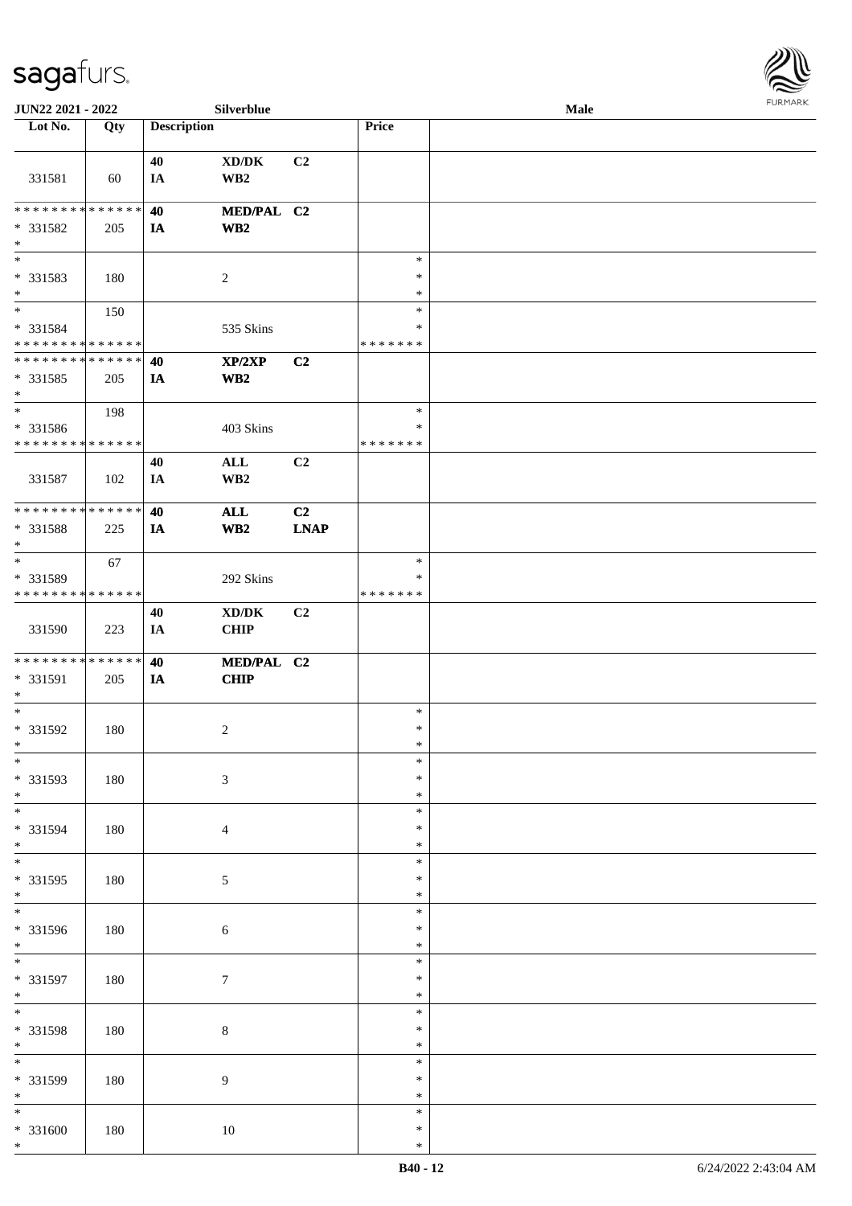| Lot No. | Qty | Description | | | Price | |
|---|---|---|---|---|---|---|
| 331581 | 60 | 40 IA | XD/DK WB2 | C2 | | |
| * * * * * * * * * * * * * * * 331582 * | 205 | 40 IA | MED/PAL WB2 | C2 | | |
| * * 331583 * | 180 | | 2 | | * * * | |
| * * 331584 * * * * * * * * * * * * * * | 150 | | 535 Skins | | * * * * * * * * | |
| * * * * * * * * * * * * * * * 331585 * | 205 | 40 IA | XP/2XP WB2 | C2 | | |
| * * 331586 * * * * * * * * * * * * * * | 198 | | 403 Skins | | * * * * * * * * | |
| 331587 | 102 | 40 IA | ALL WB2 | C2 | | |
| * * * * * * * * * * * * * * * 331588 * | 225 | 40 IA | ALL WB2 | C2 LNAP | | |
| * * 331589 * * * * * * * * * * * * * * | 67 | | 292 Skins | | * * * * * * * * | |
| 331590 | 223 | 40 IA | XD/DK CHIP | C2 | | |
| * * * * * * * * * * * * * * * 331591 * | 205 | 40 IA | MED/PAL CHIP | C2 | | |
| * * 331592 * | 180 | | 2 | | * * * | |
| * * 331593 * | 180 | | 3 | | * * * | |
| * * 331594 * | 180 | | 4 | | * * * | |
| * * 331595 * | 180 | | 5 | | * * * | |
| * * 331596 * | 180 | | 6 | | * * * | |
| * * 331597 * | 180 | | 7 | | * * * | |
| * * 331598 * | 180 | | 8 | | * * * | |
| * * 331599 * | 180 | | 9 | | * * * | |
| * * 331600 * | 180 | | 10 | | * * * | |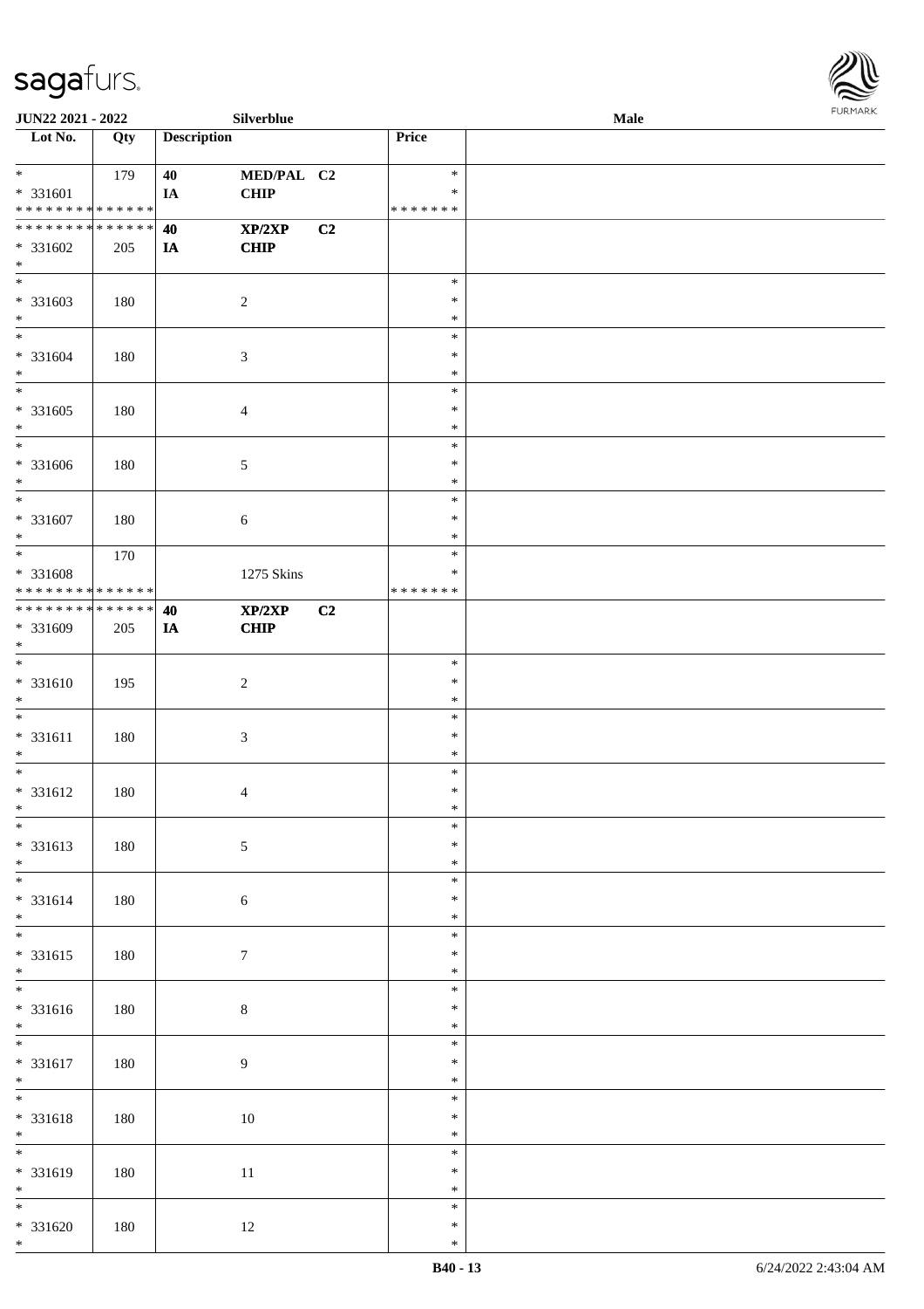JUN22 2021 - 2022 Silverblue Male

| Lot No. | Qty | Description | | | Price | |
|---|---|---|---|---|---|---|
| * <br> * 331601 <br> * * * * * * * * * * * * * * | 179 | 40 <br> IA | MED/PAL <br> CHIP | C2 | * <br> * <br> * * * * * * * | |
| * * * * * * * * * * * * * * <br> * 331602 <br> * | 205 | 40 <br> IA | XP/2XP <br> CHIP | C2 | | |
| * <br> * 331603 <br> * | 180 | | 2 | | * <br> * <br> * | |
| * <br> * 331604 <br> * | 180 | | 3 | | * <br> * <br> * | |
| * <br> * 331605 <br> * | 180 | | 4 | | * <br> * <br> * | |
| * <br> * 331606 <br> * | 180 | | 5 | | * <br> * <br> * | |
| * <br> * 331607 <br> * | 180 | | 6 | | * <br> * <br> * | |
| * <br> * 331608 <br> * * * * * * * * * * * * * * | 170 | | 1275 Skins | | * <br> * <br> * * * * * * * | |
| * * * * * * * * * * * * * * <br> * 331609 <br> * | 205 | 40 <br> IA | XP/2XP <br> CHIP | C2 | | |
| * <br> * 331610 <br> * | 195 | | 2 | | * <br> * <br> * | |
| * <br> * 331611 <br> * | 180 | | 3 | | * <br> * <br> * | |
| * <br> * 331612 <br> * | 180 | | 4 | | * <br> * <br> * | |
| * <br> * 331613 <br> * | 180 | | 5 | | * <br> * <br> * | |
| * <br> * 331614 <br> * | 180 | | 6 | | * <br> * <br> * | |
| * <br> * 331615 <br> * | 180 | | 7 | | * <br> * <br> * | |
| * <br> * 331616 <br> * | 180 | | 8 | | * <br> * <br> * | |
| * <br> * 331617 <br> * | 180 | | 9 | | * <br> * <br> * | |
| * <br> * 331618 <br> * | 180 | | 10 | | * <br> * <br> * | |
| * <br> * 331619 <br> * | 180 | | 11 | | * <br> * <br> * | |
| * <br> * 331620 <br> * | 180 | | 12 | | * <br> * <br> * | |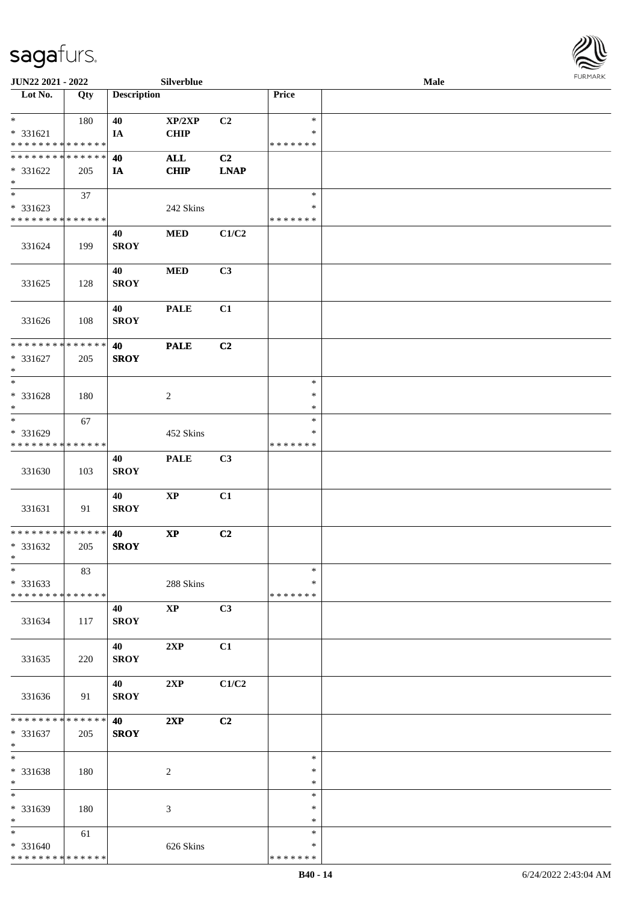| Lot No. | Qty | Description | | | Price | |
|---|---|---|---|---|---|---|
| * | 180 | 40 | XP/2XP | C2 | * | |
| * 331621 | | IA | CHIP | | * | |
| * * * * * * * * * * * * * * | | | | | * * * * * * * | |
| * * * * * * * * * * * * * * | | 40 | ALL | C2 | | |
| * 331622 | 205 | IA | CHIP | LNAP | | |
| * | | | | | | |
| * | 37 | | | | * | |
| * 331623 | | | 242 Skins | | * | |
| * * * * * * * * * * * * * * | | | | | * * * * * * * | |
| 331624 | 199 | 40 SROY | MED | C1/C2 | | |
| 331625 | 128 | 40 SROY | MED | C3 | | |
| 331626 | 108 | 40 SROY | PALE | C1 | | |
| * * * * * * * * * * * * * * | | 40 | PALE | C2 | | |
| * 331627 | 205 | SROY | | | | |
| * | | | | | | |
| * | | | | | * | |
| * 331628 | 180 | | 2 | | * | |
| * | | | | | * | |
| * | 67 | | | | * | |
| * 331629 | | | 452 Skins | | * | |
| * * * * * * * * * * * * * * | | | | | * * * * * * * | |
| 331630 | 103 | 40 SROY | PALE | C3 | | |
| 331631 | 91 | 40 SROY | XP | C1 | | |
| * * * * * * * * * * * * * * | | 40 | XP | C2 | | |
| * 331632 | 205 | SROY | | | | |
| * | | | | | | |
| * | 83 | | | | * | |
| * 331633 | | | 288 Skins | | * | |
| * * * * * * * * * * * * * * | | | | | * * * * * * * | |
| 331634 | 117 | 40 SROY | XP | C3 | | |
| 331635 | 220 | 40 SROY | 2XP | C1 | | |
| 331636 | 91 | 40 SROY | 2XP | C1/C2 | | |
| * * * * * * * * * * * * * * | | 40 | 2XP | C2 | | |
| * 331637 | 205 | SROY | | | | |
| * | | | | | | |
| * | | | | | * | |
| * 331638 | 180 | | 2 | | * | |
| * | | | | | * | |
| * | | | | | * | |
| * 331639 | 180 | | 3 | | * | |
| * | | | | | * | |
| * | 61 | | | | * | |
| * 331640 | | | 626 Skins | | * | |
| * * * * * * * * * * * * * * | | | | | * * * * * * * | |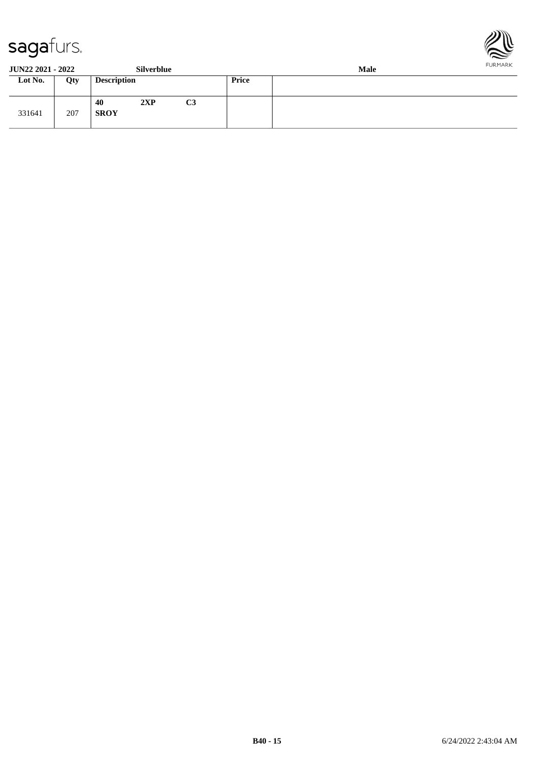**JUN22 2021 - 2022** **Silverblue** **Male**

| Lot No. | Qty | Description | Price | |
|---|---|---|---|---|
| 331641 | 207 | **40** **2XP** **C3** **SROY** | | |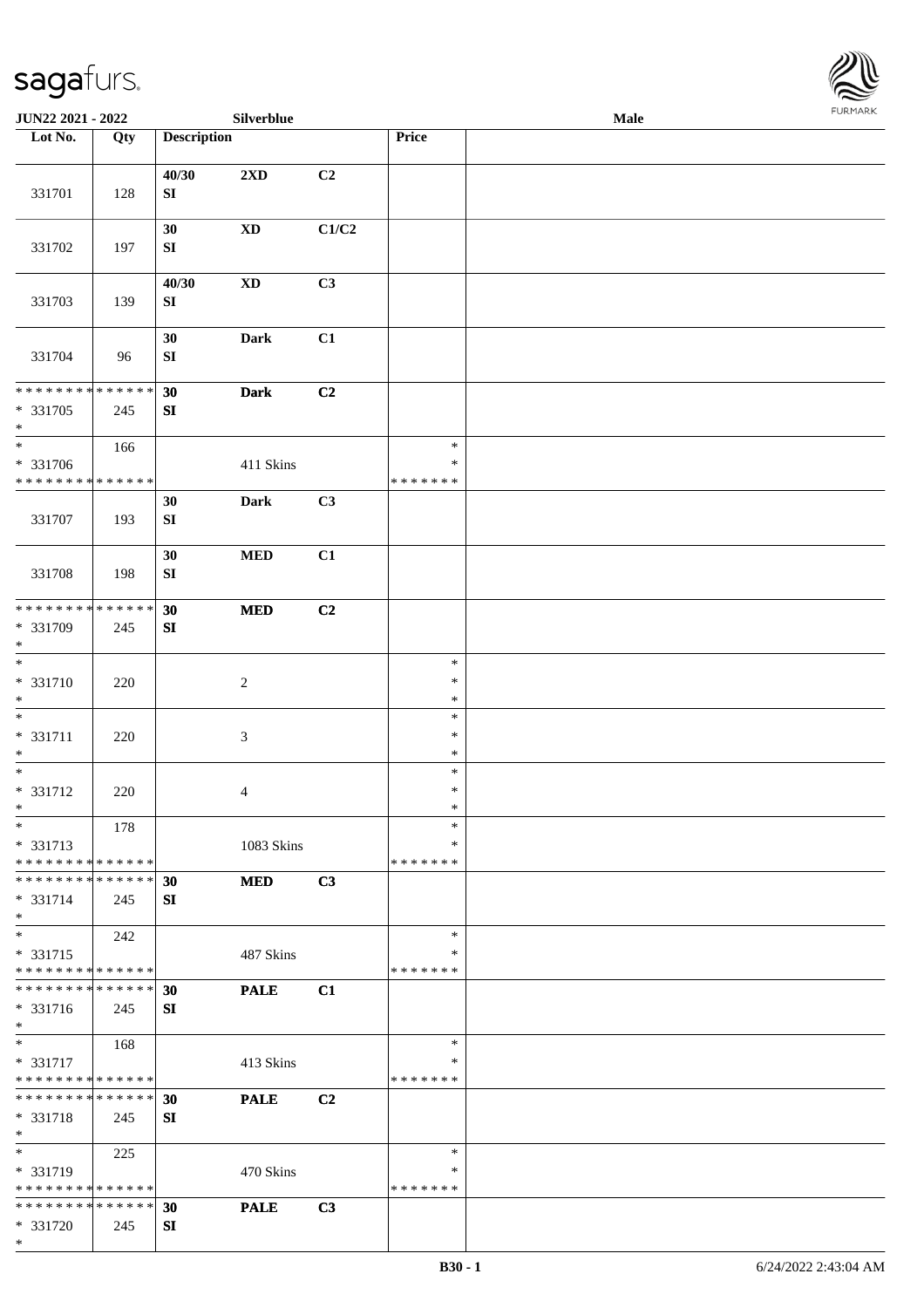| Lot No. | Qty | Description | | | Price | |
|---|---|---|---|---|---|---|
| 331701 | 128 | 40/30 SI | 2XD | C2 | | |
| 331702 | 197 | 30 SI | XD | C1/C2 | | |
| 331703 | 139 | 40/30 SI | XD | C3 | | |
| 331704 | 96 | 30 SI | Dark | C1 | | |
| * * * * * * * * * * * * * * <br>* 331705<br>* | 245 | 30 SI | Dark | C2 | | |
| * <br>* 331706<br>* * * * * * * * * * * * * * | 166 | | 411 Skins | | *<br>*<br>* * * * * * * | |
| 331707 | 193 | 30 SI | Dark | C3 | | |
| 331708 | 198 | 30 SI | MED | C1 | | |
| * * * * * * * * * * * * * * <br>* 331709<br>* | 245 | 30 SI | MED | C2 | | |
| * <br>* 331710<br>* | 220 | | 2 | | *<br>*<br>* | |
| * <br>* 331711<br>* | 220 | | 3 | | *<br>*<br>* | |
| * <br>* 331712<br>* | 220 | | 4 | | *<br>*<br>* | |
| * <br>* 331713<br>* * * * * * * * * * * * * * | 178 | | 1083 Skins | | *<br>*<br>* * * * * * * | |
| * * * * * * * * * * * * * * <br>* 331714<br>* | 245 | 30 SI | MED | C3 | | |
| * <br>* 331715<br>* * * * * * * * * * * * * * | 242 | | 487 Skins | | *<br>*<br>* * * * * * * | |
| * * * * * * * * * * * * * * <br>* 331716<br>* | 245 | 30 SI | PALE | C1 | | |
| * <br>* 331717<br>* * * * * * * * * * * * * * | 168 | | 413 Skins | | *<br>*<br>* * * * * * * | |
| * * * * * * * * * * * * * * <br>* 331718<br>* | 245 | 30 SI | PALE | C2 | | |
| * <br>* 331719<br>* * * * * * * * * * * * * * | 225 | | 470 Skins | | *<br>*<br>* * * * * * * | |
| * * * * * * * * * * * * * * <br>* 331720<br>* | 245 | 30 SI | PALE | C3 | | |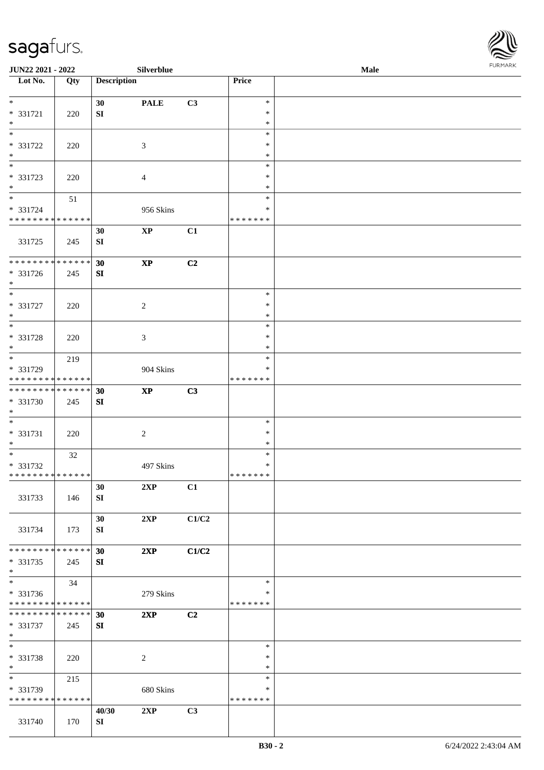| Lot No. | Qty | Description | | | Price | |
|---|---|---|---|---|---|---|
| * | | 30 | PALE | C3 | * | |
| * 331721 | 220 | SI | | | * | |
| * | | | | | * | |
| * | | | | | * | |
| * 331722 | 220 | | 3 | | * | |
| * | | | | | * | |
| * | | | | | * | |
| * 331723 | 220 | | 4 | | * | |
| * | | | | | * | |
| * | 51 | | | | * | |
| * 331724 | | | 956 Skins | | * | |
| * * * * * * * * * * * * * * | | | | | * * * * * * * | |
| | | 30 | XP | C1 | | |
| 331725 | 245 | SI | | | | |
| * * * * * * * * * * * * * * | | 30 | XP | C2 | | |
| * 331726 | 245 | SI | | | | |
| * | | | | | | |
| * | | | | | * | |
| * 331727 | 220 | | 2 | | * | |
| * | | | | | * | |
| * | | | | | * | |
| * 331728 | 220 | | 3 | | * | |
| * | | | | | * | |
| * | 219 | | | | * | |
| * 331729 | | | 904 Skins | | * | |
| * * * * * * * * * * * * * * | | | | | * * * * * * * | |
| * * * * * * * * * * * * * * | | 30 | XP | C3 | | |
| * 331730 | 245 | SI | | | | |
| * | | | | | | |
| * | | | | | * | |
| * 331731 | 220 | | 2 | | * | |
| * | | | | | * | |
| * | 32 | | | | * | |
| * 331732 | | | 497 Skins | | * | |
| * * * * * * * * * * * * * * | | | | | * * * * * * * | |
| | | 30 | 2XP | C1 | | |
| 331733 | 146 | SI | | | | |
| | | 30 | 2XP | C1/C2 | | |
| 331734 | 173 | SI | | | | |
| * * * * * * * * * * * * * * | | 30 | 2XP | C1/C2 | | |
| * 331735 | 245 | SI | | | | |
| * | | | | | | |
| * | 34 | | | | * | |
| * 331736 | | | 279 Skins | | * | |
| * * * * * * * * * * * * * * | | | | | * * * * * * * | |
| * * * * * * * * * * * * * * | | 30 | 2XP | C2 | | |
| * 331737 | 245 | SI | | | | |
| * | | | | | | |
| * | | | | | * | |
| * 331738 | 220 | | 2 | | * | |
| * | | | | | * | |
| * | 215 | | | | * | |
| * 331739 | | | 680 Skins | | * | |
| * * * * * * * * * * * * * * | | | | | * * * * * * * | |
| | | 40/30 | 2XP | C3 | | |
| 331740 | 170 | SI | | | | |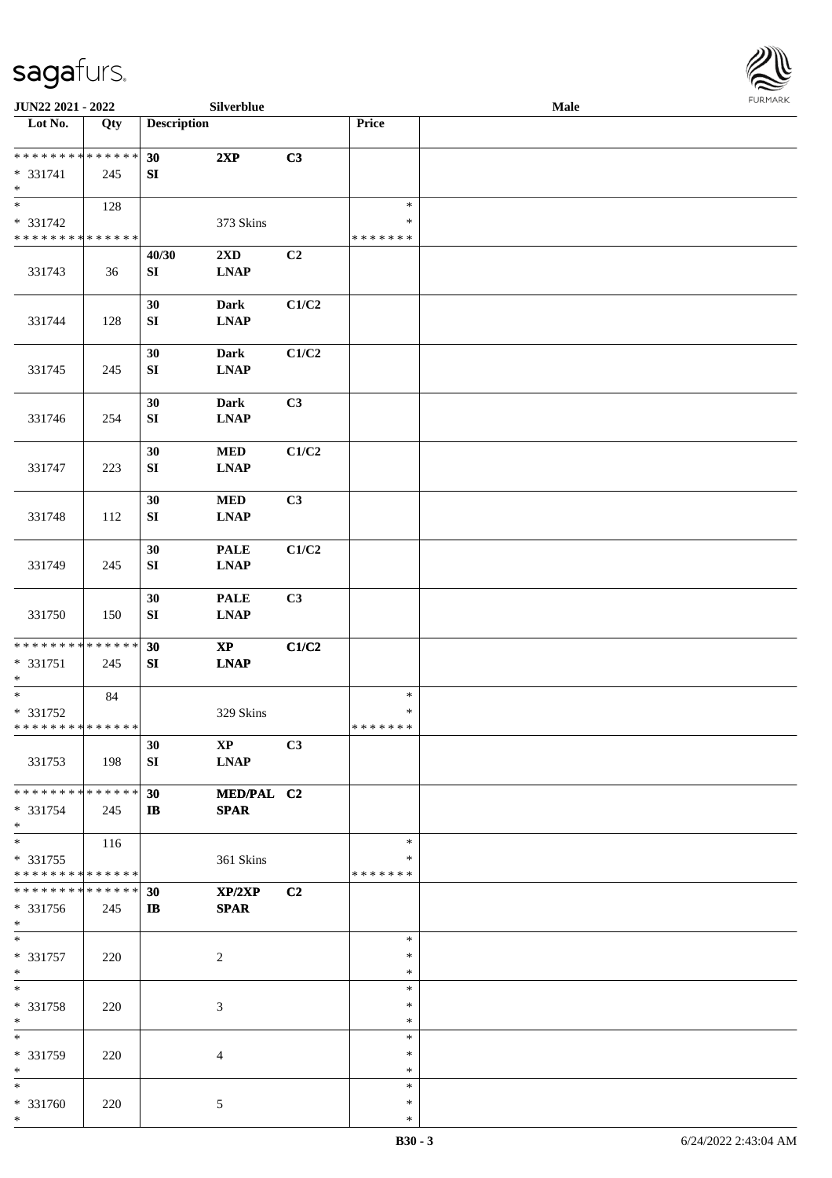| Lot No. | Qty | Description | | | Price | |
|---|---|---|---|---|---|---|
| * * * * * * * * * * * * * * | | 30 | 2XP | C3 | | |
| * 331741 | 245 | SI | | | | |
| * | | | | | | |
| * | 128 | | | | * | |
| * 331742 | | | 373 Skins | | * | |
| * * * * * * * * * * * * * * | | | | | * * * * * * * | |
| 331743 | 36 | 40/30 SI | 2XD LNAP | C2 | | |
| 331744 | 128 | 30 SI | Dark LNAP | C1/C2 | | |
| 331745 | 245 | 30 SI | Dark LNAP | C1/C2 | | |
| 331746 | 254 | 30 SI | Dark LNAP | C3 | | |
| 331747 | 223 | 30 SI | MED LNAP | C1/C2 | | |
| 331748 | 112 | 30 SI | MED LNAP | C3 | | |
| 331749 | 245 | 30 SI | PALE LNAP | C1/C2 | | |
| 331750 | 150 | 30 SI | PALE LNAP | C3 | | |
| * * * * * * * * * * * * * * | | 30 | XP | C1/C2 | | |
| * 331751 | 245 | SI | LNAP | | | |
| * | | | | | | |
| * | 84 | | | | * | |
| * 331752 | | | 329 Skins | | * | |
| * * * * * * * * * * * * * * | | | | | * * * * * * * | |
| 331753 | 198 | 30 SI | XP LNAP | C3 | | |
| * * * * * * * * * * * * * * | | 30 | MED/PAL | C2 | | |
| * 331754 | 245 | IB | SPAR | | | |
| * | | | | | | |
| * | 116 | | | | * | |
| * 331755 | | | 361 Skins | | * | |
| * * * * * * * * * * * * * * | | | | | * * * * * * * | |
| * * * * * * * * * * * * * * | | 30 | XP/2XP | C2 | | |
| * 331756 | 245 | IB | SPAR | | | |
| * | | | | | | |
| * | | | | | * | |
| * 331757 | 220 | | 2 | | * | |
| * | | | | | * | |
| * | | | | | * | |
| * 331758 | 220 | | 3 | | * | |
| * | | | | | * | |
| * | | | | | * | |
| * 331759 | 220 | | 4 | | * | |
| * | | | | | * | |
| * | | | | | * | |
| * 331760 | 220 | | 5 | | * | |
| * | | | | | * | |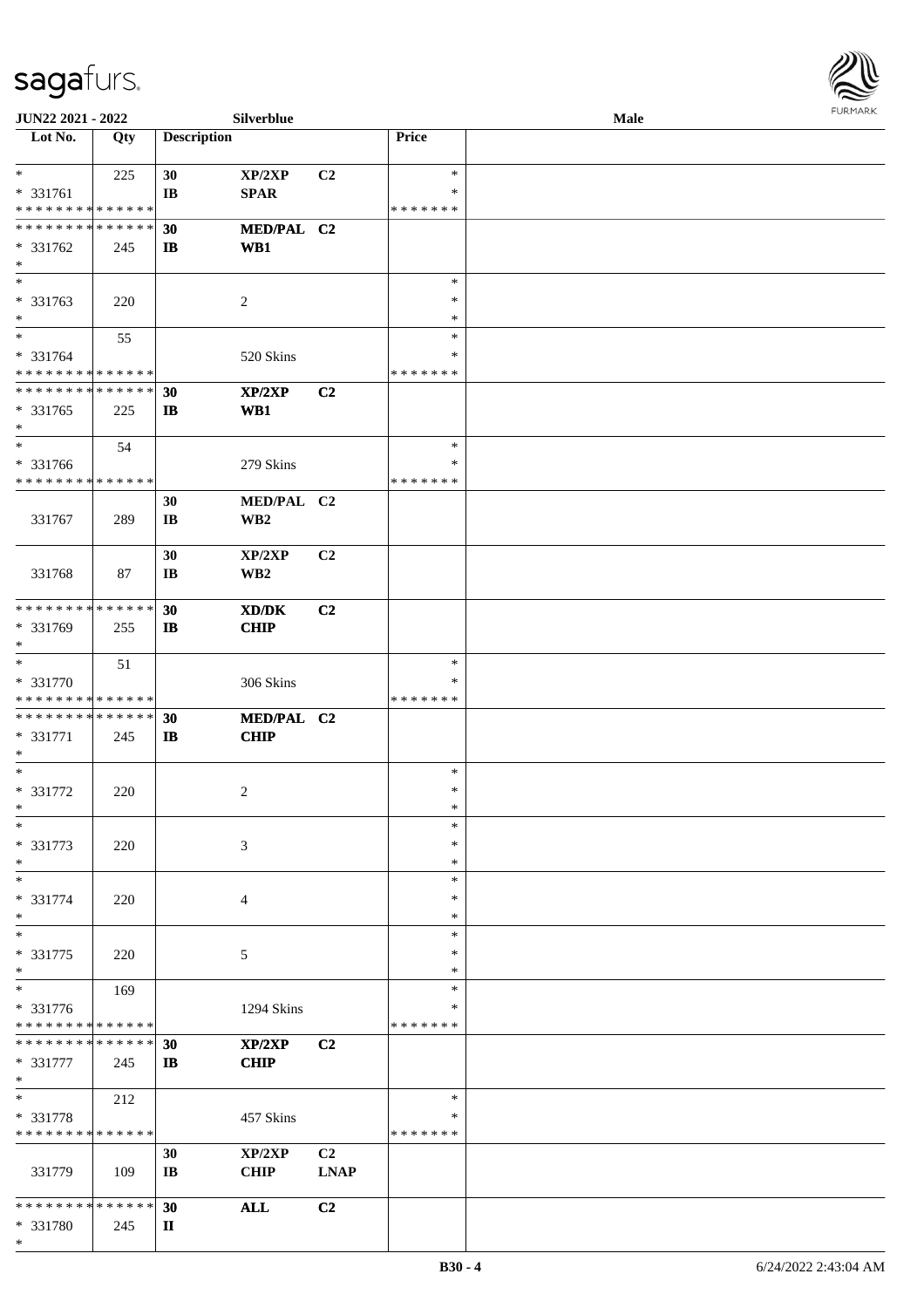| Lot No. | Qty | Description | | | Price | |
|---|---|---|---|---|---|---|
| * | 225 | 30 | XP/2XP | C2 | * | |
| * 331761 | | IB | SPAR | | * | |
| * * * * * * * * * * * * * * | | | | | * * * * * * * | |
| * * * * * * * * * * * * * * | | 30 | MED/PAL | C2 | | |
| * 331762 | 245 | IB | WB1 | | | |
| * | | | | | | |
| * | | | | | * | |
| * 331763 | 220 | | 2 | | * | |
| * | | | | | * | |
| * | 55 | | | | * | |
| * 331764 | | | 520 Skins | | * | |
| * * * * * * * * * * * * * * | | | | | * * * * * * * | |
| * * * * * * * * * * * * * * | | 30 | XP/2XP | C2 | | |
| * 331765 | 225 | IB | WB1 | | | |
| * | | | | | | |
| * | 54 | | | | * | |
| * 331766 | | | 279 Skins | | * | |
| * * * * * * * * * * * * * * | | | | | * * * * * * * | |
| | | 30 | MED/PAL | C2 | | |
| 331767 | 289 | IB | WB2 | | | |
| | | 30 | XP/2XP | C2 | | |
| 331768 | 87 | IB | WB2 | | | |
| * * * * * * * * * * * * * * | | 30 | XD/DK | C2 | | |
| * 331769 | 255 | IB | CHIP | | | |
| * | | | | | | |
| * | 51 | | | | * | |
| * 331770 | | | 306 Skins | | * | |
| * * * * * * * * * * * * * * | | | | | * * * * * * * | |
| * * * * * * * * * * * * * * | | 30 | MED/PAL | C2 | | |
| * 331771 | 245 | IB | CHIP | | | |
| * | | | | | | |
| * | | | | | * | |
| * 331772 | 220 | | 2 | | * | |
| * | | | | | * | |
| * | | | | | * | |
| * 331773 | 220 | | 3 | | * | |
| * | | | | | * | |
| * | | | | | * | |
| * 331774 | 220 | | 4 | | * | |
| * | | | | | * | |
| * | | | | | * | |
| * 331775 | 220 | | 5 | | * | |
| * | | | | | * | |
| * | 169 | | | | * | |
| * 331776 | | | 1294 Skins | | * | |
| * * * * * * * * * * * * * * | | | | | * * * * * * * | |
| * * * * * * * * * * * * * * | | 30 | XP/2XP | C2 | | |
| * 331777 | 245 | IB | CHIP | | | |
| * | | | | | | |
| * | 212 | | | | * | |
| * 331778 | | | 457 Skins | | * | |
| * * * * * * * * * * * * * * | | | | | * * * * * * * | |
| | | 30 | XP/2XP | C2 | | |
| 331779 | 109 | IB | CHIP | LNAP | | |
| * * * * * * * * * * * * * * | | 30 | ALL | C2 | | |
| * 331780 | 245 | II | | | | |
| * | | | | | | |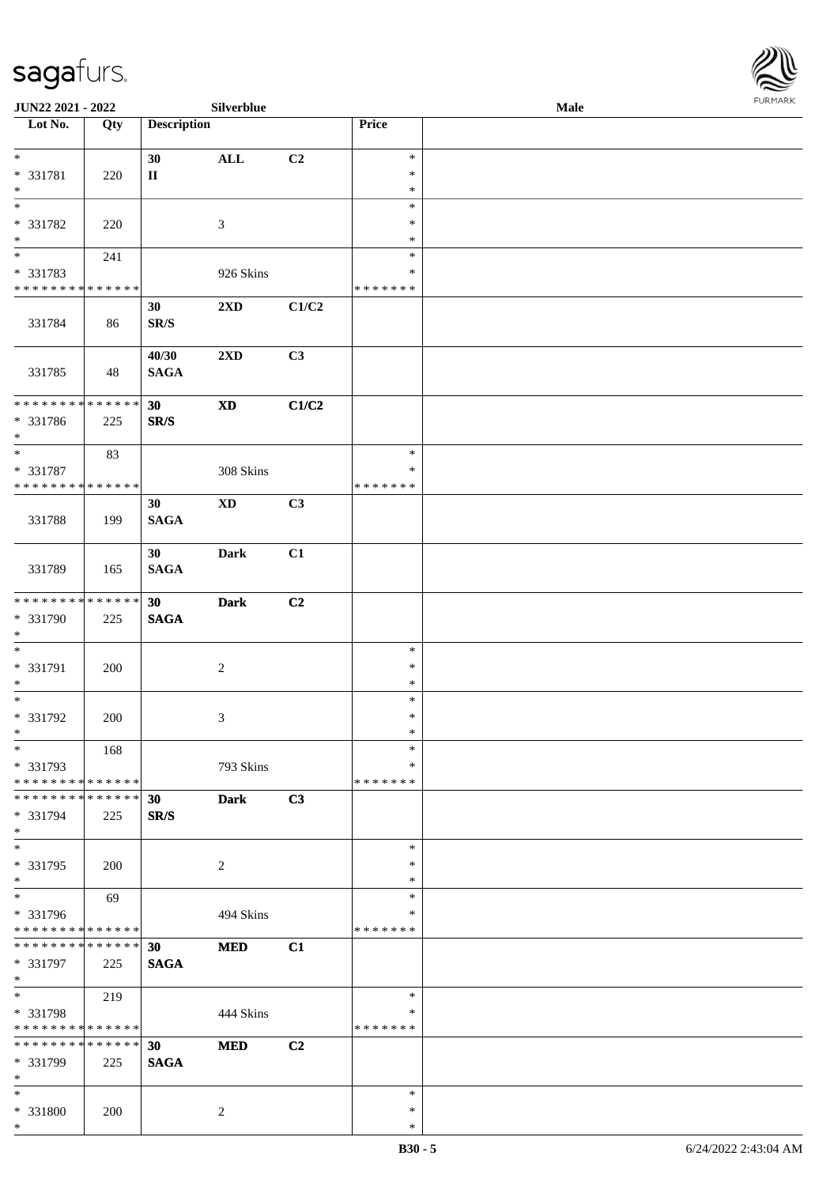| Lot No. | Qty | Description | | | Price | |
|---|---|---|---|---|---|---|
| * | | 30 | ALL | C2 | * | |
| * 331781 | 220 | II | | | * | |
| * | | | | | * | |
| * | | | | | * | |
| * 331782 | 220 | | 3 | | * | |
| * | | | | | * | |
| * | 241 | | | | * | |
| * 331783 | | | 926 Skins | | * | |
| * * * * * * * * * * * * * * | | | | | * * * * * * * | |
| 331784 | 86 | 30 SR/S | 2XD | C1/C2 | | |
| 331785 | 48 | 40/30 SAGA | 2XD | C3 | | |
| * * * * * * * * * * * * * * | | 30 | XD | C1/C2 | | |
| * 331786 | 225 | SR/S | | | | |
| * | | | | | | |
| * | 83 | | | | * | |
| * 331787 | | | 308 Skins | | * | |
| * * * * * * * * * * * * * * | | | | | * * * * * * * | |
| 331788 | 199 | 30 SAGA | XD | C3 | | |
| 331789 | 165 | 30 SAGA | Dark | C1 | | |
| * * * * * * * * * * * * * * | | 30 | Dark | C2 | | |
| * 331790 | 225 | SAGA | | | | |
| * | | | | | | |
| * | | | | | * | |
| * 331791 | 200 | | 2 | | * | |
| * | | | | | * | |
| * | | | | | * | |
| * 331792 | 200 | | 3 | | * | |
| * | | | | | * | |
| * | 168 | | | | * | |
| * 331793 | | | 793 Skins | | * | |
| * * * * * * * * * * * * * * | | | | | * * * * * * * | |
| * * * * * * * * * * * * * * | | 30 | Dark | C3 | | |
| * 331794 | 225 | SR/S | | | | |
| * | | | | | | |
| * | | | | | * | |
| * 331795 | 200 | | 2 | | * | |
| * | | | | | * | |
| * | 69 | | | | * | |
| * 331796 | | | 494 Skins | | * | |
| * * * * * * * * * * * * * * | | | | | * * * * * * * | |
| * * * * * * * * * * * * * * | | 30 | MED | C1 | | |
| * 331797 | 225 | SAGA | | | | |
| * | | | | | | |
| * | 219 | | | | * | |
| * 331798 | | | 444 Skins | | * | |
| * * * * * * * * * * * * * * | | | | | * * * * * * * | |
| * * * * * * * * * * * * * * | | 30 | MED | C2 | | |
| * 331799 | 225 | SAGA | | | | |
| * | | | | | | |
| * | | | | | * | |
| * 331800 | 200 | | 2 | | * | |
| * | | | | | * | |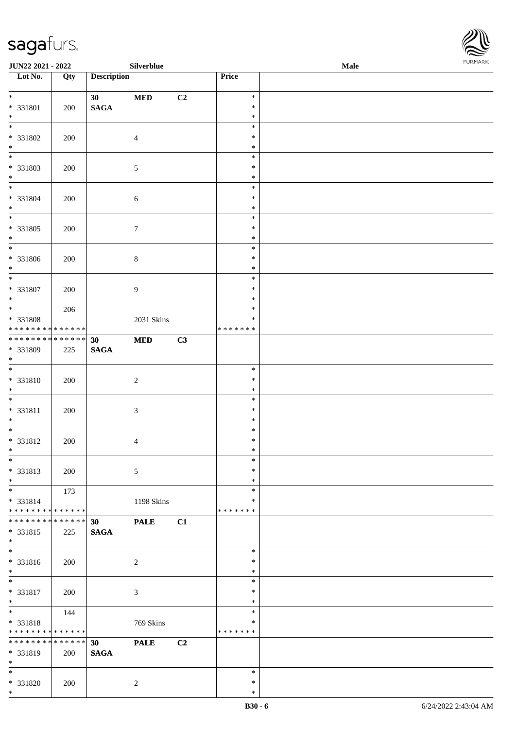| Lot No. | Qty | Description | | | Price | |
|---|---|---|---|---|---|---|
| * | | 30 | MED | C2 | * | |
| * 331801 | 200 | SAGA | | | * | |
| * | | | | | * | |
| * | | | | | * | |
| * 331802 | 200 | | 4 | | * | |
| * | | | | | * | |
| * | | | | | * | |
| * 331803 | 200 | | 5 | | * | |
| * | | | | | * | |
| * | | | | | * | |
| * 331804 | 200 | | 6 | | * | |
| * | | | | | * | |
| * | | | | | * | |
| * 331805 | 200 | | 7 | | * | |
| * | | | | | * | |
| * | | | | | * | |
| * 331806 | 200 | | 8 | | * | |
| * | | | | | * | |
| * | | | | | * | |
| * 331807 | 200 | | 9 | | * | |
| * | | | | | * | |
| * | 206 | | | | * | |
| * 331808 | | | 2031 Skins | | * | |
| * * * * * * * * * * * * * * | | | | | * * * * * * * | |
| * * * * * * * * * * * * * * | | 30 | MED | C3 | | |
| * 331809 | 225 | SAGA | | | | |
| * | | | | | | |
| * | | | | | * | |
| * 331810 | 200 | | 2 | | * | |
| * | | | | | * | |
| * | | | | | * | |
| * 331811 | 200 | | 3 | | * | |
| * | | | | | * | |
| * | | | | | * | |
| * 331812 | 200 | | 4 | | * | |
| * | | | | | * | |
| * | | | | | * | |
| * 331813 | 200 | | 5 | | * | |
| * | | | | | * | |
| * | 173 | | | | * | |
| * 331814 | | | 1198 Skins | | * | |
| * * * * * * * * * * * * * * | | | | | * * * * * * * | |
| * * * * * * * * * * * * * * | | 30 | PALE | C1 | | |
| * 331815 | 225 | SAGA | | | | |
| * | | | | | | |
| * | | | | | * | |
| * 331816 | 200 | | 2 | | * | |
| * | | | | | * | |
| * | | | | | * | |
| * 331817 | 200 | | 3 | | * | |
| * | | | | | * | |
| * | 144 | | | | * | |
| * 331818 | | | 769 Skins | | * | |
| * * * * * * * * * * * * * * | | | | | * * * * * * * | |
| * * * * * * * * * * * * * * | | 30 | PALE | C2 | | |
| * 331819 | 200 | SAGA | | | | |
| * | | | | | | |
| * | | | | | * | |
| * 331820 | 200 | | 2 | | * | |
| * | | | | | * | |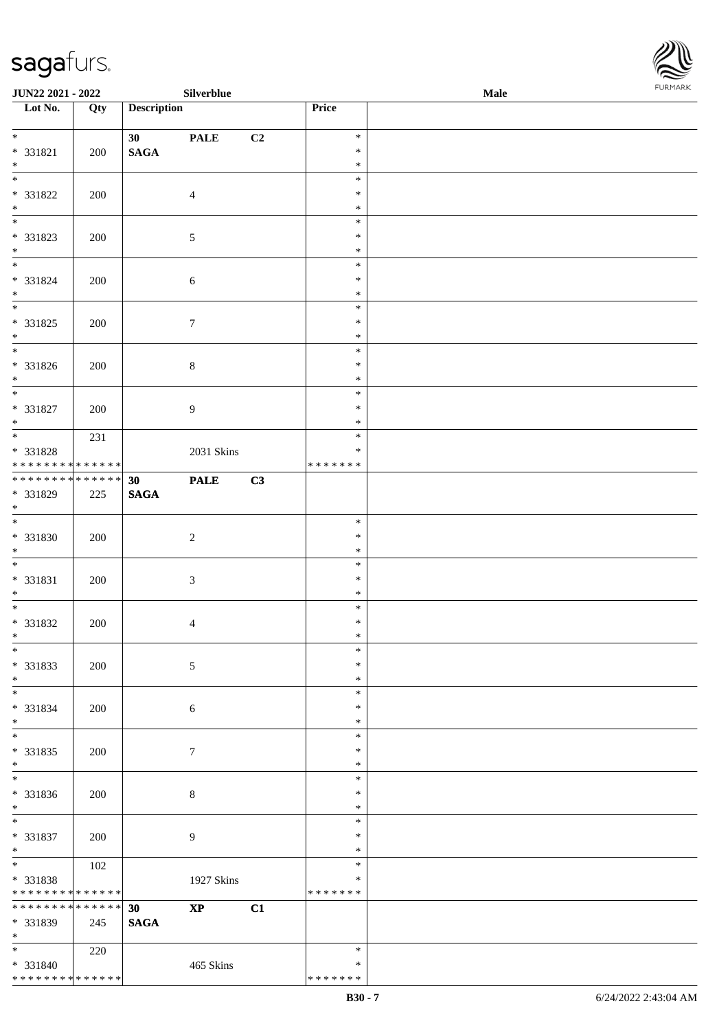| Lot No. | Qty | Description | | | Price | |
|---|---|---|---|---|---|---|
| * | | 30 | PALE | C2 | * | |
| * 331821 | 200 | SAGA | | | * | |
| * | | | | | * | |
| * | | | | | * | |
| * 331822 | 200 | | 4 | | * | |
| * | | | | | * | |
| * | | | | | * | |
| * 331823 | 200 | | 5 | | * | |
| * | | | | | * | |
| * | | | | | * | |
| * 331824 | 200 | | 6 | | * | |
| * | | | | | * | |
| * | | | | | * | |
| * 331825 | 200 | | 7 | | * | |
| * | | | | | * | |
| * | | | | | * | |
| * 331826 | 200 | | 8 | | * | |
| * | | | | | * | |
| * | | | | | * | |
| * 331827 | 200 | | 9 | | * | |
| * | | | | | * | |
| * | 231 | | | | * | |
| * 331828 | | | 2031 Skins | | * | |
| * * * * * * * * * * * * * * | | | | | * * * * * * * | |
| * * * * * * * * * * * * * * | | 30 | PALE | C3 | | |
| * 331829 | 225 | SAGA | | | | |
| * | | | | | | |
| * | | | | | * | |
| * 331830 | 200 | | 2 | | * | |
| * | | | | | * | |
| * | | | | | * | |
| * 331831 | 200 | | 3 | | * | |
| * | | | | | * | |
| * | | | | | * | |
| * 331832 | 200 | | 4 | | * | |
| * | | | | | * | |
| * | | | | | * | |
| * 331833 | 200 | | 5 | | * | |
| * | | | | | * | |
| * | | | | | * | |
| * 331834 | 200 | | 6 | | * | |
| * | | | | | * | |
| * | | | | | * | |
| * 331835 | 200 | | 7 | | * | |
| * | | | | | * | |
| * | | | | | * | |
| * 331836 | 200 | | 8 | | * | |
| * | | | | | * | |
| * | | | | | * | |
| * 331837 | 200 | | 9 | | * | |
| * | | | | | * | |
| * | 102 | | | | * | |
| * 331838 | | | 1927 Skins | | * | |
| * * * * * * * * * * * * * * | | | | | * * * * * * * | |
| * * * * * * * * * * * * * * | | 30 | XP | C1 | | |
| * 331839 | 245 | SAGA | | | | |
| * | | | | | | |
| * | 220 | | | | * | |
| * 331840 | | | 465 Skins | | * | |
| * * * * * * * * * * * * * * | | | | | * * * * * * * | |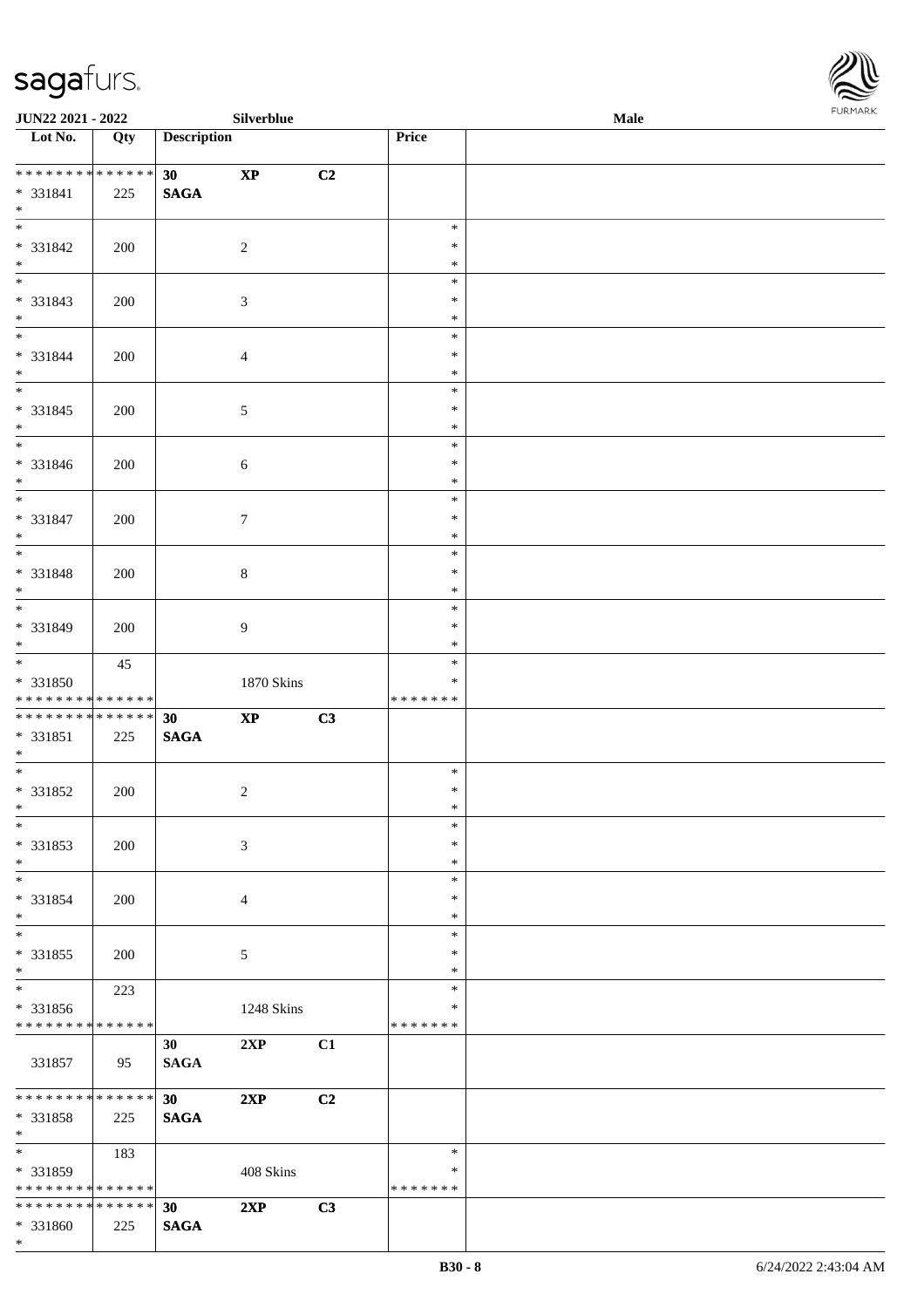**JUN22 2021 - 2022** **Silverblue** **Male**

| Lot No. | Qty | Description | | | Price | |
|---|---|---|---|---|---|---|
| * * * * * * * * * * * * * * | | **30** | **XP** | **C2** | | |
| * 331841 | 225 | **SAGA** | | | | |
| * | | | | | | |
| * | | | | | * | |
| * 331842 | 200 | | 2 | | * | |
| * | | | | | * | |
| * | | | | | * | |
| * 331843 | 200 | | 3 | | * | |
| * | | | | | * | |
| * | | | | | * | |
| * 331844 | 200 | | 4 | | * | |
| * | | | | | * | |
| * | | | | | * | |
| * 331845 | 200 | | 5 | | * | |
| * | | | | | * | |
| * | | | | | * | |
| * 331846 | 200 | | 6 | | * | |
| * | | | | | * | |
| * | | | | | * | |
| * 331847 | 200 | | 7 | | * | |
| * | | | | | * | |
| * | | | | | * | |
| * 331848 | 200 | | 8 | | * | |
| * | | | | | * | |
| * | | | | | * | |
| * 331849 | 200 | | 9 | | * | |
| * | | | | | * | |
| * | 45 | | | | * | |
| * 331850 | | | 1870 Skins | | * | |
| * * * * * * * * * * * * * * | | | | | * * * * * * * | |
| * * * * * * * * * * * * * * | | **30** | **XP** | **C3** | | |
| * 331851 | 225 | **SAGA** | | | | |
| * | | | | | | |
| * | | | | | * | |
| * 331852 | 200 | | 2 | | * | |
| * | | | | | * | |
| * | | | | | * | |
| * 331853 | 200 | | 3 | | * | |
| * | | | | | * | |
| * | | | | | * | |
| * 331854 | 200 | | 4 | | * | |
| * | | | | | * | |
| * | | | | | * | |
| * 331855 | 200 | | 5 | | * | |
| * | | | | | * | |
| * | 223 | | | | * | |
| * 331856 | | | 1248 Skins | | * | |
| * * * * * * * * * * * * * * | | | | | * * * * * * * | |
| 331857 | 95 | **30** **SAGA** | **2XP** | **C1** | | |
| * * * * * * * * * * * * * * | | **30** | **2XP** | **C2** | | |
| * 331858 | 225 | **SAGA** | | | | |
| * | | | | | | |
| * | 183 | | | | * | |
| * 331859 | | | 408 Skins | | * | |
| * * * * * * * * * * * * * * | | | | | * * * * * * * | |
| * * * * * * * * * * * * * * | | **30** | **2XP** | **C3** | | |
| * 331860 | 225 | **SAGA** | | | | |
| * | | | | | | |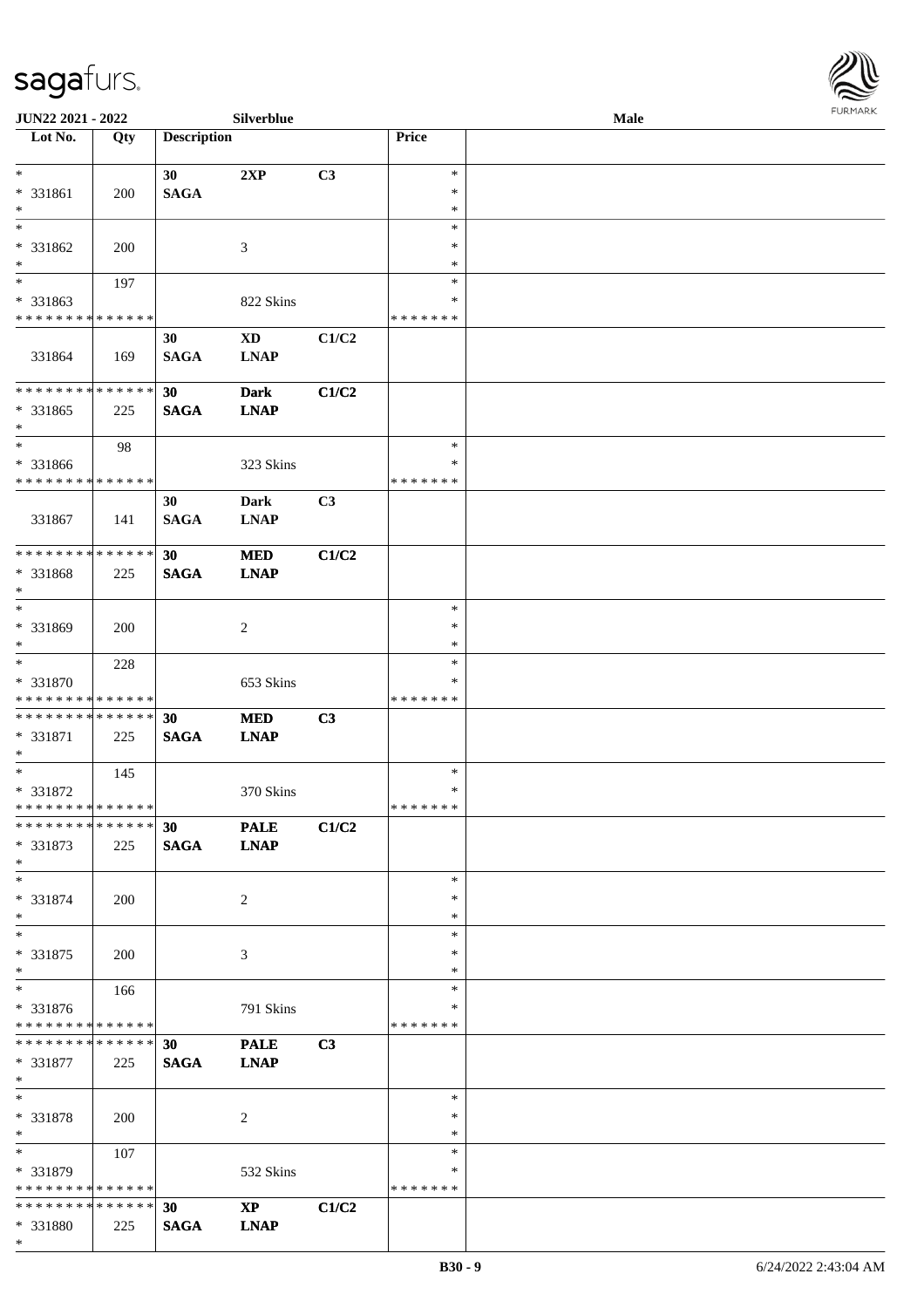| Lot No. | Qty | Description | | | Price | |
|---|---|---|---|---|---|---|
| * | | 30 | 2XP | C3 | * | |
| * 331861 | 200 | SAGA | | | * | |
| * | | | | | * | |
| * | | | | | * | |
| * 331862 | 200 | | 3 | | * | |
| * | | | | | * | |
| * | 197 | | | | * | |
| * 331863 | | | 822 Skins | | * | |
| * * * * * * * * * * * * * * | | | | | * * * * * * * | |
| | | 30 | XD | C1/C2 | | |
| 331864 | 169 | SAGA | LNAP | | | |
| * * * * * * * * * * * * * * | | 30 | Dark | C1/C2 | | |
| * 331865 | 225 | SAGA | LNAP | | | |
| * | | | | | | |
| * | 98 | | | | * | |
| * 331866 | | | 323 Skins | | * | |
| * * * * * * * * * * * * * * | | | | | * * * * * * * | |
| | | 30 | Dark | C3 | | |
| 331867 | 141 | SAGA | LNAP | | | |
| * * * * * * * * * * * * * * | | 30 | MED | C1/C2 | | |
| * 331868 | 225 | SAGA | LNAP | | | |
| * | | | | | | |
| * | | | | | * | |
| * 331869 | 200 | | 2 | | * | |
| * | | | | | * | |
| * | 228 | | | | * | |
| * 331870 | | | 653 Skins | | * | |
| * * * * * * * * * * * * * * | | | | | * * * * * * * | |
| * * * * * * * * * * * * * * | | 30 | MED | C3 | | |
| * 331871 | 225 | SAGA | LNAP | | | |
| * | | | | | | |
| * | 145 | | | | * | |
| * 331872 | | | 370 Skins | | * | |
| * * * * * * * * * * * * * * | | | | | * * * * * * * | |
| * * * * * * * * * * * * * * | | 30 | PALE | C1/C2 | | |
| * 331873 | 225 | SAGA | LNAP | | | |
| * | | | | | | |
| * | | | | | * | |
| * 331874 | 200 | | 2 | | * | |
| * | | | | | * | |
| * | | | | | * | |
| * 331875 | 200 | | 3 | | * | |
| * | | | | | * | |
| * | 166 | | | | * | |
| * 331876 | | | 791 Skins | | * | |
| * * * * * * * * * * * * * * | | | | | * * * * * * * | |
| * * * * * * * * * * * * * * | | 30 | PALE | C3 | | |
| * 331877 | 225 | SAGA | LNAP | | | |
| * | | | | | | |
| * | | | | | * | |
| * 331878 | 200 | | 2 | | * | |
| * | | | | | * | |
| * | 107 | | | | * | |
| * 331879 | | | 532 Skins | | * | |
| * * * * * * * * * * * * * * | | | | | * * * * * * * | |
| * * * * * * * * * * * * * * | | 30 | XP | C1/C2 | | |
| * 331880 | 225 | SAGA | LNAP | | | |
| * | | | | | | |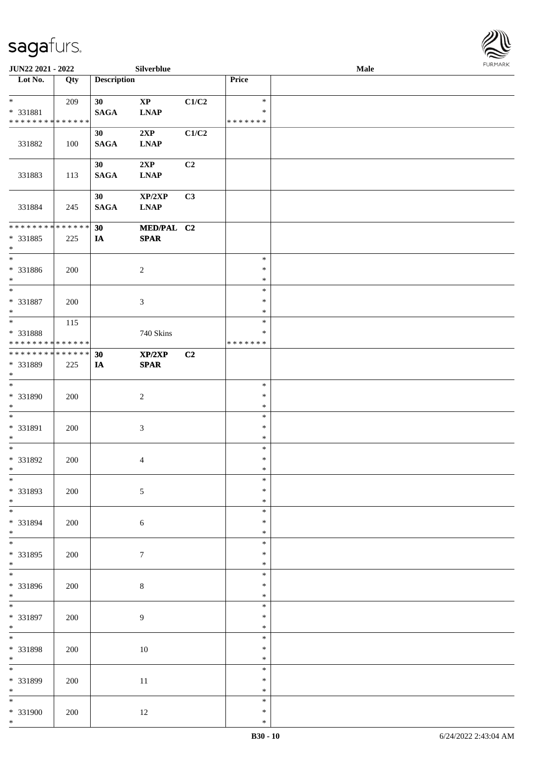| Lot No. | Qty | Description | | | Price | |
|---|---|---|---|---|---|---|
| * <br> * 331881 <br> * * * * * * * * * * * * * * | 209 | 30 <br> SAGA | XP <br> LNAP | C1/C2 | * <br> * <br> * * * * * * * | |
| 331882 | 100 | 30 <br> SAGA | 2XP <br> LNAP | C1/C2 | | |
| 331883 | 113 | 30 <br> SAGA | 2XP <br> LNAP | C2 | | |
| 331884 | 245 | 30 <br> SAGA | XP/2XP <br> LNAP | C3 | | |
| * * * * * * * * * * * * * * <br> * 331885 <br> * | 225 | 30 <br> IA | MED/PAL <br> SPAR | C2 | | |
| * <br> * 331886 <br> * | 200 | | 2 | | * <br> * <br> * | |
| * <br> * 331887 <br> * | 200 | | 3 | | * <br> * <br> * | |
| * <br> * 331888 <br> * * * * * * * * * * * * * * | 115 | | 740 Skins | | * <br> * <br> * * * * * * * | |
| * * * * * * * * * * * * * * <br> * 331889 <br> * | 225 | 30 <br> IA | XP/2XP <br> SPAR | C2 | | |
| * <br> * 331890 <br> * | 200 | | 2 | | * <br> * <br> * | |
| * <br> * 331891 <br> * | 200 | | 3 | | * <br> * <br> * | |
| * <br> * 331892 <br> * | 200 | | 4 | | * <br> * <br> * | |
| * <br> * 331893 <br> * | 200 | | 5 | | * <br> * <br> * | |
| * <br> * 331894 <br> * | 200 | | 6 | | * <br> * <br> * | |
| * <br> * 331895 <br> * | 200 | | 7 | | * <br> * <br> * | |
| * <br> * 331896 <br> * | 200 | | 8 | | * <br> * <br> * | |
| * <br> * 331897 <br> * | 200 | | 9 | | * <br> * <br> * | |
| * <br> * 331898 <br> * | 200 | | 10 | | * <br> * <br> * | |
| * <br> * 331899 <br> * | 200 | | 11 | | * <br> * <br> * | |
| * <br> * 331900 <br> * | 200 | | 12 | | * <br> * <br> * | |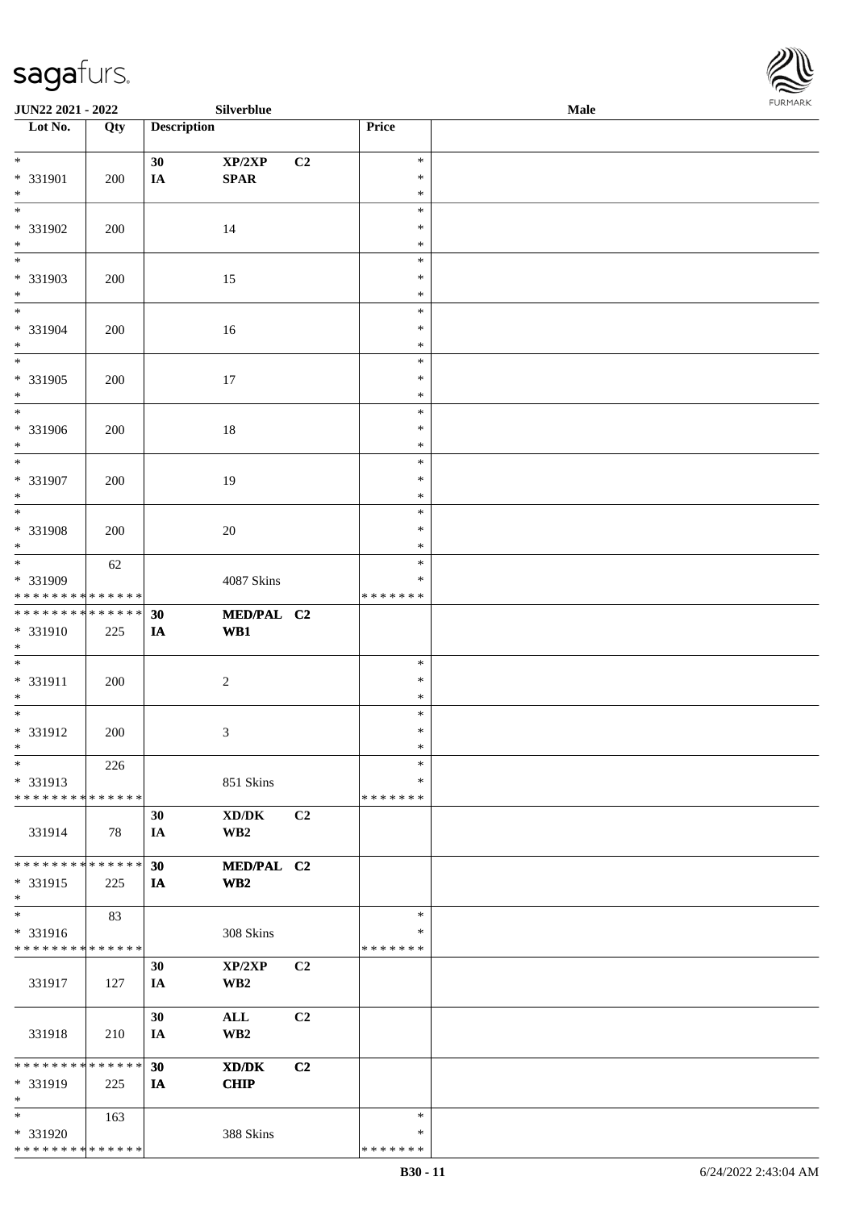| Lot No. | Qty | Description | | | Price | |
|---|---|---|---|---|---|---|
| * | | 30 | XP/2XP | C2 | * | |
| * 331901 | 200 | IA | SPAR | | * | |
| * | | | | | * | |
| * | | | | | * | |
| * 331902 | 200 | | 14 | | * | |
| * | | | | | * | |
| * | | | | | * | |
| * 331903 | 200 | | 15 | | * | |
| * | | | | | * | |
| * | | | | | * | |
| * 331904 | 200 | | 16 | | * | |
| * | | | | | * | |
| * | | | | | * | |
| * 331905 | 200 | | 17 | | * | |
| * | | | | | * | |
| * | | | | | * | |
| * 331906 | 200 | | 18 | | * | |
| * | | | | | * | |
| * | | | | | * | |
| * 331907 | 200 | | 19 | | * | |
| * | | | | | * | |
| * | | | | | * | |
| * 331908 | 200 | | 20 | | * | |
| * | | | | | * | |
| * | 62 | | | | * | |
| * 331909 | | | 4087 Skins | | * | |
| * * * * * * * * * * * * * * | | | | | * * * * * * * | |
| * * * * * * * * * * * * * * | | 30 | MED/PAL | C2 | | |
| * 331910 | 225 | IA | WB1 | | | |
| * | | | | | | |
| * | | | | | * | |
| * 331911 | 200 | | 2 | | * | |
| * | | | | | * | |
| * | | | | | * | |
| * 331912 | 200 | | 3 | | * | |
| * | | | | | * | |
| * | 226 | | | | * | |
| * 331913 | | | 851 Skins | | * | |
| * * * * * * * * * * * * * * | | | | | * * * * * * * | |
| | | 30 | XD/DK | C2 | | |
| 331914 | 78 | IA | WB2 | | | |
| * * * * * * * * * * * * * * | | 30 | MED/PAL | C2 | | |
| * 331915 | 225 | IA | WB2 | | | |
| * | | | | | | |
| * | 83 | | | | * | |
| * 331916 | | | 308 Skins | | * | |
| * * * * * * * * * * * * * * | | | | | * * * * * * * | |
| | | 30 | XP/2XP | C2 | | |
| 331917 | 127 | IA | WB2 | | | |
| | | 30 | ALL | C2 | | |
| 331918 | 210 | IA | WB2 | | | |
| * * * * * * * * * * * * * * | | 30 | XD/DK | C2 | | |
| * 331919 | 225 | IA | CHIP | | | |
| * | | | | | | |
| * | 163 | | | | * | |
| * 331920 | | | 388 Skins | | * | |
| * * * * * * * * * * * * * * | | | | | * * * * * * * | |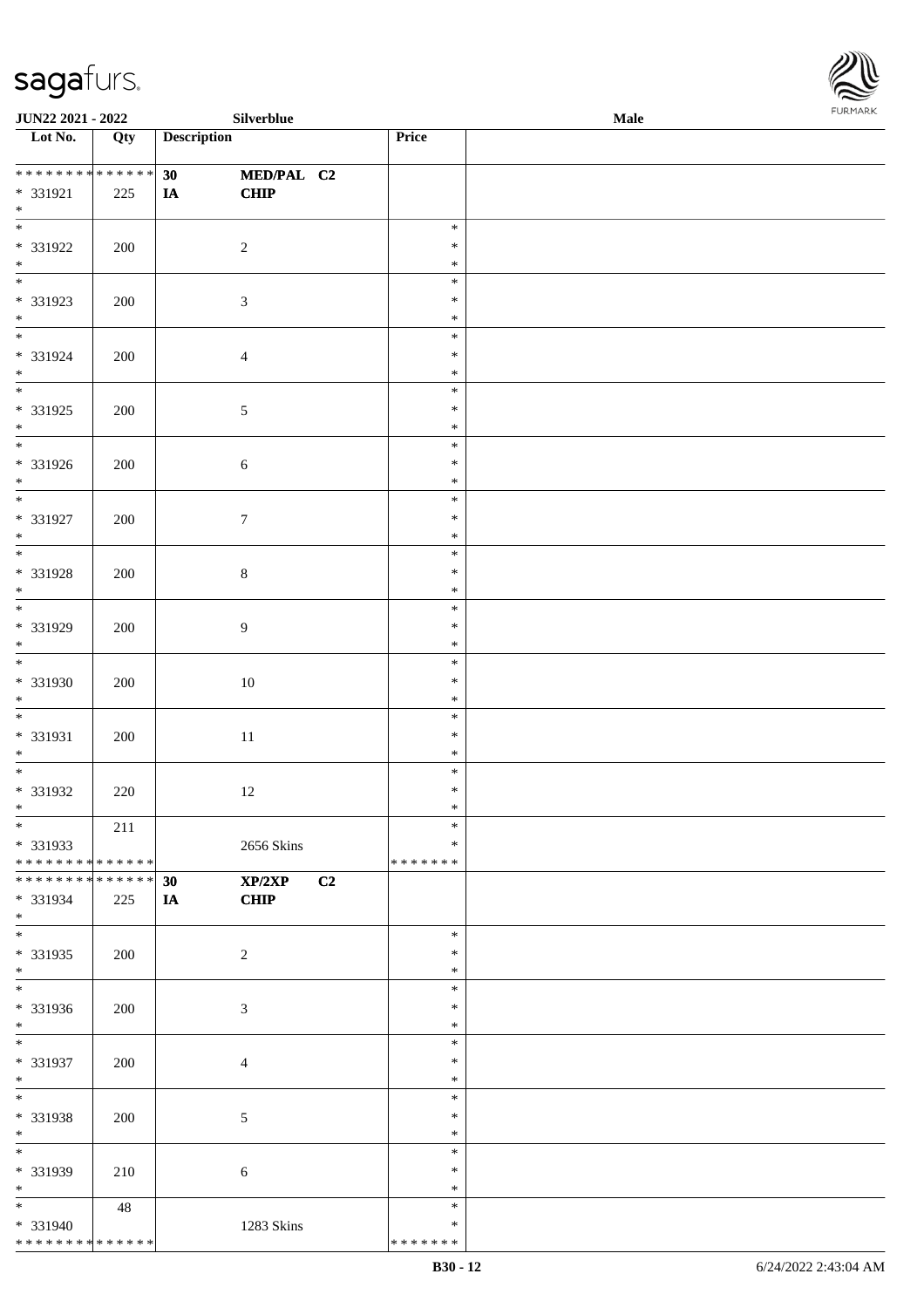| Lot No. | Qty | Description | | Price | |
|---|---|---|---|---|---|
| * * * * * * * * * * * * * * | | 30 | MED/PAL C2 | | |
| * 331921 | 225 | IA | CHIP | | |
| * | | | | | |
| * 331922 | 200 | | 2 | * * * | |
| * 331923 | 200 | | 3 | * * * | |
| * 331924 | 200 | | 4 | * * * | |
| * 331925 | 200 | | 5 | * * * | |
| * 331926 | 200 | | 6 | * * * | |
| * 331927 | 200 | | 7 | * * * | |
| * 331928 | 200 | | 8 | * * * | |
| * 331929 | 200 | | 9 | * * * | |
| * 331930 | 200 | | 10 | * * * | |
| * 331931 | 200 | | 11 | * * * | |
| * 331932 | 220 | | 12 | * * * | |
| * 331933 | 211 | | 2656 Skins | * * | |
| * * * * * * * * * * * * * * | | | | * * * * * * * | |
| * * * * * * * * * * * * * * | | 30 | XP/2XP C2 | | |
| * 331934 | 225 | IA | CHIP | | |
| * | | | | | |
| * 331935 | 200 | | 2 | * * * | |
| * 331936 | 200 | | 3 | * * * | |
| * 331937 | 200 | | 4 | * * * | |
| * 331938 | 200 | | 5 | * * * | |
| * 331939 | 210 | | 6 | * * * | |
| * 331940 | 48 | | 1283 Skins | * * | |
| * * * * * * * * * * * * * * | | | | * * * * * * * | |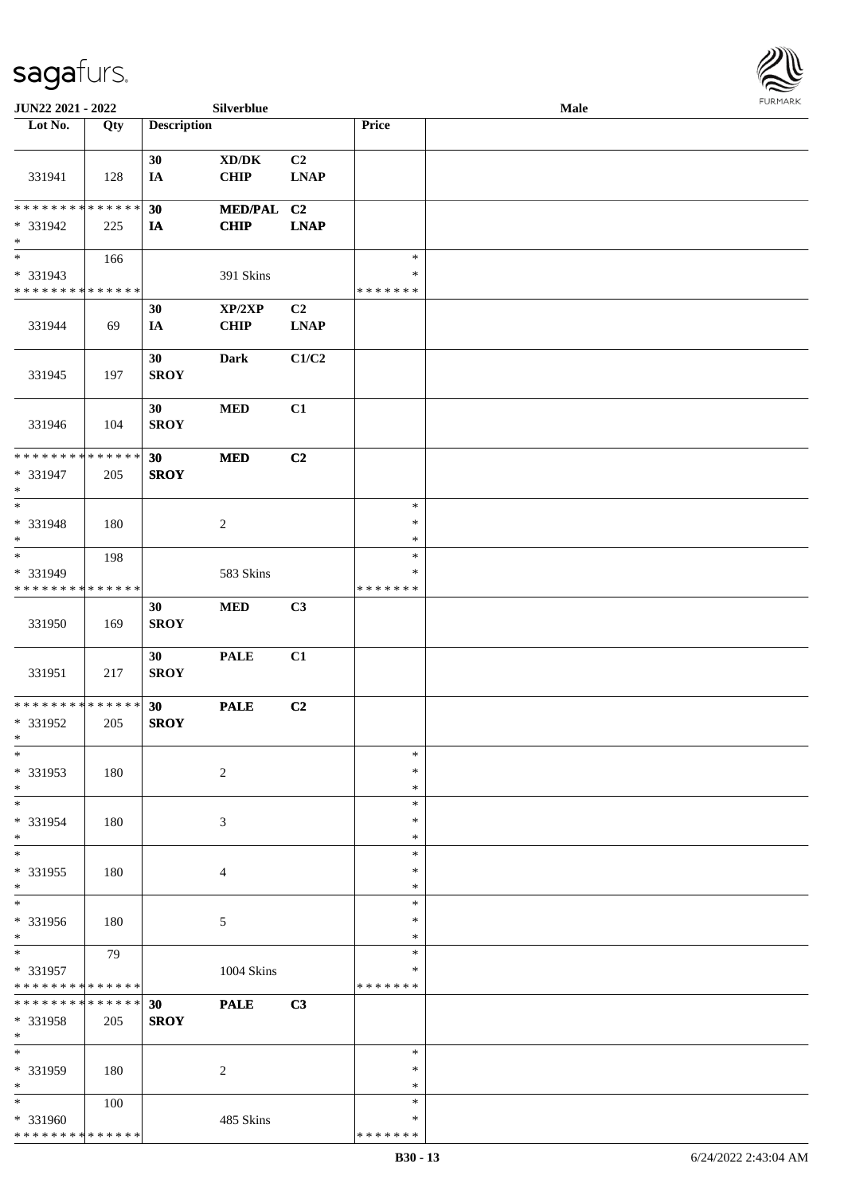| Lot No. | Qty | Description | | | Price | |
|---|---|---|---|---|---|---|
| 331941 | 128 | 30 IA | XD/DK CHIP | C2 LNAP | | |
| * * * * * * * * * * * * * * * 331942 * | 225 | 30 IA | MED/PAL CHIP | C2 LNAP | | |
| * * 331943 * * * * * * * * * * * * * * | 166 | | 391 Skins | | * * * * * * * * * | |
| 331944 | 69 | 30 IA | XP/2XP CHIP | C2 LNAP | | |
| 331945 | 197 | 30 SROY | Dark | C1/C2 | | |
| 331946 | 104 | 30 SROY | MED | C1 | | |
| * * * * * * * * * * * * * * * 331947 * | 205 | 30 SROY | MED | C2 | | |
| * * 331948 * | 180 | | 2 | | * * * | |
| * * 331949 * * * * * * * * * * * * * * | 198 | | 583 Skins | | * * * * * * * * * | |
| 331950 | 169 | 30 SROY | MED | C3 | | |
| 331951 | 217 | 30 SROY | PALE | C1 | | |
| * * * * * * * * * * * * * * * 331952 * | 205 | 30 SROY | PALE | C2 | | |
| * * 331953 * | 180 | | 2 | | * * * | |
| * * 331954 * | 180 | | 3 | | * * * | |
| * * 331955 * | 180 | | 4 | | * * * | |
| * * 331956 * | 180 | | 5 | | * * * | |
| * * 331957 * * * * * * * * * * * * * * | 79 | | 1004 Skins | | * * * * * * * * * | |
| * * * * * * * * * * * * * * * 331958 * | 205 | 30 SROY | PALE | C3 | | |
| * * 331959 * | 180 | | 2 | | * * * | |
| * * 331960 * * * * * * * * * * * * * * | 100 | | 485 Skins | | * * * * * * * * * | |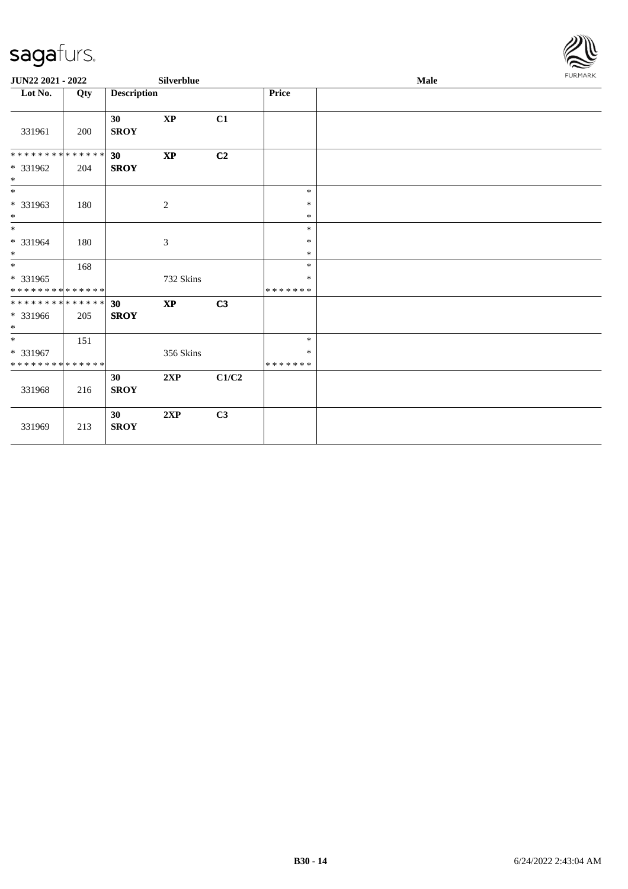**JUN22 2021 - 2022** **Silverblue** **Male**

| Lot No. | Qty | Description | | | Price | |
|---|---|---|---|---|---|---|
| 331961 | 200 | **30 SROY** | **XP** | **C1** | | |
| * * * * * * * * * * * * * * <br>* 331962<br>* | 204 | **30 SROY** | **XP** | **C2** | | |
| *<br>* 331963<br>* | 180 | | 2 | | *<br>*<br>* | |
| *<br>* 331964<br>* | 180 | | 3 | | *<br>*<br>* | |
| *<br>* 331965<br>* * * * * * * * * * * * * * | 168 | | 732 Skins | | *<br>*<br>* * * * * * * | |
| * * * * * * * * * * * * * * <br>* 331966<br>* | 205 | **30 SROY** | **XP** | **C3** | | |
| *<br>* 331967<br>* * * * * * * * * * * * * * | 151 | | 356 Skins | | *<br>*<br>* * * * * * * | |
| 331968 | 216 | **30 SROY** | **2XP** | **C1/C2** | | |
| 331969 | 213 | **30 SROY** | **2XP** | **C3** | | |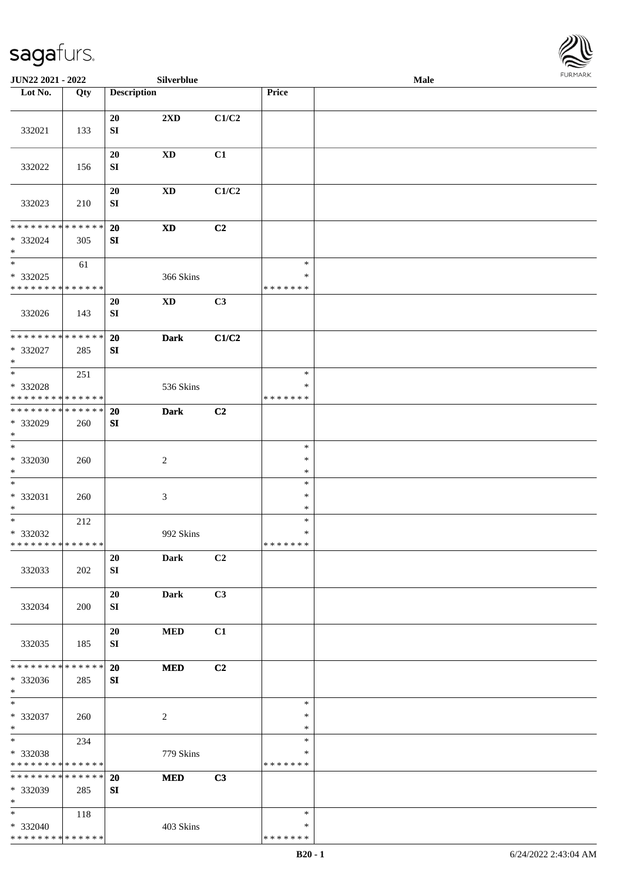**JUN22 2021 - 2022** **Silverblue** **Male**

| Lot No. | Qty | Description | | | Price | |
|---|---|---|---|---|---|---|
| 332021 | 133 | 20 SI | 2XD | C1/C2 | | |
| 332022 | 156 | 20 SI | XD | C1 | | |
| 332023 | 210 | 20 SI | XD | C1/C2 | | |
| * * * * * * * * * * * * * * <br>* 332024<br>* | 305 | 20 SI | XD | C2 | | |
| * <br>* 332025<br>* * * * * * * * * * * * * * | 61 | | 366 Skins | | * <br>* <br>* * * * * * * | |
| 332026 | 143 | 20 SI | XD | C3 | | |
| * * * * * * * * * * * * * * <br>* 332027<br>* | 285 | 20 SI | Dark | C1/C2 | | |
| * <br>* 332028<br>* * * * * * * * * * * * * * | 251 | | 536 Skins | | * <br>* <br>* * * * * * * | |
| * * * * * * * * * * * * * * <br>* 332029<br>* | 260 | 20 SI | Dark | C2 | | |
| * <br>* 332030<br>* | 260 | | 2 | | * <br>* <br>* | |
| * <br>* 332031<br>* | 260 | | 3 | | * <br>* <br>* | |
| * <br>* 332032<br>* * * * * * * * * * * * * * | 212 | | 992 Skins | | * <br>* <br>* * * * * * * | |
| 332033 | 202 | 20 SI | Dark | C2 | | |
| 332034 | 200 | 20 SI | Dark | C3 | | |
| 332035 | 185 | 20 SI | MED | C1 | | |
| * * * * * * * * * * * * * * <br>* 332036<br>* | 285 | 20 SI | MED | C2 | | |
| * <br>* 332037<br>* | 260 | | 2 | | * <br>* <br>* | |
| * <br>* 332038<br>* * * * * * * * * * * * * * | 234 | | 779 Skins | | * <br>* <br>* * * * * * * | |
| * * * * * * * * * * * * * * <br>* 332039<br>* | 285 | 20 SI | MED | C3 | | |
| * <br>* 332040<br>* * * * * * * * * * * * * * | 118 | | 403 Skins | | * <br>* <br>* * * * * * * | |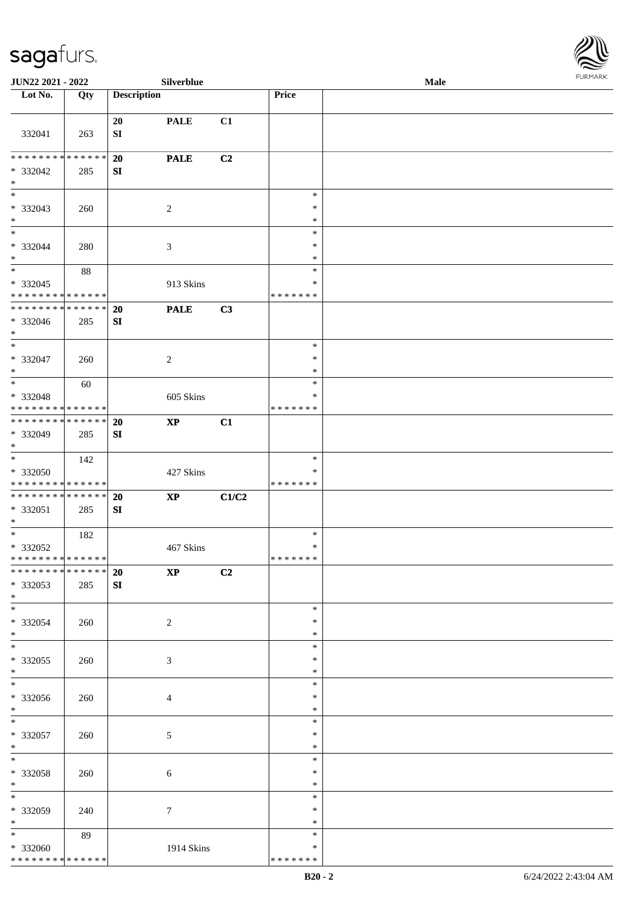| Lot No. | Qty | Description | | | Price | |
|---|---|---|---|---|---|---|
| 332041 | 263 | 20 SI | PALE | C1 | | |
| * * * * * * * * * * * * * * * 332042 * | 285 | 20 SI | PALE | C2 | | |
| * * 332043 * | 260 | | 2 | | * * * | |
| * * 332044 * | 280 | | 3 | | * * * | |
| * * 332045 * * * * * * * * * * * * * * | 88 | | 913 Skins | | * * * * * * * * * | |
| * * * * * * * * * * * * * * * 332046 * | 285 | 20 SI | PALE | C3 | | |
| * * 332047 * | 260 | | 2 | | * * * | |
| * * 332048 * * * * * * * * * * * * * * | 60 | | 605 Skins | | * * * * * * * * * | |
| * * * * * * * * * * * * * * * 332049 * | 285 | 20 SI | XP | C1 | | |
| * * 332050 * * * * * * * * * * * * * * | 142 | | 427 Skins | | * * * * * * * * * | |
| * * * * * * * * * * * * * * * 332051 * | 285 | 20 SI | XP | C1/C2 | | |
| * * 332052 * * * * * * * * * * * * * * | 182 | | 467 Skins | | * * * * * * * * * | |
| * * * * * * * * * * * * * * * 332053 * | 285 | 20 SI | XP | C2 | | |
| * * 332054 * | 260 | | 2 | | * * * | |
| * * 332055 * | 260 | | 3 | | * * * | |
| * * 332056 * | 260 | | 4 | | * * * | |
| * * 332057 * | 260 | | 5 | | * * * | |
| * * 332058 * | 260 | | 6 | | * * * | |
| * * 332059 * | 240 | | 7 | | * * * | |
| * * 332060 * * * * * * * * * * * * * * | 89 | | 1914 Skins | | * * * * * * * * * | |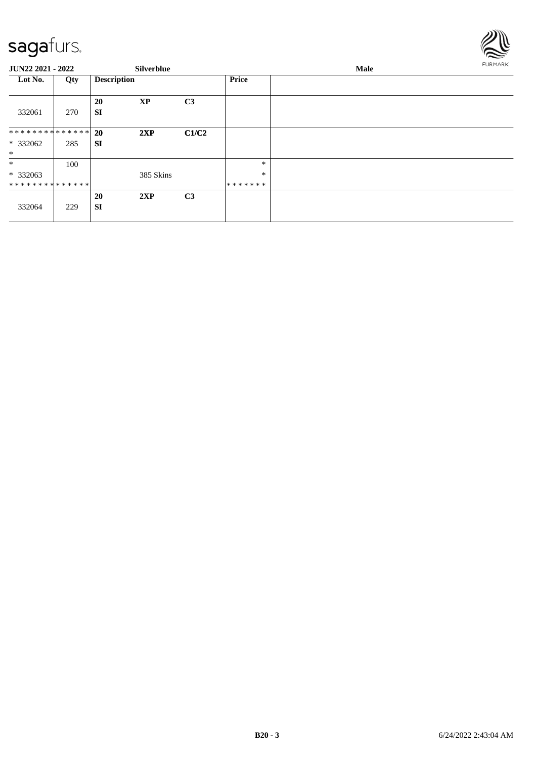**JUN22 2021 - 2022** | **Silverblue** | **Male**

| Lot No. | Qty | Description | | | Price | |
|---|---|---|---|---|---|---|
| 332061 | 270 | **20** **SI** | **XP** | **C3** | | |
| ************** * 332062 * | 285 | **20** **SI** | **2XP** | **C1/C2** | | |
| * * 332063 ************** | 100 | | 385 Skins | | * * ******* | |
| 332064 | 229 | **20** **SI** | **2XP** | **C3** | | |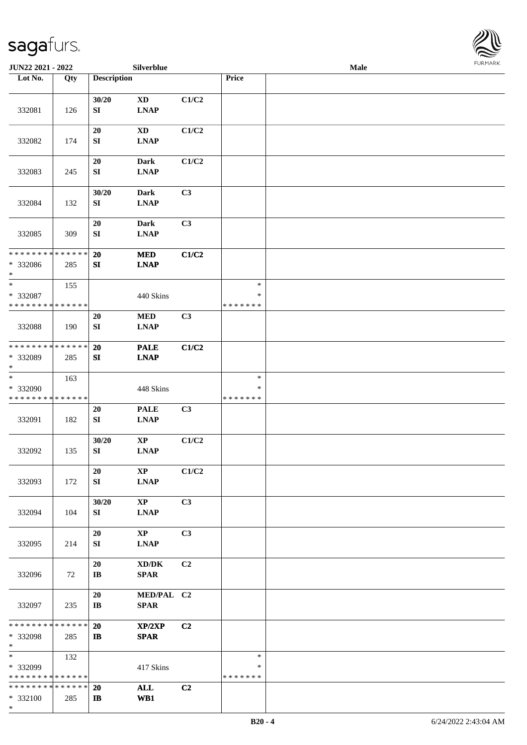| Lot No. | Qty | Description | | | Price | |
|---|---|---|---|---|---|---|
| 332081 | 126 | 30/20<br>SI | XD<br>LNAP | C1/C2 | | |
| 332082 | 174 | 20<br>SI | XD<br>LNAP | C1/C2 | | |
| 332083 | 245 | 20<br>SI | Dark<br>LNAP | C1/C2 | | |
| 332084 | 132 | 30/20<br>SI | Dark<br>LNAP | C3 | | |
| 332085 | 309 | 20<br>SI | Dark<br>LNAP | C3 | | |
| * * * * * * * * * * * * * *<br>* 332086<br>* | 285 | 20<br>SI | MED<br>LNAP | C1/C2 | | |
| *<br>* 332087<br>* * * * * * * * * * * * * * | 155 | | 440 Skins | | *<br>*<br>* * * * * * * | |
| 332088 | 190 | 20<br>SI | MED<br>LNAP | C3 | | |
| * * * * * * * * * * * * * *<br>* 332089<br>* | 285 | 20<br>SI | PALE<br>LNAP | C1/C2 | | |
| *<br>* 332090<br>* * * * * * * * * * * * * * | 163 | | 448 Skins | | *<br>*<br>* * * * * * * | |
| 332091 | 182 | 20<br>SI | PALE<br>LNAP | C3 | | |
| 332092 | 135 | 30/20<br>SI | XP<br>LNAP | C1/C2 | | |
| 332093 | 172 | 20<br>SI | XP<br>LNAP | C1/C2 | | |
| 332094 | 104 | 30/20<br>SI | XP<br>LNAP | C3 | | |
| 332095 | 214 | 20<br>SI | XP<br>LNAP | C3 | | |
| 332096 | 72 | 20<br>IB | XD/DK<br>SPAR | C2 | | |
| 332097 | 235 | 20<br>IB | MED/PAL<br>SPAR | C2 | | |
| * * * * * * * * * * * * * *<br>* 332098<br>* | 285 | 20<br>IB | XP/2XP<br>SPAR | C2 | | |
| *<br>* 332099<br>* * * * * * * * * * * * * * | 132 | | 417 Skins | | *<br>*<br>* * * * * * * | |
| * * * * * * * * * * * * * *<br>* 332100<br>* | 285 | 20<br>IB | ALL<br>WB1 | C2 | | |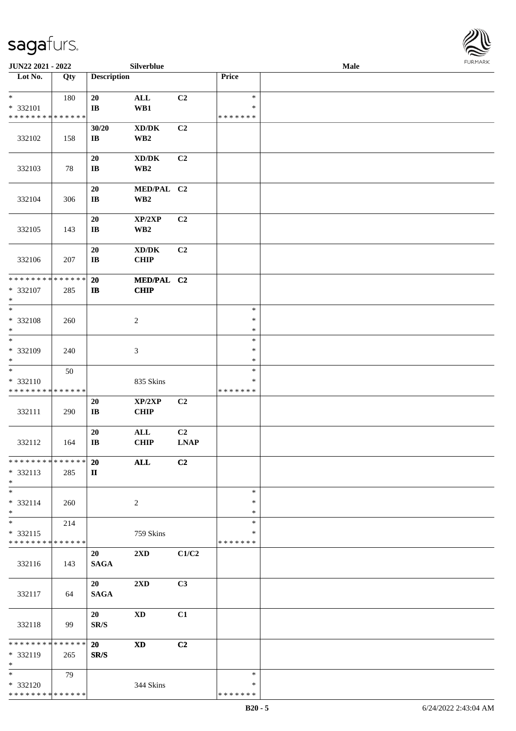| Lot No. | Qty | Description | | | Price | |
|---|---|---|---|---|---|---|
| * | 180 | 20 | ALL | C2 | * | |
| * 332101 | | IB | WB1 | | * | |
| * * * * * * * * * * * * * * | | | | | * * * * * * * | |
| 332102 | 158 | 30/20<br>IB | XD/DK<br>WB2 | C2 | | |
| 332103 | 78 | 20<br>IB | XD/DK<br>WB2 | C2 | | |
| 332104 | 306 | 20<br>IB | MED/PAL<br>WB2 | C2 | | |
| 332105 | 143 | 20<br>IB | XP/2XP<br>WB2 | C2 | | |
| 332106 | 207 | 20<br>IB | XD/DK<br>CHIP | C2 | | |
| * * * * * * * * * * * * * * | | 20 | MED/PAL | C2 | | |
| * 332107 | 285 | IB | CHIP | | | |
| * | | | | | | |
| * | | | | | * | |
| * 332108 | 260 | | 2 | | * | |
| * | | | | | * | |
| * | | | | | * | |
| * 332109 | 240 | | 3 | | * | |
| * | | | | | * | |
| * | 50 | | | | * | |
| * 332110 | | | 835 Skins | | * | |
| * * * * * * * * * * * * * * | | | | | * * * * * * * | |
| 332111 | 290 | 20<br>IB | XP/2XP<br>CHIP | C2 | | |
| 332112 | 164 | 20<br>IB | ALL<br>CHIP | C2<br>LNAP | | |
| * * * * * * * * * * * * * * | | 20 | ALL | C2 | | |
| * 332113 | 285 | II | | | | |
| * | | | | | | |
| * | | | | | * | |
| * 332114 | 260 | | 2 | | * | |
| * | | | | | * | |
| * | 214 | | | | * | |
| * 332115 | | | 759 Skins | | * | |
| * * * * * * * * * * * * * * | | | | | * * * * * * * | |
| 332116 | 143 | 20<br>SAGA | 2XD | C1/C2 | | |
| 332117 | 64 | 20<br>SAGA | 2XD | C3 | | |
| 332118 | 99 | 20<br>SR/S | XD | C1 | | |
| * * * * * * * * * * * * * * | | 20 | XD | C2 | | |
| * 332119 | 265 | SR/S | | | | |
| * | | | | | | |
| * | 79 | | | | * | |
| * 332120 | | | 344 Skins | | * | |
| * * * * * * * * * * * * * * | | | | | * * * * * * * | |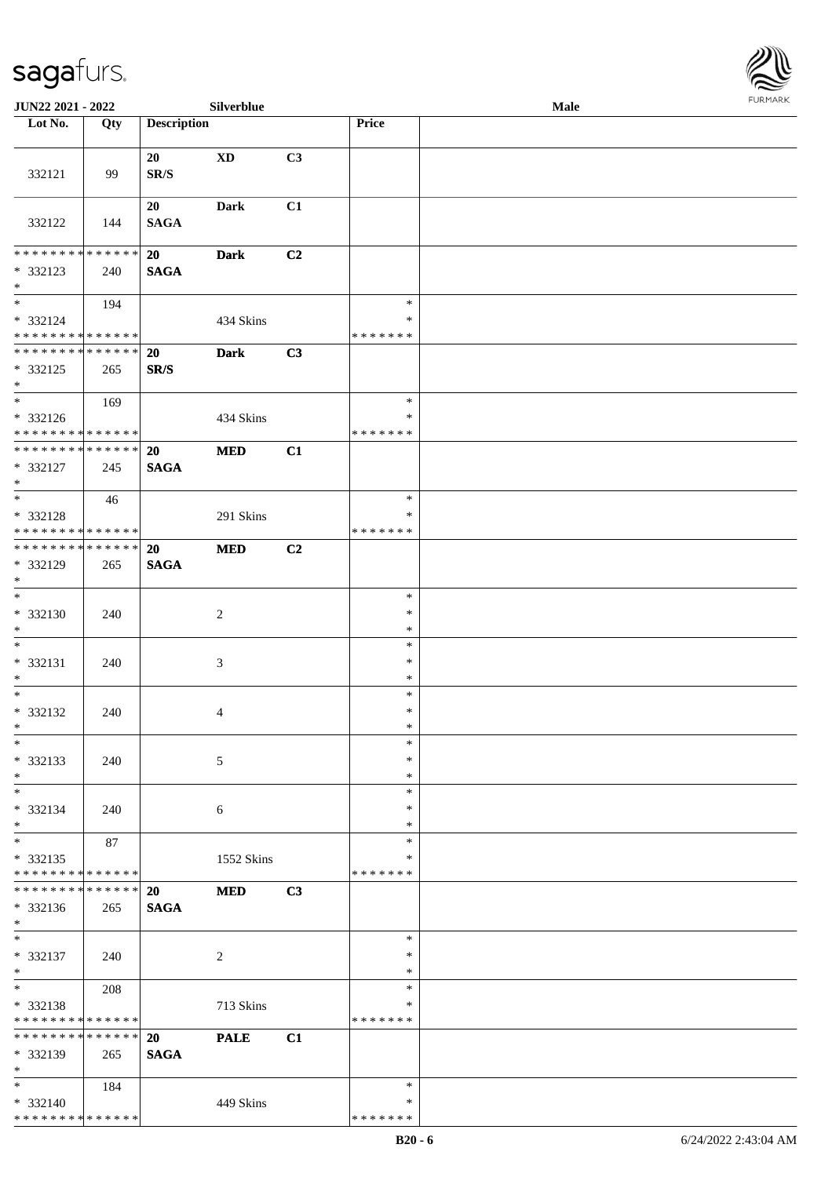**JUN22 2021 - 2022** **Silverblue** **Male**

| Lot No. | Qty | Description | | | Price | |
|---|---|---|---|---|---|---|
| 332121 | 99 | 20 SR/S | XD | C3 | | |
| 332122 | 144 | 20 SAGA | Dark | C1 | | |
| * * * * * * * * * * * * * * * 332123 * | 240 | 20 SAGA | Dark | C2 | | |
| * * 332124 * * * * * * * * * * * * * * | 194 | | 434 Skins | | * * * * * * * * * | |
| * * * * * * * * * * * * * * * 332125 * | 265 | 20 SR/S | Dark | C3 | | |
| * * 332126 * * * * * * * * * * * * * * | 169 | | 434 Skins | | * * * * * * * * * | |
| * * * * * * * * * * * * * * * 332127 * | 245 | 20 SAGA | MED | C1 | | |
| * * 332128 * * * * * * * * * * * * * * | 46 | | 291 Skins | | * * * * * * * * * | |
| * * * * * * * * * * * * * * * 332129 * | 265 | 20 SAGA | MED | C2 | | |
| * * 332130 * | 240 | | 2 | | * * * | |
| * * 332131 * | 240 | | 3 | | * * * | |
| * * 332132 * | 240 | | 4 | | * * * | |
| * * 332133 * | 240 | | 5 | | * * * | |
| * * 332134 * | 240 | | 6 | | * * * | |
| * * 332135 * * * * * * * * * * * * * * | 87 | | 1552 Skins | | * * * * * * * * * | |
| * * * * * * * * * * * * * * * 332136 * | 265 | 20 SAGA | MED | C3 | | |
| * * 332137 * | 240 | | 2 | | * * * | |
| * * 332138 * * * * * * * * * * * * * * | 208 | | 713 Skins | | * * * * * * * * * | |
| * * * * * * * * * * * * * * * 332139 * | 265 | 20 SAGA | PALE | C1 | | |
| * * 332140 * * * * * * * * * * * * * * | 184 | | 449 Skins | | * * * * * * * * * | |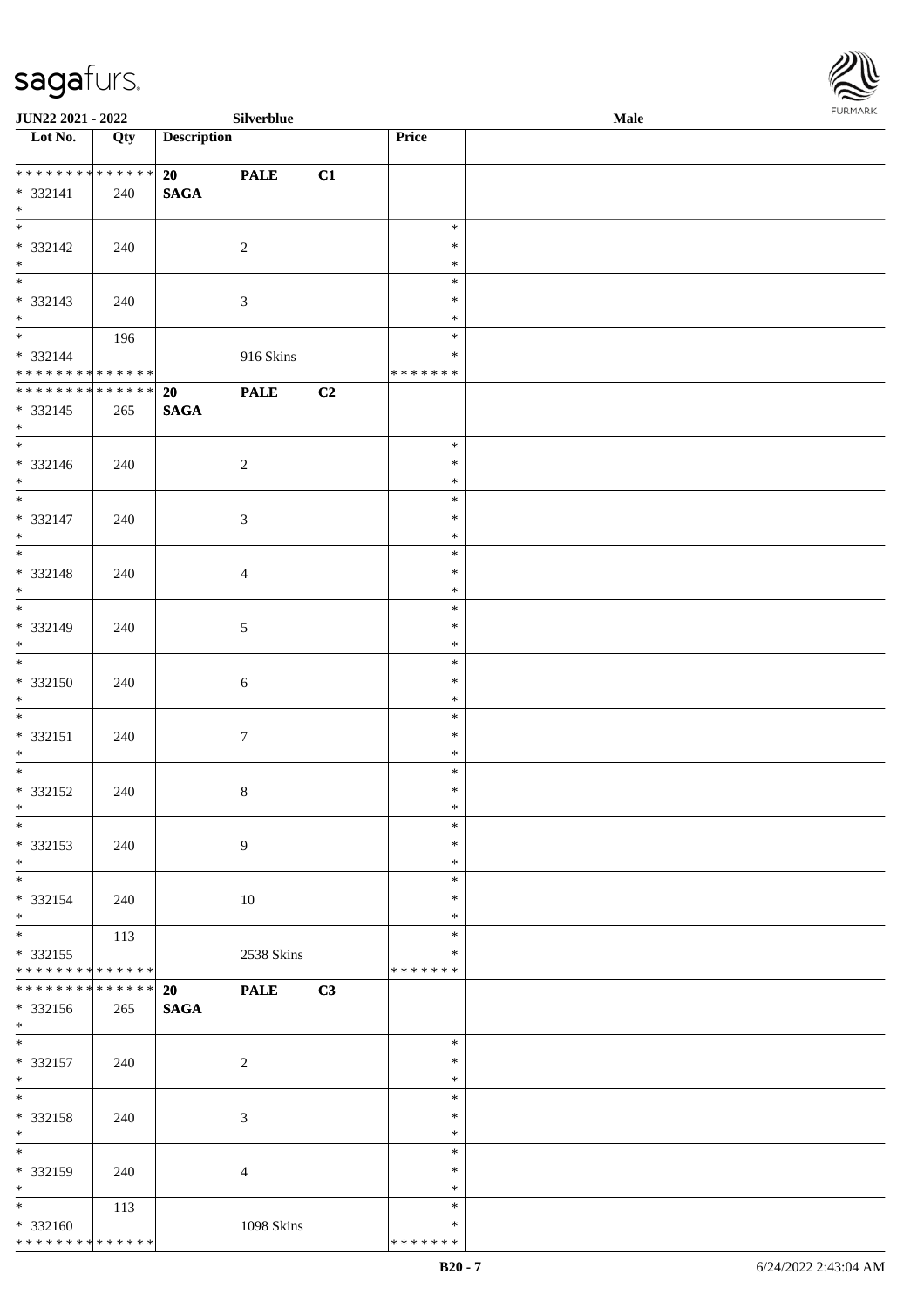| Lot No. | Qty | Description | | | Price | |
|---|---|---|---|---|---|---|
| * * * * * * * * * * * * * * | | 20 | PALE | C1 | | |
| * 332141 | 240 | SAGA | | | | |
| * | | | | | | |
| * | | | | | * | |
| * 332142 | 240 | | 2 | | * | |
| * | | | | | * | |
| * | | | | | * | |
| * 332143 | 240 | | 3 | | * | |
| * | | | | | * | |
| * | 196 | | | | * | |
| * 332144 | | | 916 Skins | | * | |
| * * * * * * * * * * * * * * | | | | | * * * * * * * | |
| * * * * * * * * * * * * * * | | 20 | PALE | C2 | | |
| * 332145 | 265 | SAGA | | | | |
| * | | | | | | |
| * | | | | | * | |
| * 332146 | 240 | | 2 | | * | |
| * | | | | | * | |
| * | | | | | * | |
| * 332147 | 240 | | 3 | | * | |
| * | | | | | * | |
| * | | | | | * | |
| * 332148 | 240 | | 4 | | * | |
| * | | | | | * | |
| * | | | | | * | |
| * 332149 | 240 | | 5 | | * | |
| * | | | | | * | |
| * | | | | | * | |
| * 332150 | 240 | | 6 | | * | |
| * | | | | | * | |
| * | | | | | * | |
| * 332151 | 240 | | 7 | | * | |
| * | | | | | * | |
| * | | | | | * | |
| * 332152 | 240 | | 8 | | * | |
| * | | | | | * | |
| * | | | | | * | |
| * 332153 | 240 | | 9 | | * | |
| * | | | | | * | |
| * | | | | | * | |
| * 332154 | 240 | | 10 | | * | |
| * | | | | | * | |
| * | 113 | | | | * | |
| * 332155 | | | 2538 Skins | | * | |
| * * * * * * * * * * * * * * | | | | | * * * * * * * | |
| * * * * * * * * * * * * * * | | 20 | PALE | C3 | | |
| * 332156 | 265 | SAGA | | | | |
| * | | | | | | |
| * | | | | | * | |
| * 332157 | 240 | | 2 | | * | |
| * | | | | | * | |
| * | | | | | * | |
| * 332158 | 240 | | 3 | | * | |
| * | | | | | * | |
| * | | | | | * | |
| * 332159 | 240 | | 4 | | * | |
| * | | | | | * | |
| * | 113 | | | | * | |
| * 332160 | | | 1098 Skins | | * | |
| * * * * * * * * * * * * * * | | | | | * * * * * * * | |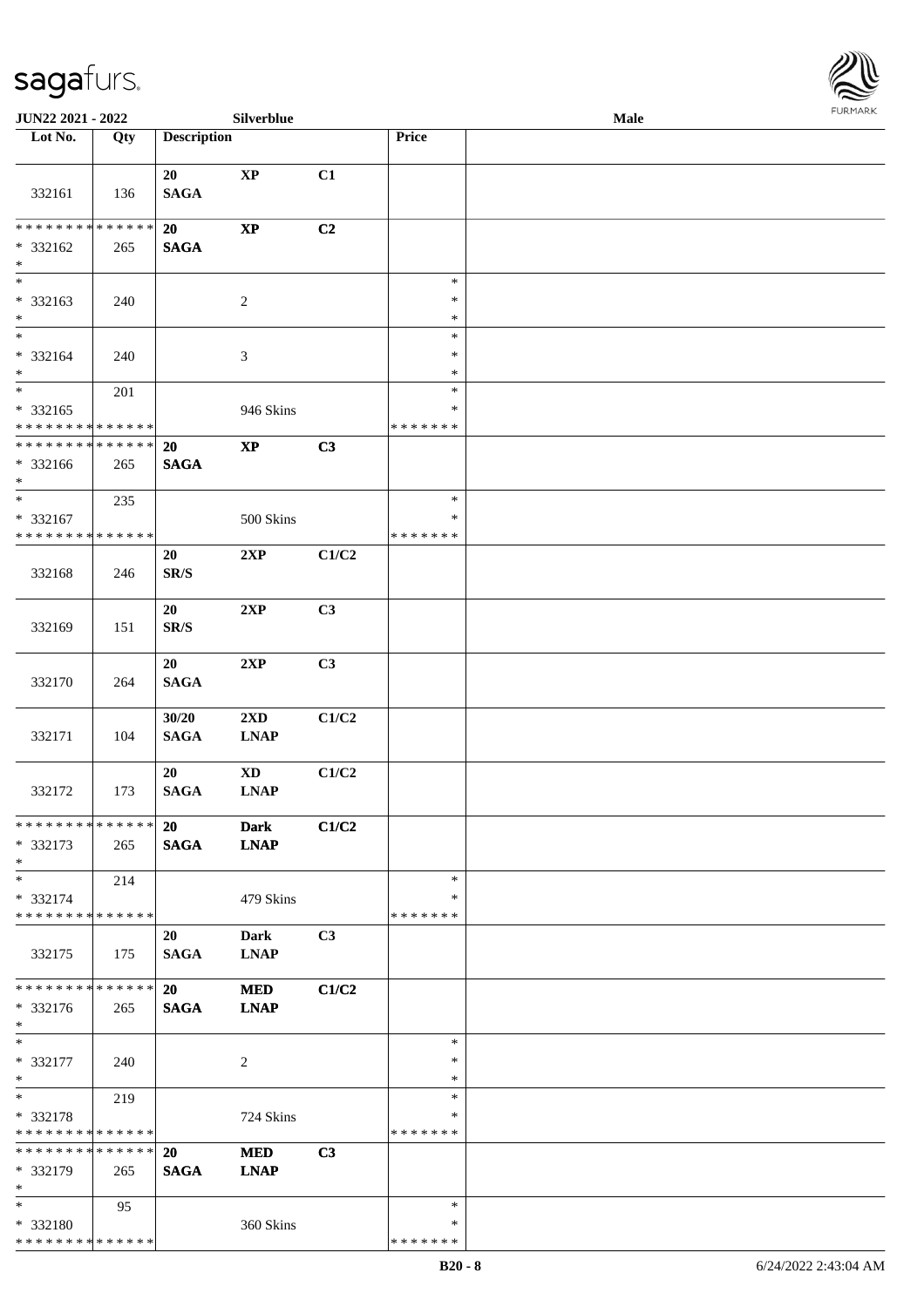JUN22 2021 - 2022 Silverblue Male

| Lot No. | Qty | Description | | | Price | |
|---|---|---|---|---|---|---|
| 332161 | 136 | 20 SAGA | XP | C1 | | |
| * * * * * * * * * * * * * * * 332162 * | 265 | 20 SAGA | XP | C2 | | |
| * * 332163 * | 240 | | 2 | | * * * | |
| * * 332164 * | 240 | | 3 | | * * * | |
| * * 332165 * * * * * * * * * * * * * * | 201 | | 946 Skins | | * * * * * * * * * | |
| * * * * * * * * * * * * * * * 332166 * | 265 | 20 SAGA | XP | C3 | | |
| * * 332167 * * * * * * * * * * * * * * | 235 | | 500 Skins | | * * * * * * * * | |
| 332168 | 246 | 20 SR/S | 2XP | C1/C2 | | |
| 332169 | 151 | 20 SR/S | 2XP | C3 | | |
| 332170 | 264 | 20 SAGA | 2XP | C3 | | |
| 332171 | 104 | 30/20 SAGA | 2XD LNAP | C1/C2 | | |
| 332172 | 173 | 20 SAGA | XD LNAP | C1/C2 | | |
| * * * * * * * * * * * * * * * 332173 * | 265 | 20 SAGA | Dark LNAP | C1/C2 | | |
| * * 332174 * * * * * * * * * * * * * * | 214 | | 479 Skins | | * * * * * * * * | |
| 332175 | 175 | 20 SAGA | Dark LNAP | C3 | | |
| * * * * * * * * * * * * * * * 332176 * | 265 | 20 SAGA | MED LNAP | C1/C2 | | |
| * * 332177 * | 240 | | 2 | | * * * | |
| * * 332178 * * * * * * * * * * * * * * | 219 | | 724 Skins | | * * * * * * * * * | |
| * * * * * * * * * * * * * * * 332179 * | 265 | 20 SAGA | MED LNAP | C3 | | |
| * * 332180 * * * * * * * * * * * * * * | 95 | | 360 Skins | | * * * * * * * * | |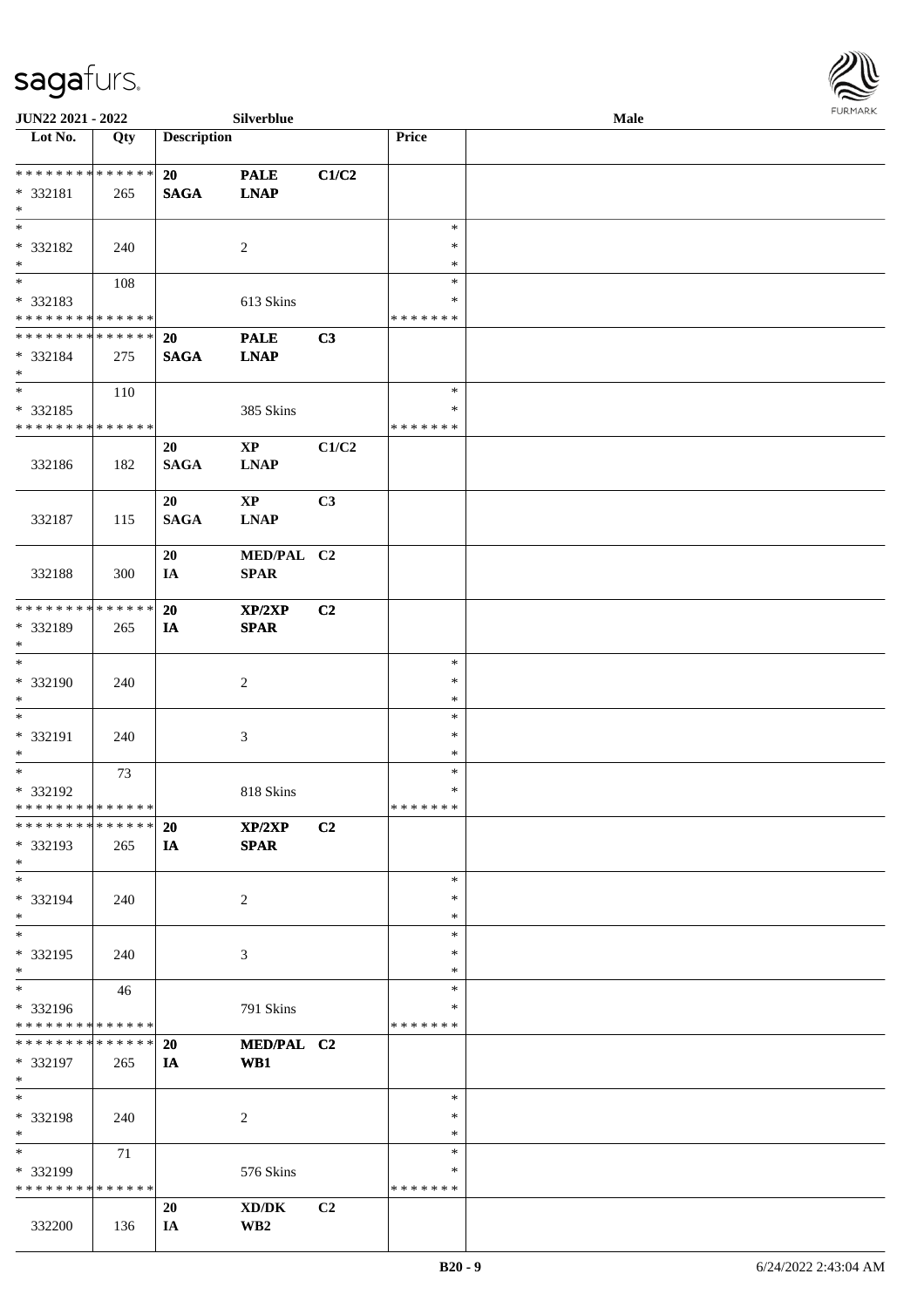| Lot No. | Qty | Description | | | Price | |
|---|---|---|---|---|---|---|
| * * * * * * * * * * * * * * | | 20 | PALE | C1/C2 | | |
| * 332181 | 265 | SAGA | LNAP | | | |
| * | | | | | | |
| * | | | | | * | |
| * 332182 | 240 | | 2 | | * | |
| * | | | | | * | |
| * | 108 | | | | * | |
| * 332183 | | | 613 Skins | | * | |
| * * * * * * * * * * * * * * | | | | | * * * * * * * | |
| * * * * * * * * * * * * * * | | 20 | PALE | C3 | | |
| * 332184 | 275 | SAGA | LNAP | | | |
| * | | | | | | |
| * | 110 | | | | * | |
| * 332185 | | | 385 Skins | | * | |
| * * * * * * * * * * * * * * | | | | | * * * * * * * | |
| 332186 | 182 | 20 SAGA | XP LNAP | C1/C2 | | |
| 332187 | 115 | 20 SAGA | XP LNAP | C3 | | |
| 332188 | 300 | 20 IA | MED/PAL SPAR | C2 | | |
| * * * * * * * * * * * * * * | | 20 | XP/2XP | C2 | | |
| * 332189 | 265 | IA | SPAR | | | |
| * | | | | | | |
| * | | | | | * | |
| * 332190 | 240 | | 2 | | * | |
| * | | | | | * | |
| * | | | | | * | |
| * 332191 | 240 | | 3 | | * | |
| * | | | | | * | |
| * | 73 | | | | * | |
| * 332192 | | | 818 Skins | | * | |
| * * * * * * * * * * * * * * | | | | | * * * * * * * | |
| * * * * * * * * * * * * * * | | 20 | XP/2XP | C2 | | |
| * 332193 | 265 | IA | SPAR | | | |
| * | | | | | | |
| * | | | | | * | |
| * 332194 | 240 | | 2 | | * | |
| * | | | | | * | |
| * | | | | | * | |
| * 332195 | 240 | | 3 | | * | |
| * | | | | | * | |
| * | 46 | | | | * | |
| * 332196 | | | 791 Skins | | * | |
| * * * * * * * * * * * * * * | | | | | * * * * * * * | |
| * * * * * * * * * * * * * * | | 20 | MED/PAL | C2 | | |
| * 332197 | 265 | IA | WB1 | | | |
| * | | | | | | |
| * | | | | | * | |
| * 332198 | 240 | | 2 | | * | |
| * | | | | | * | |
| * | 71 | | | | * | |
| * 332199 | | | 576 Skins | | * | |
| * * * * * * * * * * * * * * | | | | | * * * * * * * | |
| 332200 | 136 | 20 IA | XD/DK WB2 | C2 | | |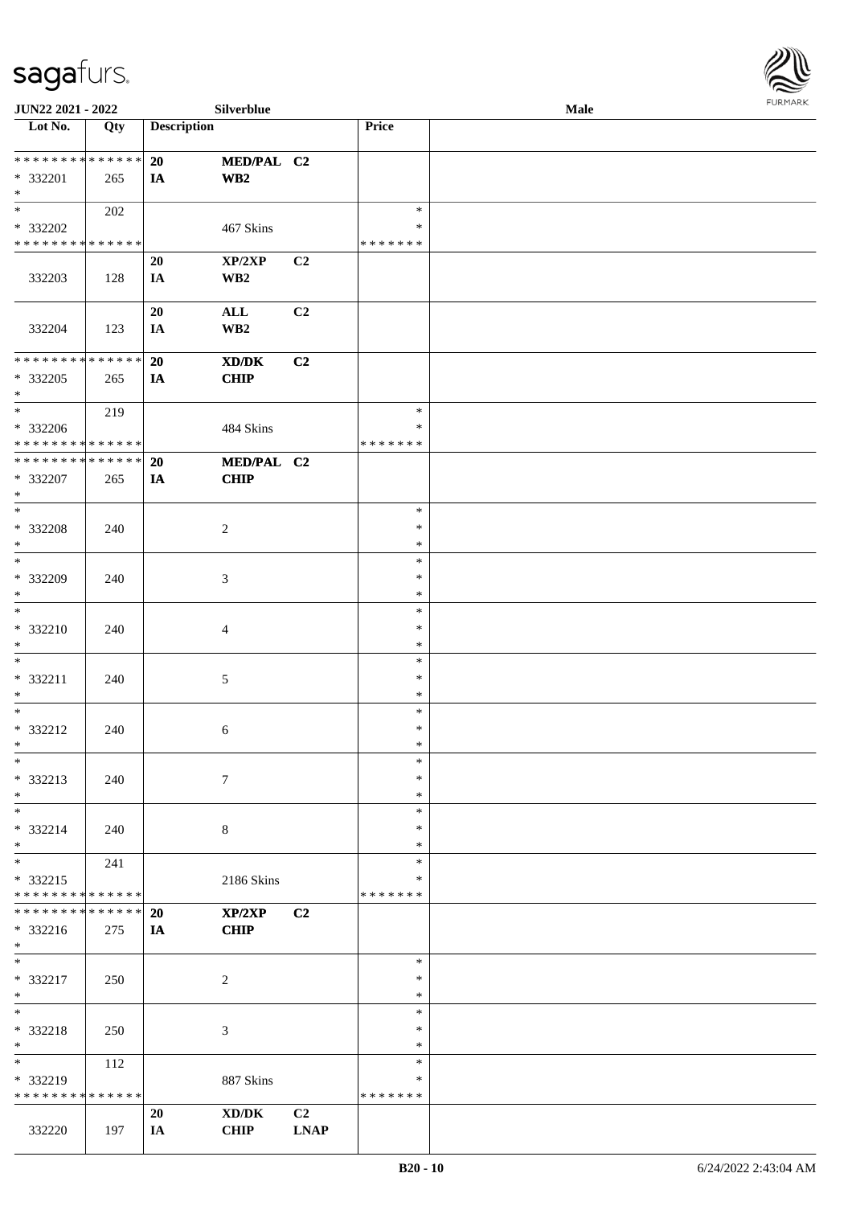| Lot No. | Qty | Description | | | Price | |
|---|---|---|---|---|---|---|
| * * * * * * * * * * * * * * | | 20 | MED/PAL | C2 | | |
| * 332201 | 265 | IA | WB2 | | | |
| * | | | | | | |
| * | 202 | | | | * | |
| * 332202 | | | 467 Skins | | * | |
| * * * * * * * * * * * * * * | | | | | * * * * * * * | |
| | | 20 | XP/2XP | C2 | | |
| 332203 | 128 | IA | WB2 | | | |
| | | 20 | ALL | C2 | | |
| 332204 | 123 | IA | WB2 | | | |
| * * * * * * * * * * * * * * | | 20 | XD/DK | C2 | | |
| * 332205 | 265 | IA | CHIP | | | |
| * | | | | | | |
| * | 219 | | | | * | |
| * 332206 | | | 484 Skins | | * | |
| * * * * * * * * * * * * * * | | | | | * * * * * * * | |
| * * * * * * * * * * * * * * | | 20 | MED/PAL | C2 | | |
| * 332207 | 265 | IA | CHIP | | | |
| * | | | | | | |
| * | | | | | * | |
| * 332208 | 240 | | 2 | | * | |
| * | | | | | * | |
| * | | | | | * | |
| * 332209 | 240 | | 3 | | * | |
| * | | | | | * | |
| * | | | | | * | |
| * 332210 | 240 | | 4 | | * | |
| * | | | | | * | |
| * | | | | | * | |
| * 332211 | 240 | | 5 | | * | |
| * | | | | | * | |
| * | | | | | * | |
| * 332212 | 240 | | 6 | | * | |
| * | | | | | * | |
| * | | | | | * | |
| * 332213 | 240 | | 7 | | * | |
| * | | | | | * | |
| * | | | | | * | |
| * 332214 | 240 | | 8 | | * | |
| * | | | | | * | |
| * | 241 | | | | * | |
| * 332215 | | | 2186 Skins | | * | |
| * * * * * * * * * * * * * * | | | | | * * * * * * * | |
| * * * * * * * * * * * * * * | | 20 | XP/2XP | C2 | | |
| * 332216 | 275 | IA | CHIP | | | |
| * | | | | | | |
| * | | | | | * | |
| * 332217 | 250 | | 2 | | * | |
| * | | | | | * | |
| * | | | | | * | |
| * 332218 | 250 | | 3 | | * | |
| * | | | | | * | |
| * | 112 | | | | * | |
| * 332219 | | | 887 Skins | | * | |
| * * * * * * * * * * * * * * | | | | | * * * * * * * | |
| | | 20 | XD/DK | C2 | | |
| 332220 | 197 | IA | CHIP | LNAP | | |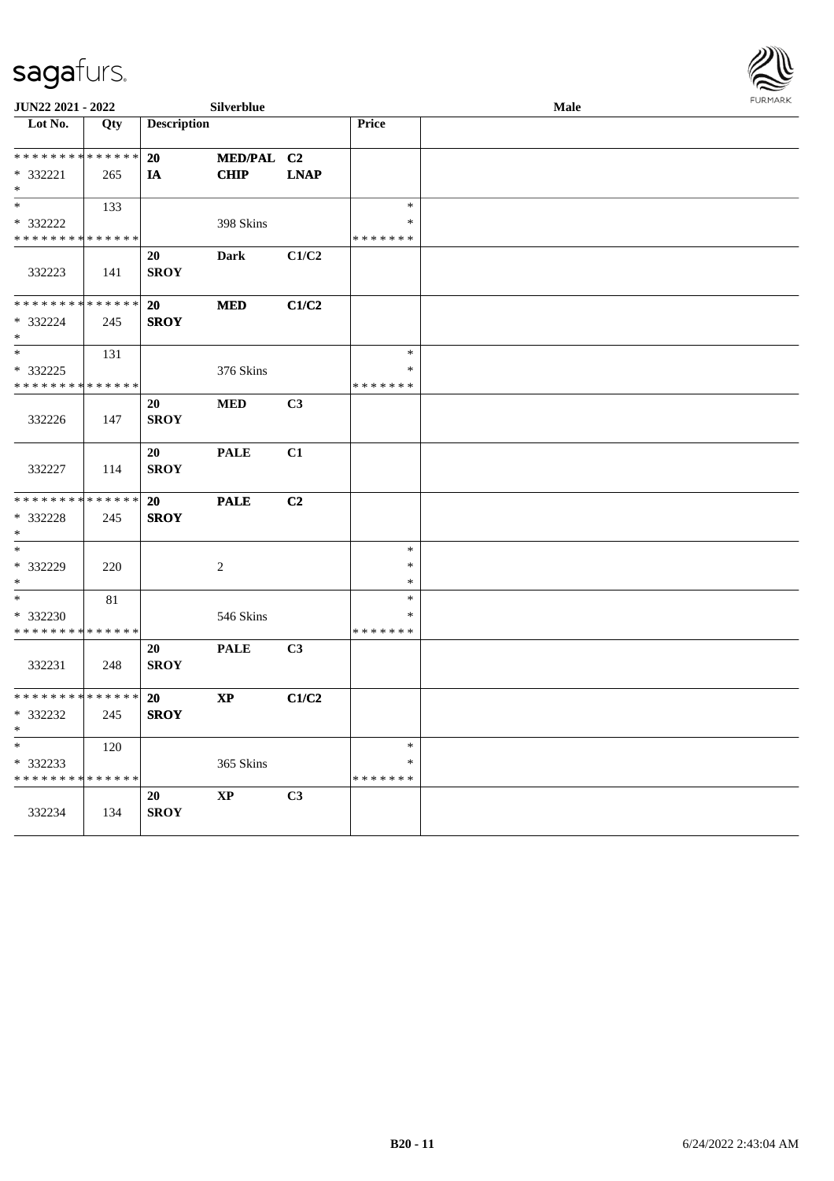JUN22 2021 - 2022 | Silverblue | Male

| Lot No. | Qty | Description | | | Price | |
|---|---|---|---|---|---|---|
| * * * * * * * * * * * * * * | | 20 | MED/PAL | C2 | | |
| * 332221 | 265 | IA | CHIP | LNAP | | |
| * | | | | | | |
| * | 133 | | | | * | |
| * 332222 | | | 398 Skins | | * | |
| * * * * * * * * * * * * * * | | | | | * * * * * * * | |
| | | 20 | Dark | C1/C2 | | |
| 332223 | 141 | SROY | | | | |
| * * * * * * * * * * * * * * | | 20 | MED | C1/C2 | | |
| * 332224 | 245 | SROY | | | | |
| * | | | | | | |
| * | 131 | | | | * | |
| * 332225 | | | 376 Skins | | * | |
| * * * * * * * * * * * * * * | | | | | * * * * * * * | |
| | | 20 | MED | C3 | | |
| 332226 | 147 | SROY | | | | |
| | | 20 | PALE | C1 | | |
| 332227 | 114 | SROY | | | | |
| * * * * * * * * * * * * * * | | 20 | PALE | C2 | | |
| * 332228 | 245 | SROY | | | | |
| * | | | | | | |
| * | | | | | * | |
| * 332229 | 220 | | 2 | | * | |
| * | | | | | * | |
| * | 81 | | | | * | |
| * 332230 | | | 546 Skins | | * | |
| * * * * * * * * * * * * * * | | | | | * * * * * * * | |
| | | 20 | PALE | C3 | | |
| 332231 | 248 | SROY | | | | |
| * * * * * * * * * * * * * * | | 20 | XP | C1/C2 | | |
| * 332232 | 245 | SROY | | | | |
| * | | | | | | |
| * | 120 | | | | * | |
| * 332233 | | | 365 Skins | | * | |
| * * * * * * * * * * * * * * | | | | | * * * * * * * | |
| | | 20 | XP | C3 | | |
| 332234 | 134 | SROY | | | | |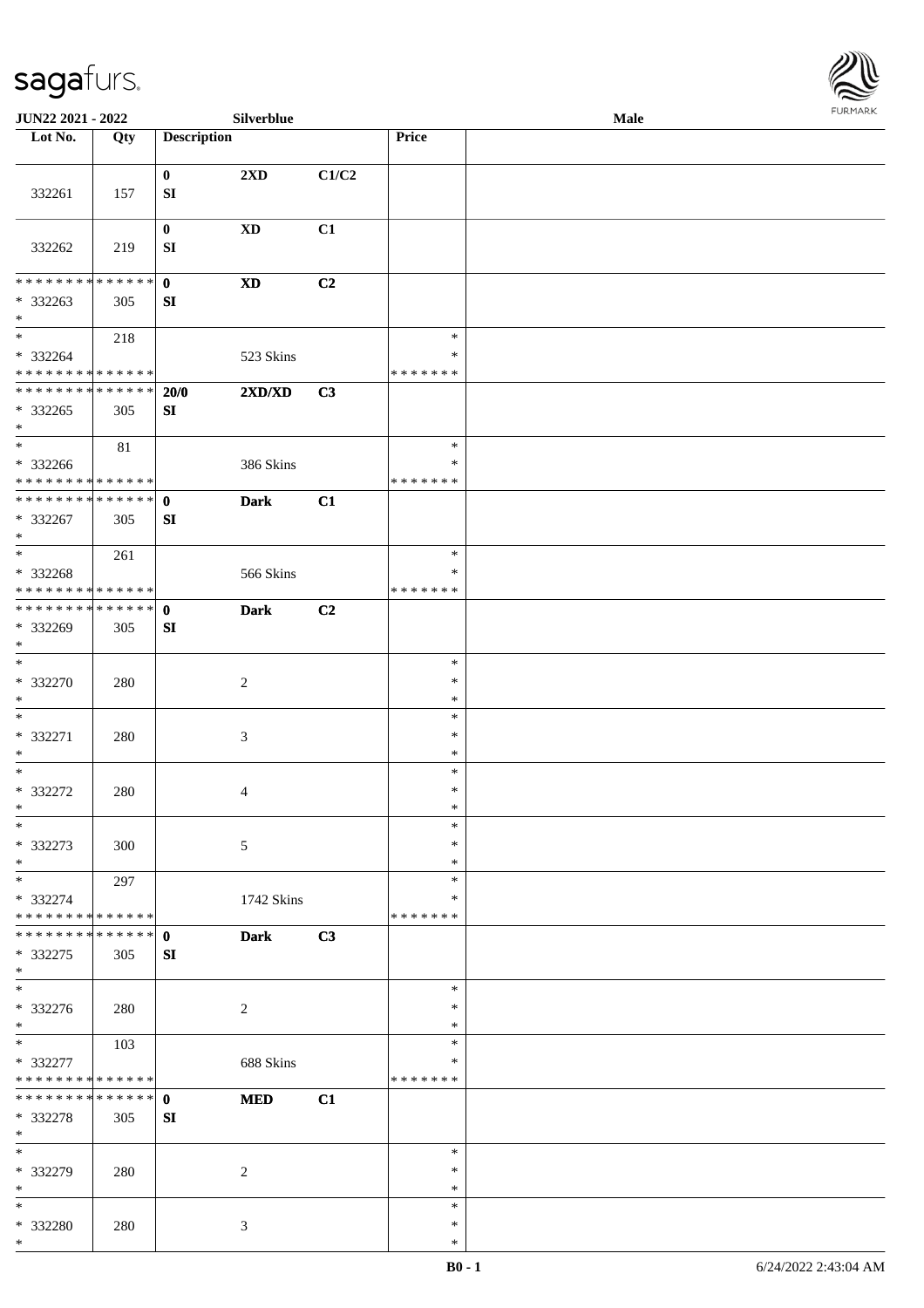JUN22 2021 - 2022 Silverblue Male

| Lot No. | Qty | Description | | | Price | |
|---|---|---|---|---|---|---|
| 332261 | 157 | 0<br>SI | 2XD | C1/C2 | | |
| 332262 | 219 | 0<br>SI | XD | C1 | | |
| * * * * * * * * * * * * * *<br>* 332263<br>* | 305 | 0<br>SI | XD | C2 | | |
| *<br>* 332264<br>* * * * * * * * * * * * * * | 218 | | 523 Skins | | *<br>*<br>* * * * * * * | |
| * * * * * * * * * * * * * *<br>* 332265<br>* | 305 | 20/0<br>SI | 2XD/XD | C3 | | |
| *<br>* 332266<br>* * * * * * * * * * * * * * | 81 | | 386 Skins | | *<br>*<br>* * * * * * * | |
| * * * * * * * * * * * * * *<br>* 332267<br>* | 305 | 0<br>SI | Dark | C1 | | |
| *<br>* 332268<br>* * * * * * * * * * * * * * | 261 | | 566 Skins | | *<br>*<br>* * * * * * * | |
| * * * * * * * * * * * * * *<br>* 332269<br>* | 305 | 0<br>SI | Dark | C2 | | |
| *<br>* 332270<br>* | 280 | | 2 | | *<br>*<br>* | |
| *<br>* 332271<br>* | 280 | | 3 | | *<br>*<br>* | |
| *<br>* 332272<br>* | 280 | | 4 | | *<br>*<br>* | |
| *<br>* 332273<br>* | 300 | | 5 | | *<br>*<br>* | |
| *<br>* 332274<br>* * * * * * * * * * * * * * | 297 | | 1742 Skins | | *<br>*<br>* * * * * * * | |
| * * * * * * * * * * * * * *<br>* 332275<br>* | 305 | 0<br>SI | Dark | C3 | | |
| *<br>* 332276<br>* | 280 | | 2 | | *<br>*<br>* | |
| *<br>* 332277<br>* * * * * * * * * * * * * * | 103 | | 688 Skins | | *<br>*<br>* * * * * * * | |
| * * * * * * * * * * * * * *<br>* 332278<br>* | 305 | 0<br>SI | MED | C1 | | |
| *<br>* 332279<br>* | 280 | | 2 | | *<br>*<br>* | |
| *<br>* 332280<br>* | 280 | | 3 | | *<br>*<br>* | |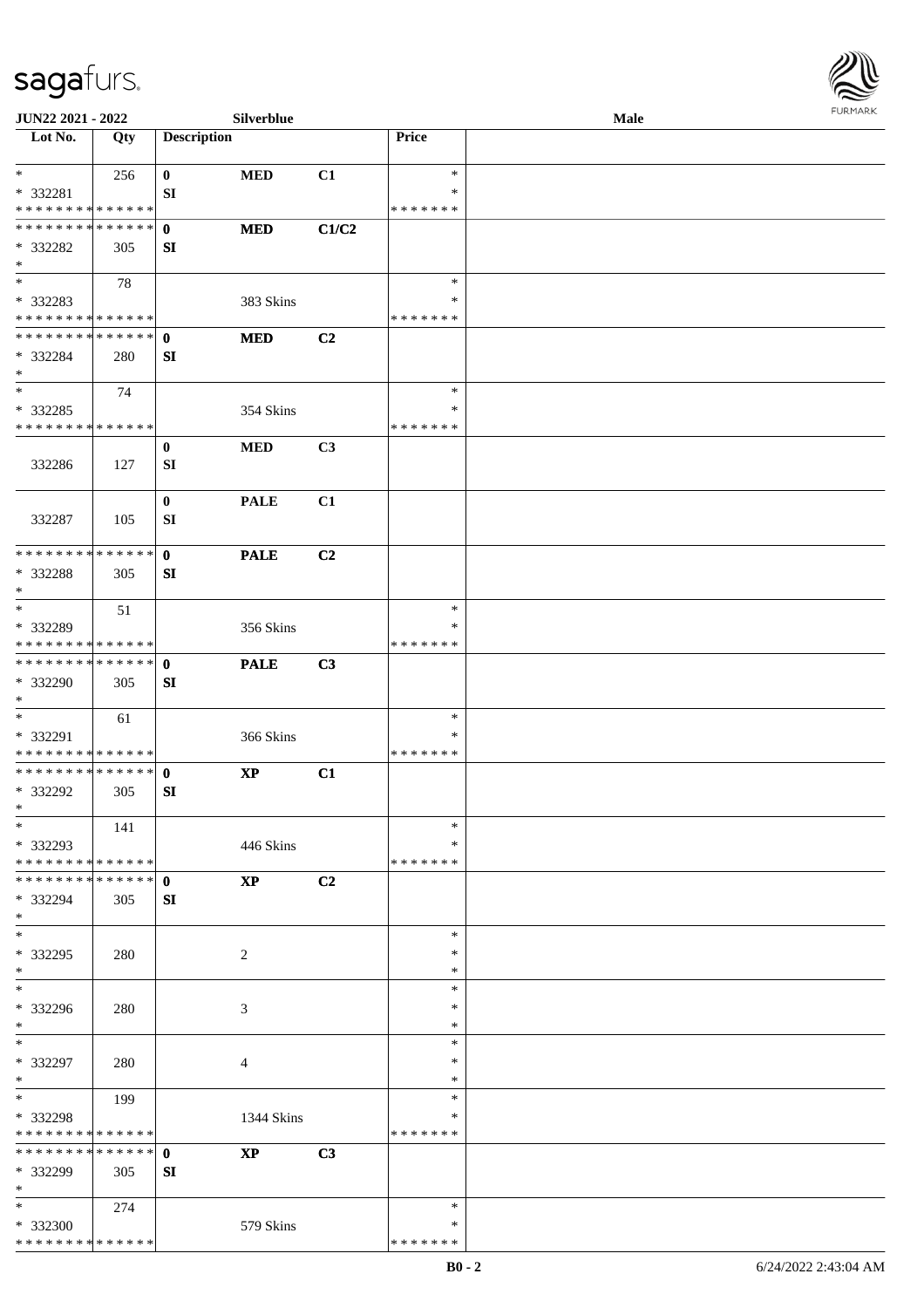JUN22 2021 - 2022 Silverblue Male

| Lot No. | Qty | Description | | | Price | |
|---|---|---|---|---|---|---|
| * | 256 | 0 | MED | C1 | * | |
| * 332281 | | SI | | | * | |
| * * * * * * * * * * * * * * | | | | | * * * * * * * | |
| * * * * * * * * * * * * * * | | 0 | MED | C1/C2 | | |
| * 332282 | 305 | SI | | | | |
| * | | | | | | |
| * | 78 | | | | * | |
| * 332283 | | | 383 Skins | | * | |
| * * * * * * * * * * * * * * | | | | | * * * * * * * | |
| * * * * * * * * * * * * * * | | 0 | MED | C2 | | |
| * 332284 | 280 | SI | | | | |
| * | | | | | | |
| * | 74 | | | | * | |
| * 332285 | | | 354 Skins | | * | |
| * * * * * * * * * * * * * * | | | | | * * * * * * * | |
| 332286 | 127 | 0 SI | MED | C3 | | |
| 332287 | 105 | 0 SI | PALE | C1 | | |
| * * * * * * * * * * * * * * | | 0 | PALE | C2 | | |
| * 332288 | 305 | SI | | | | |
| * | | | | | | |
| * | 51 | | | | * | |
| * 332289 | | | 356 Skins | | * | |
| * * * * * * * * * * * * * * | | | | | * * * * * * * | |
| * * * * * * * * * * * * * * | | 0 | PALE | C3 | | |
| * 332290 | 305 | SI | | | | |
| * | | | | | | |
| * | 61 | | | | * | |
| * 332291 | | | 366 Skins | | * | |
| * * * * * * * * * * * * * * | | | | | * * * * * * * | |
| * * * * * * * * * * * * * * | | 0 | XP | C1 | | |
| * 332292 | 305 | SI | | | | |
| * | | | | | | |
| * | 141 | | | | * | |
| * 332293 | | | 446 Skins | | * | |
| * * * * * * * * * * * * * * | | | | | * * * * * * * | |
| * * * * * * * * * * * * * * | | 0 | XP | C2 | | |
| * 332294 | 305 | SI | | | | |
| * | | | | | | |
| * | | | | | * | |
| * 332295 | 280 | | 2 | | * | |
| * | | | | | * | |
| * | | | | | * | |
| * 332296 | 280 | | 3 | | * | |
| * | | | | | * | |
| * | | | | | * | |
| * 332297 | 280 | | 4 | | * | |
| * | | | | | * | |
| * | 199 | | | | * | |
| * 332298 | | | 1344 Skins | | * | |
| * * * * * * * * * * * * * * | | | | | * * * * * * * | |
| * * * * * * * * * * * * * * | | 0 | XP | C3 | | |
| * 332299 | 305 | SI | | | | |
| * | | | | | | |
| * | 274 | | | | * | |
| * 332300 | | | 579 Skins | | * | |
| * * * * * * * * * * * * * * | | | | | * * * * * * * | |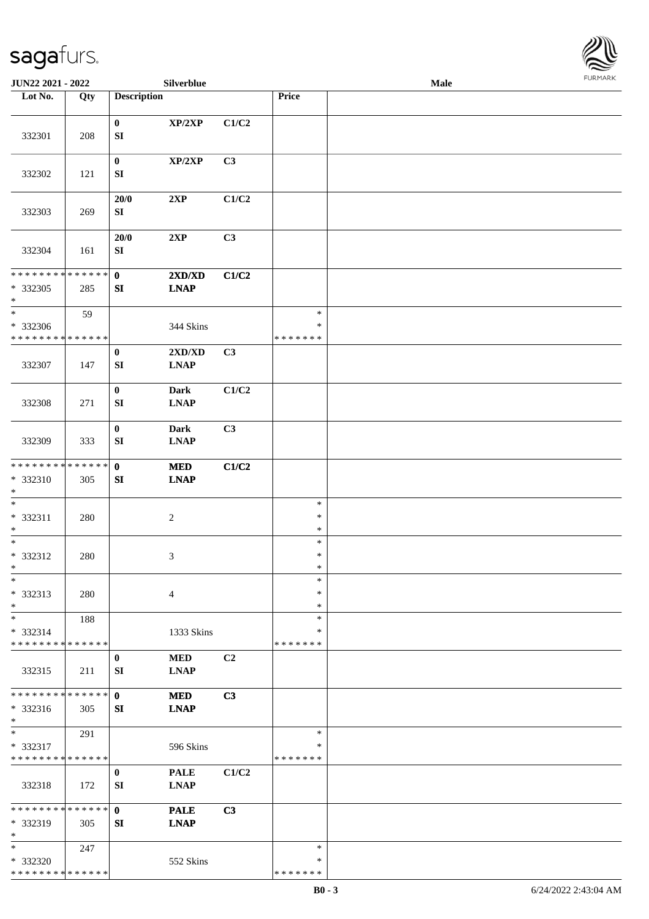| Lot No. | Qty | Description | | | Price | |
|---|---|---|---|---|---|---|
| 332301 | 208 | 0<br>SI | XP/2XP | C1/C2 | | |
| 332302 | 121 | 0<br>SI | XP/2XP | C3 | | |
| 332303 | 269 | 20/0<br>SI | 2XP | C1/C2 | | |
| 332304 | 161 | 20/0<br>SI | 2XP | C3 | | |
| * * * * * * * * * * * * * *<br>* 332305<br>* | 285 | 0<br>SI | 2XD/XD<br>LNAP | C1/C2 | | |
| *<br>* 332306<br>* * * * * * * * * * * * * * | 59 | | 344 Skins | | *<br>*<br>* * * * * * * | |
| 332307 | 147 | 0<br>SI | 2XD/XD<br>LNAP | C3 | | |
| 332308 | 271 | 0<br>SI | Dark<br>LNAP | C1/C2 | | |
| 332309 | 333 | 0<br>SI | Dark<br>LNAP | C3 | | |
| * * * * * * * * * * * * * *<br>* 332310<br>* | 305 | 0<br>SI | MED<br>LNAP | C1/C2 | | |
| *<br>* 332311<br>* | 280 | | 2 | | *<br>*<br>* | |
| *<br>* 332312<br>* | 280 | | 3 | | *<br>*<br>* | |
| *<br>* 332313<br>* | 280 | | 4 | | *<br>*<br>* | |
| *<br>* 332314<br>* * * * * * * * * * * * * * | 188 | | 1333 Skins | | *<br>*<br>* * * * * * * | |
| 332315 | 211 | 0<br>SI | MED<br>LNAP | C2 | | |
| * * * * * * * * * * * * * *<br>* 332316<br>* | 305 | 0<br>SI | MED<br>LNAP | C3 | | |
| *<br>* 332317<br>* * * * * * * * * * * * * * | 291 | | 596 Skins | | *<br>*<br>* * * * * * * | |
| 332318 | 172 | 0<br>SI | PALE<br>LNAP | C1/C2 | | |
| * * * * * * * * * * * * * *<br>* 332319<br>* | 305 | 0<br>SI | PALE<br>LNAP | C3 | | |
| *<br>* 332320<br>* * * * * * * * * * * * * * | 247 | | 552 Skins | | *<br>*<br>* * * * * * * | |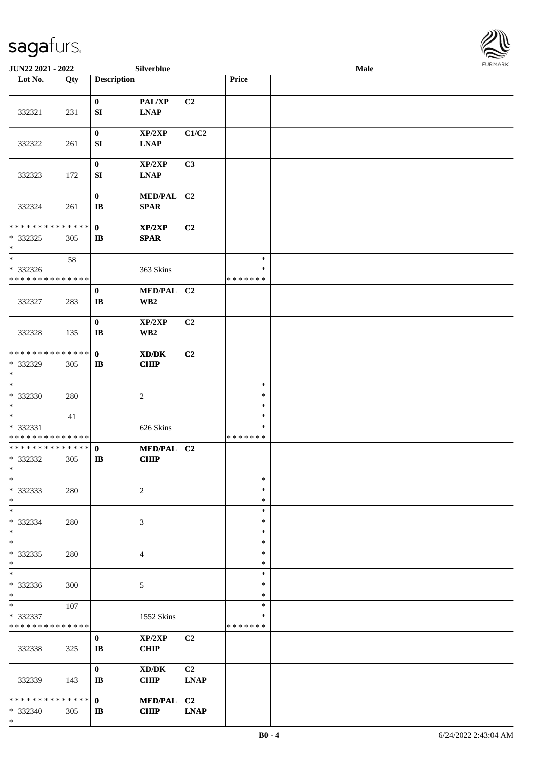| Lot No. | Qty | Description | | | Price | |
|---|---|---|---|---|---|---|
| 332321 | 231 | 0<br>SI | PAL/XP<br>LNAP | C2 | | |
| 332322 | 261 | 0<br>SI | XP/2XP<br>LNAP | C1/C2 | | |
| 332323 | 172 | 0<br>SI | XP/2XP<br>LNAP | C3 | | |
| 332324 | 261 | 0<br>IB | MED/PAL<br>SPAR | C2 | | |
| * * * * * * * * * * * * * *<br>* 332325<br>* | 305 | 0<br>IB | XP/2XP<br>SPAR | C2 | | |
| *<br>* 332326<br>* * * * * * * * * * * * * * | 58 | | 363 Skins | | *<br>*<br>* * * * * * * | |
| 332327 | 283 | 0<br>IB | MED/PAL<br>WB2 | C2 | | |
| 332328 | 135 | 0<br>IB | XP/2XP<br>WB2 | C2 | | |
| * * * * * * * * * * * * * *<br>* 332329<br>* | 305 | 0<br>IB | XD/DK<br>CHIP | C2 | | |
| *<br>* 332330<br>* | 280 | | 2 | | *<br>*<br>* | |
| *<br>* 332331<br>* * * * * * * * * * * * * * | 41 | | 626 Skins | | *<br>*<br>* * * * * * * | |
| * * * * * * * * * * * * * *<br>* 332332<br>* | 305 | 0<br>IB | MED/PAL<br>CHIP | C2 | | |
| *<br>* 332333<br>* | 280 | | 2 | | *<br>*<br>* | |
| *<br>* 332334<br>* | 280 | | 3 | | *<br>*<br>* | |
| *<br>* 332335<br>* | 280 | | 4 | | *<br>*<br>* | |
| *<br>* 332336<br>* | 300 | | 5 | | *<br>*<br>* | |
| *<br>* 332337<br>* * * * * * * * * * * * * * | 107 | | 1552 Skins | | *<br>*<br>* * * * * * * | |
| 332338 | 325 | 0<br>IB | XP/2XP<br>CHIP | C2 | | |
| 332339 | 143 | 0<br>IB | XD/DK<br>CHIP | C2<br>LNAP | | |
| * * * * * * * * * * * * * *<br>* 332340<br>* | 305 | 0<br>IB | MED/PAL<br>CHIP | C2<br>LNAP | | |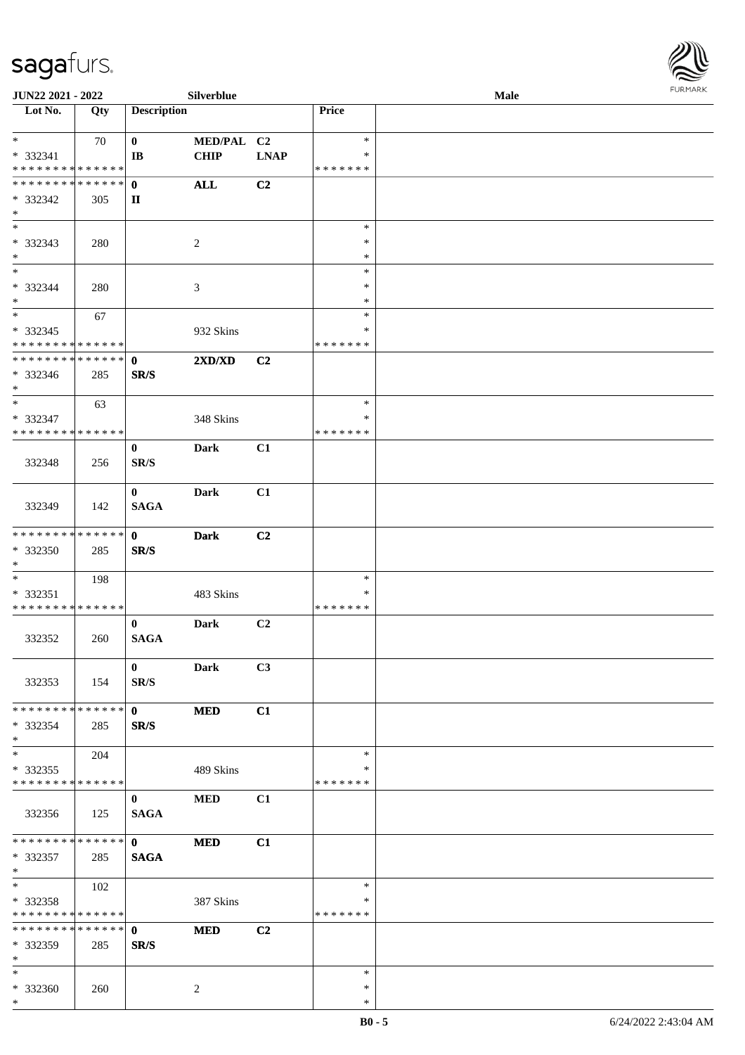| Lot No. | Qty | Description | | | Price | |
|---|---|---|---|---|---|---|
| * | 70 | 0 | MED/PAL | C2 | * | |
| * 332341 | | IB | CHIP | LNAP | * | |
| * * * * * * * * * * * * * * | | | | | * * * * * * * | |
| * * * * * * * * * * * * * * | | 0 | ALL | C2 | | |
| * 332342 | 305 | II | | | | |
| * | | | | | | |
| * | | | | | * | |
| * 332343 | 280 | | 2 | | * | |
| * | | | | | * | |
| * | | | | | * | |
| * 332344 | 280 | | 3 | | * | |
| * | | | | | * | |
| * | 67 | | | | * | |
| * 332345 | | | 932 Skins | | * | |
| * * * * * * * * * * * * * * | | | | | * * * * * * * | |
| * * * * * * * * * * * * * * | | 0 | 2XD/XD | C2 | | |
| * 332346 | 285 | SR/S | | | | |
| * | | | | | | |
| * | 63 | | | | * | |
| * 332347 | | | 348 Skins | | * | |
| * * * * * * * * * * * * * * | | | | | * * * * * * * | |
| 332348 | 256 | 0 SR/S | Dark | C1 | | |
| 332349 | 142 | 0 SAGA | Dark | C1 | | |
| * * * * * * * * * * * * * * | | 0 | Dark | C2 | | |
| * 332350 | 285 | SR/S | | | | |
| * | | | | | | |
| * | 198 | | | | * | |
| * 332351 | | | 483 Skins | | * | |
| * * * * * * * * * * * * * * | | | | | * * * * * * * | |
| 332352 | 260 | 0 SAGA | Dark | C2 | | |
| 332353 | 154 | 0 SR/S | Dark | C3 | | |
| * * * * * * * * * * * * * * | | 0 | MED | C1 | | |
| * 332354 | 285 | SR/S | | | | |
| * | | | | | | |
| * | 204 | | | | * | |
| * 332355 | | | 489 Skins | | * | |
| * * * * * * * * * * * * * * | | | | | * * * * * * * | |
| 332356 | 125 | 0 SAGA | MED | C1 | | |
| * * * * * * * * * * * * * * | | 0 | MED | C1 | | |
| * 332357 | 285 | SAGA | | | | |
| * | | | | | | |
| * | 102 | | | | * | |
| * 332358 | | | 387 Skins | | * | |
| * * * * * * * * * * * * * * | | | | | * * * * * * * | |
| * * * * * * * * * * * * * * | | 0 | MED | C2 | | |
| * 332359 | 285 | SR/S | | | | |
| * | | | | | | |
| * | | | | | * | |
| * 332360 | 260 | | 2 | | * | |
| * | | | | | * | |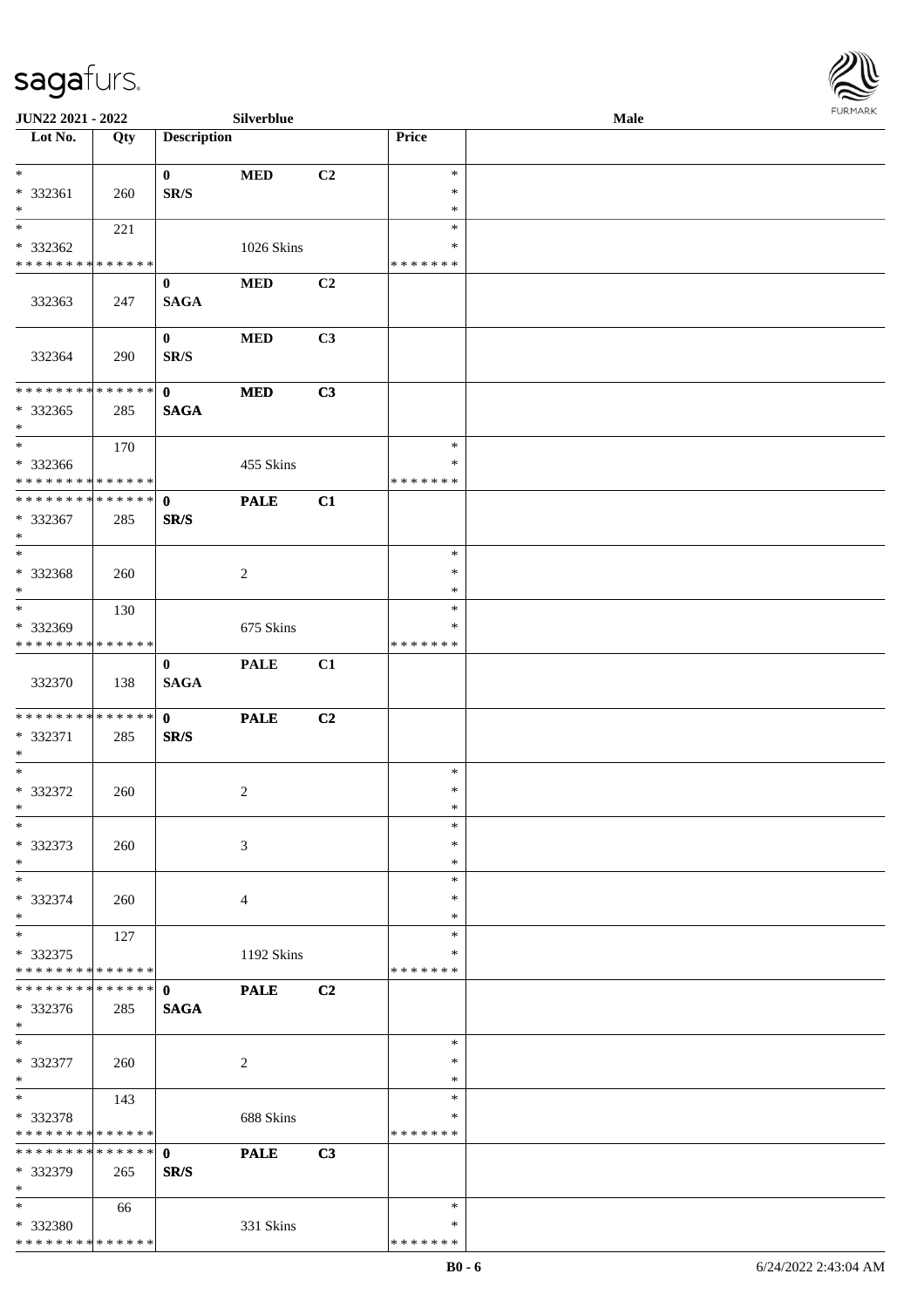| Lot No. | Qty | Description | | | Price | |
|---|---|---|---|---|---|---|
| * | | 0 | **MED** | C2 | * | |
| * 332361 | 260 | SR/S | | | * | |
| * | | | | | * | |
| * | 221 | | | | * | |
| * 332362 | | | 1026 Skins | | * | |
| * * * * * * * * * * * * * * | | | | | * * * * * * * | |
| | | 0 | **MED** | C2 | | |
| 332363 | 247 | **SAGA** | | | | |
| | | 0 | **MED** | C3 | | |
| 332364 | 290 | SR/S | | | | |
| * * * * * * * * * * * * * * | | 0 | **MED** | C3 | | |
| * 332365 | 285 | **SAGA** | | | | |
| * | | | | | | |
| * | 170 | | | | * | |
| * 332366 | | | 455 Skins | | * | |
| * * * * * * * * * * * * * * | | | | | * * * * * * * | |
| * * * * * * * * * * * * * * | | 0 | **PALE** | C1 | | |
| * 332367 | 285 | SR/S | | | | |
| * | | | | | | |
| * | | | | | * | |
| * 332368 | 260 | | 2 | | * | |
| * | | | | | * | |
| * | 130 | | | | * | |
| * 332369 | | | 675 Skins | | * | |
| * * * * * * * * * * * * * * | | | | | * * * * * * * | |
| | | 0 | **PALE** | C1 | | |
| 332370 | 138 | **SAGA** | | | | |
| * * * * * * * * * * * * * * | | 0 | **PALE** | C2 | | |
| * 332371 | 285 | SR/S | | | | |
| * | | | | | | |
| * | | | | | * | |
| * 332372 | 260 | | 2 | | * | |
| * | | | | | * | |
| * | | | | | * | |
| * 332373 | 260 | | 3 | | * | |
| * | | | | | * | |
| * | | | | | * | |
| * 332374 | 260 | | 4 | | * | |
| * | | | | | * | |
| * | 127 | | | | * | |
| * 332375 | | | 1192 Skins | | * | |
| * * * * * * * * * * * * * * | | | | | * * * * * * * | |
| * * * * * * * * * * * * * * | | 0 | **PALE** | C2 | | |
| * 332376 | 285 | **SAGA** | | | | |
| * | | | | | | |
| * | | | | | * | |
| * 332377 | 260 | | 2 | | * | |
| * | | | | | * | |
| * | 143 | | | | * | |
| * 332378 | | | 688 Skins | | * | |
| * * * * * * * * * * * * * * | | | | | * * * * * * * | |
| * * * * * * * * * * * * * * | | 0 | **PALE** | C3 | | |
| * 332379 | 265 | SR/S | | | | |
| * | | | | | | |
| * | 66 | | | | * | |
| * 332380 | | | 331 Skins | | * | |
| * * * * * * * * * * * * * * | | | | | * * * * * * * | |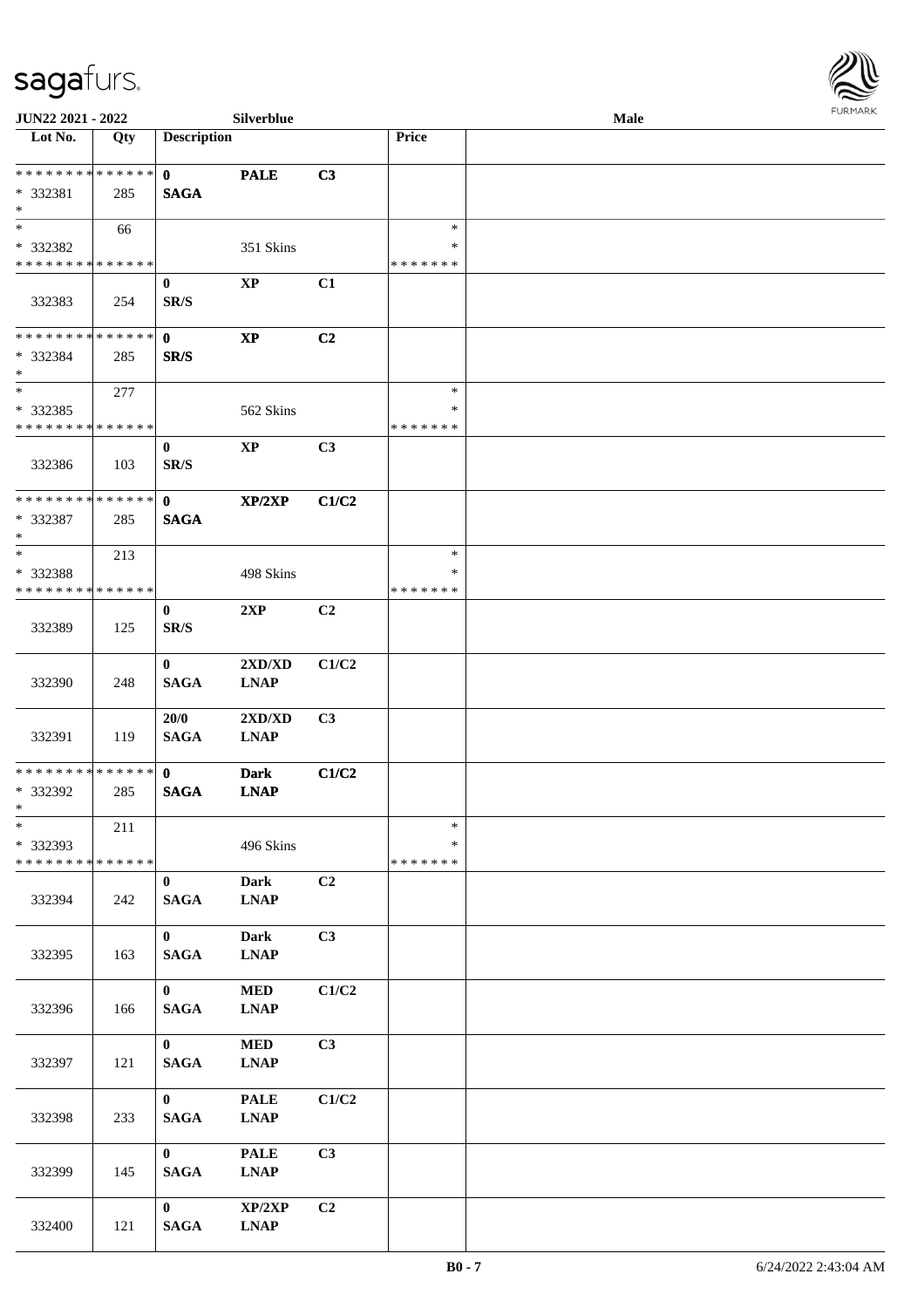JUN22 2021 - 2022 | Silverblue | Male

| Lot No. | Qty | Description | | | Price | |
|---|---|---|---|---|---|---|
| * * * * * * * * * * * * * * | | 0 | PALE | C3 | | |
| * 332381 | 285 | SAGA | | | | |
| * | | | | | | |
| * | 66 | | | | * | |
| * 332382 | | | 351 Skins | | * | |
| * * * * * * * * * * * * * * | | | | | * * * * * * * | |
| 332383 | 254 | 0<br>SR/S | XP | C1 | | |
| * * * * * * * * * * * * * * | | 0 | XP | C2 | | |
| * 332384 | 285 | SR/S | | | | |
| * | | | | | | |
| * | 277 | | | | * | |
| * 332385 | | | 562 Skins | | * | |
| * * * * * * * * * * * * * * | | | | | * * * * * * * | |
| 332386 | 103 | 0<br>SR/S | XP | C3 | | |
| * * * * * * * * * * * * * * | | 0 | XP/2XP | C1/C2 | | |
| * 332387 | 285 | SAGA | | | | |
| * | | | | | | |
| * | 213 | | | | * | |
| * 332388 | | | 498 Skins | | * | |
| * * * * * * * * * * * * * * | | | | | * * * * * * * | |
| 332389 | 125 | 0<br>SR/S | 2XP | C2 | | |
| 332390 | 248 | 0<br>SAGA | 2XD/XD<br>LNAP | C1/C2 | | |
| 332391 | 119 | 20/0<br>SAGA | 2XD/XD<br>LNAP | C3 | | |
| * * * * * * * * * * * * * * | | 0 | Dark | C1/C2 | | |
| * 332392 | 285 | SAGA | LNAP | | | |
| * | | | | | | |
| * | 211 | | | | * | |
| * 332393 | | | 496 Skins | | * | |
| * * * * * * * * * * * * * * | | | | | * * * * * * * | |
| 332394 | 242 | 0<br>SAGA | Dark<br>LNAP | C2 | | |
| 332395 | 163 | 0<br>SAGA | Dark<br>LNAP | C3 | | |
| 332396 | 166 | 0<br>SAGA | MED<br>LNAP | C1/C2 | | |
| 332397 | 121 | 0<br>SAGA | MED<br>LNAP | C3 | | |
| 332398 | 233 | 0<br>SAGA | PALE<br>LNAP | C1/C2 | | |
| 332399 | 145 | 0<br>SAGA | PALE<br>LNAP | C3 | | |
| 332400 | 121 | 0<br>SAGA | XP/2XP<br>LNAP | C2 | | |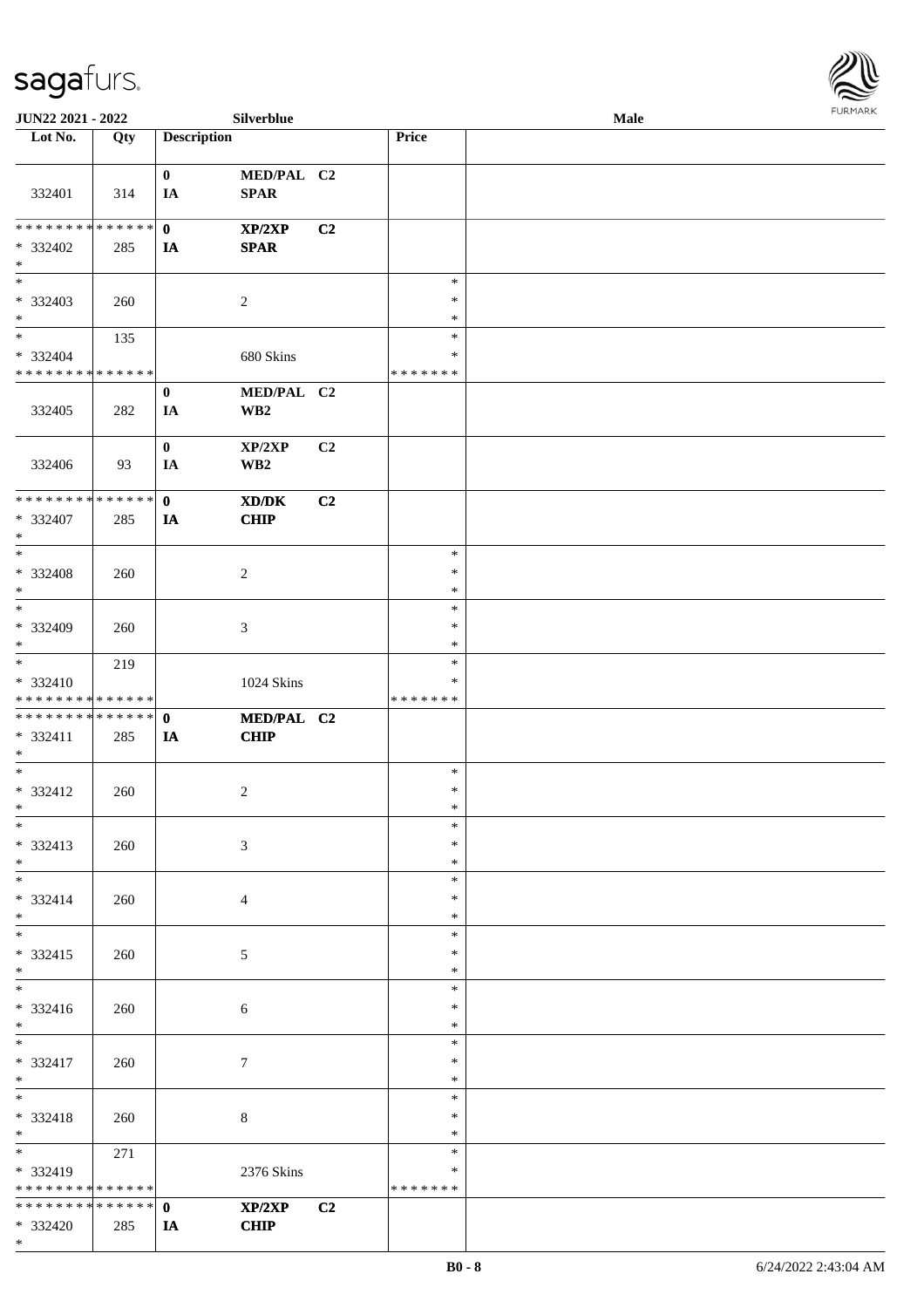| Lot No. | Qty | Description | | | Price | |
|---|---|---|---|---|---|---|
| 332401 | 314 | 0<br>IA | MED/PAL<br>SPAR | C2 | | |
| * * * * * * * * * * * * * *<br>* 332402<br>* | 285 | 0<br>IA | XP/2XP<br>SPAR | C2 | | |
| *<br>* 332403<br>* | 260 | | 2 | | *<br>*<br>* | |
| *<br>* 332404<br>* * * * * * * * * * * * * * | 135 | | 680 Skins | | *<br>*<br>* * * * * * * | |
| 332405 | 282 | 0<br>IA | MED/PAL<br>WB2 | C2 | | |
| 332406 | 93 | 0<br>IA | XP/2XP<br>WB2 | C2 | | |
| * * * * * * * * * * * * * *<br>* 332407<br>* | 285 | 0<br>IA | XD/DK<br>CHIP | C2 | | |
| *<br>* 332408<br>* | 260 | | 2 | | *<br>*<br>* | |
| *<br>* 332409<br>* | 260 | | 3 | | *<br>*<br>* | |
| *<br>* 332410<br>* * * * * * * * * * * * * * | 219 | | 1024 Skins | | *<br>*<br>* * * * * * * | |
| * * * * * * * * * * * * * *<br>* 332411<br>* | 285 | 0<br>IA | MED/PAL<br>CHIP | C2 | | |
| *<br>* 332412<br>* | 260 | | 2 | | *<br>*<br>* | |
| *<br>* 332413<br>* | 260 | | 3 | | *<br>*<br>* | |
| *<br>* 332414<br>* | 260 | | 4 | | *<br>*<br>* | |
| *<br>* 332415<br>* | 260 | | 5 | | *<br>*<br>* | |
| *<br>* 332416<br>* | 260 | | 6 | | *<br>*<br>* | |
| *<br>* 332417<br>* | 260 | | 7 | | *<br>*<br>* | |
| *<br>* 332418<br>* | 260 | | 8 | | *<br>*<br>* | |
| *<br>* 332419<br>* * * * * * * * * * * * * * | 271 | | 2376 Skins | | *<br>*<br>* * * * * * * | |
| * * * * * * * * * * * * * *<br>* 332420<br>* | 285 | 0<br>IA | XP/2XP<br>CHIP | C2 | | |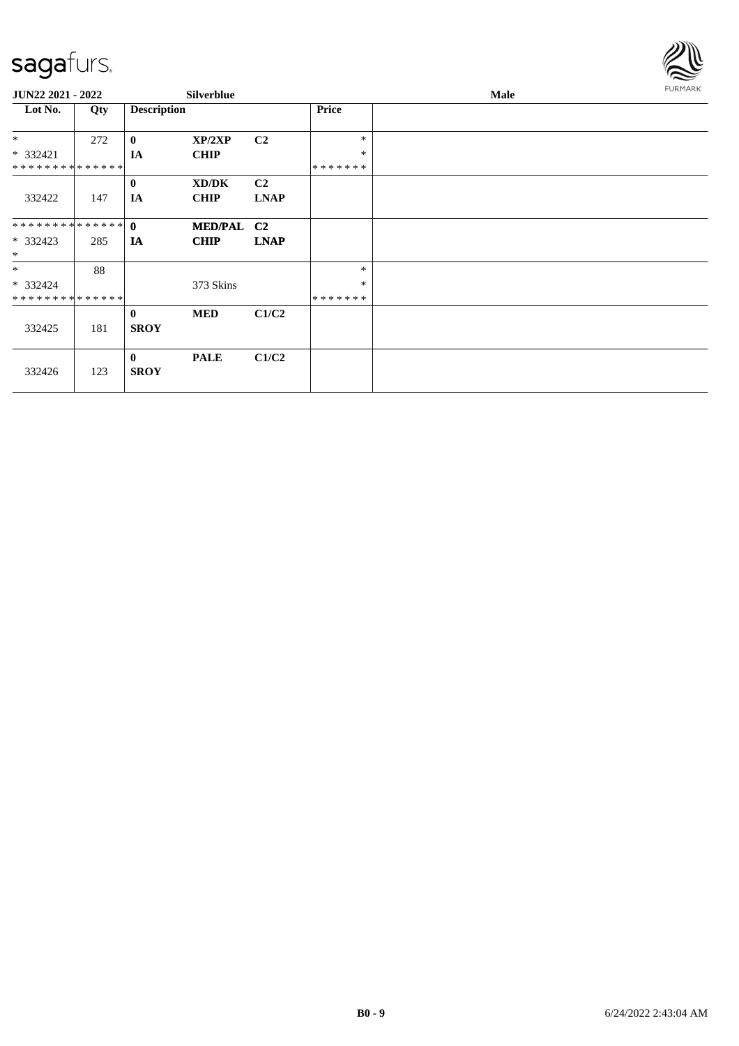**JUN22 2021 - 2022** **Silverblue** **Male**

| Lot No. | Qty | Description | | | Price | |
|---|---|---|---|---|---|---|
| * | 272 | **0** | **XP/2XP** | **C2** | * | |
| * 332421 | | **IA** | **CHIP** | | * | |
| * * * * * * * * * * * * * * | | | | | * * * * * * * | |
| | | **0** | **XD/DK** | **C2** | | |
| 332422 | 147 | **IA** | **CHIP** | **LNAP** | | |
| * * * * * * * * * * * * * * | | **0** | **MED/PAL** | **C2** | | |
| * 332423 | 285 | **IA** | **CHIP** | **LNAP** | | |
| * | | | | | | |
| * | 88 | | | | * | |
| * 332424 | | | 373 Skins | | * | |
| * * * * * * * * * * * * * * | | | | | * * * * * * * | |
| | | **0** | **MED** | **C1/C2** | | |
| 332425 | 181 | **SROY** | | | | |
| | | **0** | **PALE** | **C1/C2** | | |
| 332426 | 123 | **SROY** | | | | |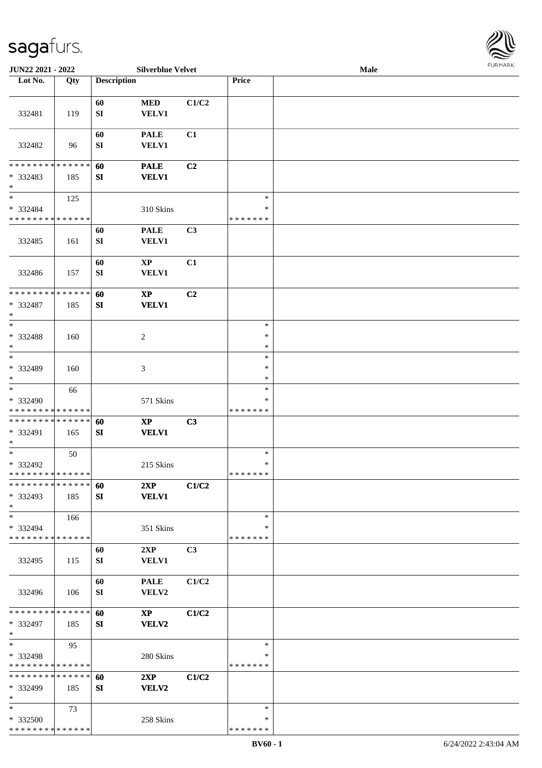**JUN22 2021 - 2022** **Silverblue Velvet** **Male**

| Lot No. | Qty | Description | | | Price | |
|---|---|---|---|---|---|---|
| 332481 | 119 | 60 SI | MED VELV1 | C1/C2 | | |
| 332482 | 96 | 60 SI | PALE VELV1 | C1 | | |
| * * * * * * * * * * * * * * * 332483 * | 185 | 60 SI | PALE VELV1 | C2 | | |
| * * 332484 * * * * * * * * * * * * * * | 125 | | 310 Skins | | * * * * * * * * * | |
| 332485 | 161 | 60 SI | PALE VELV1 | C3 | | |
| 332486 | 157 | 60 SI | XP VELV1 | C1 | | |
| * * * * * * * * * * * * * * * 332487 * | 185 | 60 SI | XP VELV1 | C2 | | |
| * * 332488 * | 160 | | 2 | | * * * | |
| * * 332489 * | 160 | | 3 | | * * * | |
| * * 332490 * * * * * * * * * * * * * * | 66 | | 571 Skins | | * * * * * * * * * | |
| * * * * * * * * * * * * * * * 332491 * | 165 | 60 SI | XP VELV1 | C3 | | |
| * * 332492 * * * * * * * * * * * * * * | 50 | | 215 Skins | | * * * * * * * * * | |
| * * * * * * * * * * * * * * * 332493 * | 185 | 60 SI | 2XP VELV1 | C1/C2 | | |
| * * 332494 * * * * * * * * * * * * * * | 166 | | 351 Skins | | * * * * * * * * * | |
| 332495 | 115 | 60 SI | 2XP VELV1 | C3 | | |
| 332496 | 106 | 60 SI | PALE VELV2 | C1/C2 | | |
| * * * * * * * * * * * * * * * 332497 * | 185 | 60 SI | XP VELV2 | C1/C2 | | |
| * * 332498 * * * * * * * * * * * * * * | 95 | | 280 Skins | | * * * * * * * * * | |
| * * * * * * * * * * * * * * * 332499 * | 185 | 60 SI | 2XP VELV2 | C1/C2 | | |
| * * 332500 * * * * * * * * * * * * * * | 73 | | 258 Skins | | * * * * * * * * * | |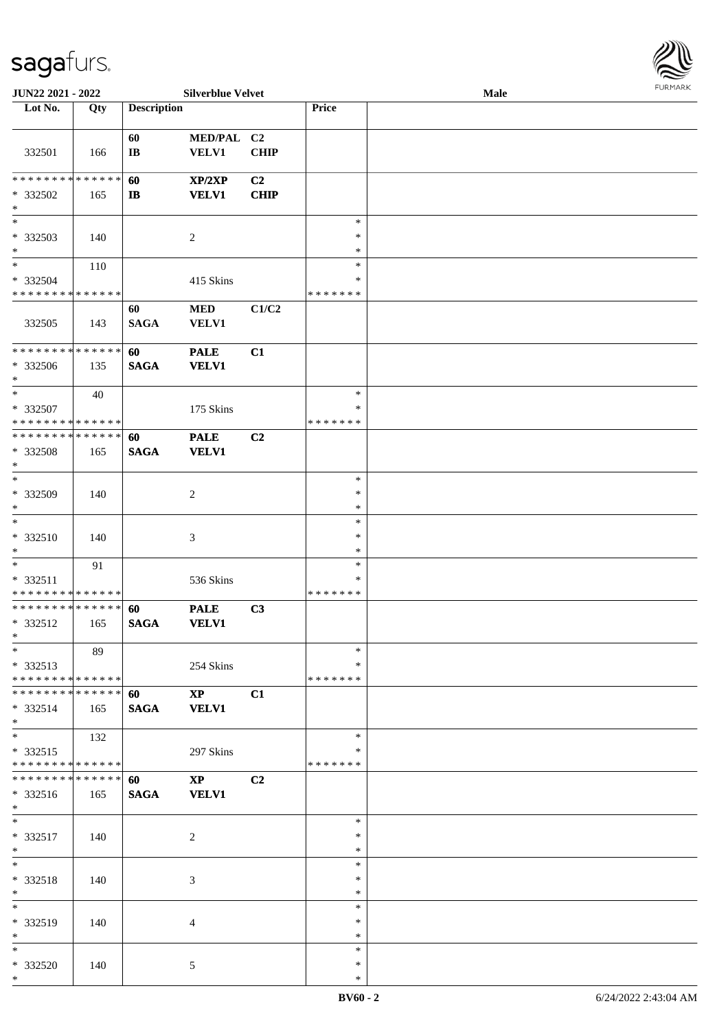JUN22 2021 - 2022 | Silverblue Velvet | Male

| Lot No. | Qty | Description | | | Price | |
|---|---|---|---|---|---|---|
| 332501 | 166 | 60 IB | MED/PAL VELV1 | C2 CHIP | | |
| * * * * * * * * * * * * * * * 332502 * | 165 | 60 IB | XP/2XP VELV1 | C2 CHIP | | |
| * 332503 * | 140 | | 2 | | * * * | |
| * 332504 * * * * * * * * * * * * * * | 110 | | 415 Skins | | * * * * * * * * | |
| 332505 | 143 | 60 SAGA | MED VELV1 | C1/C2 | | |
| * * * * * * * * * * * * * * * 332506 * | 135 | 60 SAGA | PALE VELV1 | C1 | | |
| * 332507 * * * * * * * * * * * * * * | 40 | | 175 Skins | | * * * * * * * * | |
| * * * * * * * * * * * * * * * 332508 * | 165 | 60 SAGA | PALE VELV1 | C2 | | |
| * 332509 * | 140 | | 2 | | * * * | |
| * 332510 * | 140 | | 3 | | * * * | |
| * 332511 * * * * * * * * * * * * * * | 91 | | 536 Skins | | * * * * * * * * | |
| * * * * * * * * * * * * * * * 332512 * | 165 | 60 SAGA | PALE VELV1 | C3 | | |
| * 332513 * * * * * * * * * * * * * * | 89 | | 254 Skins | | * * * * * * * * | |
| * * * * * * * * * * * * * * * 332514 * | 165 | 60 SAGA | XP VELV1 | C1 | | |
| * 332515 * * * * * * * * * * * * * * | 132 | | 297 Skins | | * * * * * * * * | |
| * * * * * * * * * * * * * * * 332516 * | 165 | 60 SAGA | XP VELV1 | C2 | | |
| * 332517 * | 140 | | 2 | | * * * | |
| * 332518 * | 140 | | 3 | | * * * | |
| * 332519 * | 140 | | 4 | | * * * | |
| * 332520 * | 140 | | 5 | | * * * | |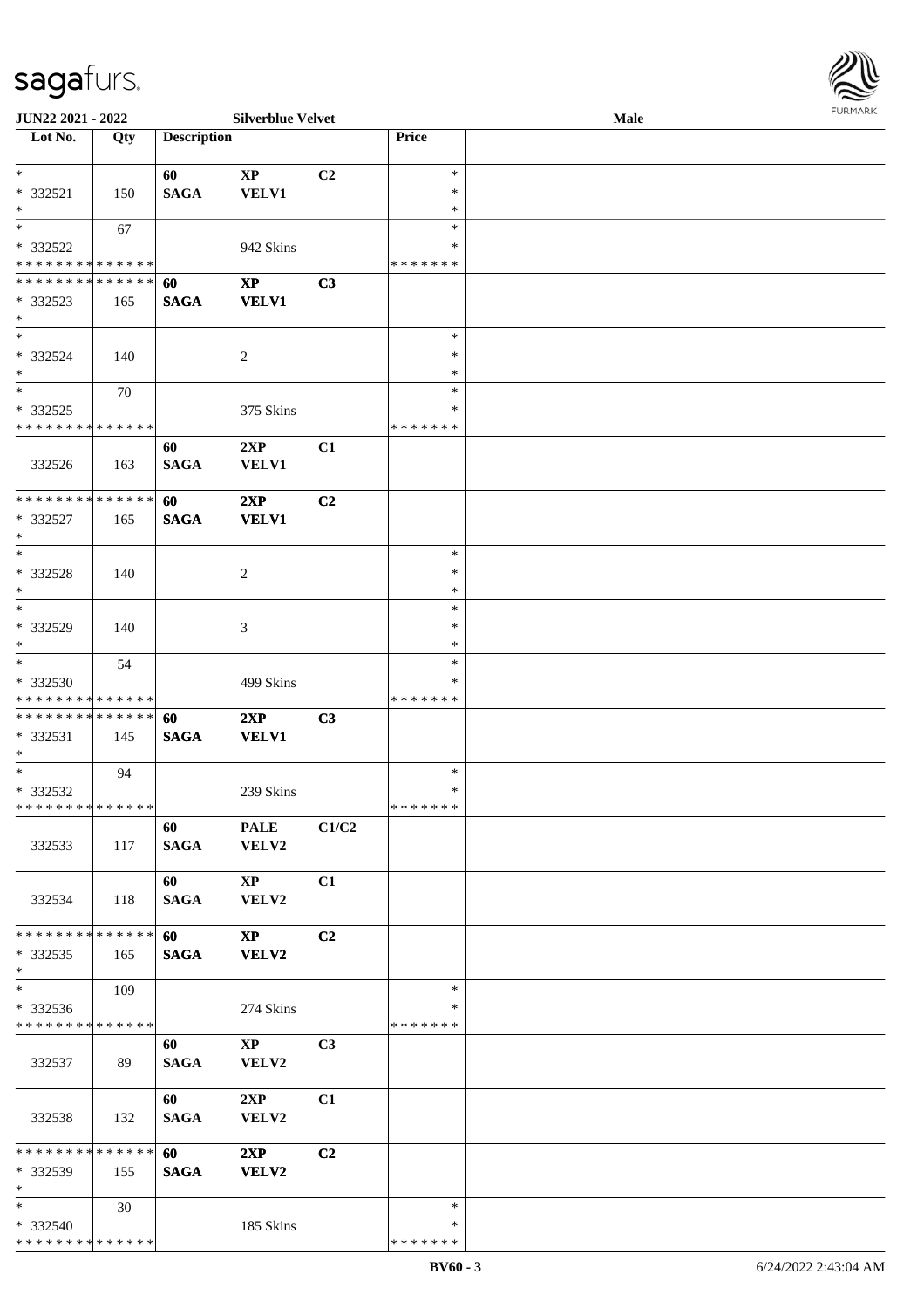JUN22 2021 - 2022 | Silverblue Velvet | Male

| Lot No. | Qty | Description | | | Price | |
|---|---|---|---|---|---|---|
| * | | 60 | XP | C2 | * | |
| * 332521 | 150 | SAGA | VELV1 | | * | |
| * | | | | | * | |
| * | 67 | | | | * | |
| * 332522 | | | 942 Skins | | * | |
| * * * * * * * * * * * * * * | | | | | * * * * * * * | |
| * * * * * * * * * * * * * * | | 60 | XP | C3 | | |
| * 332523 | 165 | SAGA | VELV1 | | | |
| * | | | | | | |
| * | | | | | * | |
| * 332524 | 140 | | 2 | | * | |
| * | | | | | * | |
| * | 70 | | | | * | |
| * 332525 | | | 375 Skins | | * | |
| * * * * * * * * * * * * * * | | | | | * * * * * * * | |
| | | 60 | 2XP | C1 | | |
| 332526 | 163 | SAGA | VELV1 | | | |
| * * * * * * * * * * * * * * | | 60 | 2XP | C2 | | |
| * 332527 | 165 | SAGA | VELV1 | | | |
| * | | | | | | |
| * | | | | | * | |
| * 332528 | 140 | | 2 | | * | |
| * | | | | | * | |
| * | | | | | * | |
| * 332529 | 140 | | 3 | | * | |
| * | | | | | * | |
| * | 54 | | | | * | |
| * 332530 | | | 499 Skins | | * | |
| * * * * * * * * * * * * * * | | | | | * * * * * * * | |
| * * * * * * * * * * * * * * | | 60 | 2XP | C3 | | |
| * 332531 | 145 | SAGA | VELV1 | | | |
| * | | | | | | |
| * | 94 | | | | * | |
| * 332532 | | | 239 Skins | | * | |
| * * * * * * * * * * * * * * | | | | | * * * * * * * | |
| | | 60 | PALE | C1/C2 | | |
| 332533 | 117 | SAGA | VELV2 | | | |
| | | 60 | XP | C1 | | |
| 332534 | 118 | SAGA | VELV2 | | | |
| * * * * * * * * * * * * * * | | 60 | XP | C2 | | |
| * 332535 | 165 | SAGA | VELV2 | | | |
| * | | | | | | |
| * | 109 | | | | * | |
| * 332536 | | | 274 Skins | | * | |
| * * * * * * * * * * * * * * | | | | | * * * * * * * | |
| | | 60 | XP | C3 | | |
| 332537 | 89 | SAGA | VELV2 | | | |
| | | 60 | 2XP | C1 | | |
| 332538 | 132 | SAGA | VELV2 | | | |
| * * * * * * * * * * * * * * | | 60 | 2XP | C2 | | |
| * 332539 | 155 | SAGA | VELV2 | | | |
| * | | | | | | |
| * | 30 | | | | * | |
| * 332540 | | | 185 Skins | | * | |
| * * * * * * * * * * * * * * | | | | | * * * * * * * | |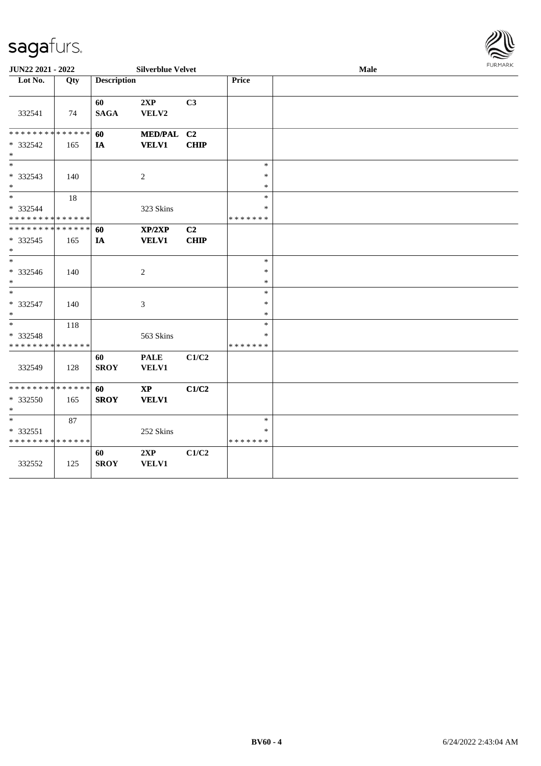**JUN22 2021 - 2022** **Silverblue Velvet** **Male**

| Lot No. | Qty | Description | | | Price | |
|---|---|---|---|---|---|---|
| 332541 | 74 | 60<br>SAGA | 2XP<br>VELV2 | C3 | | |
| * * * * * * * * * * * * * *<br>* 332542<br>* | 165 | 60<br>IA | MED/PAL<br>VELV1 | C2<br>CHIP | | |
| *<br>* 332543<br>* | 140 | | 2 | | *<br>*<br>* | |
| *<br>* 332544<br>* * * * * * * * * * * * * * | 18 | | 323 Skins | | *<br>*<br>* * * * * * * | |
| * * * * * * * * * * * * * *<br>* 332545<br>* | 165 | 60<br>IA | XP/2XP<br>VELV1 | C2<br>CHIP | | |
| *<br>* 332546<br>* | 140 | | 2 | | *<br>*<br>* | |
| *<br>* 332547<br>* | 140 | | 3 | | *<br>*<br>* | |
| *<br>* 332548<br>* * * * * * * * * * * * * * | 118 | | 563 Skins | | *<br>*<br>* * * * * * * | |
| 332549 | 128 | 60<br>SROY | PALE<br>VELV1 | C1/C2 | | |
| * * * * * * * * * * * * * *<br>* 332550<br>* | 165 | 60<br>SROY | XP<br>VELV1 | C1/C2 | | |
| *<br>* 332551<br>* * * * * * * * * * * * * * | 87 | | 252 Skins | | *<br>*<br>* * * * * * * | |
| 332552 | 125 | 60<br>SROY | 2XP<br>VELV1 | C1/C2 | | |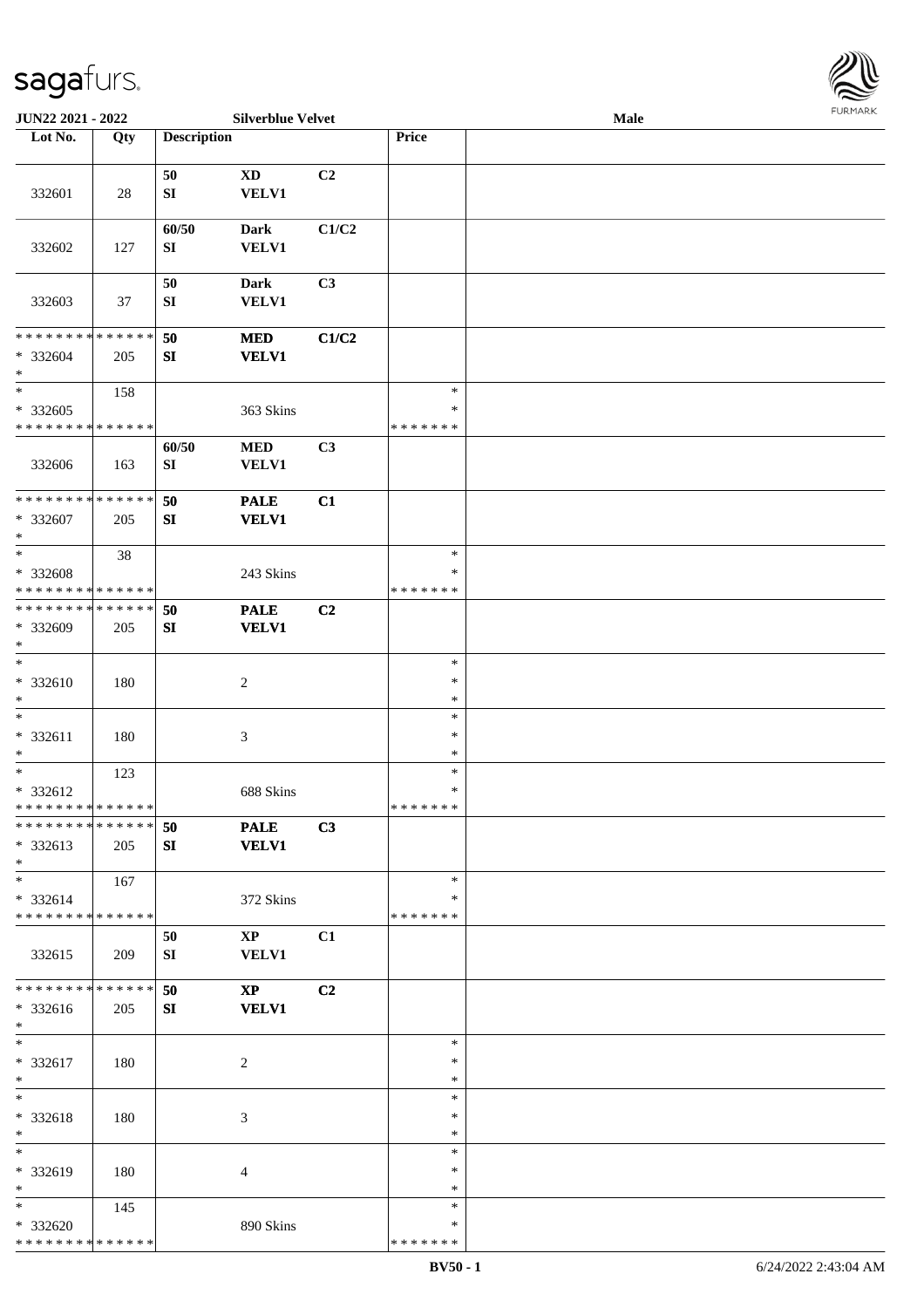JUN22 2021 - 2022 | Silverblue Velvet | Male

| Lot No. | Qty | Description | | | Price | |
|---|---|---|---|---|---|---|
| 332601 | 28 | 50<br>SI | XD<br>VELV1 | C2 | | |
| 332602 | 127 | 60/50<br>SI | Dark<br>VELV1 | C1/C2 | | |
| 332603 | 37 | 50<br>SI | Dark<br>VELV1 | C3 | | |
| * * * * * * * * * * * * * *<br>* 332604<br>* | 205 | **50**<br>**SI** | **MED**<br>**VELV1** | **C1/C2** | | |
| *<br>* 332605<br>* * * * * * * * * * * * * * | 158 | | 363 Skins | | *<br>*<br>* * * * * * * | |
| 332606 | 163 | 60/50<br>SI | MED<br>VELV1 | C3 | | |
| * * * * * * * * * * * * * *<br>* 332607<br>* | 205 | **50**<br>**SI** | **PALE**<br>**VELV1** | **C1** | | |
| *<br>* 332608<br>* * * * * * * * * * * * * * | 38 | | 243 Skins | | *<br>*<br>* * * * * * * | |
| * * * * * * * * * * * * * *<br>* 332609<br>* | 205 | **50**<br>**SI** | **PALE**<br>**VELV1** | **C2** | | |
| *<br>* 332610<br>* | 180 | | 2 | | *<br>*<br>* | |
| *<br>* 332611<br>* | 180 | | 3 | | *<br>*<br>* | |
| *<br>* 332612<br>* * * * * * * * * * * * * * | 123 | | 688 Skins | | *<br>*<br>* * * * * * * | |
| * * * * * * * * * * * * * *<br>* 332613<br>* | 205 | **50**<br>**SI** | **PALE**<br>**VELV1** | **C3** | | |
| *<br>* 332614<br>* * * * * * * * * * * * * * | 167 | | 372 Skins | | *<br>*<br>* * * * * * * | |
| 332615 | 209 | 50<br>SI | XP<br>VELV1 | C1 | | |
| * * * * * * * * * * * * * *<br>* 332616<br>* | 205 | **50**<br>**SI** | **XP**<br>**VELV1** | **C2** | | |
| *<br>* 332617<br>* | 180 | | 2 | | *<br>*<br>* | |
| *<br>* 332618<br>* | 180 | | 3 | | *<br>*<br>* | |
| *<br>* 332619<br>* | 180 | | 4 | | *<br>*<br>* | |
| *<br>* 332620<br>* * * * * * * * * * * * * * | 145 | | 890 Skins | | *<br>*<br>* * * * * * * | |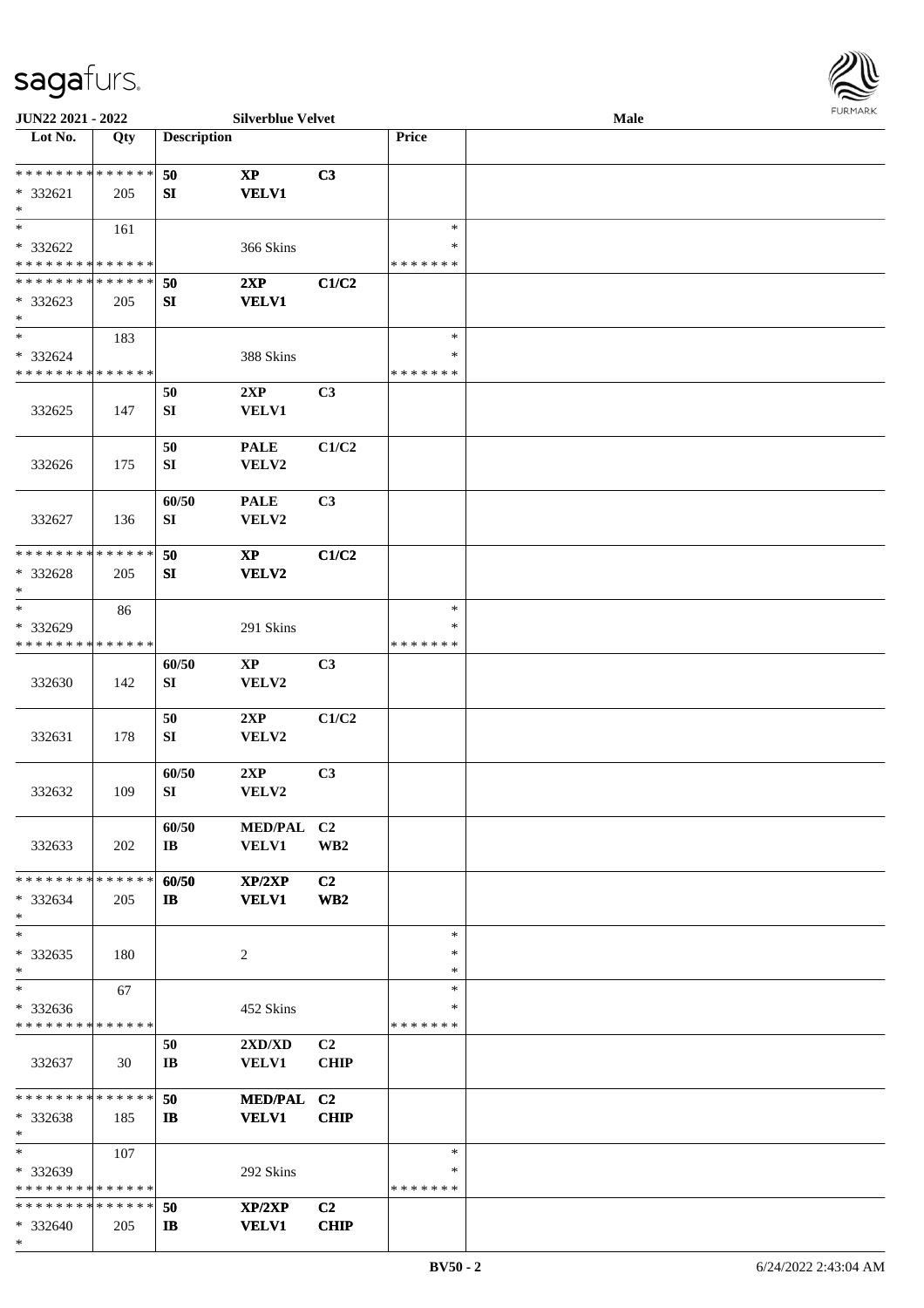JUN22 2021 - 2022 | Silverblue Velvet | Male

| Lot No. | Qty | Description | | | Price | |
|---|---|---|---|---|---|---|
| * * * * * * * * * * * * * * | | 50 | XP | C3 | | |
| * 332621 | 205 | SI | VELV1 | | | |
| * | | | | | | |
| * | 161 | | | | * | |
| * 332622 | | | 366 Skins | | * | |
| * * * * * * * * * * * * * * | | | | | * * * * * * * | |
| * * * * * * * * * * * * * * | | 50 | 2XP | C1/C2 | | |
| * 332623 | 205 | SI | VELV1 | | | |
| * | | | | | | |
| * | 183 | | | | * | |
| * 332624 | | | 388 Skins | | * | |
| * * * * * * * * * * * * * * | | | | | * * * * * * * | |
| 332625 | 147 | 50<br>SI | 2XP<br>VELV1 | C3 | | |
| 332626 | 175 | 50<br>SI | PALE<br>VELV2 | C1/C2 | | |
| 332627 | 136 | 60/50<br>SI | PALE<br>VELV2 | C3 | | |
| * * * * * * * * * * * * * * | | 50 | XP | C1/C2 | | |
| * 332628 | 205 | SI | VELV2 | | | |
| * | | | | | | |
| * | 86 | | | | * | |
| * 332629 | | | 291 Skins | | * | |
| * * * * * * * * * * * * * * | | | | | * * * * * * * | |
| 332630 | 142 | 60/50<br>SI | XP<br>VELV2 | C3 | | |
| 332631 | 178 | 50<br>SI | 2XP<br>VELV2 | C1/C2 | | |
| 332632 | 109 | 60/50<br>SI | 2XP<br>VELV2 | C3 | | |
| 332633 | 202 | 60/50<br>IB | MED/PAL<br>VELV1 | C2<br>WB2 | | |
| * * * * * * * * * * * * * * | | 60/50 | XP/2XP | C2 | | |
| * 332634 | 205 | IB | VELV1 | WB2 | | |
| * | | | | | | |
| * | | | | | * | |
| * 332635 | 180 | | 2 | | * | |
| * | | | | | * | |
| * | 67 | | | | * | |
| * 332636 | | | 452 Skins | | * | |
| * * * * * * * * * * * * * * | | | | | * * * * * * * | |
| 332637 | 30 | 50<br>IB | 2XD/XD<br>VELV1 | C2<br>CHIP | | |
| * * * * * * * * * * * * * * | | 50 | MED/PAL | C2 | | |
| * 332638 | 185 | IB | VELV1 | CHIP | | |
| * | | | | | | |
| * | 107 | | | | * | |
| * 332639 | | | 292 Skins | | * | |
| * * * * * * * * * * * * * * | | | | | * * * * * * * | |
| * * * * * * * * * * * * * * | | 50 | XP/2XP | C2 | | |
| * 332640 | 205 | IB | VELV1 | CHIP | | |
| * | | | | | | |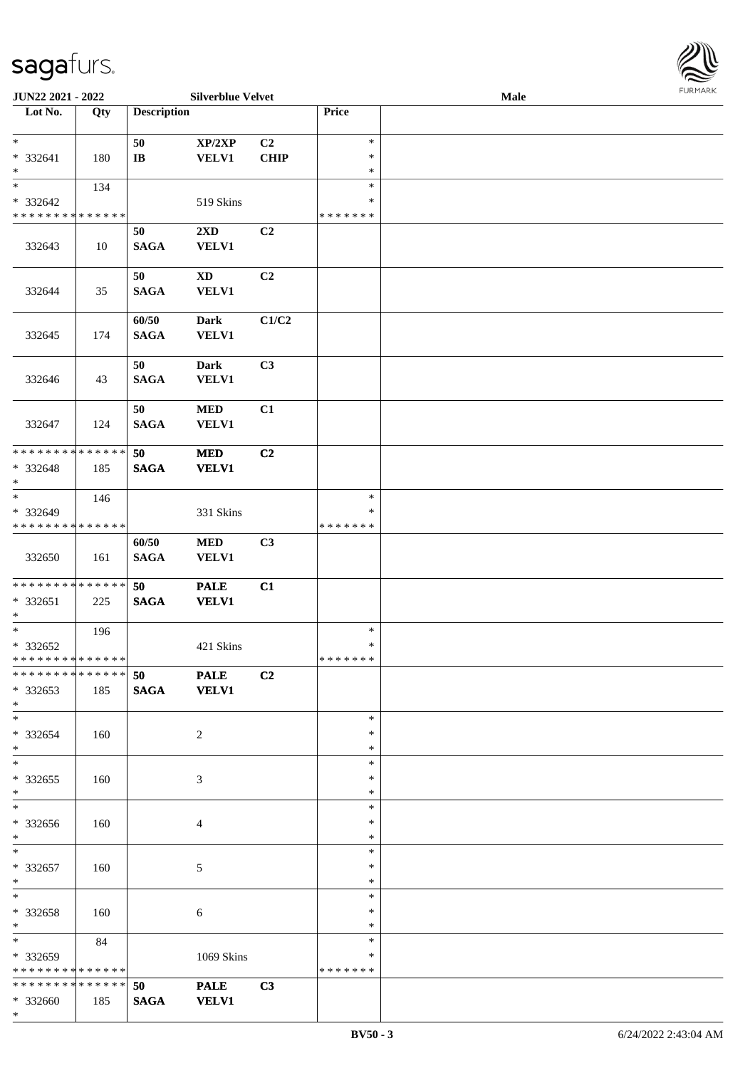JUN22 2021 - 2022 — Silverblue Velvet — Male

| Lot No. | Qty | Description | | | Price | |
|---|---|---|---|---|---|---|
| * | | 50 | XP/2XP | C2 | * | |
| * 332641 | 180 | IB | VELV1 | CHIP | * | |
| * | | | | | * | |
| * | 134 | | | | * | |
| * 332642 | | | 519 Skins | | * | |
| * * * * * * * * * * * * * * | | | | | * * * * * * * | |
| | | 50 | 2XD | C2 | | |
| 332643 | 10 | SAGA | VELV1 | | | |
| | | 50 | XD | C2 | | |
| 332644 | 35 | SAGA | VELV1 | | | |
| | | 60/50 | Dark | C1/C2 | | |
| 332645 | 174 | SAGA | VELV1 | | | |
| | | 50 | Dark | C3 | | |
| 332646 | 43 | SAGA | VELV1 | | | |
| | | 50 | MED | C1 | | |
| 332647 | 124 | SAGA | VELV1 | | | |
| * * * * * * * * * * * * * * | | 50 | MED | C2 | | |
| * 332648 | 185 | SAGA | VELV1 | | | |
| * | | | | | | |
| * | 146 | | | | * | |
| * 332649 | | | 331 Skins | | * | |
| * * * * * * * * * * * * * * | | | | | * * * * * * * | |
| | | 60/50 | MED | C3 | | |
| 332650 | 161 | SAGA | VELV1 | | | |
| * * * * * * * * * * * * * * | | 50 | PALE | C1 | | |
| * 332651 | 225 | SAGA | VELV1 | | | |
| * | | | | | | |
| * | 196 | | | | * | |
| * 332652 | | | 421 Skins | | * | |
| * * * * * * * * * * * * * * | | | | | * * * * * * * | |
| * * * * * * * * * * * * * * | | 50 | PALE | C2 | | |
| * 332653 | 185 | SAGA | VELV1 | | | |
| * | | | | | | |
| * | | | | | * | |
| * 332654 | 160 | | 2 | | * | |
| * | | | | | * | |
| * | | | | | * | |
| * 332655 | 160 | | 3 | | * | |
| * | | | | | * | |
| * | | | | | * | |
| * 332656 | 160 | | 4 | | * | |
| * | | | | | * | |
| * | | | | | * | |
| * 332657 | 160 | | 5 | | * | |
| * | | | | | * | |
| * | | | | | * | |
| * 332658 | 160 | | 6 | | * | |
| * | | | | | * | |
| * | 84 | | | | * | |
| * 332659 | | | 1069 Skins | | * | |
| * * * * * * * * * * * * * * | | | | | * * * * * * * | |
| * * * * * * * * * * * * * * | | 50 | PALE | C3 | | |
| * 332660 | 185 | SAGA | VELV1 | | | |
| * | | | | | | |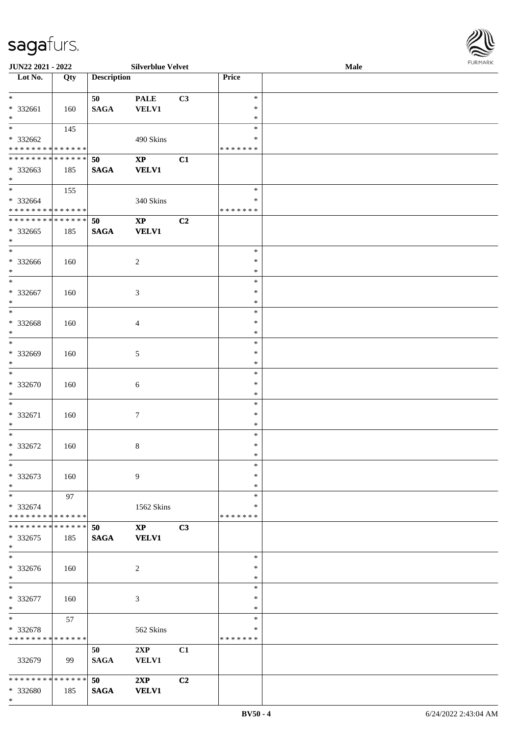**JUN22 2021 - 2022** **Silverblue Velvet** **Male**

| Lot No. | Qty | Description | | | Price | |
|---|---|---|---|---|---|---|
| * | | 50 | PALE | C3 | * | |
| * 332661 | 160 | SAGA | VELV1 | | * | |
| * | | | | | * | |
| * | 145 | | | | * | |
| * 332662 | | | 490 Skins | | * | |
| * * * * * * * * * * * * * * | | | | | * * * * * * * | |
| * * * * * * * * * * * * * * | | 50 | XP | C1 | | |
| * 332663 | 185 | SAGA | VELV1 | | | |
| * | | | | | | |
| * | 155 | | | | * | |
| * 332664 | | | 340 Skins | | * | |
| * * * * * * * * * * * * * * | | | | | * * * * * * * | |
| * * * * * * * * * * * * * * | | 50 | XP | C2 | | |
| * 332665 | 185 | SAGA | VELV1 | | | |
| * | | | | | | |
| * | | | | | * | |
| * 332666 | 160 | | 2 | | * | |
| * | | | | | * | |
| * | | | | | * | |
| * 332667 | 160 | | 3 | | * | |
| * | | | | | * | |
| * | | | | | * | |
| * 332668 | 160 | | 4 | | * | |
| * | | | | | * | |
| * | | | | | * | |
| * 332669 | 160 | | 5 | | * | |
| * | | | | | * | |
| * | | | | | * | |
| * 332670 | 160 | | 6 | | * | |
| * | | | | | * | |
| * | | | | | * | |
| * 332671 | 160 | | 7 | | * | |
| * | | | | | * | |
| * | | | | | * | |
| * 332672 | 160 | | 8 | | * | |
| * | | | | | * | |
| * | | | | | * | |
| * 332673 | 160 | | 9 | | * | |
| * | | | | | * | |
| * | 97 | | | | * | |
| * 332674 | | | 1562 Skins | | * | |
| * * * * * * * * * * * * * * | | | | | * * * * * * * | |
| * * * * * * * * * * * * * * | | 50 | XP | C3 | | |
| * 332675 | 185 | SAGA | VELV1 | | | |
| * | | | | | | |
| * | | | | | * | |
| * 332676 | 160 | | 2 | | * | |
| * | | | | | * | |
| * | | | | | * | |
| * 332677 | 160 | | 3 | | * | |
| * | | | | | * | |
| * | 57 | | | | * | |
| * 332678 | | | 562 Skins | | * | |
| * * * * * * * * * * * * * * | | | | | * * * * * * * | |
| | | 50 | 2XP | C1 | | |
| 332679 | 99 | SAGA | VELV1 | | | |
| * * * * * * * * * * * * * * | | 50 | 2XP | C2 | | |
| * 332680 | 185 | SAGA | VELV1 | | | |
| * | | | | | | |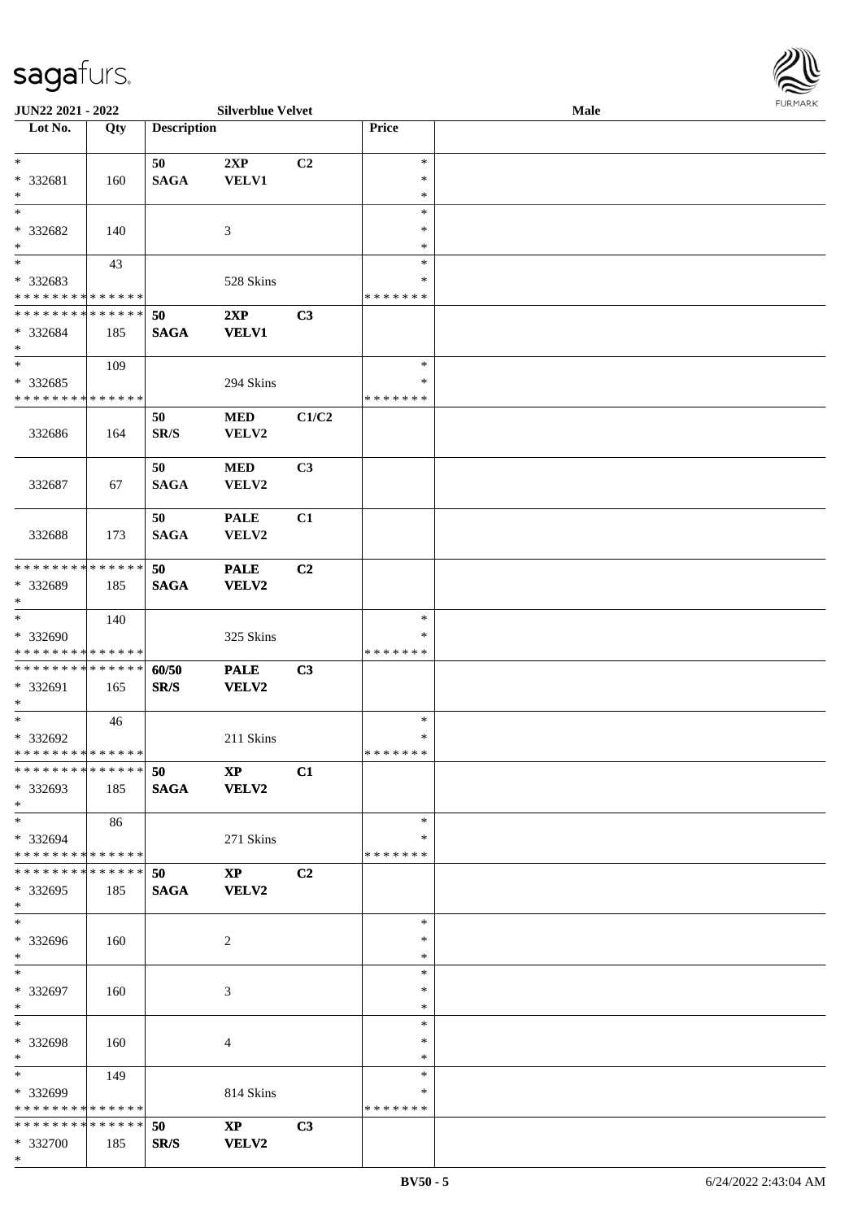JUN22 2021 - 2022 | Silverblue Velvet | Male

| Lot No. | Qty | Description | | | Price | |
|---|---|---|---|---|---|---|
| * | | 50 | 2XP | C2 | * | |
| * 332681 | 160 | SAGA | VELV1 | | * | |
| * | | | | | * | |
| * | | | | | * | |
| * 332682 | 140 | | 3 | | * | |
| * | | | | | * | |
| * | 43 | | | | * | |
| * 332683 | | | 528 Skins | | * | |
| * * * * * * * * * * * * * * | | | | | * * * * * * * | |
| * * * * * * * * * * * * * * | | 50 | 2XP | C3 | | |
| * 332684 | 185 | SAGA | VELV1 | | | |
| * | | | | | | |
| * | 109 | | | | * | |
| * 332685 | | | 294 Skins | | * | |
| * * * * * * * * * * * * * * | | | | | * * * * * * * | |
| 332686 | 164 | 50 SR/S | MED VELV2 | C1/C2 | | |
| 332687 | 67 | 50 SAGA | MED VELV2 | C3 | | |
| 332688 | 173 | 50 SAGA | PALE VELV2 | C1 | | |
| * * * * * * * * * * * * * * | | 50 | PALE | C2 | | |
| * 332689 | 185 | SAGA | VELV2 | | | |
| * | | | | | | |
| * | 140 | | | | * | |
| * 332690 | | | 325 Skins | | * | |
| * * * * * * * * * * * * * * | | | | | * * * * * * * | |
| * * * * * * * * * * * * * * | | 60/50 | PALE | C3 | | |
| * 332691 | 165 | SR/S | VELV2 | | | |
| * | | | | | | |
| * | 46 | | | | * | |
| * 332692 | | | 211 Skins | | * | |
| * * * * * * * * * * * * * * | | | | | * * * * * * * | |
| * * * * * * * * * * * * * * | | 50 | XP | C1 | | |
| * 332693 | 185 | SAGA | VELV2 | | | |
| * | | | | | | |
| * | 86 | | | | * | |
| * 332694 | | | 271 Skins | | * | |
| * * * * * * * * * * * * * * | | | | | * * * * * * * | |
| * * * * * * * * * * * * * * | | 50 | XP | C2 | | |
| * 332695 | 185 | SAGA | VELV2 | | | |
| * | | | | | | |
| * | | | | | * | |
| * 332696 | 160 | | 2 | | * | |
| * | | | | | * | |
| * | | | | | * | |
| * 332697 | 160 | | 3 | | * | |
| * | | | | | * | |
| * | | | | | * | |
| * 332698 | 160 | | 4 | | * | |
| * | | | | | * | |
| * | 149 | | | | * | |
| * 332699 | | | 814 Skins | | * | |
| * * * * * * * * * * * * * * | | | | | * * * * * * * | |
| * * * * * * * * * * * * * * | | 50 | XP | C3 | | |
| * 332700 | 185 | SR/S | VELV2 | | | |
| * | | | | | | |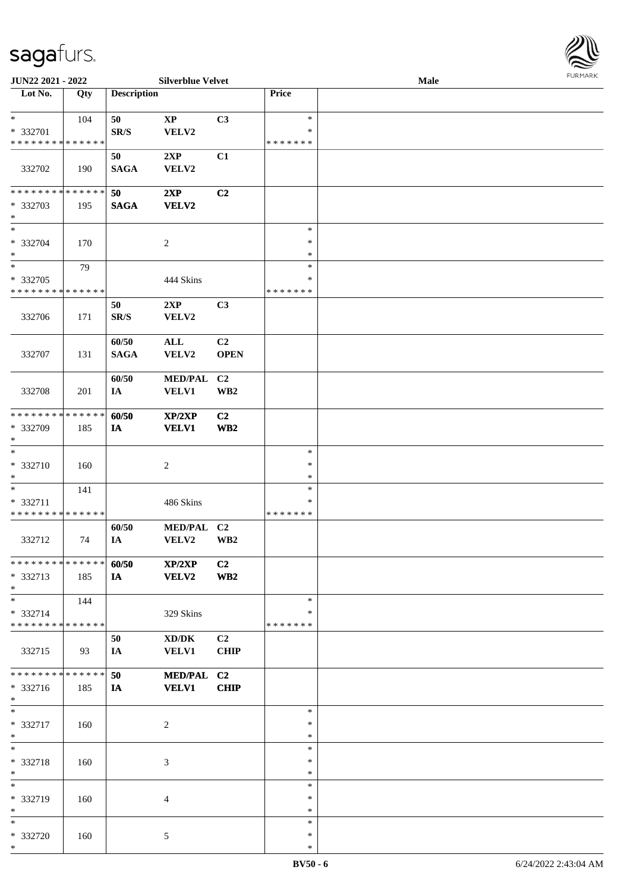| Lot No. | Qty | Description | | | Price | |
|---|---|---|---|---|---|---|
| * | 104 | 50 | XP | C3 | * | |
| * 332701 | | SR/S | VELV2 | | * | |
| * * * * * * * * * * * * * * | | | | | * * * * * * * | |
| 332702 | 190 | 50 SAGA | 2XP VELV2 | C1 | | |
| * * * * * * * * * * * * * * | | **50** | **2XP** | **C2** | | |
| * 332703 | 195 | **SAGA** | **VELV2** | | | |
| * | | | | | | |
| * | | | | | * | |
| * 332704 | 170 | | 2 | | * | |
| * | | | | | * | |
| * | 79 | | | | * | |
| * 332705 | | | 444 Skins | | * | |
| * * * * * * * * * * * * * * | | | | | * * * * * * * | |
| 332706 | 171 | 50 SR/S | 2XP VELV2 | C3 | | |
| 332707 | 131 | 60/50 SAGA | ALL VELV2 | C2 OPEN | | |
| 332708 | 201 | 60/50 IA | MED/PAL VELV1 | C2 WB2 | | |
| * * * * * * * * * * * * * * | | **60/50** | **XP/2XP** | **C2** | | |
| * 332709 | 185 | **IA** | **VELV1** | **WB2** | | |
| * | | | | | | |
| * | | | | | * | |
| * 332710 | 160 | | 2 | | * | |
| * | | | | | * | |
| * | 141 | | | | * | |
| * 332711 | | | 486 Skins | | * | |
| * * * * * * * * * * * * * * | | | | | * * * * * * * | |
| 332712 | 74 | 60/50 IA | MED/PAL VELV2 | C2 WB2 | | |
| * * * * * * * * * * * * * * | | **60/50** | **XP/2XP** | **C2** | | |
| * 332713 | 185 | **IA** | **VELV2** | **WB2** | | |
| * | | | | | | |
| * | 144 | | | | * | |
| * 332714 | | | 329 Skins | | * | |
| * * * * * * * * * * * * * * | | | | | * * * * * * * | |
| 332715 | 93 | 50 IA | XD/DK VELV1 | C2 CHIP | | |
| * * * * * * * * * * * * * * | | **50** | **MED/PAL** | **C2** | | |
| * 332716 | 185 | **IA** | **VELV1** | **CHIP** | | |
| * | | | | | | |
| * | | | | | * | |
| * 332717 | 160 | | 2 | | * | |
| * | | | | | * | |
| * | | | | | * | |
| * 332718 | 160 | | 3 | | * | |
| * | | | | | * | |
| * | | | | | * | |
| * 332719 | 160 | | 4 | | * | |
| * | | | | | * | |
| * | | | | | * | |
| * 332720 | 160 | | 5 | | * | |
| * | | | | | * | |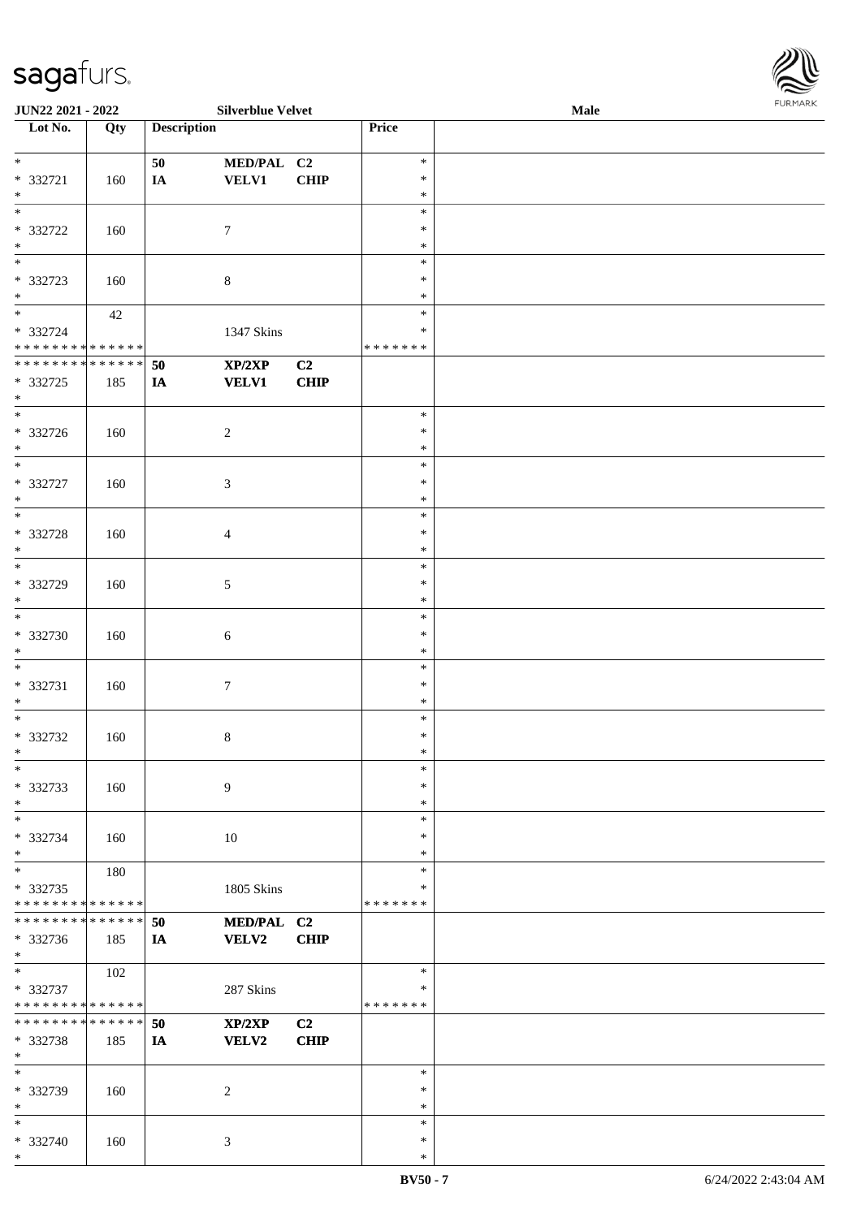| Lot No. | Qty | Description | | | Price | |
|---|---|---|---|---|---|---|
| * | | 50 | MED/PAL | C2 | * | |
| * 332721 | 160 | IA | VELV1 | CHIP | * | |
| * | | | | | * | |
| * | | | | | * | |
| * 332722 | 160 | | 7 | | * | |
| * | | | | | * | |
| * | | | | | * | |
| * 332723 | 160 | | 8 | | * | |
| * | | | | | * | |
| * | 42 | | | | * | |
| * 332724 | | | 1347 Skins | | * | |
| * * * * * * * * * * * * * * | | | | | * * * * * * * | |
| * * * * * * * * * * * * * * | | 50 | XP/2XP | C2 | | |
| * 332725 | 185 | IA | VELV1 | CHIP | | |
| * | | | | | | |
| * | | | | | * | |
| * 332726 | 160 | | 2 | | * | |
| * | | | | | * | |
| * | | | | | * | |
| * 332727 | 160 | | 3 | | * | |
| * | | | | | * | |
| * | | | | | * | |
| * 332728 | 160 | | 4 | | * | |
| * | | | | | * | |
| * | | | | | * | |
| * 332729 | 160 | | 5 | | * | |
| * | | | | | * | |
| * | | | | | * | |
| * 332730 | 160 | | 6 | | * | |
| * | | | | | * | |
| * | | | | | * | |
| * 332731 | 160 | | 7 | | * | |
| * | | | | | * | |
| * | | | | | * | |
| * 332732 | 160 | | 8 | | * | |
| * | | | | | * | |
| * | | | | | * | |
| * 332733 | 160 | | 9 | | * | |
| * | | | | | * | |
| * | | | | | * | |
| * 332734 | 160 | | 10 | | * | |
| * | | | | | * | |
| * | 180 | | | | * | |
| * 332735 | | | 1805 Skins | | * | |
| * * * * * * * * * * * * * * | | | | | * * * * * * * | |
| * * * * * * * * * * * * * * | | 50 | MED/PAL | C2 | | |
| * 332736 | 185 | IA | VELV2 | CHIP | | |
| * | | | | | | |
| * | 102 | | | | * | |
| * 332737 | | | 287 Skins | | * | |
| * * * * * * * * * * * * * * | | | | | * * * * * * * | |
| * * * * * * * * * * * * * * | | 50 | XP/2XP | C2 | | |
| * 332738 | 185 | IA | VELV2 | CHIP | | |
| * | | | | | | |
| * | | | | | * | |
| * 332739 | 160 | | 2 | | * | |
| * | | | | | * | |
| * | | | | | * | |
| * 332740 | 160 | | 3 | | * | |
| * | | | | | * | |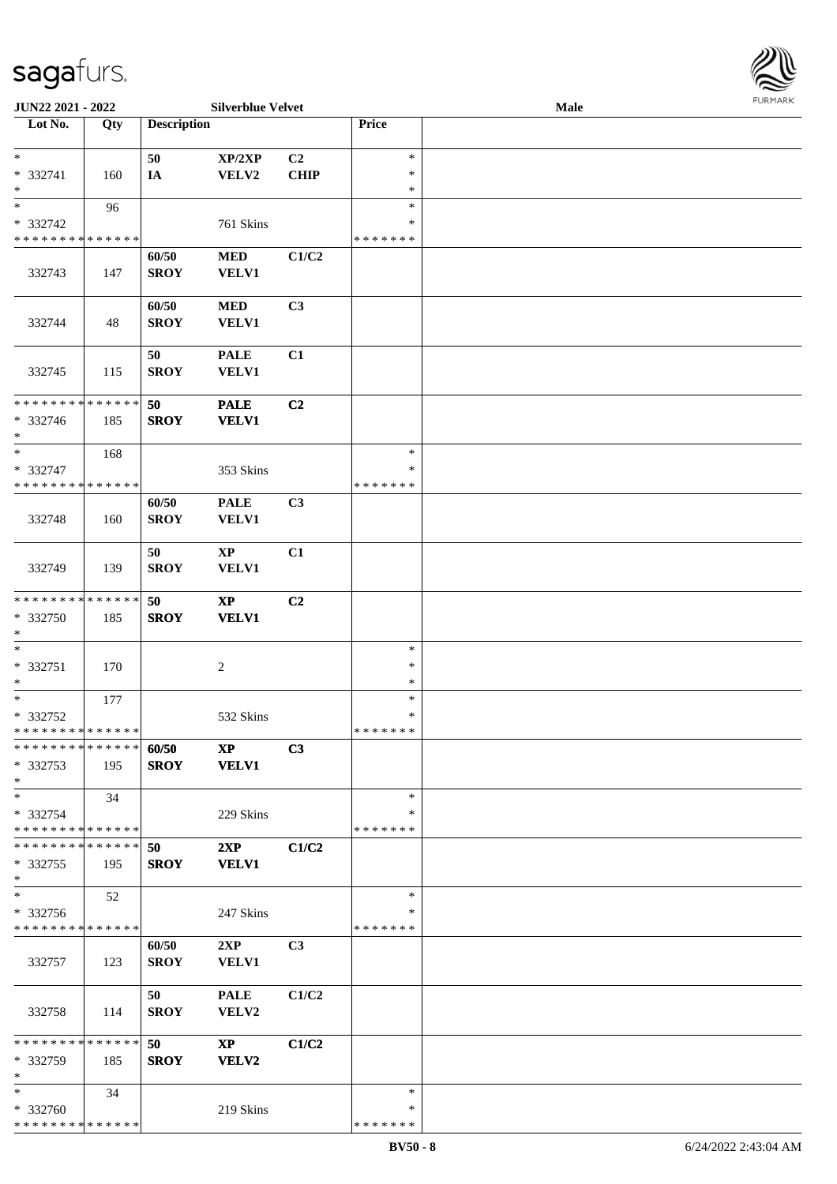JUN22 2021 - 2022 | Silverblue Velvet | Male

| Lot No. | Qty | Description | | | Price | |
|---|---|---|---|---|---|---|
| * | | 50 | XP/2XP | C2 | * | |
| * 332741 | 160 | IA | VELV2 | CHIP | * | |
| * | | | | | * | |
| * | 96 | | | | * | |
| * 332742 | | | 761 Skins | | * | |
| * * * * * * * * * * * * * * | | | | | * * * * * * * | |
| 332743 | 147 | 60/50 SROY | MED VELV1 | C1/C2 | | |
| 332744 | 48 | 60/50 SROY | MED VELV1 | C3 | | |
| 332745 | 115 | 50 SROY | PALE VELV1 | C1 | | |
| * * * * * * * * * * * * * * | | 50 | PALE | C2 | | |
| * 332746 | 185 | SROY | VELV1 | | | |
| * | | | | | | |
| * | 168 | | | | * | |
| * 332747 | | | 353 Skins | | * | |
| * * * * * * * * * * * * * * | | | | | * * * * * * * | |
| 332748 | 160 | 60/50 SROY | PALE VELV1 | C3 | | |
| 332749 | 139 | 50 SROY | XP VELV1 | C1 | | |
| * * * * * * * * * * * * * * | | 50 | XP | C2 | | |
| * 332750 | 185 | SROY | VELV1 | | | |
| * | | | | | | |
| * | | | | | * | |
| * 332751 | 170 | | 2 | | * | |
| * | | | | | * | |
| * | 177 | | | | * | |
| * 332752 | | | 532 Skins | | * | |
| * * * * * * * * * * * * * * | | | | | * * * * * * * | |
| * * * * * * * * * * * * * * | | 60/50 | XP | C3 | | |
| * 332753 | 195 | SROY | VELV1 | | | |
| * | | | | | | |
| * | 34 | | | | * | |
| * 332754 | | | 229 Skins | | * | |
| * * * * * * * * * * * * * * | | | | | * * * * * * * | |
| * * * * * * * * * * * * * * | | 50 | 2XP | C1/C2 | | |
| * 332755 | 195 | SROY | VELV1 | | | |
| * | | | | | | |
| * | 52 | | | | * | |
| * 332756 | | | 247 Skins | | * | |
| * * * * * * * * * * * * * * | | | | | * * * * * * * | |
| 332757 | 123 | 60/50 SROY | 2XP VELV1 | C3 | | |
| 332758 | 114 | 50 SROY | PALE VELV2 | C1/C2 | | |
| * * * * * * * * * * * * * * | | 50 | XP | C1/C2 | | |
| * 332759 | 185 | SROY | VELV2 | | | |
| * | | | | | | |
| * | 34 | | | | * | |
| * 332760 | | | 219 Skins | | * | |
| * * * * * * * * * * * * * * | | | | | * * * * * * * | |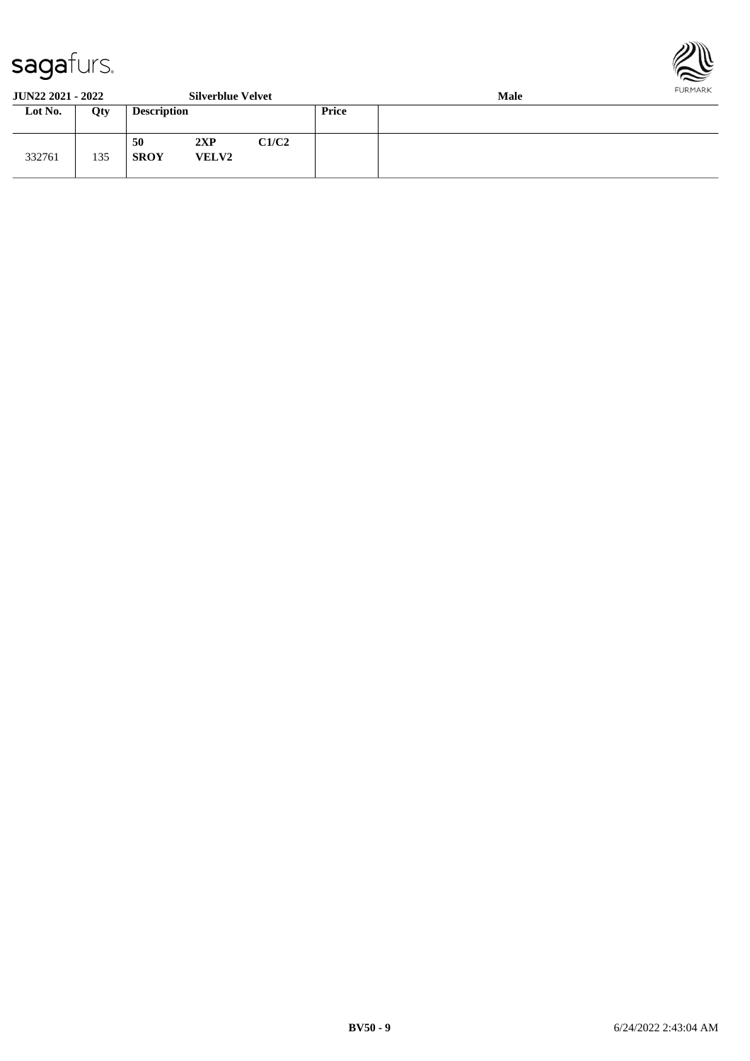**JUN22 2021 - 2022** **Silverblue Velvet** **Male**

| Lot No. | Qty | Description | | | Price | |
|---|---|---|---|---|---|---|
| 332761 | 135 | **50** **SROY** | **2XP** **VELV2** | **C1/C2** | | |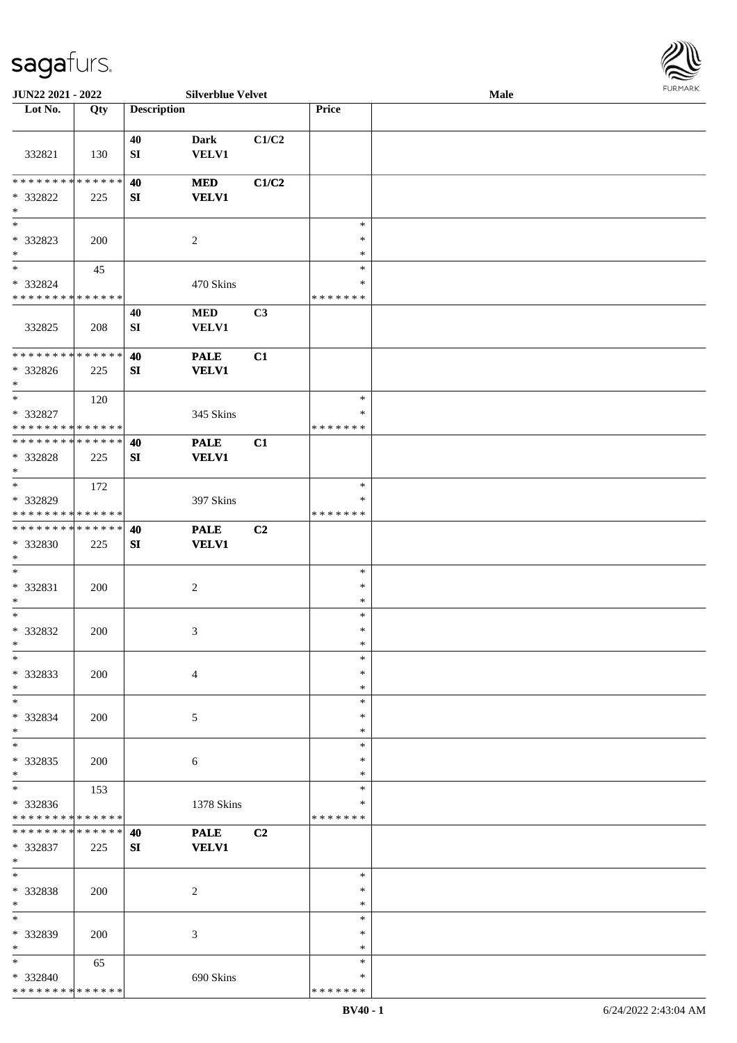JUN22 2021 - 2022 | Silverblue Velvet | Male

| Lot No. | Qty | Description | | | Price | |
|---|---|---|---|---|---|---|
| 332821 | 130 | 40 SI | Dark VELV1 | C1/C2 | | |
| * * * * * * * * * * * * * * * 332822 * | 225 | 40 SI | MED VELV1 | C1/C2 | | |
| * * 332823 * | 200 | | 2 | | * * * | |
| * * 332824 * * * * * * * * * * * * * * | 45 | | 470 Skins | | * * * * * * * * * | |
| 332825 | 208 | 40 SI | MED VELV1 | C3 | | |
| * * * * * * * * * * * * * * * 332826 * | 225 | 40 SI | PALE VELV1 | C1 | | |
| * * 332827 * * * * * * * * * * * * * * | 120 | | 345 Skins | | * * * * * * * * * | |
| * * * * * * * * * * * * * * * 332828 * | 225 | 40 SI | PALE VELV1 | C1 | | |
| * * 332829 * * * * * * * * * * * * * * | 172 | | 397 Skins | | * * * * * * * * * | |
| * * * * * * * * * * * * * * * 332830 * | 225 | 40 SI | PALE VELV1 | C2 | | |
| * * 332831 * | 200 | | 2 | | * * * | |
| * * 332832 * | 200 | | 3 | | * * * | |
| * * 332833 * | 200 | | 4 | | * * * | |
| * * 332834 * | 200 | | 5 | | * * * | |
| * * 332835 * | 200 | | 6 | | * * * | |
| * * 332836 * * * * * * * * * * * * * * | 153 | | 1378 Skins | | * * * * * * * * * | |
| * * * * * * * * * * * * * * * 332837 * | 225 | 40 SI | PALE VELV1 | C2 | | |
| * * 332838 * | 200 | | 2 | | * * * | |
| * * 332839 * | 200 | | 3 | | * * * | |
| * * 332840 * * * * * * * * * * * * * * | 65 | | 690 Skins | | * * * * * * * * * | |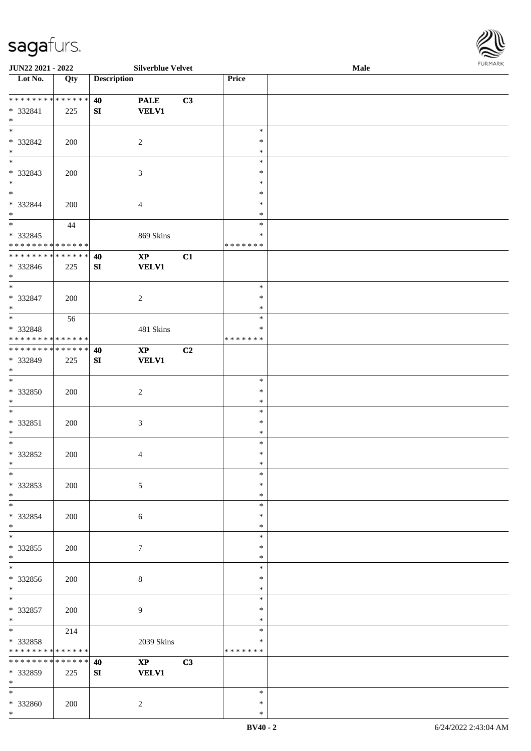| Lot No. | Qty | Description | | | Price | |
|---|---|---|---|---|---|---|
| * * * * * * * * * * * * * * | | 40 | PALE | C3 | | |
| * 332841 | 225 | SI | VELV1 | | | |
| * | | | | | | |
| * 332842 | 200 | | 2 | | * * * | |
| * 332843 | 200 | | 3 | | * * * | |
| * 332844 | 200 | | 4 | | * * * | |
| * 332845 | 44 | | 869 Skins | | * * * * * * * * * | |
| * * * * * * * * * * * * * * | | 40 | XP | C1 | | |
| * 332846 | 225 | SI | VELV1 | | | |
| * 332847 | 200 | | 2 | | * * * | |
| * 332848 | 56 | | 481 Skins | | * * * * * * * * * | |
| * * * * * * * * * * * * * * | | 40 | XP | C2 | | |
| * 332849 | 225 | SI | VELV1 | | | |
| * 332850 | 200 | | 2 | | * * * | |
| * 332851 | 200 | | 3 | | * * * | |
| * 332852 | 200 | | 4 | | * * * | |
| * 332853 | 200 | | 5 | | * * * | |
| * 332854 | 200 | | 6 | | * * * | |
| * 332855 | 200 | | 7 | | * * * | |
| * 332856 | 200 | | 8 | | * * * | |
| * 332857 | 200 | | 9 | | * * * | |
| * 332858 | 214 | | 2039 Skins | | * * * * * * * * * | |
| * * * * * * * * * * * * * * | | 40 | XP | C3 | | |
| * 332859 | 225 | SI | VELV1 | | | |
| * 332860 | 200 | | 2 | | * * * | |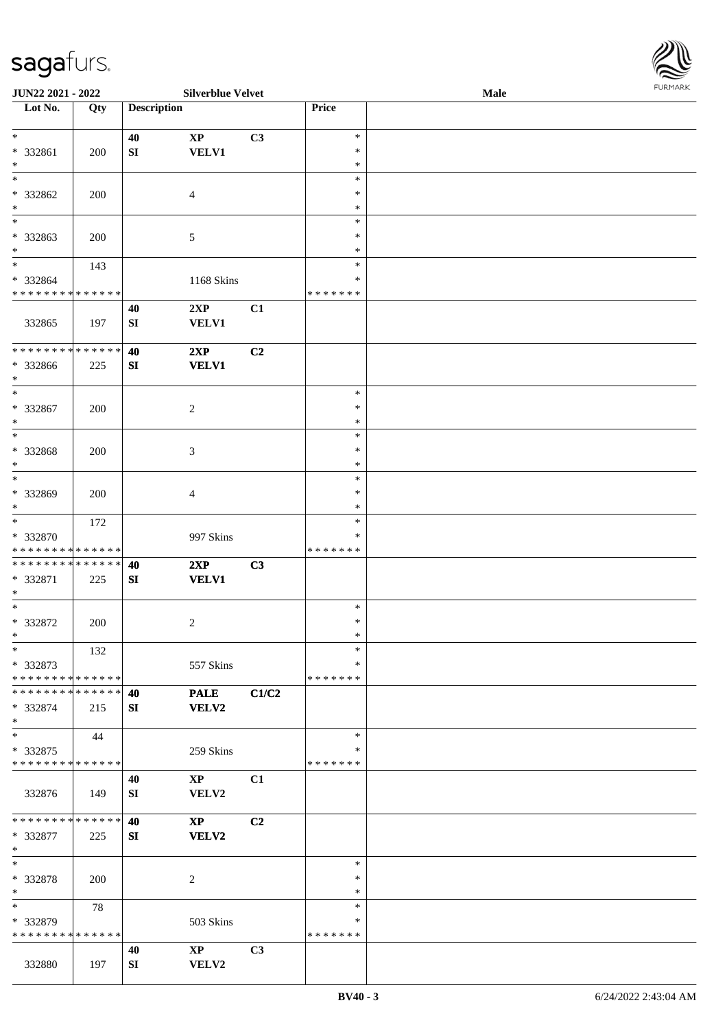JUN22 2021 - 2022 | Silverblue Velvet | Male

| Lot No. | Qty | Description | | | Price | |
|---|---|---|---|---|---|---|
| * | | 40 | XP | C3 | * | |
| * 332861 | 200 | SI | VELV1 | | * | |
| * | | | | | * | |
| * | | | | | * | |
| * 332862 | 200 | | 4 | | * | |
| * | | | | | * | |
| * | | | | | * | |
| * 332863 | 200 | | 5 | | * | |
| * | | | | | * | |
| * | 143 | | | | * | |
| * 332864 | | | 1168 Skins | | * | |
| * * * * * * * * * * * * * * | | | | | * * * * * * * | |
| | | 40 | 2XP | C1 | | |
| 332865 | 197 | SI | VELV1 | | | |
| * * * * * * * * * * * * * * | | 40 | 2XP | C2 | | |
| * 332866 | 225 | SI | VELV1 | | | |
| * | | | | | | |
| * | | | | | * | |
| * 332867 | 200 | | 2 | | * | |
| * | | | | | * | |
| * | | | | | * | |
| * 332868 | 200 | | 3 | | * | |
| * | | | | | * | |
| * | | | | | * | |
| * 332869 | 200 | | 4 | | * | |
| * | | | | | * | |
| * | 172 | | | | * | |
| * 332870 | | | 997 Skins | | * | |
| * * * * * * * * * * * * * * | | | | | * * * * * * * | |
| * * * * * * * * * * * * * * | | 40 | 2XP | C3 | | |
| * 332871 | 225 | SI | VELV1 | | | |
| * | | | | | | |
| * | | | | | * | |
| * 332872 | 200 | | 2 | | * | |
| * | | | | | * | |
| * | 132 | | | | * | |
| * 332873 | | | 557 Skins | | * | |
| * * * * * * * * * * * * * * | | | | | * * * * * * * | |
| * * * * * * * * * * * * * * | | 40 | PALE | C1/C2 | | |
| * 332874 | 215 | SI | VELV2 | | | |
| * | | | | | | |
| * | 44 | | | | * | |
| * 332875 | | | 259 Skins | | * | |
| * * * * * * * * * * * * * * | | | | | * * * * * * * | |
| | | 40 | XP | C1 | | |
| 332876 | 149 | SI | VELV2 | | | |
| * * * * * * * * * * * * * * | | 40 | XP | C2 | | |
| * 332877 | 225 | SI | VELV2 | | | |
| * | | | | | | |
| * | | | | | * | |
| * 332878 | 200 | | 2 | | * | |
| * | | | | | * | |
| * | 78 | | | | * | |
| * 332879 | | | 503 Skins | | * | |
| * * * * * * * * * * * * * * | | | | | * * * * * * * | |
| | | 40 | XP | C3 | | |
| 332880 | 197 | SI | VELV2 | | | |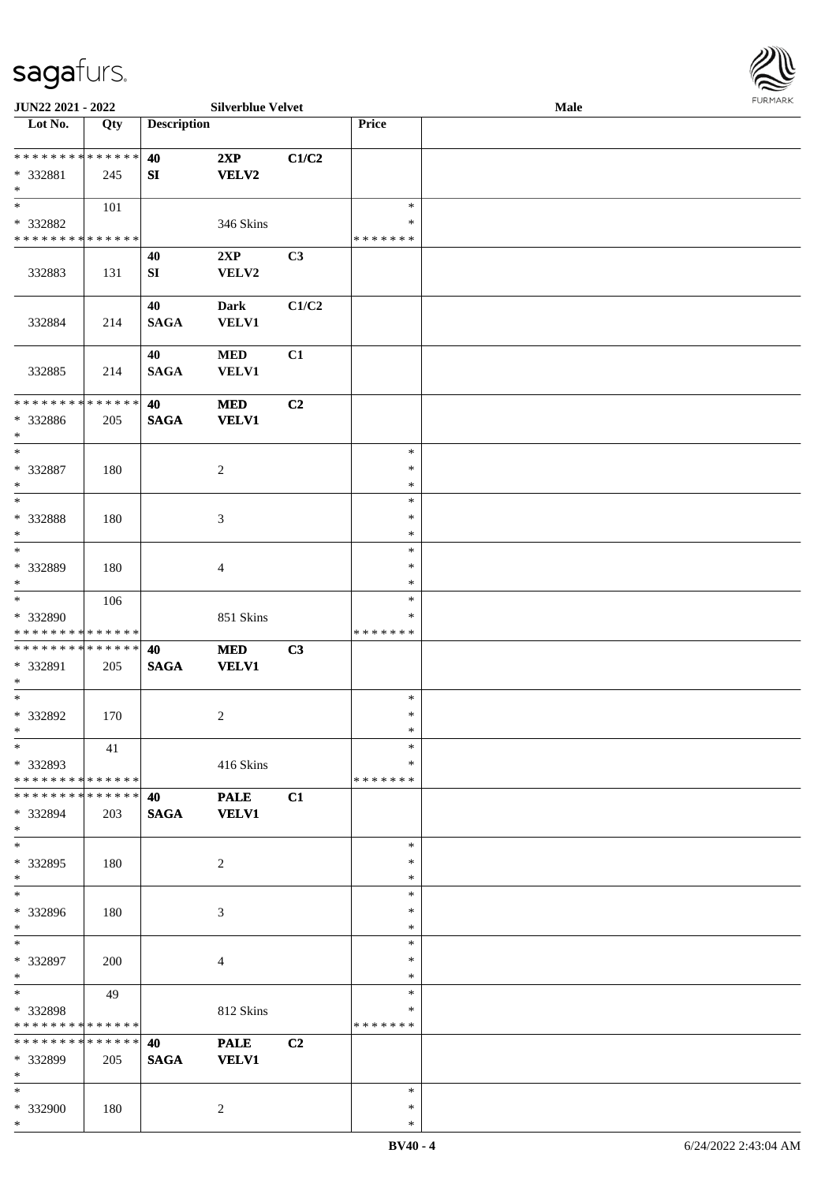| Lot No. | Qty | Description | | | Price | |
|---|---|---|---|---|---|---|
| * * * * * * * * * * * * * * | | 40 | 2XP | C1/C2 | | |
| * 332881 | 245 | SI | VELV2 | | | |
| * | | | | | | |
| * | 101 | | | | * | |
| * 332882 | | | 346 Skins | | * | |
| * * * * * * * * * * * * * * | | | | | * * * * * * * | |
| | | 40 | 2XP | C3 | | |
| 332883 | 131 | SI | VELV2 | | | |
| | | 40 | Dark | C1/C2 | | |
| 332884 | 214 | SAGA | VELV1 | | | |
| | | 40 | MED | C1 | | |
| 332885 | 214 | SAGA | VELV1 | | | |
| * * * * * * * * * * * * * * | | 40 | MED | C2 | | |
| * 332886 | 205 | SAGA | VELV1 | | | |
| * | | | | | | |
| * | | | | | * | |
| * 332887 | 180 | | 2 | | * | |
| * | | | | | * | |
| * | | | | | * | |
| * 332888 | 180 | | 3 | | * | |
| * | | | | | * | |
| * | | | | | * | |
| * 332889 | 180 | | 4 | | * | |
| * | | | | | * | |
| * | 106 | | | | * | |
| * 332890 | | | 851 Skins | | * | |
| * * * * * * * * * * * * * * | | | | | * * * * * * * | |
| * * * * * * * * * * * * * * | | 40 | MED | C3 | | |
| * 332891 | 205 | SAGA | VELV1 | | | |
| * | | | | | | |
| * | | | | | * | |
| * 332892 | 170 | | 2 | | * | |
| * | | | | | * | |
| * | 41 | | | | * | |
| * 332893 | | | 416 Skins | | * | |
| * * * * * * * * * * * * * * | | | | | * * * * * * * | |
| * * * * * * * * * * * * * * | | 40 | PALE | C1 | | |
| * 332894 | 203 | SAGA | VELV1 | | | |
| * | | | | | | |
| * | | | | | * | |
| * 332895 | 180 | | 2 | | * | |
| * | | | | | * | |
| * | | | | | * | |
| * 332896 | 180 | | 3 | | * | |
| * | | | | | * | |
| * | | | | | * | |
| * 332897 | 200 | | 4 | | * | |
| * | | | | | * | |
| * | 49 | | | | * | |
| * 332898 | | | 812 Skins | | * | |
| * * * * * * * * * * * * * * | | | | | * * * * * * * | |
| * * * * * * * * * * * * * * | | 40 | PALE | C2 | | |
| * 332899 | 205 | SAGA | VELV1 | | | |
| * | | | | | | |
| * | | | | | * | |
| * 332900 | 180 | | 2 | | * | |
| * | | | | | * | |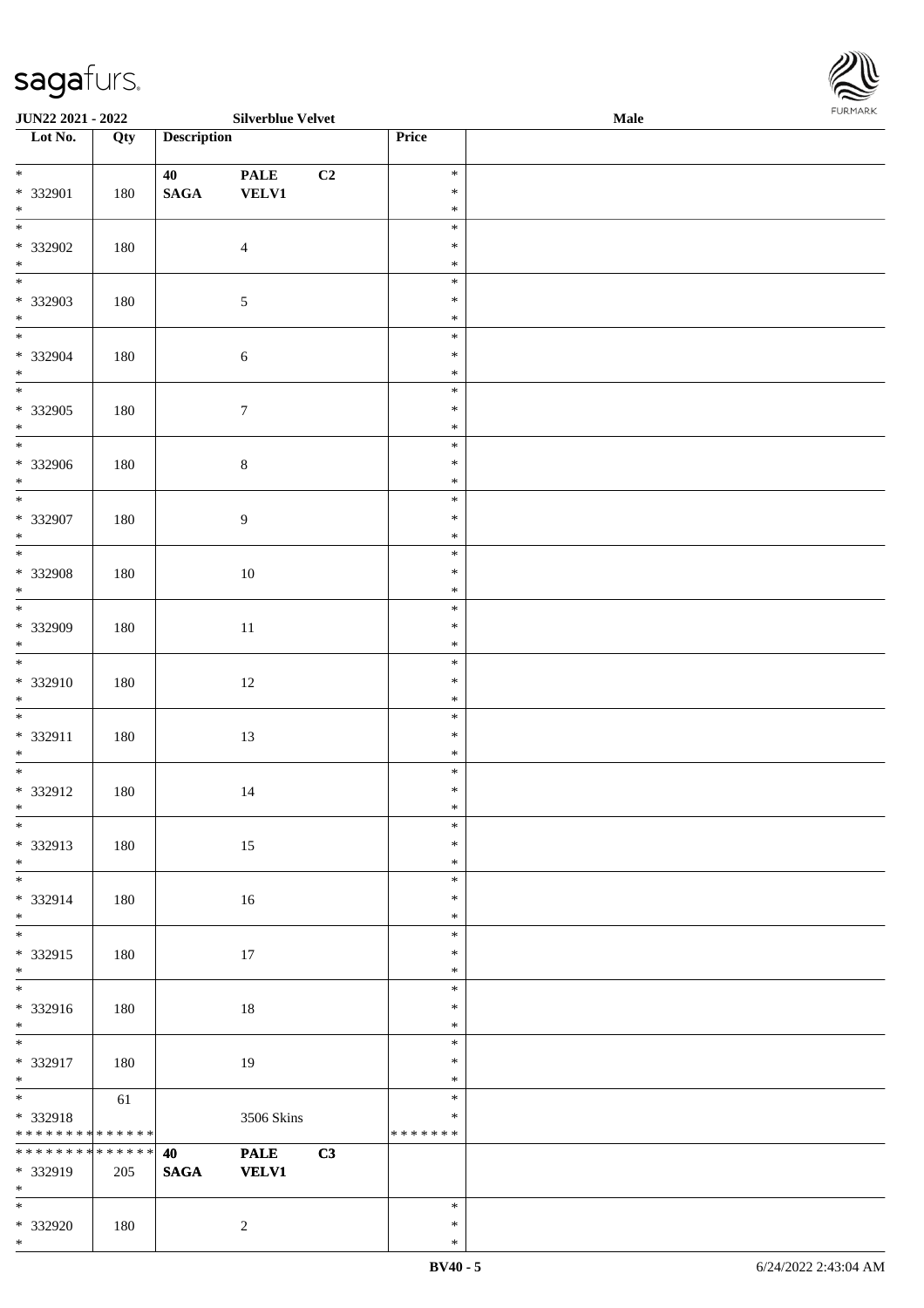| Lot No. | Qty | Description | | | Price | |
|---|---|---|---|---|---|---|
| * <br> * 332901 <br> * | 180 | 40 <br> SAGA | PALE <br> VELV1 | C2 | * <br> * <br> * | |
| * <br> * 332902 <br> * | 180 | | 4 | | * <br> * <br> * | |
| * <br> * 332903 <br> * | 180 | | 5 | | * <br> * <br> * | |
| * <br> * 332904 <br> * | 180 | | 6 | | * <br> * <br> * | |
| * <br> * 332905 <br> * | 180 | | 7 | | * <br> * <br> * | |
| * <br> * 332906 <br> * | 180 | | 8 | | * <br> * <br> * | |
| * <br> * 332907 <br> * | 180 | | 9 | | * <br> * <br> * | |
| * <br> * 332908 <br> * | 180 | | 10 | | * <br> * <br> * | |
| * <br> * 332909 <br> * | 180 | | 11 | | * <br> * <br> * | |
| * <br> * 332910 <br> * | 180 | | 12 | | * <br> * <br> * | |
| * <br> * 332911 <br> * | 180 | | 13 | | * <br> * <br> * | |
| * <br> * 332912 <br> * | 180 | | 14 | | * <br> * <br> * | |
| * <br> * 332913 <br> * | 180 | | 15 | | * <br> * <br> * | |
| * <br> * 332914 <br> * | 180 | | 16 | | * <br> * <br> * | |
| * <br> * 332915 <br> * | 180 | | 17 | | * <br> * <br> * | |
| * <br> * 332916 <br> * | 180 | | 18 | | * <br> * <br> * | |
| * <br> * 332917 <br> * | 180 | | 19 | | * <br> * <br> * | |
| * <br> * 332918 <br> * * * * * * * * * * * * * * | 61 | | 3506 Skins | | * <br> * <br> * * * * * * * | |
| * * * * * * * * * * * * * * <br> * 332919 <br> * | 205 | 40 <br> SAGA | PALE <br> VELV1 | C3 | | |
| * <br> * 332920 <br> * | 180 | | 2 | | * <br> * <br> * | |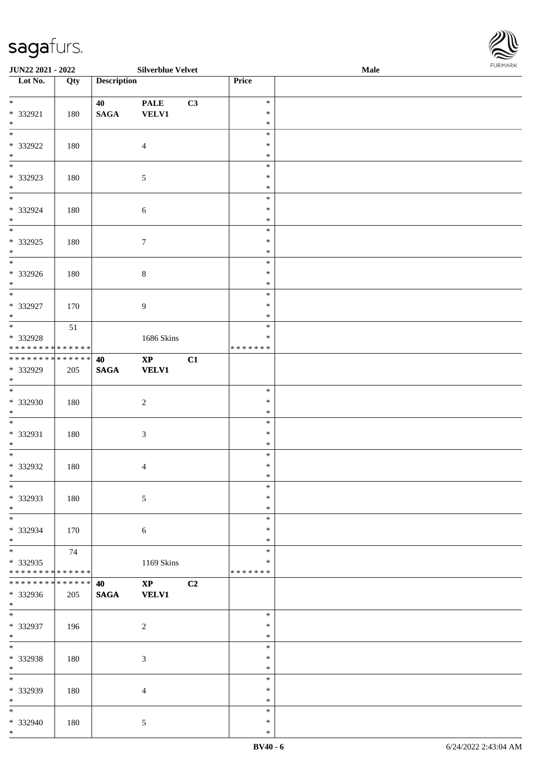| Lot No. | Qty | Description | | | Price | |
|---|---|---|---|---|---|---|
| * <br> * 332921 <br> * | 180 | 40 <br> **SAGA** | **PALE** <br> **VELV1** | **C3** | * <br> * <br> * | |
| * <br> * 332922 <br> * | 180 | | 4 | | * <br> * <br> * | |
| * <br> * 332923 <br> * | 180 | | 5 | | * <br> * <br> * | |
| * <br> * 332924 <br> * | 180 | | 6 | | * <br> * <br> * | |
| * <br> * 332925 <br> * | 180 | | 7 | | * <br> * <br> * | |
| * <br> * 332926 <br> * | 180 | | 8 | | * <br> * <br> * | |
| * <br> * 332927 <br> * | 170 | | 9 | | * <br> * <br> * | |
| * <br> * 332928 <br> * * * * * * * * * * * * * * | 51 | | 1686 Skins | | * <br> * <br> * * * * * * * | |
| * * * * * * * * * * * * * * <br> * 332929 <br> * | 205 | **40** <br> **SAGA** | **XP** <br> **VELV1** | **C1** | | |
| * <br> * 332930 <br> * | 180 | | 2 | | * <br> * <br> * | |
| * <br> * 332931 <br> * | 180 | | 3 | | * <br> * <br> * | |
| * <br> * 332932 <br> * | 180 | | 4 | | * <br> * <br> * | |
| * <br> * 332933 <br> * | 180 | | 5 | | * <br> * <br> * | |
| * <br> * 332934 <br> * | 170 | | 6 | | * <br> * <br> * | |
| * <br> * 332935 <br> * * * * * * * * * * * * * * | 74 | | 1169 Skins | | * <br> * <br> * * * * * * * | |
| * * * * * * * * * * * * * * <br> * 332936 <br> * | 205 | **40** <br> **SAGA** | **XP** <br> **VELV1** | **C2** | | |
| * <br> * 332937 <br> * | 196 | | 2 | | * <br> * <br> * | |
| * <br> * 332938 <br> * | 180 | | 3 | | * <br> * <br> * | |
| * <br> * 332939 <br> * | 180 | | 4 | | * <br> * <br> * | |
| * <br> * 332940 <br> * | 180 | | 5 | | * <br> * <br> * | |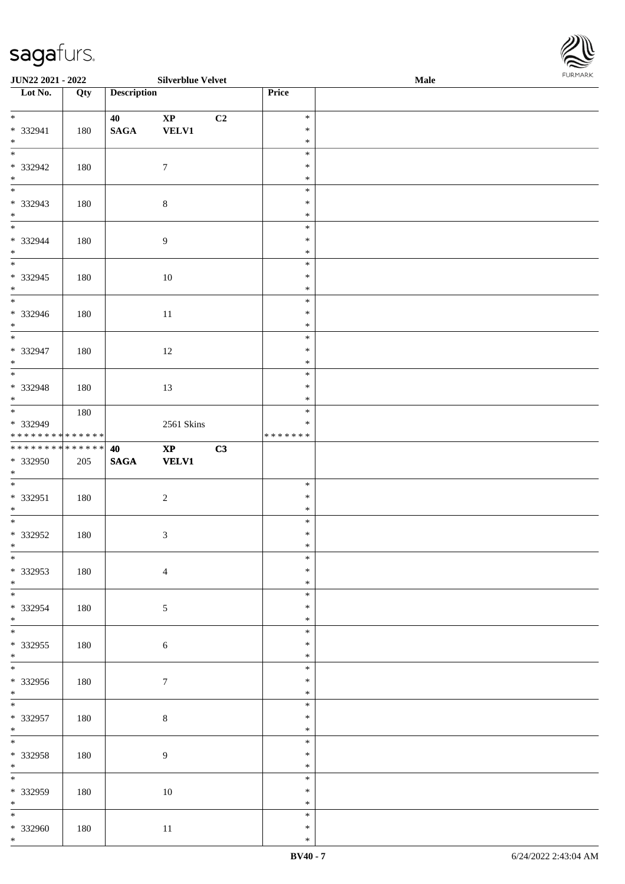| Lot No. | Qty | Description | | | Price | |
|---|---|---|---|---|---|---|
| * 332941 * | 180 | 40 SAGA | XP VELV1 | C2 | * * * | |
| * 332942 * | 180 | | 7 | | * * * | |
| * 332943 * | 180 | | 8 | | * * * | |
| * 332944 * | 180 | | 9 | | * * * | |
| * 332945 * | 180 | | 10 | | * * * | |
| * 332946 * | 180 | | 11 | | * * * | |
| * 332947 * | 180 | | 12 | | * * * | |
| * 332948 * | 180 | | 13 | | * * * | |
| * 332949 * * * * * * * * * * * * * * | 180 | | 2561 Skins | | * * * * * * * * * | |
| * * * * * * * * * * * * * * 332950 * | 205 | 40 SAGA | XP VELV1 | C3 | | |
| * 332951 * | 180 | | 2 | | * * * | |
| * 332952 * | 180 | | 3 | | * * * | |
| * 332953 * | 180 | | 4 | | * * * | |
| * 332954 * | 180 | | 5 | | * * * | |
| * 332955 * | 180 | | 6 | | * * * | |
| * 332956 * | 180 | | 7 | | * * * | |
| * 332957 * | 180 | | 8 | | * * * | |
| * 332958 * | 180 | | 9 | | * * * | |
| * 332959 * | 180 | | 10 | | * * * | |
| * 332960 * | 180 | | 11 | | * * * | |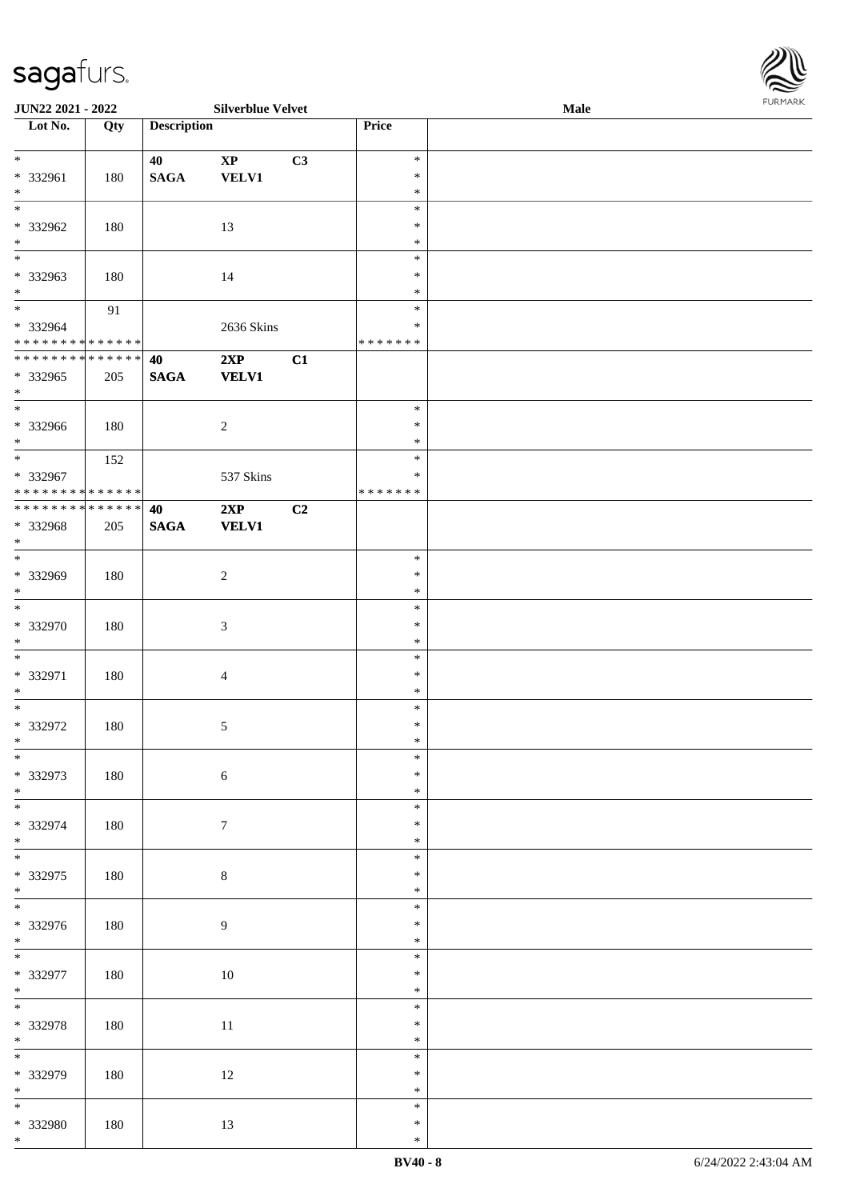| Lot No. | Qty | Description | | | Price | |
|---|---|---|---|---|---|---|
| * * 332961 * | 180 | 40 SAGA | XP VELV1 | C3 | * * * | |
| * * 332962 * | 180 | | 13 | | * * * | |
| * * 332963 * | 180 | | 14 | | * * * | |
| * * 332964 * * * * * * * * * * * * * * | 91 | | 2636 Skins | | * * * * * * * * * | |
| * * * * * * * * * * * * * * * 332965 * | 205 | 40 SAGA | 2XP VELV1 | C1 | | |
| * * 332966 * | 180 | | 2 | | * * * | |
| * * 332967 * * * * * * * * * * * * * * | 152 | | 537 Skins | | * * * * * * * * * | |
| * * * * * * * * * * * * * * * 332968 * | 205 | 40 SAGA | 2XP VELV1 | C2 | | |
| * * 332969 * | 180 | | 2 | | * * * | |
| * * 332970 * | 180 | | 3 | | * * * | |
| * * 332971 * | 180 | | 4 | | * * * | |
| * * 332972 * | 180 | | 5 | | * * * | |
| * * 332973 * | 180 | | 6 | | * * * | |
| * * 332974 * | 180 | | 7 | | * * * | |
| * * 332975 * | 180 | | 8 | | * * * | |
| * * 332976 * | 180 | | 9 | | * * * | |
| * * 332977 * | 180 | | 10 | | * * * | |
| * * 332978 * | 180 | | 11 | | * * * | |
| * * 332979 * | 180 | | 12 | | * * * | |
| * * 332980 * | 180 | | 13 | | * * * | |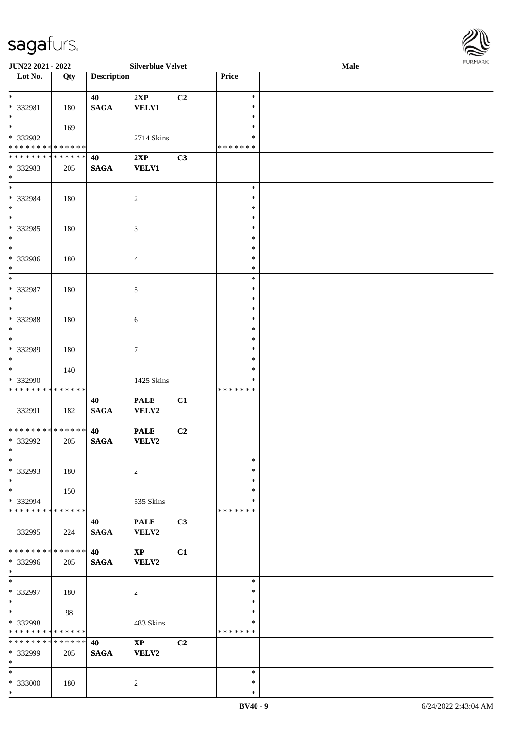| Lot No. | Qty | Description | | | Price | |
|---|---|---|---|---|---|---|
| * <br> * 332981 <br> * | 180 | 40 <br> SAGA | 2XP <br> VELV1 | C2 | * <br> * <br> * | |
| * <br> * 332982 <br> * * * * * * * * * * * * * * | 169 | | 2714 Skins | | * <br> * <br> * * * * * * * | |
| * * * * * * * * * * * * * * <br> * 332983 <br> * | 205 | 40 <br> SAGA | 2XP <br> VELV1 | C3 | | |
| * <br> * 332984 <br> * | 180 | | 2 | | * <br> * <br> * | |
| * <br> * 332985 <br> * | 180 | | 3 | | * <br> * <br> * | |
| * <br> * 332986 <br> * | 180 | | 4 | | * <br> * <br> * | |
| * <br> * 332987 <br> * | 180 | | 5 | | * <br> * <br> * | |
| * <br> * 332988 <br> * | 180 | | 6 | | * <br> * <br> * | |
| * <br> * 332989 <br> * | 180 | | 7 | | * <br> * <br> * | |
| * <br> * 332990 <br> * * * * * * * * * * * * * * | 140 | | 1425 Skins | | * <br> * <br> * * * * * * * | |
| 332991 | 182 | 40 <br> SAGA | PALE <br> VELV2 | C1 | | |
| * * * * * * * * * * * * * * <br> * 332992 <br> * | 205 | 40 <br> SAGA | PALE <br> VELV2 | C2 | | |
| * <br> * 332993 <br> * | 180 | | 2 | | * <br> * <br> * | |
| * <br> * 332994 <br> * * * * * * * * * * * * * * | 150 | | 535 Skins | | * <br> * <br> * * * * * * * | |
| 332995 | 224 | 40 <br> SAGA | PALE <br> VELV2 | C3 | | |
| * * * * * * * * * * * * * * <br> * 332996 <br> * | 205 | 40 <br> SAGA | XP <br> VELV2 | C1 | | |
| * <br> * 332997 <br> * | 180 | | 2 | | * <br> * <br> * | |
| * <br> * 332998 <br> * * * * * * * * * * * * * * | 98 | | 483 Skins | | * <br> * <br> * * * * * * * | |
| * * * * * * * * * * * * * * <br> * 332999 <br> * | 205 | 40 <br> SAGA | XP <br> VELV2 | C2 | | |
| * <br> * 333000 <br> * | 180 | | 2 | | * <br> * <br> * | |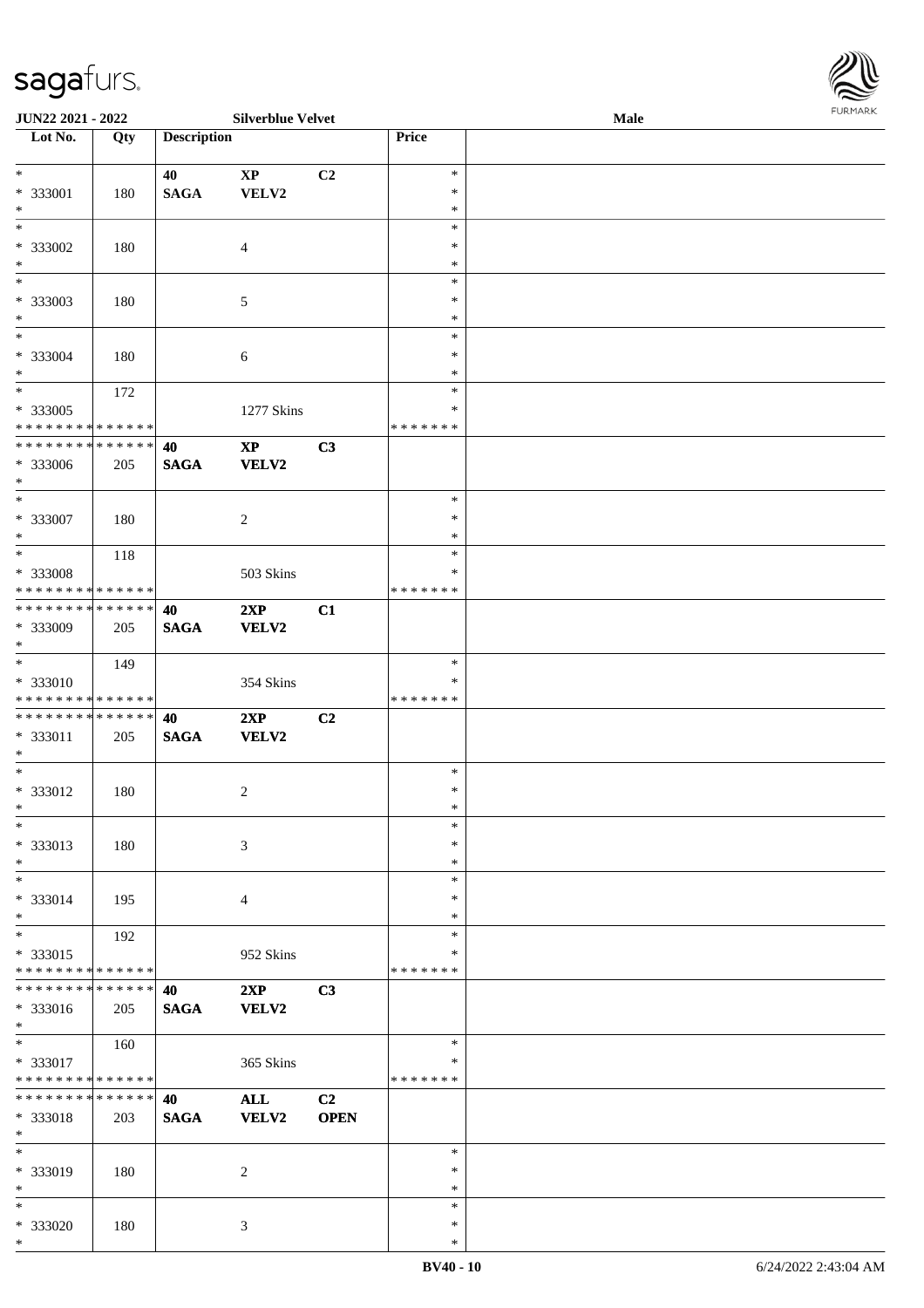| Lot No. | Qty | Description | | | Price | |
|---|---|---|---|---|---|---|
| * | | 40 | XP | C2 | * | |
| * 333001 | 180 | SAGA | VELV2 | | * | |
| * | | | | | * | |
| * | | | | | * | |
| * 333002 | 180 | | 4 | | * | |
| * | | | | | * | |
| * | | | | | * | |
| * 333003 | 180 | | 5 | | * | |
| * | | | | | * | |
| * | | | | | * | |
| * 333004 | 180 | | 6 | | * | |
| * | | | | | * | |
| * | 172 | | | | * | |
| * 333005 | | | 1277 Skins | | * | |
| * * * * * * * * * * * * * * | | | | | * * * * * * * | |
| * * * * * * * * * * * * * * | | 40 | XP | C3 | | |
| * 333006 | 205 | SAGA | VELV2 | | | |
| * | | | | | | |
| * | | | | | * | |
| * 333007 | 180 | | 2 | | * | |
| * | | | | | * | |
| * | 118 | | | | * | |
| * 333008 | | | 503 Skins | | * | |
| * * * * * * * * * * * * * * | | | | | * * * * * * * | |
| * * * * * * * * * * * * * * | | 40 | 2XP | C1 | | |
| * 333009 | 205 | SAGA | VELV2 | | | |
| * | | | | | | |
| * | 149 | | | | * | |
| * 333010 | | | 354 Skins | | * | |
| * * * * * * * * * * * * * * | | | | | * * * * * * * | |
| * * * * * * * * * * * * * * | | 40 | 2XP | C2 | | |
| * 333011 | 205 | SAGA | VELV2 | | | |
| * | | | | | | |
| * | | | | | * | |
| * 333012 | 180 | | 2 | | * | |
| * | | | | | * | |
| * | | | | | * | |
| * 333013 | 180 | | 3 | | * | |
| * | | | | | * | |
| * | | | | | * | |
| * 333014 | 195 | | 4 | | * | |
| * | | | | | * | |
| * | 192 | | | | * | |
| * 333015 | | | 952 Skins | | * | |
| * * * * * * * * * * * * * * | | | | | * * * * * * * | |
| * * * * * * * * * * * * * * | | 40 | 2XP | C3 | | |
| * 333016 | 205 | SAGA | VELV2 | | | |
| * | | | | | | |
| * | 160 | | | | * | |
| * 333017 | | | 365 Skins | | * | |
| * * * * * * * * * * * * * * | | | | | * * * * * * * | |
| * * * * * * * * * * * * * * | | 40 | ALL | C2 | | |
| * 333018 | 203 | SAGA | VELV2 | OPEN | | |
| * | | | | | | |
| * | | | | | * | |
| * 333019 | 180 | | 2 | | * | |
| * | | | | | * | |
| * | | | | | * | |
| * 333020 | 180 | | 3 | | * | |
| * | | | | | * | |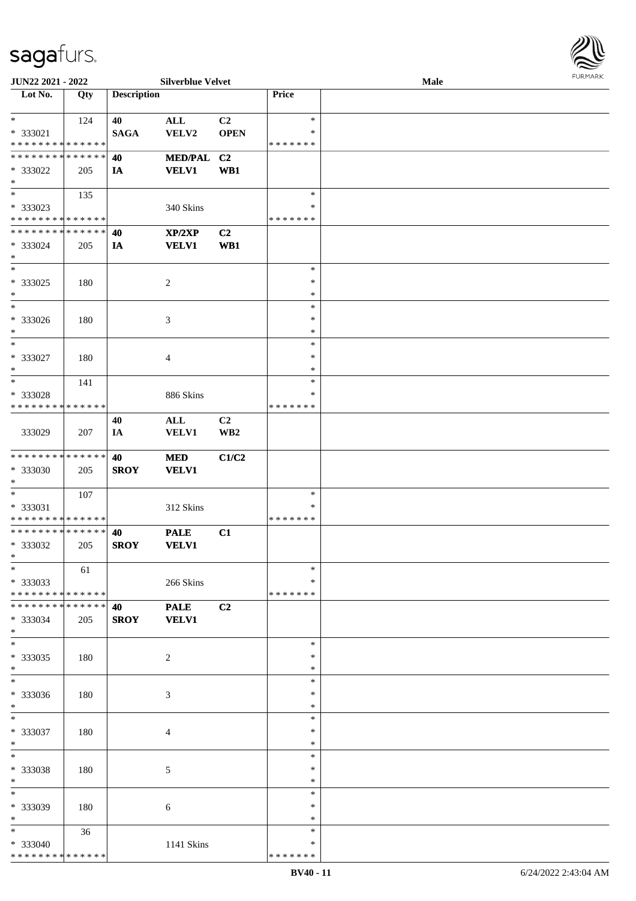JUN22 2021 - 2022 | Silverblue Velvet | Male

| Lot No. | Qty | Description | | | Price | |
|---|---|---|---|---|---|---|
| * | 124 | 40 | ALL | C2 | * | |
| * 333021 | | SAGA | VELV2 | OPEN | * | |
| * * * * * * * * * * * * * * | | | | | * * * * * * * | |
| * * * * * * * * * * * * * * | | 40 | MED/PAL | C2 | | |
| * 333022 | 205 | IA | VELV1 | WB1 | | |
| * | | | | | | |
| * | 135 | | | | * | |
| * 333023 | | | 340 Skins | | * | |
| * * * * * * * * * * * * * * | | | | | * * * * * * * | |
| * * * * * * * * * * * * * * | | 40 | XP/2XP | C2 | | |
| * 333024 | 205 | IA | VELV1 | WB1 | | |
| * | | | | | | |
| * | | | | | * | |
| * 333025 | 180 | | 2 | | * | |
| * | | | | | * | |
| * | | | | | * | |
| * 333026 | 180 | | 3 | | * | |
| * | | | | | * | |
| * | | | | | * | |
| * 333027 | 180 | | 4 | | * | |
| * | | | | | * | |
| * | 141 | | | | * | |
| * 333028 | | | 886 Skins | | * | |
| * * * * * * * * * * * * * * | | | | | * * * * * * * | |
| | | 40 | ALL | C2 | | |
| 333029 | 207 | IA | VELV1 | WB2 | | |
| * * * * * * * * * * * * * * | | 40 | MED | C1/C2 | | |
| * 333030 | 205 | SROY | VELV1 | | | |
| * | | | | | | |
| * | 107 | | | | * | |
| * 333031 | | | 312 Skins | | * | |
| * * * * * * * * * * * * * * | | | | | * * * * * * * | |
| * * * * * * * * * * * * * * | | 40 | PALE | C1 | | |
| * 333032 | 205 | SROY | VELV1 | | | |
| * | | | | | | |
| * | 61 | | | | * | |
| * 333033 | | | 266 Skins | | * | |
| * * * * * * * * * * * * * * | | | | | * * * * * * * | |
| * * * * * * * * * * * * * * | | 40 | PALE | C2 | | |
| * 333034 | 205 | SROY | VELV1 | | | |
| * | | | | | | |
| * | | | | | * | |
| * 333035 | 180 | | 2 | | * | |
| * | | | | | * | |
| * | | | | | * | |
| * 333036 | 180 | | 3 | | * | |
| * | | | | | * | |
| * | | | | | * | |
| * 333037 | 180 | | 4 | | * | |
| * | | | | | * | |
| * | | | | | * | |
| * 333038 | 180 | | 5 | | * | |
| * | | | | | * | |
| * | | | | | * | |
| * 333039 | 180 | | 6 | | * | |
| * | | | | | * | |
| * | 36 | | | | * | |
| * 333040 | | | 1141 Skins | | * | |
| * * * * * * * * * * * * * * | | | | | * * * * * * * | |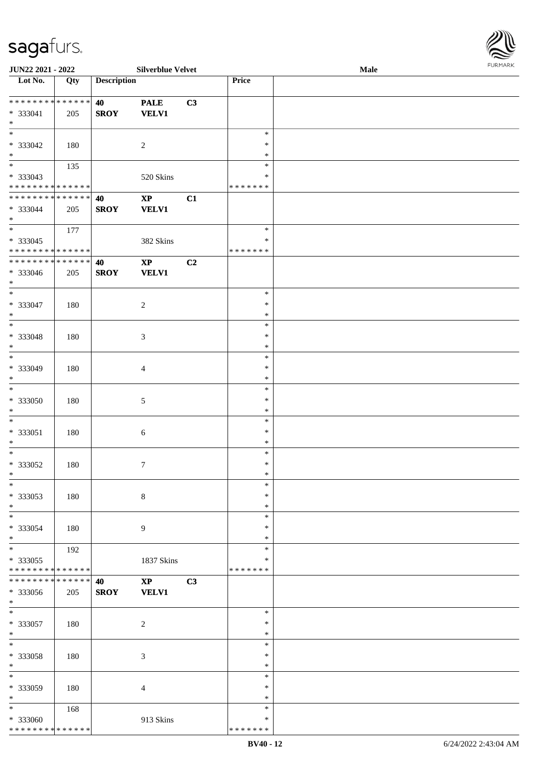**JUN22 2021 - 2022** | **Silverblue Velvet** | **Male**

| Lot No. | Qty | Description | | | Price | |
|---|---|---|---|---|---|---|
| * * * * * * * * * * * * * * | | **40** | **PALE** | **C3** | | |
| * 333041 | 205 | **SROY** | **VELV1** | | | |
| * | | | | | | |
| * | | | | | * | |
| * 333042 | 180 | | 2 | | * | |
| * | | | | | * | |
| * | 135 | | | | * | |
| * 333043 | | | 520 Skins | | * | |
| * * * * * * * * * * * * * * | | | | | * * * * * * * | |
| * * * * * * * * * * * * * * | | **40** | **XP** | **C1** | | |
| * 333044 | 205 | **SROY** | **VELV1** | | | |
| * | | | | | | |
| * | 177 | | | | * | |
| * 333045 | | | 382 Skins | | * | |
| * * * * * * * * * * * * * * | | | | | * * * * * * * | |
| * * * * * * * * * * * * * * | | **40** | **XP** | **C2** | | |
| * 333046 | 205 | **SROY** | **VELV1** | | | |
| * | | | | | | |
| * | | | | | * | |
| * 333047 | 180 | | 2 | | * | |
| * | | | | | * | |
| * | | | | | * | |
| * 333048 | 180 | | 3 | | * | |
| * | | | | | * | |
| * | | | | | * | |
| * 333049 | 180 | | 4 | | * | |
| * | | | | | * | |
| * | | | | | * | |
| * 333050 | 180 | | 5 | | * | |
| * | | | | | * | |
| * | | | | | * | |
| * 333051 | 180 | | 6 | | * | |
| * | | | | | * | |
| * | | | | | * | |
| * 333052 | 180 | | 7 | | * | |
| * | | | | | * | |
| * | | | | | * | |
| * 333053 | 180 | | 8 | | * | |
| * | | | | | * | |
| * | | | | | * | |
| * 333054 | 180 | | 9 | | * | |
| * | | | | | * | |
| * | 192 | | | | * | |
| * 333055 | | | 1837 Skins | | * | |
| * * * * * * * * * * * * * * | | | | | * * * * * * * | |
| * * * * * * * * * * * * * * | | **40** | **XP** | **C3** | | |
| * 333056 | 205 | **SROY** | **VELV1** | | | |
| * | | | | | | |
| * | | | | | * | |
| * 333057 | 180 | | 2 | | * | |
| * | | | | | * | |
| * | | | | | * | |
| * 333058 | 180 | | 3 | | * | |
| * | | | | | * | |
| * | | | | | * | |
| * 333059 | 180 | | 4 | | * | |
| * | | | | | * | |
| * | 168 | | | | * | |
| * 333060 | | | 913 Skins | | * | |
| * * * * * * * * * * * * * * | | | | | * * * * * * * | |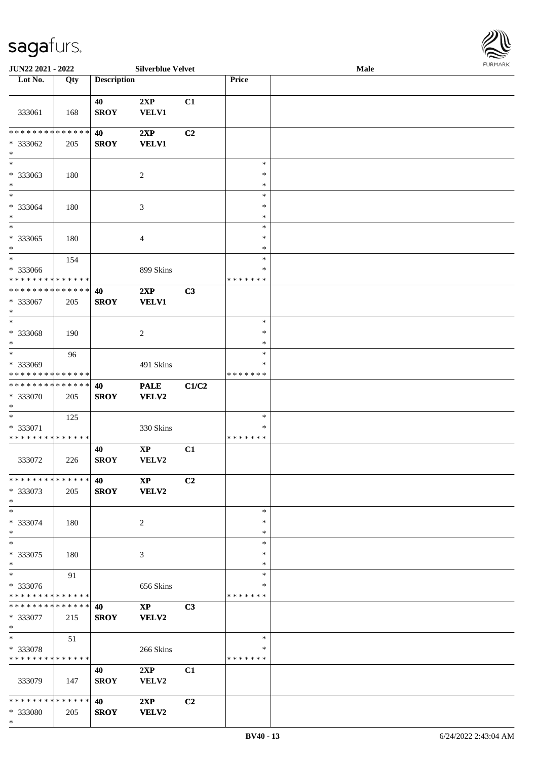| Lot No. | Qty | Description | | | Price | |
|---|---|---|---|---|---|---|
| 333061 | 168 | 40 SROY | 2XP VELV1 | C1 | | |
| * * * * * * * * * * * * * * * 333062 * | 205 | 40 SROY | 2XP VELV1 | C2 | | |
| * * 333063 * | 180 | | 2 | | * * * | |
| * * 333064 * | 180 | | 3 | | * * * | |
| * * 333065 * | 180 | | 4 | | * * * | |
| * * 333066 * * * * * * * * * * * * * * | 154 | | 899 Skins | | * * * * * * * * * | |
| * * * * * * * * * * * * * * * 333067 * | 205 | 40 SROY | 2XP VELV1 | C3 | | |
| * * 333068 * | 190 | | 2 | | * * * | |
| * * 333069 * * * * * * * * * * * * * * | 96 | | 491 Skins | | * * * * * * * * * | |
| * * * * * * * * * * * * * * * 333070 * | 205 | 40 SROY | PALE VELV2 | C1/C2 | | |
| * * 333071 * * * * * * * * * * * * * * | 125 | | 330 Skins | | * * * * * * * * * | |
| 333072 | 226 | 40 SROY | XP VELV2 | C1 | | |
| * * * * * * * * * * * * * * * 333073 * | 205 | 40 SROY | XP VELV2 | C2 | | |
| * * 333074 * | 180 | | 2 | | * * * | |
| * * 333075 * | 180 | | 3 | | * * * | |
| * * 333076 * * * * * * * * * * * * * * | 91 | | 656 Skins | | * * * * * * * * * | |
| * * * * * * * * * * * * * * * 333077 * | 215 | 40 SROY | XP VELV2 | C3 | | |
| * * 333078 * * * * * * * * * * * * * * | 51 | | 266 Skins | | * * * * * * * * * | |
| 333079 | 147 | 40 SROY | 2XP VELV2 | C1 | | |
| * * * * * * * * * * * * * * * 333080 * | 205 | 40 SROY | 2XP VELV2 | C2 | | |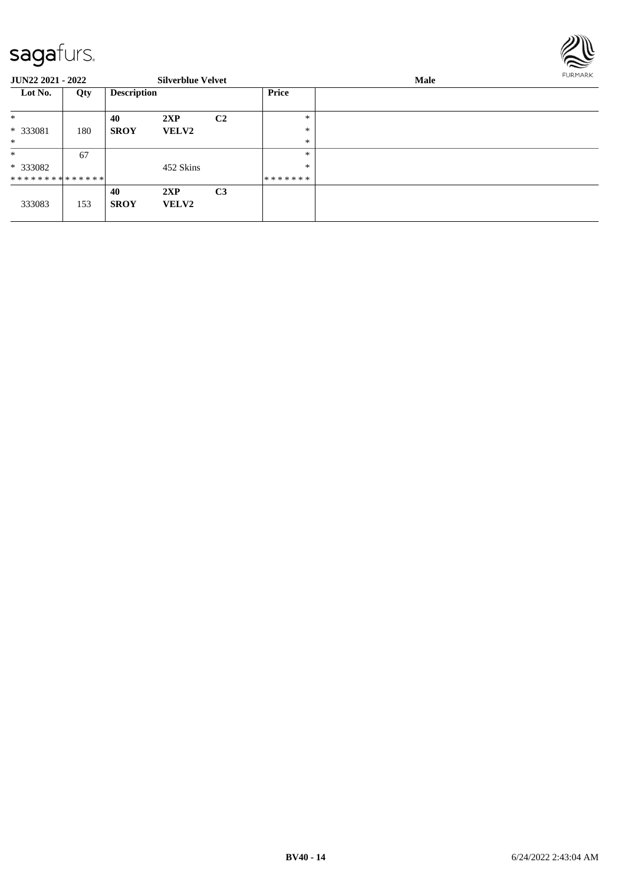**JUN22 2021 - 2022** **Silverblue Velvet** **Male**

| Lot No. | Qty | Description | | | Price | |
|---|---|---|---|---|---|---|
| * | | **40** | **2XP** | **C2** | * | |
| * 333081 | 180 | **SROY** | **VELV2** | | * | |
| * | | | | | * | |
| * | 67 | | | | * | |
| * 333082 | | | 452 Skins | | * | |
| * * * * * * * * * * * * * * | | | | | * * * * * * * | |
| | | **40** | **2XP** | **C3** | | |
| 333083 | 153 | **SROY** | **VELV2** | | | |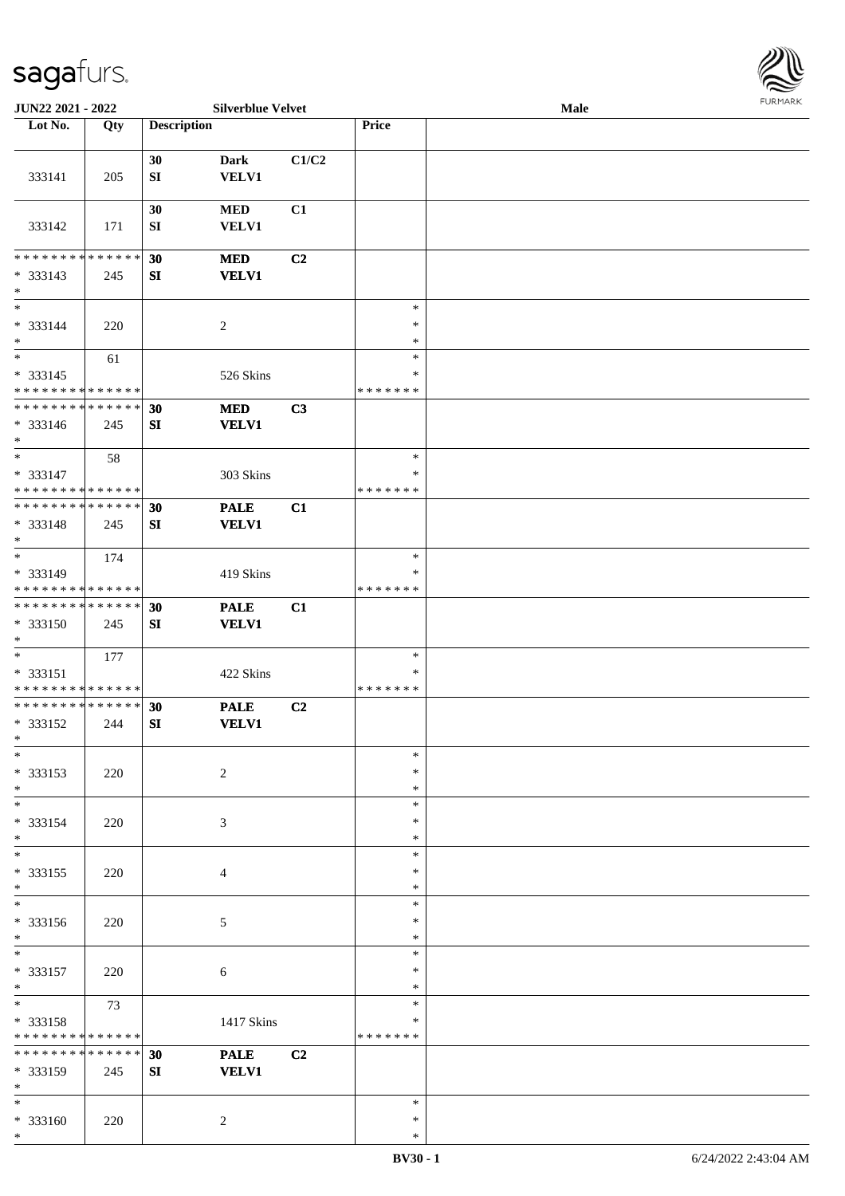JUN22 2021 - 2022 Silverblue Velvet Male

| Lot No. | Qty | Description | | | Price | |
|---|---|---|---|---|---|---|
| 333141 | 205 | 30 SI | Dark VELV1 | C1/C2 | | |
| 333142 | 171 | 30 SI | MED VELV1 | C1 | | |
| * * * * * * * * * * * * * * * 333143 * | 245 | 30 SI | MED VELV1 | C2 | | |
| * * 333144 * | 220 | | 2 | | * * * | |
| * * 333145 * * * * * * * * * * * * * * | 61 | | 526 Skins | | * * * * * * * * | |
| * * * * * * * * * * * * * * * 333146 * | 245 | 30 SI | MED VELV1 | C3 | | |
| * * 333147 * * * * * * * * * * * * * * | 58 | | 303 Skins | | * * * * * * * * | |
| * * * * * * * * * * * * * * * 333148 * | 245 | 30 SI | PALE VELV1 | C1 | | |
| * * 333149 * * * * * * * * * * * * * * | 174 | | 419 Skins | | * * * * * * * * | |
| * * * * * * * * * * * * * * * 333150 * | 245 | 30 SI | PALE VELV1 | C1 | | |
| * * 333151 * * * * * * * * * * * * * * | 177 | | 422 Skins | | * * * * * * * * | |
| * * * * * * * * * * * * * * * 333152 * | 244 | 30 SI | PALE VELV1 | C2 | | |
| * * 333153 * | 220 | | 2 | | * * * | |
| * * 333154 * | 220 | | 3 | | * * * | |
| * * 333155 * | 220 | | 4 | | * * * | |
| * * 333156 * | 220 | | 5 | | * * * | |
| * * 333157 * | 220 | | 6 | | * * * | |
| * * 333158 * * * * * * * * * * * * * * | 73 | | 1417 Skins | | * * * * * * * * | |
| * * * * * * * * * * * * * * * 333159 * | 245 | 30 SI | PALE VELV1 | C2 | | |
| * * 333160 * | 220 | | 2 | | * * * | |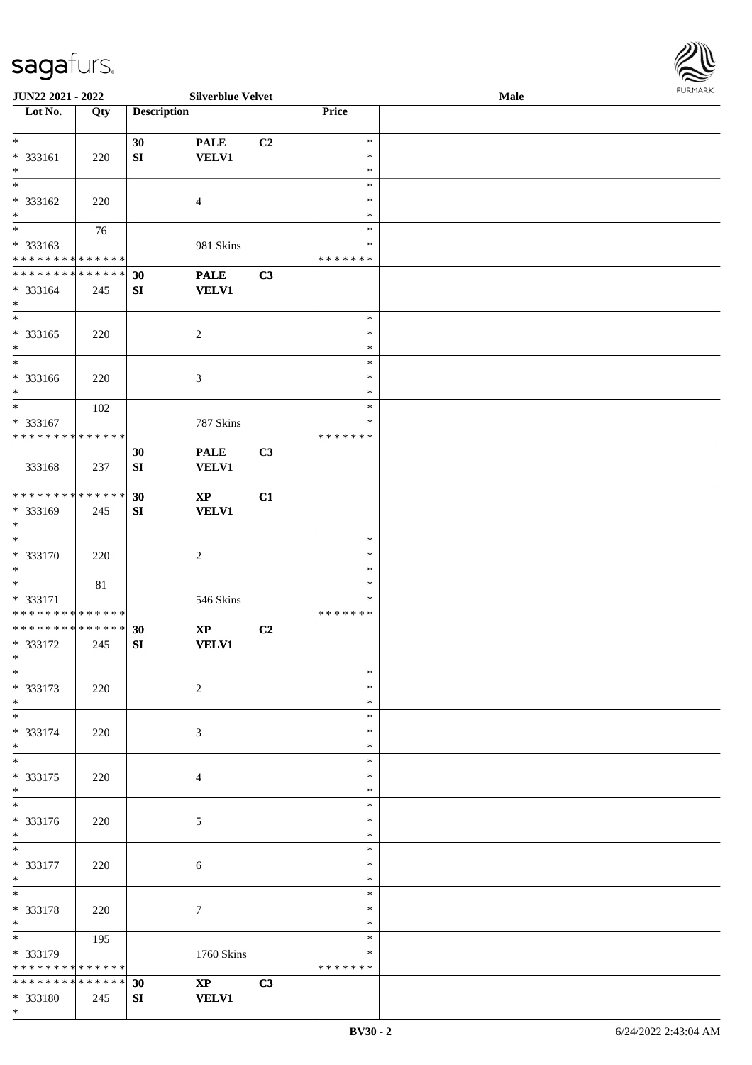| Lot No. | Qty | Description | | | Price | |
|---|---|---|---|---|---|---|
| *<br>* 333161<br>* | 220 | 30<br>SI | PALE<br>VELV1 | C2 | *<br>*<br>* | |
| *<br>* 333162<br>* | 220 | | 4 | | *<br>*<br>* | |
| *<br>* 333163<br>* * * * * * * * * * * * * * | 76 | | 981 Skins | | *<br>*<br>* * * * * * * | |
| * * * * * * * * * * * * * *<br>* 333164<br>* | 245 | 30<br>SI | PALE<br>VELV1 | C3 | | |
| *<br>* 333165<br>* | 220 | | 2 | | *<br>*<br>* | |
| *<br>* 333166<br>* | 220 | | 3 | | *<br>*<br>* | |
| *<br>* 333167<br>* * * * * * * * * * * * * * | 102 | | 787 Skins | | *<br>*<br>* * * * * * * | |
| 333168 | 237 | 30<br>SI | PALE<br>VELV1 | C3 | | |
| * * * * * * * * * * * * * *<br>* 333169<br>* | 245 | 30<br>SI | XP<br>VELV1 | C1 | | |
| *<br>* 333170<br>* | 220 | | 2 | | *<br>*<br>* | |
| *<br>* 333171<br>* * * * * * * * * * * * * * | 81 | | 546 Skins | | *<br>*<br>* * * * * * * | |
| * * * * * * * * * * * * * *<br>* 333172<br>* | 245 | 30<br>SI | XP<br>VELV1 | C2 | | |
| *<br>* 333173<br>* | 220 | | 2 | | *<br>*<br>* | |
| *<br>* 333174<br>* | 220 | | 3 | | *<br>*<br>* | |
| *<br>* 333175<br>* | 220 | | 4 | | *<br>*<br>* | |
| *<br>* 333176<br>* | 220 | | 5 | | *<br>*<br>* | |
| *<br>* 333177<br>* | 220 | | 6 | | *<br>*<br>* | |
| *<br>* 333178<br>* | 220 | | 7 | | *<br>*<br>* | |
| *<br>* 333179<br>* * * * * * * * * * * * * * | 195 | | 1760 Skins | | *<br>*<br>* * * * * * * | |
| * * * * * * * * * * * * * *<br>* 333180<br>* | 245 | 30<br>SI | XP<br>VELV1 | C3 | | |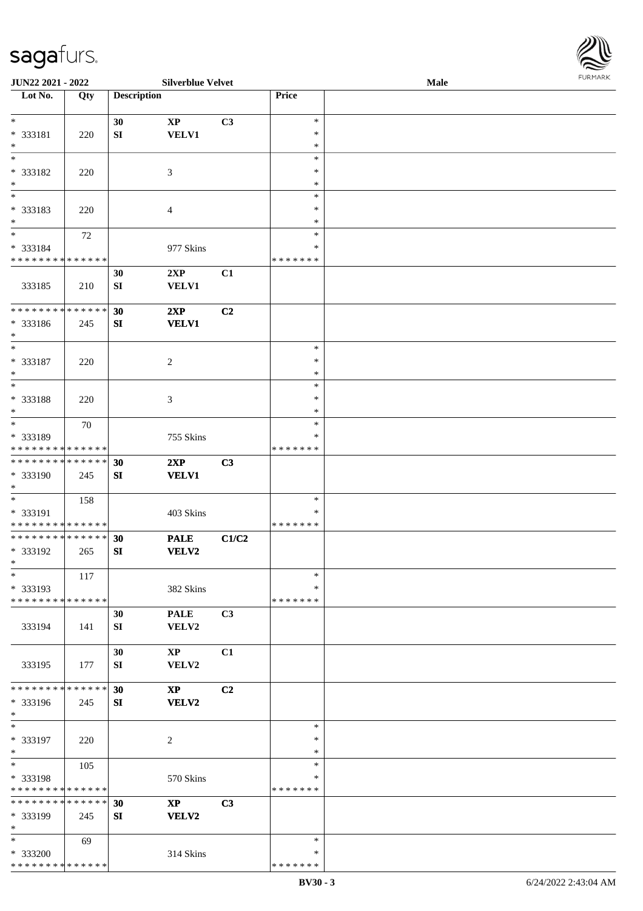| Lot No. | Qty | Description | | | Price | |
|---|---|---|---|---|---|---|
| * | | 30 | **XP** | **C3** | * | |
| * 333181 | 220 | **SI** | **VELV1** | | * | |
| * | | | | | * | |
| * | | | | | * | |
| * 333182 | 220 | | 3 | | * | |
| * | | | | | * | |
| * | | | | | * | |
| * 333183 | 220 | | 4 | | * | |
| * | | | | | * | |
| * | 72 | | | | * | |
| * 333184 | | | 977 Skins | | * | |
| * * * * * * * * * * * * * * | | | | | * * * * * * * | |
| | | **30** | **2XP** | **C1** | | |
| 333185 | 210 | **SI** | **VELV1** | | | |
| * * * * * * * * * * * * * * | | **30** | **2XP** | **C2** | | |
| * 333186 | 245 | **SI** | **VELV1** | | | |
| * | | | | | | |
| * | | | | | * | |
| * 333187 | 220 | | 2 | | * | |
| * | | | | | * | |
| * | | | | | * | |
| * 333188 | 220 | | 3 | | * | |
| * | | | | | * | |
| * | 70 | | | | * | |
| * 333189 | | | 755 Skins | | * | |
| * * * * * * * * * * * * * * | | | | | * * * * * * * | |
| * * * * * * * * * * * * * * | | **30** | **2XP** | **C3** | | |
| * 333190 | 245 | **SI** | **VELV1** | | | |
| * | | | | | | |
| * | 158 | | | | * | |
| * 333191 | | | 403 Skins | | * | |
| * * * * * * * * * * * * * * | | | | | * * * * * * * | |
| * * * * * * * * * * * * * * | | **30** | **PALE** | **C1/C2** | | |
| * 333192 | 265 | **SI** | **VELV2** | | | |
| * | | | | | | |
| * | 117 | | | | * | |
| * 333193 | | | 382 Skins | | * | |
| * * * * * * * * * * * * * * | | | | | * * * * * * * | |
| | | **30** | **PALE** | **C3** | | |
| 333194 | 141 | **SI** | **VELV2** | | | |
| | | **30** | **XP** | **C1** | | |
| 333195 | 177 | **SI** | **VELV2** | | | |
| * * * * * * * * * * * * * * | | **30** | **XP** | **C2** | | |
| * 333196 | 245 | **SI** | **VELV2** | | | |
| * | | | | | | |
| * | | | | | * | |
| * 333197 | 220 | | 2 | | * | |
| * | | | | | * | |
| * | 105 | | | | * | |
| * 333198 | | | 570 Skins | | * | |
| * * * * * * * * * * * * * * | | | | | * * * * * * * | |
| * * * * * * * * * * * * * * | | **30** | **XP** | **C3** | | |
| * 333199 | 245 | **SI** | **VELV2** | | | |
| * | | | | | | |
| * | 69 | | | | * | |
| * 333200 | | | 314 Skins | | * | |
| * * * * * * * * * * * * * * | | | | | * * * * * * * | |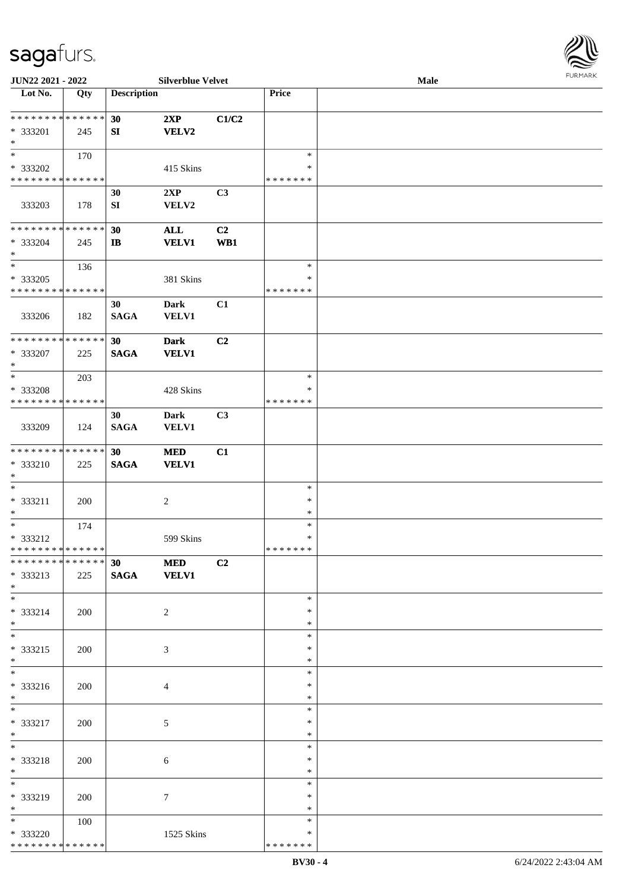JUN22 2021 - 2022 Silverblue Velvet Male

| Lot No. | Qty | Description | | | Price | |
|---|---|---|---|---|---|---|
| * * * * * * * * * * * * * * | | 30 | 2XP | C1/C2 | | |
| * 333201 | 245 | SI | VELV2 | | | |
| * | | | | | | |
| * | 170 | | | | * | |
| * 333202 | | | 415 Skins | | * | |
| * * * * * * * * * * * * * * | | | | | * * * * * * * | |
| | | 30 | 2XP | C3 | | |
| 333203 | 178 | SI | VELV2 | | | |
| * * * * * * * * * * * * * * | | 30 | ALL | C2 | | |
| * 333204 | 245 | IB | VELV1 | WB1 | | |
| * | | | | | | |
| * | 136 | | | | * | |
| * 333205 | | | 381 Skins | | * | |
| * * * * * * * * * * * * * * | | | | | * * * * * * * | |
| | | 30 | Dark | C1 | | |
| 333206 | 182 | SAGA | VELV1 | | | |
| * * * * * * * * * * * * * * | | 30 | Dark | C2 | | |
| * 333207 | 225 | SAGA | VELV1 | | | |
| * | | | | | | |
| * | 203 | | | | * | |
| * 333208 | | | 428 Skins | | * | |
| * * * * * * * * * * * * * * | | | | | * * * * * * * | |
| | | 30 | Dark | C3 | | |
| 333209 | 124 | SAGA | VELV1 | | | |
| * * * * * * * * * * * * * * | | 30 | MED | C1 | | |
| * 333210 | 225 | SAGA | VELV1 | | | |
| * | | | | | | |
| * | | | | | * | |
| * 333211 | 200 | | 2 | | * | |
| * | | | | | * | |
| * | 174 | | | | * | |
| * 333212 | | | 599 Skins | | * | |
| * * * * * * * * * * * * * * | | | | | * * * * * * * | |
| * * * * * * * * * * * * * * | | 30 | MED | C2 | | |
| * 333213 | 225 | SAGA | VELV1 | | | |
| * | | | | | | |
| * | | | | | * | |
| * 333214 | 200 | | 2 | | * | |
| * | | | | | * | |
| * | | | | | * | |
| * 333215 | 200 | | 3 | | * | |
| * | | | | | * | |
| * | | | | | * | |
| * 333216 | 200 | | 4 | | * | |
| * | | | | | * | |
| * | | | | | * | |
| * 333217 | 200 | | 5 | | * | |
| * | | | | | * | |
| * | | | | | * | |
| * 333218 | 200 | | 6 | | * | |
| * | | | | | * | |
| * | | | | | * | |
| * 333219 | 200 | | 7 | | * | |
| * | | | | | * | |
| * | 100 | | | | * | |
| * 333220 | | | 1525 Skins | | * | |
| * * * * * * * * * * * * * * | | | | | * * * * * * * | |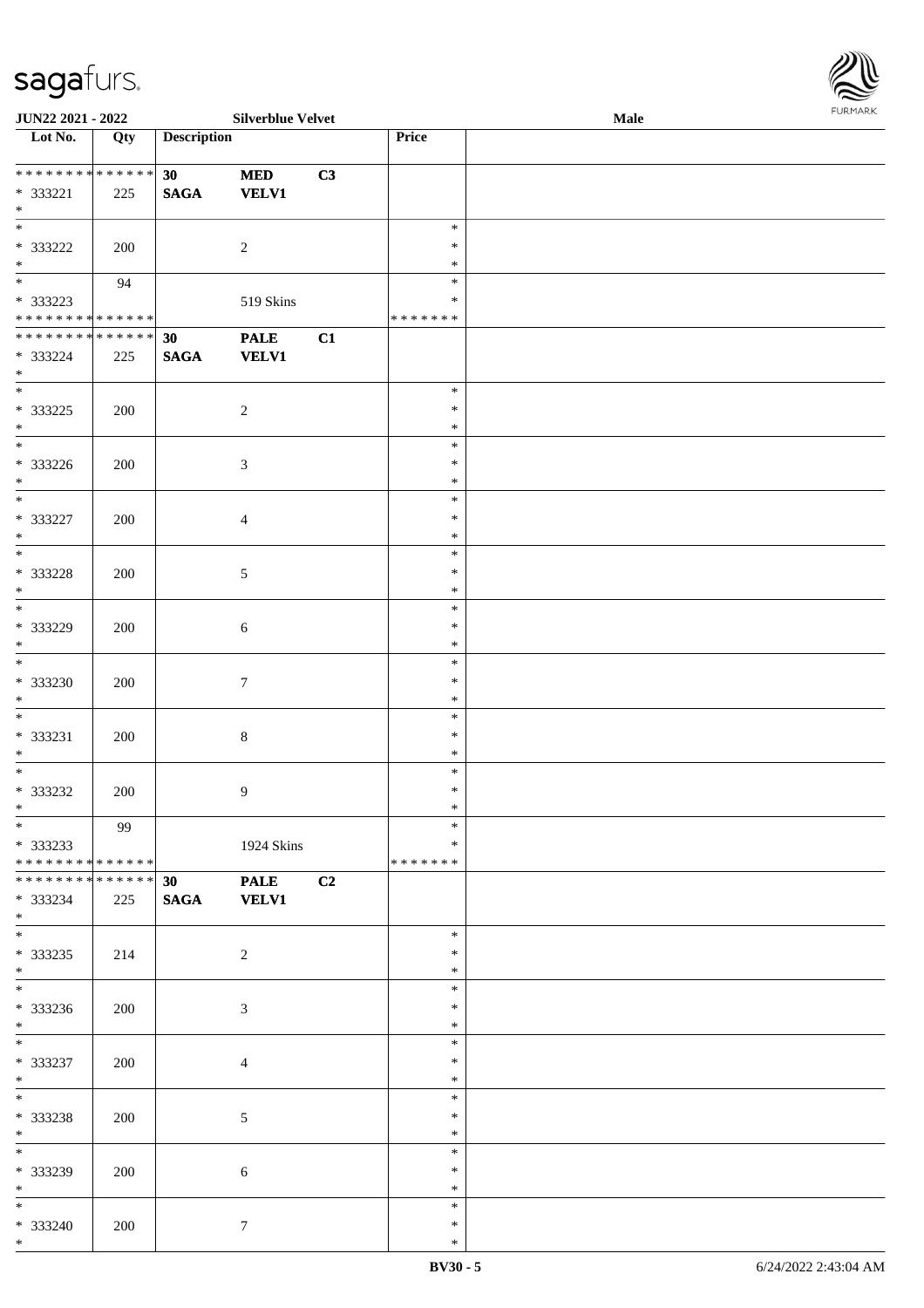| Lot No. | Qty | Description | | | Price | |
|---|---|---|---|---|---|---|
| * * * * * * * * * * * * * * | | 30 | MED | C3 | | |
| * 333221 | 225 | SAGA | VELV1 | | | |
| * | | | | | | |
| * | | | | | * | |
| * 333222 | 200 | | 2 | | * | |
| * | | | | | * | |
| * | 94 | | | | * | |
| * 333223 | | | 519 Skins | | * | |
| * * * * * * * * * * * * * * | | | | | * * * * * * * | |
| * * * * * * * * * * * * * * | | 30 | PALE | C1 | | |
| * 333224 | 225 | SAGA | VELV1 | | | |
| * | | | | | | |
| * | | | | | * | |
| * 333225 | 200 | | 2 | | * | |
| * | | | | | * | |
| * | | | | | * | |
| * 333226 | 200 | | 3 | | * | |
| * | | | | | * | |
| * | | | | | * | |
| * 333227 | 200 | | 4 | | * | |
| * | | | | | * | |
| * | | | | | * | |
| * 333228 | 200 | | 5 | | * | |
| * | | | | | * | |
| * | | | | | * | |
| * 333229 | 200 | | 6 | | * | |
| * | | | | | * | |
| * | | | | | * | |
| * 333230 | 200 | | 7 | | * | |
| * | | | | | * | |
| * | | | | | * | |
| * 333231 | 200 | | 8 | | * | |
| * | | | | | * | |
| * | | | | | * | |
| * 333232 | 200 | | 9 | | * | |
| * | | | | | * | |
| * | 99 | | | | * | |
| * 333233 | | | 1924 Skins | | * | |
| * * * * * * * * * * * * * * | | | | | * * * * * * * | |
| * * * * * * * * * * * * * * | | 30 | PALE | C2 | | |
| * 333234 | 225 | SAGA | VELV1 | | | |
| * | | | | | | |
| * | | | | | * | |
| * 333235 | 214 | | 2 | | * | |
| * | | | | | * | |
| * | | | | | * | |
| * 333236 | 200 | | 3 | | * | |
| * | | | | | * | |
| * | | | | | * | |
| * 333237 | 200 | | 4 | | * | |
| * | | | | | * | |
| * | | | | | * | |
| * 333238 | 200 | | 5 | | * | |
| * | | | | | * | |
| * | | | | | * | |
| * 333239 | 200 | | 6 | | * | |
| * | | | | | * | |
| * | | | | | * | |
| * 333240 | 200 | | 7 | | * | |
| * | | | | | * | |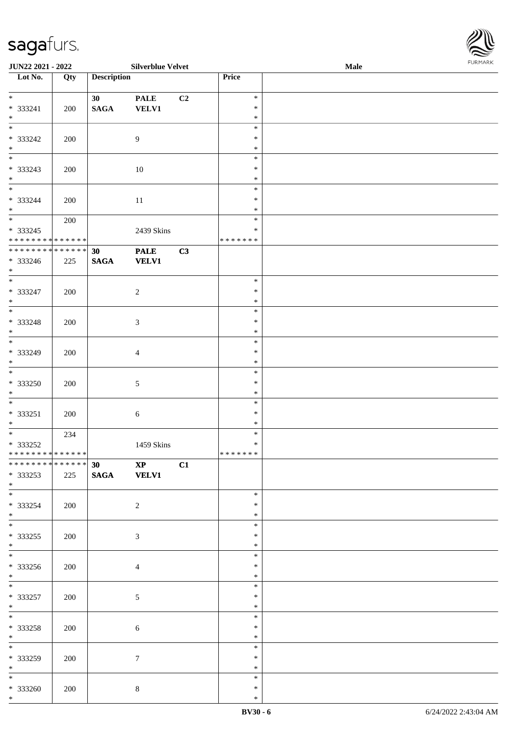| Lot No. | Qty | Description | | | Price |
|---|---|---|---|---|---|
| * <br>* 333241 <br>* | 200 | 30 SAGA | PALE VELV1 | C2 | * <br>* <br>* |
| * <br>* 333242 <br>* | 200 | | 9 | | * <br>* <br>* |
| * <br>* 333243 <br>* | 200 | | 10 | | * <br>* <br>* |
| * <br>* 333244 <br>* | 200 | | 11 | | * <br>* <br>* |
| * <br>* 333245 <br>* * * * * * * * * * * * * * | 200 | | 2439 Skins | | * <br>* <br>* * * * * * * |
| * * * * * * * * * * * * * * <br>* 333246 <br>* | 225 | 30 SAGA | PALE VELV1 | C3 | |
| * <br>* 333247 <br>* | 200 | | 2 | | * <br>* <br>* |
| * <br>* 333248 <br>* | 200 | | 3 | | * <br>* <br>* |
| * <br>* 333249 <br>* | 200 | | 4 | | * <br>* <br>* |
| * <br>* 333250 <br>* | 200 | | 5 | | * <br>* <br>* |
| * <br>* 333251 <br>* | 200 | | 6 | | * <br>* <br>* |
| * <br>* 333252 <br>* * * * * * * * * * * * * * | 234 | | 1459 Skins | | * <br>* <br>* * * * * * * |
| * * * * * * * * * * * * * * <br>* 333253 <br>* | 225 | 30 SAGA | XP VELV1 | C1 | |
| * <br>* 333254 <br>* | 200 | | 2 | | * <br>* <br>* |
| * <br>* 333255 <br>* | 200 | | 3 | | * <br>* <br>* |
| * <br>* 333256 <br>* | 200 | | 4 | | * <br>* <br>* |
| * <br>* 333257 <br>* | 200 | | 5 | | * <br>* <br>* |
| * <br>* 333258 <br>* | 200 | | 6 | | * <br>* <br>* |
| * <br>* 333259 <br>* | 200 | | 7 | | * <br>* <br>* |
| * <br>* 333260 <br>* | 200 | | 8 | | * <br>* <br>* |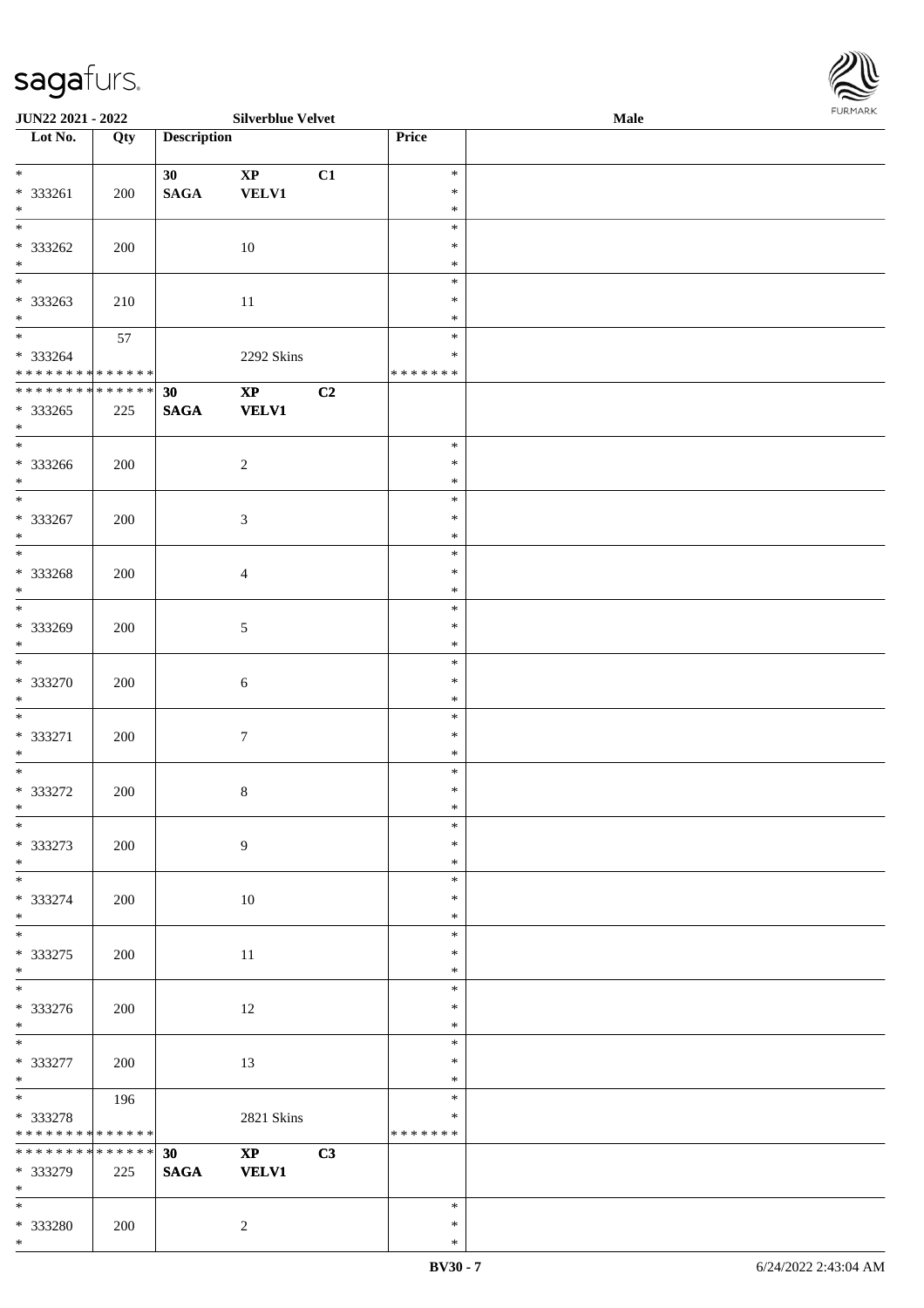| Lot No. | Qty | Description | | | Price | |
|---|---|---|---|---|---|---|
| * <br> * 333261 <br> * | 200 | 30 <br> SAGA | XP <br> VELV1 | C1 | * <br> * <br> * | |
| * <br> * 333262 <br> * | 200 | | 10 | | * <br> * <br> * | |
| * <br> * 333263 <br> * | 210 | | 11 | | * <br> * <br> * | |
| * <br> * 333264 <br> * * * * * * * * * * * * * * | 57 | | 2292 Skins | | * <br> * <br> * * * * * * * | |
| * * * * * * * * * * * * * * <br> * 333265 <br> * | 225 | 30 <br> SAGA | XP <br> VELV1 | C2 | | |
| * <br> * 333266 <br> * | 200 | | 2 | | * <br> * <br> * | |
| * <br> * 333267 <br> * | 200 | | 3 | | * <br> * <br> * | |
| * <br> * 333268 <br> * | 200 | | 4 | | * <br> * <br> * | |
| * <br> * 333269 <br> * | 200 | | 5 | | * <br> * <br> * | |
| * <br> * 333270 <br> * | 200 | | 6 | | * <br> * <br> * | |
| * <br> * 333271 <br> * | 200 | | 7 | | * <br> * <br> * | |
| * <br> * 333272 <br> * | 200 | | 8 | | * <br> * <br> * | |
| * <br> * 333273 <br> * | 200 | | 9 | | * <br> * <br> * | |
| * <br> * 333274 <br> * | 200 | | 10 | | * <br> * <br> * | |
| * <br> * 333275 <br> * | 200 | | 11 | | * <br> * <br> * | |
| * <br> * 333276 <br> * | 200 | | 12 | | * <br> * <br> * | |
| * <br> * 333277 <br> * | 200 | | 13 | | * <br> * <br> * | |
| * <br> * 333278 <br> * * * * * * * * * * * * * * | 196 | | 2821 Skins | | * <br> * <br> * * * * * * * | |
| * * * * * * * * * * * * * * <br> * 333279 <br> * | 225 | 30 <br> SAGA | XP <br> VELV1 | C3 | | |
| * <br> * 333280 <br> * | 200 | | 2 | | * <br> * <br> * | |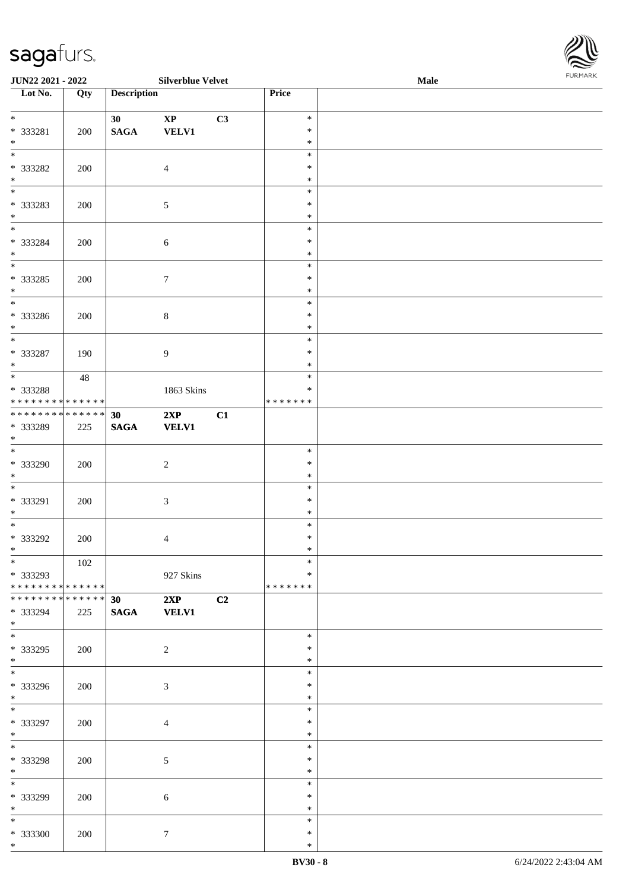| Lot No. | Qty | Description | | | Price | |
|---|---|---|---|---|---|---|
| * * 333281 * | 200 | 30 SAGA | XP VELV1 | C3 | * * * | |
| * * 333282 * | 200 | | 4 | | * * * | |
| * * 333283 * | 200 | | 5 | | * * * | |
| * * 333284 * | 200 | | 6 | | * * * | |
| * * 333285 * | 200 | | 7 | | * * * | |
| * * 333286 * | 200 | | 8 | | * * * | |
| * * 333287 * | 190 | | 9 | | * * * | |
| * * 333288 * * * * * * * * * * * * * * | 48 | | 1863 Skins | | * * * * * * * * * | |
| * * * * * * * * * * * * * * * 333289 * | 225 | 30 SAGA | 2XP VELV1 | C1 | | |
| * * 333290 * | 200 | | 2 | | * * * | |
| * * 333291 * | 200 | | 3 | | * * * | |
| * * 333292 * | 200 | | 4 | | * * * | |
| * * 333293 * * * * * * * * * * * * * * | 102 | | 927 Skins | | * * * * * * * * * | |
| * * * * * * * * * * * * * * * 333294 * | 225 | 30 SAGA | 2XP VELV1 | C2 | | |
| * * 333295 * | 200 | | 2 | | * * * | |
| * * 333296 * | 200 | | 3 | | * * * | |
| * * 333297 * | 200 | | 4 | | * * * | |
| * * 333298 * | 200 | | 5 | | * * * | |
| * * 333299 * | 200 | | 6 | | * * * | |
| * * 333300 * | 200 | | 7 | | * * * | |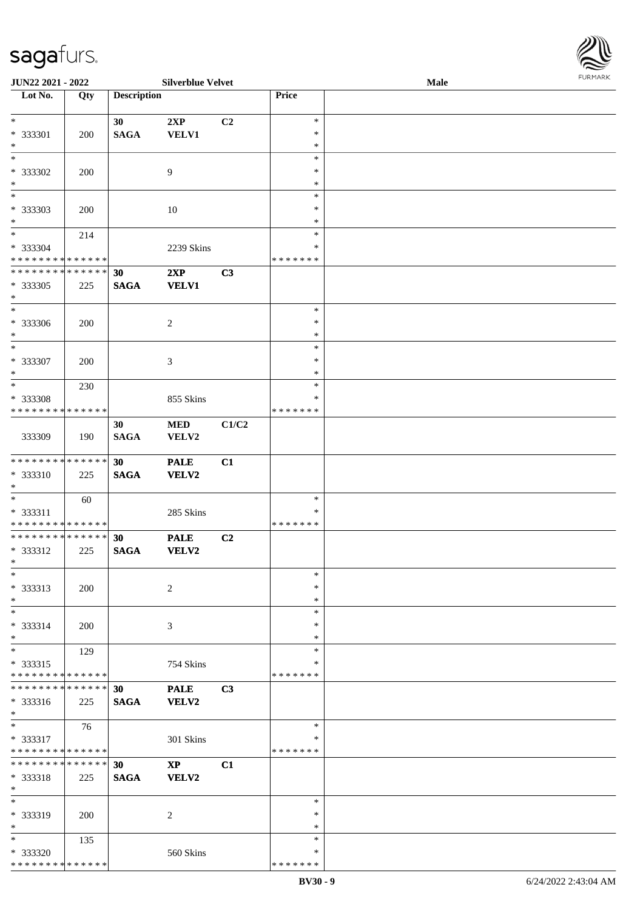**JUN22 2021 - 2022** | **Silverblue Velvet** | **Male**

| Lot No. | Qty | Description | | | Price | |
|---|---|---|---|---|---|---|
| * | | 30 | 2XP | C2 | * | |
| * 333301 | 200 | SAGA | VELV1 | | * | |
| * | | | | | * | |
| * | | | | | * | |
| * 333302 | 200 | | 9 | | * | |
| * | | | | | * | |
| * | | | | | * | |
| * 333303 | 200 | | 10 | | * | |
| * | | | | | * | |
| * | 214 | | | | * | |
| * 333304 | | | 2239 Skins | | * | |
| * * * * * * * * * * * * * * | | | | | * * * * * * * | |
| * * * * * * * * * * * * * * | | 30 | 2XP | C3 | | |
| * 333305 | 225 | SAGA | VELV1 | | | |
| * | | | | | | |
| * | | | | | * | |
| * 333306 | 200 | | 2 | | * | |
| * | | | | | * | |
| * | | | | | * | |
| * 333307 | 200 | | 3 | | * | |
| * | | | | | * | |
| * | 230 | | | | * | |
| * 333308 | | | 855 Skins | | * | |
| * * * * * * * * * * * * * * | | | | | * * * * * * * | |
| | | 30 | MED | C1/C2 | | |
| 333309 | 190 | SAGA | VELV2 | | | |
| * * * * * * * * * * * * * * | | 30 | PALE | C1 | | |
| * 333310 | 225 | SAGA | VELV2 | | | |
| * | | | | | | |
| * | 60 | | | | * | |
| * 333311 | | | 285 Skins | | * | |
| * * * * * * * * * * * * * * | | | | | * * * * * * * | |
| * * * * * * * * * * * * * * | | 30 | PALE | C2 | | |
| * 333312 | 225 | SAGA | VELV2 | | | |
| * | | | | | | |
| * | | | | | * | |
| * 333313 | 200 | | 2 | | * | |
| * | | | | | * | |
| * | | | | | * | |
| * 333314 | 200 | | 3 | | * | |
| * | | | | | * | |
| * | 129 | | | | * | |
| * 333315 | | | 754 Skins | | * | |
| * * * * * * * * * * * * * * | | | | | * * * * * * * | |
| * * * * * * * * * * * * * * | | 30 | PALE | C3 | | |
| * 333316 | 225 | SAGA | VELV2 | | | |
| * | | | | | | |
| * | 76 | | | | * | |
| * 333317 | | | 301 Skins | | * | |
| * * * * * * * * * * * * * * | | | | | * * * * * * * | |
| * * * * * * * * * * * * * * | | 30 | XP | C1 | | |
| * 333318 | 225 | SAGA | VELV2 | | | |
| * | | | | | | |
| * | | | | | * | |
| * 333319 | 200 | | 2 | | * | |
| * | | | | | * | |
| * | 135 | | | | * | |
| * 333320 | | | 560 Skins | | * | |
| * * * * * * * * * * * * * * | | | | | * * * * * * * | |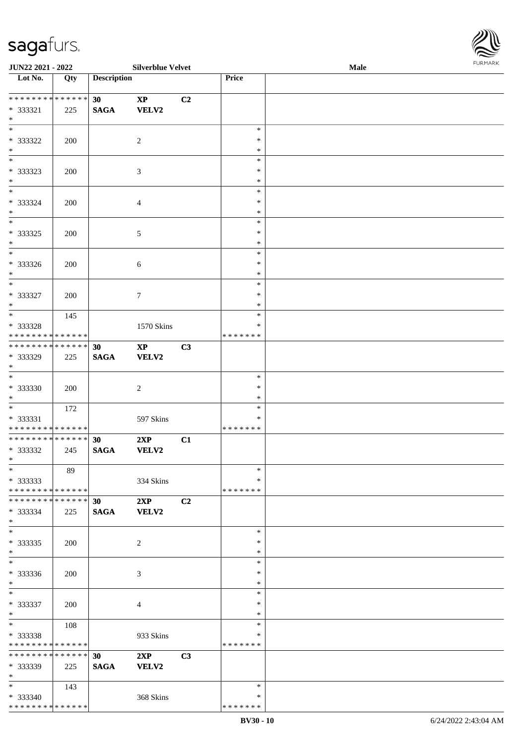| Lot No. | Qty | Description | | | Price | |
|---|---|---|---|---|---|---|
| * * * * * * * * * * * * * * | | 30 | XP | C2 | | |
| * 333321 | 225 | SAGA | VELV2 | | | |
| * | | | | | | |
| * | | | | | * | |
| * 333322 | 200 | | 2 | | * | |
| * | | | | | * | |
| * | | | | | * | |
| * 333323 | 200 | | 3 | | * | |
| * | | | | | * | |
| * | | | | | * | |
| * 333324 | 200 | | 4 | | * | |
| * | | | | | * | |
| * | | | | | * | |
| * 333325 | 200 | | 5 | | * | |
| * | | | | | * | |
| * | | | | | * | |
| * 333326 | 200 | | 6 | | * | |
| * | | | | | * | |
| * | | | | | * | |
| * 333327 | 200 | | 7 | | * | |
| * | | | | | * | |
| * | 145 | | | | * | |
| * 333328 | | | 1570 Skins | | * | |
| * * * * * * * * * * * * * * | | | | | * * * * * * * | |
| * * * * * * * * * * * * * * | | 30 | XP | C3 | | |
| * 333329 | 225 | SAGA | VELV2 | | | |
| * | | | | | | |
| * | | | | | * | |
| * 333330 | 200 | | 2 | | * | |
| * | | | | | * | |
| * | 172 | | | | * | |
| * 333331 | | | 597 Skins | | * | |
| * * * * * * * * * * * * * * | | | | | * * * * * * * | |
| * * * * * * * * * * * * * * | | 30 | 2XP | C1 | | |
| * 333332 | 245 | SAGA | VELV2 | | | |
| * | | | | | | |
| * | 89 | | | | * | |
| * 333333 | | | 334 Skins | | * | |
| * * * * * * * * * * * * * * | | | | | * * * * * * * | |
| * * * * * * * * * * * * * * | | 30 | 2XP | C2 | | |
| * 333334 | 225 | SAGA | VELV2 | | | |
| * | | | | | | |
| * | | | | | * | |
| * 333335 | 200 | | 2 | | * | |
| * | | | | | * | |
| * | | | | | * | |
| * 333336 | 200 | | 3 | | * | |
| * | | | | | * | |
| * | | | | | * | |
| * 333337 | 200 | | 4 | | * | |
| * | | | | | * | |
| * | 108 | | | | * | |
| * 333338 | | | 933 Skins | | * | |
| * * * * * * * * * * * * * * | | | | | * * * * * * * | |
| * * * * * * * * * * * * * * | | 30 | 2XP | C3 | | |
| * 333339 | 225 | SAGA | VELV2 | | | |
| * | | | | | | |
| * | 143 | | | | * | |
| * 333340 | | | 368 Skins | | * | |
| * * * * * * * * * * * * * * | | | | | * * * * * * * | |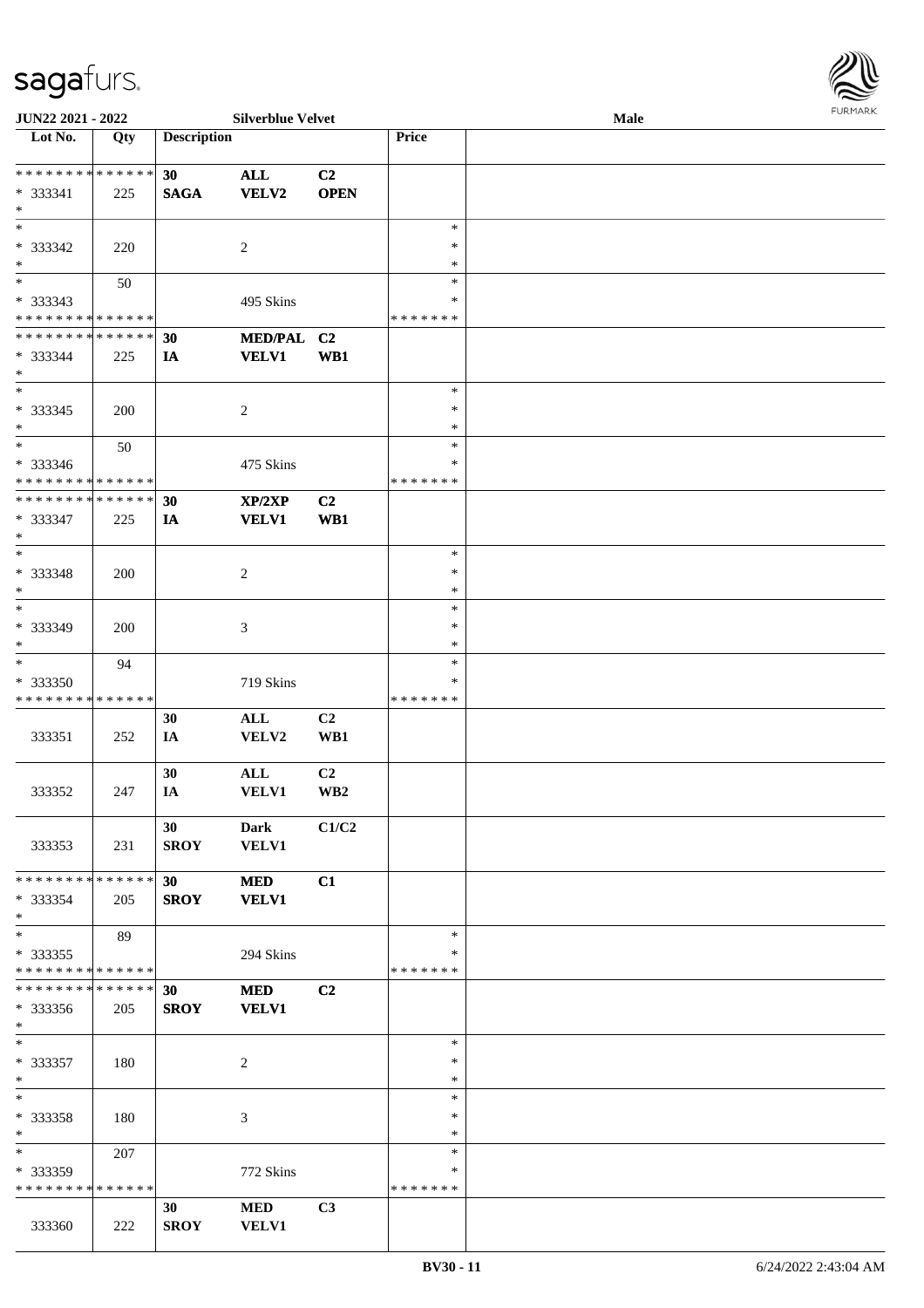**JUN22 2021 - 2022** **Silverblue Velvet** **Male**

| Lot No. | Qty | Description | | | Price | |
|---|---|---|---|---|---|---|
| * * * * * * * * * * * * * * | | 30 | ALL | C2 | | |
| * 333341 | 225 | SAGA | VELV2 | OPEN | | |
| * | | | | | | |
| * | | | | | * | |
| * 333342 | 220 | | 2 | | * | |
| * | | | | | * | |
| * | 50 | | | | * | |
| * 333343 | | | 495 Skins | | * | |
| * * * * * * * * * * * * * * | | | | | * * * * * * * | |
| * * * * * * * * * * * * * * | | 30 | MED/PAL | C2 | | |
| * 333344 | 225 | IA | VELV1 | WB1 | | |
| * | | | | | | |
| * | | | | | * | |
| * 333345 | 200 | | 2 | | * | |
| * | | | | | * | |
| * | 50 | | | | * | |
| * 333346 | | | 475 Skins | | * | |
| * * * * * * * * * * * * * * | | | | | * * * * * * * | |
| * * * * * * * * * * * * * * | | 30 | XP/2XP | C2 | | |
| * 333347 | 225 | IA | VELV1 | WB1 | | |
| * | | | | | | |
| * | | | | | * | |
| * 333348 | 200 | | 2 | | * | |
| * | | | | | * | |
| * | | | | | * | |
| * 333349 | 200 | | 3 | | * | |
| * | | | | | * | |
| * | 94 | | | | * | |
| * 333350 | | | 719 Skins | | * | |
| * * * * * * * * * * * * * * | | | | | * * * * * * * | |
| | | 30 | ALL | C2 | | |
| 333351 | 252 | IA | VELV2 | WB1 | | |
| | | 30 | ALL | C2 | | |
| 333352 | 247 | IA | VELV1 | WB2 | | |
| | | 30 | Dark | C1/C2 | | |
| 333353 | 231 | SROY | VELV1 | | | |
| * * * * * * * * * * * * * * | | 30 | MED | C1 | | |
| * 333354 | 205 | SROY | VELV1 | | | |
| * | | | | | | |
| * | 89 | | | | * | |
| * 333355 | | | 294 Skins | | * | |
| * * * * * * * * * * * * * * | | | | | * * * * * * * | |
| * * * * * * * * * * * * * * | | 30 | MED | C2 | | |
| * 333356 | 205 | SROY | VELV1 | | | |
| * | | | | | | |
| * | | | | | * | |
| * 333357 | 180 | | 2 | | * | |
| * | | | | | * | |
| * | | | | | * | |
| * 333358 | 180 | | 3 | | * | |
| * | | | | | * | |
| * | 207 | | | | * | |
| * 333359 | | | 772 Skins | | * | |
| * * * * * * * * * * * * * * | | | | | * * * * * * * | |
| | | 30 | MED | C3 | | |
| 333360 | 222 | SROY | VELV1 | | | |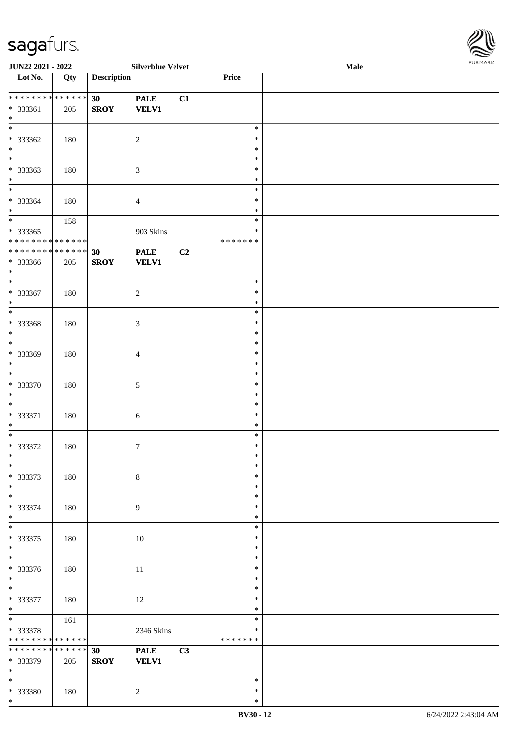JUN22 2021 - 2022 Silverblue Velvet Male

| Lot No. | Qty | Description | | | Price | |
|---|---|---|---|---|---|---|
| * * * * * * * * * * * * * * | | 30 | PALE | C1 | | |
| * 333361 | 205 | SROY | VELV1 | | | |
| * | | | | | | |
| * 333362 | 180 | | 2 | | * * * | |
| * 333363 | 180 | | 3 | | * * * | |
| * 333364 | 180 | | 4 | | * * * | |
| * 333365 | 158 | | 903 Skins | | * * * * * * * * * | |
| * * * * * * * * * * * * * * | | 30 | PALE | C2 | | |
| * 333366 | 205 | SROY | VELV1 | | | |
| * 333367 | 180 | | 2 | | * * * | |
| * 333368 | 180 | | 3 | | * * * | |
| * 333369 | 180 | | 4 | | * * * | |
| * 333370 | 180 | | 5 | | * * * | |
| * 333371 | 180 | | 6 | | * * * | |
| * 333372 | 180 | | 7 | | * * * | |
| * 333373 | 180 | | 8 | | * * * | |
| * 333374 | 180 | | 9 | | * * * | |
| * 333375 | 180 | | 10 | | * * * | |
| * 333376 | 180 | | 11 | | * * * | |
| * 333377 | 180 | | 12 | | * * * | |
| * 333378 | 161 | | 2346 Skins | | * * * * * * * * * | |
| * * * * * * * * * * * * * * | | 30 | PALE | C3 | | |
| * 333379 | 205 | SROY | VELV1 | | | |
| * 333380 | 180 | | 2 | | * * * | |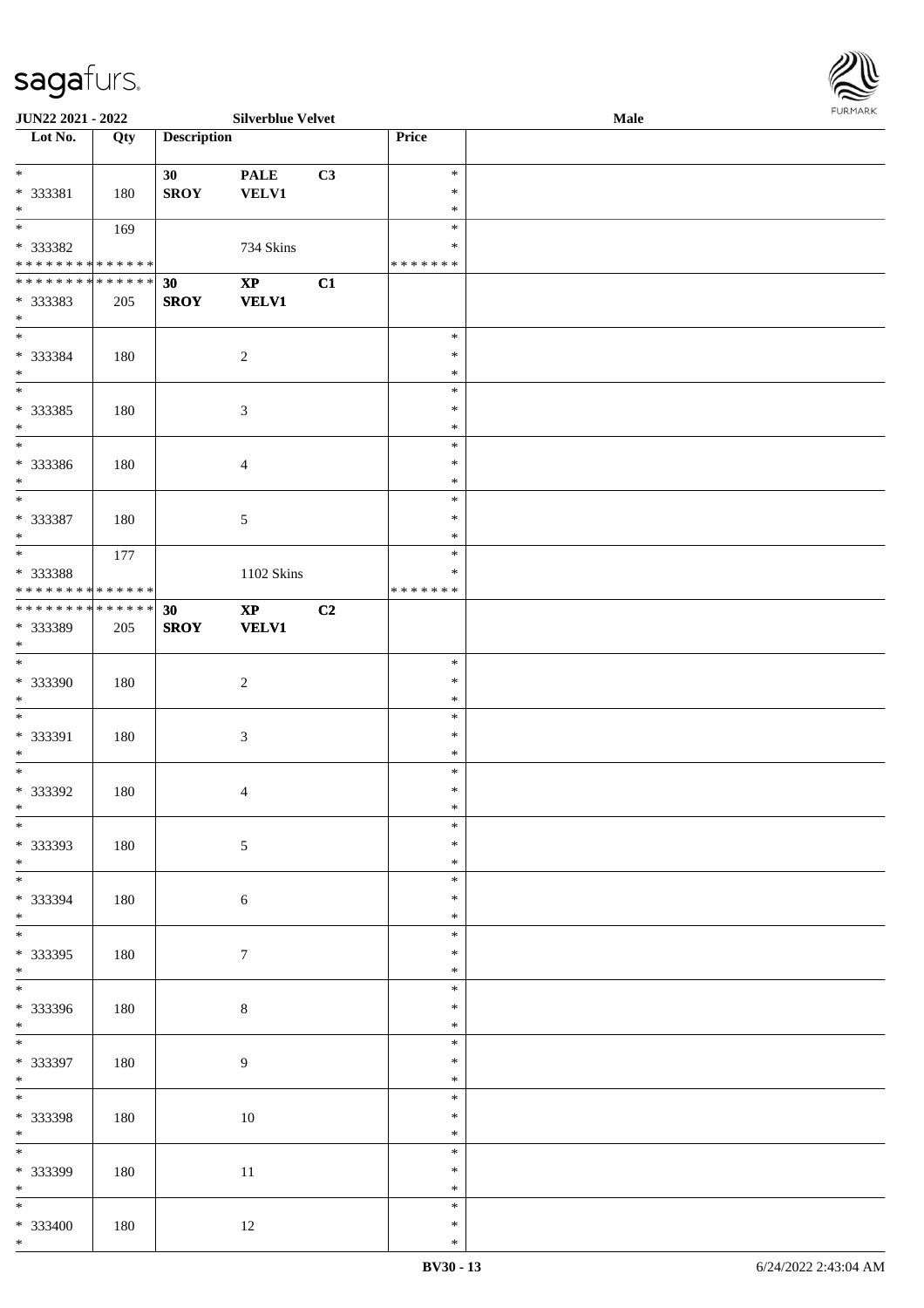**JUN22 2021 - 2022** | **Silverblue Velvet** | **Male**

| Lot No. | Qty | Description | | | Price | |
|---|---|---|---|---|---|---|
| * 333381 * | 180 | **30 SROY** | **PALE VELV1** | **C3** | * * * | |
| * 333382 * * * * * * * * * * * * * * | 169 | | 734 Skins | | * * * * * * * * * | |
| * * * * * * * * * * * * * * 333383 * | 205 | **30 SROY** | **XP VELV1** | **C1** | | |
| * 333384 * | 180 | | 2 | | * * * | |
| * 333385 * | 180 | | 3 | | * * * | |
| * 333386 * | 180 | | 4 | | * * * | |
| * 333387 * | 180 | | 5 | | * * * | |
| * 333388 * * * * * * * * * * * * * * | 177 | | 1102 Skins | | * * * * * * * * * | |
| * * * * * * * * * * * * * * 333389 * | 205 | **30 SROY** | **XP VELV1** | **C2** | | |
| * 333390 * | 180 | | 2 | | * * * | |
| * 333391 * | 180 | | 3 | | * * * | |
| * 333392 * | 180 | | 4 | | * * * | |
| * 333393 * | 180 | | 5 | | * * * | |
| * 333394 * | 180 | | 6 | | * * * | |
| * 333395 * | 180 | | 7 | | * * * | |
| * 333396 * | 180 | | 8 | | * * * | |
| * 333397 * | 180 | | 9 | | * * * | |
| * 333398 * | 180 | | 10 | | * * * | |
| * 333399 * | 180 | | 11 | | * * * | |
| * 333400 * | 180 | | 12 | | * * * | |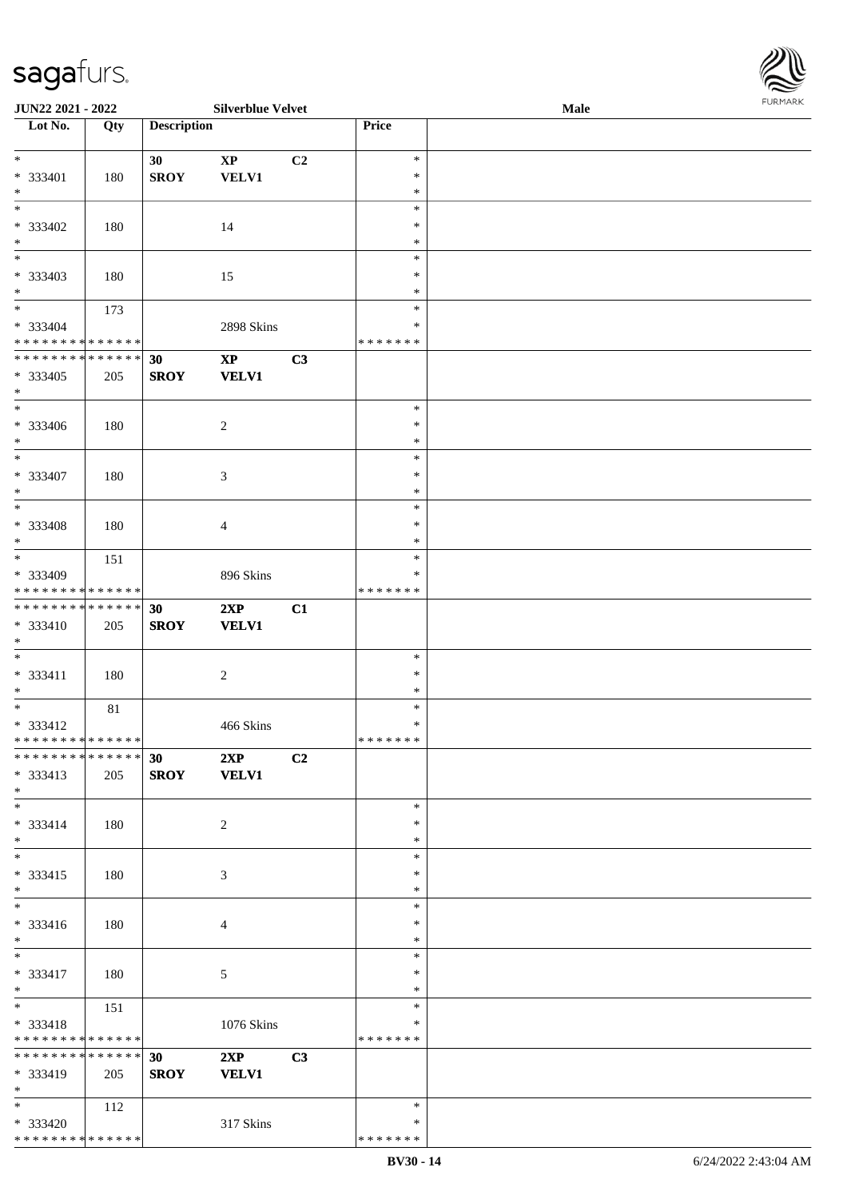| Lot No. | Qty | Description | | | Price | |
|---|---|---|---|---|---|---|
| * | | 30 | XP | C2 | * | |
| * 333401 | 180 | SROY | VELV1 | | * | |
| * | | | | | * | |
| * | | | | | * | |
| * 333402 | 180 | | 14 | | * | |
| * | | | | | * | |
| * | | | | | * | |
| * 333403 | 180 | | 15 | | * | |
| * | | | | | * | |
| * | 173 | | | | * | |
| * 333404 | | | 2898 Skins | | * | |
| * * * * * * * * * * * * * * | | | | | * * * * * * * | |
| * * * * * * * * * * * * * * | | 30 | XP | C3 | | |
| * 333405 | 205 | SROY | VELV1 | | | |
| * | | | | | | |
| * | | | | | * | |
| * 333406 | 180 | | 2 | | * | |
| * | | | | | * | |
| * | | | | | * | |
| * 333407 | 180 | | 3 | | * | |
| * | | | | | * | |
| * | | | | | * | |
| * 333408 | 180 | | 4 | | * | |
| * | | | | | * | |
| * | 151 | | | | * | |
| * 333409 | | | 896 Skins | | * | |
| * * * * * * * * * * * * * * | | | | | * * * * * * * | |
| * * * * * * * * * * * * * * | | 30 | 2XP | C1 | | |
| * 333410 | 205 | SROY | VELV1 | | | |
| * | | | | | | |
| * | | | | | * | |
| * 333411 | 180 | | 2 | | * | |
| * | | | | | * | |
| * | 81 | | | | * | |
| * 333412 | | | 466 Skins | | * | |
| * * * * * * * * * * * * * * | | | | | * * * * * * * | |
| * * * * * * * * * * * * * * | | 30 | 2XP | C2 | | |
| * 333413 | 205 | SROY | VELV1 | | | |
| * | | | | | | |
| * | | | | | * | |
| * 333414 | 180 | | 2 | | * | |
| * | | | | | * | |
| * | | | | | * | |
| * 333415 | 180 | | 3 | | * | |
| * | | | | | * | |
| * | | | | | * | |
| * 333416 | 180 | | 4 | | * | |
| * | | | | | * | |
| * | | | | | * | |
| * 333417 | 180 | | 5 | | * | |
| * | | | | | * | |
| * | 151 | | | | * | |
| * 333418 | | | 1076 Skins | | * | |
| * * * * * * * * * * * * * * | | | | | * * * * * * * | |
| * * * * * * * * * * * * * * | | 30 | 2XP | C3 | | |
| * 333419 | 205 | SROY | VELV1 | | | |
| * | | | | | | |
| * | 112 | | | | * | |
| * 333420 | | | 317 Skins | | * | |
| * * * * * * * * * * * * * * | | | | | * * * * * * * | |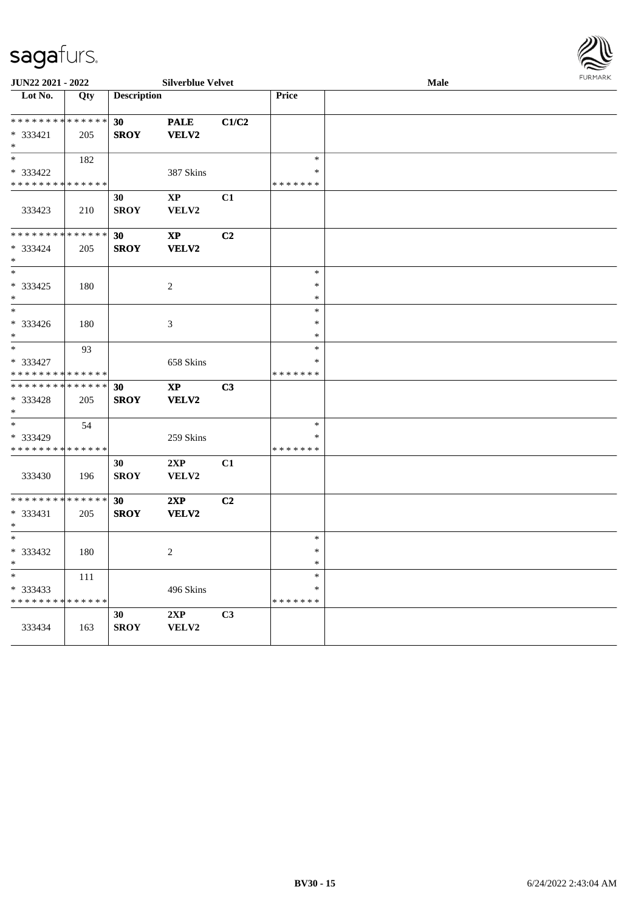**JUN22 2021 - 2022** | **Silverblue Velvet** | **Male**

| Lot No. | Qty | Description | | | Price | |
|---|---|---|---|---|---|---|
| * * * * * * * * * * * * * * | | 30 | PALE | C1/C2 | | |
| * 333421 | 205 | SROY | VELV2 | | | |
| * | | | | | | |
| * | 182 | | | | * | |
| * 333422 | | | 387 Skins | | * | |
| * * * * * * * * * * * * * * | | | | | * * * * * * * | |
| | | 30 | XP | C1 | | |
| 333423 | 210 | SROY | VELV2 | | | |
| * * * * * * * * * * * * * * | | 30 | XP | C2 | | |
| * 333424 | 205 | SROY | VELV2 | | | |
| * | | | | | | |
| * | | | | | * | |
| * 333425 | 180 | | 2 | | * | |
| * | | | | | * | |
| * | | | | | * | |
| * 333426 | 180 | | 3 | | * | |
| * | | | | | * | |
| * | 93 | | | | * | |
| * 333427 | | | 658 Skins | | * | |
| * * * * * * * * * * * * * * | | | | | * * * * * * * | |
| * * * * * * * * * * * * * * | | 30 | XP | C3 | | |
| * 333428 | 205 | SROY | VELV2 | | | |
| * | | | | | | |
| * | 54 | | | | * | |
| * 333429 | | | 259 Skins | | * | |
| * * * * * * * * * * * * * * | | | | | * * * * * * * | |
| | | 30 | 2XP | C1 | | |
| 333430 | 196 | SROY | VELV2 | | | |
| * * * * * * * * * * * * * * | | 30 | 2XP | C2 | | |
| * 333431 | 205 | SROY | VELV2 | | | |
| * | | | | | | |
| * | | | | | * | |
| * 333432 | 180 | | 2 | | * | |
| * | | | | | * | |
| * | 111 | | | | * | |
| * 333433 | | | 496 Skins | | * | |
| * * * * * * * * * * * * * * | | | | | * * * * * * * | |
| | | 30 | 2XP | C3 | | |
| 333434 | 163 | SROY | VELV2 | | | |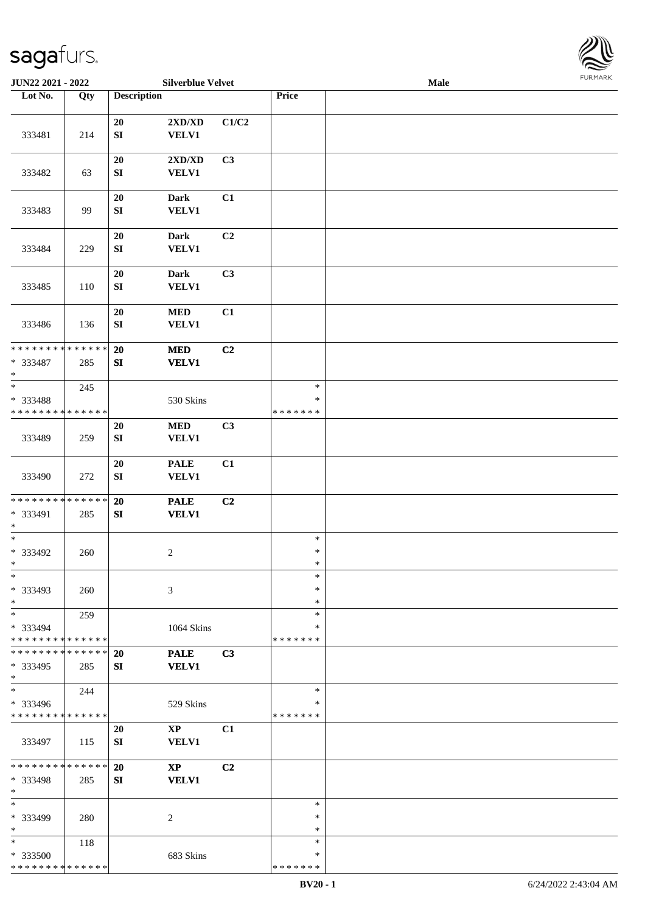**JUN22 2021 - 2022** | **Silverblue Velvet** | **Male**

| Lot No. | Qty | Description | | | Price | |
|---|---|---|---|---|---|---|
| 333481 | 214 | 20 SI | 2XD/XD VELV1 | C1/C2 | | |
| 333482 | 63 | 20 SI | 2XD/XD VELV1 | C3 | | |
| 333483 | 99 | 20 SI | Dark VELV1 | C1 | | |
| 333484 | 229 | 20 SI | Dark VELV1 | C2 | | |
| 333485 | 110 | 20 SI | Dark VELV1 | C3 | | |
| 333486 | 136 | 20 SI | MED VELV1 | C1 | | |
| * * * * * * * * * * * * * * * 333487 * | 285 | **20 SI** | **MED VELV1** | **C2** | | |
| * * 333488 * * * * * * * * * * * * * * | 245 | | 530 Skins | | * * * * * * * * * | |
| 333489 | 259 | 20 SI | MED VELV1 | C3 | | |
| 333490 | 272 | 20 SI | PALE VELV1 | C1 | | |
| * * * * * * * * * * * * * * * 333491 * | 285 | **20 SI** | **PALE VELV1** | **C2** | | |
| * * 333492 * | 260 | | 2 | | * * * | |
| * * 333493 * | 260 | | 3 | | * * * | |
| * * 333494 * * * * * * * * * * * * * * | 259 | | 1064 Skins | | * * * * * * * * * | |
| * * * * * * * * * * * * * * * 333495 * | 285 | **20 SI** | **PALE VELV1** | **C3** | | |
| * * 333496 * * * * * * * * * * * * * * | 244 | | 529 Skins | | * * * * * * * * * | |
| 333497 | 115 | 20 SI | XP VELV1 | C1 | | |
| * * * * * * * * * * * * * * * 333498 * | 285 | **20 SI** | **XP VELV1** | **C2** | | |
| * * 333499 * | 280 | | 2 | | * * * | |
| * * 333500 * * * * * * * * * * * * * * | 118 | | 683 Skins | | * * * * * * * * * | |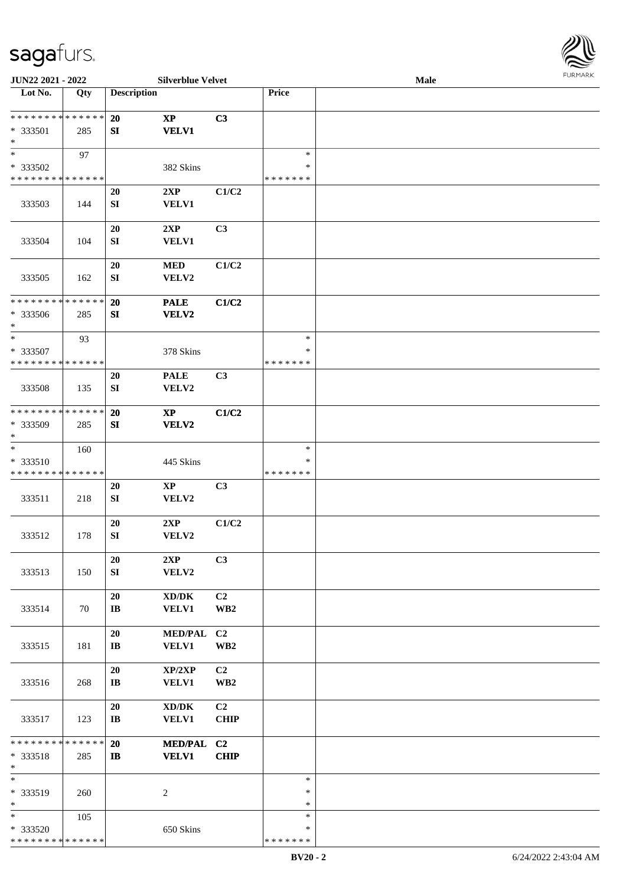| Lot No. | Qty | Description | | | Price | |
|---|---|---|---|---|---|---|
| * * * * * * * * * * * * * * <br>* 333501<br>* | 285 | **20**<br>**SI** | **XP**<br>**VELV1** | **C3** | | |
| * <br>* 333502<br>* * * * * * * * * * * * * * | 97 | | 382 Skins | | *<br>*<br>* * * * * * * | |
| 333503 | 144 | **20**<br>**SI** | **2XP**<br>**VELV1** | **C1/C2** | | |
| 333504 | 104 | **20**<br>**SI** | **2XP**<br>**VELV1** | **C3** | | |
| 333505 | 162 | **20**<br>**SI** | **MED**<br>**VELV2** | **C1/C2** | | |
| * * * * * * * * * * * * * * <br>* 333506<br>* | 285 | **20**<br>**SI** | **PALE**<br>**VELV2** | **C1/C2** | | |
| * <br>* 333507<br>* * * * * * * * * * * * * * | 93 | | 378 Skins | | *<br>*<br>* * * * * * * | |
| 333508 | 135 | **20**<br>**SI** | **PALE**<br>**VELV2** | **C3** | | |
| * * * * * * * * * * * * * * <br>* 333509<br>* | 285 | **20**<br>**SI** | **XP**<br>**VELV2** | **C1/C2** | | |
| * <br>* 333510<br>* * * * * * * * * * * * * * | 160 | | 445 Skins | | *<br>*<br>* * * * * * * | |
| 333511 | 218 | **20**<br>**SI** | **XP**<br>**VELV2** | **C3** | | |
| 333512 | 178 | **20**<br>**SI** | **2XP**<br>**VELV2** | **C1/C2** | | |
| 333513 | 150 | **20**<br>**SI** | **2XP**<br>**VELV2** | **C3** | | |
| 333514 | 70 | **20**<br>**IB** | **XD/DK**<br>**VELV1** | **C2**<br>**WB2** | | |
| 333515 | 181 | **20**<br>**IB** | **MED/PAL**<br>**VELV1** | **C2**<br>**WB2** | | |
| 333516 | 268 | **20**<br>**IB** | **XP/2XP**<br>**VELV1** | **C2**<br>**WB2** | | |
| 333517 | 123 | **20**<br>**IB** | **XD/DK**<br>**VELV1** | **C2**<br>**CHIP** | | |
| * * * * * * * * * * * * * * <br>* 333518<br>* | 285 | **20**<br>**IB** | **MED/PAL**<br>**VELV1** | **C2**<br>**CHIP** | | |
| * <br>* 333519<br>* | 260 | | 2 | | *<br>*<br>* | |
| * <br>* 333520<br>* * * * * * * * * * * * * * | 105 | | 650 Skins | | *<br>*<br>* * * * * * * | |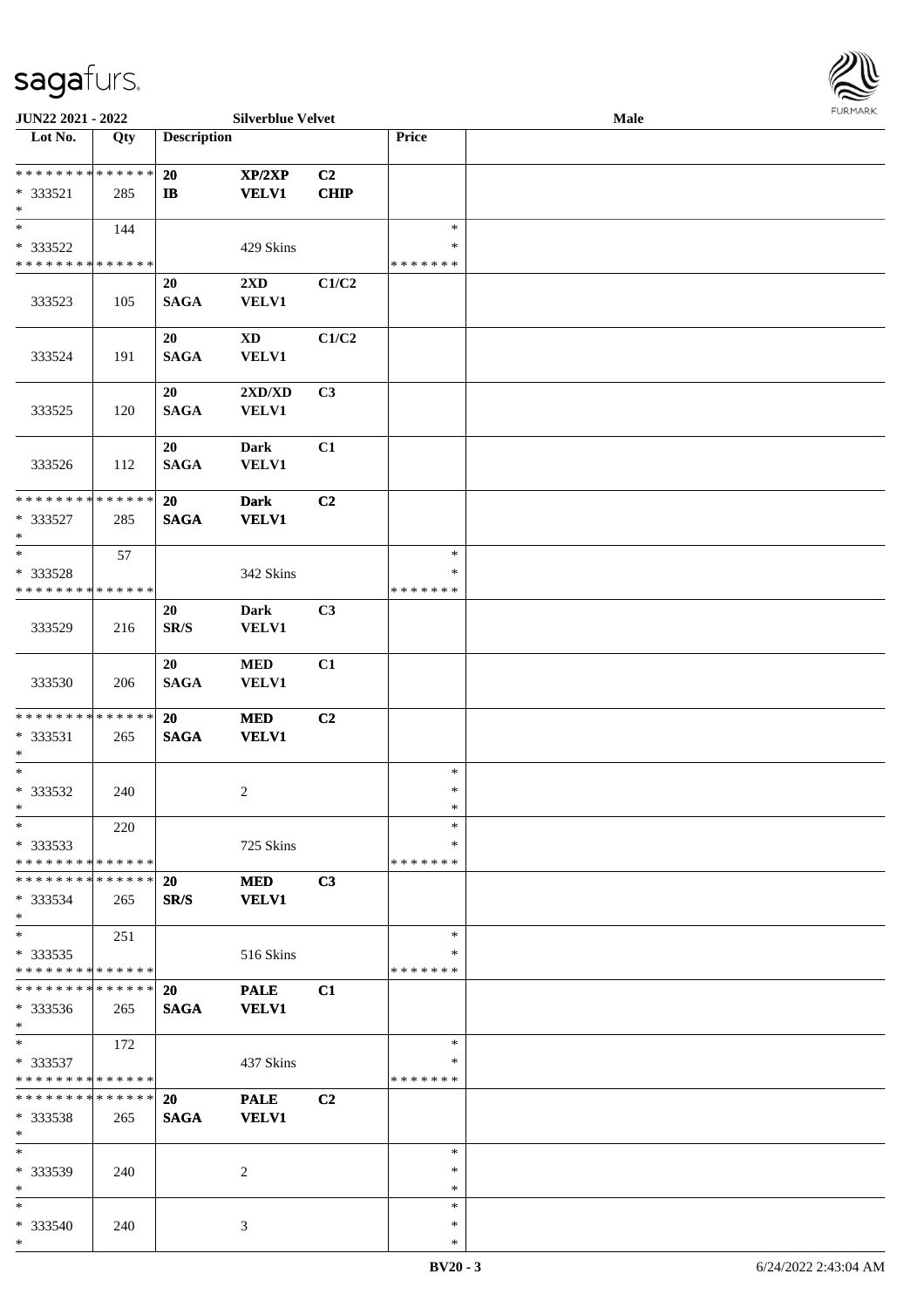JUN22 2021 - 2022 | Silverblue Velvet | Male

| Lot No. | Qty | Description | | | Price | |
|---|---|---|---|---|---|---|
| * * * * * * * * * * * * * * | | 20 | XP/2XP | C2 | | |
| * 333521 | 285 | IB | VELV1 | CHIP | | |
| * | | | | | | |
| * | 144 | | | | * | |
| * 333522 | | | 429 Skins | | * | |
| * * * * * * * * * * * * * * | | | | | * * * * * * * | |
| | | 20 | 2XD | C1/C2 | | |
| 333523 | 105 | SAGA | VELV1 | | | |
| | | 20 | XD | C1/C2 | | |
| 333524 | 191 | SAGA | VELV1 | | | |
| | | 20 | 2XD/XD | C3 | | |
| 333525 | 120 | SAGA | VELV1 | | | |
| | | 20 | Dark | C1 | | |
| 333526 | 112 | SAGA | VELV1 | | | |
| * * * * * * * * * * * * * * | | 20 | Dark | C2 | | |
| * 333527 | 285 | SAGA | VELV1 | | | |
| * | | | | | | |
| * | 57 | | | | * | |
| * 333528 | | | 342 Skins | | * | |
| * * * * * * * * * * * * * * | | | | | * * * * * * * | |
| | | 20 | Dark | C3 | | |
| 333529 | 216 | SR/S | VELV1 | | | |
| | | 20 | MED | C1 | | |
| 333530 | 206 | SAGA | VELV1 | | | |
| * * * * * * * * * * * * * * | | 20 | MED | C2 | | |
| * 333531 | 265 | SAGA | VELV1 | | | |
| * | | | | | | |
| * | | | | | * | |
| * 333532 | 240 | | 2 | | * | |
| * | | | | | * | |
| * | 220 | | | | * | |
| * 333533 | | | 725 Skins | | * | |
| * * * * * * * * * * * * * * | | | | | * * * * * * * | |
| * * * * * * * * * * * * * * | | 20 | MED | C3 | | |
| * 333534 | 265 | SR/S | VELV1 | | | |
| * | | | | | | |
| * | 251 | | | | * | |
| * 333535 | | | 516 Skins | | * | |
| * * * * * * * * * * * * * * | | | | | * * * * * * * | |
| * * * * * * * * * * * * * * | | 20 | PALE | C1 | | |
| * 333536 | 265 | SAGA | VELV1 | | | |
| * | | | | | | |
| * | 172 | | | | * | |
| * 333537 | | | 437 Skins | | * | |
| * * * * * * * * * * * * * * | | | | | * * * * * * * | |
| * * * * * * * * * * * * * * | | 20 | PALE | C2 | | |
| * 333538 | 265 | SAGA | VELV1 | | | |
| * | | | | | | |
| * | | | | | * | |
| * 333539 | 240 | | 2 | | * | |
| * | | | | | * | |
| * | | | | | * | |
| * 333540 | 240 | | 3 | | * | |
| * | | | | | * | |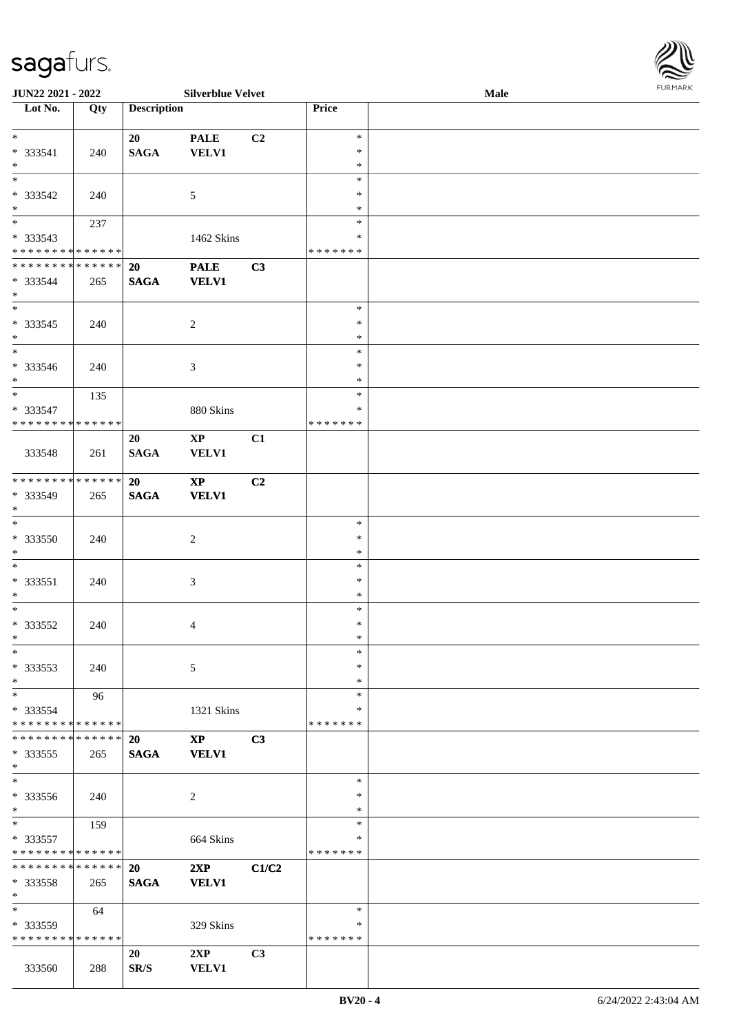| Lot No. | Qty | Description | | | Price | |
|---|---|---|---|---|---|---|
| * | | 20 | PALE | C2 | * | |
| * 333541 | 240 | SAGA | VELV1 | | * | |
| * | | | | | * | |
| * | | | | | * | |
| * 333542 | 240 | | 5 | | * | |
| * | | | | | * | |
| * | 237 | | | | * | |
| * 333543 | | | 1462 Skins | | * | |
| * * * * * * * * * * * * * * | | | | | * * * * * * * | |
| * * * * * * * * * * * * * * | | 20 | PALE | C3 | | |
| * 333544 | 265 | SAGA | VELV1 | | | |
| * | | | | | | |
| * | | | | | * | |
| * 333545 | 240 | | 2 | | * | |
| * | | | | | * | |
| * | | | | | * | |
| * 333546 | 240 | | 3 | | * | |
| * | | | | | * | |
| * | 135 | | | | * | |
| * 333547 | | | 880 Skins | | * | |
| * * * * * * * * * * * * * * | | | | | * * * * * * * | |
| | | 20 | XP | C1 | | |
| 333548 | 261 | SAGA | VELV1 | | | |
| * * * * * * * * * * * * * * | | 20 | XP | C2 | | |
| * 333549 | 265 | SAGA | VELV1 | | | |
| * | | | | | | |
| * | | | | | * | |
| * 333550 | 240 | | 2 | | * | |
| * | | | | | * | |
| * | | | | | * | |
| * 333551 | 240 | | 3 | | * | |
| * | | | | | * | |
| * | | | | | * | |
| * 333552 | 240 | | 4 | | * | |
| * | | | | | * | |
| * | | | | | * | |
| * 333553 | 240 | | 5 | | * | |
| * | | | | | * | |
| * | 96 | | | | * | |
| * 333554 | | | 1321 Skins | | * | |
| * * * * * * * * * * * * * * | | | | | * * * * * * * | |
| * * * * * * * * * * * * * * | | 20 | XP | C3 | | |
| * 333555 | 265 | SAGA | VELV1 | | | |
| * | | | | | | |
| * | | | | | * | |
| * 333556 | 240 | | 2 | | * | |
| * | | | | | * | |
| * | 159 | | | | * | |
| * 333557 | | | 664 Skins | | * | |
| * * * * * * * * * * * * * * | | | | | * * * * * * * | |
| * * * * * * * * * * * * * * | | 20 | 2XP | C1/C2 | | |
| * 333558 | 265 | SAGA | VELV1 | | | |
| * | | | | | | |
| * | 64 | | | | * | |
| * 333559 | | | 329 Skins | | * | |
| * * * * * * * * * * * * * * | | | | | * * * * * * * | |
| | | 20 | 2XP | C3 | | |
| 333560 | 288 | SR/S | VELV1 | | | |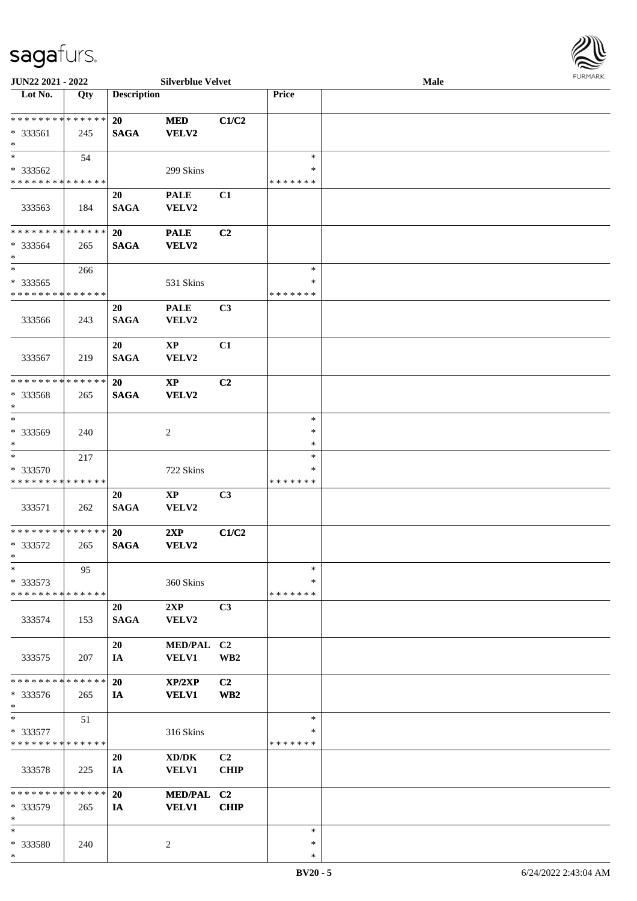JUN22 2021 - 2022 Silverblue Velvet Male

| Lot No. | Qty | Description | | | Price | |
|---|---|---|---|---|---|---|
| * * * * * * * * * * * * * * | | 20 | MED | C1/C2 | | |
| * 333561 | 245 | SAGA | VELV2 | | | |
| * | | | | | | |
| * | 54 | | | | * | |
| * 333562 | | | 299 Skins | | * | |
| * * * * * * * * * * * * * * | | | | | * * * * * * * | |
| | | 20 | PALE | C1 | | |
| 333563 | 184 | SAGA | VELV2 | | | |
| * * * * * * * * * * * * * * | | 20 | PALE | C2 | | |
| * 333564 | 265 | SAGA | VELV2 | | | |
| * | | | | | | |
| * | 266 | | | | * | |
| * 333565 | | | 531 Skins | | * | |
| * * * * * * * * * * * * * * | | | | | * * * * * * * | |
| | | 20 | PALE | C3 | | |
| 333566 | 243 | SAGA | VELV2 | | | |
| | | 20 | XP | C1 | | |
| 333567 | 219 | SAGA | VELV2 | | | |
| * * * * * * * * * * * * * * | | 20 | XP | C2 | | |
| * 333568 | 265 | SAGA | VELV2 | | | |
| * | | | | | | |
| * | | | | | * | |
| * 333569 | 240 | | 2 | | * | |
| * | | | | | * | |
| * | 217 | | | | * | |
| * 333570 | | | 722 Skins | | * | |
| * * * * * * * * * * * * * * | | | | | * * * * * * * | |
| | | 20 | XP | C3 | | |
| 333571 | 262 | SAGA | VELV2 | | | |
| * * * * * * * * * * * * * * | | 20 | 2XP | C1/C2 | | |
| * 333572 | 265 | SAGA | VELV2 | | | |
| * | | | | | | |
| * | 95 | | | | * | |
| * 333573 | | | 360 Skins | | * | |
| * * * * * * * * * * * * * * | | | | | * * * * * * * | |
| | | 20 | 2XP | C3 | | |
| 333574 | 153 | SAGA | VELV2 | | | |
| | | 20 | MED/PAL | C2 | | |
| 333575 | 207 | IA | VELV1 | WB2 | | |
| * * * * * * * * * * * * * * | | 20 | XP/2XP | C2 | | |
| * 333576 | 265 | IA | VELV1 | WB2 | | |
| * | | | | | | |
| * | 51 | | | | * | |
| * 333577 | | | 316 Skins | | * | |
| * * * * * * * * * * * * * * | | | | | * * * * * * * | |
| | | 20 | XD/DK | C2 | | |
| 333578 | 225 | IA | VELV1 | CHIP | | |
| * * * * * * * * * * * * * * | | 20 | MED/PAL | C2 | | |
| * 333579 | 265 | IA | VELV1 | CHIP | | |
| * | | | | | | |
| * | | | | | * | |
| * 333580 | 240 | | 2 | | * | |
| * | | | | | * | |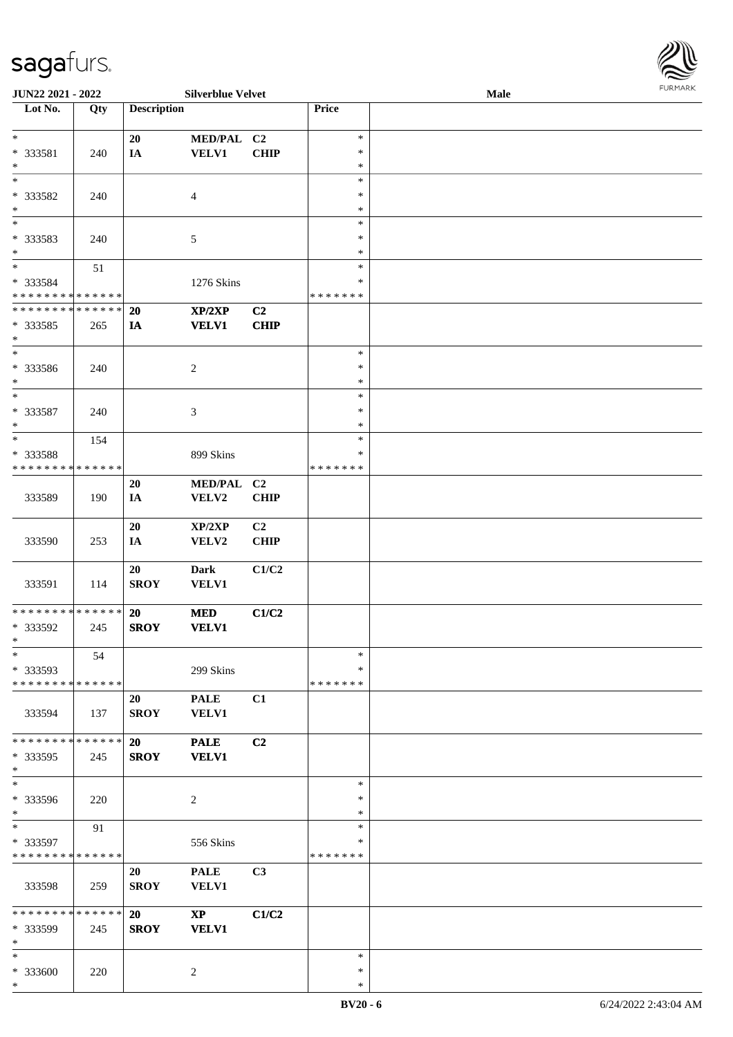JUN22 2021 - 2022 — Silverblue Velvet — Male

| Lot No. | Qty | Description | | | Price | |
|---|---|---|---|---|---|---|
| * | | 20 | MED/PAL | C2 | * | |
| * 333581 | 240 | IA | VELV1 | CHIP | * | |
| * | | | | | * | |
| * | | | | | * | |
| * 333582 | 240 | | 4 | | * | |
| * | | | | | * | |
| * | | | | | * | |
| * 333583 | 240 | | 5 | | * | |
| * | | | | | * | |
| * | 51 | | | | * | |
| * 333584 | | | 1276 Skins | | * | |
| * * * * * * * * * * * * * * | | | | | * * * * * * * | |
| * * * * * * * * * * * * * * | | **20** | **XP/2XP** | **C2** | | |
| * 333585 | 265 | **IA** | **VELV1** | **CHIP** | | |
| * | | | | | | |
| * | | | | | * | |
| * 333586 | 240 | | 2 | | * | |
| * | | | | | * | |
| * | | | | | * | |
| * 333587 | 240 | | 3 | | * | |
| * | | | | | * | |
| * | 154 | | | | * | |
| * 333588 | | | 899 Skins | | * | |
| * * * * * * * * * * * * * * | | | | | * * * * * * * | |
| | | 20 | MED/PAL | C2 | | |
| 333589 | 190 | IA | VELV2 | CHIP | | |
| | | 20 | XP/2XP | C2 | | |
| 333590 | 253 | IA | VELV2 | CHIP | | |
| | | 20 | Dark | C1/C2 | | |
| 333591 | 114 | SROY | VELV1 | | | |
| * * * * * * * * * * * * * * | | **20** | **MED** | **C1/C2** | | |
| * 333592 | 245 | **SROY** | **VELV1** | | | |
| * | | | | | | |
| * | 54 | | | | * | |
| * 333593 | | | 299 Skins | | * | |
| * * * * * * * * * * * * * * | | | | | * * * * * * * | |
| | | 20 | PALE | C1 | | |
| 333594 | 137 | SROY | VELV1 | | | |
| * * * * * * * * * * * * * * | | **20** | **PALE** | **C2** | | |
| * 333595 | 245 | **SROY** | **VELV1** | | | |
| * | | | | | | |
| * | | | | | * | |
| * 333596 | 220 | | 2 | | * | |
| * | | | | | * | |
| * | 91 | | | | * | |
| * 333597 | | | 556 Skins | | * | |
| * * * * * * * * * * * * * * | | | | | * * * * * * * | |
| | | 20 | PALE | C3 | | |
| 333598 | 259 | SROY | VELV1 | | | |
| * * * * * * * * * * * * * * | | **20** | **XP** | **C1/C2** | | |
| * 333599 | 245 | **SROY** | **VELV1** | | | |
| * | | | | | | |
| * | | | | | * | |
| * 333600 | 220 | | 2 | | * | |
| * | | | | | * | |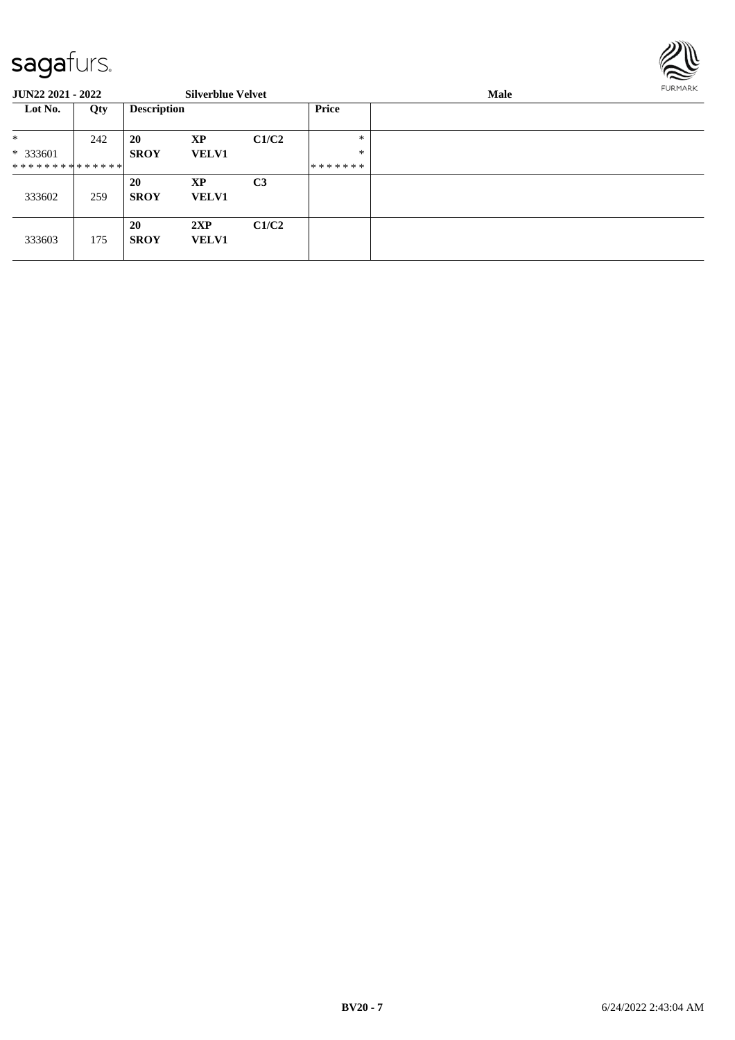**JUN22 2021 - 2022** **Silverblue Velvet** **Male**

| Lot No. | Qty | Description | | | Price |
|---|---|---|---|---|---|
| * <br> * 333601 <br> ************* | 242 | **20** <br> **SROY** | **XP** <br> **VELV1** | **C1/C2** | * <br> * <br> ******* |
| 333602 | 259 | **20** <br> **SROY** | **XP** <br> **VELV1** | **C3** | |
| 333603 | 175 | **20** <br> **SROY** | **2XP** <br> **VELV1** | **C1/C2** | |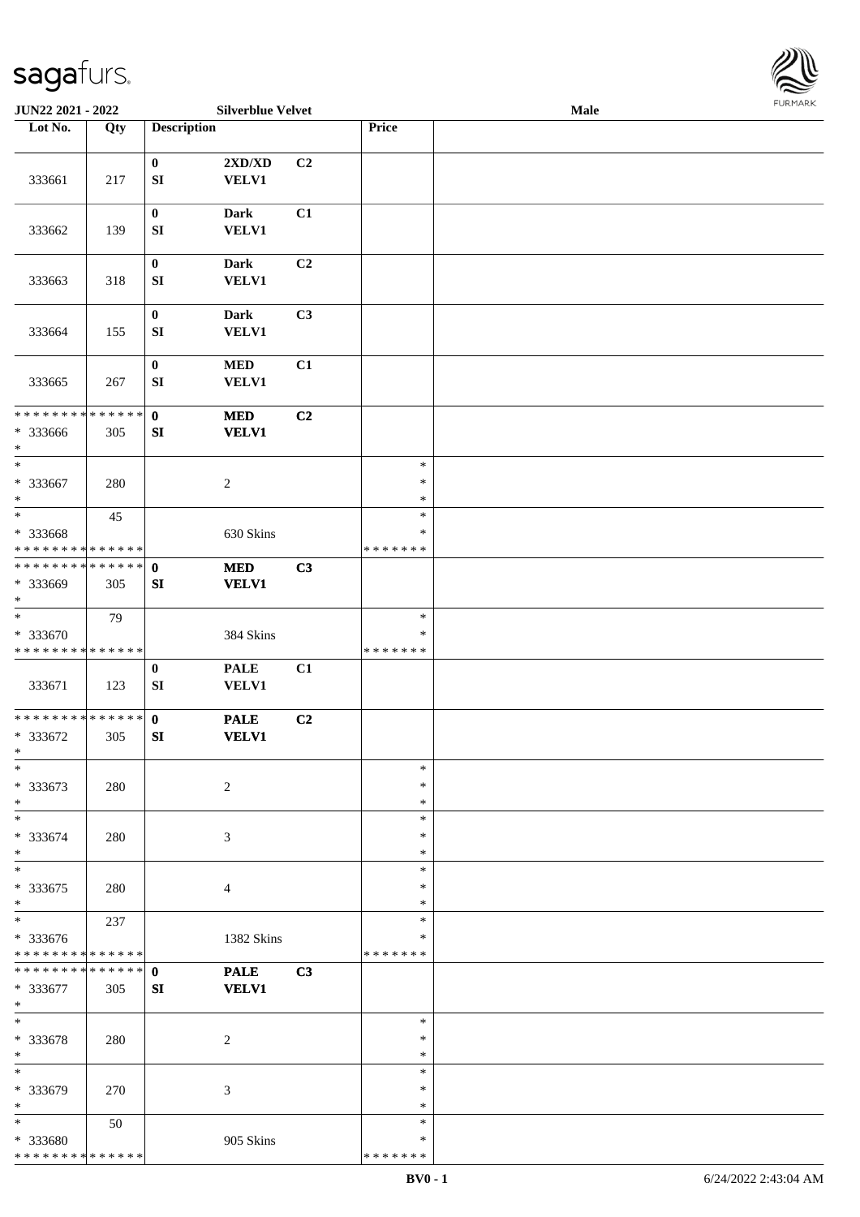**JUN22 2021 - 2022 — Silverblue Velvet — Male**

| Lot No. | Qty | Description | | | Price | |
|---|---|---|---|---|---|---|
| 333661 | 217 | 0<br>SI | 2XD/XD<br>VELV1 | C2 | | |
| 333662 | 139 | 0<br>SI | Dark<br>VELV1 | C1 | | |
| 333663 | 318 | 0<br>SI | Dark<br>VELV1 | C2 | | |
| 333664 | 155 | 0<br>SI | Dark<br>VELV1 | C3 | | |
| 333665 | 267 | 0<br>SI | MED<br>VELV1 | C1 | | |
| * * * * * * * * * * * * * *<br>* 333666<br>* | 305 | **0**<br>**SI** | **MED**<br>**VELV1** | **C2** | | |
| *<br>* 333667<br>* | 280 | | 2 | | *<br>*<br>* | |
| *<br>* 333668<br>* * * * * * * * * * * * * * | 45 | | 630 Skins | | *<br>*<br>* * * * * * * | |
| * * * * * * * * * * * * * *<br>* 333669<br>* | 305 | **0**<br>**SI** | **MED**<br>**VELV1** | **C3** | | |
| *<br>* 333670<br>* * * * * * * * * * * * * * | 79 | | 384 Skins | | *<br>*<br>* * * * * * * | |
| 333671 | 123 | 0<br>SI | PALE<br>VELV1 | C1 | | |
| * * * * * * * * * * * * * *<br>* 333672<br>* | 305 | **0**<br>**SI** | **PALE**<br>**VELV1** | **C2** | | |
| *<br>* 333673<br>* | 280 | | 2 | | *<br>*<br>* | |
| *<br>* 333674<br>* | 280 | | 3 | | *<br>*<br>* | |
| *<br>* 333675<br>* | 280 | | 4 | | *<br>*<br>* | |
| *<br>* 333676<br>* * * * * * * * * * * * * * | 237 | | 1382 Skins | | *<br>*<br>* * * * * * * | |
| * * * * * * * * * * * * * *<br>* 333677<br>* | 305 | **0**<br>**SI** | **PALE**<br>**VELV1** | **C3** | | |
| *<br>* 333678<br>* | 280 | | 2 | | *<br>*<br>* | |
| *<br>* 333679<br>* | 270 | | 3 | | *<br>*<br>* | |
| *<br>* 333680<br>* * * * * * * * * * * * * * | 50 | | 905 Skins | | *<br>*<br>* * * * * * * | |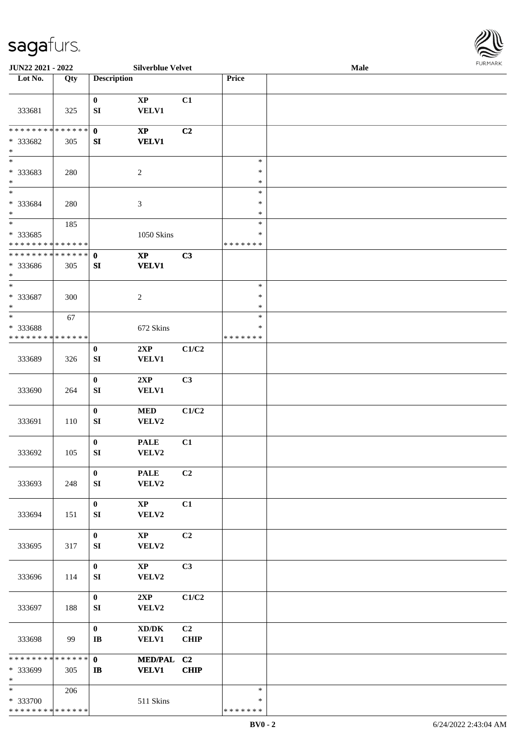JUN22 2021 - 2022 | Silverblue Velvet | Male

| Lot No. | Qty | Description | | | Price | |
|---|---|---|---|---|---|---|
| 333681 | 325 | 0<br>SI | XP<br>VELV1 | C1 | | |
| ************** <br>* 333682<br>* | 305 | 0<br>SI | XP<br>VELV1 | C2 | | |
| *<br>* 333683<br>* | 280 | | 2 | | *<br>*<br>* | |
| *<br>* 333684<br>* | 280 | | 3 | | *<br>*<br>* | |
| *<br>* 333685<br>************** | 185 | | 1050 Skins | | *<br>*<br>******* | |
| ************** <br>* 333686<br>* | 305 | 0<br>SI | XP<br>VELV1 | C3 | | |
| *<br>* 333687<br>* | 300 | | 2 | | *<br>*<br>* | |
| *<br>* 333688<br>************** | 67 | | 672 Skins | | *<br>*<br>******* | |
| 333689 | 326 | 0<br>SI | 2XP<br>VELV1 | C1/C2 | | |
| 333690 | 264 | 0<br>SI | 2XP<br>VELV1 | C3 | | |
| 333691 | 110 | 0<br>SI | MED<br>VELV2 | C1/C2 | | |
| 333692 | 105 | 0<br>SI | PALE<br>VELV2 | C1 | | |
| 333693 | 248 | 0<br>SI | PALE<br>VELV2 | C2 | | |
| 333694 | 151 | 0<br>SI | XP<br>VELV2 | C1 | | |
| 333695 | 317 | 0<br>SI | XP<br>VELV2 | C2 | | |
| 333696 | 114 | 0<br>SI | XP<br>VELV2 | C3 | | |
| 333697 | 188 | 0<br>SI | 2XP<br>VELV2 | C1/C2 | | |
| 333698 | 99 | 0<br>IB | XD/DK<br>VELV1 | C2<br>CHIP | | |
| ************** <br>* 333699<br>* | 305 | 0<br>IB | MED/PAL<br>VELV1 | C2<br>CHIP | | |
| *<br>* 333700<br>************** | 206 | | 511 Skins | | *<br>*<br>******* | |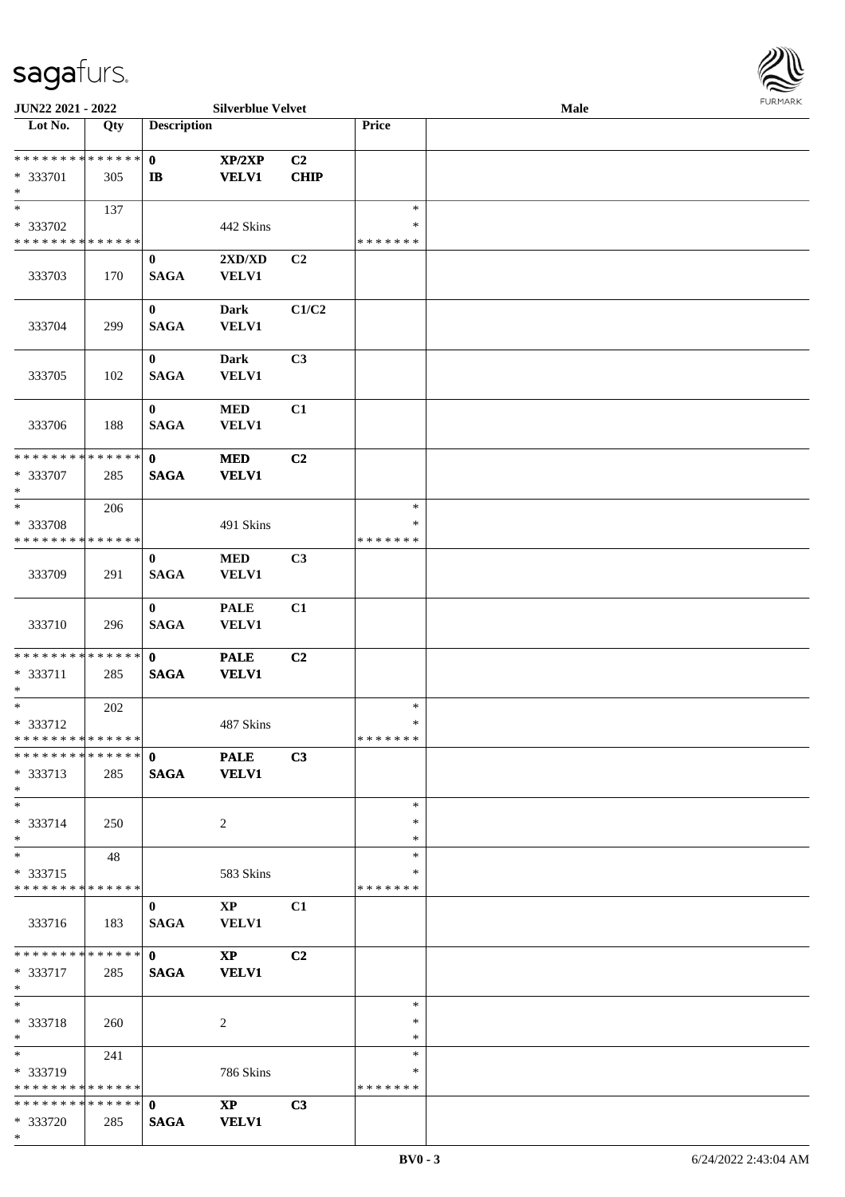JUN22 2021 - 2022 Silverblue Velvet Male

| Lot No. | Qty | Description | | | Price | |
|---|---|---|---|---|---|---|
| * * * * * * * * * * * * * * | | 0 | XP/2XP | C2 | | |
| * 333701 | 305 | IB | VELV1 | CHIP | | |
| * | | | | | | |
| * | 137 | | | | * | |
| * 333702 | | | 442 Skins | | * | |
| * * * * * * * * * * * * * * | | | | | * * * * * * * | |
| 333703 | 170 | 0<br>SAGA | 2XD/XD<br>VELV1 | C2 | | |
| 333704 | 299 | 0<br>SAGA | Dark<br>VELV1 | C1/C2 | | |
| 333705 | 102 | 0<br>SAGA | Dark<br>VELV1 | C3 | | |
| 333706 | 188 | 0<br>SAGA | MED<br>VELV1 | C1 | | |
| * * * * * * * * * * * * * * | | 0 | MED | C2 | | |
| * 333707 | 285 | SAGA | VELV1 | | | |
| * | | | | | | |
| * | 206 | | | | * | |
| * 333708 | | | 491 Skins | | * | |
| * * * * * * * * * * * * * * | | | | | * * * * * * * | |
| 333709 | 291 | 0<br>SAGA | MED<br>VELV1 | C3 | | |
| 333710 | 296 | 0<br>SAGA | PALE<br>VELV1 | C1 | | |
| * * * * * * * * * * * * * * | | 0 | PALE | C2 | | |
| * 333711 | 285 | SAGA | VELV1 | | | |
| * | | | | | | |
| * | 202 | | | | * | |
| * 333712 | | | 487 Skins | | * | |
| * * * * * * * * * * * * * * | | | | | * * * * * * * | |
| * * * * * * * * * * * * * * | | 0 | PALE | C3 | | |
| * 333713 | 285 | SAGA | VELV1 | | | |
| * | | | | | | |
| * | | | | | * | |
| * 333714 | 250 | | 2 | | * | |
| * | | | | | * | |
| * | 48 | | | | * | |
| * 333715 | | | 583 Skins | | * | |
| * * * * * * * * * * * * * * | | | | | * * * * * * * | |
| 333716 | 183 | 0<br>SAGA | XP<br>VELV1 | C1 | | |
| * * * * * * * * * * * * * * | | 0 | XP | C2 | | |
| * 333717 | 285 | SAGA | VELV1 | | | |
| * | | | | | | |
| * | | | | | * | |
| * 333718 | 260 | | 2 | | * | |
| * | | | | | * | |
| * | 241 | | | | * | |
| * 333719 | | | 786 Skins | | * | |
| * * * * * * * * * * * * * * | | | | | * * * * * * * | |
| * * * * * * * * * * * * * * | | 0 | XP | C3 | | |
| * 333720 | 285 | SAGA | VELV1 | | | |
| * | | | | | | |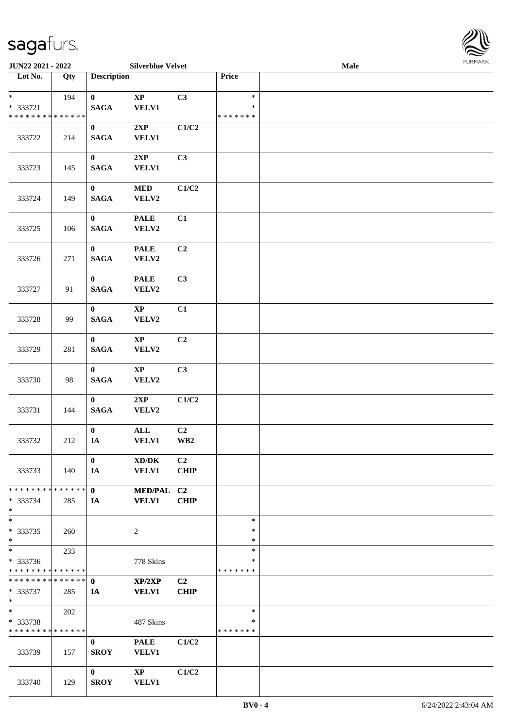| Lot No. | Qty | Description | | | Price | |
|---|---|---|---|---|---|---|
| * <br> * 333721 <br> * * * * * * * * * * * * * * | 194 | 0 <br> SAGA | XP <br> VELV1 | C3 | * <br> * <br> * * * * * * * | |
| 333722 | 214 | 0 <br> SAGA | 2XP <br> VELV1 | C1/C2 | | |
| 333723 | 145 | 0 <br> SAGA | 2XP <br> VELV1 | C3 | | |
| 333724 | 149 | 0 <br> SAGA | MED <br> VELV2 | C1/C2 | | |
| 333725 | 106 | 0 <br> SAGA | PALE <br> VELV2 | C1 | | |
| 333726 | 271 | 0 <br> SAGA | PALE <br> VELV2 | C2 | | |
| 333727 | 91 | 0 <br> SAGA | PALE <br> VELV2 | C3 | | |
| 333728 | 99 | 0 <br> SAGA | XP <br> VELV2 | C1 | | |
| 333729 | 281 | 0 <br> SAGA | XP <br> VELV2 | C2 | | |
| 333730 | 98 | 0 <br> SAGA | XP <br> VELV2 | C3 | | |
| 333731 | 144 | 0 <br> SAGA | 2XP <br> VELV2 | C1/C2 | | |
| 333732 | 212 | 0 <br> IA | ALL <br> VELV1 | C2 <br> WB2 | | |
| 333733 | 140 | 0 <br> IA | XD/DK <br> VELV1 | C2 <br> CHIP | | |
| * * * * * * * * * * * * * * <br> * 333734 <br> * | 285 | 0 <br> IA | MED/PAL <br> VELV1 | C2 <br> CHIP | | |
| * <br> * 333735 <br> * | 260 | | 2 | | * <br> * <br> * | |
| * <br> * 333736 <br> * * * * * * * * * * * * * * | 233 | | 778 Skins | | * <br> * <br> * * * * * * * | |
| * * * * * * * * * * * * * * <br> * 333737 <br> * | 285 | 0 <br> IA | XP/2XP <br> VELV1 | C2 <br> CHIP | | |
| * <br> * 333738 <br> * * * * * * * * * * * * * * | 202 | | 487 Skins | | * <br> * <br> * * * * * * * | |
| 333739 | 157 | 0 <br> SROY | PALE <br> VELV1 | C1/C2 | | |
| 333740 | 129 | 0 <br> SROY | XP <br> VELV1 | C1/C2 | | |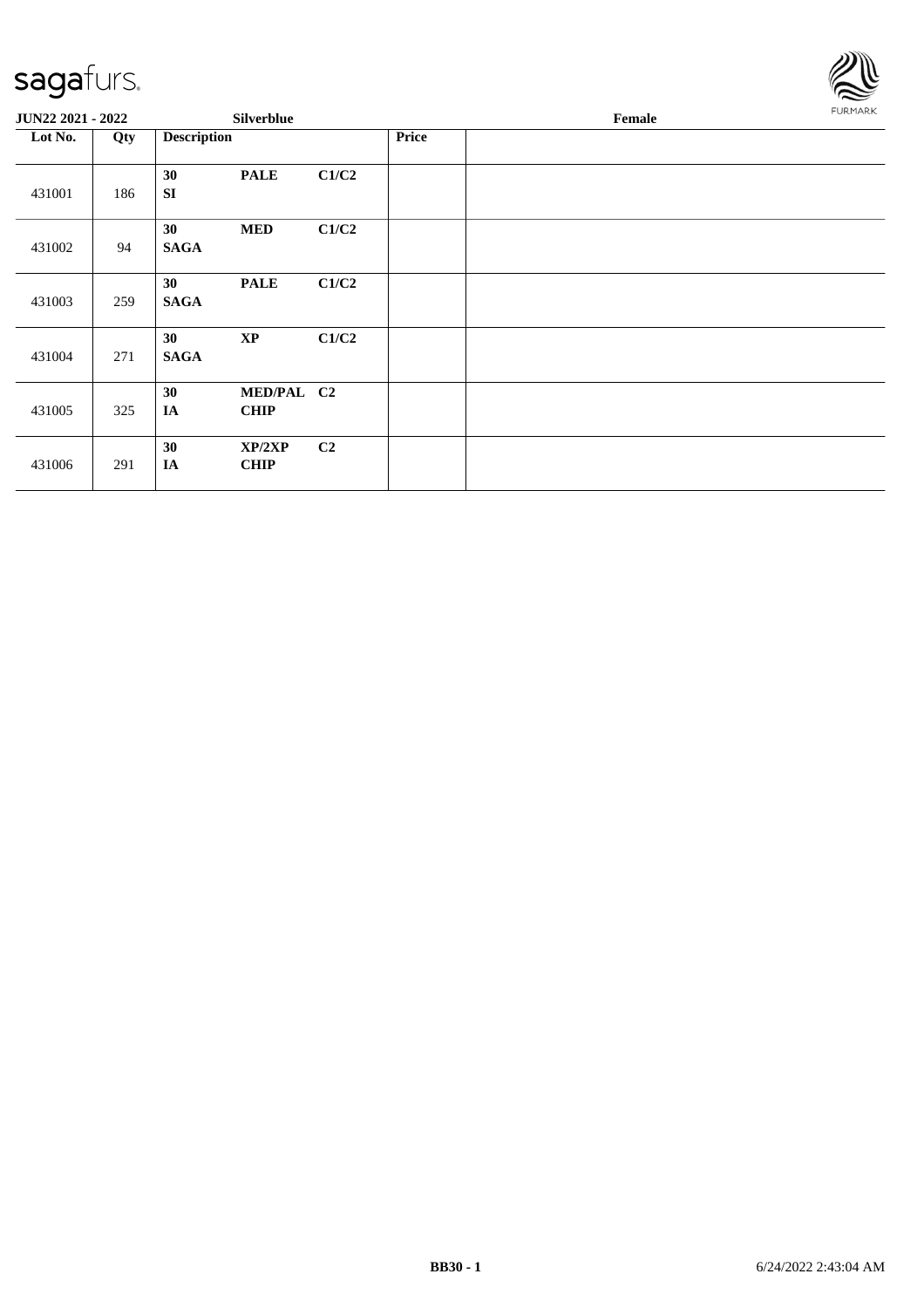**JUN22 2021 - 2022** | **Silverblue** | **Female**

| Lot No. | Qty | Description | | | Price | |
|---|---|---|---|---|---|---|
| 431001 | 186 | **30** **SI** | **PALE** | **C1/C2** | | |
| 431002 | 94 | **30** **SAGA** | **MED** | **C1/C2** | | |
| 431003 | 259 | **30** **SAGA** | **PALE** | **C1/C2** | | |
| 431004 | 271 | **30** **SAGA** | **XP** | **C1/C2** | | |
| 431005 | 325 | **30** **IA** | **MED/PAL** **CHIP** | **C2** | | |
| 431006 | 291 | **30** **IA** | **XP/2XP** **CHIP** | **C2** | | |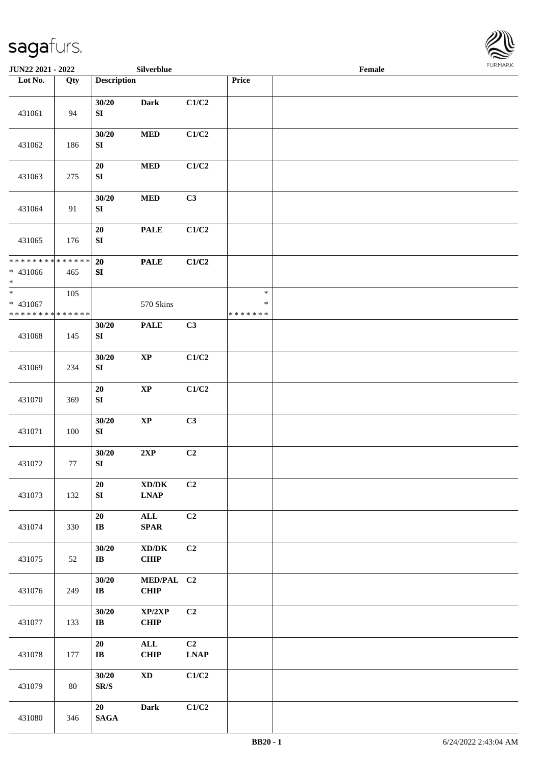| Lot No. | Qty | Description | | | Price | |
|---|---|---|---|---|---|---|
| 431061 | 94 | 30/20 SI | Dark | C1/C2 | | |
| 431062 | 186 | 30/20 SI | MED | C1/C2 | | |
| 431063 | 275 | 20 SI | MED | C1/C2 | | |
| 431064 | 91 | 30/20 SI | MED | C3 | | |
| 431065 | 176 | 20 SI | PALE | C1/C2 | | |
| * * * * * * * * * * * * * * * 431066 * | 465 | 20 SI | PALE | C1/C2 | | |
| * * 431067 * * * * * * * * * * * * * * | 105 | | 570 Skins | | * * * * * * * * * | |
| 431068 | 145 | 30/20 SI | PALE | C3 | | |
| 431069 | 234 | 30/20 SI | XP | C1/C2 | | |
| 431070 | 369 | 20 SI | XP | C1/C2 | | |
| 431071 | 100 | 30/20 SI | XP | C3 | | |
| 431072 | 77 | 30/20 SI | 2XP | C2 | | |
| 431073 | 132 | 20 SI | XD/DK LNAP | C2 | | |
| 431074 | 330 | 20 IB | ALL SPAR | C2 | | |
| 431075 | 52 | 30/20 IB | XD/DK CHIP | C2 | | |
| 431076 | 249 | 30/20 IB | MED/PAL CHIP | C2 | | |
| 431077 | 133 | 30/20 IB | XP/2XP CHIP | C2 | | |
| 431078 | 177 | 20 IB | ALL CHIP | C2 LNAP | | |
| 431079 | 80 | 30/20 SR/S | XD | C1/C2 | | |
| 431080 | 346 | 20 SAGA | Dark | C1/C2 | | |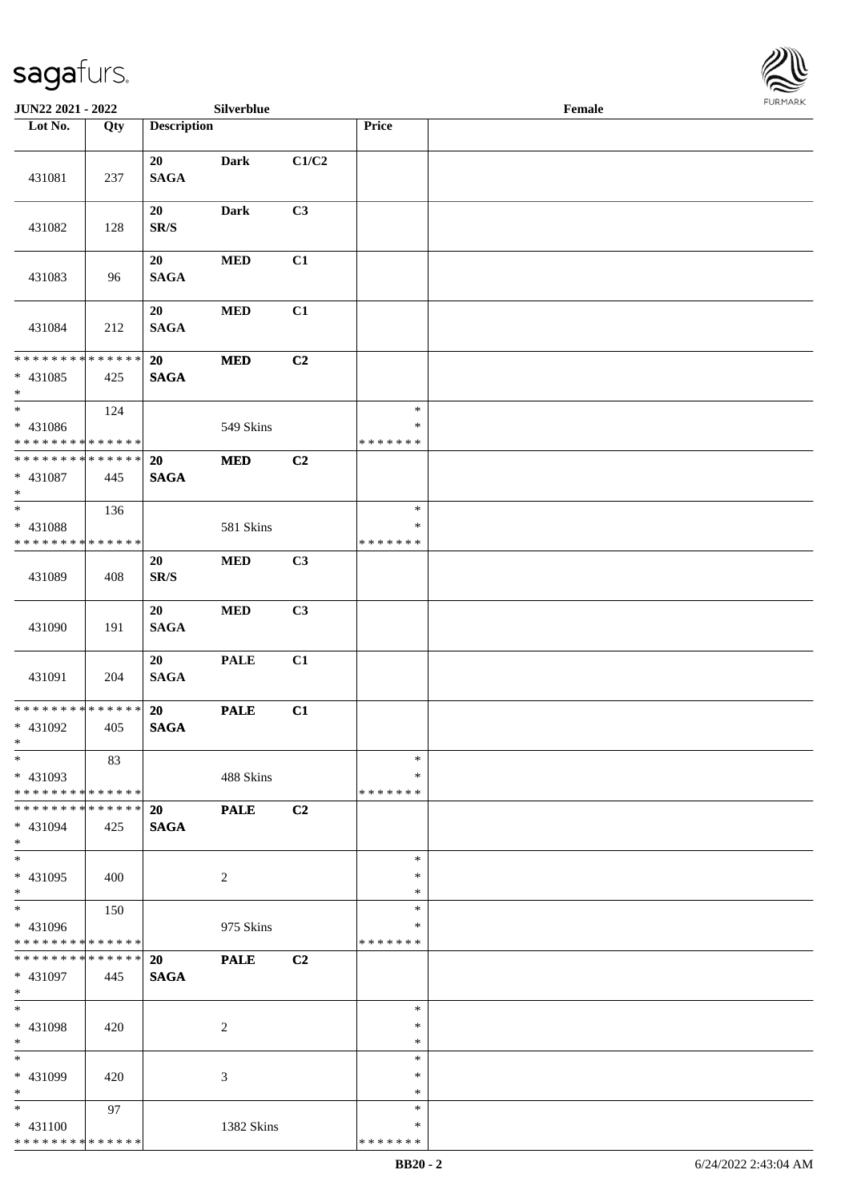| Lot No. | Qty | Description | | | Price | |
|---|---|---|---|---|---|---|
| 431081 | 237 | 20 SAGA | Dark | C1/C2 | | |
| 431082 | 128 | 20 SR/S | Dark | C3 | | |
| 431083 | 96 | 20 SAGA | MED | C1 | | |
| 431084 | 212 | 20 SAGA | MED | C1 | | |
| * * * * * * * * * * * * * * * 431085 * | 425 | 20 SAGA | MED | C2 | | |
| * * 431086 * * * * * * * * * * * * * * | 124 | | 549 Skins | | * * * * * * * * * | |
| * * * * * * * * * * * * * * * 431087 * | 445 | 20 SAGA | MED | C2 | | |
| * * 431088 * * * * * * * * * * * * * * | 136 | | 581 Skins | | * * * * * * * * * | |
| 431089 | 408 | 20 SR/S | MED | C3 | | |
| 431090 | 191 | 20 SAGA | MED | C3 | | |
| 431091 | 204 | 20 SAGA | PALE | C1 | | |
| * * * * * * * * * * * * * * * 431092 * | 405 | 20 SAGA | PALE | C1 | | |
| * * 431093 * * * * * * * * * * * * * * | 83 | | 488 Skins | | * * * * * * * * * | |
| * * * * * * * * * * * * * * * 431094 * | 425 | 20 SAGA | PALE | C2 | | |
| * * 431095 * | 400 | | 2 | | * * * | |
| * * 431096 * * * * * * * * * * * * * * | 150 | | 975 Skins | | * * * * * * * * * | |
| * * * * * * * * * * * * * * * 431097 * | 445 | 20 SAGA | PALE | C2 | | |
| * * 431098 * | 420 | | 2 | | * * * | |
| * * 431099 * | 420 | | 3 | | * * * | |
| * * 431100 * * * * * * * * * * * * * * | 97 | | 1382 Skins | | * * * * * * * * * | |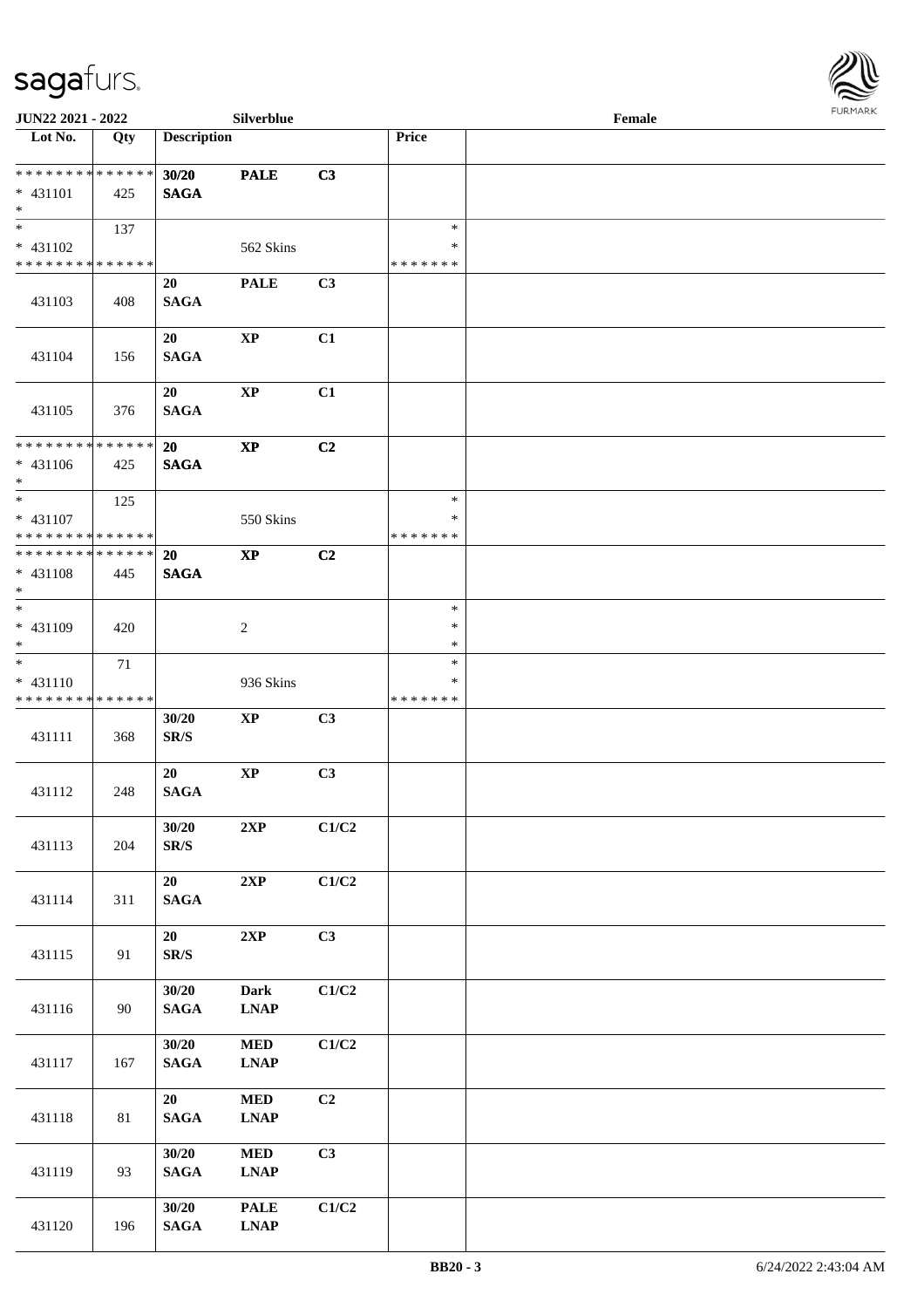| Lot No. | Qty | Description | | | Price | |
|---|---|---|---|---|---|---|
| * * * * * * * * * * * * * * | | 30/20 | PALE | C3 | | |
| * 431101 | 425 | SAGA | | | | |
| * | | | | | | |
| * | 137 | | | | * | |
| * 431102 | | | 562 Skins | | * | |
| * * * * * * * * * * * * * * | | | | | * * * * * * * | |
| 431103 | 408 | 20 SAGA | PALE | C3 | | |
| 431104 | 156 | 20 SAGA | XP | C1 | | |
| 431105 | 376 | 20 SAGA | XP | C1 | | |
| * * * * * * * * * * * * * * | | 20 | XP | C2 | | |
| * 431106 | 425 | SAGA | | | | |
| * | | | | | | |
| * | 125 | | | | * | |
| * 431107 | | | 550 Skins | | * | |
| * * * * * * * * * * * * * * | | | | | * * * * * * * | |
| * * * * * * * * * * * * * * | | 20 | XP | C2 | | |
| * 431108 | 445 | SAGA | | | | |
| * | | | | | | |
| * | | | | | * | |
| * 431109 | 420 | | 2 | | * | |
| * | | | | | * | |
| * | 71 | | | | * | |
| * 431110 | | | 936 Skins | | * | |
| * * * * * * * * * * * * * * | | | | | * * * * * * * | |
| 431111 | 368 | 30/20 SR/S | XP | C3 | | |
| 431112 | 248 | 20 SAGA | XP | C3 | | |
| 431113 | 204 | 30/20 SR/S | 2XP | C1/C2 | | |
| 431114 | 311 | 20 SAGA | 2XP | C1/C2 | | |
| 431115 | 91 | 20 SR/S | 2XP | C3 | | |
| 431116 | 90 | 30/20 SAGA | Dark LNAP | C1/C2 | | |
| 431117 | 167 | 30/20 SAGA | MED LNAP | C1/C2 | | |
| 431118 | 81 | 20 SAGA | MED LNAP | C2 | | |
| 431119 | 93 | 30/20 SAGA | MED LNAP | C3 | | |
| 431120 | 196 | 30/20 SAGA | PALE LNAP | C1/C2 | | |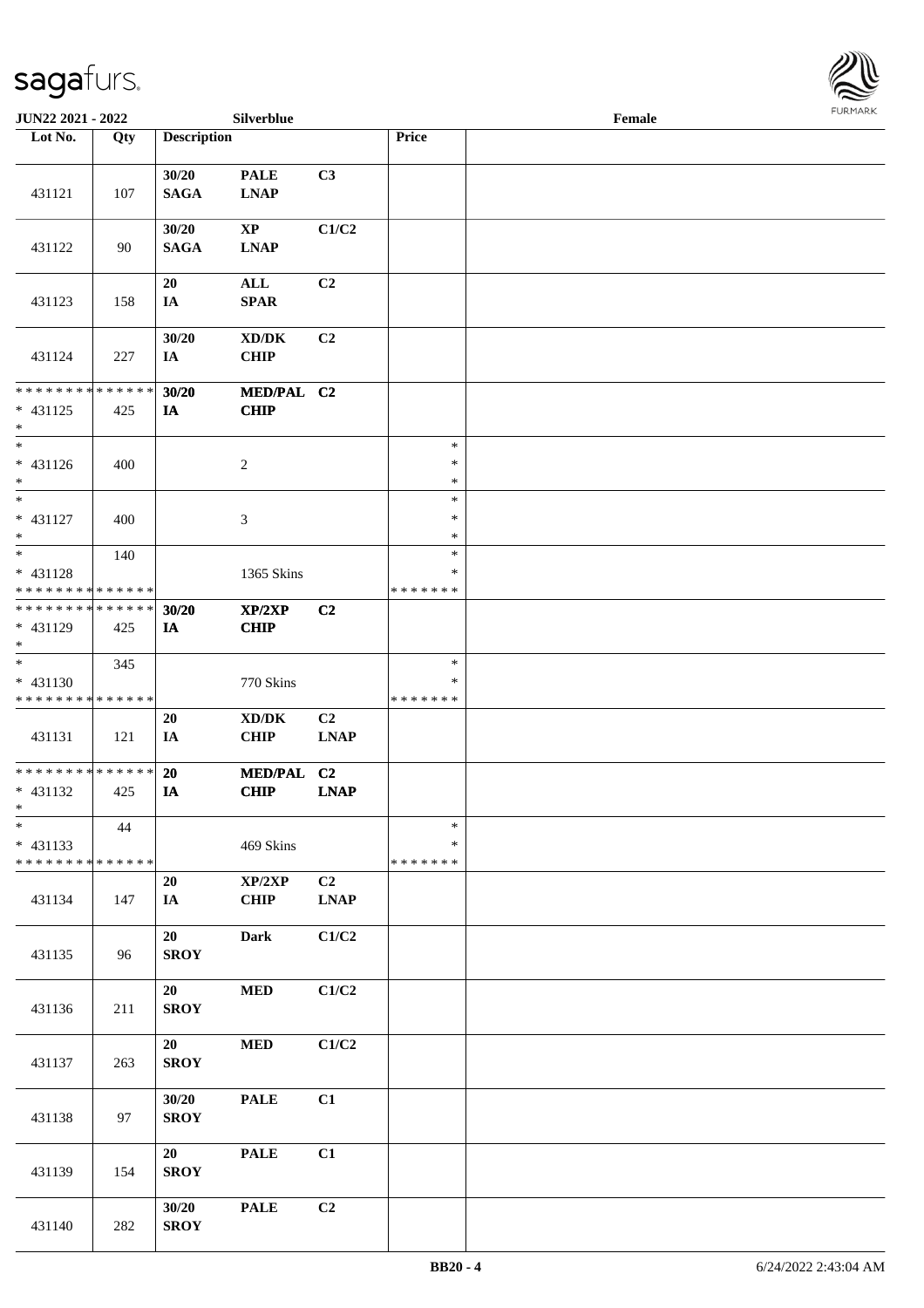| Lot No. | Qty | Description | | | Price | |
|---|---|---|---|---|---|---|
| 431121 | 107 | 30/20 SAGA | PALE LNAP | C3 | | |
| 431122 | 90 | 30/20 SAGA | XP LNAP | C1/C2 | | |
| 431123 | 158 | 20 IA | ALL SPAR | C2 | | |
| 431124 | 227 | 30/20 IA | XD/DK CHIP | C2 | | |
| * * * * * * * * * * * * * * * 431125 * | 425 | 30/20 IA | MED/PAL CHIP | C2 | | |
| * * 431126 * | 400 | | 2 | | * * * | |
| * * 431127 * | 400 | | 3 | | * * * | |
| * * 431128 * * * * * * * * * * * * * * | 140 | | 1365 Skins | | * * * * * * * * * | |
| * * * * * * * * * * * * * * * 431129 * | 425 | 30/20 IA | XP/2XP CHIP | C2 | | |
| * * 431130 * * * * * * * * * * * * * * | 345 | | 770 Skins | | * * * * * * * * | |
| 431131 | 121 | 20 IA | XD/DK CHIP | C2 LNAP | | |
| * * * * * * * * * * * * * * * 431132 * | 425 | 20 IA | MED/PAL CHIP | C2 LNAP | | |
| * * 431133 * * * * * * * * * * * * * * | 44 | | 469 Skins | | * * * * * * * * | |
| 431134 | 147 | 20 IA | XP/2XP CHIP | C2 LNAP | | |
| 431135 | 96 | 20 SROY | Dark | C1/C2 | | |
| 431136 | 211 | 20 SROY | MED | C1/C2 | | |
| 431137 | 263 | 20 SROY | MED | C1/C2 | | |
| 431138 | 97 | 30/20 SROY | PALE | C1 | | |
| 431139 | 154 | 20 SROY | PALE | C1 | | |
| 431140 | 282 | 30/20 SROY | PALE | C2 | | |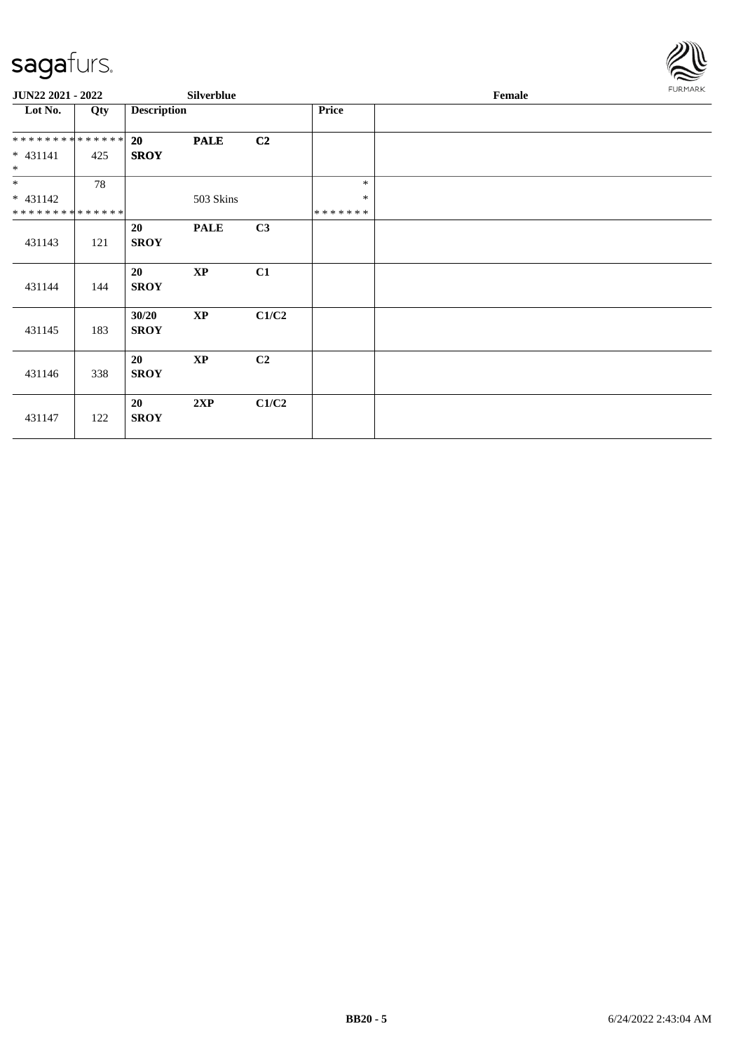**JUN22 2021 - 2022** **Silverblue** **Female**

| Lot No. | Qty | Description | | | Price | |
|---|---|---|---|---|---|---|
| * * * * * * * * * * * * * * | | **20** | **PALE** | **C2** | | |
| * 431141 | 425 | **SROY** | | | | |
| * | | | | | | |
| * | 78 | | | | * | |
| * 431142 | | | 503 Skins | | * | |
| * * * * * * * * * * * * * * | | | | | * * * * * * * | |
| 431143 | 121 | **20 SROY** | **PALE** | **C3** | | |
| 431144 | 144 | **20 SROY** | **XP** | **C1** | | |
| 431145 | 183 | **30/20 SROY** | **XP** | **C1/C2** | | |
| 431146 | 338 | **20 SROY** | **XP** | **C2** | | |
| 431147 | 122 | **20 SROY** | **2XP** | **C1/C2** | | |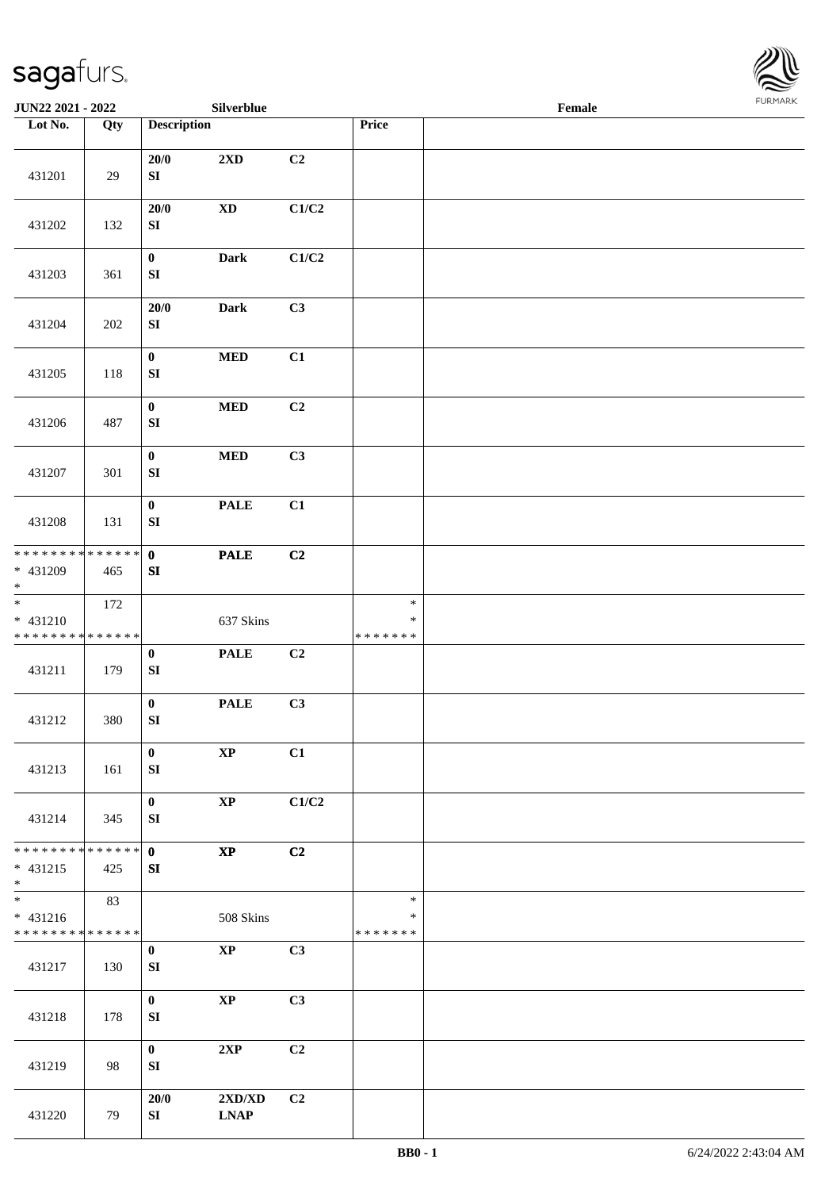JUN22 2021 - 2022 Silverblue Female

| Lot No. | Qty | Description | | | Price | |
|---|---|---|---|---|---|---|
| 431201 | 29 | 20/0 SI | 2XD | C2 | | |
| 431202 | 132 | 20/0 SI | XD | C1/C2 | | |
| 431203 | 361 | 0 SI | Dark | C1/C2 | | |
| 431204 | 202 | 20/0 SI | Dark | C3 | | |
| 431205 | 118 | 0 SI | MED | C1 | | |
| 431206 | 487 | 0 SI | MED | C2 | | |
| 431207 | 301 | 0 SI | MED | C3 | | |
| 431208 | 131 | 0 SI | PALE | C1 | | |
| * * * * * * * * * * * * * * * 431209 * | 465 | 0 SI | PALE | C2 | | |
| * * 431210 * * * * * * * * * * * * * * | 172 | | 637 Skins | | * * * * * * * * * | |
| 431211 | 179 | 0 SI | PALE | C2 | | |
| 431212 | 380 | 0 SI | PALE | C3 | | |
| 431213 | 161 | 0 SI | XP | C1 | | |
| 431214 | 345 | 0 SI | XP | C1/C2 | | |
| * * * * * * * * * * * * * * * 431215 * | 425 | 0 SI | XP | C2 | | |
| * * 431216 * * * * * * * * * * * * * * | 83 | | 508 Skins | | * * * * * * * * * | |
| 431217 | 130 | 0 SI | XP | C3 | | |
| 431218 | 178 | 0 SI | XP | C3 | | |
| 431219 | 98 | 0 SI | 2XP | C2 | | |
| 431220 | 79 | 20/0 SI | 2XD/XD LNAP | C2 | | |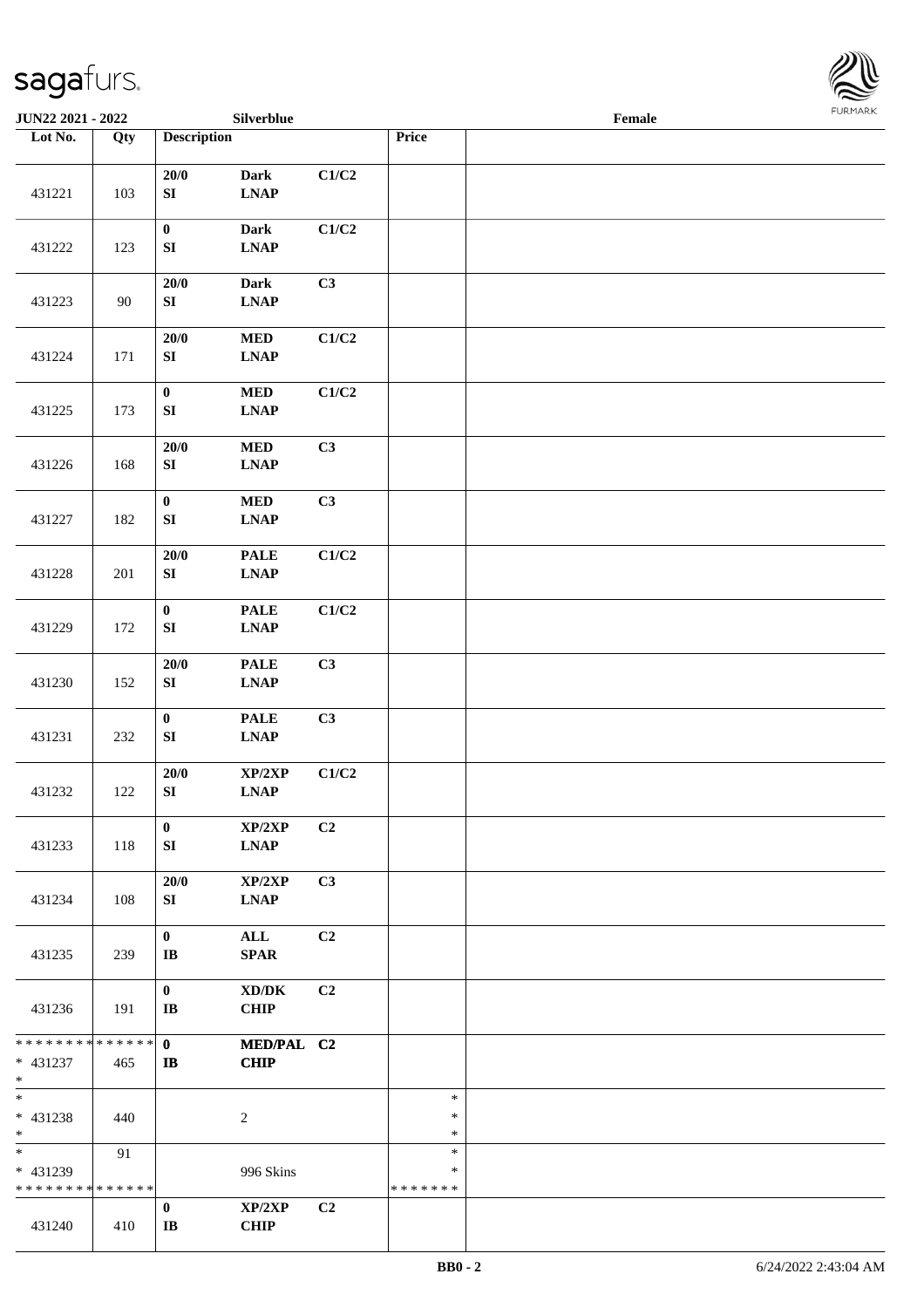**JUN22 2021 - 2022** **Silverblue** **Female**

| Lot No. | Qty | Description | | | Price | |
|---|---|---|---|---|---|---|
| 431221 | 103 | 20/0 SI | Dark LNAP | C1/C2 | | |
| 431222 | 123 | 0 SI | Dark LNAP | C1/C2 | | |
| 431223 | 90 | 20/0 SI | Dark LNAP | C3 | | |
| 431224 | 171 | 20/0 SI | MED LNAP | C1/C2 | | |
| 431225 | 173 | 0 SI | MED LNAP | C1/C2 | | |
| 431226 | 168 | 20/0 SI | MED LNAP | C3 | | |
| 431227 | 182 | 0 SI | MED LNAP | C3 | | |
| 431228 | 201 | 20/0 SI | PALE LNAP | C1/C2 | | |
| 431229 | 172 | 0 SI | PALE LNAP | C1/C2 | | |
| 431230 | 152 | 20/0 SI | PALE LNAP | C3 | | |
| 431231 | 232 | 0 SI | PALE LNAP | C3 | | |
| 431232 | 122 | 20/0 SI | XP/2XP LNAP | C1/C2 | | |
| 431233 | 118 | 0 SI | XP/2XP LNAP | C2 | | |
| 431234 | 108 | 20/0 SI | XP/2XP LNAP | C3 | | |
| 431235 | 239 | 0 IB | ALL SPAR | C2 | | |
| 431236 | 191 | 0 IB | XD/DK CHIP | C2 | | |
| * * * * * * * * * * * * * * <br>* 431237<br>* | 465 | 0 IB | MED/PAL CHIP | C2 | | |
| *<br>* 431238<br>* | 440 | | 2 | | *<br>*<br>* | |
| *<br>* 431239<br>* * * * * * * * * * * * * * | 91 | | 996 Skins | | *<br>*<br>* * * * * * * | |
| 431240 | 410 | 0 IB | XP/2XP CHIP | C2 | | |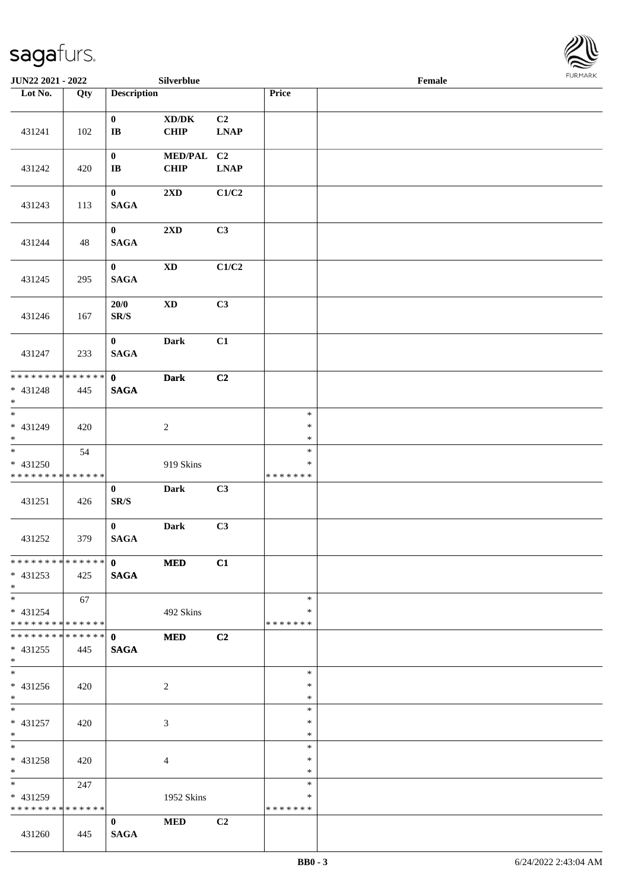| Lot No. | Qty | Description | | | Price | |
|---|---|---|---|---|---|---|
| 431241 | 102 | 0 IB | XD/DK CHIP | C2 LNAP | | |
| 431242 | 420 | 0 IB | MED/PAL CHIP | C2 LNAP | | |
| 431243 | 113 | 0 SAGA | 2XD | C1/C2 | | |
| 431244 | 48 | 0 SAGA | 2XD | C3 | | |
| 431245 | 295 | 0 SAGA | XD | C1/C2 | | |
| 431246 | 167 | 20/0 SR/S | XD | C3 | | |
| 431247 | 233 | 0 SAGA | Dark | C1 | | |
| * * * * * * * * * * * * * * * 431248 * | 445 | 0 SAGA | Dark | C2 | | |
| * * 431249 * | 420 | | 2 | | * * * | |
| * * 431250 * * * * * * * * * * * * * * | 54 | | 919 Skins | | * * * * * * * * * | |
| 431251 | 426 | 0 SR/S | Dark | C3 | | |
| 431252 | 379 | 0 SAGA | Dark | C3 | | |
| * * * * * * * * * * * * * * * 431253 * | 425 | 0 SAGA | MED | C1 | | |
| * * 431254 * * * * * * * * * * * * * * | 67 | | 492 Skins | | * * * * * * * * | |
| * * * * * * * * * * * * * * * 431255 * | 445 | 0 SAGA | MED | C2 | | |
| * * 431256 * | 420 | | 2 | | * * * | |
| * * 431257 * | 420 | | 3 | | * * * | |
| * * 431258 * | 420 | | 4 | | * * * | |
| * * 431259 * * * * * * * * * * * * * * | 247 | | 1952 Skins | | * * * * * * * * * | |
| 431260 | 445 | 0 SAGA | MED | C2 | | |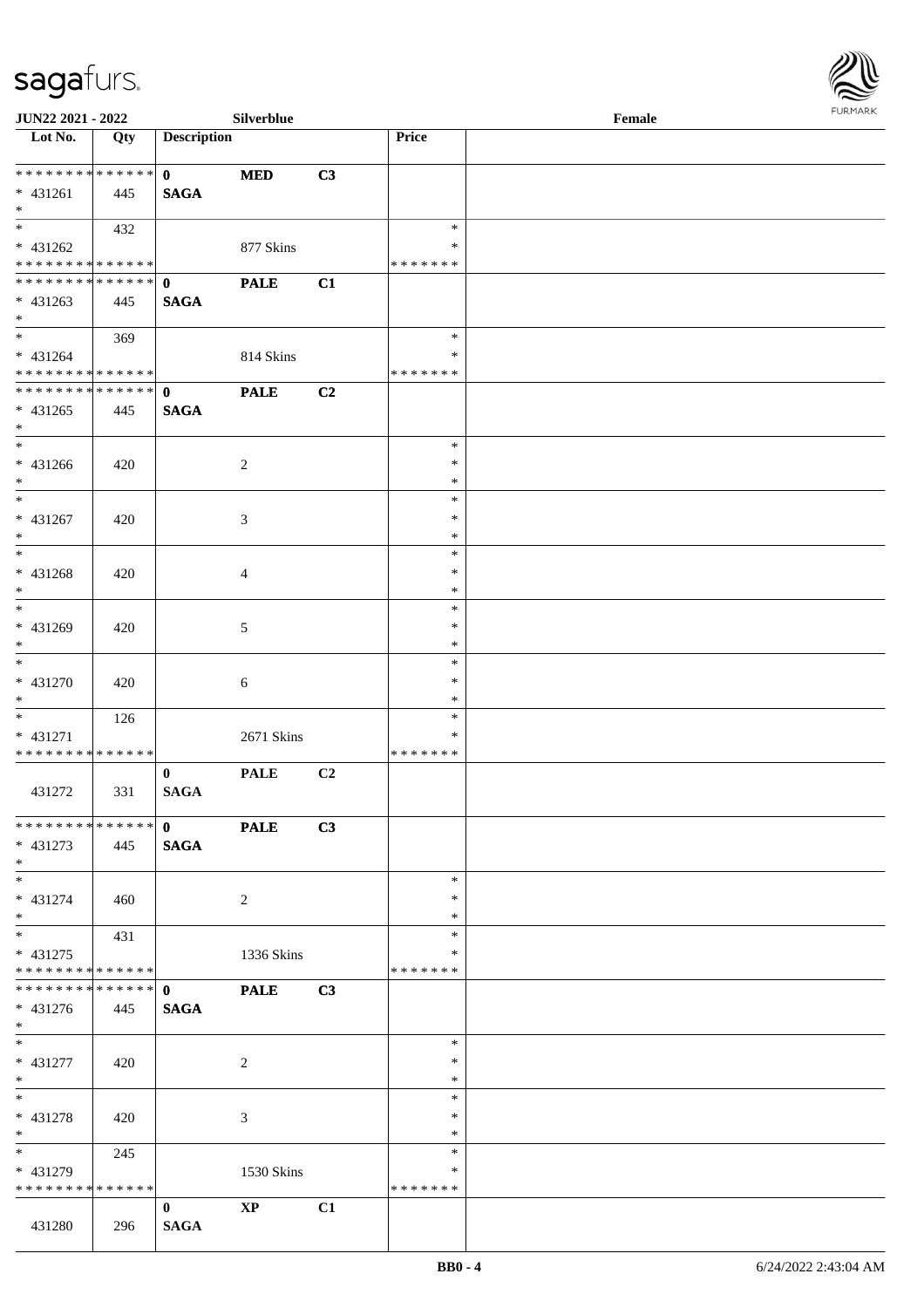JUN22 2021 - 2022 Silverblue Female

| Lot No. | Qty | Description | | | Price | |
|---|---|---|---|---|---|---|
| * * * * * * * * * * * * * * | | 0 | MED | C3 | | |
| * 431261 | 445 | SAGA | | | | |
| * | | | | | | |
| * | 432 | | | | * | |
| * 431262 | | | 877 Skins | | * | |
| * * * * * * * * * * * * * * | | | | | * * * * * * * | |
| * * * * * * * * * * * * * * | | 0 | PALE | C1 | | |
| * 431263 | 445 | SAGA | | | | |
| * | | | | | | |
| * | 369 | | | | * | |
| * 431264 | | | 814 Skins | | * | |
| * * * * * * * * * * * * * * | | | | | * * * * * * * | |
| * * * * * * * * * * * * * * | | 0 | PALE | C2 | | |
| * 431265 | 445 | SAGA | | | | |
| * | | | | | | |
| * | | | | | * | |
| * 431266 | 420 | | 2 | | * | |
| * | | | | | * | |
| * | | | | | * | |
| * 431267 | 420 | | 3 | | * | |
| * | | | | | * | |
| * | | | | | * | |
| * 431268 | 420 | | 4 | | * | |
| * | | | | | * | |
| * | | | | | * | |
| * 431269 | 420 | | 5 | | * | |
| * | | | | | * | |
| * | | | | | * | |
| * 431270 | 420 | | 6 | | * | |
| * | | | | | * | |
| * | 126 | | | | * | |
| * 431271 | | | 2671 Skins | | * | |
| * * * * * * * * * * * * * * | | | | | * * * * * * * | |
| | | 0 | PALE | C2 | | |
| 431272 | 331 | SAGA | | | | |
| * * * * * * * * * * * * * * | | 0 | PALE | C3 | | |
| * 431273 | 445 | SAGA | | | | |
| * | | | | | | |
| * | | | | | * | |
| * 431274 | 460 | | 2 | | * | |
| * | | | | | * | |
| * | 431 | | | | * | |
| * 431275 | | | 1336 Skins | | * | |
| * * * * * * * * * * * * * * | | | | | * * * * * * * | |
| * * * * * * * * * * * * * * | | 0 | PALE | C3 | | |
| * 431276 | 445 | SAGA | | | | |
| * | | | | | | |
| * | | | | | * | |
| * 431277 | 420 | | 2 | | * | |
| * | | | | | * | |
| * | | | | | * | |
| * 431278 | 420 | | 3 | | * | |
| * | | | | | * | |
| * | 245 | | | | * | |
| * 431279 | | | 1530 Skins | | * | |
| * * * * * * * * * * * * * * | | | | | * * * * * * * | |
| | | 0 | XP | C1 | | |
| 431280 | 296 | SAGA | | | | |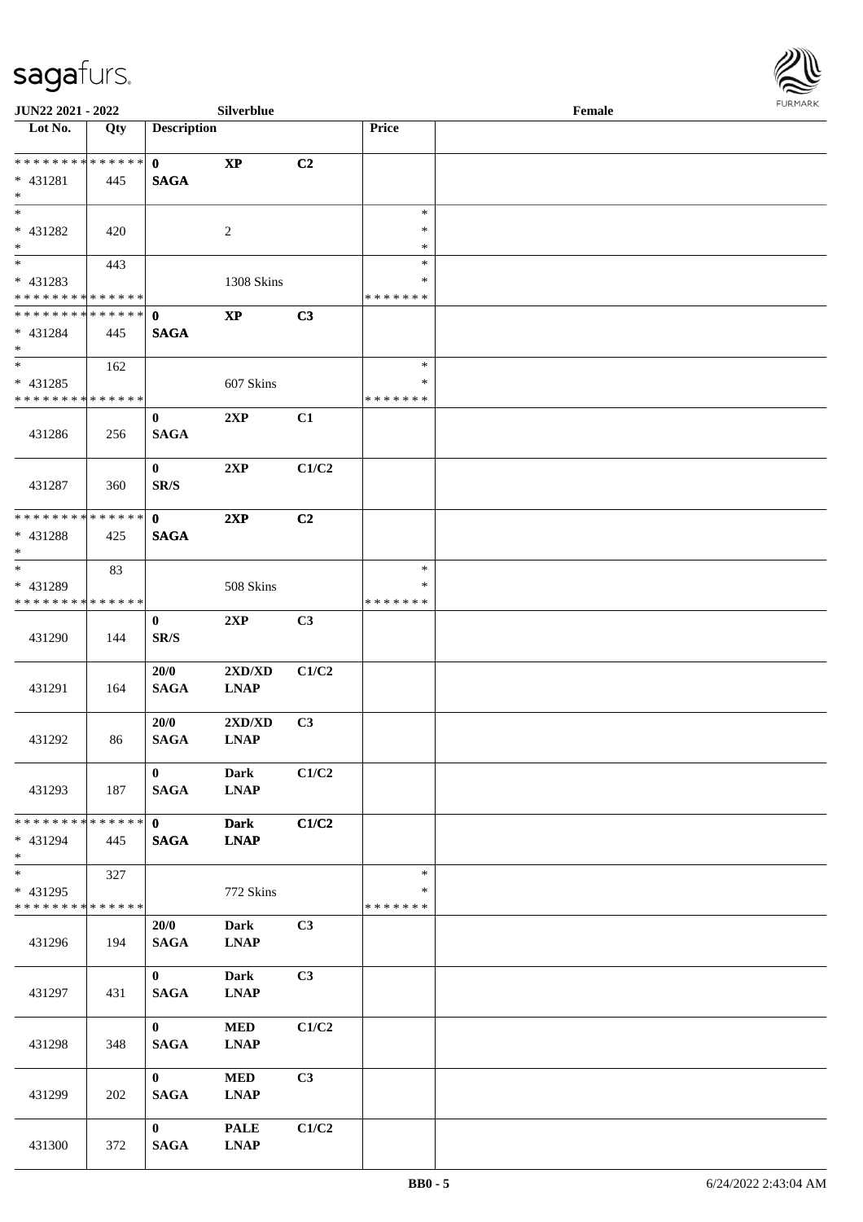| Lot No. | Qty | Description | | | Price | |
|---|---|---|---|---|---|---|
| * * * * * * * * * * * * * * | | **0** | **XP** | **C2** | | |
| * 431281 | 445 | **SAGA** | | | | |
| * | | | | | | |
| * | | | | | * | |
| * 431282 | 420 | | 2 | | * | |
| * | | | | | * | |
| * | 443 | | | | * | |
| * 431283 | | | 1308 Skins | | * | |
| * * * * * * * * * * * * * * | | | | | * * * * * * * | |
| * * * * * * * * * * * * * * | | **0** | **XP** | **C3** | | |
| * 431284 | 445 | **SAGA** | | | | |
| * | | | | | | |
| * | 162 | | | | * | |
| * 431285 | | | 607 Skins | | * | |
| * * * * * * * * * * * * * * | | | | | * * * * * * * | |
| 431286 | 256 | **0** **SAGA** | **2XP** | **C1** | | |
| 431287 | 360 | **0** **SR/S** | **2XP** | **C1/C2** | | |
| * * * * * * * * * * * * * * | | **0** | **2XP** | **C2** | | |
| * 431288 | 425 | **SAGA** | | | | |
| * | | | | | | |
| * | 83 | | | | * | |
| * 431289 | | | 508 Skins | | * | |
| * * * * * * * * * * * * * * | | | | | * * * * * * * | |
| 431290 | 144 | **0** **SR/S** | **2XP** | **C3** | | |
| 431291 | 164 | **20/0** **SAGA** | **2XD/XD** **LNAP** | **C1/C2** | | |
| 431292 | 86 | **20/0** **SAGA** | **2XD/XD** **LNAP** | **C3** | | |
| 431293 | 187 | **0** **SAGA** | **Dark** **LNAP** | **C1/C2** | | |
| * * * * * * * * * * * * * * | | **0** | **Dark** | **C1/C2** | | |
| * 431294 | 445 | **SAGA** | **LNAP** | | | |
| * | | | | | | |
| * | 327 | | | | * | |
| * 431295 | | | 772 Skins | | * | |
| * * * * * * * * * * * * * * | | | | | * * * * * * * | |
| 431296 | 194 | **20/0** **SAGA** | **Dark** **LNAP** | **C3** | | |
| 431297 | 431 | **0** **SAGA** | **Dark** **LNAP** | **C3** | | |
| 431298 | 348 | **0** **SAGA** | **MED** **LNAP** | **C1/C2** | | |
| 431299 | 202 | **0** **SAGA** | **MED** **LNAP** | **C3** | | |
| 431300 | 372 | **0** **SAGA** | **PALE** **LNAP** | **C1/C2** | | |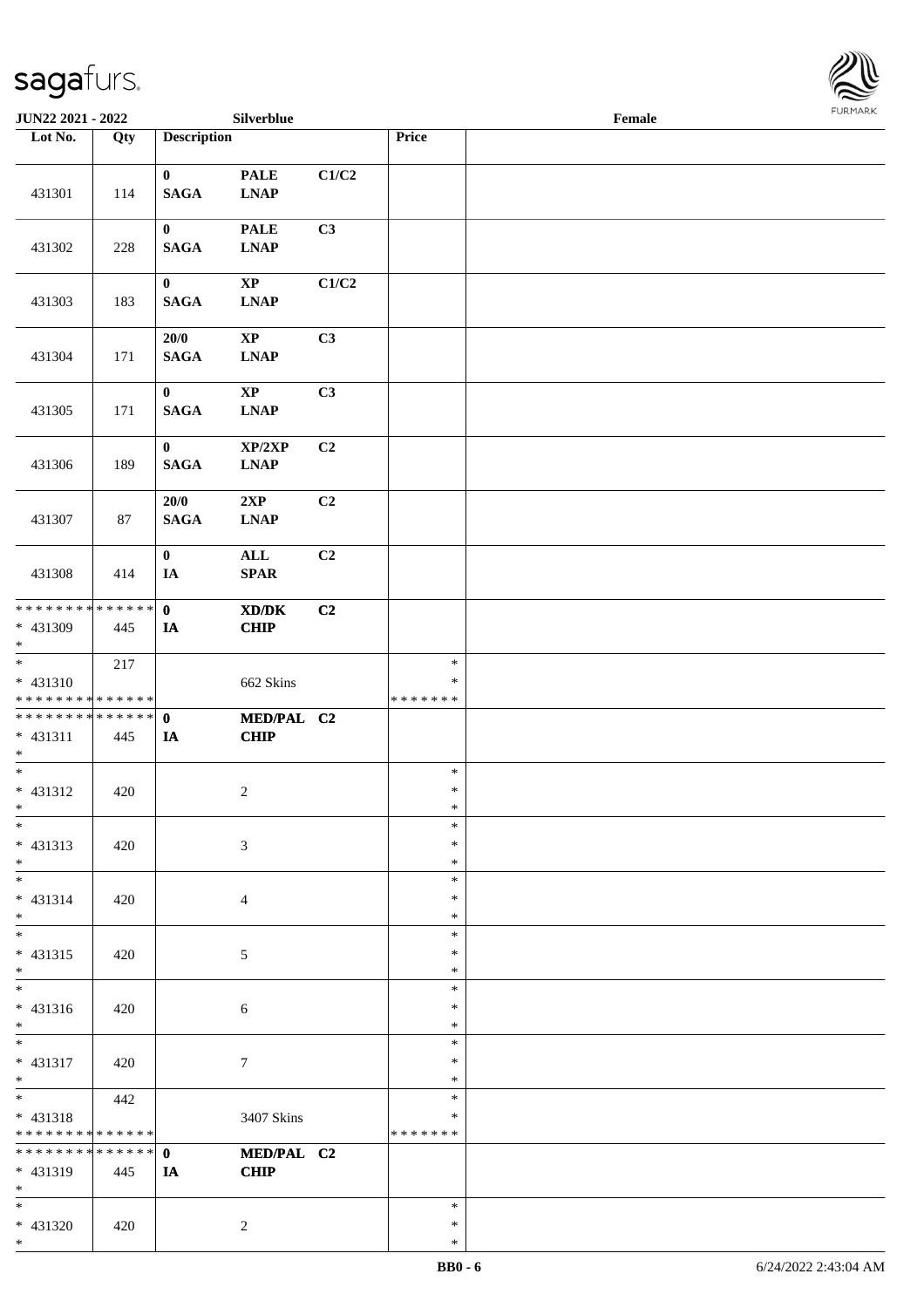| Lot No. | Qty | Description | | | Price | |
|---|---|---|---|---|---|---|
| 431301 | 114 | **0** **SAGA** | **PALE** **LNAP** | **C1/C2** | | |
| 431302 | 228 | **0** **SAGA** | **PALE** **LNAP** | **C3** | | |
| 431303 | 183 | **0** **SAGA** | **XP** **LNAP** | **C1/C2** | | |
| 431304 | 171 | **20/0** **SAGA** | **XP** **LNAP** | **C3** | | |
| 431305 | 171 | **0** **SAGA** | **XP** **LNAP** | **C3** | | |
| 431306 | 189 | **0** **SAGA** | **XP/2XP** **LNAP** | **C2** | | |
| 431307 | 87 | **20/0** **SAGA** | **2XP** **LNAP** | **C2** | | |
| 431308 | 414 | **0** **IA** | **ALL** **SPAR** | **C2** | | |
| * * * * * * * * * * * * * * * 431309 * | 445 | **0** **IA** | **XD/DK** **CHIP** | **C2** | | |
| * * 431310 * * * * * * * * * * * * * * | 217 | | 662 Skins | | * * * * * * * * * | |
| * * * * * * * * * * * * * * * 431311 * | 445 | **0** **IA** | **MED/PAL** **CHIP** | **C2** | | |
| * * 431312 * | 420 | | 2 | | * * * | |
| * * 431313 * | 420 | | 3 | | * * * | |
| * * 431314 * | 420 | | 4 | | * * * | |
| * * 431315 * | 420 | | 5 | | * * * | |
| * * 431316 * | 420 | | 6 | | * * * | |
| * * 431317 * | 420 | | 7 | | * * * | |
| * * 431318 * * * * * * * * * * * * * * | 442 | | 3407 Skins | | * * * * * * * * * | |
| * * * * * * * * * * * * * * * 431319 * | 445 | **0** **IA** | **MED/PAL** **CHIP** | **C2** | | |
| * * 431320 * | 420 | | 2 | | * * * | |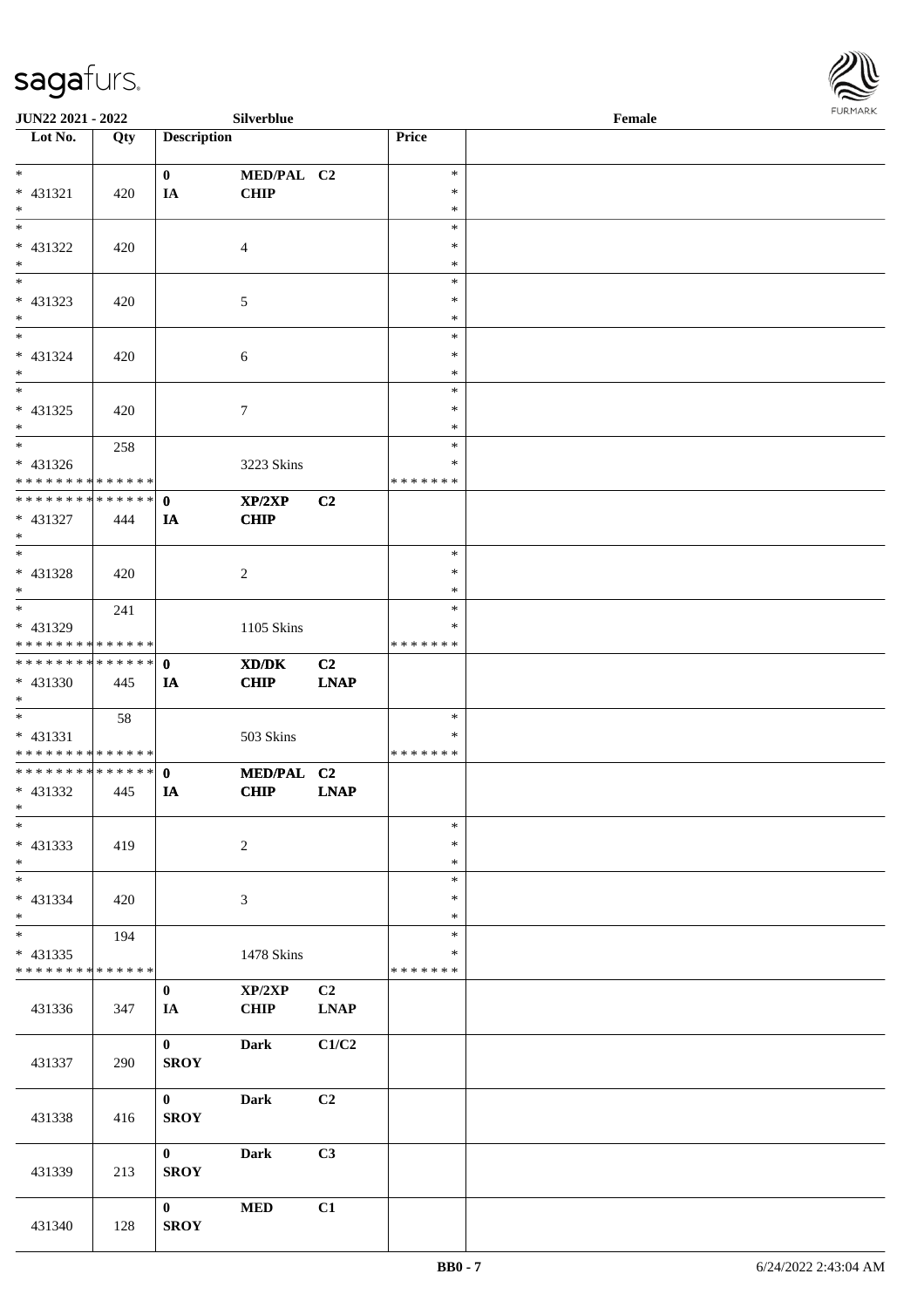| Lot No. | Qty | Description | | | Price | |
|---|---|---|---|---|---|---|
| * | | 0 | MED/PAL | C2 | * | |
| * 431321 | 420 | IA | CHIP | | * | |
| * | | | | | * | |
| * | | | | | * | |
| * 431322 | 420 | | 4 | | * | |
| * | | | | | * | |
| * | | | | | * | |
| * 431323 | 420 | | 5 | | * | |
| * | | | | | * | |
| * | | | | | * | |
| * 431324 | 420 | | 6 | | * | |
| * | | | | | * | |
| * | | | | | * | |
| * 431325 | 420 | | 7 | | * | |
| * | | | | | * | |
| * | 258 | | | | * | |
| * 431326 | | | 3223 Skins | | * | |
| * * * * * * * * * * * * * * | | | | | * * * * * * * | |
| * * * * * * * * * * * * * * | | 0 | XP/2XP | C2 | | |
| * 431327 | 444 | IA | CHIP | | | |
| * | | | | | | |
| * | | | | | * | |
| * 431328 | 420 | | 2 | | * | |
| * | | | | | * | |
| * | 241 | | | | * | |
| * 431329 | | | 1105 Skins | | * | |
| * * * * * * * * * * * * * * | | | | | * * * * * * * | |
| * * * * * * * * * * * * * * | | 0 | XD/DK | C2 | | |
| * 431330 | 445 | IA | CHIP | LNAP | | |
| * | | | | | | |
| * | 58 | | | | * | |
| * 431331 | | | 503 Skins | | * | |
| * * * * * * * * * * * * * * | | | | | * * * * * * * | |
| * * * * * * * * * * * * * * | | 0 | MED/PAL | C2 | | |
| * 431332 | 445 | IA | CHIP | LNAP | | |
| * | | | | | | |
| * | | | | | * | |
| * 431333 | 419 | | 2 | | * | |
| * | | | | | * | |
| * | | | | | * | |
| * 431334 | 420 | | 3 | | * | |
| * | | | | | * | |
| * | 194 | | | | * | |
| * 431335 | | | 1478 Skins | | * | |
| * * * * * * * * * * * * * * | | | | | * * * * * * * | |
| 431336 | 347 | 0<br>IA | XP/2XP<br>CHIP | C2<br>LNAP | | |
| 431337 | 290 | 0<br>SROY | Dark | C1/C2 | | |
| 431338 | 416 | 0<br>SROY | Dark | C2 | | |
| 431339 | 213 | 0<br>SROY | Dark | C3 | | |
| 431340 | 128 | 0<br>SROY | MED | C1 | | |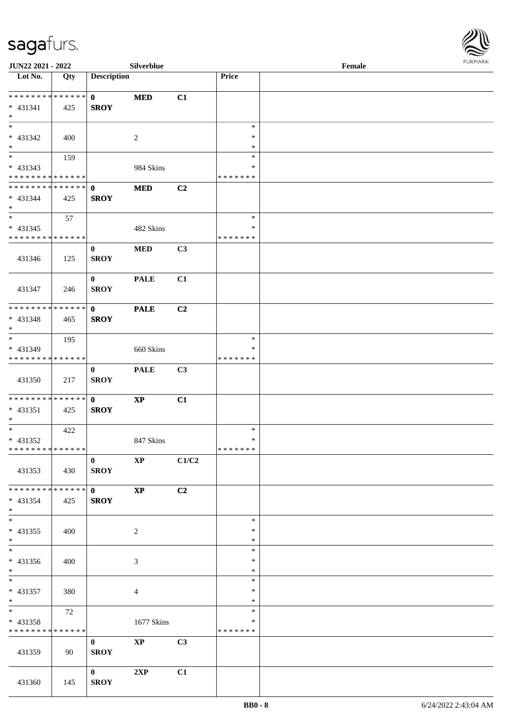JUN22 2021 - 2022 | Silverblue | Female

| Lot No. | Qty | Description | | | Price | |
|---|---|---|---|---|---|---|
| * * * * * * * * * * * * * * | | 0 | MED | C1 | | |
| * 431341 | 425 | SROY | | | | |
| * | | | | | | |
| * | | | | | * | |
| * 431342 | 400 | | 2 | | * | |
| * | | | | | * | |
| * | 159 | | | | * | |
| * 431343 | | | 984 Skins | | * | |
| * * * * * * * * * * * * * * | | | | | * * * * * * * | |
| * * * * * * * * * * * * * * | | 0 | MED | C2 | | |
| * 431344 | 425 | SROY | | | | |
| * | | | | | | |
| * | 57 | | | | * | |
| * 431345 | | | 482 Skins | | * | |
| * * * * * * * * * * * * * * | | | | | * * * * * * * | |
| 431346 | 125 | 0 SROY | MED | C3 | | |
| 431347 | 246 | 0 SROY | PALE | C1 | | |
| * * * * * * * * * * * * * * | | 0 | PALE | C2 | | |
| * 431348 | 465 | SROY | | | | |
| * | | | | | | |
| * | 195 | | | | * | |
| * 431349 | | | 660 Skins | | * | |
| * * * * * * * * * * * * * * | | | | | * * * * * * * | |
| 431350 | 217 | 0 SROY | PALE | C3 | | |
| * * * * * * * * * * * * * * | | 0 | XP | C1 | | |
| * 431351 | 425 | SROY | | | | |
| * | | | | | | |
| * | 422 | | | | * | |
| * 431352 | | | 847 Skins | | * | |
| * * * * * * * * * * * * * * | | | | | * * * * * * * | |
| 431353 | 430 | 0 SROY | XP | C1/C2 | | |
| * * * * * * * * * * * * * * | | 0 | XP | C2 | | |
| * 431354 | 425 | SROY | | | | |
| * | | | | | | |
| * | | | | | * | |
| * 431355 | 400 | | 2 | | * | |
| * | | | | | * | |
| * | | | | | * | |
| * 431356 | 400 | | 3 | | * | |
| * | | | | | * | |
| * | | | | | * | |
| * 431357 | 380 | | 4 | | * | |
| * | | | | | * | |
| * | 72 | | | | * | |
| * 431358 | | | 1677 Skins | | * | |
| * * * * * * * * * * * * * * | | | | | * * * * * * * | |
| 431359 | 90 | 0 SROY | XP | C3 | | |
| 431360 | 145 | 0 SROY | 2XP | C1 | | |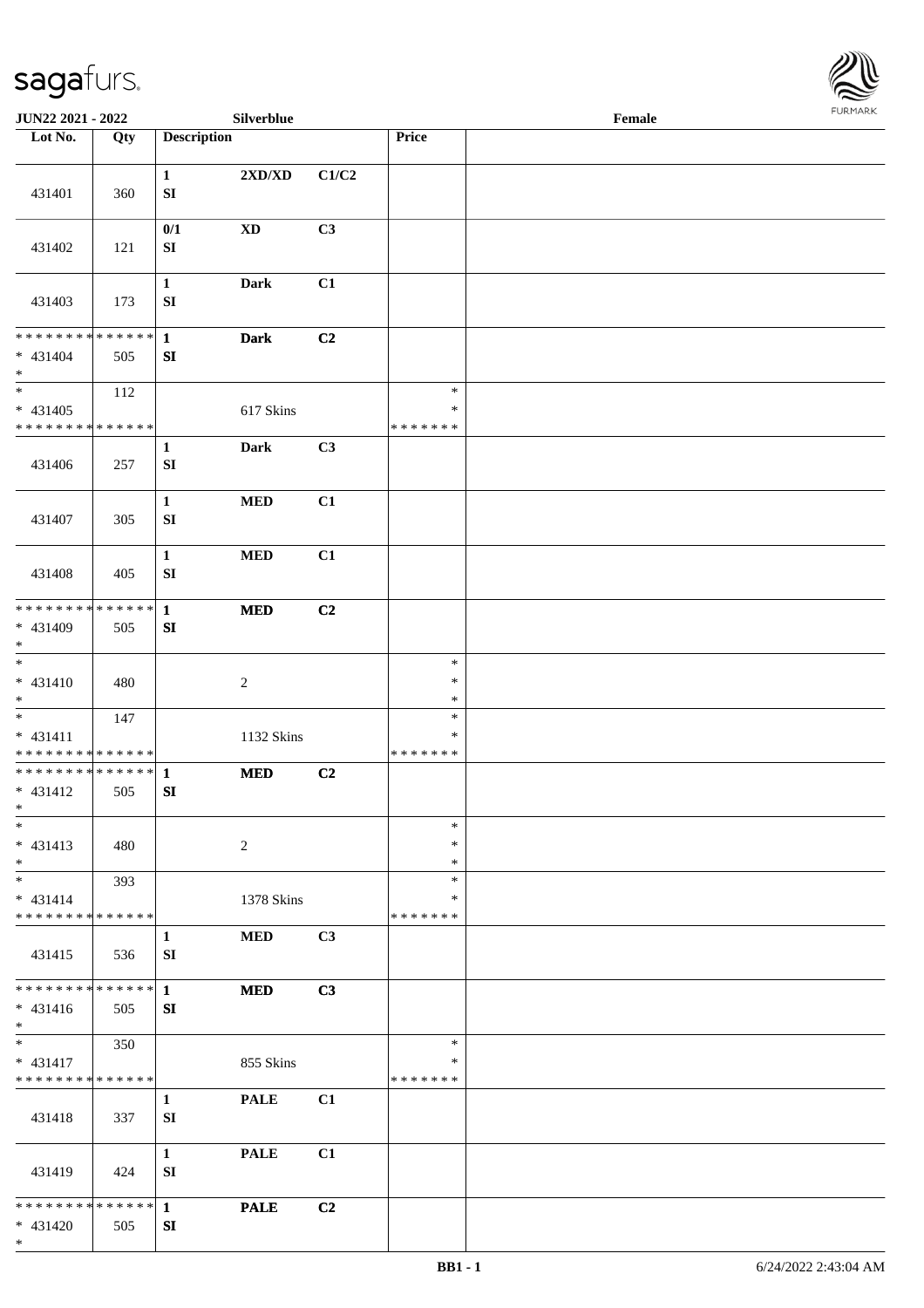| Lot No. | Qty | Description | | | Price | |
|---|---|---|---|---|---|---|
| 431401 | 360 | 1 SI | 2XD/XD | C1/C2 | | |
| 431402 | 121 | 0/1 SI | XD | C3 | | |
| 431403 | 173 | 1 SI | Dark | C1 | | |
| * * * * * * * * * * * * * * * 431404 * | 505 | 1 SI | Dark | C2 | | |
| * * 431405 * * * * * * * * * * * * * * | 112 | | 617 Skins | | * * * * * * * * * | |
| 431406 | 257 | 1 SI | Dark | C3 | | |
| 431407 | 305 | 1 SI | MED | C1 | | |
| 431408 | 405 | 1 SI | MED | C1 | | |
| * * * * * * * * * * * * * * * 431409 * | 505 | 1 SI | MED | C2 | | |
| * * 431410 * | 480 | | 2 | | * * * | |
| * * 431411 * * * * * * * * * * * * * * | 147 | | 1132 Skins | | * * * * * * * * * | |
| * * * * * * * * * * * * * * * 431412 * | 505 | 1 SI | MED | C2 | | |
| * * 431413 * | 480 | | 2 | | * * * | |
| * * 431414 * * * * * * * * * * * * * * | 393 | | 1378 Skins | | * * * * * * * * * | |
| 431415 | 536 | 1 SI | MED | C3 | | |
| * * * * * * * * * * * * * * * 431416 * | 505 | 1 SI | MED | C3 | | |
| * * 431417 * * * * * * * * * * * * * * | 350 | | 855 Skins | | * * * * * * * * * | |
| 431418 | 337 | 1 SI | PALE | C1 | | |
| 431419 | 424 | 1 SI | PALE | C1 | | |
| * * * * * * * * * * * * * * * 431420 * | 505 | 1 SI | PALE | C2 | | |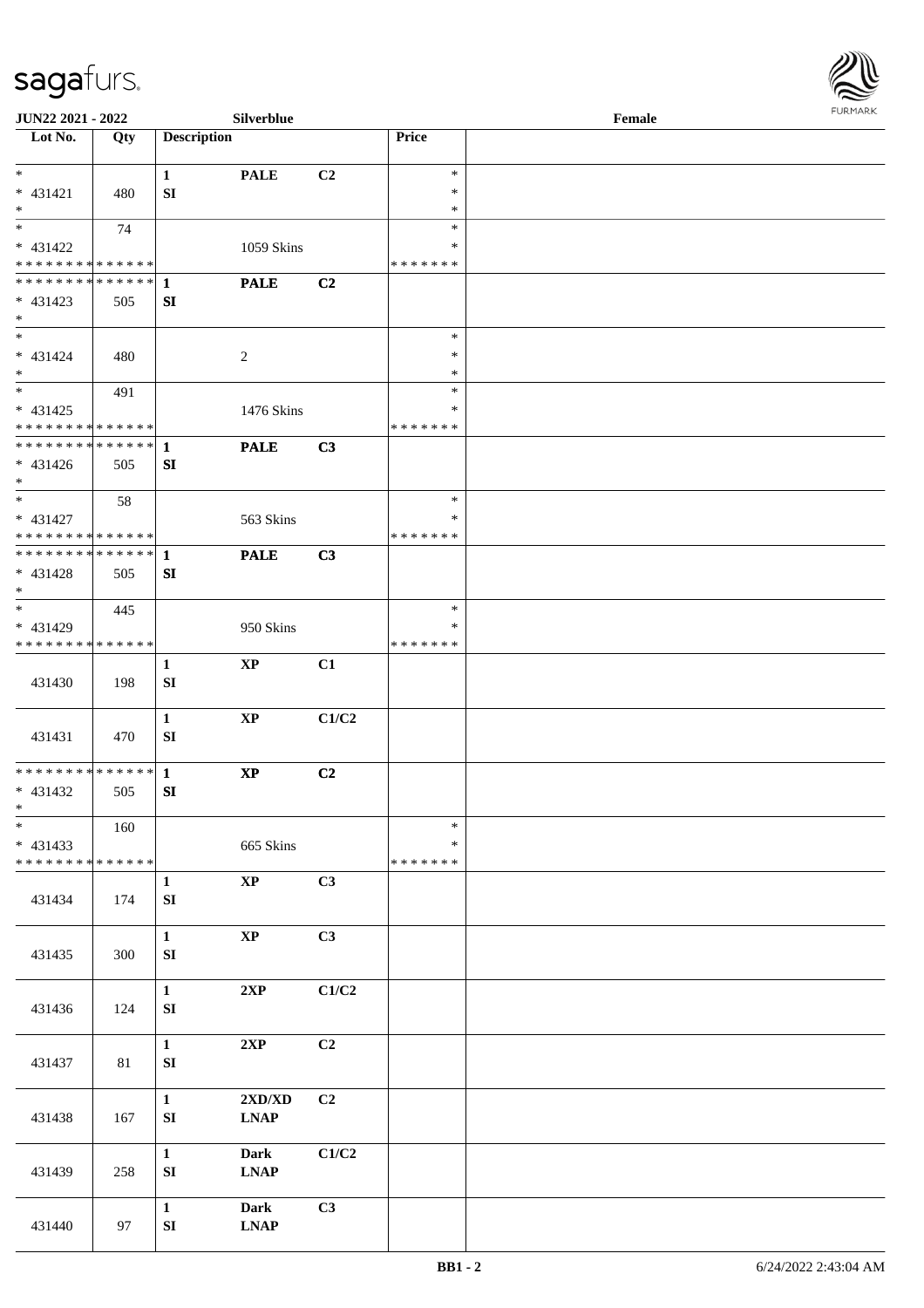| Lot No. | Qty | Description | | | Price | |
|---|---|---|---|---|---|---|
| * | | 1 | **PALE** | C2 | * | |
| * 431421 | 480 | SI | | | * | |
| * | | | | | * | |
| * | 74 | | | | * | |
| * 431422 | | | 1059 Skins | | * | |
| * * * * * * * * * * * * * * | | | | | * * * * * * * | |
| * * * * * * * * * * * * * * | | 1 | **PALE** | C2 | | |
| * 431423 | 505 | SI | | | | |
| * | | | | | | |
| * | | | | | * | |
| * 431424 | 480 | | 2 | | * | |
| * | | | | | * | |
| * | 491 | | | | * | |
| * 431425 | | | 1476 Skins | | * | |
| * * * * * * * * * * * * * * | | | | | * * * * * * * | |
| * * * * * * * * * * * * * * | | 1 | **PALE** | C3 | | |
| * 431426 | 505 | SI | | | | |
| * | | | | | | |
| * | 58 | | | | * | |
| * 431427 | | | 563 Skins | | * | |
| * * * * * * * * * * * * * * | | | | | * * * * * * * | |
| * * * * * * * * * * * * * * | | 1 | **PALE** | C3 | | |
| * 431428 | 505 | SI | | | | |
| * | | | | | | |
| * | 445 | | | | * | |
| * 431429 | | | 950 Skins | | * | |
| * * * * * * * * * * * * * * | | | | | * * * * * * * | |
| 431430 | 198 | 1 SI | **XP** | C1 | | |
| 431431 | 470 | 1 SI | **XP** | C1/C2 | | |
| * * * * * * * * * * * * * * | | 1 | **XP** | C2 | | |
| * 431432 | 505 | SI | | | | |
| * | | | | | | |
| * | 160 | | | | * | |
| * 431433 | | | 665 Skins | | * | |
| * * * * * * * * * * * * * * | | | | | * * * * * * * | |
| 431434 | 174 | 1 SI | **XP** | C3 | | |
| 431435 | 300 | 1 SI | **XP** | C3 | | |
| 431436 | 124 | 1 SI | **2XP** | C1/C2 | | |
| 431437 | 81 | 1 SI | **2XP** | C2 | | |
| 431438 | 167 | 1 SI | **2XD/XD LNAP** | C2 | | |
| 431439 | 258 | 1 SI | **Dark LNAP** | C1/C2 | | |
| 431440 | 97 | 1 SI | **Dark LNAP** | C3 | | |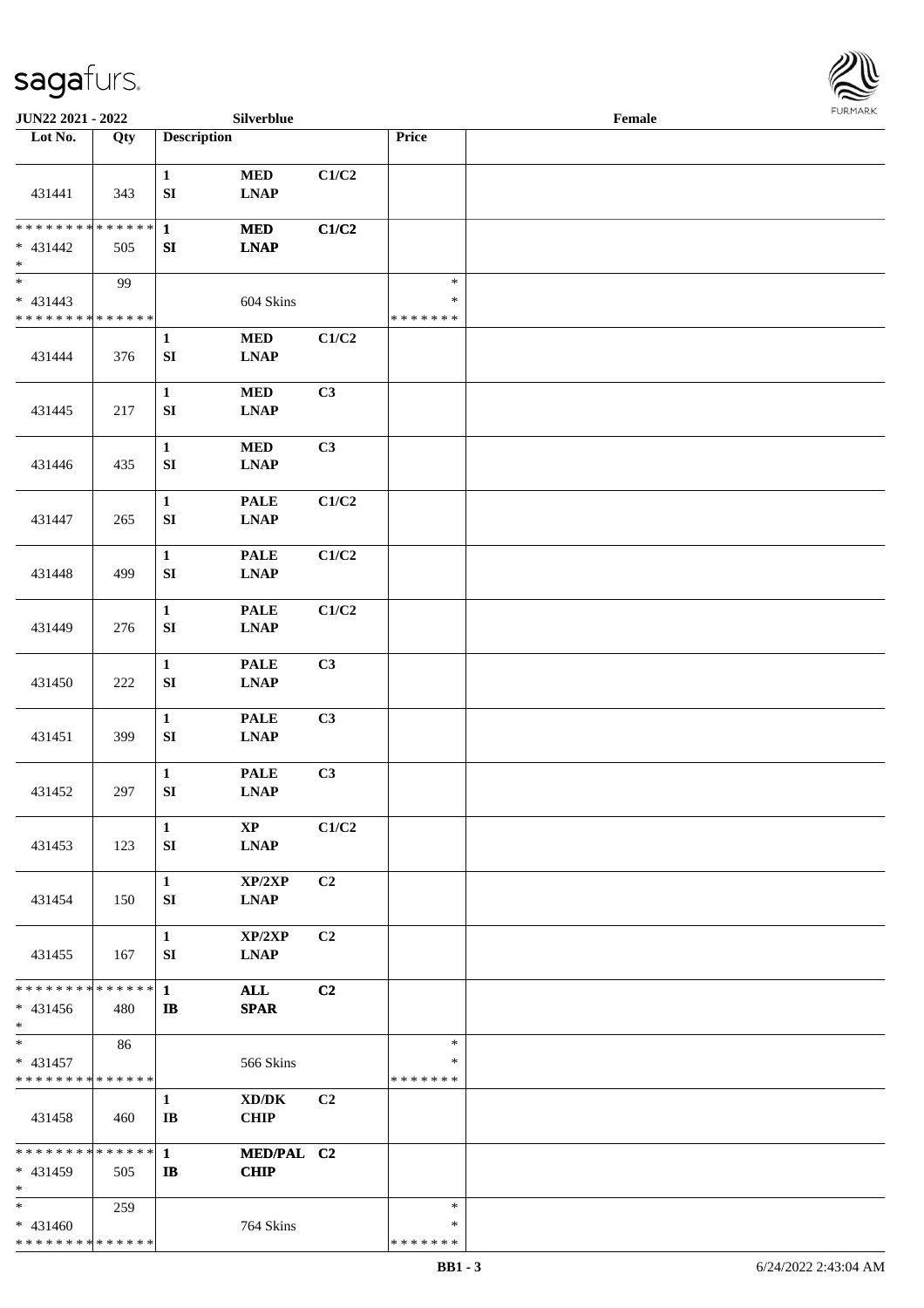JUN22 2021 - 2022 Silverblue Female

| Lot No. | Qty | Description | | | Price | |
|---|---|---|---|---|---|---|
| 431441 | 343 | 1 SI | MED LNAP | C1/C2 | | |
| * * * * * * * * * * * * * * * 431442 * | 505 | 1 SI | MED LNAP | C1/C2 | | |
| * * 431443 * * * * * * * * * * * * * * | 99 | | 604 Skins | | * * * * * * * * * | |
| 431444 | 376 | 1 SI | MED LNAP | C1/C2 | | |
| 431445 | 217 | 1 SI | MED LNAP | C3 | | |
| 431446 | 435 | 1 SI | MED LNAP | C3 | | |
| 431447 | 265 | 1 SI | PALE LNAP | C1/C2 | | |
| 431448 | 499 | 1 SI | PALE LNAP | C1/C2 | | |
| 431449 | 276 | 1 SI | PALE LNAP | C1/C2 | | |
| 431450 | 222 | 1 SI | PALE LNAP | C3 | | |
| 431451 | 399 | 1 SI | PALE LNAP | C3 | | |
| 431452 | 297 | 1 SI | PALE LNAP | C3 | | |
| 431453 | 123 | 1 SI | XP LNAP | C1/C2 | | |
| 431454 | 150 | 1 SI | XP/2XP LNAP | C2 | | |
| 431455 | 167 | 1 SI | XP/2XP LNAP | C2 | | |
| * * * * * * * * * * * * * * * 431456 * | 480 | 1 IB | ALL SPAR | C2 | | |
| * * 431457 * * * * * * * * * * * * * * | 86 | | 566 Skins | | * * * * * * * * * | |
| 431458 | 460 | 1 IB | XD/DK CHIP | C2 | | |
| * * * * * * * * * * * * * * * 431459 * | 505 | 1 IB | MED/PAL CHIP | C2 | | |
| * * 431460 * * * * * * * * * * * * * * | 259 | | 764 Skins | | * * * * * * * * * | |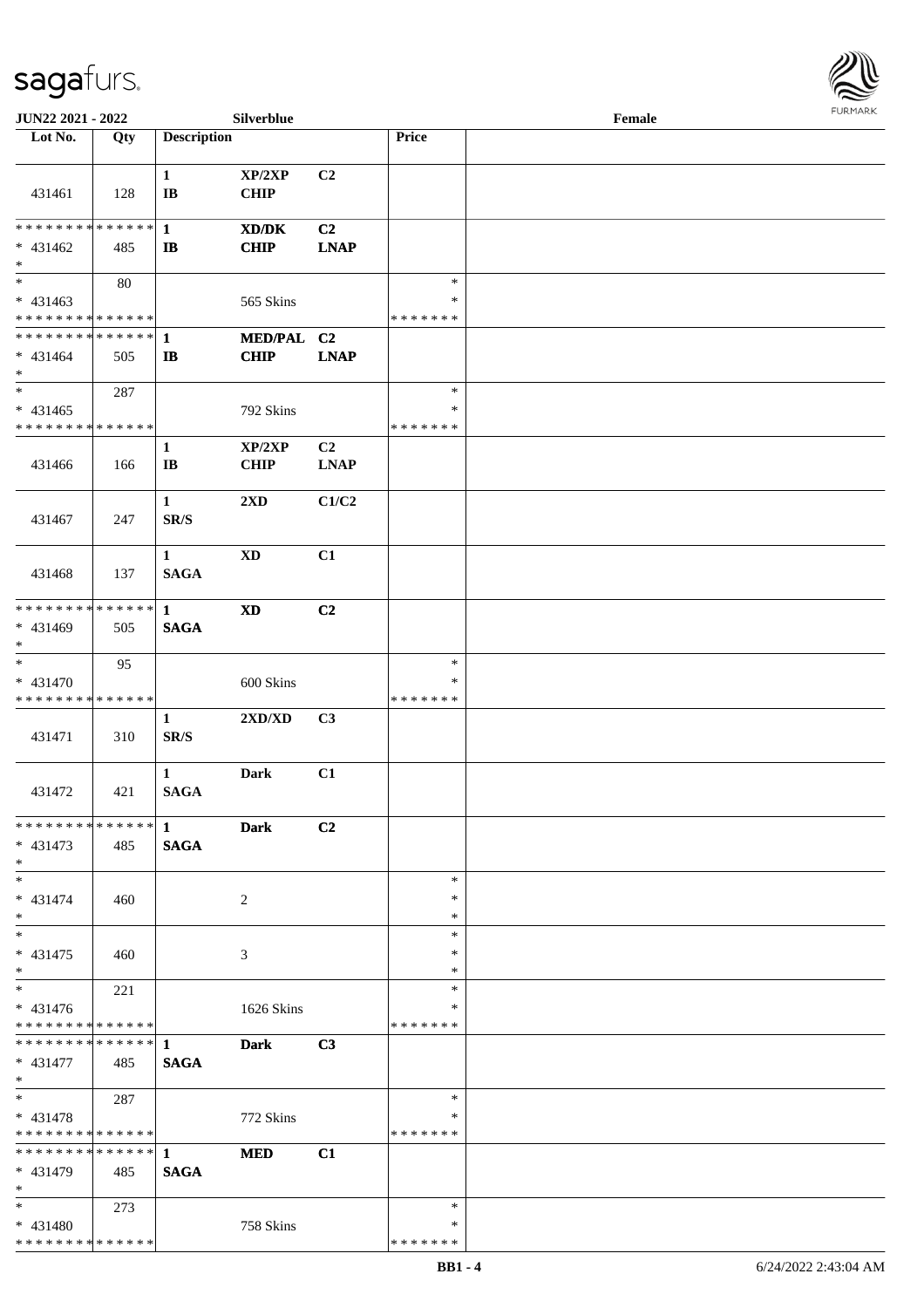| Lot No. | Qty | Description | | | Price | |
|---|---|---|---|---|---|---|
| 431461 | 128 | 1 IB | XP/2XP CHIP | C2 | | |
| * * * * * * * * * * * * * * * 431462 * | 485 | 1 IB | XD/DK CHIP | C2 LNAP | | |
| * * 431463 * * * * * * * * * * * * * * | 80 | | 565 Skins | | * * * * * * * * * | |
| * * * * * * * * * * * * * * * 431464 * | 505 | 1 IB | MED/PAL CHIP | C2 LNAP | | |
| * * 431465 * * * * * * * * * * * * * * | 287 | | 792 Skins | | * * * * * * * * * | |
| 431466 | 166 | 1 IB | XP/2XP CHIP | C2 LNAP | | |
| 431467 | 247 | 1 SR/S | 2XD | C1/C2 | | |
| 431468 | 137 | 1 SAGA | XD | C1 | | |
| * * * * * * * * * * * * * * * 431469 * | 505 | 1 SAGA | XD | C2 | | |
| * * 431470 * * * * * * * * * * * * * * | 95 | | 600 Skins | | * * * * * * * * * | |
| 431471 | 310 | 1 SR/S | 2XD/XD | C3 | | |
| 431472 | 421 | 1 SAGA | Dark | C1 | | |
| * * * * * * * * * * * * * * * 431473 * | 485 | 1 SAGA | Dark | C2 | | |
| * * 431474 * | 460 | | 2 | | * * * | |
| * * 431475 * | 460 | | 3 | | * * * | |
| * * 431476 * * * * * * * * * * * * * * | 221 | | 1626 Skins | | * * * * * * * * * | |
| * * * * * * * * * * * * * * * 431477 * | 485 | 1 SAGA | Dark | C3 | | |
| * * 431478 * * * * * * * * * * * * * * | 287 | | 772 Skins | | * * * * * * * * * | |
| * * * * * * * * * * * * * * * 431479 * | 485 | 1 SAGA | MED | C1 | | |
| * * 431480 * * * * * * * * * * * * * * | 273 | | 758 Skins | | * * * * * * * * * | |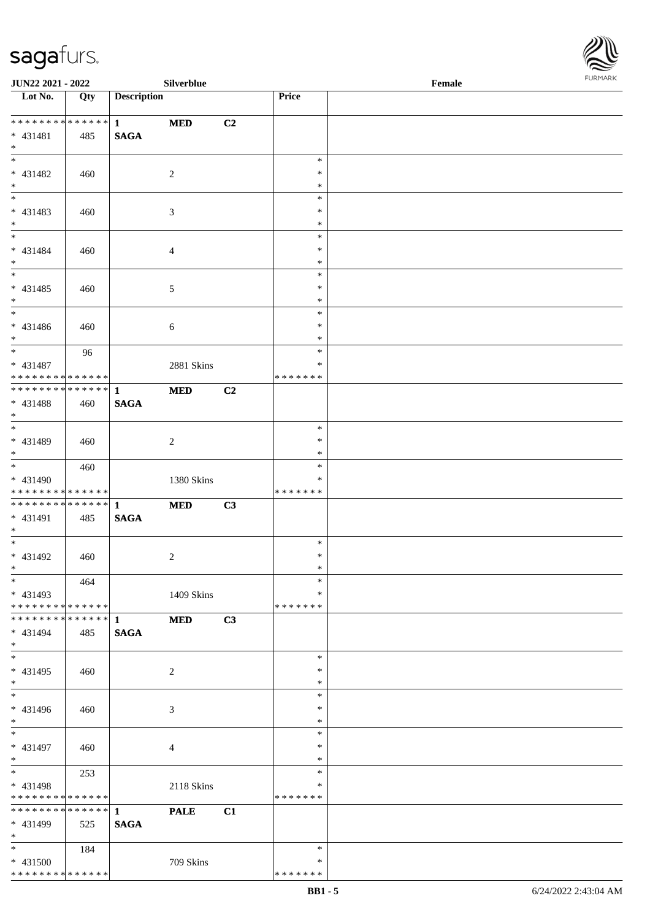| Lot No. | Qty | Description | | | Price | |
|---|---|---|---|---|---|---|
| * * * * * * * * * * * * * * | | 1 | MED | C2 | | |
| * 431481 | 485 | SAGA | | | | |
| * | | | | | | |
| * 431482 | 460 | | 2 | | * | |
| * 431483 | 460 | | 3 | | * | |
| * 431484 | 460 | | 4 | | * | |
| * 431485 | 460 | | 5 | | * | |
| * 431486 | 460 | | 6 | | * | |
| * 431487 | 96 | | 2881 Skins | | * * * * * * * | |
| * * * * * * * * * * * * * * | | 1 | MED | C2 | | |
| * 431488 | 460 | SAGA | | | | |
| * 431489 | 460 | | 2 | | * | |
| * 431490 | 460 | | 1380 Skins | | * * * * * * * | |
| * * * * * * * * * * * * * * | | 1 | MED | C3 | | |
| * 431491 | 485 | SAGA | | | | |
| * 431492 | 460 | | 2 | | * | |
| * 431493 | 464 | | 1409 Skins | | * * * * * * * | |
| * * * * * * * * * * * * * * | | 1 | MED | C3 | | |
| * 431494 | 485 | SAGA | | | | |
| * 431495 | 460 | | 2 | | * | |
| * 431496 | 460 | | 3 | | * | |
| * 431497 | 460 | | 4 | | * | |
| * 431498 | 253 | | 2118 Skins | | * * * * * * * | |
| * * * * * * * * * * * * * * | | 1 | PALE | C1 | | |
| * 431499 | 525 | SAGA | | | | |
| * 431500 | 184 | | 709 Skins | | * * * * * * * | |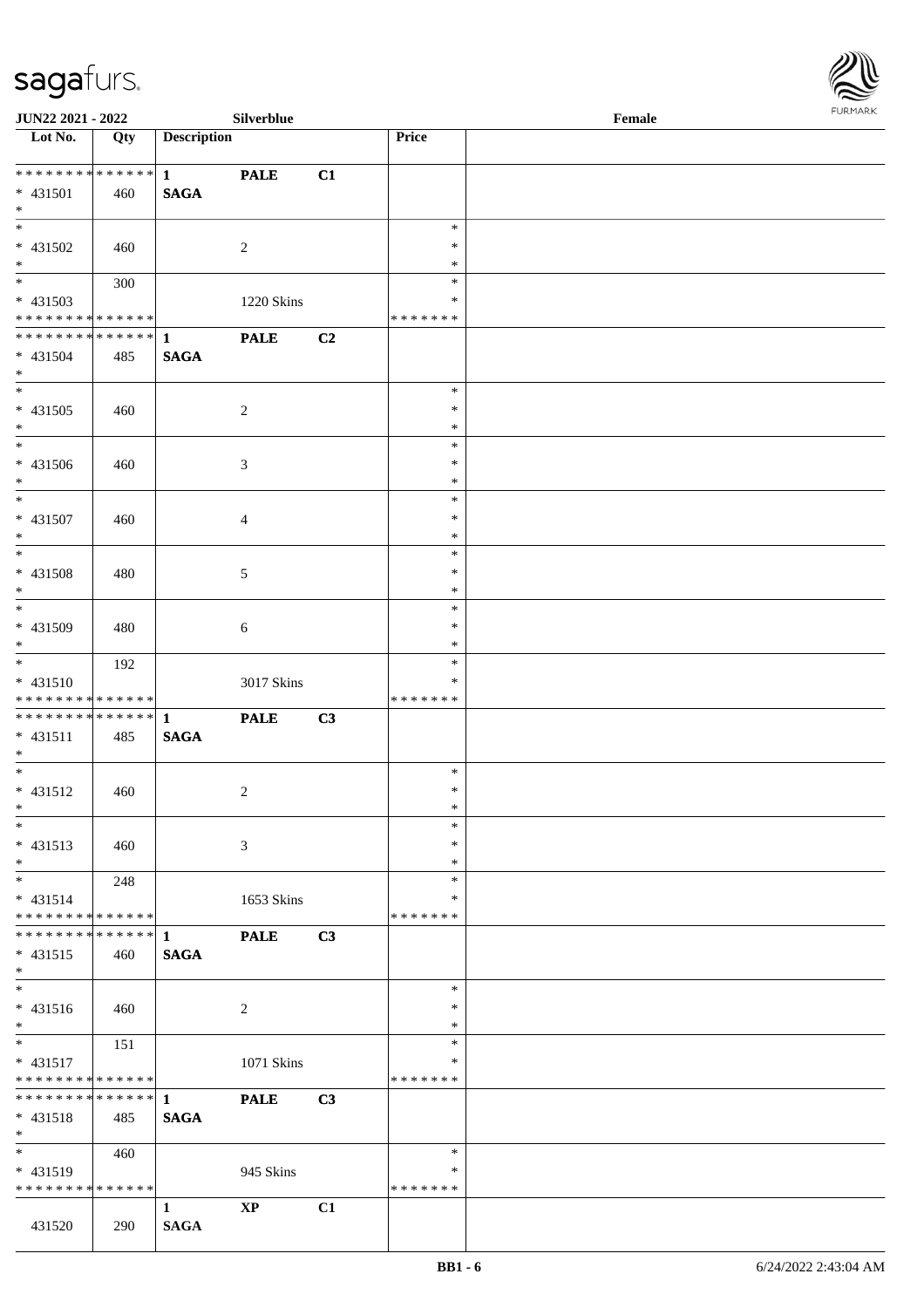JUN22 2021 - 2022 Silverblue Female

| Lot No. | Qty | Description | | | Price | |
|---|---|---|---|---|---|---|
| * * * * * * * * * * * * * * | | 1 | PALE | C1 | | |
| * 431501 | 460 | SAGA | | | | |
| * | | | | | | |
| * | | | | | * | |
| * 431502 | 460 | | 2 | | * | |
| * | | | | | * | |
| * | 300 | | | | * | |
| * 431503 | | | 1220 Skins | | * | |
| * * * * * * * * * * * * * * | | | | | * * * * * * * | |
| * * * * * * * * * * * * * * | | 1 | PALE | C2 | | |
| * 431504 | 485 | SAGA | | | | |
| * | | | | | | |
| * | | | | | * | |
| * 431505 | 460 | | 2 | | * | |
| * | | | | | * | |
| * | | | | | * | |
| * 431506 | 460 | | 3 | | * | |
| * | | | | | * | |
| * | | | | | * | |
| * 431507 | 460 | | 4 | | * | |
| * | | | | | * | |
| * | | | | | * | |
| * 431508 | 480 | | 5 | | * | |
| * | | | | | * | |
| * | | | | | * | |
| * 431509 | 480 | | 6 | | * | |
| * | | | | | * | |
| * | 192 | | | | * | |
| * 431510 | | | 3017 Skins | | * | |
| * * * * * * * * * * * * * * | | | | | * * * * * * * | |
| * * * * * * * * * * * * * * | | 1 | PALE | C3 | | |
| * 431511 | 485 | SAGA | | | | |
| * | | | | | | |
| * | | | | | * | |
| * 431512 | 460 | | 2 | | * | |
| * | | | | | * | |
| * | | | | | * | |
| * 431513 | 460 | | 3 | | * | |
| * | | | | | * | |
| * | 248 | | | | * | |
| * 431514 | | | 1653 Skins | | * | |
| * * * * * * * * * * * * * * | | | | | * * * * * * * | |
| * * * * * * * * * * * * * * | | 1 | PALE | C3 | | |
| * 431515 | 460 | SAGA | | | | |
| * | | | | | | |
| * | | | | | * | |
| * 431516 | 460 | | 2 | | * | |
| * | | | | | * | |
| * | 151 | | | | * | |
| * 431517 | | | 1071 Skins | | * | |
| * * * * * * * * * * * * * * | | | | | * * * * * * * | |
| * * * * * * * * * * * * * * | | 1 | PALE | C3 | | |
| * 431518 | 485 | SAGA | | | | |
| * | | | | | | |
| * | 460 | | | | * | |
| * 431519 | | | 945 Skins | | * | |
| * * * * * * * * * * * * * * | | | | | * * * * * * * | |
| | | 1 | XP | C1 | | |
| 431520 | 290 | SAGA | | | | |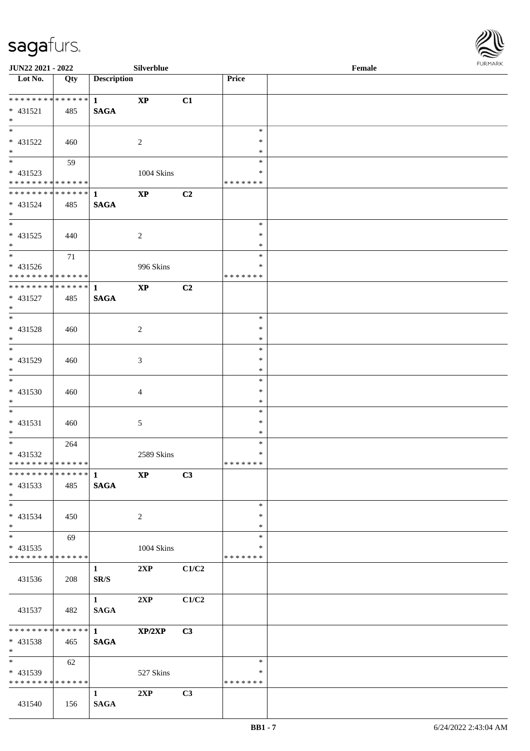| Lot No. | Qty | Description | | | Price | |
|---|---|---|---|---|---|---|
| * * * * * * * * * * * * * * | | 1 | XP | C1 | | |
| * 431521 | 485 | SAGA | | | | |
| * | | | | | | |
| * | | | | | * | |
| * 431522 | 460 | | 2 | | * | |
| * | | | | | * | |
| * | 59 | | | | * | |
| * 431523 | | | 1004 Skins | | * | |
| * * * * * * * * * * * * * * | | | | | * * * * * * * | |
| * * * * * * * * * * * * * * | | 1 | XP | C2 | | |
| * 431524 | 485 | SAGA | | | | |
| * | | | | | | |
| * | | | | | * | |
| * 431525 | 440 | | 2 | | * | |
| * | | | | | * | |
| * | 71 | | | | * | |
| * 431526 | | | 996 Skins | | * | |
| * * * * * * * * * * * * * * | | | | | * * * * * * * | |
| * * * * * * * * * * * * * * | | 1 | XP | C2 | | |
| * 431527 | 485 | SAGA | | | | |
| * | | | | | | |
| * | | | | | * | |
| * 431528 | 460 | | 2 | | * | |
| * | | | | | * | |
| * | | | | | * | |
| * 431529 | 460 | | 3 | | * | |
| * | | | | | * | |
| * | | | | | * | |
| * 431530 | 460 | | 4 | | * | |
| * | | | | | * | |
| * | | | | | * | |
| * 431531 | 460 | | 5 | | * | |
| * | | | | | * | |
| * | 264 | | | | * | |
| * 431532 | | | 2589 Skins | | * | |
| * * * * * * * * * * * * * * | | | | | * * * * * * * | |
| * * * * * * * * * * * * * * | | 1 | XP | C3 | | |
| * 431533 | 485 | SAGA | | | | |
| * | | | | | | |
| * | | | | | * | |
| * 431534 | 450 | | 2 | | * | |
| * | | | | | * | |
| * | 69 | | | | * | |
| * 431535 | | | 1004 Skins | | * | |
| * * * * * * * * * * * * * * | | | | | * * * * * * * | |
| | | 1 | 2XP | C1/C2 | | |
| 431536 | 208 | SR/S | | | | |
| | | 1 | 2XP | C1/C2 | | |
| 431537 | 482 | SAGA | | | | |
| * * * * * * * * * * * * * * | | 1 | XP/2XP | C3 | | |
| * 431538 | 465 | SAGA | | | | |
| * | | | | | | |
| * | 62 | | | | * | |
| * 431539 | | | 527 Skins | | * | |
| * * * * * * * * * * * * * * | | | | | * * * * * * * | |
| | | 1 | 2XP | C3 | | |
| 431540 | 156 | SAGA | | | | |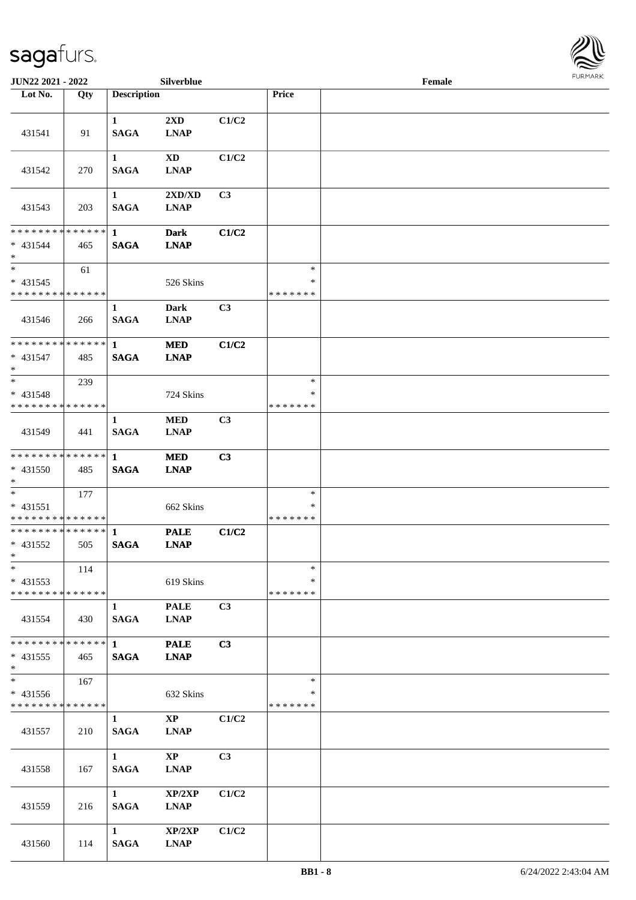| Lot No. | Qty | Description | | | Price | |
|---|---|---|---|---|---|---|
| 431541 | 91 | 1 SAGA | 2XD LNAP | C1/C2 | | |
| 431542 | 270 | 1 SAGA | XD LNAP | C1/C2 | | |
| 431543 | 203 | 1 SAGA | 2XD/XD LNAP | C3 | | |
| * * * * * * * * * * * * * * * 431544 * | 465 | 1 SAGA | Dark LNAP | C1/C2 | | |
| * * 431545 * * * * * * * * * * * * * * | 61 | | 526 Skins | | * * * * * * * * * | |
| 431546 | 266 | 1 SAGA | Dark LNAP | C3 | | |
| * * * * * * * * * * * * * * * 431547 * | 485 | 1 SAGA | MED LNAP | C1/C2 | | |
| * * 431548 * * * * * * * * * * * * * * | 239 | | 724 Skins | | * * * * * * * * * | |
| 431549 | 441 | 1 SAGA | MED LNAP | C3 | | |
| * * * * * * * * * * * * * * * 431550 * | 485 | 1 SAGA | MED LNAP | C3 | | |
| * * 431551 * * * * * * * * * * * * * * | 177 | | 662 Skins | | * * * * * * * * * | |
| * * * * * * * * * * * * * * * 431552 * | 505 | 1 SAGA | PALE LNAP | C1/C2 | | |
| * * 431553 * * * * * * * * * * * * * * | 114 | | 619 Skins | | * * * * * * * * * | |
| 431554 | 430 | 1 SAGA | PALE LNAP | C3 | | |
| * * * * * * * * * * * * * * * 431555 * | 465 | 1 SAGA | PALE LNAP | C3 | | |
| * * 431556 * * * * * * * * * * * * * * | 167 | | 632 Skins | | * * * * * * * * * | |
| 431557 | 210 | 1 SAGA | XP LNAP | C1/C2 | | |
| 431558 | 167 | 1 SAGA | XP LNAP | C3 | | |
| 431559 | 216 | 1 SAGA | XP/2XP LNAP | C1/C2 | | |
| 431560 | 114 | 1 SAGA | XP/2XP LNAP | C1/C2 | | |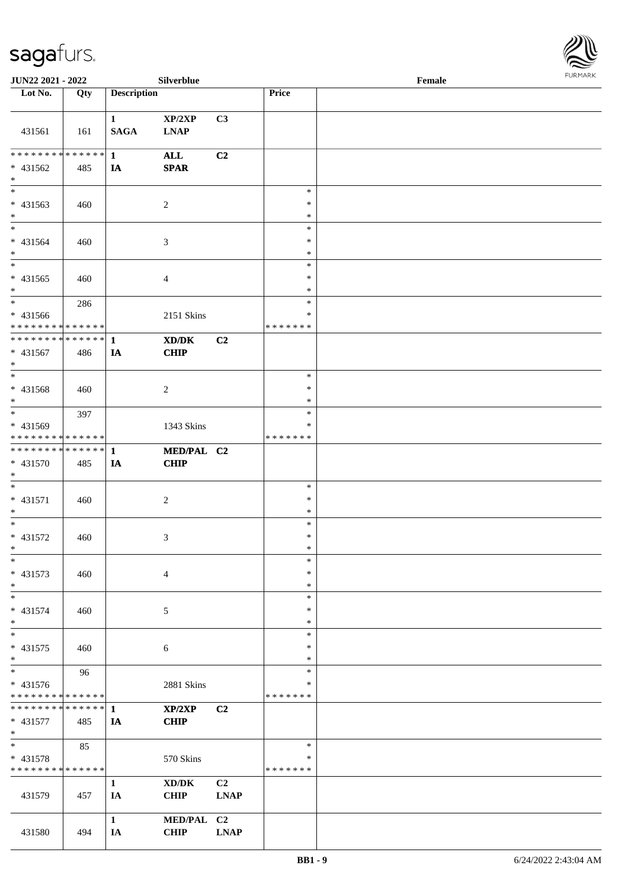| Lot No. | Qty | Description | | | Price | |
|---|---|---|---|---|---|---|
| 431561 | 161 | 1 SAGA | XP/2XP LNAP | C3 | | |
| * * * * * * * * * * * * * * * 431562 * | 485 | 1 IA | ALL SPAR | C2 | | |
| * * 431563 * | 460 | | 2 | | * * * | |
| * * 431564 * | 460 | | 3 | | * * * | |
| * * 431565 * | 460 | | 4 | | * * * | |
| * * 431566 * * * * * * * * * * * * * * | 286 | | 2151 Skins | | * * * * * * * * * | |
| * * * * * * * * * * * * * * * 431567 * | 486 | 1 IA | XD/DK CHIP | C2 | | |
| * * 431568 * | 460 | | 2 | | * * * | |
| * * 431569 * * * * * * * * * * * * * * | 397 | | 1343 Skins | | * * * * * * * * * | |
| * * * * * * * * * * * * * * * 431570 * | 485 | 1 IA | MED/PAL CHIP | C2 | | |
| * * 431571 * | 460 | | 2 | | * * * | |
| * * 431572 * | 460 | | 3 | | * * * | |
| * * 431573 * | 460 | | 4 | | * * * | |
| * * 431574 * | 460 | | 5 | | * * * | |
| * * 431575 * | 460 | | 6 | | * * * | |
| * * 431576 * * * * * * * * * * * * * * | 96 | | 2881 Skins | | * * * * * * * * * | |
| * * * * * * * * * * * * * * * 431577 * | 485 | 1 IA | XP/2XP CHIP | C2 | | |
| * * 431578 * * * * * * * * * * * * * * | 85 | | 570 Skins | | * * * * * * * * | |
| 431579 | 457 | 1 IA | XD/DK CHIP | C2 LNAP | | |
| 431580 | 494 | 1 IA | MED/PAL CHIP | C2 LNAP | | |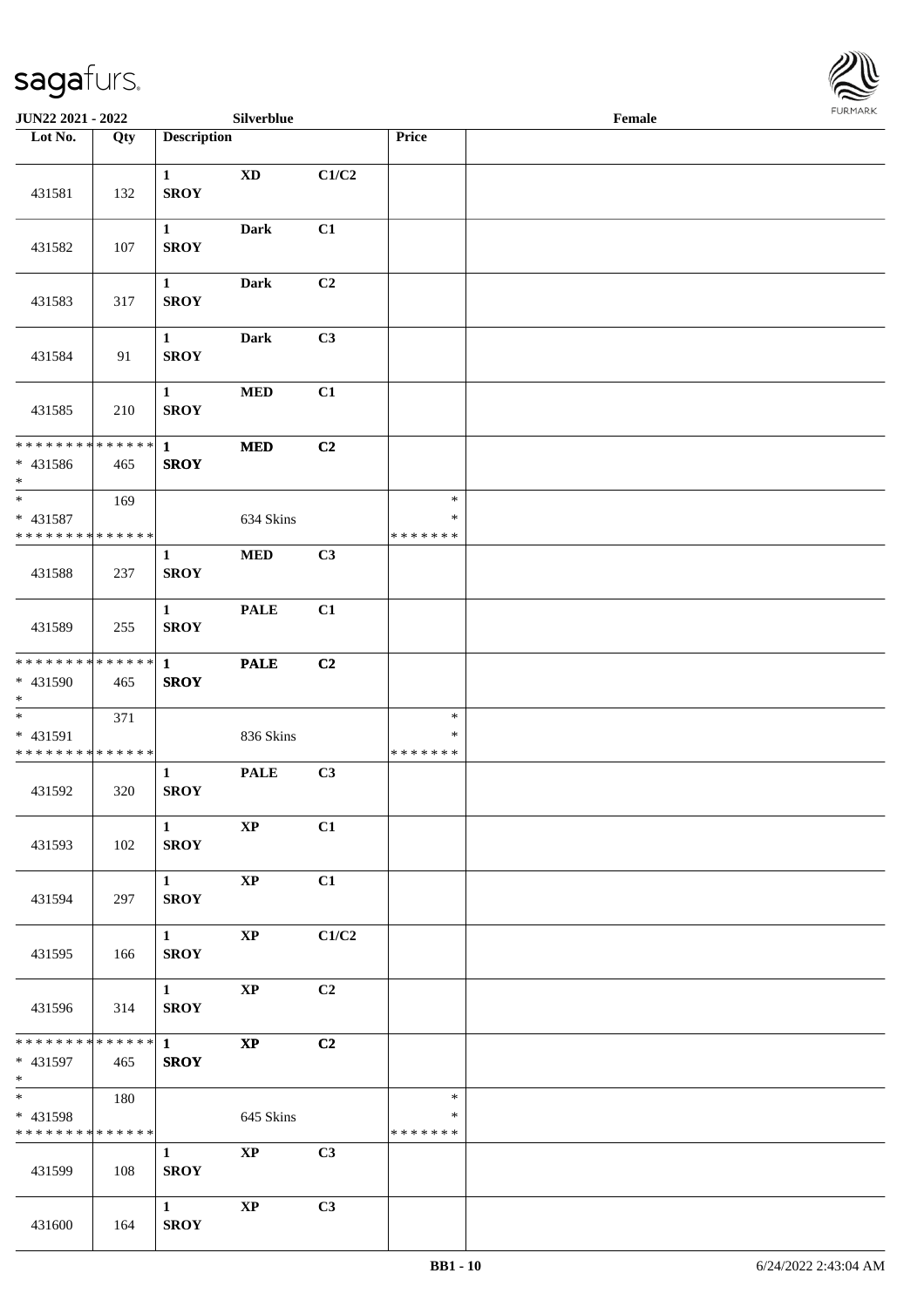JUN22 2021 - 2022 | Silverblue | Female

| Lot No. | Qty | Description | | | Price | |
|---|---|---|---|---|---|---|
| 431581 | 132 | 1 SROY | XD | C1/C2 | | |
| 431582 | 107 | 1 SROY | Dark | C1 | | |
| 431583 | 317 | 1 SROY | Dark | C2 | | |
| 431584 | 91 | 1 SROY | Dark | C3 | | |
| 431585 | 210 | 1 SROY | MED | C1 | | |
| * * * * * * * * * * * * * * * 431586 * | 465 | 1 SROY | MED | C2 | | |
| * * 431587 * * * * * * * * * * * * * * | 169 | | 634 Skins | | * * * * * * * * * | |
| 431588 | 237 | 1 SROY | MED | C3 | | |
| 431589 | 255 | 1 SROY | PALE | C1 | | |
| * * * * * * * * * * * * * * * 431590 * | 465 | 1 SROY | PALE | C2 | | |
| * * 431591 * * * * * * * * * * * * * * | 371 | | 836 Skins | | * * * * * * * * * | |
| 431592 | 320 | 1 SROY | PALE | C3 | | |
| 431593 | 102 | 1 SROY | XP | C1 | | |
| 431594 | 297 | 1 SROY | XP | C1 | | |
| 431595 | 166 | 1 SROY | XP | C1/C2 | | |
| 431596 | 314 | 1 SROY | XP | C2 | | |
| * * * * * * * * * * * * * * * 431597 * | 465 | 1 SROY | XP | C2 | | |
| * * 431598 * * * * * * * * * * * * * * | 180 | | 645 Skins | | * * * * * * * * * | |
| 431599 | 108 | 1 SROY | XP | C3 | | |
| 431600 | 164 | 1 SROY | XP | C3 | | |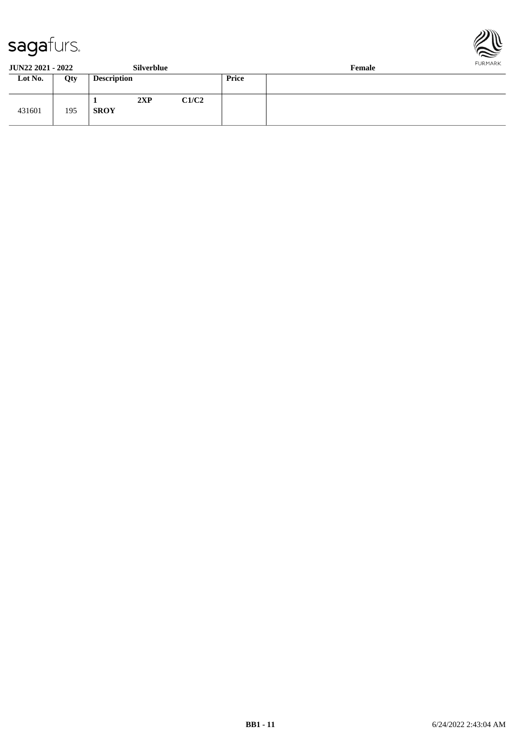**JUN22 2021 - 2022** **Silverblue** **Female**

| Lot No. | Qty | Description | | | Price | |
|---|---|---|---|---|---|---|
| 431601 | 195 | **1** **SROY** | **2XP** | **C1/C2** | | |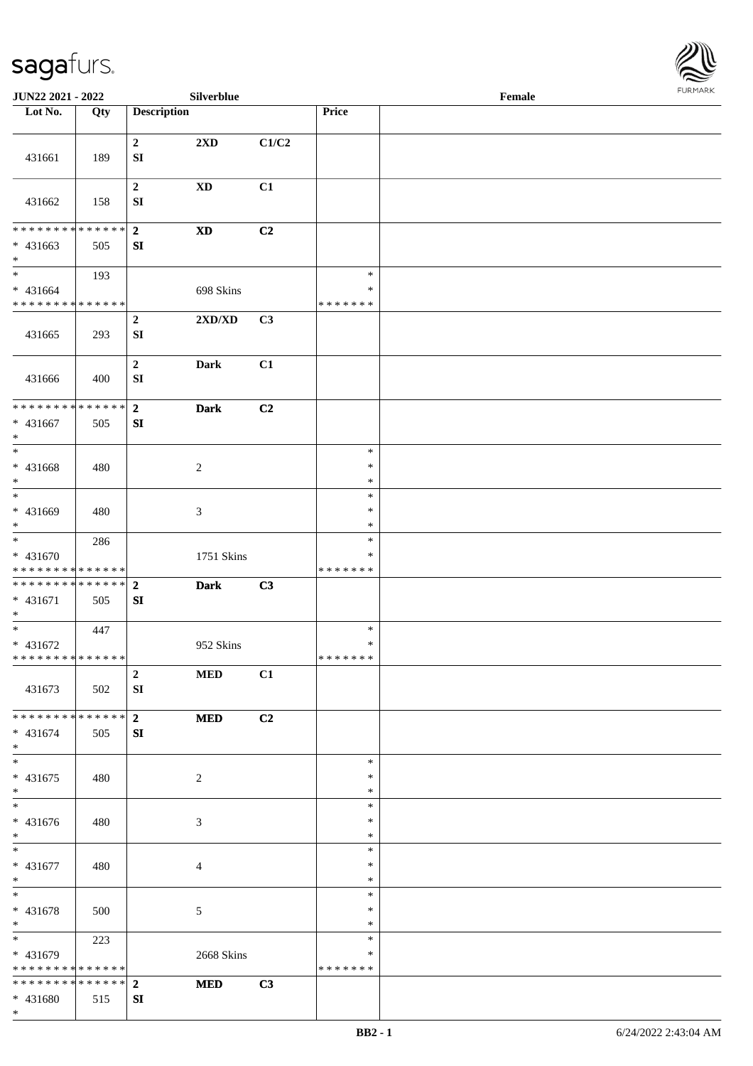| Lot No. | Qty | Description | | | Price | |
|---|---|---|---|---|---|---|
| 431661 | 189 | 2<br>SI | 2XD | C1/C2 | | |
| 431662 | 158 | 2<br>SI | XD | C1 | | |
| * * * * * * * * * * * * * *<br>* 431663<br>* | 505 | 2<br>SI | XD | C2 | | |
| *<br>* 431664<br>* * * * * * * * * * * * * * | 193 | | 698 Skins | | *<br>*<br>* * * * * * * | |
| 431665 | 293 | 2<br>SI | 2XD/XD | C3 | | |
| 431666 | 400 | 2<br>SI | Dark | C1 | | |
| * * * * * * * * * * * * * *<br>* 431667<br>* | 505 | 2<br>SI | Dark | C2 | | |
| *<br>* 431668<br>* | 480 | | 2 | | *<br>*<br>* | |
| *<br>* 431669<br>* | 480 | | 3 | | *<br>*<br>* | |
| *<br>* 431670<br>* * * * * * * * * * * * * * | 286 | | 1751 Skins | | *<br>*<br>* * * * * * * | |
| * * * * * * * * * * * * * *<br>* 431671<br>* | 505 | 2<br>SI | Dark | C3 | | |
| *<br>* 431672<br>* * * * * * * * * * * * * * | 447 | | 952 Skins | | *<br>*<br>* * * * * * * | |
| 431673 | 502 | 2<br>SI | MED | C1 | | |
| * * * * * * * * * * * * * *<br>* 431674<br>* | 505 | 2<br>SI | MED | C2 | | |
| *<br>* 431675<br>* | 480 | | 2 | | *<br>*<br>* | |
| *<br>* 431676<br>* | 480 | | 3 | | *<br>*<br>* | |
| *<br>* 431677<br>* | 480 | | 4 | | *<br>*<br>* | |
| *<br>* 431678<br>* | 500 | | 5 | | *<br>*<br>* | |
| *<br>* 431679<br>* * * * * * * * * * * * * * | 223 | | 2668 Skins | | *<br>*<br>* * * * * * * | |
| * * * * * * * * * * * * * *<br>* 431680<br>* | 515 | 2<br>SI | MED | C3 | | |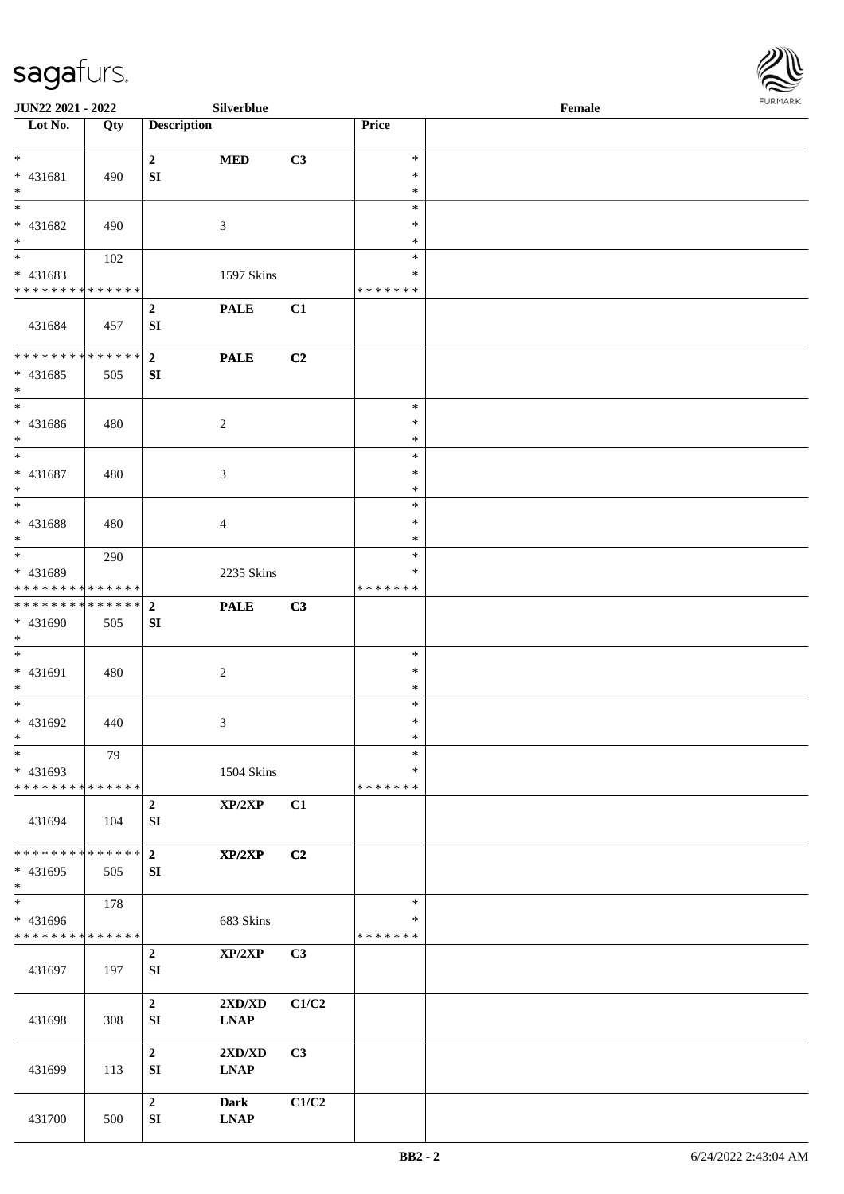JUN22 2021 - 2022 | Silverblue | Female

| Lot No. | Qty | Description | | | Price | |
|---|---|---|---|---|---|---|
| * <br> * 431681 <br> * | 490 | 2 <br> SI | MED | C3 | * <br> * <br> * | |
| * <br> * 431682 <br> * | 490 | | 3 | | * <br> * <br> * | |
| * <br> * 431683 <br> * * * * * * * * * * * * * * | 102 | | 1597 Skins | | * <br> * <br> * * * * * * * | |
| 431684 | 457 | 2 <br> SI | PALE | C1 | | |
| * * * * * * * * * * * * * * <br> * 431685 <br> * | 505 | 2 <br> SI | PALE | C2 | | |
| * <br> * 431686 <br> * | 480 | | 2 | | * <br> * <br> * | |
| * <br> * 431687 <br> * | 480 | | 3 | | * <br> * <br> * | |
| * <br> * 431688 <br> * | 480 | | 4 | | * <br> * <br> * | |
| * <br> * 431689 <br> * * * * * * * * * * * * * * | 290 | | 2235 Skins | | * <br> * <br> * * * * * * * | |
| * * * * * * * * * * * * * * <br> * 431690 <br> * | 505 | 2 <br> SI | PALE | C3 | | |
| * <br> * 431691 <br> * | 480 | | 2 | | * <br> * <br> * | |
| * <br> * 431692 <br> * | 440 | | 3 | | * <br> * <br> * | |
| * <br> * 431693 <br> * * * * * * * * * * * * * * | 79 | | 1504 Skins | | * <br> * <br> * * * * * * * | |
| 431694 | 104 | 2 <br> SI | XP/2XP | C1 | | |
| * * * * * * * * * * * * * * <br> * 431695 <br> * | 505 | 2 <br> SI | XP/2XP | C2 | | |
| * <br> * 431696 <br> * * * * * * * * * * * * * * | 178 | | 683 Skins | | * <br> * <br> * * * * * * * | |
| 431697 | 197 | 2 <br> SI | XP/2XP | C3 | | |
| 431698 | 308 | 2 <br> SI | 2XD/XD <br> LNAP | C1/C2 | | |
| 431699 | 113 | 2 <br> SI | 2XD/XD <br> LNAP | C3 | | |
| 431700 | 500 | 2 <br> SI | Dark <br> LNAP | C1/C2 | | |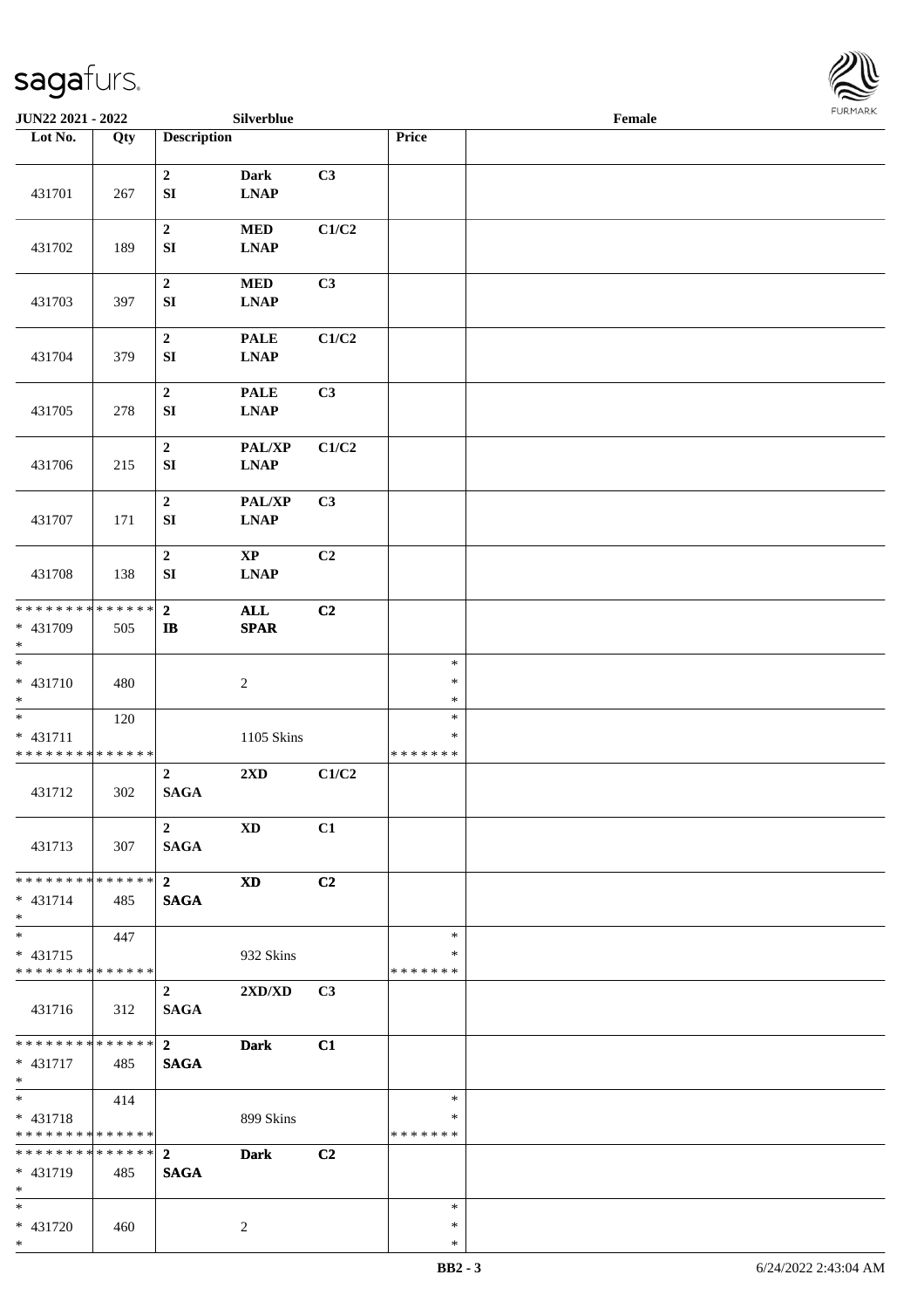| Lot No. | Qty | Description | | | Price | |
|---|---|---|---|---|---|---|
| 431701 | 267 | 2<br>SI | Dark<br>LNAP | C3 | | |
| 431702 | 189 | 2<br>SI | MED<br>LNAP | C1/C2 | | |
| 431703 | 397 | 2<br>SI | MED<br>LNAP | C3 | | |
| 431704 | 379 | 2<br>SI | PALE<br>LNAP | C1/C2 | | |
| 431705 | 278 | 2<br>SI | PALE<br>LNAP | C3 | | |
| 431706 | 215 | 2<br>SI | PAL/XP<br>LNAP | C1/C2 | | |
| 431707 | 171 | 2<br>SI | PAL/XP<br>LNAP | C3 | | |
| 431708 | 138 | 2<br>SI | XP<br>LNAP | C2 | | |
| * * * * * * * * * * * * * *<br>* 431709<br>* | 505 | 2<br>IB | ALL<br>SPAR | C2 | | |
| *<br>* 431710<br>* | 480 | | 2 | | *<br>*<br>* | |
| *<br>* 431711<br>* * * * * * * * * * * * * * | 120 | | 1105 Skins | | *<br>*<br>* * * * * * * | |
| 431712 | 302 | 2<br>SAGA | 2XD | C1/C2 | | |
| 431713 | 307 | 2<br>SAGA | XD | C1 | | |
| * * * * * * * * * * * * * *<br>* 431714<br>* | 485 | 2<br>SAGA | XD | C2 | | |
| *<br>* 431715<br>* * * * * * * * * * * * * * | 447 | | 932 Skins | | *<br>*<br>* * * * * * * | |
| 431716 | 312 | 2<br>SAGA | 2XD/XD | C3 | | |
| * * * * * * * * * * * * * *<br>* 431717<br>* | 485 | 2<br>SAGA | Dark | C1 | | |
| *<br>* 431718<br>* * * * * * * * * * * * * * | 414 | | 899 Skins | | *<br>*<br>* * * * * * * | |
| * * * * * * * * * * * * * *<br>* 431719<br>* | 485 | 2<br>SAGA | Dark | C2 | | |
| *<br>* 431720<br>* | 460 | | 2 | | *<br>*<br>* | |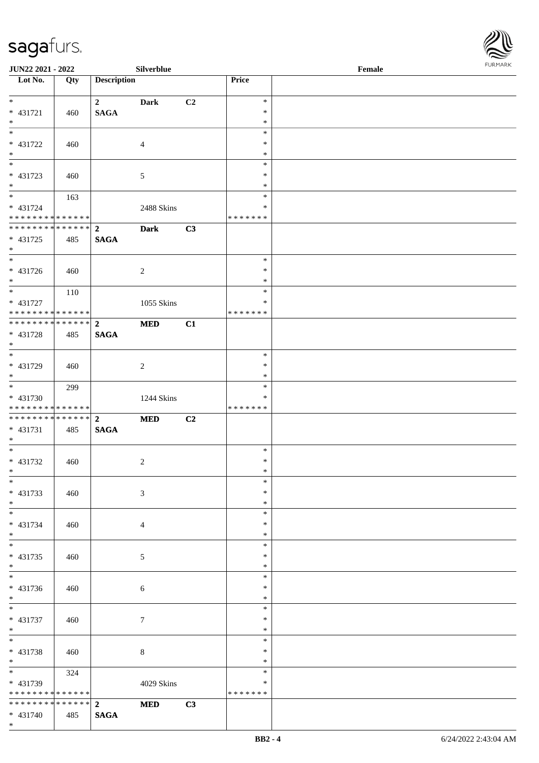JUN22 2021 - 2022 Silverblue Female

| Lot No. | Qty | Description | | | Price | |
|---|---|---|---|---|---|---|
| * 431721 * | 460 | 2 SAGA | Dark | C2 | * * * | |
| * 431722 * | 460 | | 4 | | * * * | |
| * 431723 * | 460 | | 5 | | * * * | |
| * 431724 * * * * * * * * * * * * * * | 163 | | 2488 Skins | | * * * * * * * * | |
| * * * * * * * * * * * * * * 431725 * | 485 | 2 SAGA | Dark | C3 | | |
| * 431726 * | 460 | | 2 | | * * * | |
| * 431727 * * * * * * * * * * * * * * | 110 | | 1055 Skins | | * * * * * * * * | |
| * * * * * * * * * * * * * * 431728 * | 485 | 2 SAGA | MED | C1 | | |
| * 431729 * | 460 | | 2 | | * * * | |
| * 431730 * * * * * * * * * * * * * * | 299 | | 1244 Skins | | * * * * * * * * | |
| * * * * * * * * * * * * * * 431731 * | 485 | 2 SAGA | MED | C2 | | |
| * 431732 * | 460 | | 2 | | * * * | |
| * 431733 * | 460 | | 3 | | * * * | |
| * 431734 * | 460 | | 4 | | * * * | |
| * 431735 * | 460 | | 5 | | * * * | |
| * 431736 * | 460 | | 6 | | * * * | |
| * 431737 * | 460 | | 7 | | * * * | |
| * 431738 * | 460 | | 8 | | * * * | |
| * 431739 * * * * * * * * * * * * * * | 324 | | 4029 Skins | | * * * * * * * * | |
| * * * * * * * * * * * * * * 431740 * | 485 | 2 SAGA | MED | C3 | | |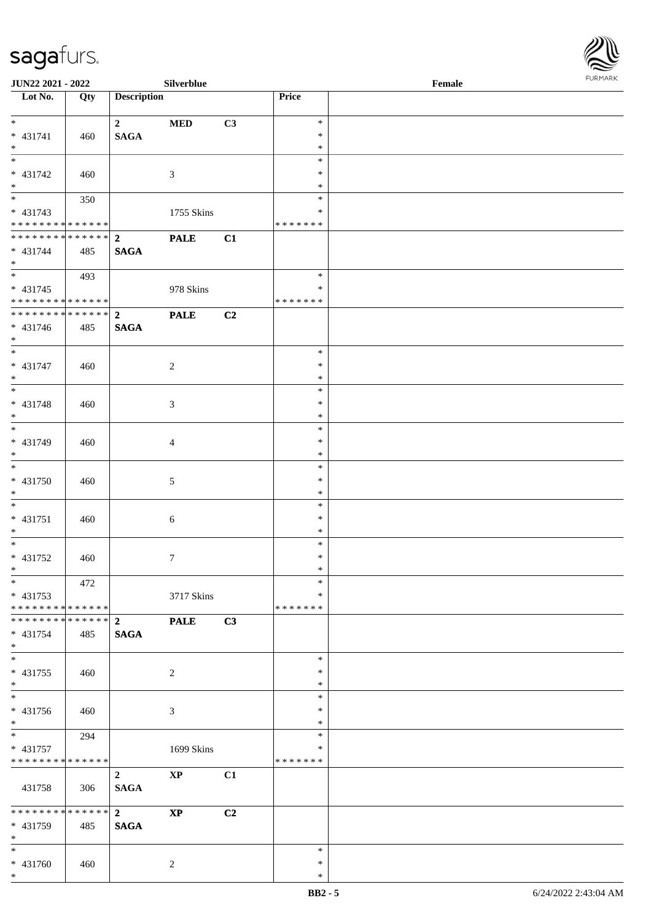| Lot No. | Qty | Description | | | Price | |
|---|---|---|---|---|---|---|
| * <br> * 431741 <br> * | 460 | 2 <br> **SAGA** | **MED** | **C3** | * <br> * <br> * | |
| * <br> * 431742 <br> * | 460 | | 3 | | * <br> * <br> * | |
| * <br> * 431743 <br> * * * * * * * * * * * * * * | 350 | | 1755 Skins | | * <br> * <br> * * * * * * * | |
| * * * * * * * * * * * * * * <br> * 431744 <br> * | 485 | 2 <br> **SAGA** | **PALE** | **C1** | | |
| * <br> * 431745 <br> * * * * * * * * * * * * * * | 493 | | 978 Skins | | * <br> * <br> * * * * * * * | |
| * * * * * * * * * * * * * * <br> * 431746 <br> * | 485 | 2 <br> **SAGA** | **PALE** | **C2** | | |
| * <br> * 431747 <br> * | 460 | | 2 | | * <br> * <br> * | |
| * <br> * 431748 <br> * | 460 | | 3 | | * <br> * <br> * | |
| * <br> * 431749 <br> * | 460 | | 4 | | * <br> * <br> * | |
| * <br> * 431750 <br> * | 460 | | 5 | | * <br> * <br> * | |
| * <br> * 431751 <br> * | 460 | | 6 | | * <br> * <br> * | |
| * <br> * 431752 <br> * | 460 | | 7 | | * <br> * <br> * | |
| * <br> * 431753 <br> * * * * * * * * * * * * * * | 472 | | 3717 Skins | | * <br> * <br> * * * * * * * | |
| * * * * * * * * * * * * * * <br> * 431754 <br> * | 485 | 2 <br> **SAGA** | **PALE** | **C3** | | |
| * <br> * 431755 <br> * | 460 | | 2 | | * <br> * <br> * | |
| * <br> * 431756 <br> * | 460 | | 3 | | * <br> * <br> * | |
| * <br> * 431757 <br> * * * * * * * * * * * * * * | 294 | | 1699 Skins | | * <br> * <br> * * * * * * * | |
| 431758 | 306 | 2 <br> **SAGA** | **XP** | **C1** | | |
| * * * * * * * * * * * * * * <br> * 431759 <br> * | 485 | 2 <br> **SAGA** | **XP** | **C2** | | |
| * <br> * 431760 <br> * | 460 | | 2 | | * <br> * <br> * | |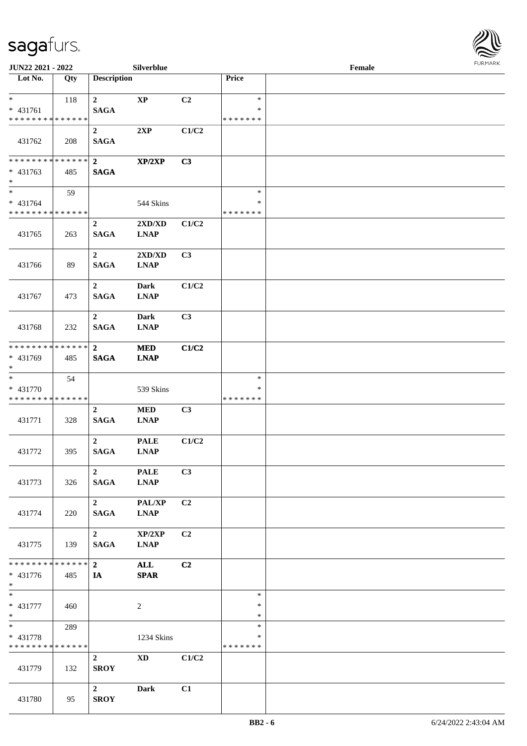**JUN22 2021 - 2022** **Silverblue** **Female**

| Lot No. | Qty | Description | | | Price | |
|---|---|---|---|---|---|---|
| * | 118 | 2 | XP | C2 | * | |
| * 431761 | | SAGA | | | * | |
| * * * * * * * * * * * * * * | | | | | * * * * * * * | |
| 431762 | 208 | 2 SAGA | 2XP | C1/C2 | | |
| * * * * * * * * * * * * * * | | 2 | XP/2XP | C3 | | |
| * 431763 | 485 | SAGA | | | | |
| * | | | | | | |
| * | 59 | | | | * | |
| * 431764 | | | 544 Skins | | * | |
| * * * * * * * * * * * * * * | | | | | * * * * * * * | |
| 431765 | 263 | 2 SAGA | 2XD/XD LNAP | C1/C2 | | |
| 431766 | 89 | 2 SAGA | 2XD/XD LNAP | C3 | | |
| 431767 | 473 | 2 SAGA | Dark LNAP | C1/C2 | | |
| 431768 | 232 | 2 SAGA | Dark LNAP | C3 | | |
| * * * * * * * * * * * * * * | | 2 | MED | C1/C2 | | |
| * 431769 | 485 | SAGA | LNAP | | | |
| * | | | | | | |
| * | 54 | | | | * | |
| * 431770 | | | 539 Skins | | * | |
| * * * * * * * * * * * * * * | | | | | * * * * * * * | |
| 431771 | 328 | 2 SAGA | MED LNAP | C3 | | |
| 431772 | 395 | 2 SAGA | PALE LNAP | C1/C2 | | |
| 431773 | 326 | 2 SAGA | PALE LNAP | C3 | | |
| 431774 | 220 | 2 SAGA | PAL/XP LNAP | C2 | | |
| 431775 | 139 | 2 SAGA | XP/2XP LNAP | C2 | | |
| * * * * * * * * * * * * * * | | 2 | ALL | C2 | | |
| * 431776 | 485 | IA | SPAR | | | |
| * | | | | | | |
| * | | | | | * | |
| * 431777 | 460 | | 2 | | * | |
| * | | | | | * | |
| * | 289 | | | | * | |
| * 431778 | | | 1234 Skins | | * | |
| * * * * * * * * * * * * * * | | | | | * * * * * * * | |
| 431779 | 132 | 2 SROY | XD | C1/C2 | | |
| 431780 | 95 | 2 SROY | Dark | C1 | | |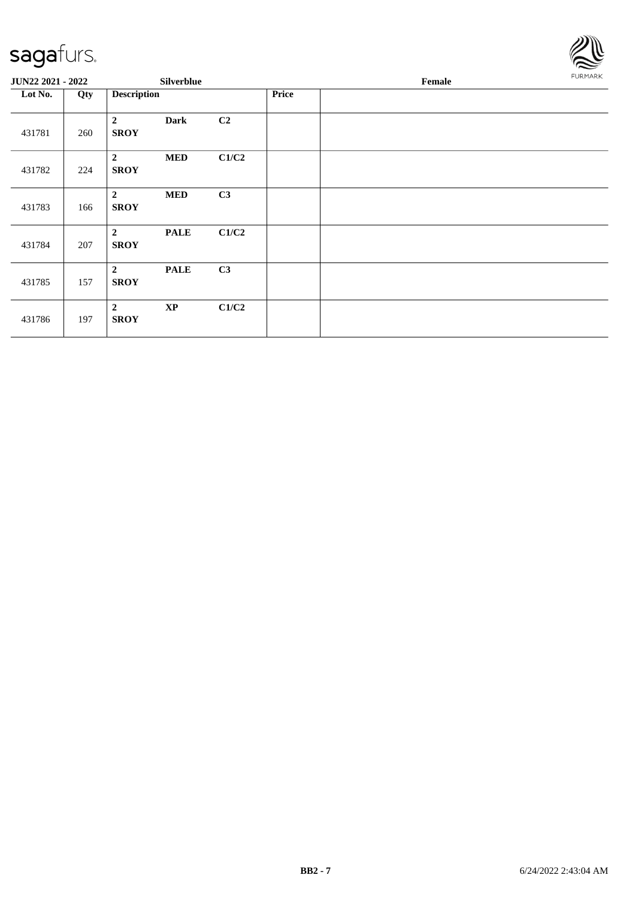**JUN22 2021 - 2022** **Silverblue** **Female**

| Lot No. | Qty | Description | | | Price | |
|---|---|---|---|---|---|---|
| 431781 | 260 | **2 SROY** | **Dark** | **C2** | | |
| 431782 | 224 | **2 SROY** | **MED** | **C1/C2** | | |
| 431783 | 166 | **2 SROY** | **MED** | **C3** | | |
| 431784 | 207 | **2 SROY** | **PALE** | **C1/C2** | | |
| 431785 | 157 | **2 SROY** | **PALE** | **C3** | | |
| 431786 | 197 | **2 SROY** | **XP** | **C1/C2** | | |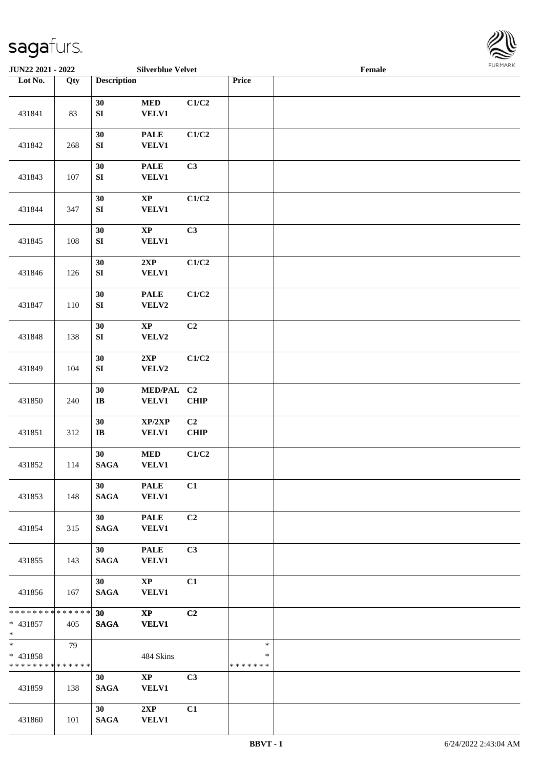**JUN22 2021 - 2022** **Silverblue Velvet** **Female**

| Lot No. | Qty | Description | | | Price | |
|---|---|---|---|---|---|---|
| 431841 | 83 | 30 SI | MED VELV1 | C1/C2 | | |
| 431842 | 268 | 30 SI | PALE VELV1 | C1/C2 | | |
| 431843 | 107 | 30 SI | PALE VELV1 | C3 | | |
| 431844 | 347 | 30 SI | XP VELV1 | C1/C2 | | |
| 431845 | 108 | 30 SI | XP VELV1 | C3 | | |
| 431846 | 126 | 30 SI | 2XP VELV1 | C1/C2 | | |
| 431847 | 110 | 30 SI | PALE VELV2 | C1/C2 | | |
| 431848 | 138 | 30 SI | XP VELV2 | C2 | | |
| 431849 | 104 | 30 SI | 2XP VELV2 | C1/C2 | | |
| 431850 | 240 | 30 IB | MED/PAL VELV1 | C2 CHIP | | |
| 431851 | 312 | 30 IB | XP/2XP VELV1 | C2 CHIP | | |
| 431852 | 114 | 30 SAGA | MED VELV1 | C1/C2 | | |
| 431853 | 148 | 30 SAGA | PALE VELV1 | C1 | | |
| 431854 | 315 | 30 SAGA | PALE VELV1 | C2 | | |
| 431855 | 143 | 30 SAGA | PALE VELV1 | C3 | | |
| 431856 | 167 | 30 SAGA | XP VELV1 | C1 | | |
| * * * * * * * * * * * * * * * 431857 * | 405 | 30 SAGA | XP VELV1 | C2 | | |
| * * 431858 * * * * * * * * * * * * * * | 79 | | 484 Skins | | * * * * * * * * * | |
| 431859 | 138 | 30 SAGA | XP VELV1 | C3 | | |
| 431860 | 101 | 30 SAGA | 2XP VELV1 | C1 | | |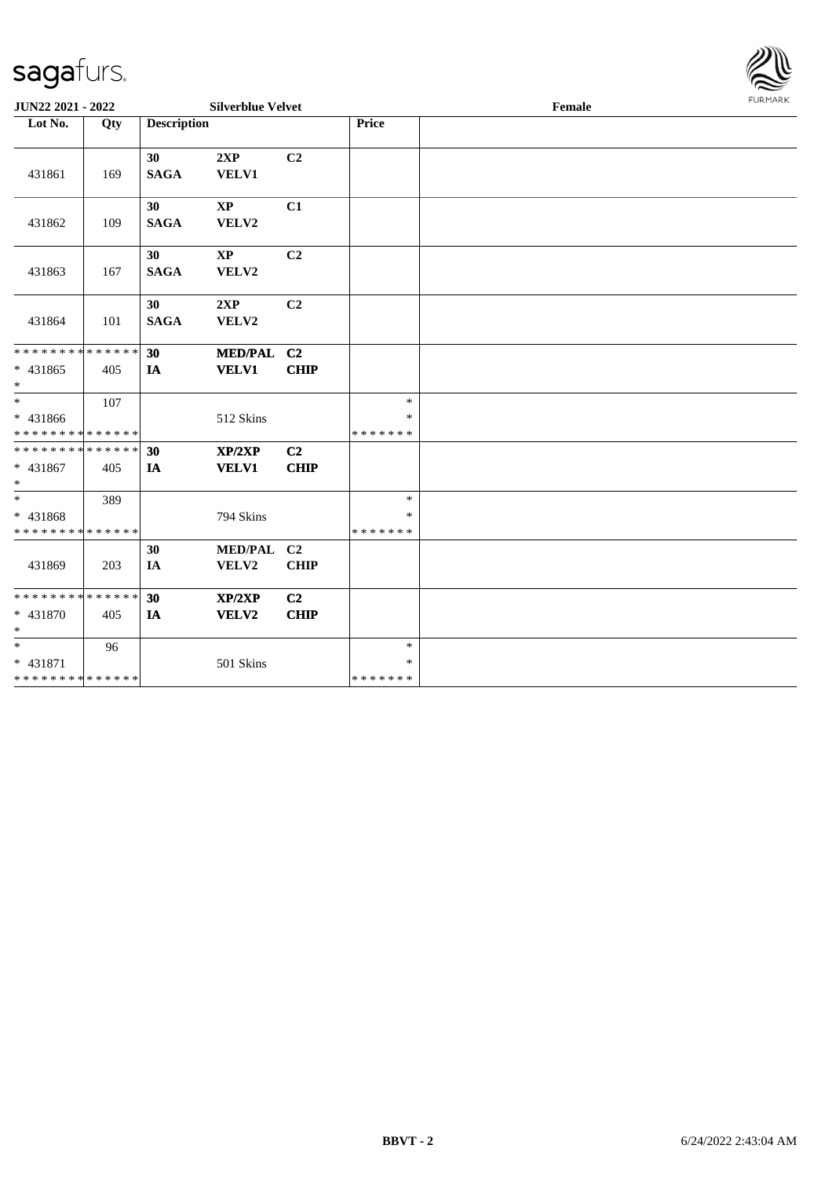JUN22 2021 - 2022 | Silverblue Velvet | Female

| Lot No. | Qty | Description | | | Price | |
|---|---|---|---|---|---|---|
| 431861 | 169 | 30 SAGA | 2XP VELV1 | C2 | | |
| 431862 | 109 | 30 SAGA | XP VELV2 | C1 | | |
| 431863 | 167 | 30 SAGA | XP VELV2 | C2 | | |
| 431864 | 101 | 30 SAGA | 2XP VELV2 | C2 | | |
| * * * * * * * * * * * * * * <br>* 431865<br>* | 405 | 30 IA | MED/PAL VELV1 | C2 CHIP | | |
| *<br>* 431866<br>* * * * * * * * * * * * * * | 107 | | 512 Skins | | *<br>*<br>* * * * * * * | |
| * * * * * * * * * * * * * * <br>* 431867<br>* | 405 | 30 IA | XP/2XP VELV1 | C2 CHIP | | |
| *<br>* 431868<br>* * * * * * * * * * * * * * | 389 | | 794 Skins | | *<br>*<br>* * * * * * * | |
| 431869 | 203 | 30 IA | MED/PAL VELV2 | C2 CHIP | | |
| * * * * * * * * * * * * * * <br>* 431870<br>* | 405 | 30 IA | XP/2XP VELV2 | C2 CHIP | | |
| *<br>* 431871<br>* * * * * * * * * * * * * * | 96 | | 501 Skins | | *<br>*<br>* * * * * * * | |

BBVT - 2 | 6/24/2022 2:43:04 AM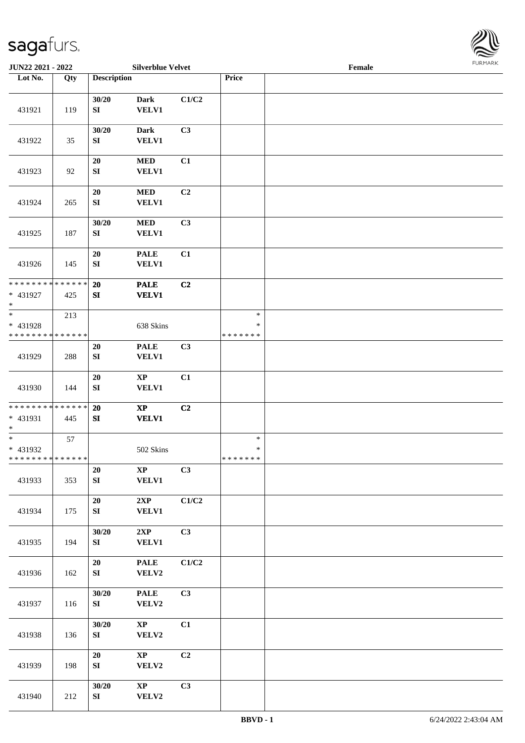| Lot No. | Qty | Description | | | Price | |
|---|---|---|---|---|---|---|
| 431921 | 119 | 30/20 SI | Dark VELV1 | C1/C2 | | |
| 431922 | 35 | 30/20 SI | Dark VELV1 | C3 | | |
| 431923 | 92 | 20 SI | MED VELV1 | C1 | | |
| 431924 | 265 | 20 SI | MED VELV1 | C2 | | |
| 431925 | 187 | 30/20 SI | MED VELV1 | C3 | | |
| 431926 | 145 | 20 SI | PALE VELV1 | C1 | | |
| * * * * * * * * * * * * * * * 431927 * | 425 | 20 SI | PALE VELV1 | C2 | | |
| * * 431928 * * * * * * * * * * * * * * | 213 | | 638 Skins | | * * * * * * * * * | |
| 431929 | 288 | 20 SI | PALE VELV1 | C3 | | |
| 431930 | 144 | 20 SI | XP VELV1 | C1 | | |
| * * * * * * * * * * * * * * * 431931 * | 445 | 20 SI | XP VELV1 | C2 | | |
| * * 431932 * * * * * * * * * * * * * * | 57 | | 502 Skins | | * * * * * * * * * | |
| 431933 | 353 | 20 SI | XP VELV1 | C3 | | |
| 431934 | 175 | 20 SI | 2XP VELV1 | C1/C2 | | |
| 431935 | 194 | 30/20 SI | 2XP VELV1 | C3 | | |
| 431936 | 162 | 20 SI | PALE VELV2 | C1/C2 | | |
| 431937 | 116 | 30/20 SI | PALE VELV2 | C3 | | |
| 431938 | 136 | 30/20 SI | XP VELV2 | C1 | | |
| 431939 | 198 | 20 SI | XP VELV2 | C2 | | |
| 431940 | 212 | 30/20 SI | XP VELV2 | C3 | | |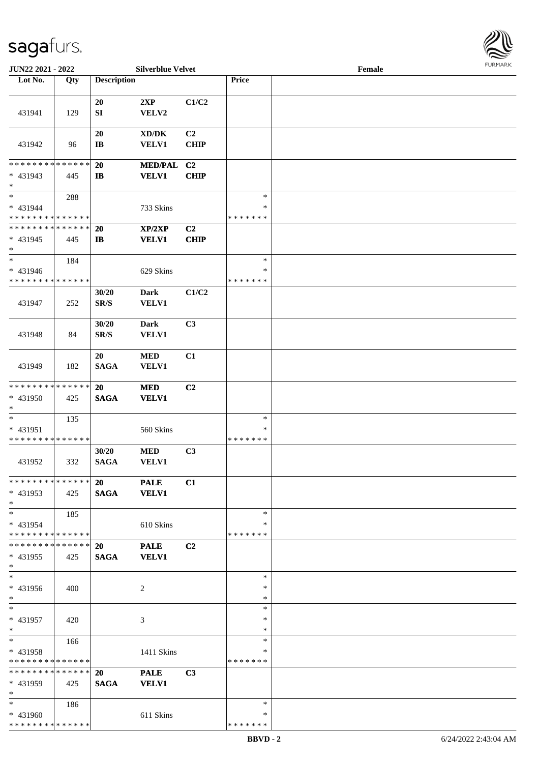**JUN22 2021 - 2022** | **Silverblue Velvet** | **Female**

| Lot No. | Qty | Description | | | Price | |
|---|---|---|---|---|---|---|
| 431941 | 129 | 20 SI | 2XP VELV2 | C1/C2 | | |
| 431942 | 96 | 20 IB | XD/DK VELV1 | C2 CHIP | | |
| * * * * * * * * * * * * * * * 431943 * | 445 | 20 IB | MED/PAL VELV1 | C2 CHIP | | |
| * * 431944 * * * * * * * * * * * * * * | 288 | | 733 Skins | | * * * * * * * * * | |
| * * * * * * * * * * * * * * * 431945 * | 445 | 20 IB | XP/2XP VELV1 | C2 CHIP | | |
| * * 431946 * * * * * * * * * * * * * * | 184 | | 629 Skins | | * * * * * * * * * | |
| 431947 | 252 | 30/20 SR/S | Dark VELV1 | C1/C2 | | |
| 431948 | 84 | 30/20 SR/S | Dark VELV1 | C3 | | |
| 431949 | 182 | 20 SAGA | MED VELV1 | C1 | | |
| * * * * * * * * * * * * * * * 431950 * | 425 | 20 SAGA | MED VELV1 | C2 | | |
| * * 431951 * * * * * * * * * * * * * * | 135 | | 560 Skins | | * * * * * * * * * | |
| 431952 | 332 | 30/20 SAGA | MED VELV1 | C3 | | |
| * * * * * * * * * * * * * * * 431953 * | 425 | 20 SAGA | PALE VELV1 | C1 | | |
| * * 431954 * * * * * * * * * * * * * * | 185 | | 610 Skins | | * * * * * * * * * | |
| * * * * * * * * * * * * * * * 431955 * | 425 | 20 SAGA | PALE VELV1 | C2 | | |
| * * 431956 * | 400 | | 2 | | * * * | |
| * * 431957 * | 420 | | 3 | | * * * | |
| * * 431958 * * * * * * * * * * * * * * | 166 | | 1411 Skins | | * * * * * * * * * | |
| * * * * * * * * * * * * * * * 431959 * | 425 | 20 SAGA | PALE VELV1 | C3 | | |
| * * 431960 * * * * * * * * * * * * * * | 186 | | 611 Skins | | * * * * * * * * * | |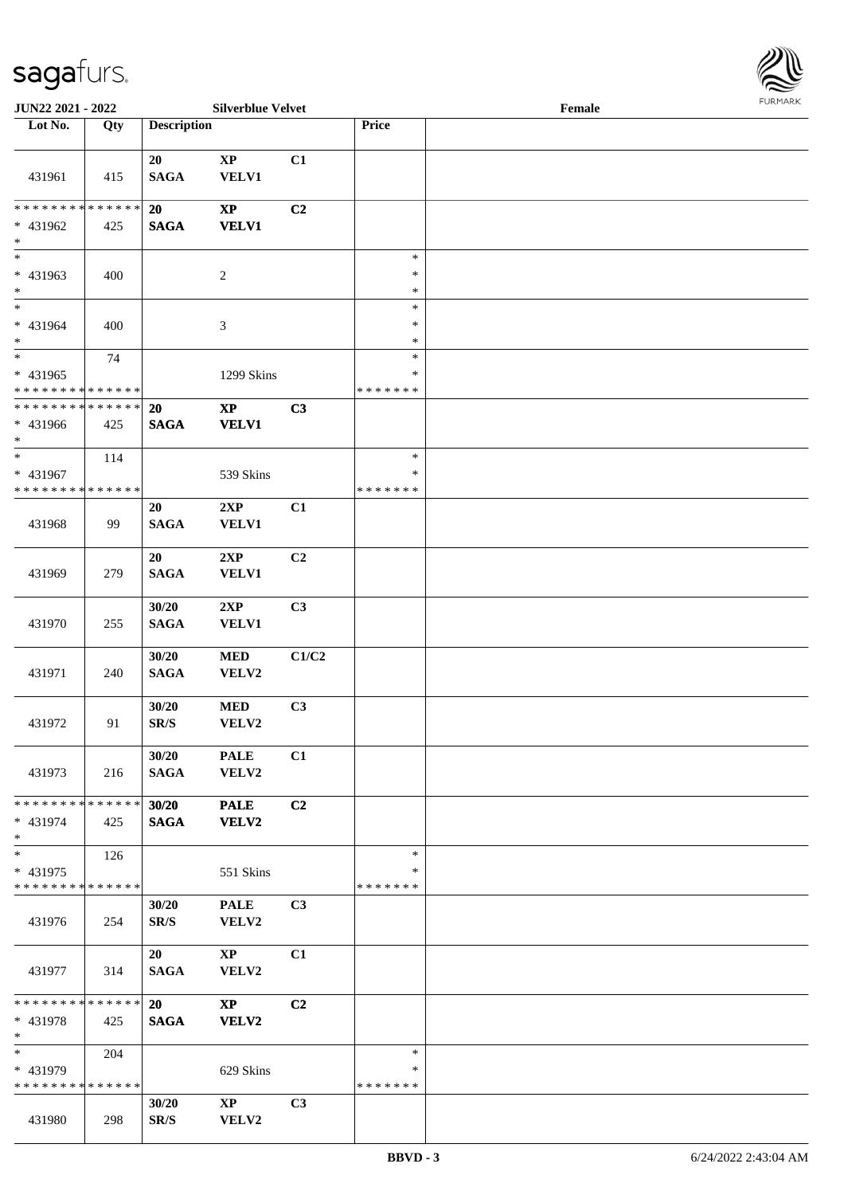| Lot No. | Qty | Description | | | Price | |
|---|---|---|---|---|---|---|
| 431961 | 415 | 20 SAGA | XP VELV1 | C1 | | |
| * * * * * * * * * * * * * * * 431962 * | 425 | 20 SAGA | XP VELV1 | C2 | | |
| * * 431963 * | 400 | | 2 | | * * * | |
| * * 431964 * | 400 | | 3 | | * * * | |
| * * 431965 * * * * * * * * * * * * * * | 74 | | 1299 Skins | | * * * * * * * * | |
| * * * * * * * * * * * * * * * 431966 * | 425 | 20 SAGA | XP VELV1 | C3 | | |
| * * 431967 * * * * * * * * * * * * * * | 114 | | 539 Skins | | * * * * * * * * | |
| 431968 | 99 | 20 SAGA | 2XP VELV1 | C1 | | |
| 431969 | 279 | 20 SAGA | 2XP VELV1 | C2 | | |
| 431970 | 255 | 30/20 SAGA | 2XP VELV1 | C3 | | |
| 431971 | 240 | 30/20 SAGA | MED VELV2 | C1/C2 | | |
| 431972 | 91 | 30/20 SR/S | MED VELV2 | C3 | | |
| 431973 | 216 | 30/20 SAGA | PALE VELV2 | C1 | | |
| * * * * * * * * * * * * * * * 431974 * | 425 | 30/20 SAGA | PALE VELV2 | C2 | | |
| * * 431975 * * * * * * * * * * * * * * | 126 | | 551 Skins | | * * * * * * * * | |
| 431976 | 254 | 30/20 SR/S | PALE VELV2 | C3 | | |
| 431977 | 314 | 20 SAGA | XP VELV2 | C1 | | |
| * * * * * * * * * * * * * * * 431978 * | 425 | 20 SAGA | XP VELV2 | C2 | | |
| * * 431979 * * * * * * * * * * * * * * | 204 | | 629 Skins | | * * * * * * * * | |
| 431980 | 298 | 30/20 SR/S | XP VELV2 | C3 | | |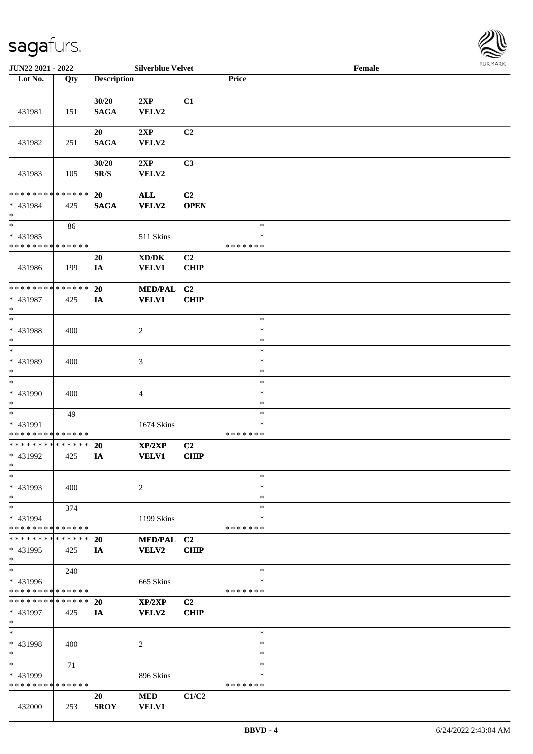JUN22 2021 - 2022 Silverblue Velvet Female

| Lot No. | Qty | Description | | | Price | |
|---|---|---|---|---|---|---|
| 431981 | 151 | 30/20 SAGA | 2XP VELV2 | C1 | | |
| 431982 | 251 | 20 SAGA | 2XP VELV2 | C2 | | |
| 431983 | 105 | 30/20 SR/S | 2XP VELV2 | C3 | | |
| * * * * * * * * * * * * * * * 431984 * | 425 | 20 SAGA | ALL VELV2 | C2 OPEN | | |
| * * 431985 * * * * * * * * * * * * * * | 86 | | 511 Skins | | * * * * * * * * * | |
| 431986 | 199 | 20 IA | XD/DK VELV1 | C2 CHIP | | |
| * * * * * * * * * * * * * * * 431987 * | 425 | 20 IA | MED/PAL VELV1 | C2 CHIP | | |
| * * 431988 * | 400 | | 2 | | * * * | |
| * * 431989 * | 400 | | 3 | | * * * | |
| * * 431990 * | 400 | | 4 | | * * * | |
| * * 431991 * * * * * * * * * * * * * * | 49 | | 1674 Skins | | * * * * * * * * * | |
| * * * * * * * * * * * * * * * 431992 * | 425 | 20 IA | XP/2XP VELV1 | C2 CHIP | | |
| * * 431993 * | 400 | | 2 | | * * * | |
| * * 431994 * * * * * * * * * * * * * * | 374 | | 1199 Skins | | * * * * * * * * * | |
| * * * * * * * * * * * * * * * 431995 * | 425 | 20 IA | MED/PAL VELV2 | C2 CHIP | | |
| * * 431996 * * * * * * * * * * * * * * | 240 | | 665 Skins | | * * * * * * * * * | |
| * * * * * * * * * * * * * * * 431997 * | 425 | 20 IA | XP/2XP VELV2 | C2 CHIP | | |
| * * 431998 * | 400 | | 2 | | * * * | |
| * * 431999 * * * * * * * * * * * * * * | 71 | | 896 Skins | | * * * * * * * * * | |
| 432000 | 253 | 20 SROY | MED VELV1 | C1/C2 | | |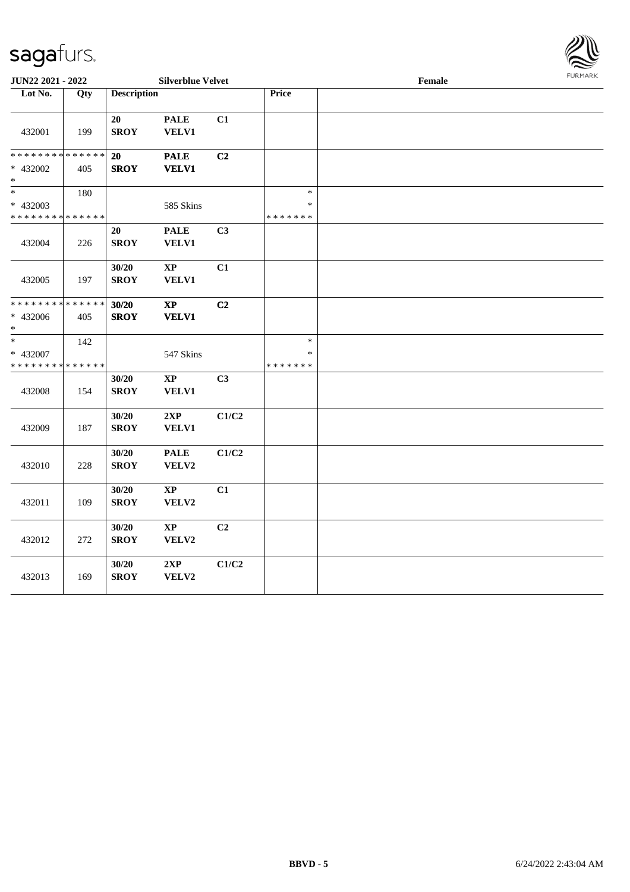JUN22 2021 - 2022 Silverblue Velvet Female

| Lot No. | Qty | Description | | | Price | |
|---|---|---|---|---|---|---|
| 432001 | 199 | 20 SROY | PALE VELV1 | C1 | | |
| * * * * * * * * * * * * * * 432002 * | 405 | 20 SROY | PALE VELV1 | C2 | | |
| * * 432003 * * * * * * * * * * * * * * | 180 | | 585 Skins | | * * * * * * * * * | |
| 432004 | 226 | 20 SROY | PALE VELV1 | C3 | | |
| 432005 | 197 | 30/20 SROY | XP VELV1 | C1 | | |
| * * * * * * * * * * * * * * 432006 * | 405 | 30/20 SROY | XP VELV1 | C2 | | |
| * * 432007 * * * * * * * * * * * * * * | 142 | | 547 Skins | | * * * * * * * * * | |
| 432008 | 154 | 30/20 SROY | XP VELV1 | C3 | | |
| 432009 | 187 | 30/20 SROY | 2XP VELV1 | C1/C2 | | |
| 432010 | 228 | 30/20 SROY | PALE VELV2 | C1/C2 | | |
| 432011 | 109 | 30/20 SROY | XP VELV2 | C1 | | |
| 432012 | 272 | 30/20 SROY | XP VELV2 | C2 | | |
| 432013 | 169 | 30/20 SROY | 2XP VELV2 | C1/C2 | | |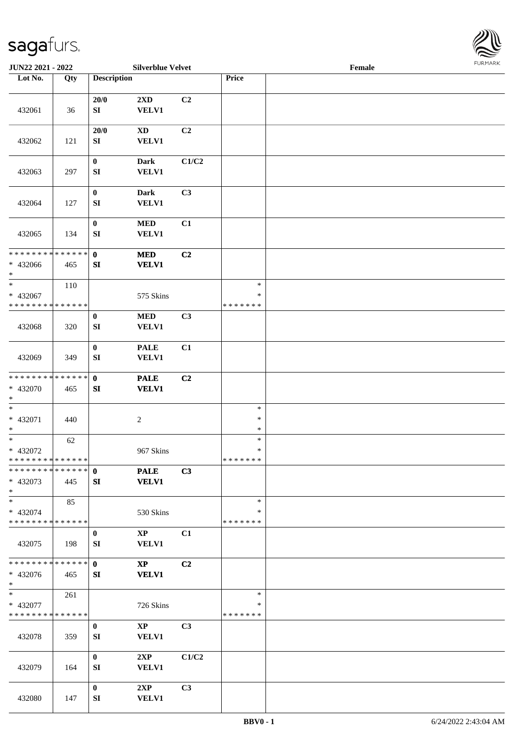| Lot No. | Qty | Description | | | Price | |
|---|---|---|---|---|---|---|
| 432061 | 36 | 20/0<br>SI | 2XD<br>VELV1 | C2 | | |
| 432062 | 121 | 20/0<br>SI | XD<br>VELV1 | C2 | | |
| 432063 | 297 | 0<br>SI | Dark<br>VELV1 | C1/C2 | | |
| 432064 | 127 | 0<br>SI | Dark<br>VELV1 | C3 | | |
| 432065 | 134 | 0<br>SI | MED<br>VELV1 | C1 | | |
| * * * * * * * * * * * * * *<br>* 432066<br>* | 465 | **0**<br>**SI** | **MED**<br>**VELV1** | **C2** | | |
| *<br>* 432067<br>* * * * * * * * * * * * * * | 110 | | 575 Skins | | *<br>*<br>* * * * * * * | |
| 432068 | 320 | 0<br>SI | MED<br>VELV1 | C3 | | |
| 432069 | 349 | 0<br>SI | PALE<br>VELV1 | C1 | | |
| * * * * * * * * * * * * * *<br>* 432070<br>* | 465 | **0**<br>**SI** | **PALE**<br>**VELV1** | **C2** | | |
| *<br>* 432071<br>* | 440 | | 2 | | *<br>*<br>* | |
| *<br>* 432072<br>* * * * * * * * * * * * * * | 62 | | 967 Skins | | *<br>*<br>* * * * * * * | |
| * * * * * * * * * * * * * *<br>* 432073<br>* | 445 | **0**<br>**SI** | **PALE**<br>**VELV1** | **C3** | | |
| *<br>* 432074<br>* * * * * * * * * * * * * * | 85 | | 530 Skins | | *<br>*<br>* * * * * * * | |
| 432075 | 198 | 0<br>SI | XP<br>VELV1 | C1 | | |
| * * * * * * * * * * * * * *<br>* 432076<br>* | 465 | **0**<br>**SI** | **XP**<br>**VELV1** | **C2** | | |
| *<br>* 432077<br>* * * * * * * * * * * * * * | 261 | | 726 Skins | | *<br>*<br>* * * * * * * | |
| 432078 | 359 | 0<br>SI | XP<br>VELV1 | C3 | | |
| 432079 | 164 | 0<br>SI | 2XP<br>VELV1 | C1/C2 | | |
| 432080 | 147 | 0<br>SI | 2XP<br>VELV1 | C3 | | |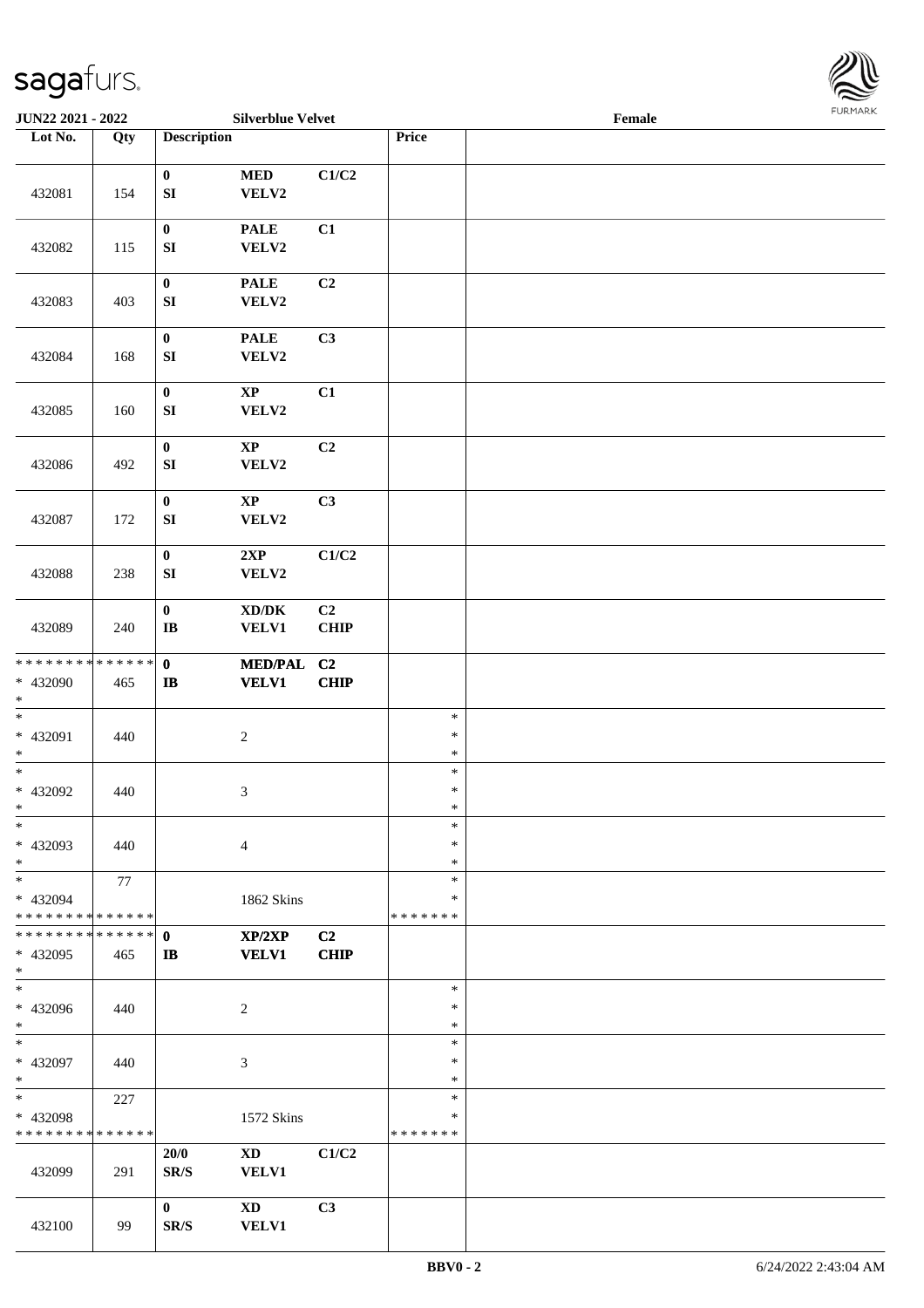**JUN22 2021 - 2022** — **Silverblue Velvet** — **Female**

| Lot No. | Qty | Description | | | Price | |
|---|---|---|---|---|---|---|
| 432081 | 154 | 0<br>SI | MED<br>VELV2 | C1/C2 | | |
| 432082 | 115 | 0<br>SI | PALE<br>VELV2 | C1 | | |
| 432083 | 403 | 0<br>SI | PALE<br>VELV2 | C2 | | |
| 432084 | 168 | 0<br>SI | PALE<br>VELV2 | C3 | | |
| 432085 | 160 | 0<br>SI | XP<br>VELV2 | C1 | | |
| 432086 | 492 | 0<br>SI | XP<br>VELV2 | C2 | | |
| 432087 | 172 | 0<br>SI | XP<br>VELV2 | C3 | | |
| 432088 | 238 | 0<br>SI | 2XP<br>VELV2 | C1/C2 | | |
| 432089 | 240 | 0<br>IB | XD/DK<br>VELV1 | C2<br>CHIP | | |
| * 432090 | 465 | 0<br>IB | MED/PAL<br>VELV1 | C2<br>CHIP | | |
| * 432091 | 440 | | 2 | | * | |
| * 432092 | 440 | | 3 | | * | |
| * 432093 | 440 | | 4 | | * | |
| * 432094 | 77 | | 1862 Skins | | * | |
| * 432095 | 465 | 0<br>IB | XP/2XP<br>VELV1 | C2<br>CHIP | | |
| * 432096 | 440 | | 2 | | * | |
| * 432097 | 440 | | 3 | | * | |
| * 432098 | 227 | | 1572 Skins | | * | |
| 432099 | 291 | 20/0<br>SR/S | XD<br>VELV1 | C1/C2 | | |
| 432100 | 99 | 0<br>SR/S | XD<br>VELV1 | C3 | | |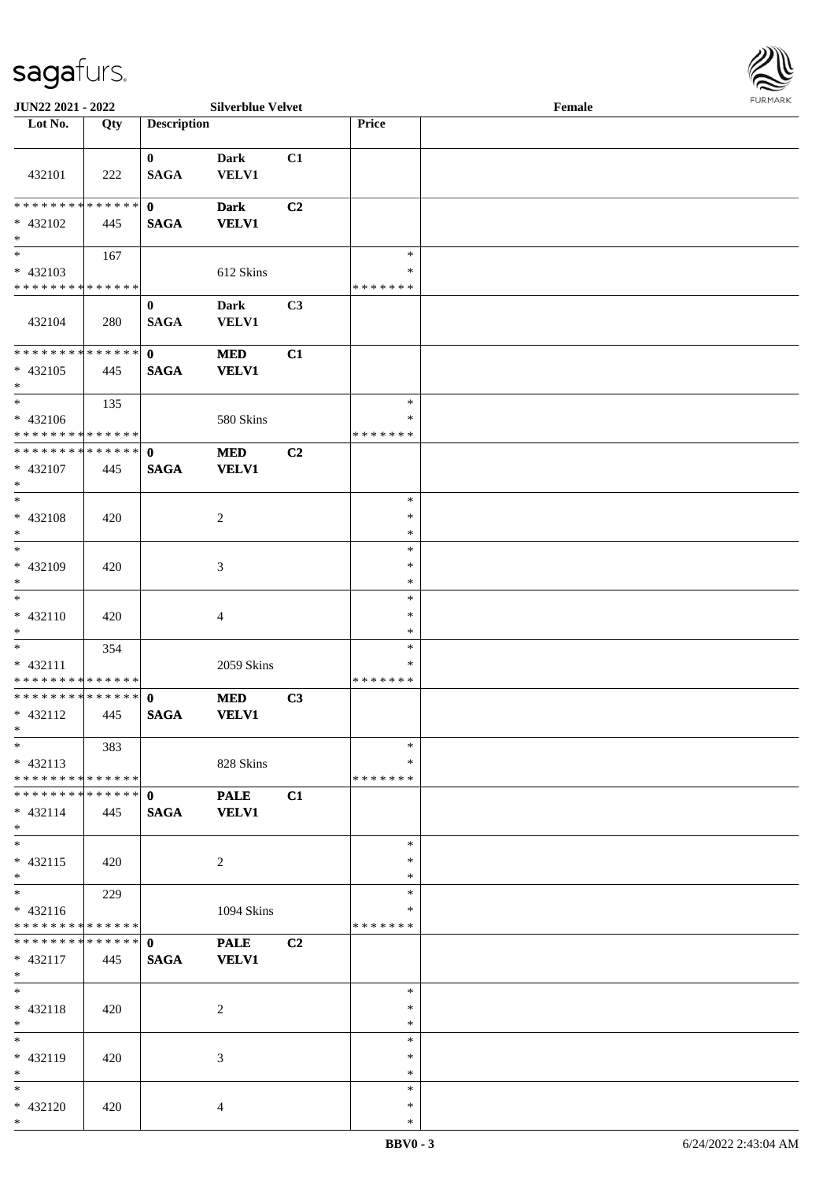JUN22 2021 - 2022 | Silverblue Velvet | Female

| Lot No. | Qty | Description | | | Price | |
|---|---|---|---|---|---|---|
| 432101 | 222 | 0 SAGA | Dark VELV1 | C1 | | |
| * * * * * * * * * * * * * * * 432102 * | 445 | 0 SAGA | Dark VELV1 | C2 | | |
| * * 432103 * * * * * * * * * * * * * * | 167 | | 612 Skins | | * * * * * * * * * | |
| 432104 | 280 | 0 SAGA | Dark VELV1 | C3 | | |
| * * * * * * * * * * * * * * * 432105 * | 445 | 0 SAGA | MED VELV1 | C1 | | |
| * * 432106 * * * * * * * * * * * * * * | 135 | | 580 Skins | | * * * * * * * * * | |
| * * * * * * * * * * * * * * * 432107 * | 445 | 0 SAGA | MED VELV1 | C2 | | |
| * * 432108 * | 420 | | 2 | | * * * | |
| * * 432109 * | 420 | | 3 | | * * * | |
| * * 432110 * | 420 | | 4 | | * * * | |
| * * 432111 * * * * * * * * * * * * * * | 354 | | 2059 Skins | | * * * * * * * * * | |
| * * * * * * * * * * * * * * * 432112 * | 445 | 0 SAGA | MED VELV1 | C3 | | |
| * * 432113 * * * * * * * * * * * * * * | 383 | | 828 Skins | | * * * * * * * * * | |
| * * * * * * * * * * * * * * * 432114 * | 445 | 0 SAGA | PALE VELV1 | C1 | | |
| * * 432115 * | 420 | | 2 | | * * * | |
| * * 432116 * * * * * * * * * * * * * * | 229 | | 1094 Skins | | * * * * * * * * * | |
| * * * * * * * * * * * * * * * 432117 * | 445 | 0 SAGA | PALE VELV1 | C2 | | |
| * * 432118 * | 420 | | 2 | | * * * | |
| * * 432119 * | 420 | | 3 | | * * * | |
| * * 432120 * | 420 | | 4 | | * * * | |

BBV0 - 3 | 6/24/2022 2:43:04 AM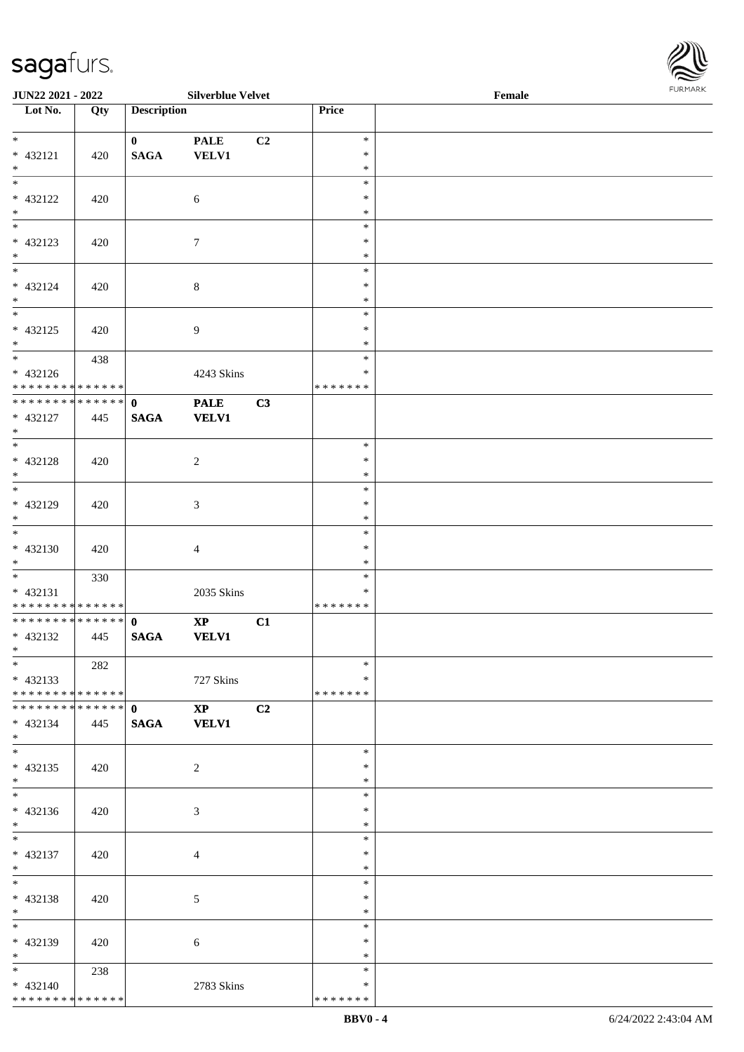| Lot No. | Qty | Description | | | Price | |
|---|---|---|---|---|---|---|
| * | | 0 | PALE | C2 | * | |
| * 432121 | 420 | SAGA | VELV1 | | * | |
| * | | | | | * | |
| * | | | | | * | |
| * 432122 | 420 | | 6 | | * | |
| * | | | | | * | |
| * | | | | | * | |
| * 432123 | 420 | | 7 | | * | |
| * | | | | | * | |
| * | | | | | * | |
| * 432124 | 420 | | 8 | | * | |
| * | | | | | * | |
| * | | | | | * | |
| * 432125 | 420 | | 9 | | * | |
| * | | | | | * | |
| * | 438 | | | | * | |
| * 432126 | | | 4243 Skins | | * | |
| * * * * * * * * * * * * * * | | | | | * * * * * * * | |
| * * * * * * * * * * * * * * | | 0 | PALE | C3 | | |
| * 432127 | 445 | SAGA | VELV1 | | | |
| * | | | | | | |
| * | | | | | * | |
| * 432128 | 420 | | 2 | | * | |
| * | | | | | * | |
| * | | | | | * | |
| * 432129 | 420 | | 3 | | * | |
| * | | | | | * | |
| * | | | | | * | |
| * 432130 | 420 | | 4 | | * | |
| * | | | | | * | |
| * | 330 | | | | * | |
| * 432131 | | | 2035 Skins | | * | |
| * * * * * * * * * * * * * * | | | | | * * * * * * * | |
| * * * * * * * * * * * * * * | | 0 | XP | C1 | | |
| * 432132 | 445 | SAGA | VELV1 | | | |
| * | | | | | | |
| * | 282 | | | | * | |
| * 432133 | | | 727 Skins | | * | |
| * * * * * * * * * * * * * * | | | | | * * * * * * * | |
| * * * * * * * * * * * * * * | | 0 | XP | C2 | | |
| * 432134 | 445 | SAGA | VELV1 | | | |
| * | | | | | | |
| * | | | | | * | |
| * 432135 | 420 | | 2 | | * | |
| * | | | | | * | |
| * | | | | | * | |
| * 432136 | 420 | | 3 | | * | |
| * | | | | | * | |
| * | | | | | * | |
| * 432137 | 420 | | 4 | | * | |
| * | | | | | * | |
| * | | | | | * | |
| * 432138 | 420 | | 5 | | * | |
| * | | | | | * | |
| * | | | | | * | |
| * 432139 | 420 | | 6 | | * | |
| * | | | | | * | |
| * | 238 | | | | * | |
| * 432140 | | | 2783 Skins | | * | |
| * * * * * * * * * * * * * * | | | | | * * * * * * * | |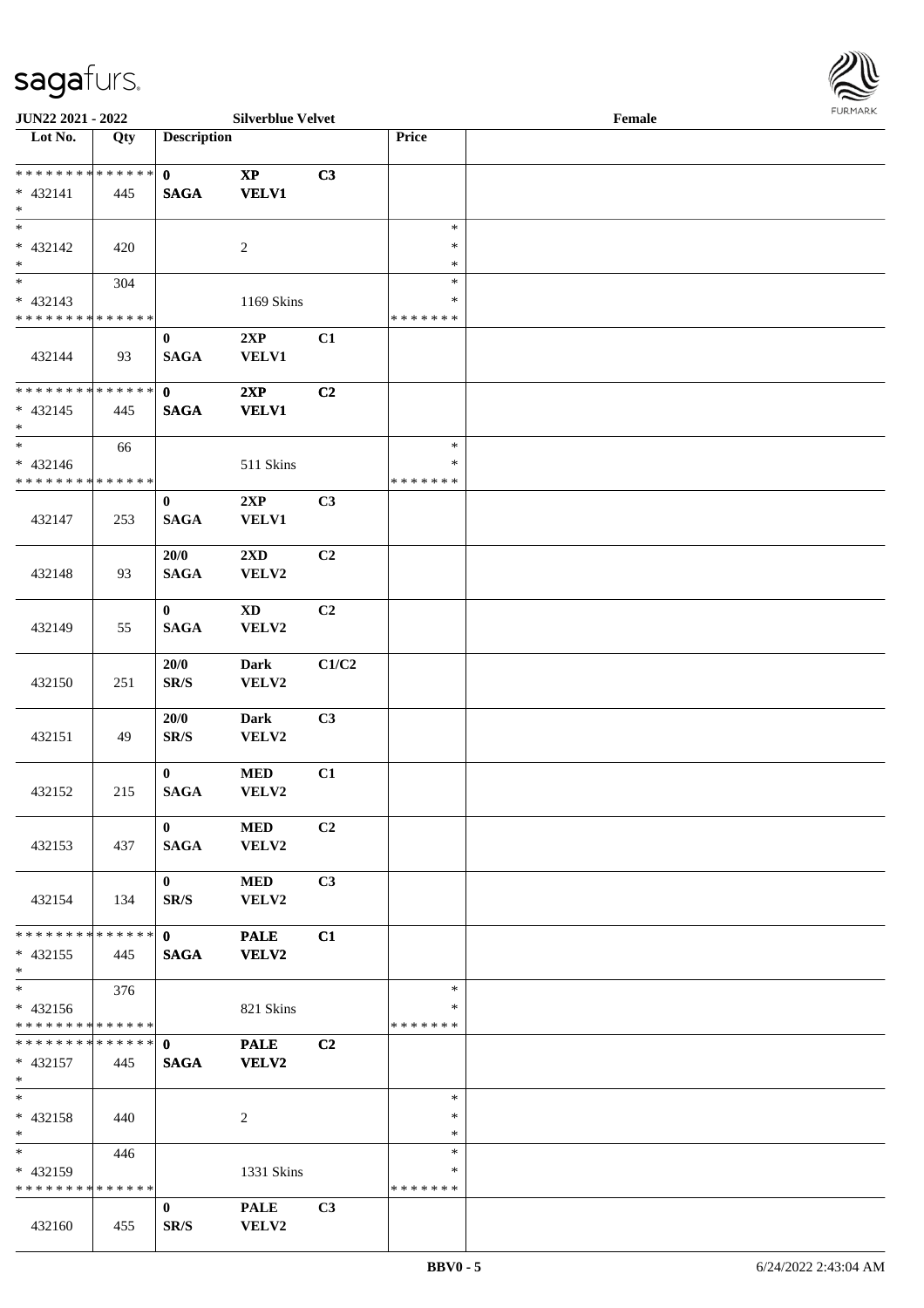| Lot No. | Qty | Description | | | Price | |
|---|---|---|---|---|---|---|
| * * * * * * * * * * * * * * | | 0 | XP | C3 | | |
| * 432141 | 445 | SAGA | VELV1 | | | |
| * | | | | | | |
| * | | | | | * | |
| * 432142 | 420 | | 2 | | * | |
| * | | | | | * | |
| * | 304 | | | | * | |
| * 432143 | | | 1169 Skins | | * | |
| * * * * * * * * * * * * * * | | | | | * * * * * * * | |
| 432144 | 93 | 0<br>SAGA | 2XP<br>VELV1 | C1 | | |
| * * * * * * * * * * * * * * | | 0 | 2XP | C2 | | |
| * 432145 | 445 | SAGA | VELV1 | | | |
| * | | | | | | |
| * | 66 | | | | * | |
| * 432146 | | | 511 Skins | | * | |
| * * * * * * * * * * * * * * | | | | | * * * * * * * | |
| 432147 | 253 | 0<br>SAGA | 2XP<br>VELV1 | C3 | | |
| 432148 | 93 | 20/0<br>SAGA | 2XD<br>VELV2 | C2 | | |
| 432149 | 55 | 0<br>SAGA | XD<br>VELV2 | C2 | | |
| 432150 | 251 | 20/0<br>SR/S | Dark<br>VELV2 | C1/C2 | | |
| 432151 | 49 | 20/0<br>SR/S | Dark<br>VELV2 | C3 | | |
| 432152 | 215 | 0<br>SAGA | MED<br>VELV2 | C1 | | |
| 432153 | 437 | 0<br>SAGA | MED<br>VELV2 | C2 | | |
| 432154 | 134 | 0<br>SR/S | MED<br>VELV2 | C3 | | |
| * * * * * * * * * * * * * * | | 0 | PALE | C1 | | |
| * 432155 | 445 | SAGA | VELV2 | | | |
| * | | | | | | |
| * | 376 | | | | * | |
| * 432156 | | | 821 Skins | | * | |
| * * * * * * * * * * * * * * | | | | | * * * * * * * | |
| * * * * * * * * * * * * * * | | 0 | PALE | C2 | | |
| * 432157 | 445 | SAGA | VELV2 | | | |
| * | | | | | | |
| * | | | | | * | |
| * 432158 | 440 | | 2 | | * | |
| * | | | | | * | |
| * | 446 | | | | * | |
| * 432159 | | | 1331 Skins | | * | |
| * * * * * * * * * * * * * * | | | | | * * * * * * * | |
| 432160 | 455 | 0<br>SR/S | PALE<br>VELV2 | C3 | | |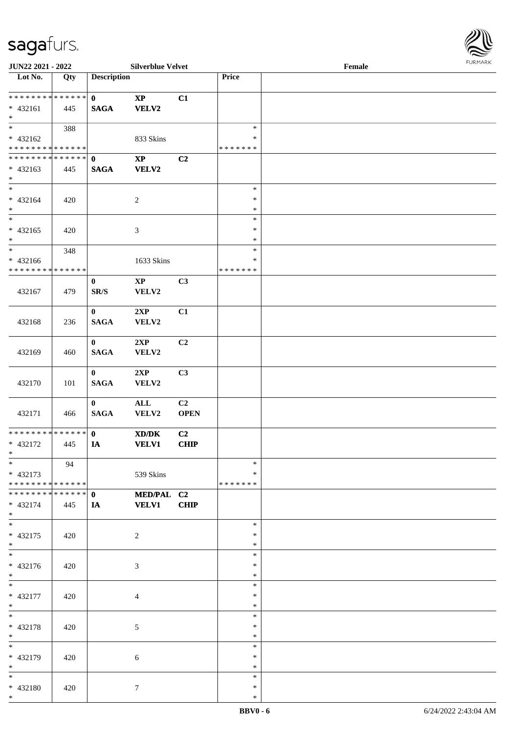**JUN22 2021 - 2022** **Silverblue Velvet** **Female**

| Lot No. | Qty | Description | | | Price | |
|---|---|---|---|---|---|---|
| * * * * * * * * * * * * * * | | 0 | XP | C1 | | |
| * 432161 | 445 | SAGA | VELV2 | | | |
| * | | | | | | |
| * | 388 | | | | * | |
| * 432162 | | | 833 Skins | | * | |
| * * * * * * * * * * * * * * | | | | | * * * * * * * | |
| * * * * * * * * * * * * * * | | 0 | XP | C2 | | |
| * 432163 | 445 | SAGA | VELV2 | | | |
| * | | | | | | |
| * | | | | | * | |
| * 432164 | 420 | | 2 | | * | |
| * | | | | | * | |
| * | | | | | * | |
| * 432165 | 420 | | 3 | | * | |
| * | | | | | * | |
| * | 348 | | | | * | |
| * 432166 | | | 1633 Skins | | * | |
| * * * * * * * * * * * * * * | | | | | * * * * * * * | |
| 432167 | 479 | 0<br>SR/S | XP<br>VELV2 | C3 | | |
| 432168 | 236 | 0<br>SAGA | 2XP<br>VELV2 | C1 | | |
| 432169 | 460 | 0<br>SAGA | 2XP<br>VELV2 | C2 | | |
| 432170 | 101 | 0<br>SAGA | 2XP<br>VELV2 | C3 | | |
| 432171 | 466 | 0<br>SAGA | ALL<br>VELV2 | C2<br>OPEN | | |
| * * * * * * * * * * * * * * | | 0 | XD/DK | C2 | | |
| * 432172 | 445 | IA | VELV1 | CHIP | | |
| * | | | | | | |
| * | 94 | | | | * | |
| * 432173 | | | 539 Skins | | * | |
| * * * * * * * * * * * * * * | | | | | * * * * * * * | |
| * * * * * * * * * * * * * * | | 0 | MED/PAL | C2 | | |
| * 432174 | 445 | IA | VELV1 | CHIP | | |
| * | | | | | | |
| * | | | | | * | |
| * 432175 | 420 | | 2 | | * | |
| * | | | | | * | |
| * | | | | | * | |
| * 432176 | 420 | | 3 | | * | |
| * | | | | | * | |
| * | | | | | * | |
| * 432177 | 420 | | 4 | | * | |
| * | | | | | * | |
| * | | | | | * | |
| * 432178 | 420 | | 5 | | * | |
| * | | | | | * | |
| * | | | | | * | |
| * 432179 | 420 | | 6 | | * | |
| * | | | | | * | |
| * | | | | | * | |
| * 432180 | 420 | | 7 | | * | |
| * | | | | | * | |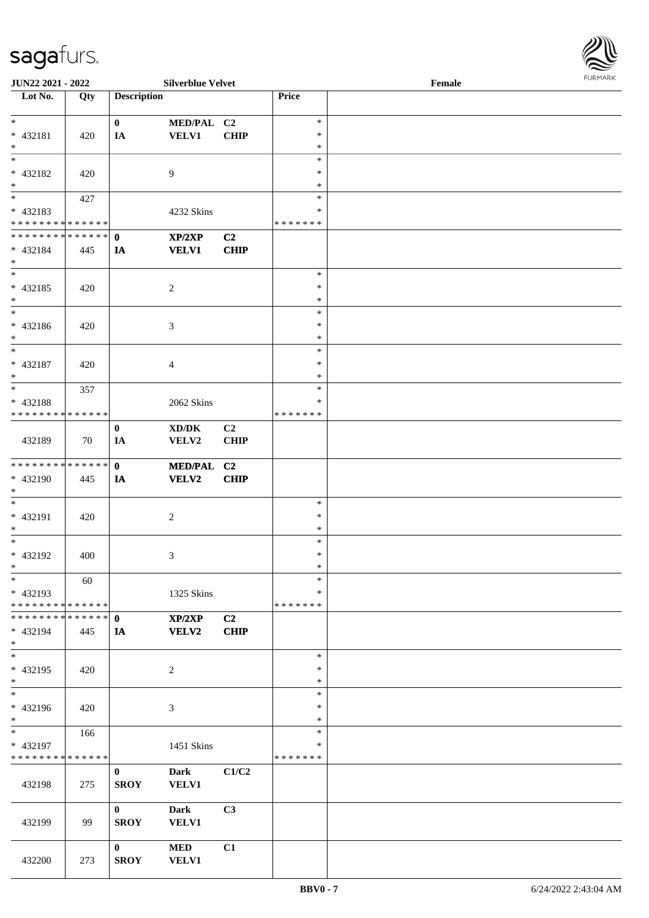**JUN22 2021 - 2022** **Silverblue Velvet** **Female**

| Lot No. | Qty | Description | | | Price | |
|---|---|---|---|---|---|---|
| * <br> * 432181 <br> * | 420 | 0 <br> IA | MED/PAL <br> VELV1 | C2 <br> CHIP | * <br> * <br> * | |
| * <br> * 432182 <br> * | 420 | | 9 | | * <br> * <br> * | |
| * <br> * 432183 <br> * * * * * * * * * * * * * * | 427 | | 4232 Skins | | * <br> * <br> * * * * * * * | |
| * * * * * * * * * * * * * * <br> * 432184 <br> * | 445 | **0** <br> **IA** | **XP/2XP** <br> **VELV1** | **C2** <br> **CHIP** | | |
| * <br> * 432185 <br> * | 420 | | 2 | | * <br> * <br> * | |
| * <br> * 432186 <br> * | 420 | | 3 | | * <br> * <br> * | |
| * <br> * 432187 <br> * | 420 | | 4 | | * <br> * <br> * | |
| * <br> * 432188 <br> * * * * * * * * * * * * * * | 357 | | 2062 Skins | | * <br> * <br> * * * * * * * | |
| 432189 | 70 | **0** <br> **IA** | **XD/DK** <br> **VELV2** | **C2** <br> **CHIP** | | |
| * * * * * * * * * * * * * * <br> * 432190 <br> * | 445 | **0** <br> **IA** | **MED/PAL** <br> **VELV2** | **C2** <br> **CHIP** | | |
| * <br> * 432191 <br> * | 420 | | 2 | | * <br> * <br> * | |
| * <br> * 432192 <br> * | 400 | | 3 | | * <br> * <br> * | |
| * <br> * 432193 <br> * * * * * * * * * * * * * * | 60 | | 1325 Skins | | * <br> * <br> * * * * * * * | |
| * * * * * * * * * * * * * * <br> * 432194 <br> * | 445 | **0** <br> **IA** | **XP/2XP** <br> **VELV2** | **C2** <br> **CHIP** | | |
| * <br> * 432195 <br> * | 420 | | 2 | | * <br> * <br> * | |
| * <br> * 432196 <br> * | 420 | | 3 | | * <br> * <br> * | |
| * <br> * 432197 <br> * * * * * * * * * * * * * * | 166 | | 1451 Skins | | * <br> * <br> * * * * * * * | |
| 432198 | 275 | **0** <br> **SROY** | **Dark** <br> **VELV1** | **C1/C2** | | |
| 432199 | 99 | **0** <br> **SROY** | **Dark** <br> **VELV1** | **C3** | | |
| 432200 | 273 | **0** <br> **SROY** | **MED** <br> **VELV1** | **C1** | | |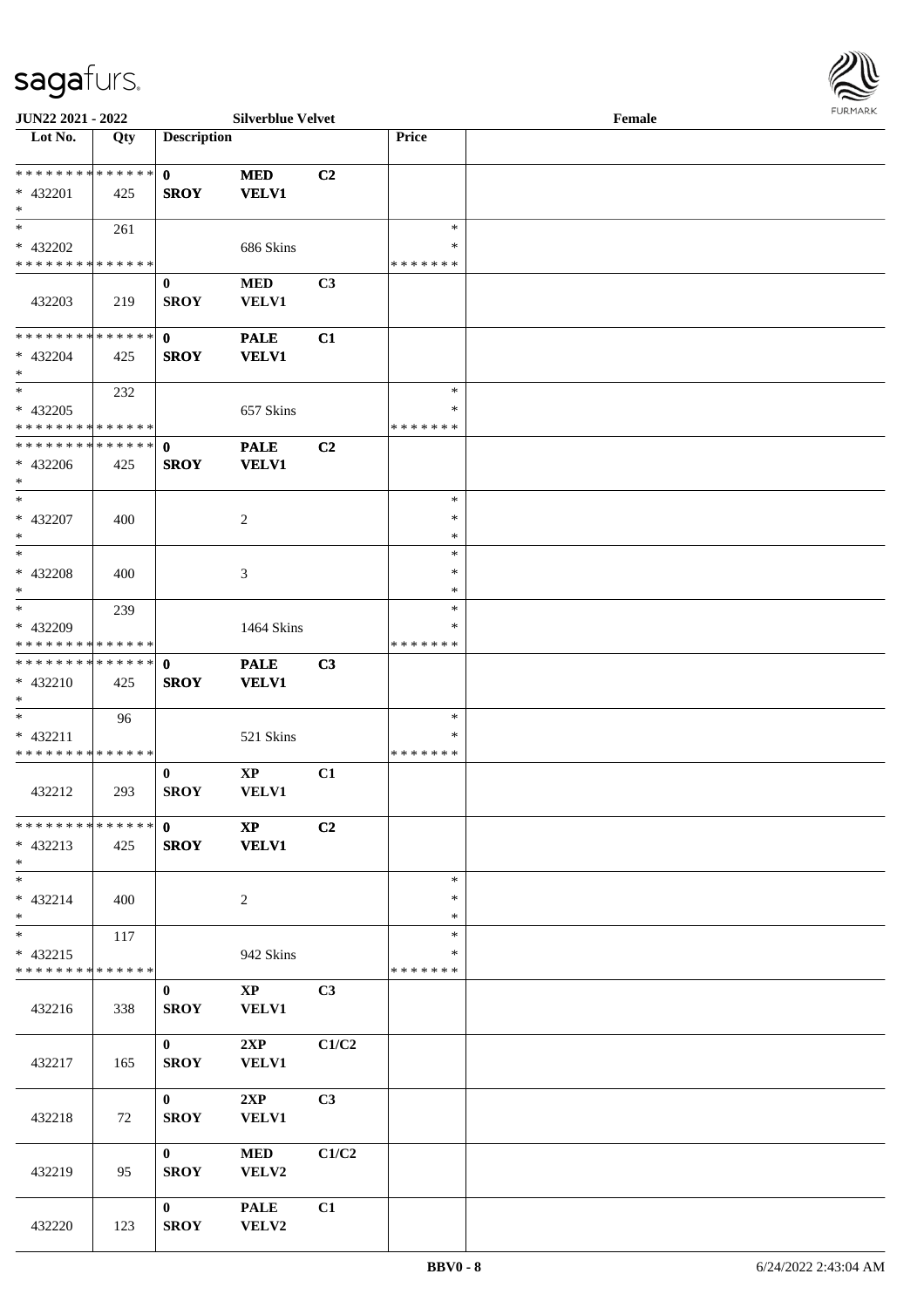JUN22 2021 - 2022 | Silverblue Velvet | Female

| Lot No. | Qty | Description | | | Price | |
|---|---|---|---|---|---|---|
| * * * * * * * * * * * * * * * <br>* 432201<br>* | 425 | 0<br>SROY | MED<br>VELV1 | C2 | | |
| * <br>* 432202<br>* * * * * * * * * * * * * * * | 261 | | 686 Skins | | *<br>*<br>* * * * * * * | |
| 432203 | 219 | 0<br>SROY | MED<br>VELV1 | C3 | | |
| * * * * * * * * * * * * * * * <br>* 432204<br>* | 425 | 0<br>SROY | PALE<br>VELV1 | C1 | | |
| * <br>* 432205<br>* * * * * * * * * * * * * * * | 232 | | 657 Skins | | *<br>*<br>* * * * * * * | |
| * * * * * * * * * * * * * * * <br>* 432206<br>* | 425 | 0<br>SROY | PALE<br>VELV1 | C2 | | |
| * <br>* 432207<br>* | 400 | | 2 | | *<br>*<br>* | |
| * <br>* 432208<br>* | 400 | | 3 | | *<br>*<br>* | |
| * <br>* 432209<br>* * * * * * * * * * * * * * * | 239 | | 1464 Skins | | *<br>*<br>* * * * * * * | |
| * * * * * * * * * * * * * * * <br>* 432210<br>* | 425 | 0<br>SROY | PALE<br>VELV1 | C3 | | |
| * <br>* 432211<br>* * * * * * * * * * * * * * * | 96 | | 521 Skins | | *<br>*<br>* * * * * * * | |
| 432212 | 293 | 0<br>SROY | XP<br>VELV1 | C1 | | |
| * * * * * * * * * * * * * * * <br>* 432213<br>* | 425 | 0<br>SROY | XP<br>VELV1 | C2 | | |
| * <br>* 432214<br>* | 400 | | 2 | | *<br>*<br>* | |
| * <br>* 432215<br>* * * * * * * * * * * * * * * | 117 | | 942 Skins | | *<br>*<br>* * * * * * * | |
| 432216 | 338 | 0<br>SROY | XP<br>VELV1 | C3 | | |
| 432217 | 165 | 0<br>SROY | 2XP<br>VELV1 | C1/C2 | | |
| 432218 | 72 | 0<br>SROY | 2XP<br>VELV1 | C3 | | |
| 432219 | 95 | 0<br>SROY | MED<br>VELV2 | C1/C2 | | |
| 432220 | 123 | 0<br>SROY | PALE<br>VELV2 | C1 | | |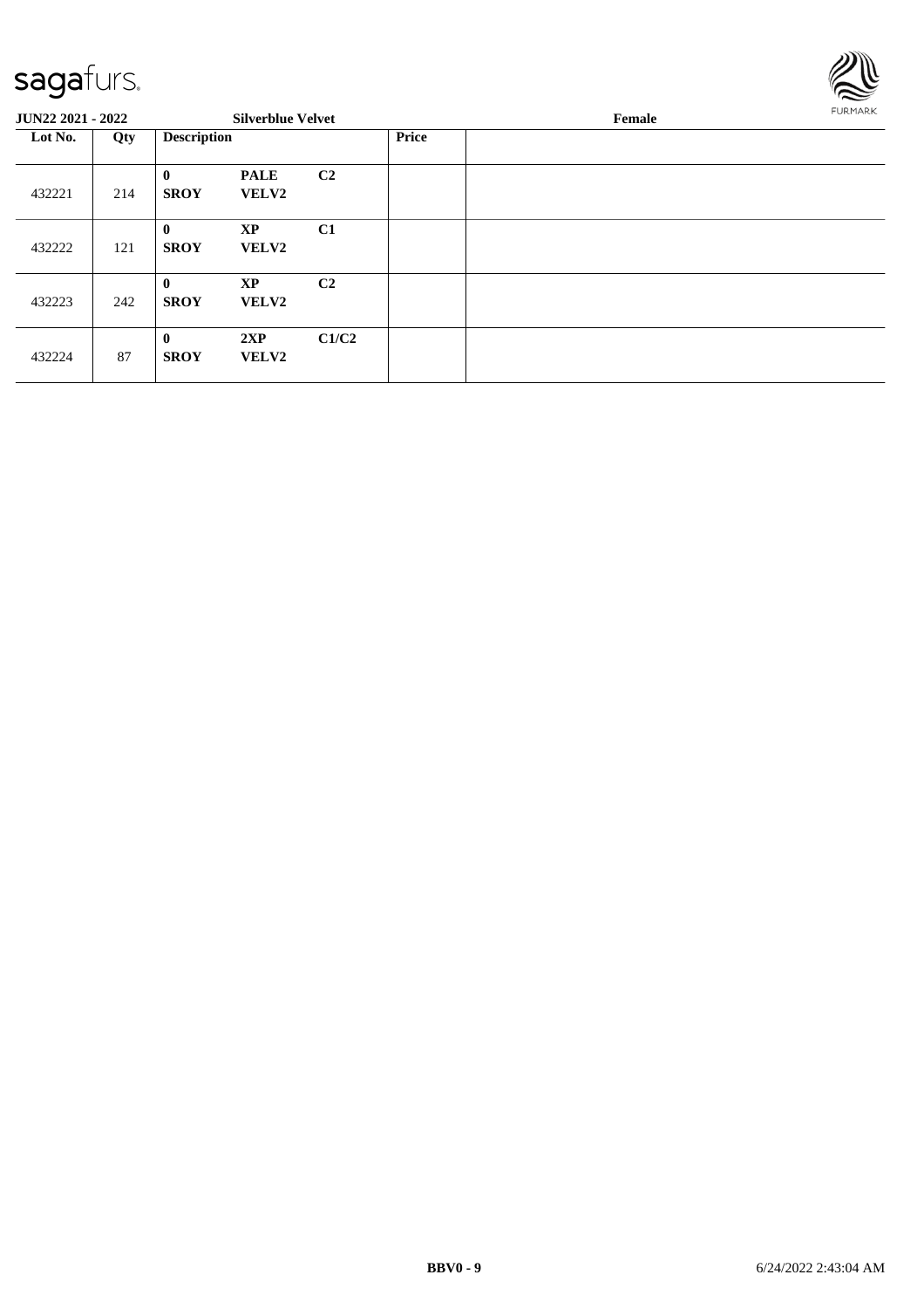**JUN22 2021 - 2022** **Silverblue Velvet** **Female**

| Lot No. | Qty | Description | | | Price | |
|---|---|---|---|---|---|---|
| 432221 | 214 | **0** **SROY** | **PALE** **VELV2** | **C2** | | |
| 432222 | 121 | **0** **SROY** | **XP** **VELV2** | **C1** | | |
| 432223 | 242 | **0** **SROY** | **XP** **VELV2** | **C2** | | |
| 432224 | 87 | **0** **SROY** | **2XP** **VELV2** | **C1/C2** | | |

**BBV0 - 9** 6/24/2022 2:43:04 AM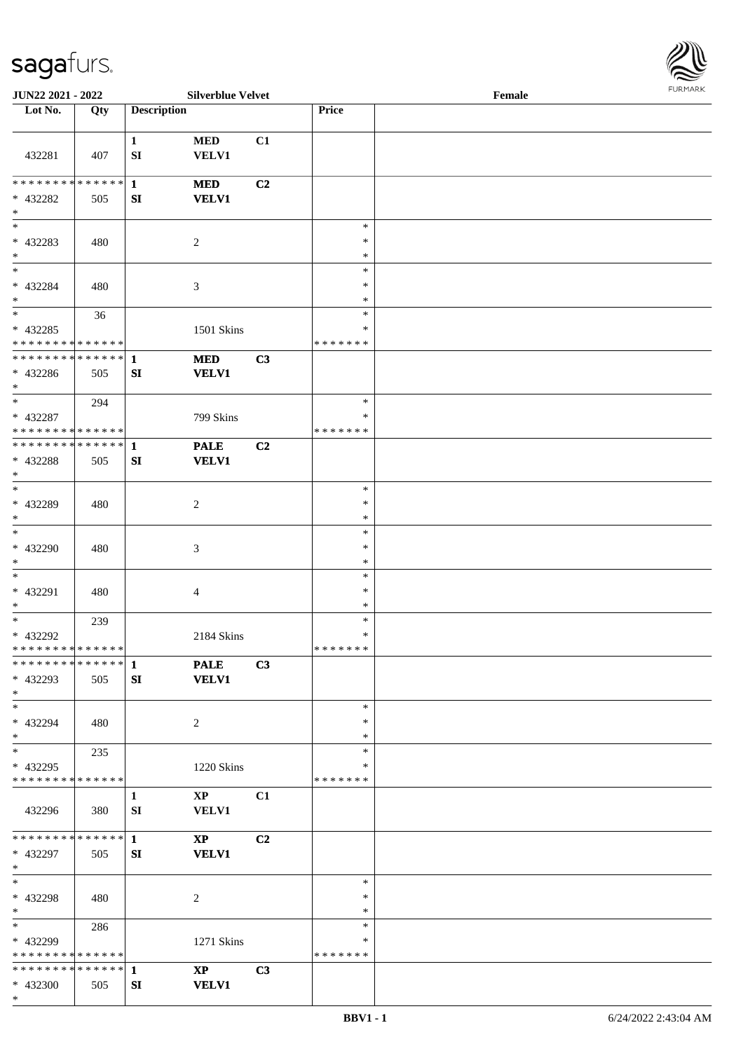**JUN22 2021 - 2022** **Silverblue Velvet** **Female**

| Lot No. | Qty | Description | | | Price | |
|---|---|---|---|---|---|---|
| 432281 | 407 | 1 SI | MED VELV1 | C1 | | |
| * * * * * * * * * * * * * * <br> * 432282 <br> * | 505 | 1 SI | MED VELV1 | C2 | | |
| * <br> * 432283 <br> * | 480 | | 2 | | * <br> * <br> * | |
| * <br> * 432284 <br> * | 480 | | 3 | | * <br> * <br> * | |
| * <br> * 432285 <br> * * * * * * * * * * * * * * | 36 | | 1501 Skins | | * <br> * <br> * * * * * * * | |
| * * * * * * * * * * * * * * <br> * 432286 <br> * | 505 | 1 SI | MED VELV1 | C3 | | |
| * <br> * 432287 <br> * * * * * * * * * * * * * * | 294 | | 799 Skins | | * <br> * <br> * * * * * * * | |
| * * * * * * * * * * * * * * <br> * 432288 <br> * | 505 | 1 SI | PALE VELV1 | C2 | | |
| * <br> * 432289 <br> * | 480 | | 2 | | * <br> * <br> * | |
| * <br> * 432290 <br> * | 480 | | 3 | | * <br> * <br> * | |
| * <br> * 432291 <br> * | 480 | | 4 | | * <br> * <br> * | |
| * <br> * 432292 <br> * * * * * * * * * * * * * * | 239 | | 2184 Skins | | * <br> * <br> * * * * * * * | |
| * * * * * * * * * * * * * * <br> * 432293 <br> * | 505 | 1 SI | PALE VELV1 | C3 | | |
| * <br> * 432294 <br> * | 480 | | 2 | | * <br> * <br> * | |
| * <br> * 432295 <br> * * * * * * * * * * * * * * | 235 | | 1220 Skins | | * <br> * <br> * * * * * * * | |
| 432296 | 380 | 1 SI | XP VELV1 | C1 | | |
| * * * * * * * * * * * * * * <br> * 432297 <br> * | 505 | 1 SI | XP VELV1 | C2 | | |
| * <br> * 432298 <br> * | 480 | | 2 | | * <br> * <br> * | |
| * <br> * 432299 <br> * * * * * * * * * * * * * * | 286 | | 1271 Skins | | * <br> * <br> * * * * * * * | |
| * * * * * * * * * * * * * * <br> * 432300 <br> * | 505 | 1 SI | XP VELV1 | C3 | | |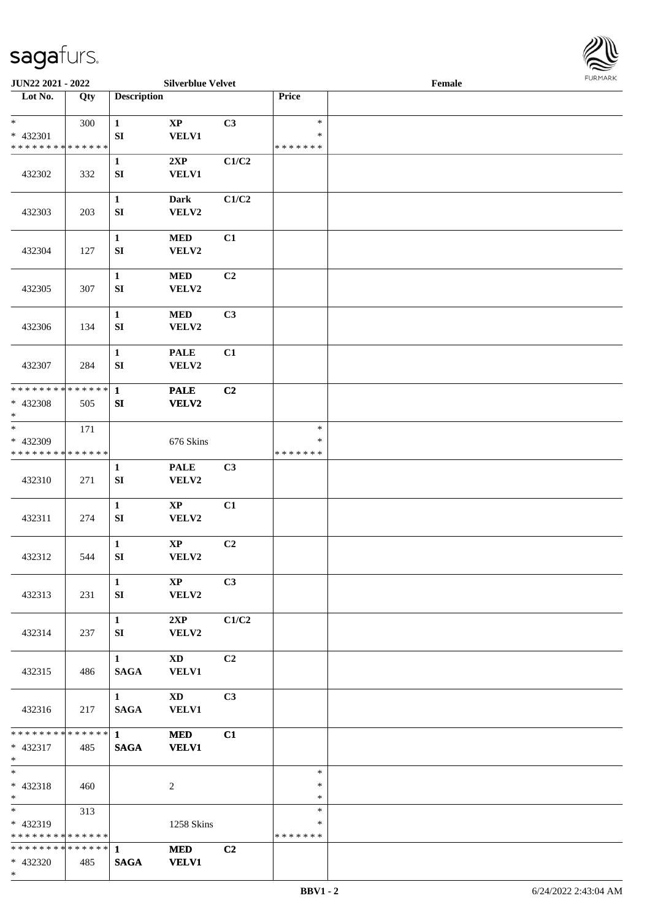**JUN22 2021 - 2022** **Silverblue Velvet** **Female**

| Lot No. | Qty | Description | | | Price | |
|---|---|---|---|---|---|---|
| * | 300 | 1 | XP | C3 | * | |
| * 432301 | | SI | VELV1 | | * | |
| * * * * * * * * * * * * * * | | | | | * * * * * * * | |
| 432302 | 332 | 1<br>SI | 2XP<br>VELV1 | C1/C2 | | |
| 432303 | 203 | 1<br>SI | Dark<br>VELV2 | C1/C2 | | |
| 432304 | 127 | 1<br>SI | MED<br>VELV2 | C1 | | |
| 432305 | 307 | 1<br>SI | MED<br>VELV2 | C2 | | |
| 432306 | 134 | 1<br>SI | MED<br>VELV2 | C3 | | |
| 432307 | 284 | 1<br>SI | PALE<br>VELV2 | C1 | | |
| * * * * * * * * * * * * * * | | 1 | PALE | C2 | | |
| * 432308 | 505 | SI | VELV2 | | | |
| * | | | | | | |
| * | 171 | | | | * | |
| * 432309 | | | 676 Skins | | * | |
| * * * * * * * * * * * * * * | | | | | * * * * * * * | |
| 432310 | 271 | 1<br>SI | PALE<br>VELV2 | C3 | | |
| 432311 | 274 | 1<br>SI | XP<br>VELV2 | C1 | | |
| 432312 | 544 | 1<br>SI | XP<br>VELV2 | C2 | | |
| 432313 | 231 | 1<br>SI | XP<br>VELV2 | C3 | | |
| 432314 | 237 | 1<br>SI | 2XP<br>VELV2 | C1/C2 | | |
| 432315 | 486 | 1<br>SAGA | XD<br>VELV1 | C2 | | |
| 432316 | 217 | 1<br>SAGA | XD<br>VELV1 | C3 | | |
| * * * * * * * * * * * * * * | | 1 | MED | C1 | | |
| * 432317 | 485 | SAGA | VELV1 | | | |
| * | | | | | | |
| * | | | | | * | |
| * 432318 | 460 | | 2 | | * | |
| * | | | | | * | |
| * | 313 | | | | * | |
| * 432319 | | | 1258 Skins | | * | |
| * * * * * * * * * * * * * * | | | | | * * * * * * * | |
| * * * * * * * * * * * * * * | | 1 | MED | C2 | | |
| * 432320 | 485 | SAGA | VELV1 | | | |
| * | | | | | | |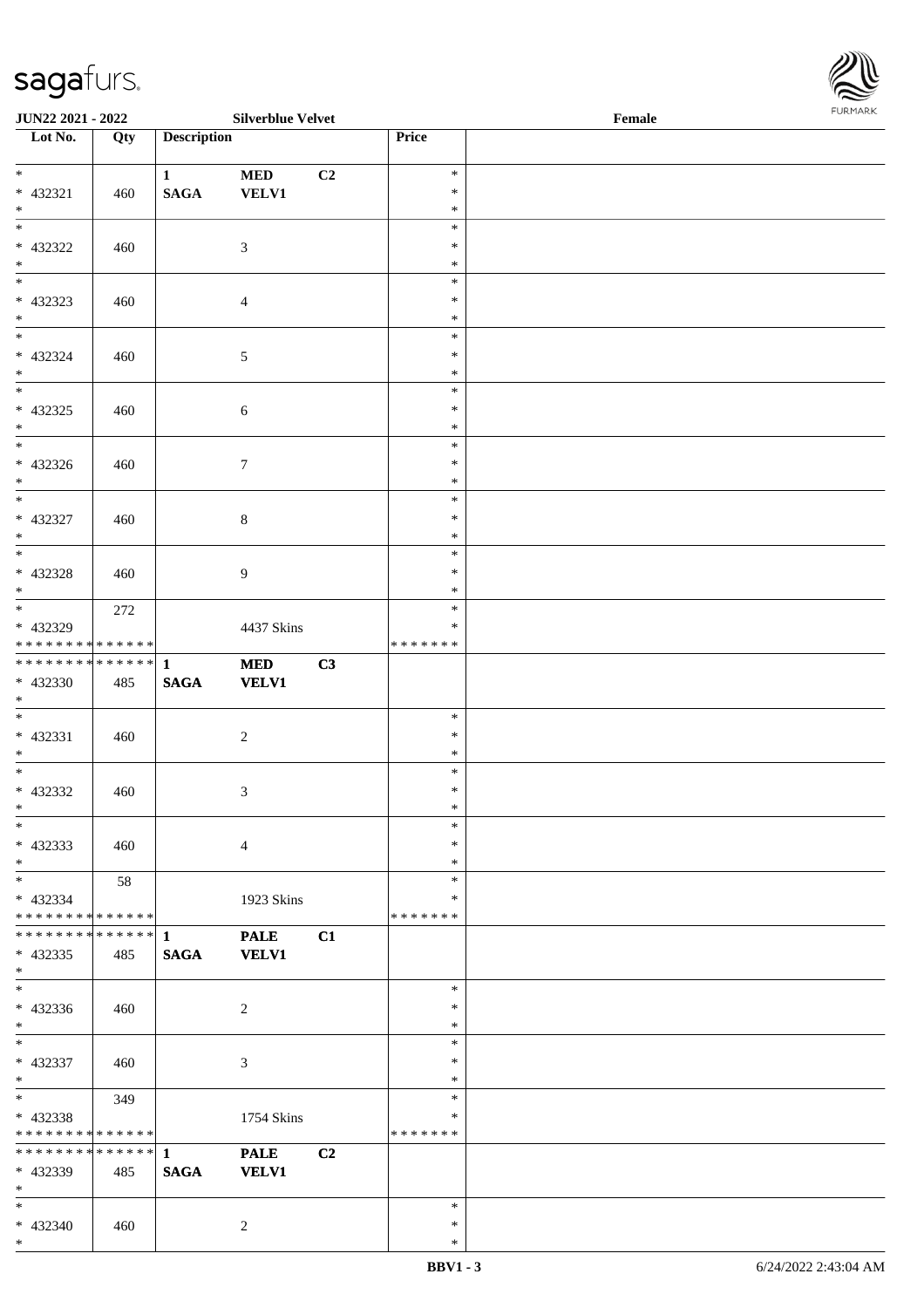**JUN22 2021 - 2022** **Silverblue Velvet** **Female**

| Lot No. | Qty | Description | | | Price | |
|---|---|---|---|---|---|---|
| * <br> * 432321 <br> * | 460 | 1 <br> SAGA | MED <br> VELV1 | C2 | * <br> * <br> * | |
| * <br> * 432322 <br> * | 460 | | 3 | | * <br> * <br> * | |
| * <br> * 432323 <br> * | 460 | | 4 | | * <br> * <br> * | |
| * <br> * 432324 <br> * | 460 | | 5 | | * <br> * <br> * | |
| * <br> * 432325 <br> * | 460 | | 6 | | * <br> * <br> * | |
| * <br> * 432326 <br> * | 460 | | 7 | | * <br> * <br> * | |
| * <br> * 432327 <br> * | 460 | | 8 | | * <br> * <br> * | |
| * <br> * 432328 <br> * | 460 | | 9 | | * <br> * <br> * | |
| * <br> * 432329 <br> * * * * * * * * * * * * * * | 272 | | 4437 Skins | | * <br> * <br> * * * * * * * | |
| * * * * * * * * * * * * * * <br> * 432330 <br> * | 485 | 1 <br> SAGA | MED <br> VELV1 | C3 | | |
| * <br> * 432331 <br> * | 460 | | 2 | | * <br> * <br> * | |
| * <br> * 432332 <br> * | 460 | | 3 | | * <br> * <br> * | |
| * <br> * 432333 <br> * | 460 | | 4 | | * <br> * <br> * | |
| * <br> * 432334 <br> * * * * * * * * * * * * * * | 58 | | 1923 Skins | | * <br> * <br> * * * * * * * | |
| * * * * * * * * * * * * * * <br> * 432335 <br> * | 485 | 1 <br> SAGA | PALE <br> VELV1 | C1 | | |
| * <br> * 432336 <br> * | 460 | | 2 | | * <br> * <br> * | |
| * <br> * 432337 <br> * | 460 | | 3 | | * <br> * <br> * | |
| * <br> * 432338 <br> * * * * * * * * * * * * * * | 349 | | 1754 Skins | | * <br> * <br> * * * * * * * | |
| * * * * * * * * * * * * * * <br> * 432339 <br> * | 485 | 1 <br> SAGA | PALE <br> VELV1 | C2 | | |
| * <br> * 432340 <br> * | 460 | | 2 | | * <br> * <br> * | |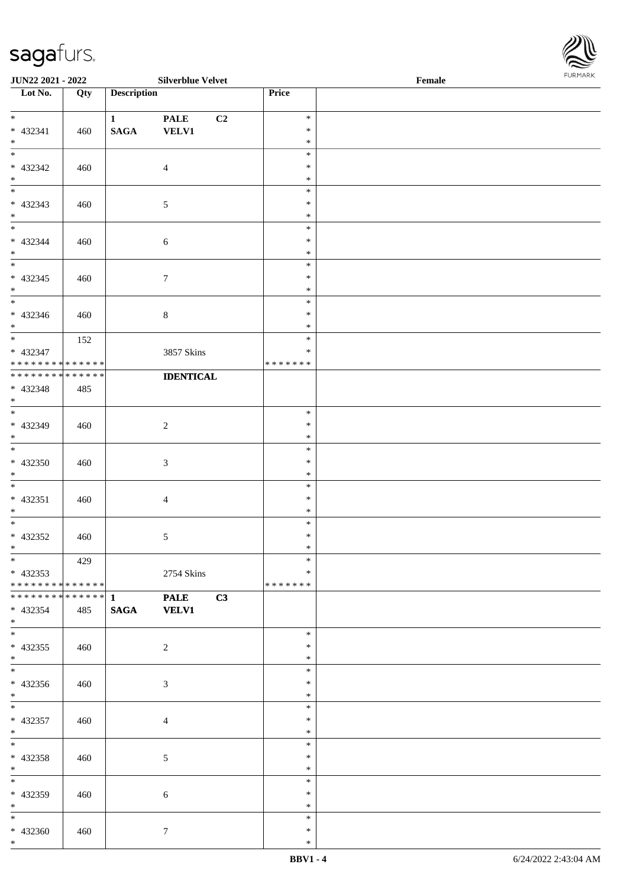| Lot No. | Qty | Description | | | Price | |
|---|---|---|---|---|---|---|
| * 432341 * | 460 | 1 SAGA | PALE VELV1 | C2 | * * * | |
| * 432342 * | 460 | | 4 | | * * * | |
| * 432343 * | 460 | | 5 | | * * * | |
| * 432344 * | 460 | | 6 | | * * * | |
| * 432345 * | 460 | | 7 | | * * * | |
| * 432346 * | 460 | | 8 | | * * * | |
| * 432347 * * * * * * * * * * * * * * | 152 | | 3857 Skins | | * * * * * * * * * | |
| * * * * * * * * * * * * * * 432348 * | 485 | | **IDENTICAL** | | | |
| * 432349 * | 460 | | 2 | | * * * | |
| * 432350 * | 460 | | 3 | | * * * | |
| * 432351 * | 460 | | 4 | | * * * | |
| * 432352 * | 460 | | 5 | | * * * | |
| * 432353 * * * * * * * * * * * * * * | 429 | | 2754 Skins | | * * * * * * * * * | |
| * * * * * * * * * * * * * * 432354 * | 485 | **1 SAGA** | **PALE VELV1** | **C3** | | |
| * 432355 * | 460 | | 2 | | * * * | |
| * 432356 * | 460 | | 3 | | * * * | |
| * 432357 * | 460 | | 4 | | * * * | |
| * 432358 * | 460 | | 5 | | * * * | |
| * 432359 * | 460 | | 6 | | * * * | |
| * 432360 * | 460 | | 7 | | * * * | |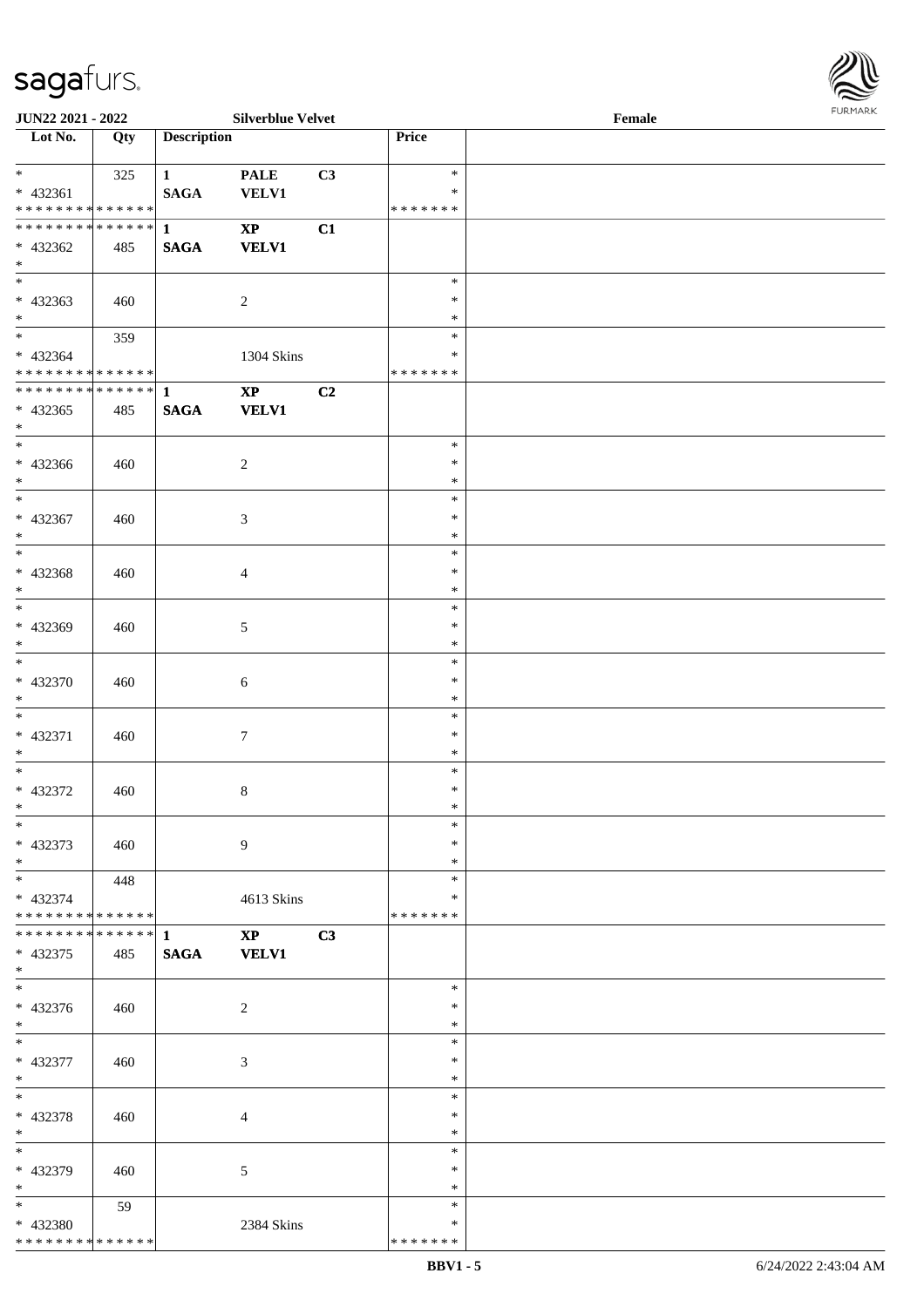| Lot No. | Qty | Description | | | Price | |
|---|---|---|---|---|---|---|
| * | 325 | 1 | PALE | C3 | * | |
| * 432361 | | SAGA | VELV1 | | * | |
| * * * * * * * * * * * * * * | | | | | * * * * * * * | |
| * * * * * * * * * * * * * * | | 1 | XP | C1 | | |
| * 432362 | 485 | SAGA | VELV1 | | | |
| * | | | | | | |
| * | | | | | * | |
| * 432363 | 460 | | 2 | | * | |
| * | | | | | * | |
| * | 359 | | | | * | |
| * 432364 | | | 1304 Skins | | * | |
| * * * * * * * * * * * * * * | | | | | * * * * * * * | |
| * * * * * * * * * * * * * * | | 1 | XP | C2 | | |
| * 432365 | 485 | SAGA | VELV1 | | | |
| * | | | | | | |
| * | | | | | * | |
| * 432366 | 460 | | 2 | | * | |
| * | | | | | * | |
| * | | | | | * | |
| * 432367 | 460 | | 3 | | * | |
| * | | | | | * | |
| * | | | | | * | |
| * 432368 | 460 | | 4 | | * | |
| * | | | | | * | |
| * | | | | | * | |
| * 432369 | 460 | | 5 | | * | |
| * | | | | | * | |
| * | | | | | * | |
| * 432370 | 460 | | 6 | | * | |
| * | | | | | * | |
| * | | | | | * | |
| * 432371 | 460 | | 7 | | * | |
| * | | | | | * | |
| * | | | | | * | |
| * 432372 | 460 | | 8 | | * | |
| * | | | | | * | |
| * | | | | | * | |
| * 432373 | 460 | | 9 | | * | |
| * | | | | | * | |
| * | 448 | | | | * | |
| * 432374 | | | 4613 Skins | | * | |
| * * * * * * * * * * * * * * | | | | | * * * * * * * | |
| * * * * * * * * * * * * * * | | 1 | XP | C3 | | |
| * 432375 | 485 | SAGA | VELV1 | | | |
| * | | | | | | |
| * | | | | | * | |
| * 432376 | 460 | | 2 | | * | |
| * | | | | | * | |
| * | | | | | * | |
| * 432377 | 460 | | 3 | | * | |
| * | | | | | * | |
| * | | | | | * | |
| * 432378 | 460 | | 4 | | * | |
| * | | | | | * | |
| * | | | | | * | |
| * 432379 | 460 | | 5 | | * | |
| * | | | | | * | |
| * | 59 | | | | * | |
| * 432380 | | | 2384 Skins | | * | |
| * * * * * * * * * * * * * * | | | | | * * * * * * * | |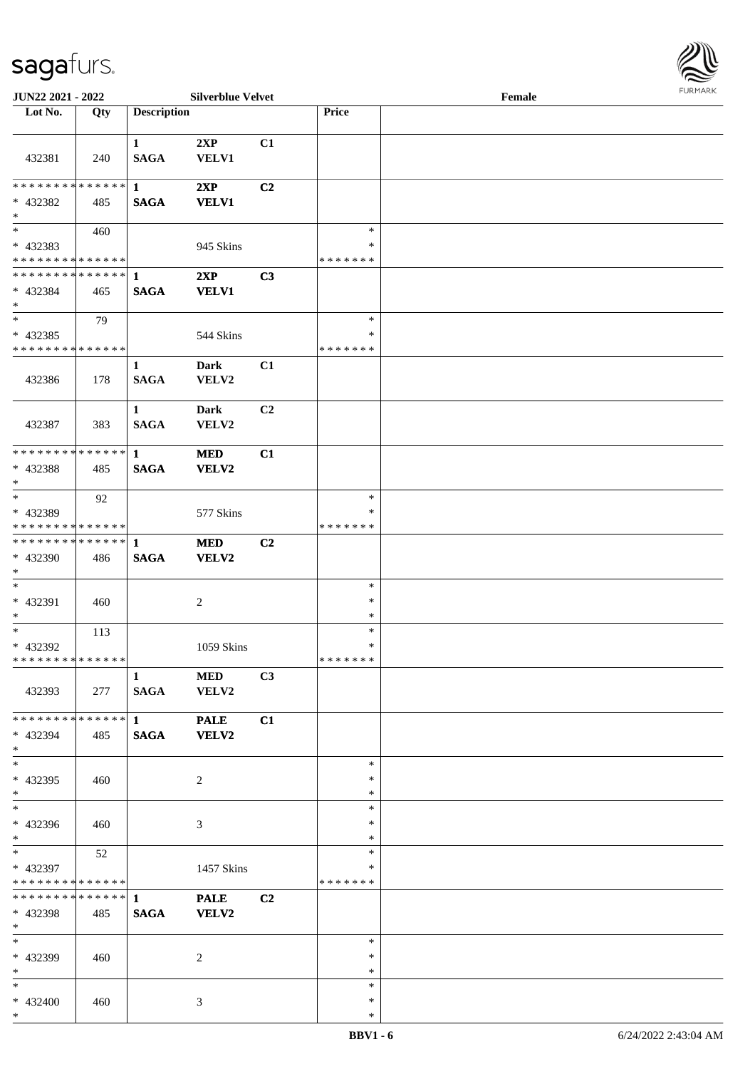JUN22 2021 - 2022 Silverblue Velvet Female

| Lot No. | Qty | Description | | | Price | |
|---|---|---|---|---|---|---|
| 432381 | 240 | 1 SAGA | 2XP VELV1 | C1 | | |
| * * * * * * * * * * * * * * 432382 * | 485 | 1 SAGA | 2XP VELV1 | C2 | | |
| * 432383 * * * * * * * * * * * * * * | 460 | | 945 Skins | | * * * * * * * * * | |
| * * * * * * * * * * * * * * 432384 * | 465 | 1 SAGA | 2XP VELV1 | C3 | | |
| * 432385 * * * * * * * * * * * * * * | 79 | | 544 Skins | | * * * * * * * * * | |
| 432386 | 178 | 1 SAGA | Dark VELV2 | C1 | | |
| 432387 | 383 | 1 SAGA | Dark VELV2 | C2 | | |
| * * * * * * * * * * * * * * 432388 * | 485 | 1 SAGA | MED VELV2 | C1 | | |
| * 432389 * * * * * * * * * * * * * * | 92 | | 577 Skins | | * * * * * * * * * | |
| * * * * * * * * * * * * * * 432390 * | 486 | 1 SAGA | MED VELV2 | C2 | | |
| * 432391 * | 460 | | 2 | | * * * | |
| * 432392 * * * * * * * * * * * * * * | 113 | | 1059 Skins | | * * * * * * * * * | |
| 432393 | 277 | 1 SAGA | MED VELV2 | C3 | | |
| * * * * * * * * * * * * * * 432394 * | 485 | 1 SAGA | PALE VELV2 | C1 | | |
| * 432395 * | 460 | | 2 | | * * * | |
| * 432396 * | 460 | | 3 | | * * * | |
| * 432397 * * * * * * * * * * * * * * | 52 | | 1457 Skins | | * * * * * * * * * | |
| * * * * * * * * * * * * * * 432398 * | 485 | 1 SAGA | PALE VELV2 | C2 | | |
| * 432399 * | 460 | | 2 | | * * * | |
| * 432400 * | 460 | | 3 | | * * * | |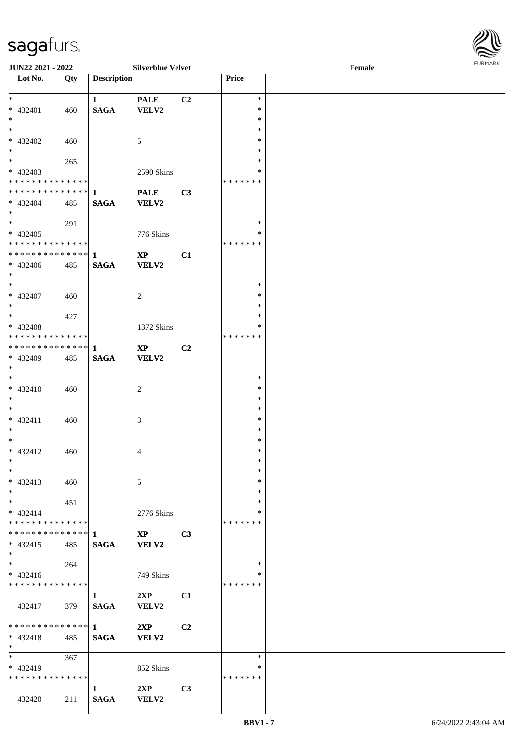JUN22 2021 - 2022 | Silverblue Velvet | Female

| Lot No. | Qty | Description | | | Price | |
|---|---|---|---|---|---|---|
| * | | 1 | PALE | C2 | * | |
| * 432401 | 460 | SAGA | VELV2 | | * | |
| * | | | | | * | |
| * | | | | | * | |
| * 432402 | 460 | | 5 | | * | |
| * | | | | | * | |
| * | 265 | | | | * | |
| * 432403 | | | 2590 Skins | | * | |
| * * * * * * * * * * * * * * | | | | | * * * * * * * | |
| * * * * * * * * * * * * * * | | 1 | PALE | C3 | | |
| * 432404 | 485 | SAGA | VELV2 | | | |
| * | | | | | | |
| * | 291 | | | | * | |
| * 432405 | | | 776 Skins | | * | |
| * * * * * * * * * * * * * * | | | | | * * * * * * * | |
| * * * * * * * * * * * * * * | | 1 | XP | C1 | | |
| * 432406 | 485 | SAGA | VELV2 | | | |
| * | | | | | | |
| * | | | | | * | |
| * 432407 | 460 | | 2 | | * | |
| * | | | | | * | |
| * | 427 | | | | * | |
| * 432408 | | | 1372 Skins | | * | |
| * * * * * * * * * * * * * * | | | | | * * * * * * * | |
| * * * * * * * * * * * * * * | | 1 | XP | C2 | | |
| * 432409 | 485 | SAGA | VELV2 | | | |
| * | | | | | | |
| * | | | | | * | |
| * 432410 | 460 | | 2 | | * | |
| * | | | | | * | |
| * | | | | | * | |
| * 432411 | 460 | | 3 | | * | |
| * | | | | | * | |
| * | | | | | * | |
| * 432412 | 460 | | 4 | | * | |
| * | | | | | * | |
| * | | | | | * | |
| * 432413 | 460 | | 5 | | * | |
| * | | | | | * | |
| * | 451 | | | | * | |
| * 432414 | | | 2776 Skins | | * | |
| * * * * * * * * * * * * * * | | | | | * * * * * * * | |
| * * * * * * * * * * * * * * | | 1 | XP | C3 | | |
| * 432415 | 485 | SAGA | VELV2 | | | |
| * | | | | | | |
| * | 264 | | | | * | |
| * 432416 | | | 749 Skins | | * | |
| * * * * * * * * * * * * * * | | | | | * * * * * * * | |
| | | 1 | 2XP | C1 | | |
| 432417 | 379 | SAGA | VELV2 | | | |
| * * * * * * * * * * * * * * | | 1 | 2XP | C2 | | |
| * 432418 | 485 | SAGA | VELV2 | | | |
| * | | | | | | |
| * | 367 | | | | * | |
| * 432419 | | | 852 Skins | | * | |
| * * * * * * * * * * * * * * | | | | | * * * * * * * | |
| | | 1 | 2XP | C3 | | |
| 432420 | 211 | SAGA | VELV2 | | | |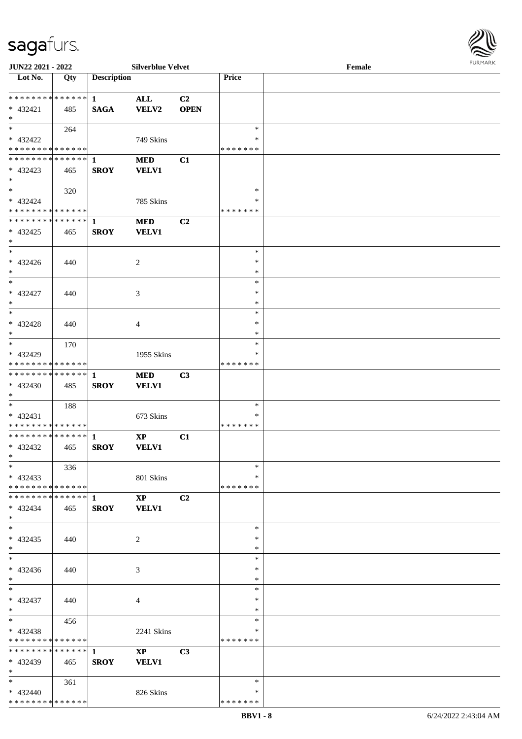| Lot No. | Qty | Description | | | Price | |
|---|---|---|---|---|---|---|
| * * * * * * * * * * * * * * | | 1 | ALL | C2 | | |
| * 432421 | 485 | SAGA | VELV2 | OPEN | | |
| * | | | | | | |
| * | 264 | | | | * | |
| * 432422 | | | 749 Skins | | * | |
| * * * * * * * * * * * * * * | | | | | * * * * * * * | |
| * * * * * * * * * * * * * * | | 1 | MED | C1 | | |
| * 432423 | 465 | SROY | VELV1 | | | |
| * | | | | | | |
| * | 320 | | | | * | |
| * 432424 | | | 785 Skins | | * | |
| * * * * * * * * * * * * * * | | | | | * * * * * * * | |
| * * * * * * * * * * * * * * | | 1 | MED | C2 | | |
| * 432425 | 465 | SROY | VELV1 | | | |
| * | | | | | | |
| * | | | | | * | |
| * 432426 | 440 | | 2 | | * | |
| * | | | | | * | |
| * | | | | | * | |
| * 432427 | 440 | | 3 | | * | |
| * | | | | | * | |
| * | | | | | * | |
| * 432428 | 440 | | 4 | | * | |
| * | | | | | * | |
| * | 170 | | | | * | |
| * 432429 | | | 1955 Skins | | * | |
| * * * * * * * * * * * * * * | | | | | * * * * * * * | |
| * * * * * * * * * * * * * * | | 1 | MED | C3 | | |
| * 432430 | 485 | SROY | VELV1 | | | |
| * | | | | | | |
| * | 188 | | | | * | |
| * 432431 | | | 673 Skins | | * | |
| * * * * * * * * * * * * * * | | | | | * * * * * * * | |
| * * * * * * * * * * * * * * | | 1 | XP | C1 | | |
| * 432432 | 465 | SROY | VELV1 | | | |
| * | | | | | | |
| * | 336 | | | | * | |
| * 432433 | | | 801 Skins | | * | |
| * * * * * * * * * * * * * * | | | | | * * * * * * * | |
| * * * * * * * * * * * * * * | | 1 | XP | C2 | | |
| * 432434 | 465 | SROY | VELV1 | | | |
| * | | | | | | |
| * | | | | | * | |
| * 432435 | 440 | | 2 | | * | |
| * | | | | | * | |
| * | | | | | * | |
| * 432436 | 440 | | 3 | | * | |
| * | | | | | * | |
| * | | | | | * | |
| * 432437 | 440 | | 4 | | * | |
| * | | | | | * | |
| * | 456 | | | | * | |
| * 432438 | | | 2241 Skins | | * | |
| * * * * * * * * * * * * * * | | | | | * * * * * * * | |
| * * * * * * * * * * * * * * | | 1 | XP | C3 | | |
| * 432439 | 465 | SROY | VELV1 | | | |
| * | | | | | | |
| * | 361 | | | | * | |
| * 432440 | | | 826 Skins | | * | |
| * * * * * * * * * * * * * * | | | | | * * * * * * * | |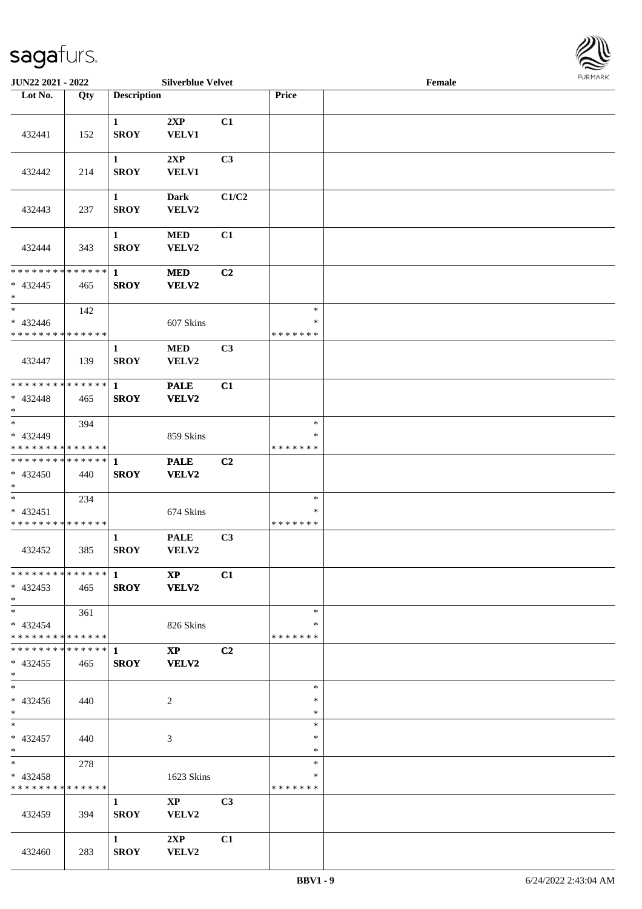| Lot No. | Qty | Description | | | Price | |
|---|---|---|---|---|---|---|
| 432441 | 152 | 1 SROY | 2XP VELV1 | C1 | | |
| 432442 | 214 | 1 SROY | 2XP VELV1 | C3 | | |
| 432443 | 237 | 1 SROY | Dark VELV2 | C1/C2 | | |
| 432444 | 343 | 1 SROY | MED VELV2 | C1 | | |
| * * * * * * * * * * * * * * * 432445 * | 465 | 1 SROY | MED VELV2 | C2 | | |
| * * 432446 * * * * * * * * * * * * * * | 142 | | 607 Skins | | * * * * * * * * * | |
| 432447 | 139 | 1 SROY | MED VELV2 | C3 | | |
| * * * * * * * * * * * * * * * 432448 * | 465 | 1 SROY | PALE VELV2 | C1 | | |
| * * 432449 * * * * * * * * * * * * * * | 394 | | 859 Skins | | * * * * * * * * * | |
| * * * * * * * * * * * * * * * 432450 * | 440 | 1 SROY | PALE VELV2 | C2 | | |
| * * 432451 * * * * * * * * * * * * * * | 234 | | 674 Skins | | * * * * * * * * * | |
| 432452 | 385 | 1 SROY | PALE VELV2 | C3 | | |
| * * * * * * * * * * * * * * * 432453 * | 465 | 1 SROY | XP VELV2 | C1 | | |
| * * 432454 * * * * * * * * * * * * * * | 361 | | 826 Skins | | * * * * * * * * * | |
| * * * * * * * * * * * * * * * 432455 * | 465 | 1 SROY | XP VELV2 | C2 | | |
| * * 432456 * | 440 | | 2 | | * * * | |
| * * 432457 * | 440 | | 3 | | * * * | |
| * * 432458 * * * * * * * * * * * * * * | 278 | | 1623 Skins | | * * * * * * * * * | |
| 432459 | 394 | 1 SROY | XP VELV2 | C3 | | |
| 432460 | 283 | 1 SROY | 2XP VELV2 | C1 | | |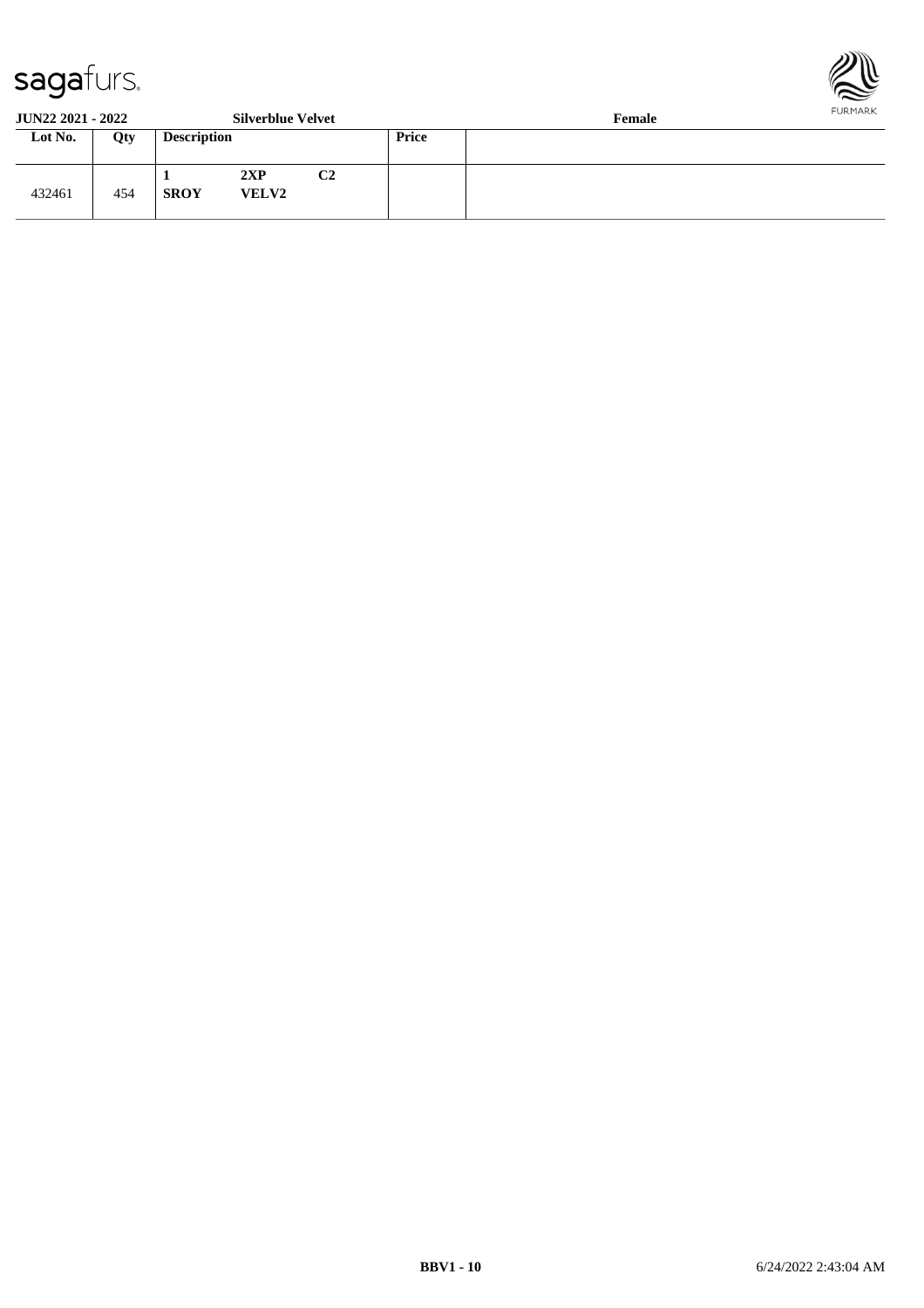**JUN22 2021 - 2022** **Silverblue Velvet** **Female**

| Lot No. | Qty | Description | | | Price | |
|---|---|---|---|---|---|---|
| 432461 | 454 | 1<br>**SROY** | **2XP**<br>**VELV2** | **C2** | | |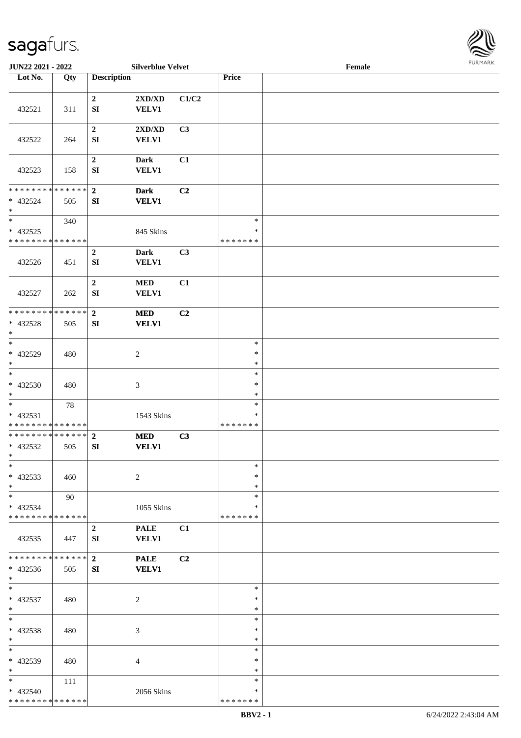JUN22 2021 - 2022 | Silverblue Velvet | Female

| Lot No. | Qty | Description | | | Price | |
|---|---|---|---|---|---|---|
| 432521 | 311 | 2<br>SI | 2XD/XD<br>VELV1 | C1/C2 | | |
| 432522 | 264 | 2<br>SI | 2XD/XD<br>VELV1 | C3 | | |
| 432523 | 158 | 2<br>SI | Dark<br>VELV1 | C1 | | |
| * * * * * * * * * * * * * *<br>* 432524<br>* | 505 | 2<br>SI | Dark<br>VELV1 | C2 | | |
| *<br>* 432525<br>* * * * * * * * * * * * * * | 340 | | 845 Skins | | *<br>*<br>* * * * * * * | |
| 432526 | 451 | 2<br>SI | Dark<br>VELV1 | C3 | | |
| 432527 | 262 | 2<br>SI | MED<br>VELV1 | C1 | | |
| * * * * * * * * * * * * * *<br>* 432528<br>* | 505 | 2<br>SI | MED<br>VELV1 | C2 | | |
| *<br>* 432529<br>* | 480 | | 2 | | *<br>*<br>* | |
| *<br>* 432530<br>* | 480 | | 3 | | *<br>*<br>* | |
| *<br>* 432531<br>* * * * * * * * * * * * * * | 78 | | 1543 Skins | | *<br>*<br>* * * * * * * | |
| * * * * * * * * * * * * * *<br>* 432532<br>* | 505 | 2<br>SI | MED<br>VELV1 | C3 | | |
| *<br>* 432533<br>* | 460 | | 2 | | *<br>*<br>* | |
| *<br>* 432534<br>* * * * * * * * * * * * * * | 90 | | 1055 Skins | | *<br>*<br>* * * * * * * | |
| 432535 | 447 | 2<br>SI | PALE<br>VELV1 | C1 | | |
| * * * * * * * * * * * * * *<br>* 432536<br>* | 505 | 2<br>SI | PALE<br>VELV1 | C2 | | |
| *<br>* 432537<br>* | 480 | | 2 | | *<br>*<br>* | |
| *<br>* 432538<br>* | 480 | | 3 | | *<br>*<br>* | |
| *<br>* 432539<br>* | 480 | | 4 | | *<br>*<br>* | |
| *<br>* 432540<br>* * * * * * * * * * * * * * | 111 | | 2056 Skins | | *<br>*<br>* * * * * * * | |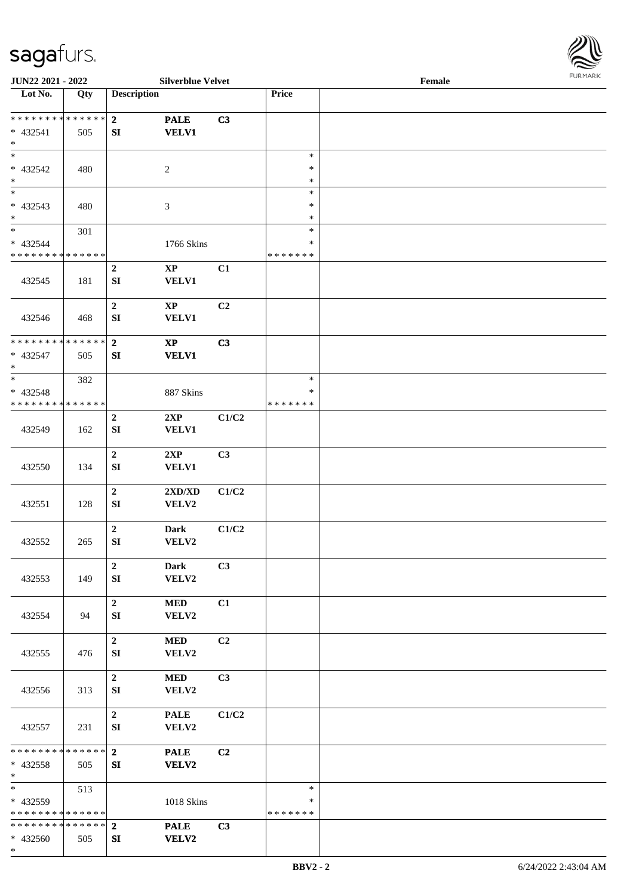| Lot No. | Qty | Description | | | Price | |
|---|---|---|---|---|---|---|
| * * * * * * * * * * * * * * | | 2 | PALE | C3 | | |
| * 432541 | 505 | SI | VELV1 | | | |
| * | | | | | | |
| * | | | | | * | |
| * 432542 | 480 | | 2 | | * | |
| * | | | | | * | |
| * | | | | | * | |
| * 432543 | 480 | | 3 | | * | |
| * | | | | | * | |
| * | 301 | | | | * | |
| * 432544 | | | 1766 Skins | | * | |
| * * * * * * * * * * * * * * | | | | | * * * * * * * | |
| 432545 | 181 | 2<br>SI | XP<br>VELV1 | C1 | | |
| 432546 | 468 | 2<br>SI | XP<br>VELV1 | C2 | | |
| * * * * * * * * * * * * * * | | 2 | XP | C3 | | |
| * 432547 | 505 | SI | VELV1 | | | |
| * | | | | | | |
| * | 382 | | | | * | |
| * 432548 | | | 887 Skins | | * | |
| * * * * * * * * * * * * * * | | | | | * * * * * * * | |
| 432549 | 162 | 2<br>SI | 2XP<br>VELV1 | C1/C2 | | |
| 432550 | 134 | 2<br>SI | 2XP<br>VELV1 | C3 | | |
| 432551 | 128 | 2<br>SI | 2XD/XD<br>VELV2 | C1/C2 | | |
| 432552 | 265 | 2<br>SI | Dark<br>VELV2 | C1/C2 | | |
| 432553 | 149 | 2<br>SI | Dark<br>VELV2 | C3 | | |
| 432554 | 94 | 2<br>SI | MED<br>VELV2 | C1 | | |
| 432555 | 476 | 2<br>SI | MED<br>VELV2 | C2 | | |
| 432556 | 313 | 2<br>SI | MED<br>VELV2 | C3 | | |
| 432557 | 231 | 2<br>SI | PALE<br>VELV2 | C1/C2 | | |
| * * * * * * * * * * * * * * | | 2 | PALE | C2 | | |
| * 432558 | 505 | SI | VELV2 | | | |
| * | | | | | | |
| * | 513 | | | | * | |
| * 432559 | | | 1018 Skins | | * | |
| * * * * * * * * * * * * * * | | | | | * * * * * * * | |
| * * * * * * * * * * * * * * | | 2 | PALE | C3 | | |
| * 432560 | 505 | SI | VELV2 | | | |
| * | | | | | | |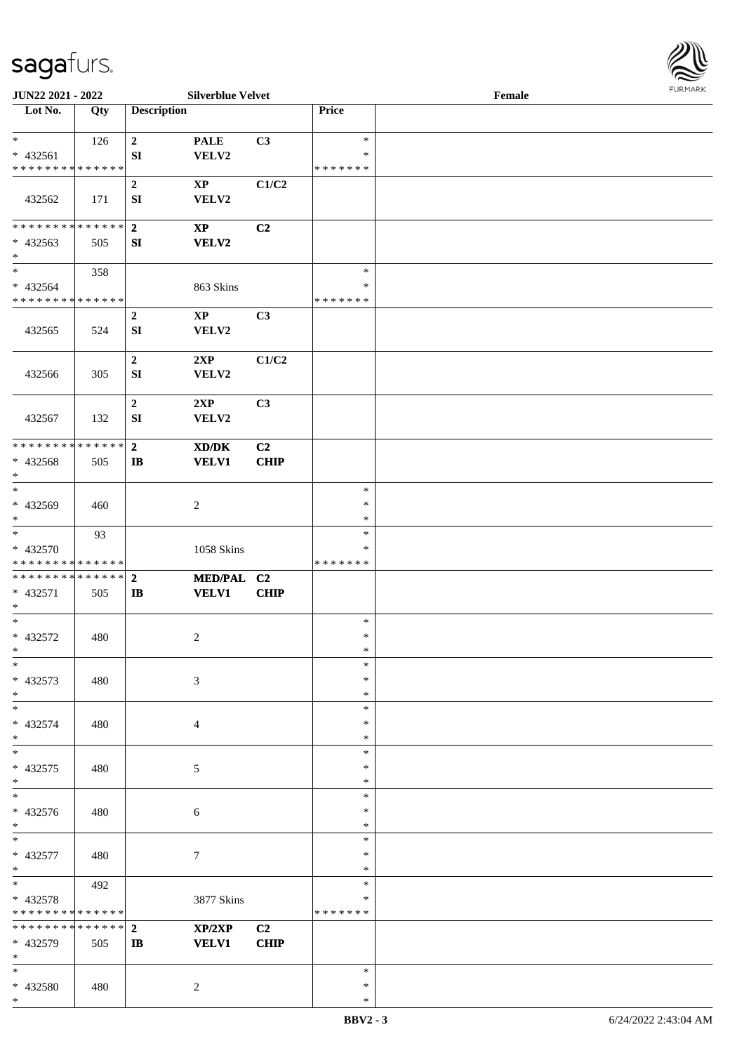| Lot No. | Qty | Description | | | Price | |
|---|---|---|---|---|---|---|
| * | 126 | 2 | PALE | C3 | * | |
| * 432561 | | SI | VELV2 | | * | |
| * * * * * * * * * * * * * * | | | | | * * * * * * * | |
| 432562 | 171 | 2 | XP | C1/C2 | | |
| | | SI | VELV2 | | | |
| * * * * * * * * * * * * * * | | 2 | XP | C2 | | |
| * 432563 | 505 | SI | VELV2 | | | |
| * | | | | | | |
| * | 358 | | | | * | |
| * 432564 | | | 863 Skins | | * | |
| * * * * * * * * * * * * * * | | | | | * * * * * * * | |
| 432565 | 524 | 2 | XP | C3 | | |
| | | SI | VELV2 | | | |
| 432566 | 305 | 2 | 2XP | C1/C2 | | |
| | | SI | VELV2 | | | |
| 432567 | 132 | 2 | 2XP | C3 | | |
| | | SI | VELV2 | | | |
| * * * * * * * * * * * * * * | | 2 | XD/DK | C2 | | |
| * 432568 | 505 | IB | VELV1 | CHIP | | |
| * | | | | | | |
| * | | | | | * | |
| * 432569 | 460 | | 2 | | * | |
| * | | | | | * | |
| * | 93 | | | | * | |
| * 432570 | | | 1058 Skins | | * | |
| * * * * * * * * * * * * * * | | | | | * * * * * * * | |
| * * * * * * * * * * * * * * | | 2 | MED/PAL | C2 | | |
| * 432571 | 505 | IB | VELV1 | CHIP | | |
| * | | | | | | |
| * | | | | | * | |
| * 432572 | 480 | | 2 | | * | |
| * | | | | | * | |
| * | | | | | * | |
| * 432573 | 480 | | 3 | | * | |
| * | | | | | * | |
| * | | | | | * | |
| * 432574 | 480 | | 4 | | * | |
| * | | | | | * | |
| * | | | | | * | |
| * 432575 | 480 | | 5 | | * | |
| * | | | | | * | |
| * | | | | | * | |
| * 432576 | 480 | | 6 | | * | |
| * | | | | | * | |
| * | | | | | * | |
| * 432577 | 480 | | 7 | | * | |
| * | | | | | * | |
| * | 492 | | | | * | |
| * 432578 | | | 3877 Skins | | * | |
| * * * * * * * * * * * * * * | | | | | * * * * * * * | |
| * * * * * * * * * * * * * * | | 2 | XP/2XP | C2 | | |
| * 432579 | 505 | IB | VELV1 | CHIP | | |
| * | | | | | | |
| * | | | | | * | |
| * 432580 | 480 | | 2 | | * | |
| * | | | | | * | |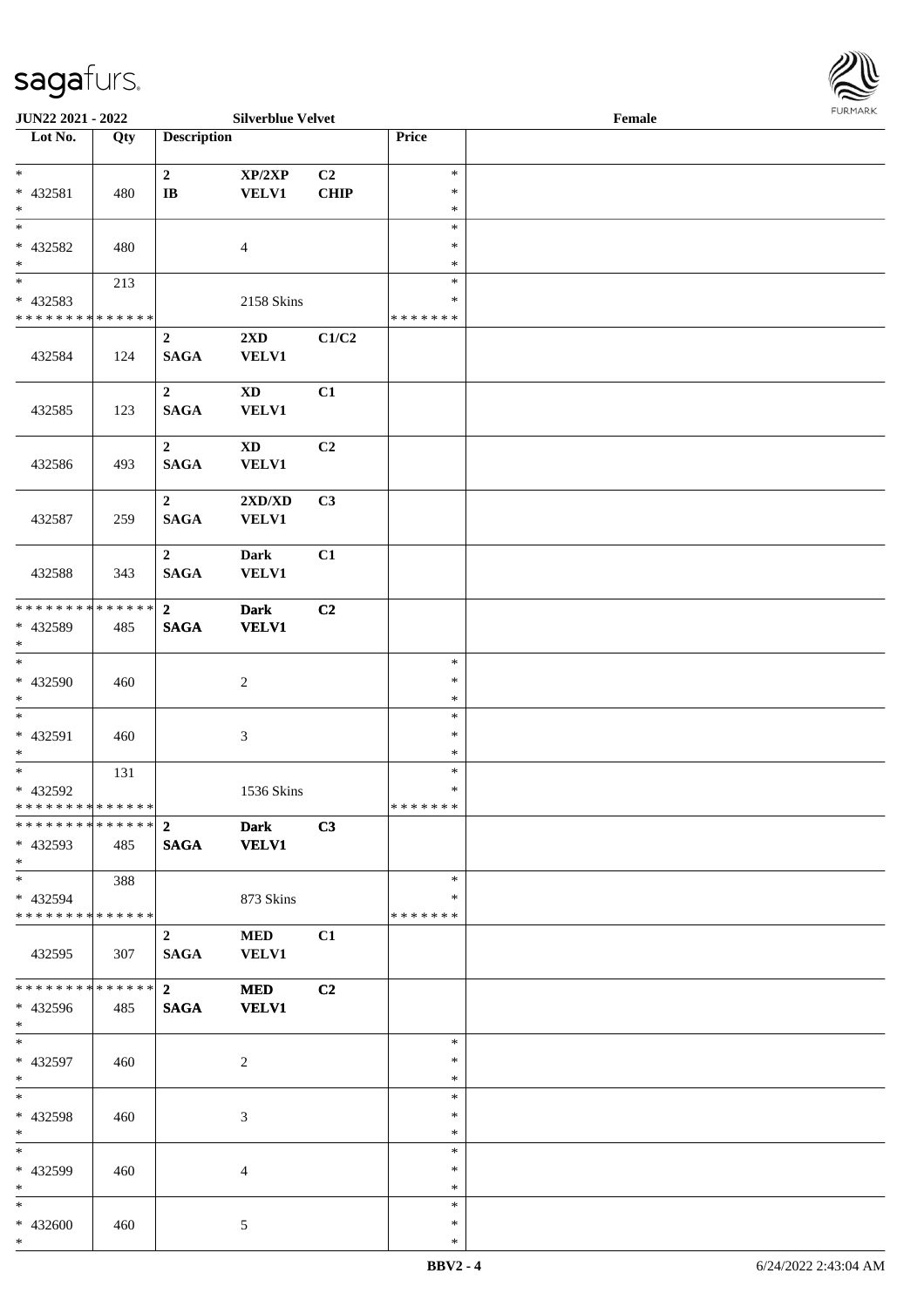JUN22 2021 - 2022 | Silverblue Velvet | Female

| Lot No. | Qty | Description | | | Price | |
|---|---|---|---|---|---|---|
| * <br> * 432581 <br> * | 480 | 2 <br> IB | XP/2XP <br> VELV1 | C2 <br> CHIP | * <br> * <br> * | |
| * <br> * 432582 <br> * | 480 | | 4 | | * <br> * <br> * | |
| * <br> * 432583 <br> * * * * * * * * * * * * * * | 213 | | 2158 Skins | | * <br> * <br> * * * * * * * | |
| 432584 | 124 | 2 <br> SAGA | 2XD <br> VELV1 | C1/C2 | | |
| 432585 | 123 | 2 <br> SAGA | XD <br> VELV1 | C1 | | |
| 432586 | 493 | 2 <br> SAGA | XD <br> VELV1 | C2 | | |
| 432587 | 259 | 2 <br> SAGA | 2XD/XD <br> VELV1 | C3 | | |
| 432588 | 343 | 2 <br> SAGA | Dark <br> VELV1 | C1 | | |
| * * * * * * * * * * * * * * <br> * 432589 <br> * | 485 | 2 <br> SAGA | Dark <br> VELV1 | C2 | | |
| * <br> * 432590 <br> * | 460 | | 2 | | * <br> * <br> * | |
| * <br> * 432591 <br> * | 460 | | 3 | | * <br> * <br> * | |
| * <br> * 432592 <br> * * * * * * * * * * * * * * | 131 | | 1536 Skins | | * <br> * <br> * * * * * * * | |
| * * * * * * * * * * * * * * <br> * 432593 <br> * | 485 | 2 <br> SAGA | Dark <br> VELV1 | C3 | | |
| * <br> * 432594 <br> * * * * * * * * * * * * * * | 388 | | 873 Skins | | * <br> * <br> * * * * * * * | |
| 432595 | 307 | 2 <br> SAGA | MED <br> VELV1 | C1 | | |
| * * * * * * * * * * * * * * <br> * 432596 <br> * | 485 | 2 <br> SAGA | MED <br> VELV1 | C2 | | |
| * <br> * 432597 <br> * | 460 | | 2 | | * <br> * <br> * | |
| * <br> * 432598 <br> * | 460 | | 3 | | * <br> * <br> * | |
| * <br> * 432599 <br> * | 460 | | 4 | | * <br> * <br> * | |
| * <br> * 432600 <br> * | 460 | | 5 | | * <br> * <br> * | |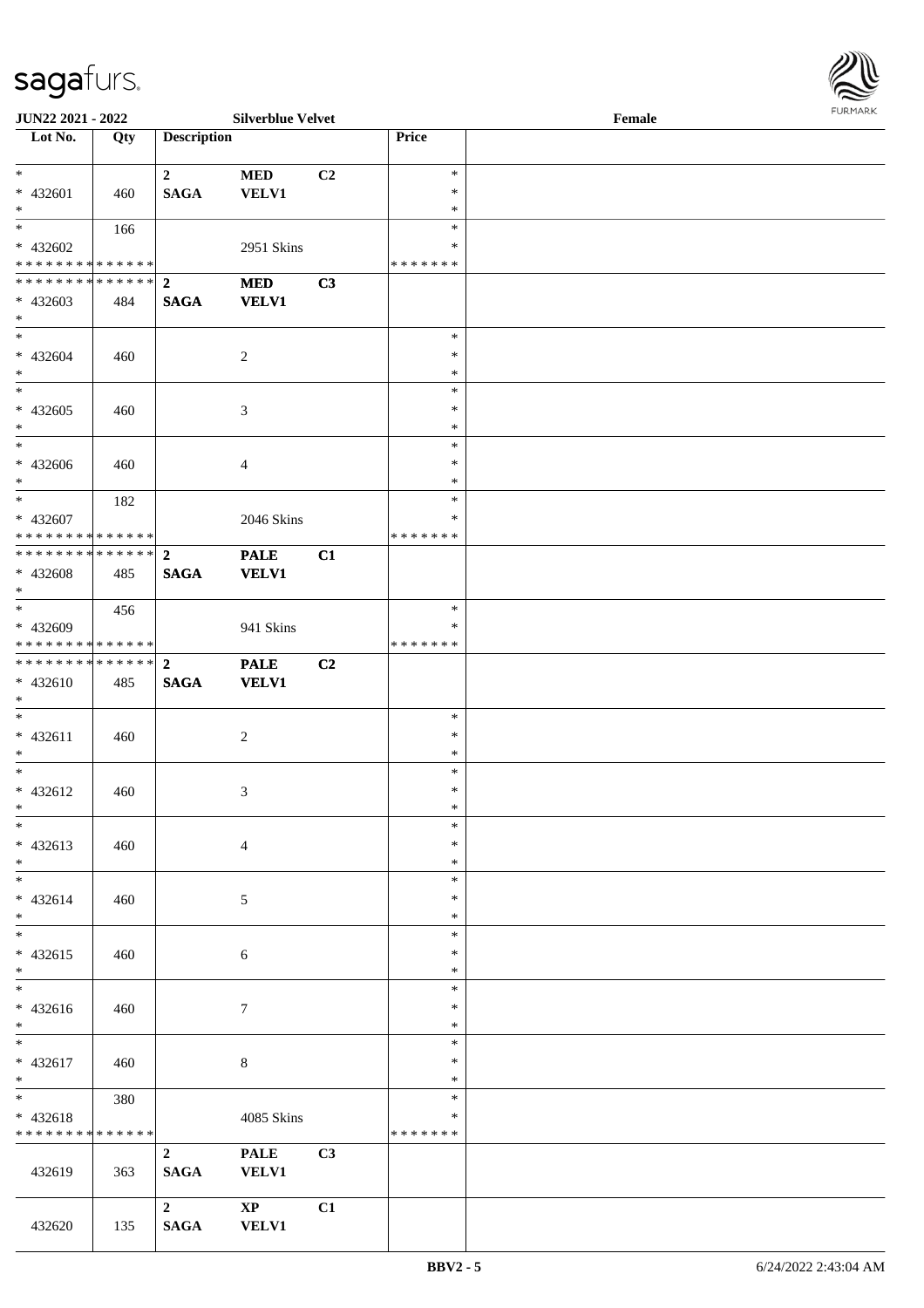JUN22 2021 - 2022 — Silverblue Velvet — Female

| Lot No. | Qty | Description | | | Price | |
|---|---|---|---|---|---|---|
| * | | 2 | MED | C2 | * | |
| * 432601 | 460 | SAGA | VELV1 | | * | |
| * | | | | | * | |
| * | 166 | | | | * | |
| * 432602 | | | 2951 Skins | | * | |
| * * * * * * * * * * * * * * | | | | | * * * * * * * | |
| * * * * * * * * * * * * * * | | 2 | MED | C3 | | |
| * 432603 | 484 | SAGA | VELV1 | | | |
| * | | | | | | |
| * | | | | | * | |
| * 432604 | 460 | | 2 | | * | |
| * | | | | | * | |
| * | | | | | * | |
| * 432605 | 460 | | 3 | | * | |
| * | | | | | * | |
| * | | | | | * | |
| * 432606 | 460 | | 4 | | * | |
| * | | | | | * | |
| * | 182 | | | | * | |
| * 432607 | | | 2046 Skins | | * | |
| * * * * * * * * * * * * * * | | | | | * * * * * * * | |
| * * * * * * * * * * * * * * | | 2 | PALE | C1 | | |
| * 432608 | 485 | SAGA | VELV1 | | | |
| * | | | | | | |
| * | 456 | | | | * | |
| * 432609 | | | 941 Skins | | * | |
| * * * * * * * * * * * * * * | | | | | * * * * * * * | |
| * * * * * * * * * * * * * * | | 2 | PALE | C2 | | |
| * 432610 | 485 | SAGA | VELV1 | | | |
| * | | | | | | |
| * | | | | | * | |
| * 432611 | 460 | | 2 | | * | |
| * | | | | | * | |
| * | | | | | * | |
| * 432612 | 460 | | 3 | | * | |
| * | | | | | * | |
| * | | | | | * | |
| * 432613 | 460 | | 4 | | * | |
| * | | | | | * | |
| * | | | | | * | |
| * 432614 | 460 | | 5 | | * | |
| * | | | | | * | |
| * | | | | | * | |
| * 432615 | 460 | | 6 | | * | |
| * | | | | | * | |
| * | | | | | * | |
| * 432616 | 460 | | 7 | | * | |
| * | | | | | * | |
| * | | | | | * | |
| * 432617 | 460 | | 8 | | * | |
| * | | | | | * | |
| * | 380 | | | | * | |
| * 432618 | | | 4085 Skins | | * | |
| * * * * * * * * * * * * * * | | | | | * * * * * * * | |
| | | 2 | PALE | C3 | | |
| 432619 | 363 | SAGA | VELV1 | | | |
| | | 2 | XP | C1 | | |
| 432620 | 135 | SAGA | VELV1 | | | |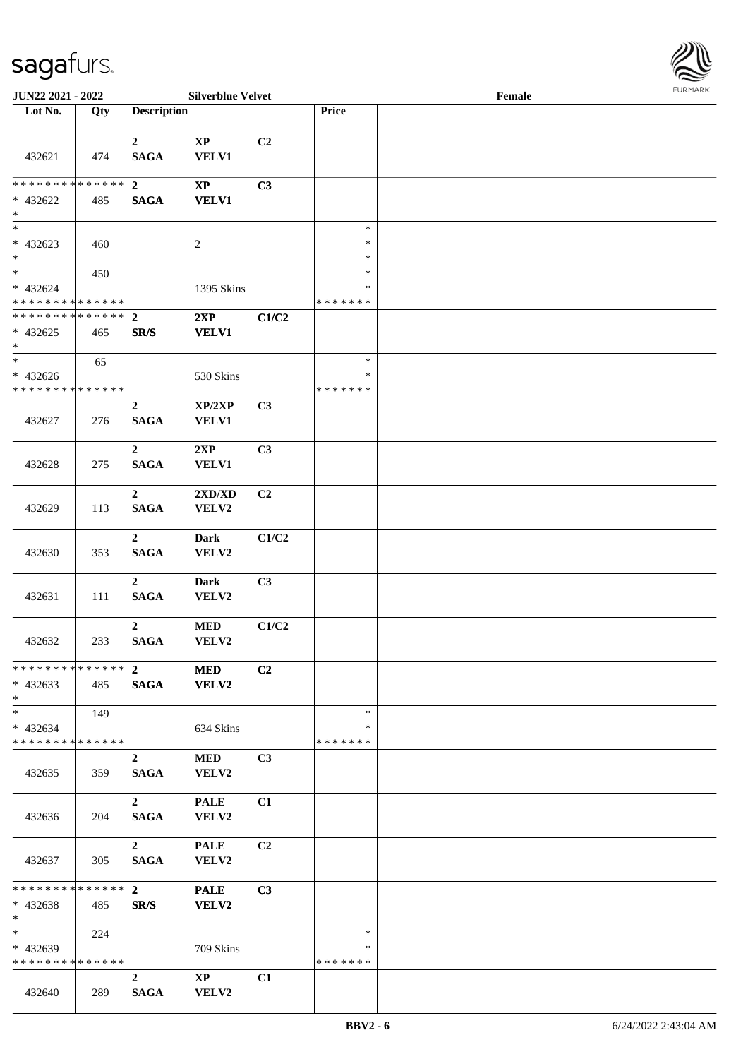| Lot No. | Qty | Description | | | Price | |
|---|---|---|---|---|---|---|
| 432621 | 474 | 2 SAGA | XP VELV1 | C2 | | |
| * * * * * * * * * * * * * * * 432622 * | 485 | 2 SAGA | XP VELV1 | C3 | | |
| * 432623 * | 460 | | 2 | | * * * | |
| * 432624 * * * * * * * * * * * * * * | 450 | | 1395 Skins | | * * * * * * * * * | |
| * * * * * * * * * * * * * * * 432625 * | 465 | 2 SR/S | 2XP VELV1 | C1/C2 | | |
| * 432626 * * * * * * * * * * * * * * | 65 | | 530 Skins | | * * * * * * * * | |
| 432627 | 276 | 2 SAGA | XP/2XP VELV1 | C3 | | |
| 432628 | 275 | 2 SAGA | 2XP VELV1 | C3 | | |
| 432629 | 113 | 2 SAGA | 2XD/XD VELV2 | C2 | | |
| 432630 | 353 | 2 SAGA | Dark VELV2 | C1/C2 | | |
| 432631 | 111 | 2 SAGA | Dark VELV2 | C3 | | |
| 432632 | 233 | 2 SAGA | MED VELV2 | C1/C2 | | |
| * * * * * * * * * * * * * * * 432633 * | 485 | 2 SAGA | MED VELV2 | C2 | | |
| * 432634 * * * * * * * * * * * * * * | 149 | | 634 Skins | | * * * * * * * * | |
| 432635 | 359 | 2 SAGA | MED VELV2 | C3 | | |
| 432636 | 204 | 2 SAGA | PALE VELV2 | C1 | | |
| 432637 | 305 | 2 SAGA | PALE VELV2 | C2 | | |
| * * * * * * * * * * * * * * * 432638 * | 485 | 2 SR/S | PALE VELV2 | C3 | | |
| * 432639 * * * * * * * * * * * * * * | 224 | | 709 Skins | | * * * * * * * * | |
| 432640 | 289 | 2 SAGA | XP VELV2 | C1 | | |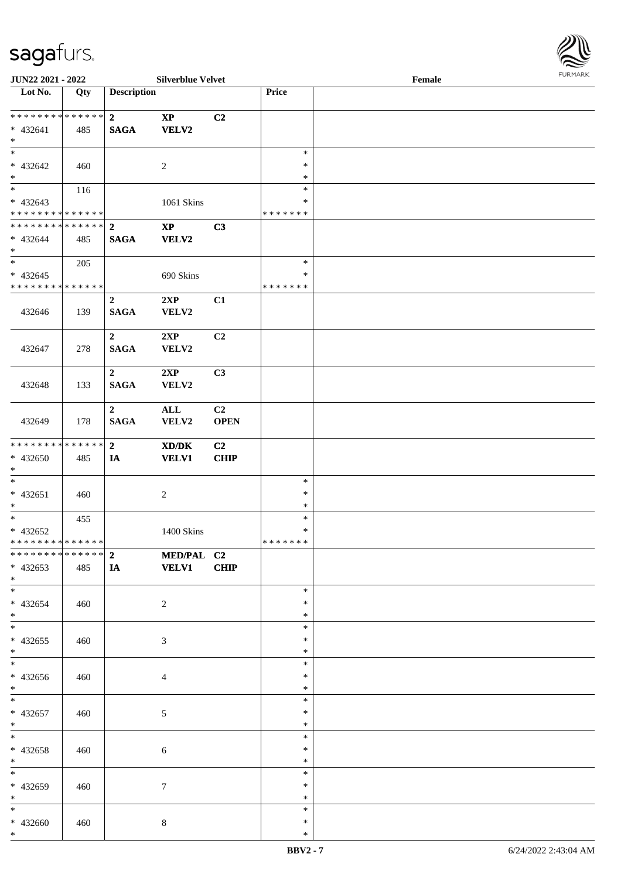| Lot No. | Qty | Description | | | Price | |
|---|---|---|---|---|---|---|
| * * * * * * * * * * * * * * | | 2 | XP | C2 | | |
| * 432641 | 485 | SAGA | VELV2 | | | |
| * | | | | | | |
| * | | | | | * | |
| * 432642 | 460 | | 2 | | * | |
| * | | | | | * | |
| * | 116 | | | | * | |
| * 432643 | | | 1061 Skins | | * | |
| * * * * * * * * * * * * * * | | | | | * * * * * * * | |
| * * * * * * * * * * * * * * | | 2 | XP | C3 | | |
| * 432644 | 485 | SAGA | VELV2 | | | |
| * | | | | | | |
| * | 205 | | | | * | |
| * 432645 | | | 690 Skins | | * | |
| * * * * * * * * * * * * * * | | | | | * * * * * * * | |
| 432646 | 139 | 2<br>SAGA | 2XP<br>VELV2 | C1 | | |
| 432647 | 278 | 2<br>SAGA | 2XP<br>VELV2 | C2 | | |
| 432648 | 133 | 2<br>SAGA | 2XP<br>VELV2 | C3 | | |
| 432649 | 178 | 2<br>SAGA | ALL<br>VELV2 | C2<br>OPEN | | |
| * * * * * * * * * * * * * * | | 2 | XD/DK | C2 | | |
| * 432650 | 485 | IA | VELV1 | CHIP | | |
| * | | | | | | |
| * | | | | | * | |
| * 432651 | 460 | | 2 | | * | |
| * | | | | | * | |
| * | 455 | | | | * | |
| * 432652 | | | 1400 Skins | | * | |
| * * * * * * * * * * * * * * | | | | | * * * * * * * | |
| * * * * * * * * * * * * * * | | 2 | MED/PAL | C2 | | |
| * 432653 | 485 | IA | VELV1 | CHIP | | |
| * | | | | | | |
| * | | | | | * | |
| * 432654 | 460 | | 2 | | * | |
| * | | | | | * | |
| * | | | | | * | |
| * 432655 | 460 | | 3 | | * | |
| * | | | | | * | |
| * | | | | | * | |
| * 432656 | 460 | | 4 | | * | |
| * | | | | | * | |
| * | | | | | * | |
| * 432657 | 460 | | 5 | | * | |
| * | | | | | * | |
| * | | | | | * | |
| * 432658 | 460 | | 6 | | * | |
| * | | | | | * | |
| * | | | | | * | |
| * 432659 | 460 | | 7 | | * | |
| * | | | | | * | |
| * | | | | | * | |
| * 432660 | 460 | | 8 | | * | |
| * | | | | | * | |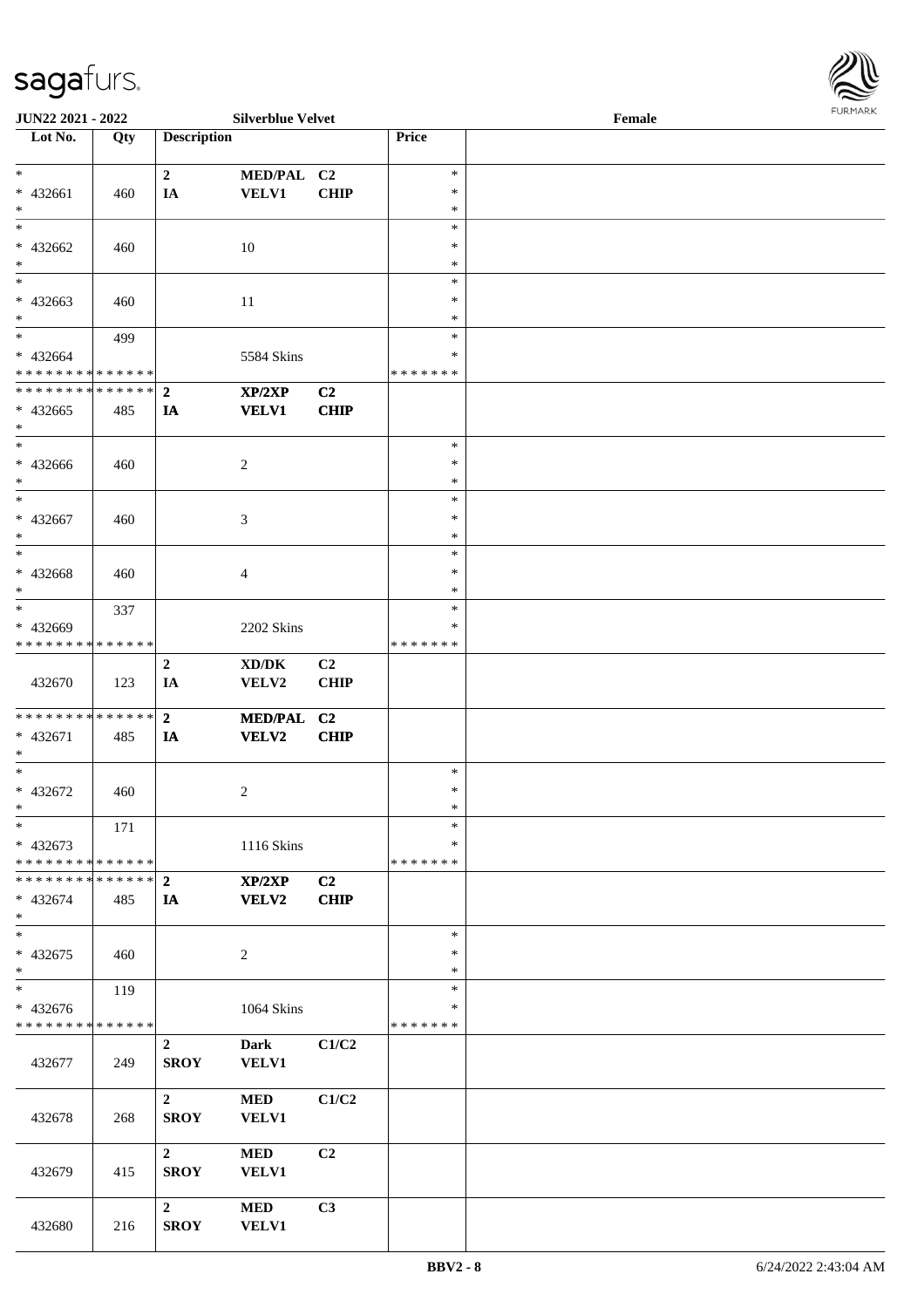**JUN22 2021 - 2022** **Silverblue Velvet** **Female**

| Lot No. | Qty | Description | | | Price | |
|---|---|---|---|---|---|---|
| * | | 2 | MED/PAL | C2 | * | |
| * 432661 | 460 | IA | VELV1 | CHIP | * | |
| * | | | | | * | |
| * | | | | | * | |
| * 432662 | 460 | | 10 | | * | |
| * | | | | | * | |
| * | | | | | * | |
| * 432663 | 460 | | 11 | | * | |
| * | | | | | * | |
| * | 499 | | | | * | |
| * 432664 | | | 5584 Skins | | * | |
| * * * * * * * * * * * * * * | | | | | * * * * * * * | |
| * * * * * * * * * * * * * * | | **2** | **XP/2XP** | **C2** | | |
| * 432665 | 485 | **IA** | **VELV1** | **CHIP** | | |
| * | | | | | | |
| * | | | | | * | |
| * 432666 | 460 | | 2 | | * | |
| * | | | | | * | |
| * | | | | | * | |
| * 432667 | 460 | | 3 | | * | |
| * | | | | | * | |
| * | | | | | * | |
| * 432668 | 460 | | 4 | | * | |
| * | | | | | * | |
| * | 337 | | | | * | |
| * 432669 | | | 2202 Skins | | * | |
| * * * * * * * * * * * * * * | | | | | * * * * * * * | |
| | | 2 | XD/DK | C2 | | |
| 432670 | 123 | IA | VELV2 | CHIP | | |
| * * * * * * * * * * * * * * | | **2** | **MED/PAL** | **C2** | | |
| * 432671 | 485 | **IA** | **VELV2** | **CHIP** | | |
| * | | | | | | |
| * | | | | | * | |
| * 432672 | 460 | | 2 | | * | |
| * | | | | | * | |
| * | 171 | | | | * | |
| * 432673 | | | 1116 Skins | | * | |
| * * * * * * * * * * * * * * | | | | | * * * * * * * | |
| * * * * * * * * * * * * * * | | **2** | **XP/2XP** | **C2** | | |
| * 432674 | 485 | **IA** | **VELV2** | **CHIP** | | |
| * | | | | | | |
| * | | | | | * | |
| * 432675 | 460 | | 2 | | * | |
| * | | | | | * | |
| * | 119 | | | | * | |
| * 432676 | | | 1064 Skins | | * | |
| * * * * * * * * * * * * * * | | | | | * * * * * * * | |
| | | 2 | Dark | C1/C2 | | |
| 432677 | 249 | SROY | VELV1 | | | |
| | | 2 | MED | C1/C2 | | |
| 432678 | 268 | SROY | VELV1 | | | |
| | | 2 | MED | C2 | | |
| 432679 | 415 | SROY | VELV1 | | | |
| | | 2 | MED | C3 | | |
| 432680 | 216 | SROY | VELV1 | | | |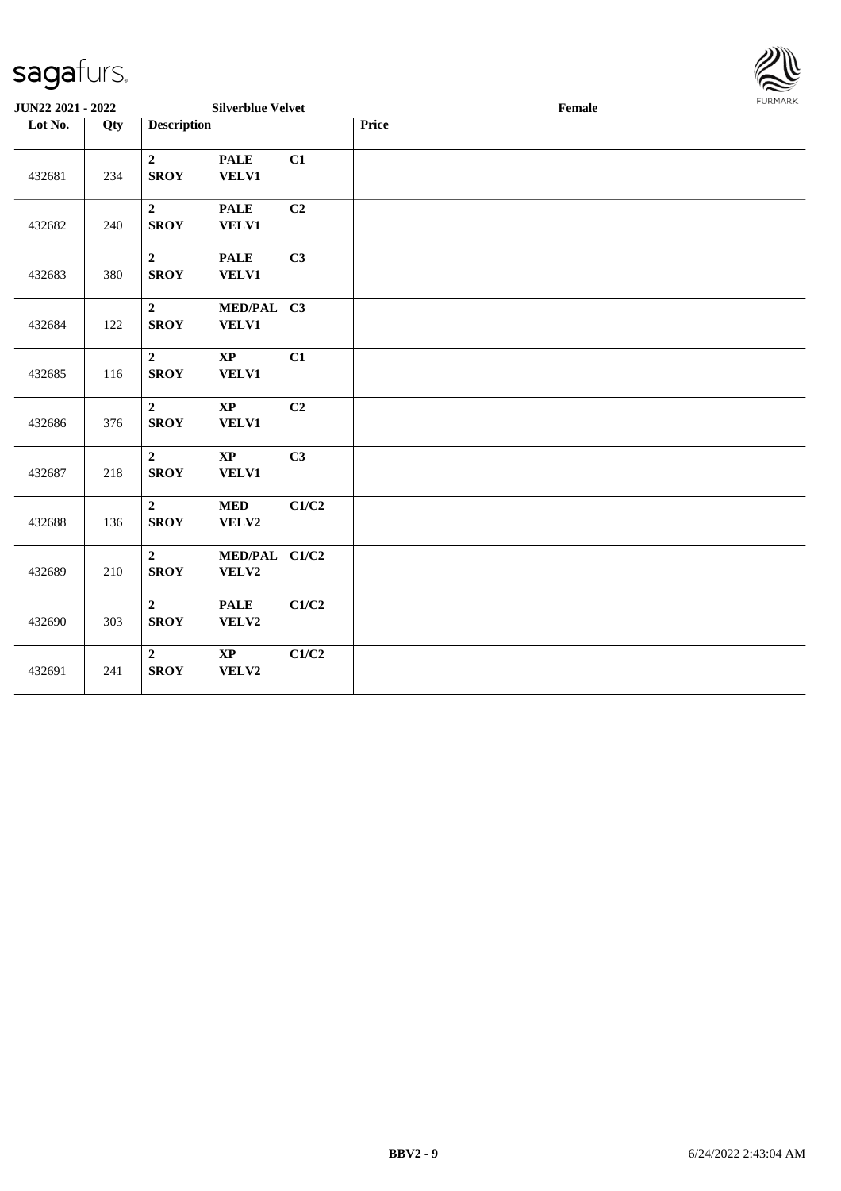| Lot No. | Qty | Description | | | Price | |
|---|---|---|---|---|---|---|
| 432681 | 234 | 2 SROY | PALE VELV1 | C1 | | |
| 432682 | 240 | 2 SROY | PALE VELV1 | C2 | | |
| 432683 | 380 | 2 SROY | PALE VELV1 | C3 | | |
| 432684 | 122 | 2 SROY | MED/PAL VELV1 | C3 | | |
| 432685 | 116 | 2 SROY | XP VELV1 | C1 | | |
| 432686 | 376 | 2 SROY | XP VELV1 | C2 | | |
| 432687 | 218 | 2 SROY | XP VELV1 | C3 | | |
| 432688 | 136 | 2 SROY | MED VELV2 | C1/C2 | | |
| 432689 | 210 | 2 SROY | MED/PAL VELV2 | C1/C2 | | |
| 432690 | 303 | 2 SROY | PALE VELV2 | C1/C2 | | |
| 432691 | 241 | 2 SROY | XP VELV2 | C1/C2 | | |